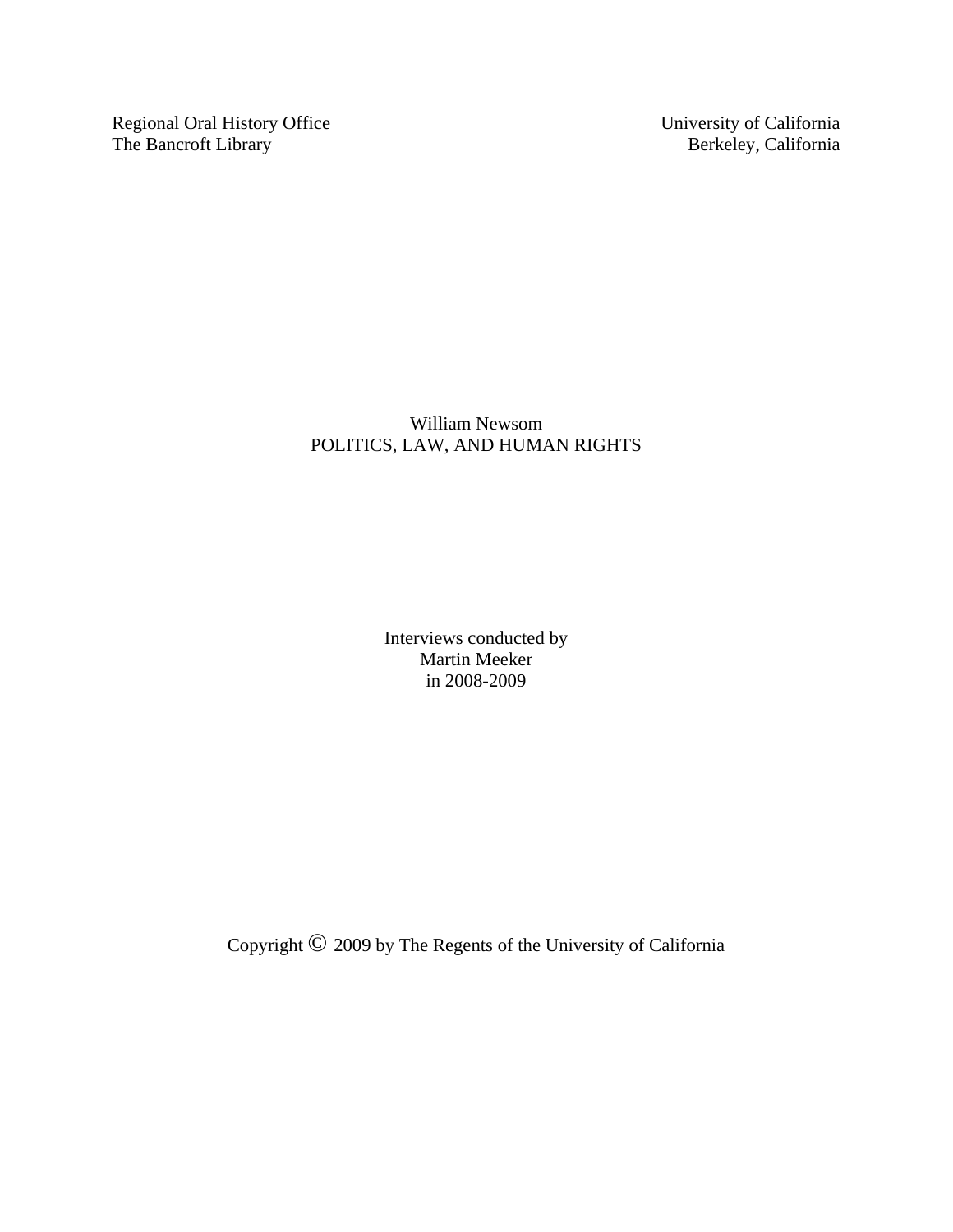Regional Oral History Office
The Bancroft Library

University of California
Berkeley, California

William Newsom
POLITICS, LAW, AND HUMAN RIGHTS

Interviews conducted by
Martin Meeker
in 2008-2009

Copyright © 2009 by The Regents of the University of California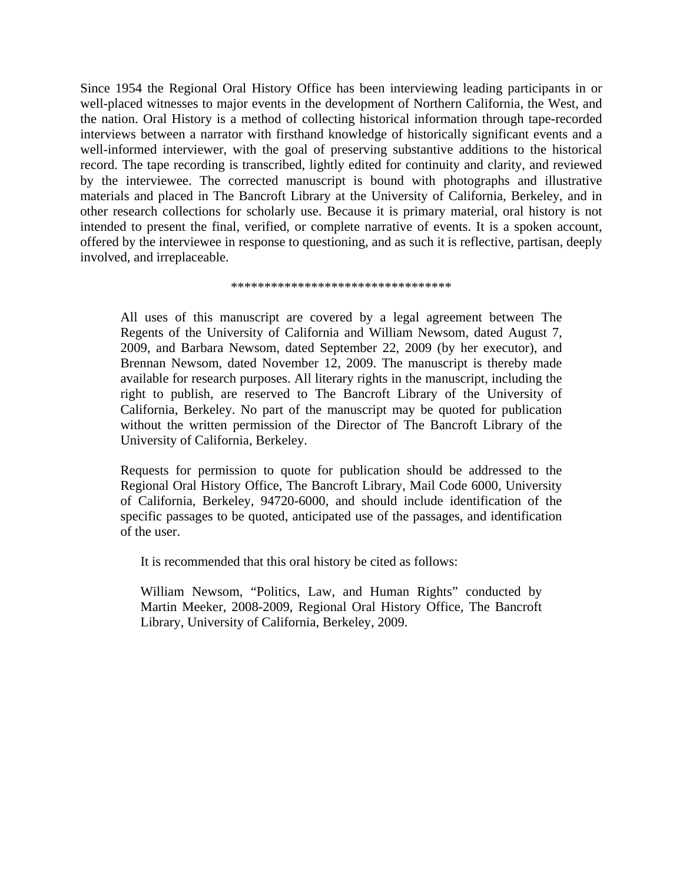Since 1954 the Regional Oral History Office has been interviewing leading participants in or well-placed witnesses to major events in the development of Northern California, the West, and the nation. Oral History is a method of collecting historical information through tape-recorded interviews between a narrator with firsthand knowledge of historically significant events and a well-informed interviewer, with the goal of preserving substantive additions to the historical record. The tape recording is transcribed, lightly edited for continuity and clarity, and reviewed by the interviewee. The corrected manuscript is bound with photographs and illustrative materials and placed in The Bancroft Library at the University of California, Berkeley, and in other research collections for scholarly use. Because it is primary material, oral history is not intended to present the final, verified, or complete narrative of events. It is a spoken account, offered by the interviewee in response to questioning, and as such it is reflective, partisan, deeply involved, and irreplaceable.

*********************************

All uses of this manuscript are covered by a legal agreement between The Regents of the University of California and William Newsom, dated August 7, 2009, and Barbara Newsom, dated September 22, 2009 (by her executor), and Brennan Newsom, dated November 12, 2009. The manuscript is thereby made available for research purposes. All literary rights in the manuscript, including the right to publish, are reserved to The Bancroft Library of the University of California, Berkeley. No part of the manuscript may be quoted for publication without the written permission of the Director of The Bancroft Library of the University of California, Berkeley.

Requests for permission to quote for publication should be addressed to the Regional Oral History Office, The Bancroft Library, Mail Code 6000, University of California, Berkeley, 94720-6000, and should include identification of the specific passages to be quoted, anticipated use of the passages, and identification of the user.

It is recommended that this oral history be cited as follows:

William Newsom, "Politics, Law, and Human Rights" conducted by Martin Meeker, 2008-2009, Regional Oral History Office, The Bancroft Library, University of California, Berkeley, 2009.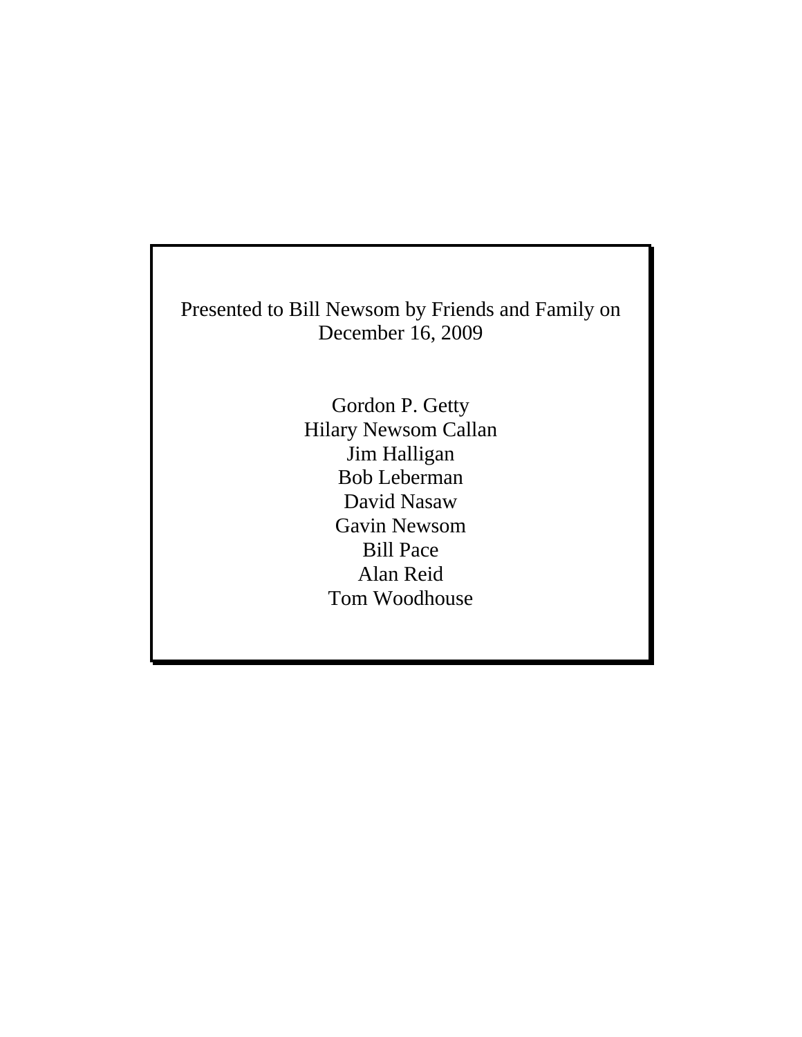Presented to Bill Newsom by Friends and Family on December 16, 2009

Gordon P. Getty
Hilary Newsom Callan
Jim Halligan
Bob Leberman
David Nasaw
Gavin Newsom
Bill Pace
Alan Reid
Tom Woodhouse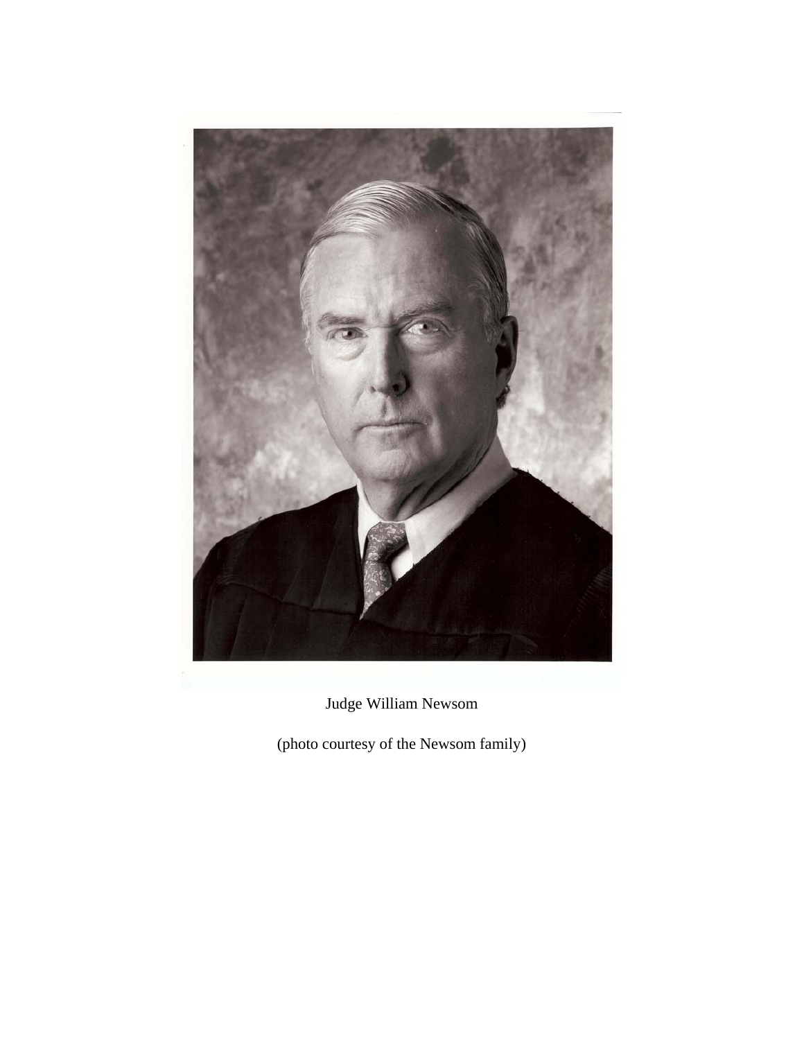Judge William Newsom

(photo courtesy of the Newsom family)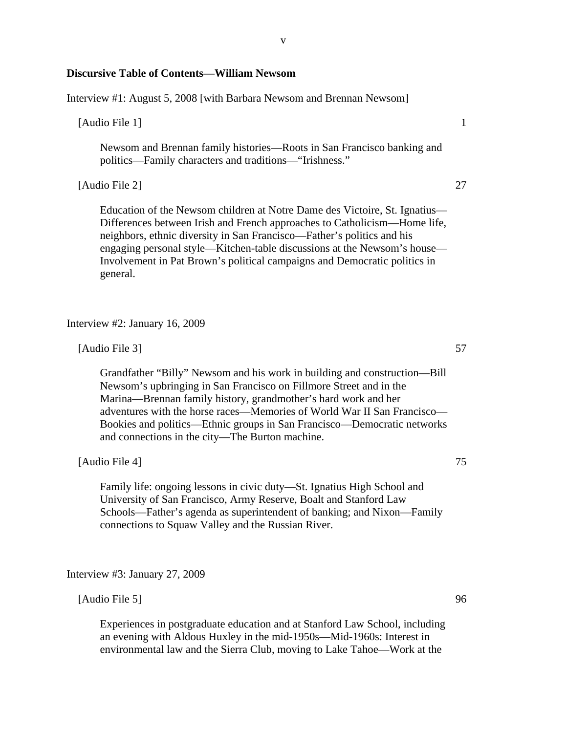**Discursive Table of Contents—William Newsom**

Interview #1: August 5, 2008 [with Barbara Newsom and Brennan Newsom]

[Audio File 1] 1

Newsom and Brennan family histories—Roots in San Francisco banking and politics—Family characters and traditions—"Irishness."

[Audio File 2] 27

Education of the Newsom children at Notre Dame des Victoire, St. Ignatius—Differences between Irish and French approaches to Catholicism—Home life, neighbors, ethnic diversity in San Francisco—Father's politics and his engaging personal style—Kitchen-table discussions at the Newsom's house—Involvement in Pat Brown's political campaigns and Democratic politics in general.

Interview #2: January 16, 2009

[Audio File 3] 57

Grandfather "Billy" Newsom and his work in building and construction—Bill Newsom's upbringing in San Francisco on Fillmore Street and in the Marina—Brennan family history, grandmother's hard work and her adventures with the horse races—Memories of World War II San Francisco—Bookies and politics—Ethnic groups in San Francisco—Democratic networks and connections in the city—The Burton machine.

[Audio File 4] 75

Family life: ongoing lessons in civic duty—St. Ignatius High School and University of San Francisco, Army Reserve, Boalt and Stanford Law Schools—Father's agenda as superintendent of banking; and Nixon—Family connections to Squaw Valley and the Russian River.

Interview #3: January 27, 2009

[Audio File 5] 96

Experiences in postgraduate education and at Stanford Law School, including an evening with Aldous Huxley in the mid-1950s—Mid-1960s: Interest in environmental law and the Sierra Club, moving to Lake Tahoe—Work at the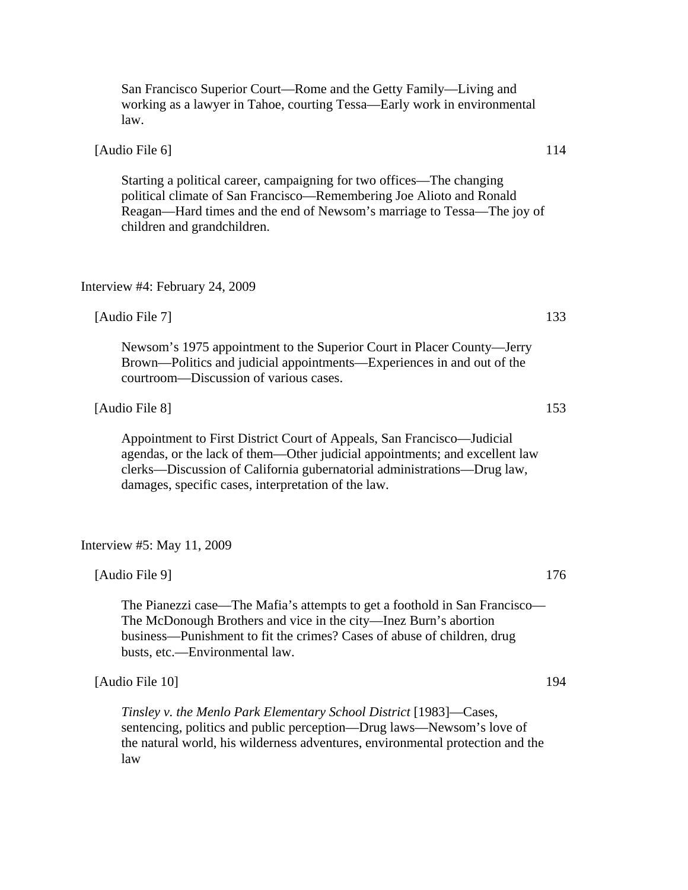San Francisco Superior Court—Rome and the Getty Family—Living and working as a lawyer in Tahoe, courting Tessa—Early work in environmental law.

[Audio File 6] 114

Starting a political career, campaigning for two offices—The changing political climate of San Francisco—Remembering Joe Alioto and Ronald Reagan—Hard times and the end of Newsom's marriage to Tessa—The joy of children and grandchildren.

Interview #4: February 24, 2009

[Audio File 7] 133

Newsom's 1975 appointment to the Superior Court in Placer County—Jerry Brown—Politics and judicial appointments—Experiences in and out of the courtroom—Discussion of various cases.

[Audio File 8] 153

Appointment to First District Court of Appeals, San Francisco—Judicial agendas, or the lack of them—Other judicial appointments; and excellent law clerks—Discussion of California gubernatorial administrations—Drug law, damages, specific cases, interpretation of the law.

Interview #5: May 11, 2009

[Audio File 9] 176

The Pianezzi case—The Mafia's attempts to get a foothold in San Francisco—The McDonough Brothers and vice in the city—Inez Burn's abortion business—Punishment to fit the crimes? Cases of abuse of children, drug busts, etc.—Environmental law.

[Audio File 10] 194

*Tinsley v. the Menlo Park Elementary School District* [1983]—Cases, sentencing, politics and public perception—Drug laws—Newsom's love of the natural world, his wilderness adventures, environmental protection and the law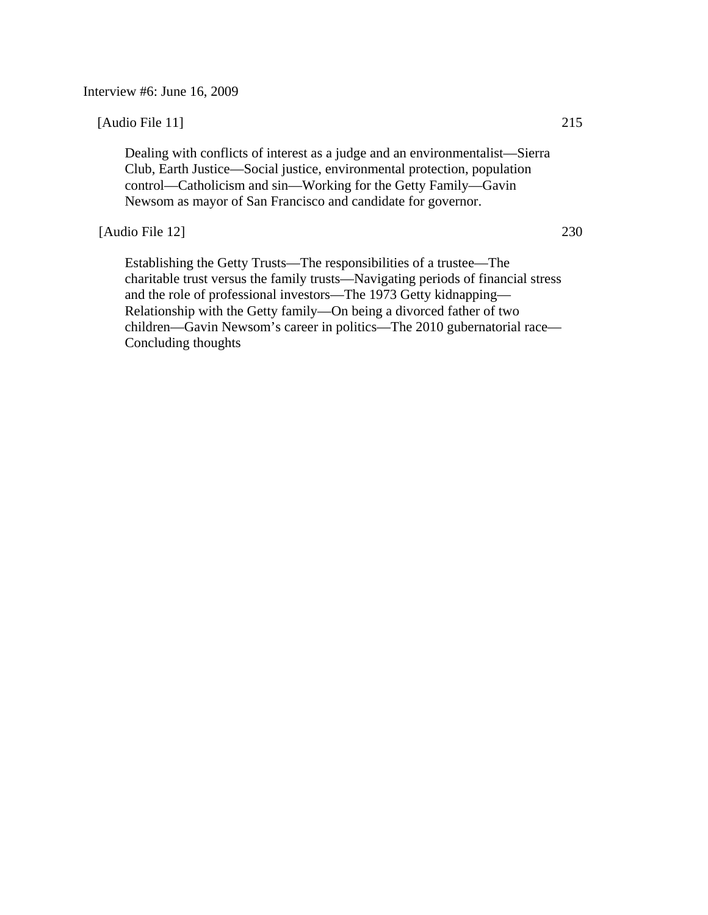Interview #6: June 16, 2009

[Audio File 11] 215

Dealing with conflicts of interest as a judge and an environmentalist—Sierra Club, Earth Justice—Social justice, environmental protection, population control—Catholicism and sin—Working for the Getty Family—Gavin Newsom as mayor of San Francisco and candidate for governor.

[Audio File 12] 230

Establishing the Getty Trusts—The responsibilities of a trustee—The charitable trust versus the family trusts—Navigating periods of financial stress and the role of professional investors—The 1973 Getty kidnapping—Relationship with the Getty family—On being a divorced father of two children—Gavin Newsom's career in politics—The 2010 gubernatorial race—Concluding thoughts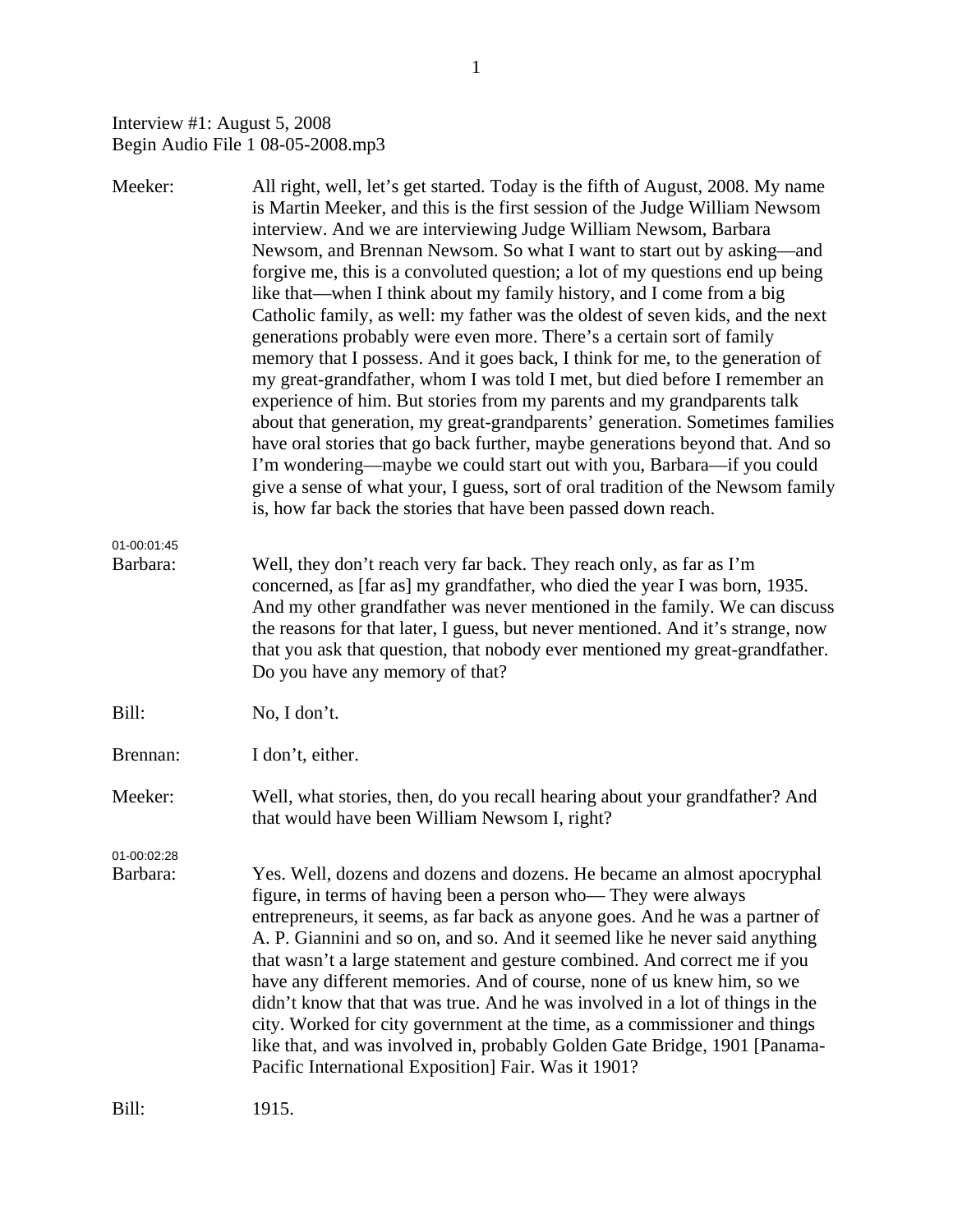Interview #1: August 5, 2008
Begin Audio File 1 08-05-2008.mp3

Meeker: All right, well, let's get started. Today is the fifth of August, 2008. My name is Martin Meeker, and this is the first session of the Judge William Newsom interview. And we are interviewing Judge William Newsom, Barbara Newsom, and Brennan Newsom. So what I want to start out by asking—and forgive me, this is a convoluted question; a lot of my questions end up being like that—when I think about my family history, and I come from a big Catholic family, as well: my father was the oldest of seven kids, and the next generations probably were even more. There's a certain sort of family memory that I possess. And it goes back, I think for me, to the generation of my great-grandfather, whom I was told I met, but died before I remember an experience of him. But stories from my parents and my grandparents talk about that generation, my great-grandparents' generation. Sometimes families have oral stories that go back further, maybe generations beyond that. And so I'm wondering—maybe we could start out with you, Barbara—if you could give a sense of what your, I guess, sort of oral tradition of the Newsom family is, how far back the stories that have been passed down reach.

01-00:01:45

Barbara: Well, they don't reach very far back. They reach only, as far as I'm concerned, as [far as] my grandfather, who died the year I was born, 1935. And my other grandfather was never mentioned in the family. We can discuss the reasons for that later, I guess, but never mentioned. And it's strange, now that you ask that question, that nobody ever mentioned my great-grandfather. Do you have any memory of that?

Bill: No, I don't.

Brennan: I don't, either.

Meeker: Well, what stories, then, do you recall hearing about your grandfather? And that would have been William Newsom I, right?

01-00:02:28

Barbara: Yes. Well, dozens and dozens and dozens. He became an almost apocryphal figure, in terms of having been a person who— They were always entrepreneurs, it seems, as far back as anyone goes. And he was a partner of A. P. Giannini and so on, and so. And it seemed like he never said anything that wasn't a large statement and gesture combined. And correct me if you have any different memories. And of course, none of us knew him, so we didn't know that that was true. And he was involved in a lot of things in the city. Worked for city government at the time, as a commissioner and things like that, and was involved in, probably Golden Gate Bridge, 1901 [Panama-Pacific International Exposition] Fair. Was it 1901?

Bill: 1915.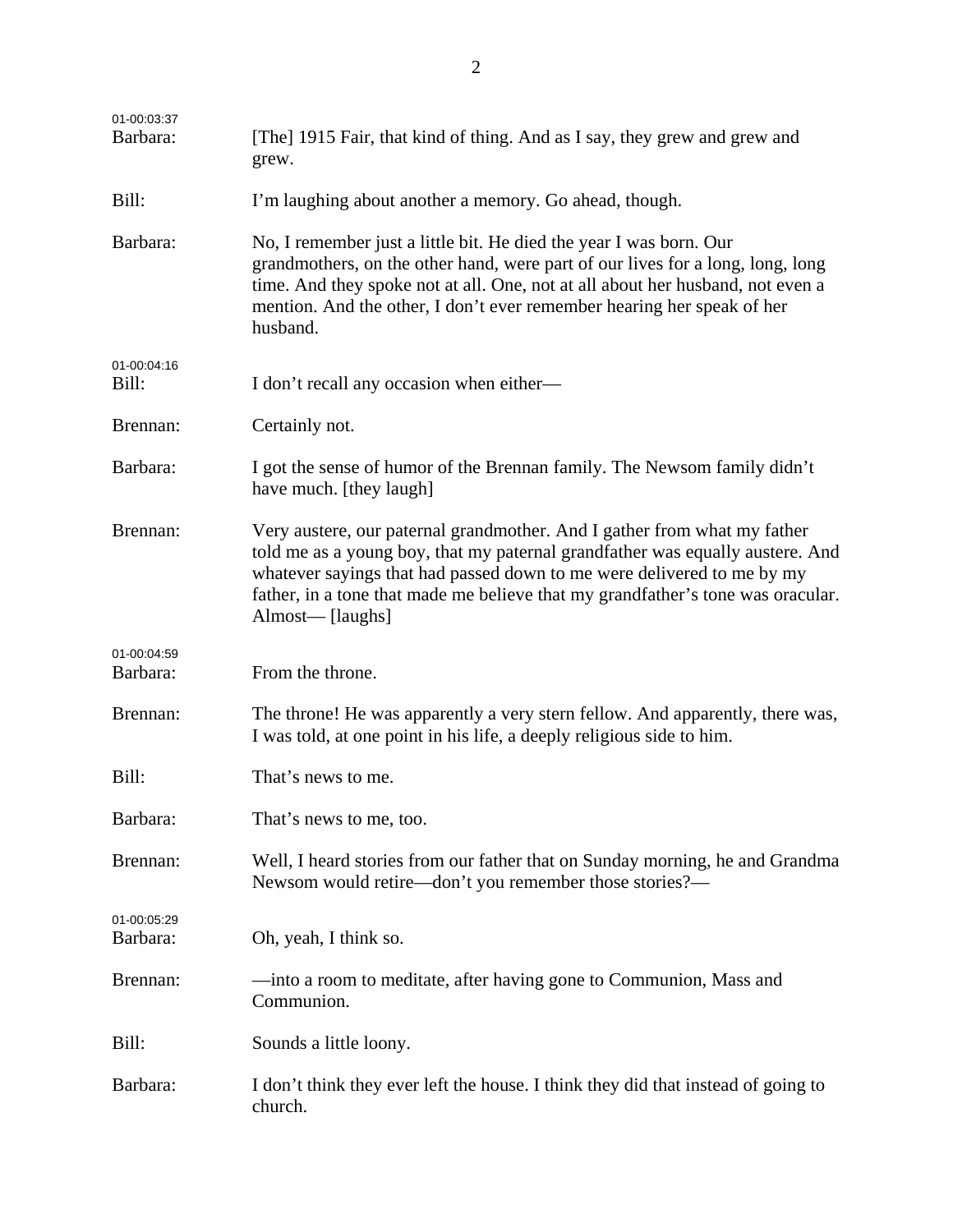01-00:03:37
Barbara: [The] 1915 Fair, that kind of thing. And as I say, they grew and grew and grew.

Bill: I'm laughing about another a memory. Go ahead, though.

Barbara: No, I remember just a little bit. He died the year I was born. Our grandmothers, on the other hand, were part of our lives for a long, long, long time. And they spoke not at all. One, not at all about her husband, not even a mention. And the other, I don't ever remember hearing her speak of her husband.

01-00:04:16
Bill: I don't recall any occasion when either—

Brennan: Certainly not.

Barbara: I got the sense of humor of the Brennan family. The Newsom family didn't have much. [they laugh]

Brennan: Very austere, our paternal grandmother. And I gather from what my father told me as a young boy, that my paternal grandfather was equally austere. And whatever sayings that had passed down to me were delivered to me by my father, in a tone that made me believe that my grandfather's tone was oracular. Almost— [laughs]

01-00:04:59
Barbara: From the throne.

Brennan: The throne! He was apparently a very stern fellow. And apparently, there was, I was told, at one point in his life, a deeply religious side to him.

Bill: That's news to me.

Barbara: That's news to me, too.

Brennan: Well, I heard stories from our father that on Sunday morning, he and Grandma Newsom would retire—don't you remember those stories?—

01-00:05:29
Barbara: Oh, yeah, I think so.

Brennan: —into a room to meditate, after having gone to Communion, Mass and Communion.

Bill: Sounds a little loony.

Barbara: I don't think they ever left the house. I think they did that instead of going to church.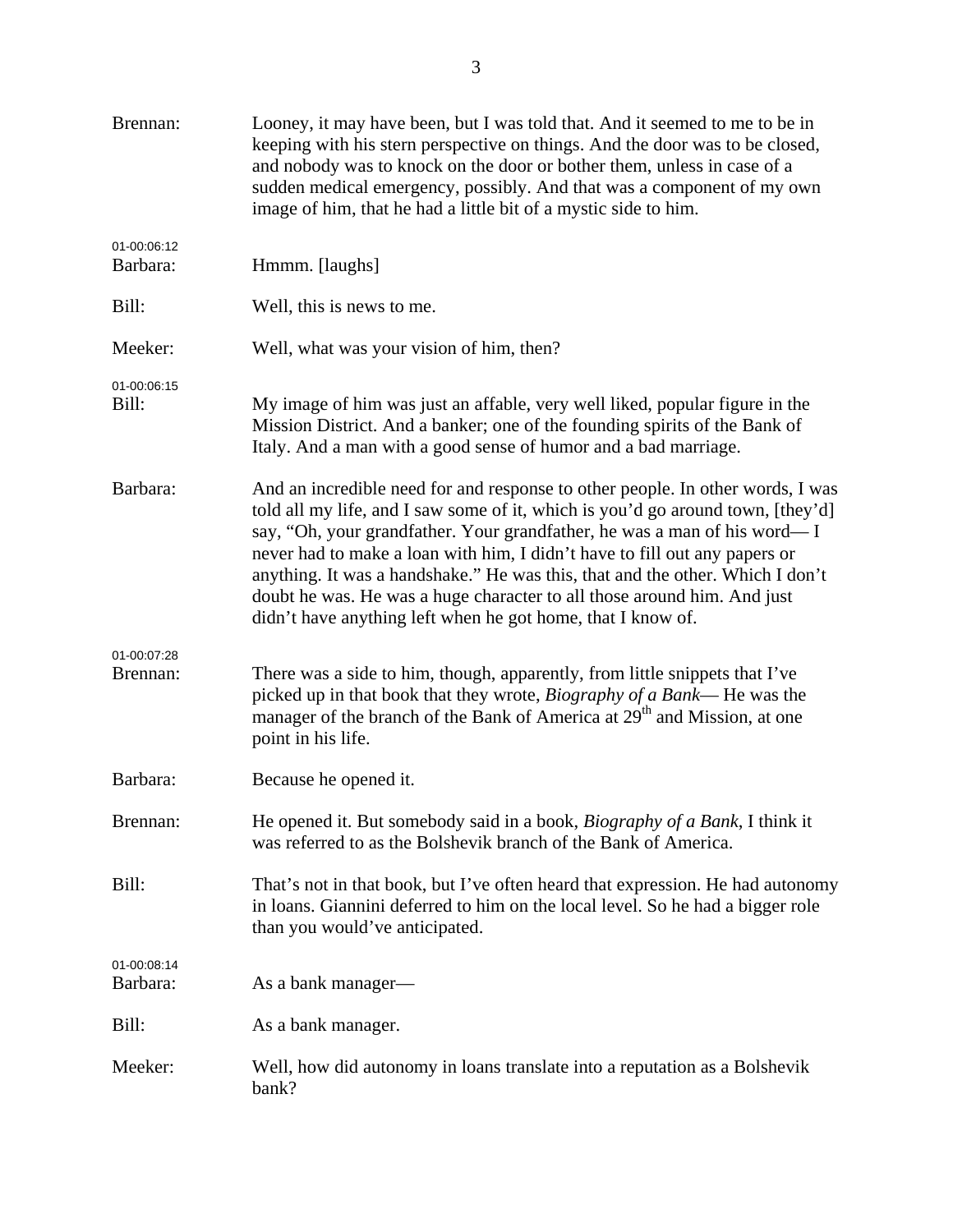Brennan: Looney, it may have been, but I was told that. And it seemed to me to be in keeping with his stern perspective on things. And the door was to be closed, and nobody was to knock on the door or bother them, unless in case of a sudden medical emergency, possibly. And that was a component of my own image of him, that he had a little bit of a mystic side to him.

01-00:06:12
Barbara: Hmmm. [laughs]

Bill: Well, this is news to me.

Meeker: Well, what was your vision of him, then?

01-00:06:15
Bill: My image of him was just an affable, very well liked, popular figure in the Mission District. And a banker; one of the founding spirits of the Bank of Italy. And a man with a good sense of humor and a bad marriage.

Barbara: And an incredible need for and response to other people. In other words, I was told all my life, and I saw some of it, which is you'd go around town, [they'd] say, "Oh, your grandfather. Your grandfather, he was a man of his word— I never had to make a loan with him, I didn't have to fill out any papers or anything. It was a handshake." He was this, that and the other. Which I don't doubt he was. He was a huge character to all those around him. And just didn't have anything left when he got home, that I know of.

01-00:07:28
Brennan: There was a side to him, though, apparently, from little snippets that I've picked up in that book that they wrote, *Biography of a Bank*— He was the manager of the branch of the Bank of America at 29th and Mission, at one point in his life.

Barbara: Because he opened it.

Brennan: He opened it. But somebody said in a book, *Biography of a Bank*, I think it was referred to as the Bolshevik branch of the Bank of America.

Bill: That's not in that book, but I've often heard that expression. He had autonomy in loans. Giannini deferred to him on the local level. So he had a bigger role than you would've anticipated.

01-00:08:14
Barbara: As a bank manager—

Bill: As a bank manager.

Meeker: Well, how did autonomy in loans translate into a reputation as a Bolshevik bank?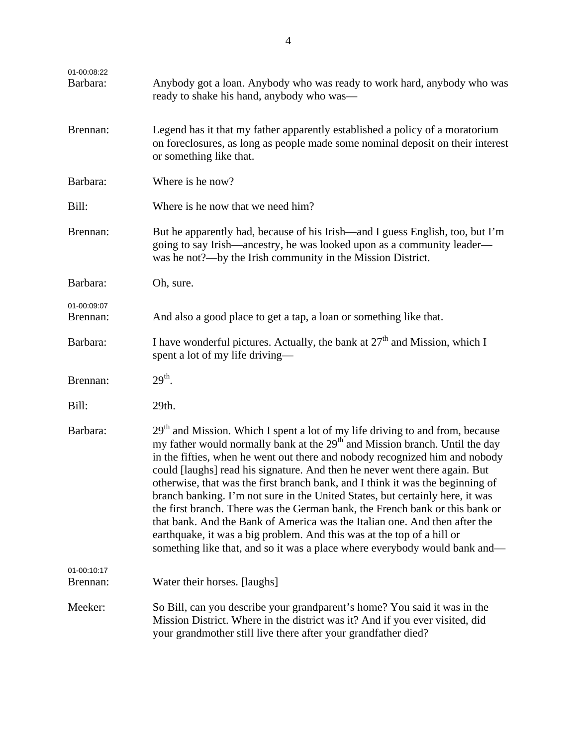01-00:08:22

Barbara: Anybody got a loan. Anybody who was ready to work hard, anybody who was ready to shake his hand, anybody who was—

Brennan: Legend has it that my father apparently established a policy of a moratorium on foreclosures, as long as people made some nominal deposit on their interest or something like that.

Barbara: Where is he now?

Bill: Where is he now that we need him?

Brennan: But he apparently had, because of his Irish—and I guess English, too, but I'm going to say Irish—ancestry, he was looked upon as a community leader—was he not?—by the Irish community in the Mission District.

Barbara: Oh, sure.

01-00:09:07

Brennan: And also a good place to get a tap, a loan or something like that.

Barbara: I have wonderful pictures. Actually, the bank at 27th and Mission, which I spent a lot of my life driving—

Brennan: 29th.

Bill: 29th.

Barbara: 29th and Mission. Which I spent a lot of my life driving to and from, because my father would normally bank at the 29th and Mission branch. Until the day in the fifties, when he went out there and nobody recognized him and nobody could [laughs] read his signature. And then he never went there again. But otherwise, that was the first branch bank, and I think it was the beginning of branch banking. I'm not sure in the United States, but certainly here, it was the first branch. There was the German bank, the French bank or this bank or that bank. And the Bank of America was the Italian one. And then after the earthquake, it was a big problem. And this was at the top of a hill or something like that, and so it was a place where everybody would bank and—

01-00:10:17

Brennan: Water their horses. [laughs]

Meeker: So Bill, can you describe your grandparent's home? You said it was in the Mission District. Where in the district was it? And if you ever visited, did your grandmother still live there after your grandfather died?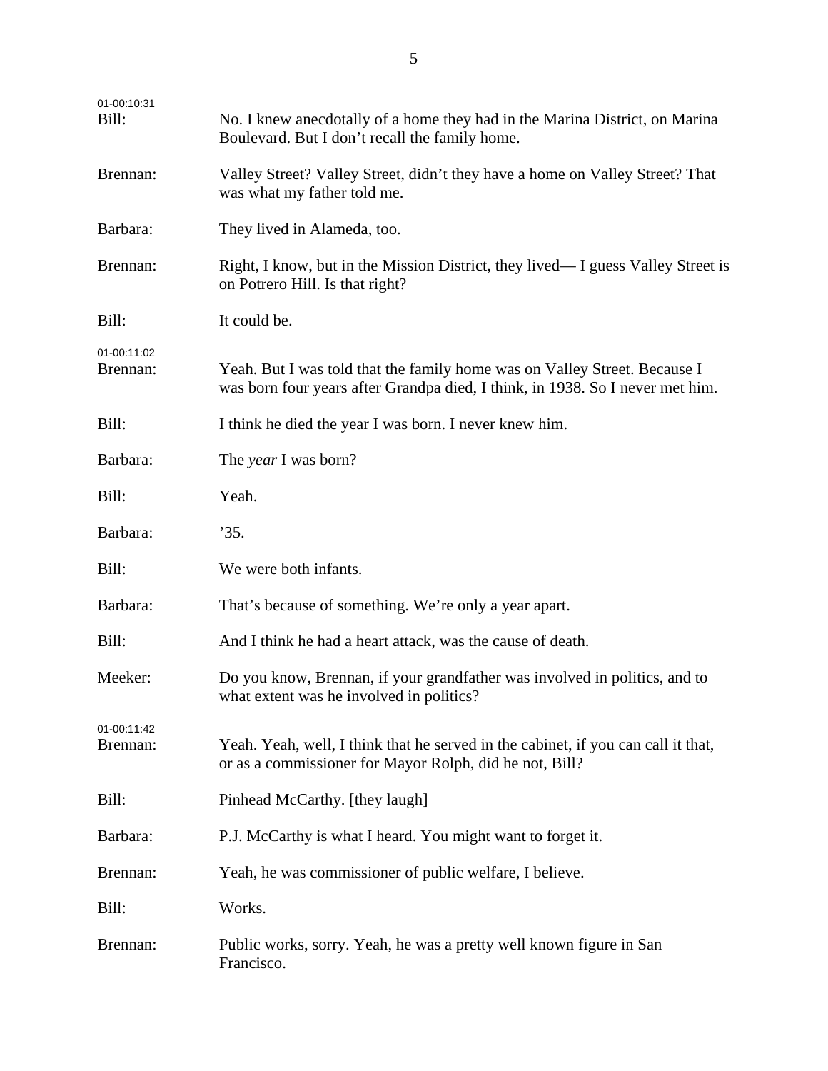01-00:10:31

**Bill:** No. I knew anecdotally of a home they had in the Marina District, on Marina Boulevard. But I don't recall the family home.

**Brennan:** Valley Street? Valley Street, didn't they have a home on Valley Street? That was what my father told me.

**Barbara:** They lived in Alameda, too.

**Brennan:** Right, I know, but in the Mission District, they lived— I guess Valley Street is on Potrero Hill. Is that right?

**Bill:** It could be.

01-00:11:02

**Brennan:** Yeah. But I was told that the family home was on Valley Street. Because I was born four years after Grandpa died, I think, in 1938. So I never met him.

**Bill:** I think he died the year I was born. I never knew him.

**Barbara:** The *year* I was born?

**Bill:** Yeah.

**Barbara:** '35.

**Bill:** We were both infants.

**Barbara:** That's because of something. We're only a year apart.

**Bill:** And I think he had a heart attack, was the cause of death.

**Meeker:** Do you know, Brennan, if your grandfather was involved in politics, and to what extent was he involved in politics?

01-00:11:42

**Brennan:** Yeah. Yeah, well, I think that he served in the cabinet, if you can call it that, or as a commissioner for Mayor Rolph, did he not, Bill?

**Bill:** Pinhead McCarthy. [they laugh]

**Barbara:** P.J. McCarthy is what I heard. You might want to forget it.

**Brennan:** Yeah, he was commissioner of public welfare, I believe.

**Bill:** Works.

**Brennan:** Public works, sorry. Yeah, he was a pretty well known figure in San Francisco.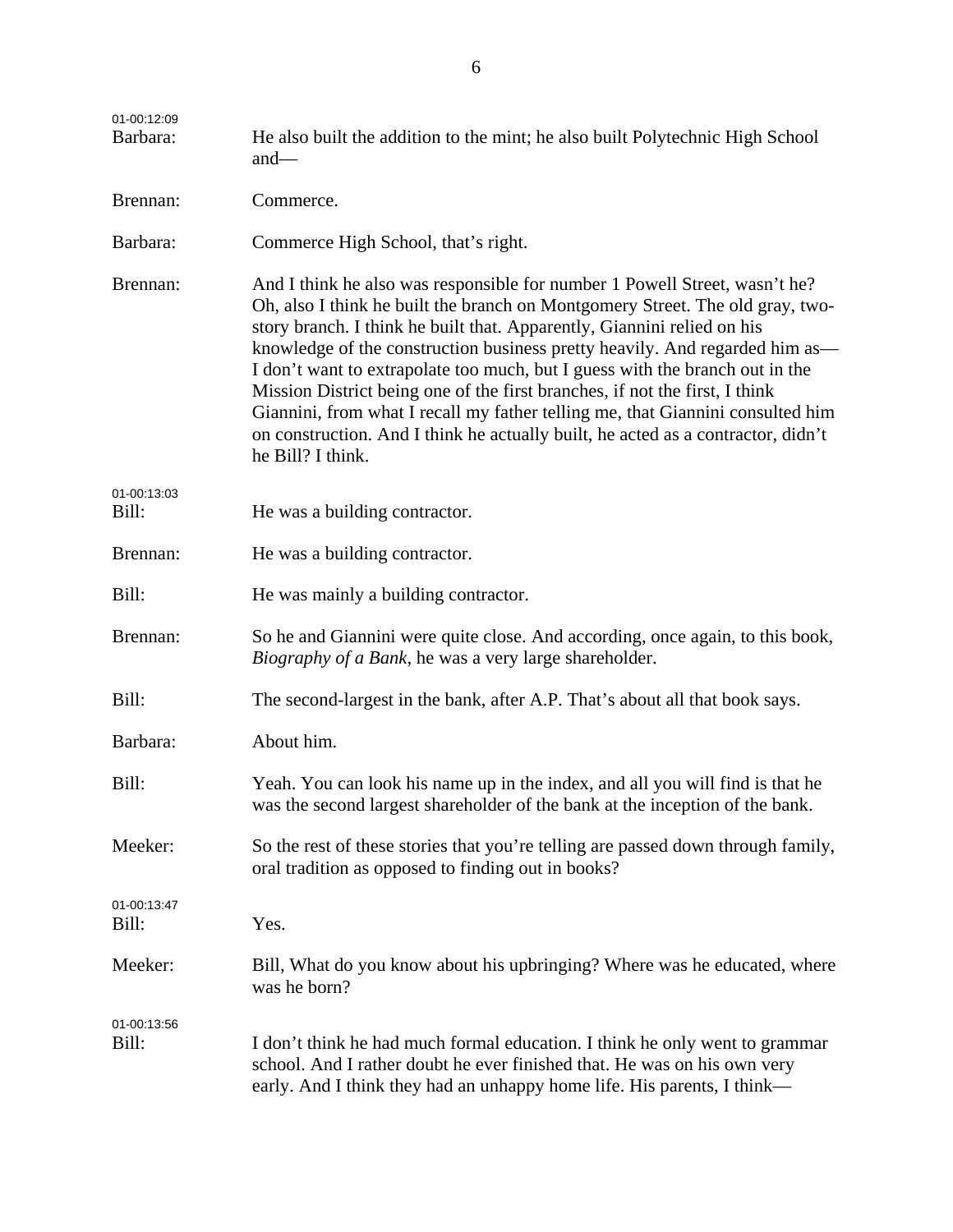01-00:12:09

Barbara: He also built the addition to the mint; he also built Polytechnic High School and—

Brennan: Commerce.

Barbara: Commerce High School, that's right.

Brennan: And I think he also was responsible for number 1 Powell Street, wasn't he? Oh, also I think he built the branch on Montgomery Street. The old gray, two-story branch. I think he built that. Apparently, Giannini relied on his knowledge of the construction business pretty heavily. And regarded him as— I don't want to extrapolate too much, but I guess with the branch out in the Mission District being one of the first branches, if not the first, I think Giannini, from what I recall my father telling me, that Giannini consulted him on construction. And I think he actually built, he acted as a contractor, didn't he Bill? I think.

01-00:13:03

Bill: He was a building contractor.

Brennan: He was a building contractor.

Bill: He was mainly a building contractor.

Brennan: So he and Giannini were quite close. And according, once again, to this book, *Biography of a Bank*, he was a very large shareholder.

Bill: The second-largest in the bank, after A.P. That's about all that book says.

Barbara: About him.

Bill: Yeah. You can look his name up in the index, and all you will find is that he was the second largest shareholder of the bank at the inception of the bank.

Meeker: So the rest of these stories that you're telling are passed down through family, oral tradition as opposed to finding out in books?

01-00:13:47

Bill: Yes.

Meeker: Bill, What do you know about his upbringing? Where was he educated, where was he born?

01-00:13:56

Bill: I don't think he had much formal education. I think he only went to grammar school. And I rather doubt he ever finished that. He was on his own very early. And I think they had an unhappy home life. His parents, I think—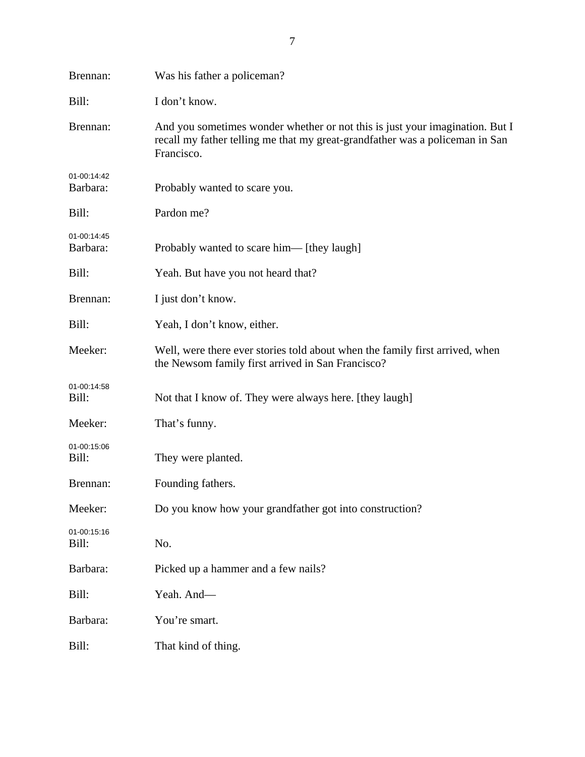Brennan: Was his father a policeman?

Bill: I don't know.

Brennan: And you sometimes wonder whether or not this is just your imagination. But I recall my father telling me that my great-grandfather was a policeman in San Francisco.

01-00:14:42
Barbara: Probably wanted to scare you.

Bill: Pardon me?

01-00:14:45
Barbara: Probably wanted to scare him— [they laugh]

Bill: Yeah. But have you not heard that?

Brennan: I just don't know.

Bill: Yeah, I don't know, either.

Meeker: Well, were there ever stories told about when the family first arrived, when the Newsom family first arrived in San Francisco?

01-00:14:58
Bill: Not that I know of. They were always here. [they laugh]

Meeker: That's funny.

01-00:15:06
Bill: They were planted.

Brennan: Founding fathers.

Meeker: Do you know how your grandfather got into construction?

01-00:15:16
Bill: No.

Barbara: Picked up a hammer and a few nails?

Bill: Yeah. And—

Barbara: You're smart.

Bill: That kind of thing.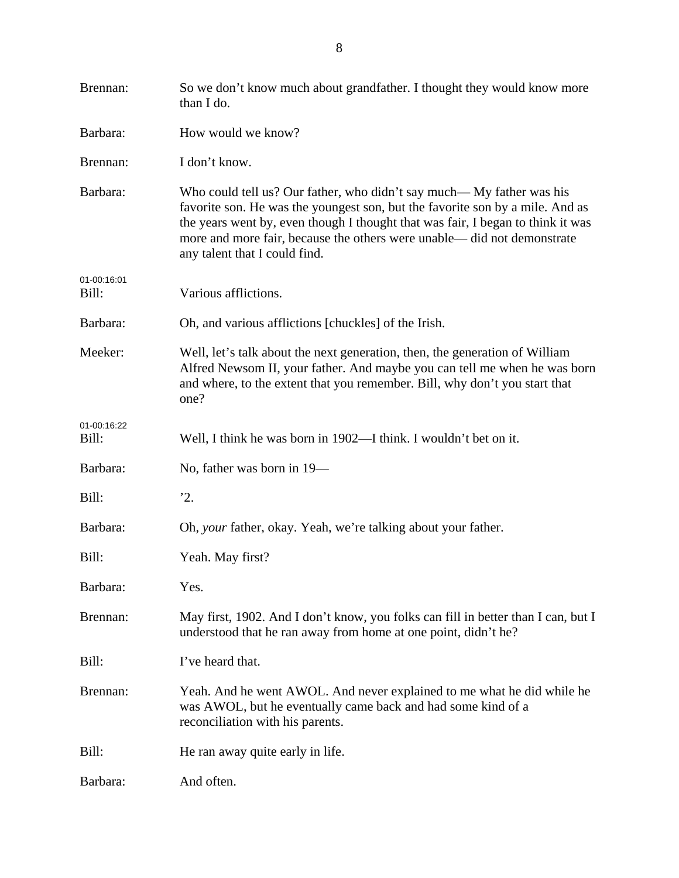Brennan: So we don’t know much about grandfather. I thought they would know more than I do.

Barbara: How would we know?

Brennan: I don’t know.

Barbara: Who could tell us? Our father, who didn’t say much— My father was his favorite son. He was the youngest son, but the favorite son by a mile. And as the years went by, even though I thought that was fair, I began to think it was more and more fair, because the others were unable— did not demonstrate any talent that I could find.

01-00:16:01
Bill: Various afflictions.

Barbara: Oh, and various afflictions [chuckles] of the Irish.

Meeker: Well, let’s talk about the next generation, then, the generation of William Alfred Newsom II, your father. And maybe you can tell me when he was born and where, to the extent that you remember. Bill, why don’t you start that one?

01-00:16:22
Bill: Well, I think he was born in 1902—I think. I wouldn’t bet on it.

Barbara: No, father was born in 19—

Bill: ’2.

Barbara: Oh, *your* father, okay. Yeah, we’re talking about your father.

Bill: Yeah. May first?

Barbara: Yes.

Brennan: May first, 1902. And I don’t know, you folks can fill in better than I can, but I understood that he ran away from home at one point, didn’t he?

Bill: I’ve heard that.

Brennan: Yeah. And he went AWOL. And never explained to me what he did while he was AWOL, but he eventually came back and had some kind of a reconciliation with his parents.

Bill: He ran away quite early in life.

Barbara: And often.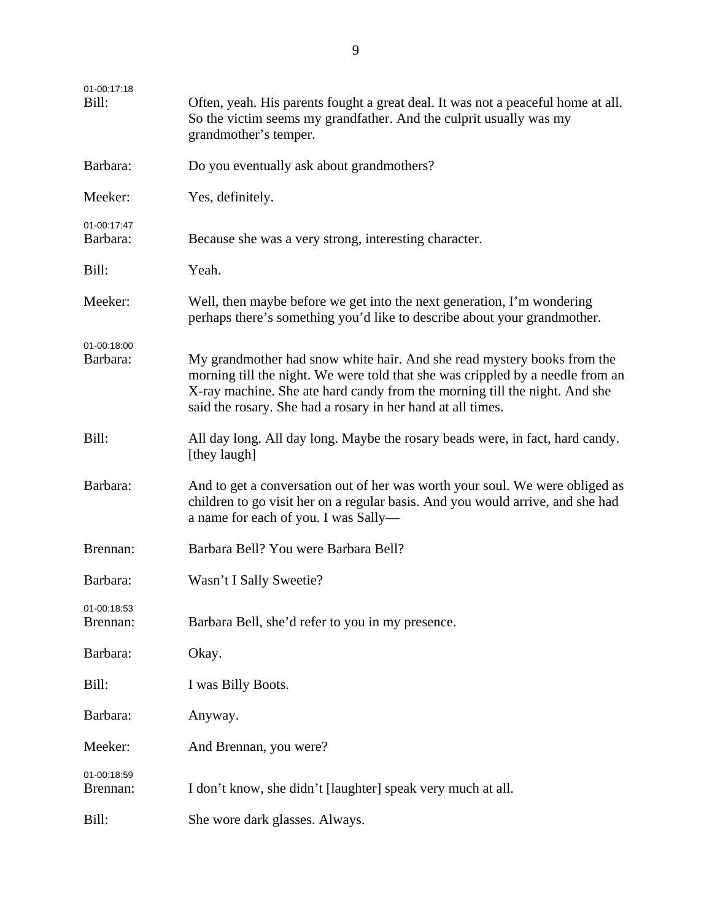01-00:17:18

Bill: Often, yeah. His parents fought a great deal. It was not a peaceful home at all. So the victim seems my grandfather. And the culprit usually was my grandmother's temper.

Barbara: Do you eventually ask about grandmothers?

Meeker: Yes, definitely.

01-00:17:47

Barbara: Because she was a very strong, interesting character.

Bill: Yeah.

Meeker: Well, then maybe before we get into the next generation, I'm wondering perhaps there's something you'd like to describe about your grandmother.

01-00:18:00

Barbara: My grandmother had snow white hair. And she read mystery books from the morning till the night. We were told that she was crippled by a needle from an X-ray machine. She ate hard candy from the morning till the night. And she said the rosary. She had a rosary in her hand at all times.

Bill: All day long. All day long. Maybe the rosary beads were, in fact, hard candy. [they laugh]

Barbara: And to get a conversation out of her was worth your soul. We were obliged as children to go visit her on a regular basis. And you would arrive, and she had a name for each of you. I was Sally—

Brennan: Barbara Bell? You were Barbara Bell?

Barbara: Wasn't I Sally Sweetie?

01-00:18:53

Brennan: Barbara Bell, she'd refer to you in my presence.

Barbara: Okay.

Bill: I was Billy Boots.

Barbara: Anyway.

Meeker: And Brennan, you were?

01-00:18:59

Brennan: I don't know, she didn't [laughter] speak very much at all.

Bill: She wore dark glasses. Always.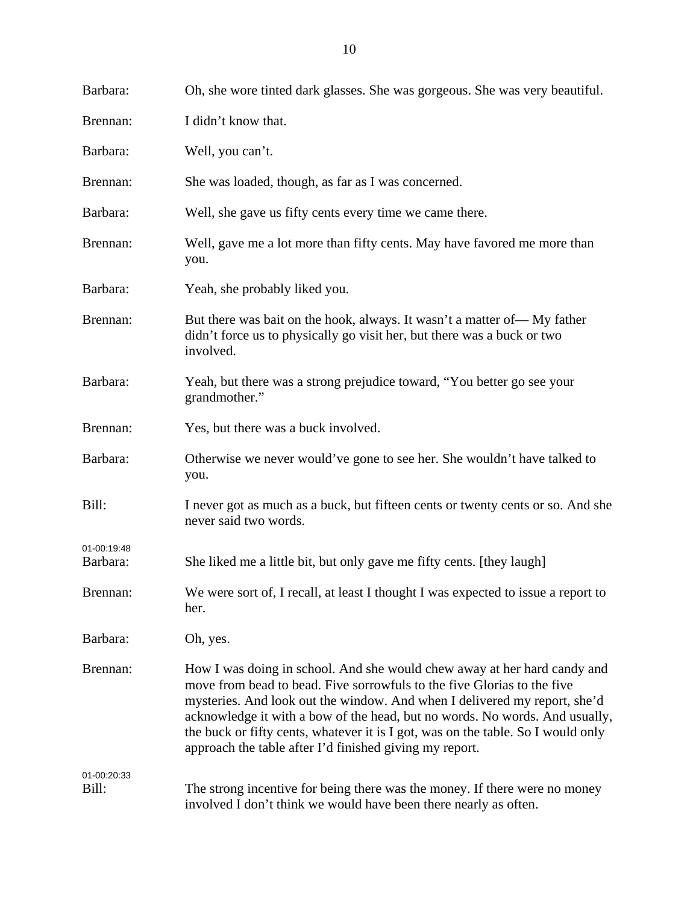Barbara: Oh, she wore tinted dark glasses. She was gorgeous. She was very beautiful.

Brennan: I didn't know that.

Barbara: Well, you can't.

Brennan: She was loaded, though, as far as I was concerned.

Barbara: Well, she gave us fifty cents every time we came there.

Brennan: Well, gave me a lot more than fifty cents. May have favored me more than you.

Barbara: Yeah, she probably liked you.

Brennan: But there was bait on the hook, always. It wasn't a matter of— My father didn't force us to physically go visit her, but there was a buck or two involved.

Barbara: Yeah, but there was a strong prejudice toward, "You better go see your grandmother."

Brennan: Yes, but there was a buck involved.

Barbara: Otherwise we never would've gone to see her. She wouldn't have talked to you.

Bill: I never got as much as a buck, but fifteen cents or twenty cents or so. And she never said two words.

01-00:19:48
Barbara: She liked me a little bit, but only gave me fifty cents. [they laugh]

Brennan: We were sort of, I recall, at least I thought I was expected to issue a report to her.

Barbara: Oh, yes.

Brennan: How I was doing in school. And she would chew away at her hard candy and move from bead to bead. Five sorrowfuls to the five Glorias to the five mysteries. And look out the window. And when I delivered my report, she'd acknowledge it with a bow of the head, but no words. No words. And usually, the buck or fifty cents, whatever it is I got, was on the table. So I would only approach the table after I'd finished giving my report.

01-00:20:33
Bill: The strong incentive for being there was the money. If there were no money involved I don't think we would have been there nearly as often.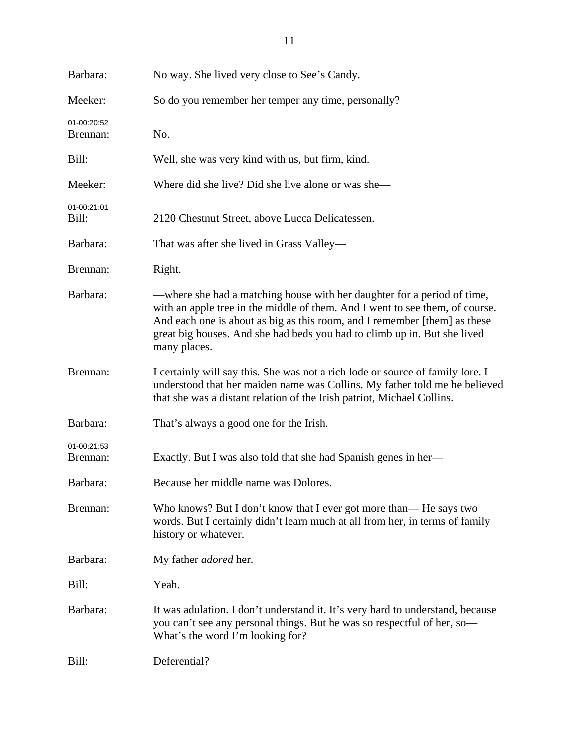Barbara: No way. She lived very close to See's Candy.

Meeker: So do you remember her temper any time, personally?

01-00:20:52
Brennan: No.

Bill: Well, she was very kind with us, but firm, kind.

Meeker: Where did she live? Did she live alone or was she—

01-00:21:01
Bill: 2120 Chestnut Street, above Lucca Delicatessen.

Barbara: That was after she lived in Grass Valley—

Brennan: Right.

Barbara: —where she had a matching house with her daughter for a period of time, with an apple tree in the middle of them. And I went to see them, of course. And each one is about as big as this room, and I remember [them] as these great big houses. And she had beds you had to climb up in. But she lived many places.

Brennan: I certainly will say this. She was not a rich lode or source of family lore. I understood that her maiden name was Collins. My father told me he believed that she was a distant relation of the Irish patriot, Michael Collins.

Barbara: That's always a good one for the Irish.

01-00:21:53
Brennan: Exactly. But I was also told that she had Spanish genes in her—

Barbara: Because her middle name was Dolores.

Brennan: Who knows? But I don't know that I ever got more than— He says two words. But I certainly didn't learn much at all from her, in terms of family history or whatever.

Barbara: My father *adored* her.

Bill: Yeah.

Barbara: It was adulation. I don't understand it. It's very hard to understand, because you can't see any personal things. But he was so respectful of her, so— What's the word I'm looking for?

Bill: Deferential?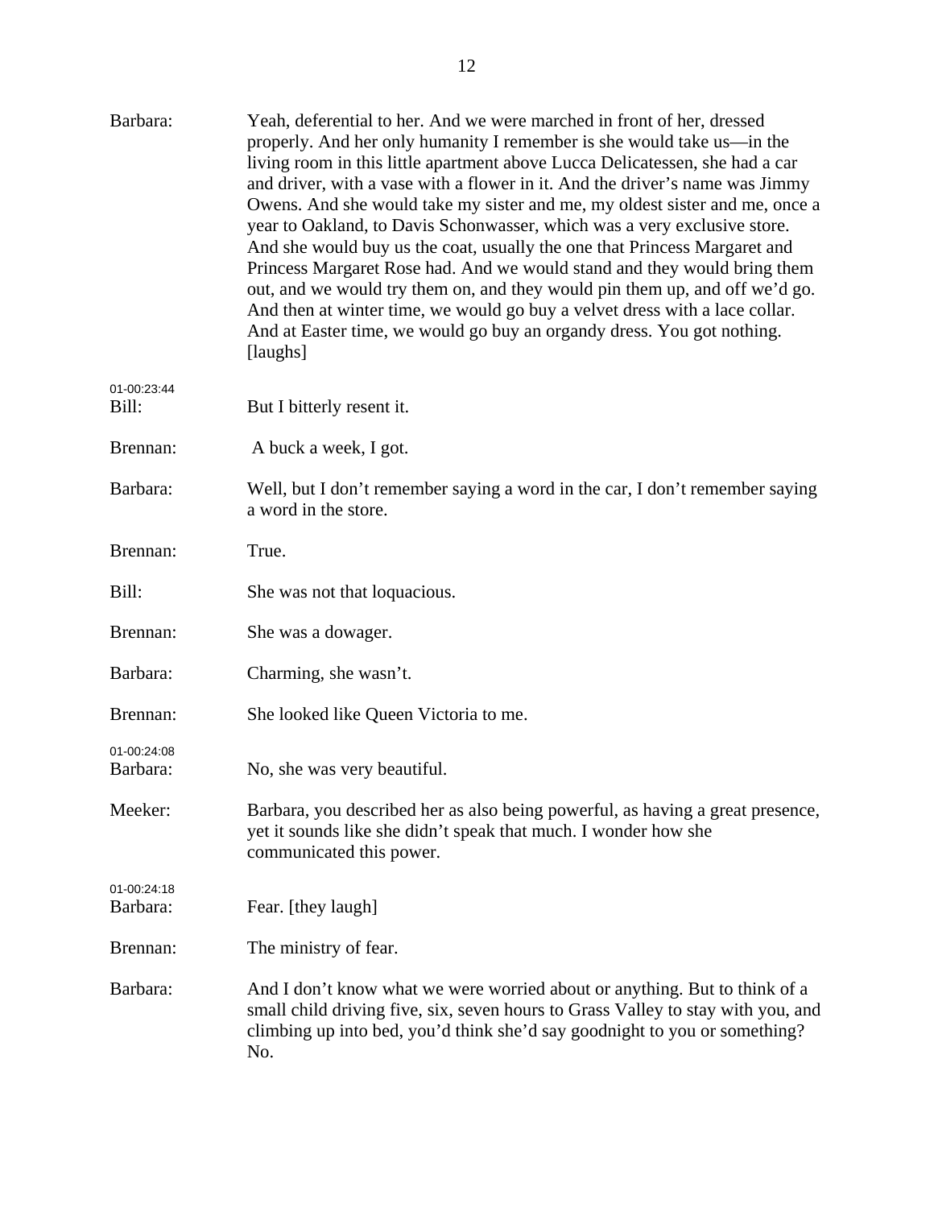Barbara: Yeah, deferential to her. And we were marched in front of her, dressed properly. And her only humanity I remember is she would take us—in the living room in this little apartment above Lucca Delicatessen, she had a car and driver, with a vase with a flower in it. And the driver's name was Jimmy Owens. And she would take my sister and me, my oldest sister and me, once a year to Oakland, to Davis Schonwasser, which was a very exclusive store. And she would buy us the coat, usually the one that Princess Margaret and Princess Margaret Rose had. And we would stand and they would bring them out, and we would try them on, and they would pin them up, and off we'd go. And then at winter time, we would go buy a velvet dress with a lace collar. And at Easter time, we would go buy an organdy dress. You got nothing. [laughs]

01-00:23:44

Bill: But I bitterly resent it.

Brennan: A buck a week, I got.

Barbara: Well, but I don't remember saying a word in the car, I don't remember saying a word in the store.

Brennan: True.

Bill: She was not that loquacious.

Brennan: She was a dowager.

Barbara: Charming, she wasn't.

Brennan: She looked like Queen Victoria to me.

01-00:24:08

Barbara: No, she was very beautiful.

Meeker: Barbara, you described her as also being powerful, as having a great presence, yet it sounds like she didn't speak that much. I wonder how she communicated this power.

01-00:24:18

Barbara: Fear. [they laugh]

Brennan: The ministry of fear.

Barbara: And I don't know what we were worried about or anything. But to think of a small child driving five, six, seven hours to Grass Valley to stay with you, and climbing up into bed, you'd think she'd say goodnight to you or something? No.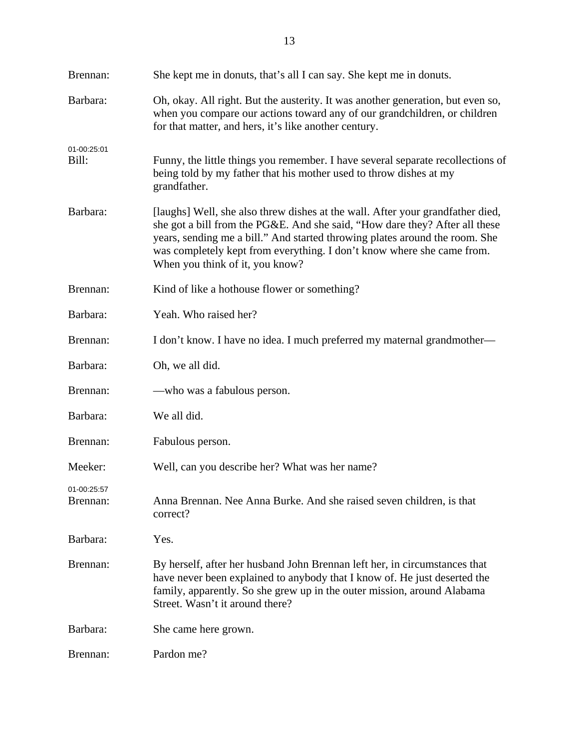Brennan: She kept me in donuts, that's all I can say. She kept me in donuts.

Barbara: Oh, okay. All right. But the austerity. It was another generation, but even so, when you compare our actions toward any of our grandchildren, or children for that matter, and hers, it's like another century.

01-00:25:01
Bill: Funny, the little things you remember. I have several separate recollections of being told by my father that his mother used to throw dishes at my grandfather.

Barbara: [laughs] Well, she also threw dishes at the wall. After your grandfather died, she got a bill from the PG&E. And she said, "How dare they? After all these years, sending me a bill." And started throwing plates around the room. She was completely kept from everything. I don't know where she came from. When you think of it, you know?

Brennan: Kind of like a hothouse flower or something?

Barbara: Yeah. Who raised her?

Brennan: I don't know. I have no idea. I much preferred my maternal grandmother—

Barbara: Oh, we all did.

Brennan: —who was a fabulous person.

Barbara: We all did.

Brennan: Fabulous person.

Meeker: Well, can you describe her? What was her name?

01-00:25:57
Brennan: Anna Brennan. Nee Anna Burke. And she raised seven children, is that correct?

Barbara: Yes.

Brennan: By herself, after her husband John Brennan left her, in circumstances that have never been explained to anybody that I know of. He just deserted the family, apparently. So she grew up in the outer mission, around Alabama Street. Wasn't it around there?

Barbara: She came here grown.

Brennan: Pardon me?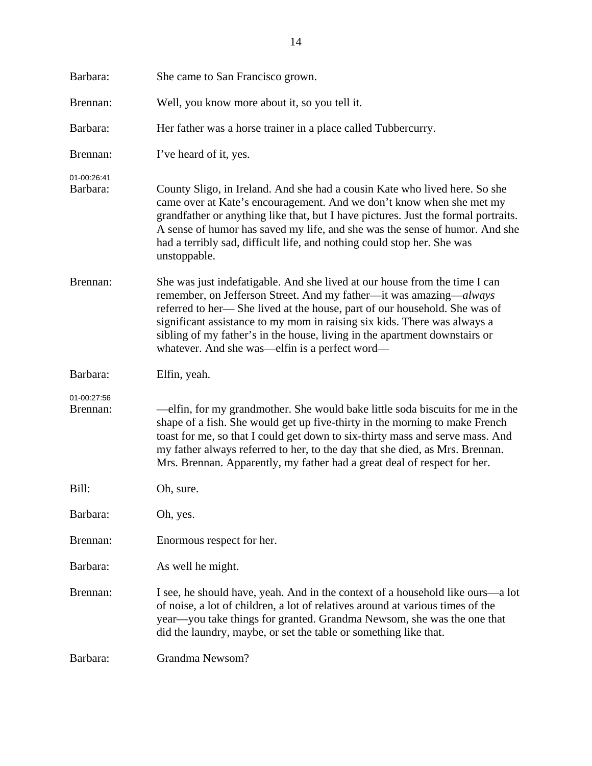Barbara: She came to San Francisco grown.

Brennan: Well, you know more about it, so you tell it.

Barbara: Her father was a horse trainer in a place called Tubbercurry.

Brennan: I've heard of it, yes.

01-00:26:41
Barbara: County Sligo, in Ireland. And she had a cousin Kate who lived here. So she came over at Kate's encouragement. And we don't know when she met my grandfather or anything like that, but I have pictures. Just the formal portraits. A sense of humor has saved my life, and she was the sense of humor. And she had a terribly sad, difficult life, and nothing could stop her. She was unstoppable.

Brennan: She was just indefatigable. And she lived at our house from the time I can remember, on Jefferson Street. And my father—it was amazing—*always* referred to her— She lived at the house, part of our household. She was of significant assistance to my mom in raising six kids. There was always a sibling of my father's in the house, living in the apartment downstairs or whatever. And she was—elfin is a perfect word—

Barbara: Elfin, yeah.

01-00:27:56
Brennan: —elfin, for my grandmother. She would bake little soda biscuits for me in the shape of a fish. She would get up five-thirty in the morning to make French toast for me, so that I could get down to six-thirty mass and serve mass. And my father always referred to her, to the day that she died, as Mrs. Brennan. Mrs. Brennan. Apparently, my father had a great deal of respect for her.

Bill: Oh, sure.

Barbara: Oh, yes.

Brennan: Enormous respect for her.

Barbara: As well he might.

Brennan: I see, he should have, yeah. And in the context of a household like ours—a lot of noise, a lot of children, a lot of relatives around at various times of the year—you take things for granted. Grandma Newsom, she was the one that did the laundry, maybe, or set the table or something like that.

Barbara: Grandma Newsom?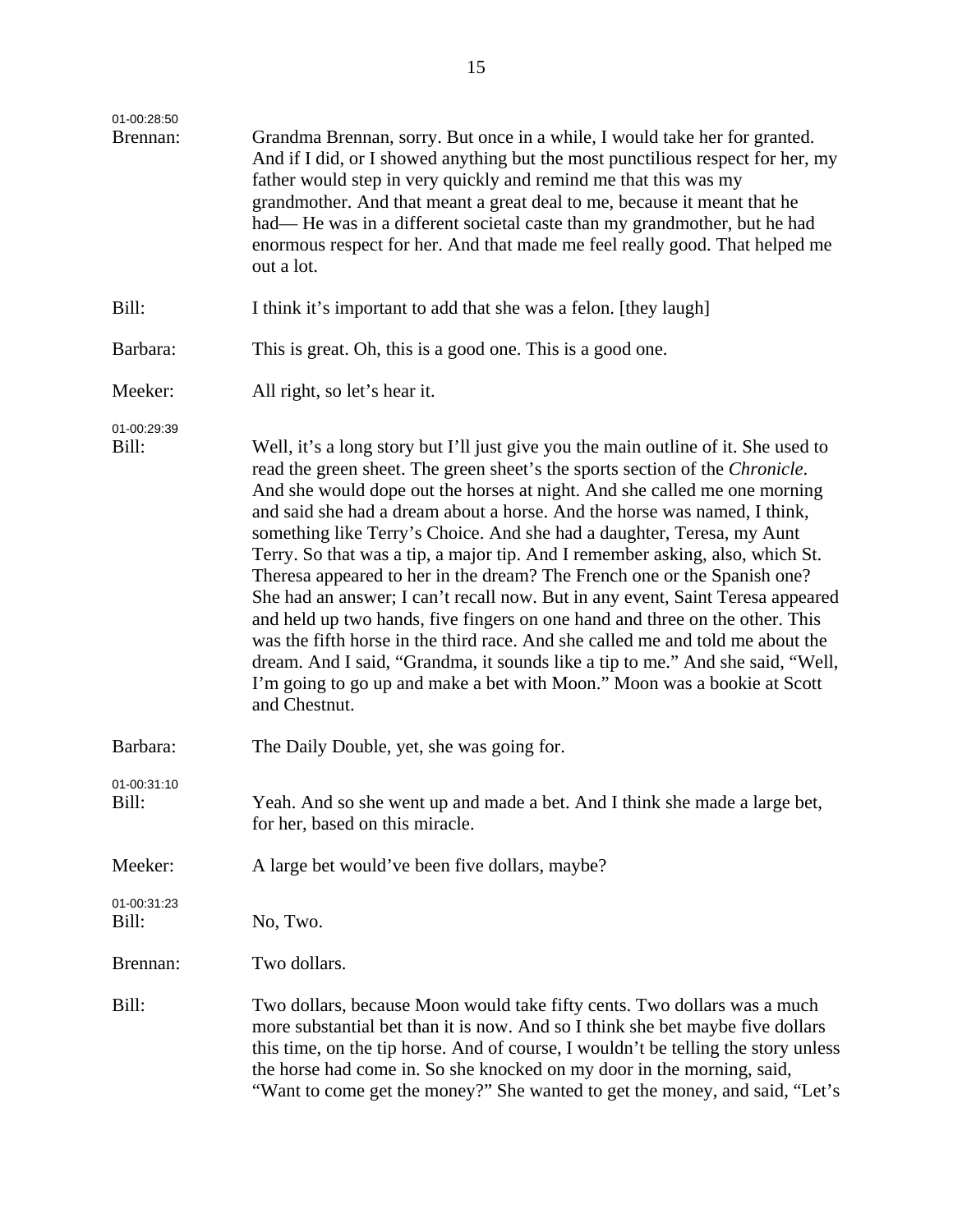01-00:28:50

Brennan: Grandma Brennan, sorry. But once in a while, I would take her for granted. And if I did, or I showed anything but the most punctilious respect for her, my father would step in very quickly and remind me that this was my grandmother. And that meant a great deal to me, because it meant that he had— He was in a different societal caste than my grandmother, but he had enormous respect for her. And that made me feel really good. That helped me out a lot.

Bill: I think it's important to add that she was a felon. [they laugh]

Barbara: This is great. Oh, this is a good one. This is a good one.

Meeker: All right, so let's hear it.

01-00:29:39

Bill: Well, it's a long story but I'll just give you the main outline of it. She used to read the green sheet. The green sheet's the sports section of the *Chronicle*. And she would dope out the horses at night. And she called me one morning and said she had a dream about a horse. And the horse was named, I think, something like Terry's Choice. And she had a daughter, Teresa, my Aunt Terry. So that was a tip, a major tip. And I remember asking, also, which St. Theresa appeared to her in the dream? The French one or the Spanish one? She had an answer; I can't recall now. But in any event, Saint Teresa appeared and held up two hands, five fingers on one hand and three on the other. This was the fifth horse in the third race. And she called me and told me about the dream. And I said, "Grandma, it sounds like a tip to me." And she said, "Well, I'm going to go up and make a bet with Moon." Moon was a bookie at Scott and Chestnut.

Barbara: The Daily Double, yet, she was going for.

01-00:31:10

Bill: Yeah. And so she went up and made a bet. And I think she made a large bet, for her, based on this miracle.

Meeker: A large bet would've been five dollars, maybe?

01-00:31:23

Bill: No, Two.

Brennan: Two dollars.

Bill: Two dollars, because Moon would take fifty cents. Two dollars was a much more substantial bet than it is now. And so I think she bet maybe five dollars this time, on the tip horse. And of course, I wouldn't be telling the story unless the horse had come in. So she knocked on my door in the morning, said, "Want to come get the money?" She wanted to get the money, and said, "Let's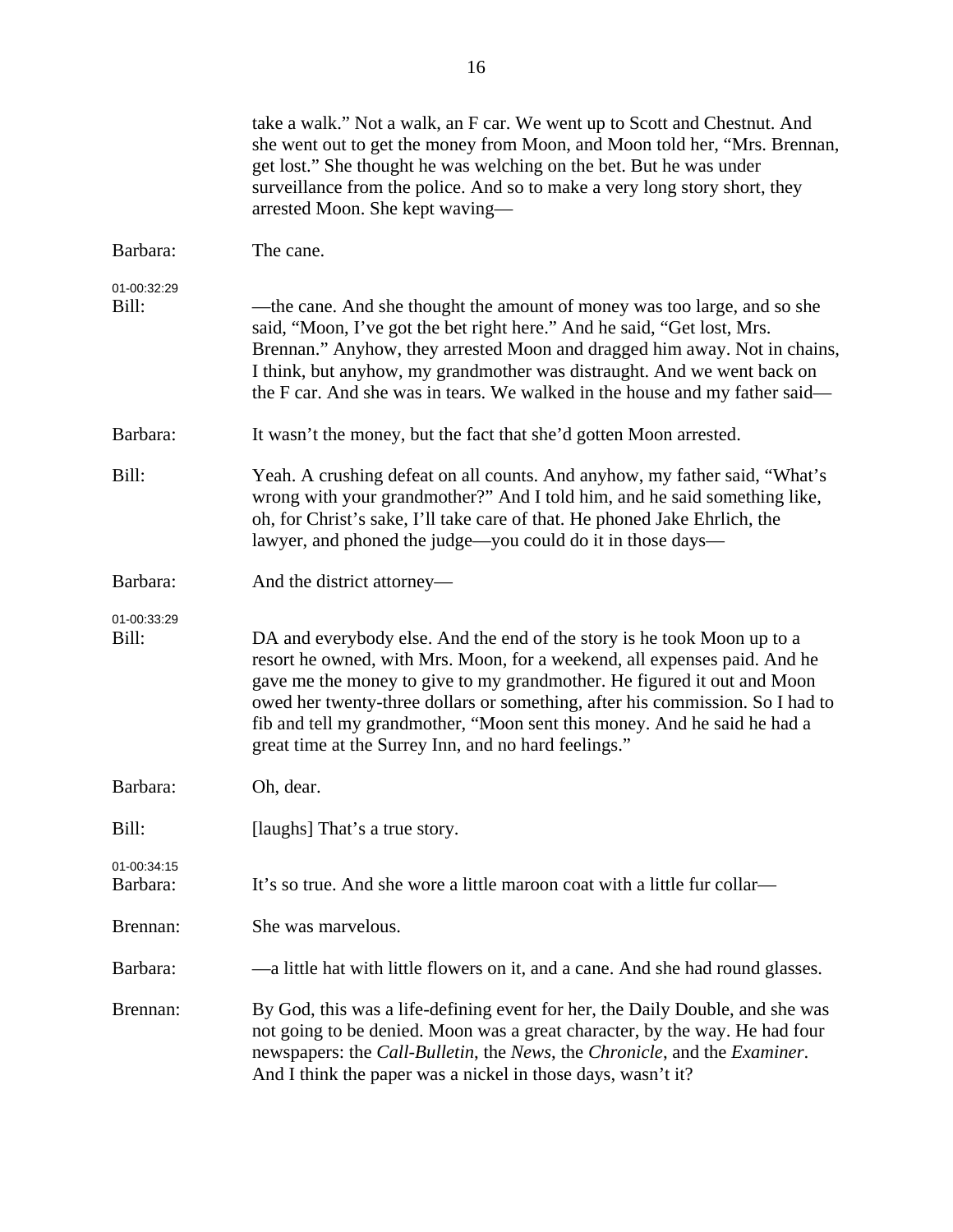take a walk." Not a walk, an F car. We went up to Scott and Chestnut. And she went out to get the money from Moon, and Moon told her, "Mrs. Brennan, get lost." She thought he was welching on the bet. But he was under surveillance from the police. And so to make a very long story short, they arrested Moon. She kept waving—

Barbara: The cane.

01-00:32:29
Bill: —the cane. And she thought the amount of money was too large, and so she said, "Moon, I've got the bet right here." And he said, "Get lost, Mrs. Brennan." Anyhow, they arrested Moon and dragged him away. Not in chains, I think, but anyhow, my grandmother was distraught. And we went back on the F car. And she was in tears. We walked in the house and my father said—

Barbara: It wasn't the money, but the fact that she'd gotten Moon arrested.

Bill: Yeah. A crushing defeat on all counts. And anyhow, my father said, "What's wrong with your grandmother?" And I told him, and he said something like, oh, for Christ's sake, I'll take care of that. He phoned Jake Ehrlich, the lawyer, and phoned the judge—you could do it in those days—

Barbara: And the district attorney—

01-00:33:29
Bill: DA and everybody else. And the end of the story is he took Moon up to a resort he owned, with Mrs. Moon, for a weekend, all expenses paid. And he gave me the money to give to my grandmother. He figured it out and Moon owed her twenty-three dollars or something, after his commission. So I had to fib and tell my grandmother, "Moon sent this money. And he said he had a great time at the Surrey Inn, and no hard feelings."

Barbara: Oh, dear.

Bill: [laughs] That's a true story.

01-00:34:15
Barbara: It's so true. And she wore a little maroon coat with a little fur collar—

Brennan: She was marvelous.

Barbara: —a little hat with little flowers on it, and a cane. And she had round glasses.

Brennan: By God, this was a life-defining event for her, the Daily Double, and she was not going to be denied. Moon was a great character, by the way. He had four newspapers: the *Call-Bulletin*, the *News*, the *Chronicle*, and the *Examiner*. And I think the paper was a nickel in those days, wasn't it?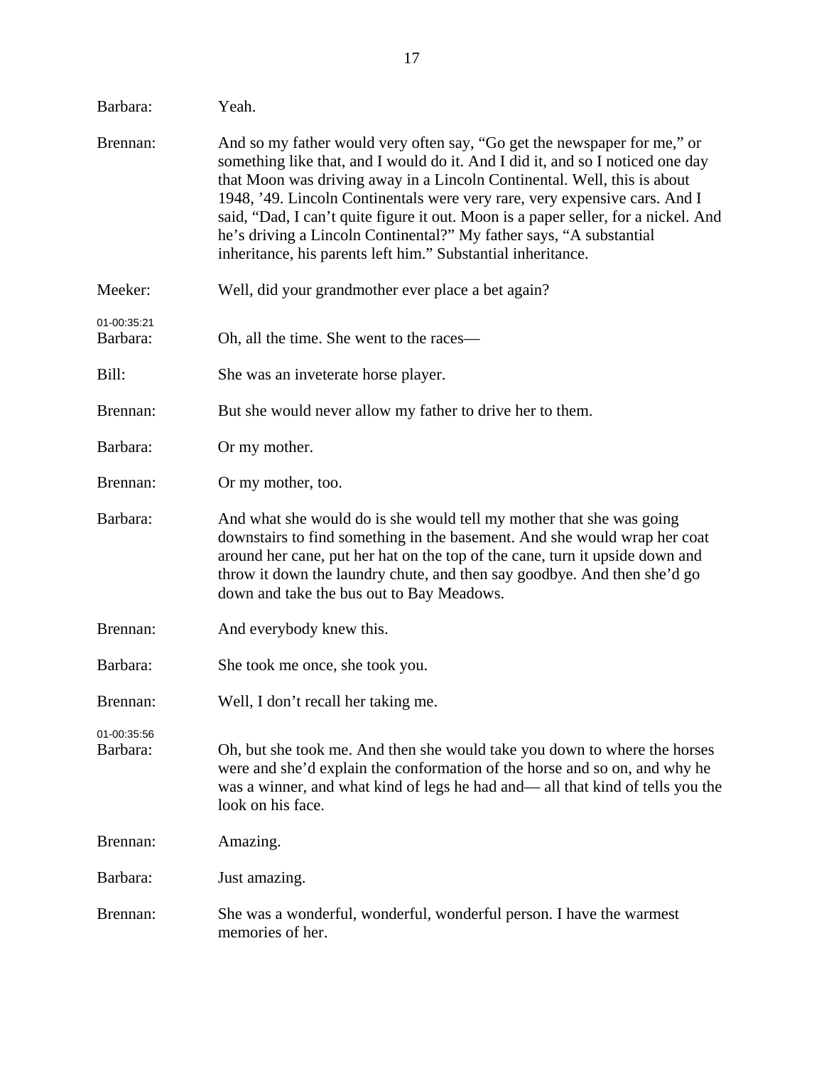Barbara: Yeah.

Brennan: And so my father would very often say, "Go get the newspaper for me," or something like that, and I would do it. And I did it, and so I noticed one day that Moon was driving away in a Lincoln Continental. Well, this is about 1948, '49. Lincoln Continentals were very rare, very expensive cars. And I said, "Dad, I can't quite figure it out. Moon is a paper seller, for a nickel. And he's driving a Lincoln Continental?" My father says, "A substantial inheritance, his parents left him." Substantial inheritance.

Meeker: Well, did your grandmother ever place a bet again?

01-00:35:21
Barbara: Oh, all the time. She went to the races—

Bill: She was an inveterate horse player.

Brennan: But she would never allow my father to drive her to them.

Barbara: Or my mother.

Brennan: Or my mother, too.

Barbara: And what she would do is she would tell my mother that she was going downstairs to find something in the basement. And she would wrap her coat around her cane, put her hat on the top of the cane, turn it upside down and throw it down the laundry chute, and then say goodbye. And then she'd go down and take the bus out to Bay Meadows.

Brennan: And everybody knew this.

Barbara: She took me once, she took you.

Brennan: Well, I don't recall her taking me.

01-00:35:56
Barbara: Oh, but she took me. And then she would take you down to where the horses were and she'd explain the conformation of the horse and so on, and why he was a winner, and what kind of legs he had and— all that kind of tells you the look on his face.

Brennan: Amazing.

Barbara: Just amazing.

Brennan: She was a wonderful, wonderful, wonderful person. I have the warmest memories of her.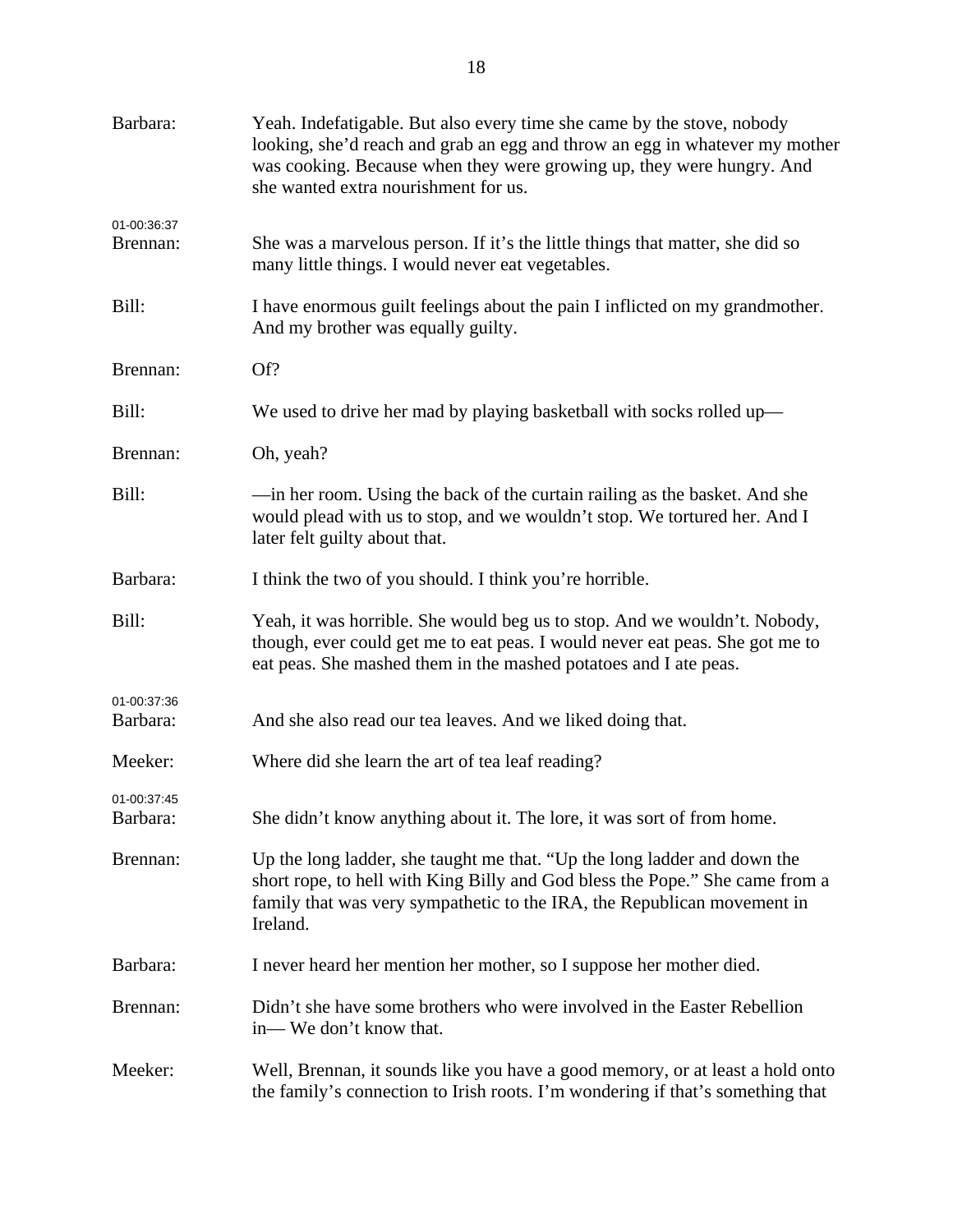Barbara: Yeah. Indefatigable. But also every time she came by the stove, nobody looking, she'd reach and grab an egg and throw an egg in whatever my mother was cooking. Because when they were growing up, they were hungry. And she wanted extra nourishment for us.

01-00:36:37
Brennan: She was a marvelous person. If it's the little things that matter, she did so many little things. I would never eat vegetables.

Bill: I have enormous guilt feelings about the pain I inflicted on my grandmother. And my brother was equally guilty.

Brennan: Of?

Bill: We used to drive her mad by playing basketball with socks rolled up—

Brennan: Oh, yeah?

Bill: —in her room. Using the back of the curtain railing as the basket. And she would plead with us to stop, and we wouldn't stop. We tortured her. And I later felt guilty about that.

Barbara: I think the two of you should. I think you're horrible.

Bill: Yeah, it was horrible. She would beg us to stop. And we wouldn't. Nobody, though, ever could get me to eat peas. I would never eat peas. She got me to eat peas. She mashed them in the mashed potatoes and I ate peas.

01-00:37:36
Barbara: And she also read our tea leaves. And we liked doing that.

Meeker: Where did she learn the art of tea leaf reading?

01-00:37:45
Barbara: She didn't know anything about it. The lore, it was sort of from home.

Brennan: Up the long ladder, she taught me that. "Up the long ladder and down the short rope, to hell with King Billy and God bless the Pope." She came from a family that was very sympathetic to the IRA, the Republican movement in Ireland.

Barbara: I never heard her mention her mother, so I suppose her mother died.

Brennan: Didn't she have some brothers who were involved in the Easter Rebellion in— We don't know that.

Meeker: Well, Brennan, it sounds like you have a good memory, or at least a hold onto the family's connection to Irish roots. I'm wondering if that's something that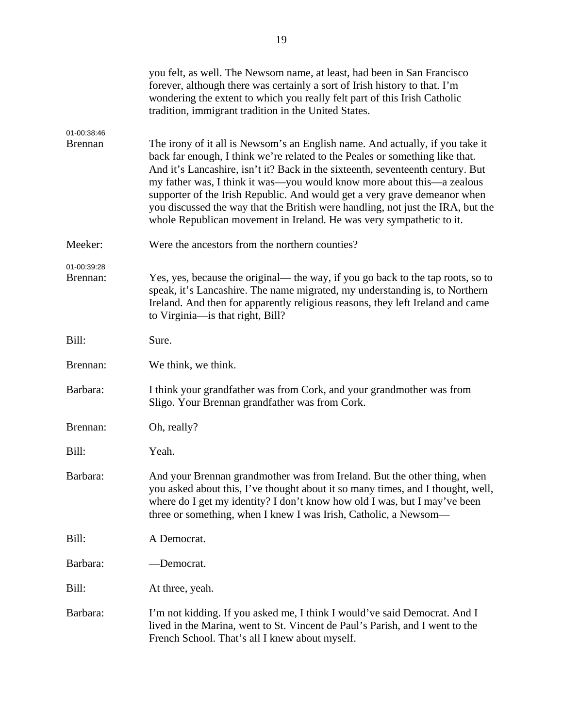you felt, as well. The Newsom name, at least, had been in San Francisco forever, although there was certainly a sort of Irish history to that. I'm wondering the extent to which you really felt part of this Irish Catholic tradition, immigrant tradition in the United States.

01-00:38:46

Brennan The irony of it all is Newsom's an English name. And actually, if you take it back far enough, I think we're related to the Peales or something like that. And it's Lancashire, isn't it? Back in the sixteenth, seventeenth century. But my father was, I think it was—you would know more about this—a zealous supporter of the Irish Republic. And would get a very grave demeanor when you discussed the way that the British were handling, not just the IRA, but the whole Republican movement in Ireland. He was very sympathetic to it.

Meeker: Were the ancestors from the northern counties?

01-00:39:28

Brennan: Yes, yes, because the original— the way, if you go back to the tap roots, so to speak, it's Lancashire. The name migrated, my understanding is, to Northern Ireland. And then for apparently religious reasons, they left Ireland and came to Virginia—is that right, Bill?

Bill: Sure.

Brennan: We think, we think.

Barbara: I think your grandfather was from Cork, and your grandmother was from Sligo. Your Brennan grandfather was from Cork.

Brennan: Oh, really?

Bill: Yeah.

Barbara: And your Brennan grandmother was from Ireland. But the other thing, when you asked about this, I've thought about it so many times, and I thought, well, where do I get my identity? I don't know how old I was, but I may've been three or something, when I knew I was Irish, Catholic, a Newsom—

Bill: A Democrat.

Barbara: —Democrat.

Bill: At three, yeah.

Barbara: I'm not kidding. If you asked me, I think I would've said Democrat. And I lived in the Marina, went to St. Vincent de Paul's Parish, and I went to the French School. That's all I knew about myself.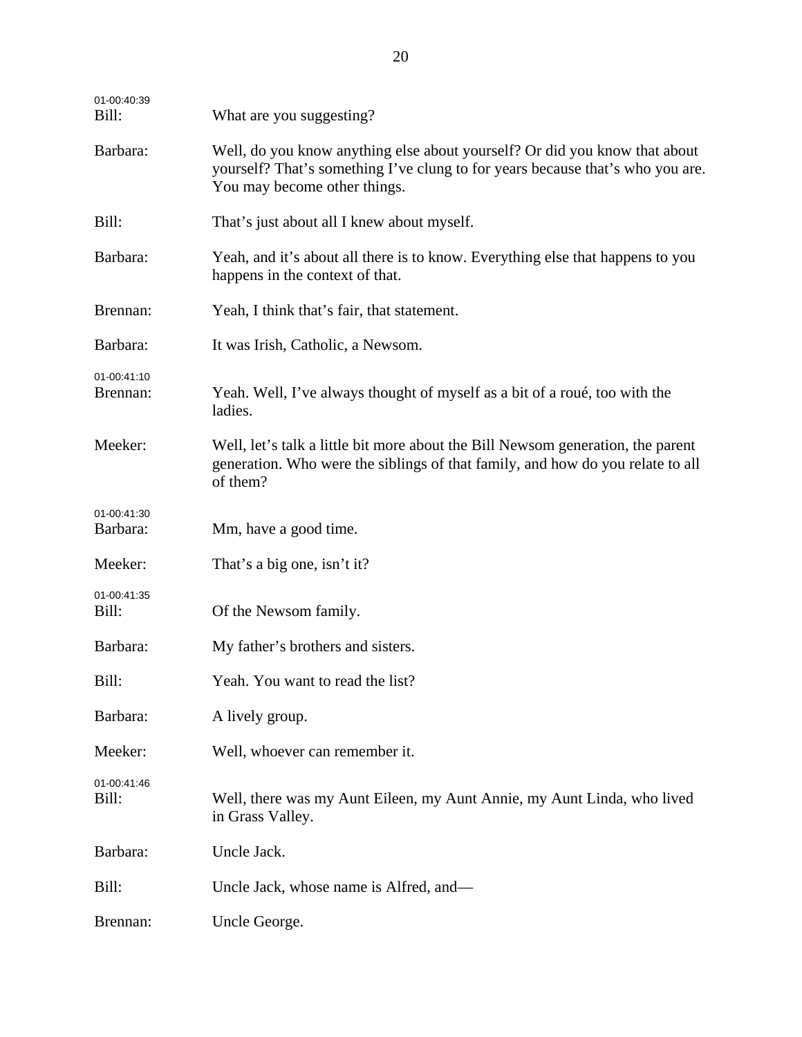01-00:40:39
Bill: What are you suggesting?

Barbara: Well, do you know anything else about yourself? Or did you know that about yourself? That's something I've clung to for years because that's who you are. You may become other things.

Bill: That's just about all I knew about myself.

Barbara: Yeah, and it's about all there is to know. Everything else that happens to you happens in the context of that.

Brennan: Yeah, I think that's fair, that statement.

Barbara: It was Irish, Catholic, a Newsom.

01-00:41:10
Brennan: Yeah. Well, I've always thought of myself as a bit of a roué, too with the ladies.

Meeker: Well, let's talk a little bit more about the Bill Newsom generation, the parent generation. Who were the siblings of that family, and how do you relate to all of them?

01-00:41:30
Barbara: Mm, have a good time.

Meeker: That's a big one, isn't it?

01-00:41:35
Bill: Of the Newsom family.

Barbara: My father's brothers and sisters.

Bill: Yeah. You want to read the list?

Barbara: A lively group.

Meeker: Well, whoever can remember it.

01-00:41:46
Bill: Well, there was my Aunt Eileen, my Aunt Annie, my Aunt Linda, who lived in Grass Valley.

Barbara: Uncle Jack.

Bill: Uncle Jack, whose name is Alfred, and—

Brennan: Uncle George.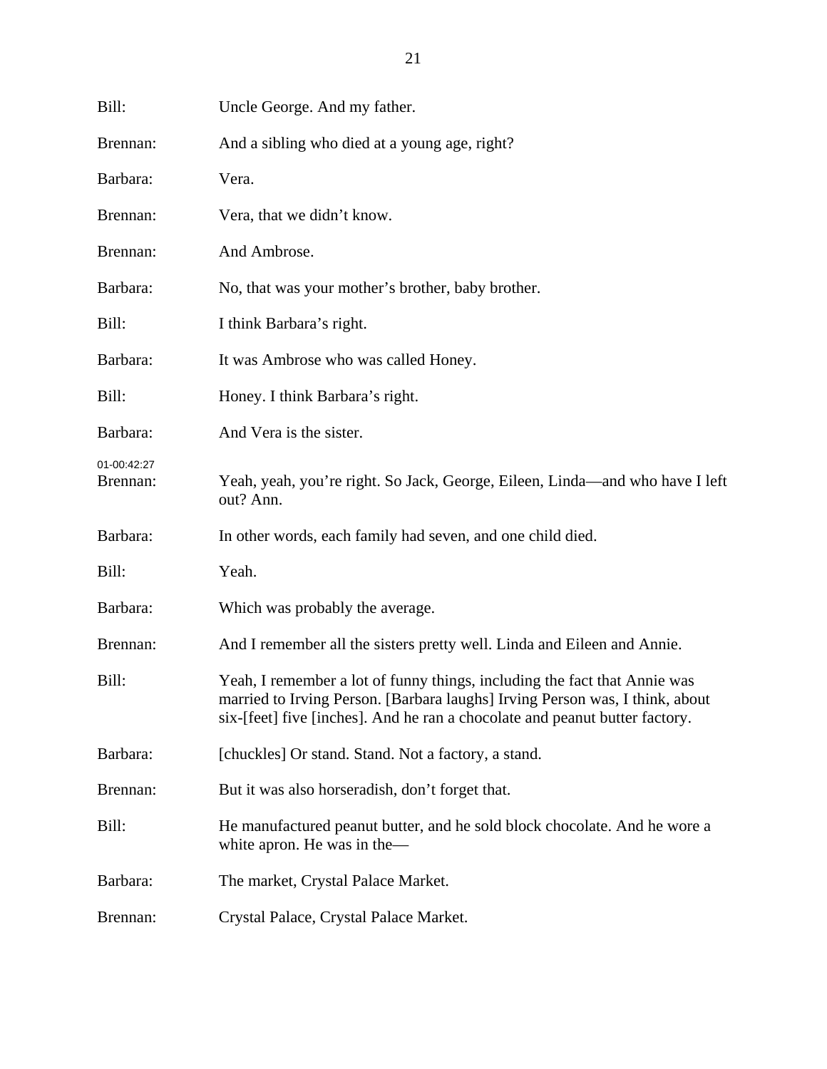Bill: Uncle George. And my father.

Brennan: And a sibling who died at a young age, right?

Barbara: Vera.

Brennan: Vera, that we didn't know.

Brennan: And Ambrose.

Barbara: No, that was your mother's brother, baby brother.

Bill: I think Barbara's right.

Barbara: It was Ambrose who was called Honey.

Bill: Honey. I think Barbara's right.

Barbara: And Vera is the sister.

01-00:42:27
Brennan: Yeah, yeah, you're right. So Jack, George, Eileen, Linda—and who have I left out? Ann.

Barbara: In other words, each family had seven, and one child died.

Bill: Yeah.

Barbara: Which was probably the average.

Brennan: And I remember all the sisters pretty well. Linda and Eileen and Annie.

Bill: Yeah, I remember a lot of funny things, including the fact that Annie was married to Irving Person. [Barbara laughs] Irving Person was, I think, about six-[feet] five [inches]. And he ran a chocolate and peanut butter factory.

Barbara: [chuckles] Or stand. Stand. Not a factory, a stand.

Brennan: But it was also horseradish, don't forget that.

Bill: He manufactured peanut butter, and he sold block chocolate. And he wore a white apron. He was in the—

Barbara: The market, Crystal Palace Market.

Brennan: Crystal Palace, Crystal Palace Market.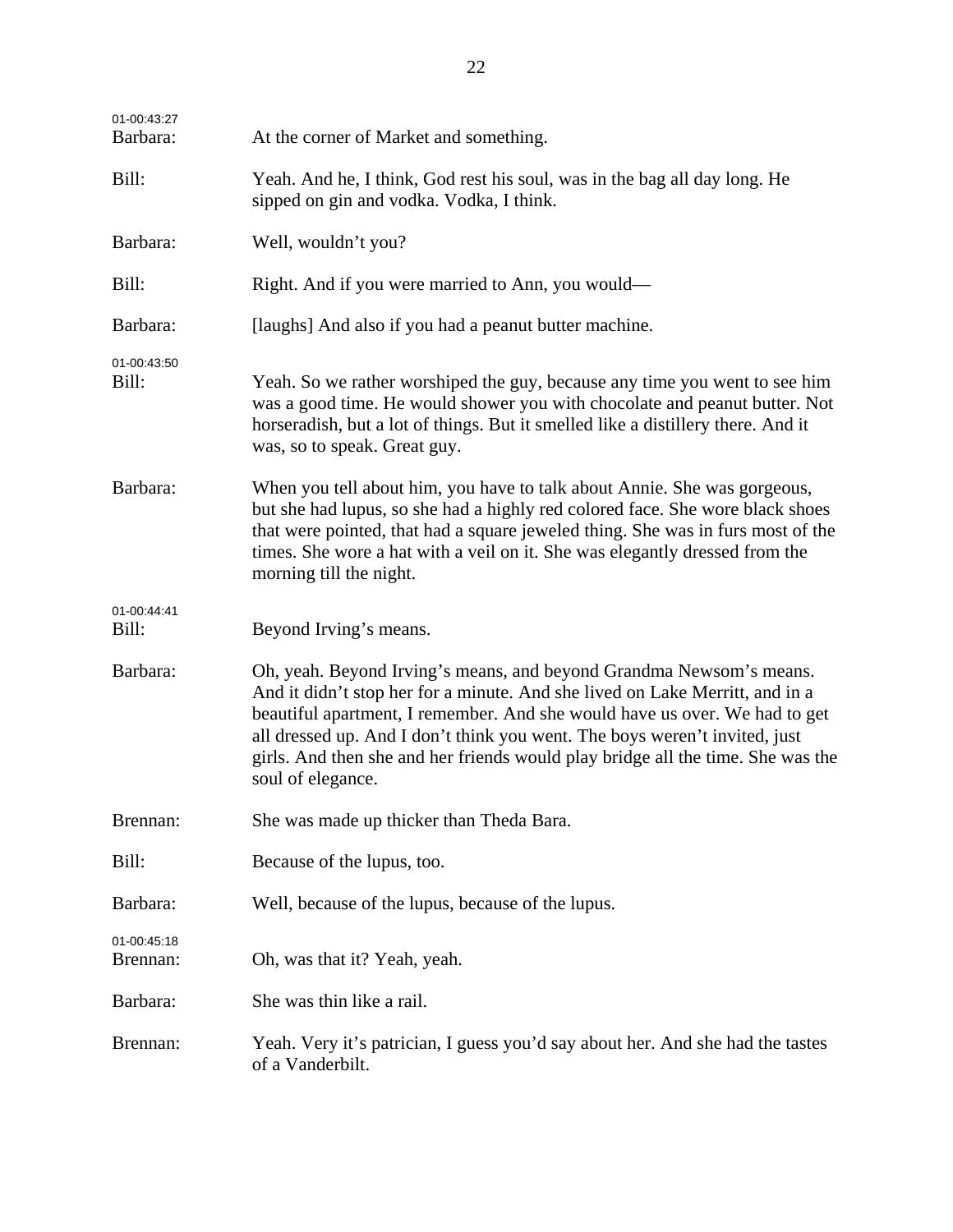01-00:43:27

Barbara: At the corner of Market and something.

Bill: Yeah. And he, I think, God rest his soul, was in the bag all day long. He sipped on gin and vodka. Vodka, I think.

Barbara: Well, wouldn't you?

Bill: Right. And if you were married to Ann, you would—

Barbara: [laughs] And also if you had a peanut butter machine.

01-00:43:50

Bill: Yeah. So we rather worshiped the guy, because any time you went to see him was a good time. He would shower you with chocolate and peanut butter. Not horseradish, but a lot of things. But it smelled like a distillery there. And it was, so to speak. Great guy.

Barbara: When you tell about him, you have to talk about Annie. She was gorgeous, but she had lupus, so she had a highly red colored face. She wore black shoes that were pointed, that had a square jeweled thing. She was in furs most of the times. She wore a hat with a veil on it. She was elegantly dressed from the morning till the night.

01-00:44:41

Bill: Beyond Irving's means.

Barbara: Oh, yeah. Beyond Irving's means, and beyond Grandma Newsom's means. And it didn't stop her for a minute. And she lived on Lake Merritt, and in a beautiful apartment, I remember. And she would have us over. We had to get all dressed up. And I don't think you went. The boys weren't invited, just girls. And then she and her friends would play bridge all the time. She was the soul of elegance.

Brennan: She was made up thicker than Theda Bara.

Bill: Because of the lupus, too.

Barbara: Well, because of the lupus, because of the lupus.

01-00:45:18

Brennan: Oh, was that it? Yeah, yeah.

Barbara: She was thin like a rail.

Brennan: Yeah. Very it's patrician, I guess you'd say about her. And she had the tastes of a Vanderbilt.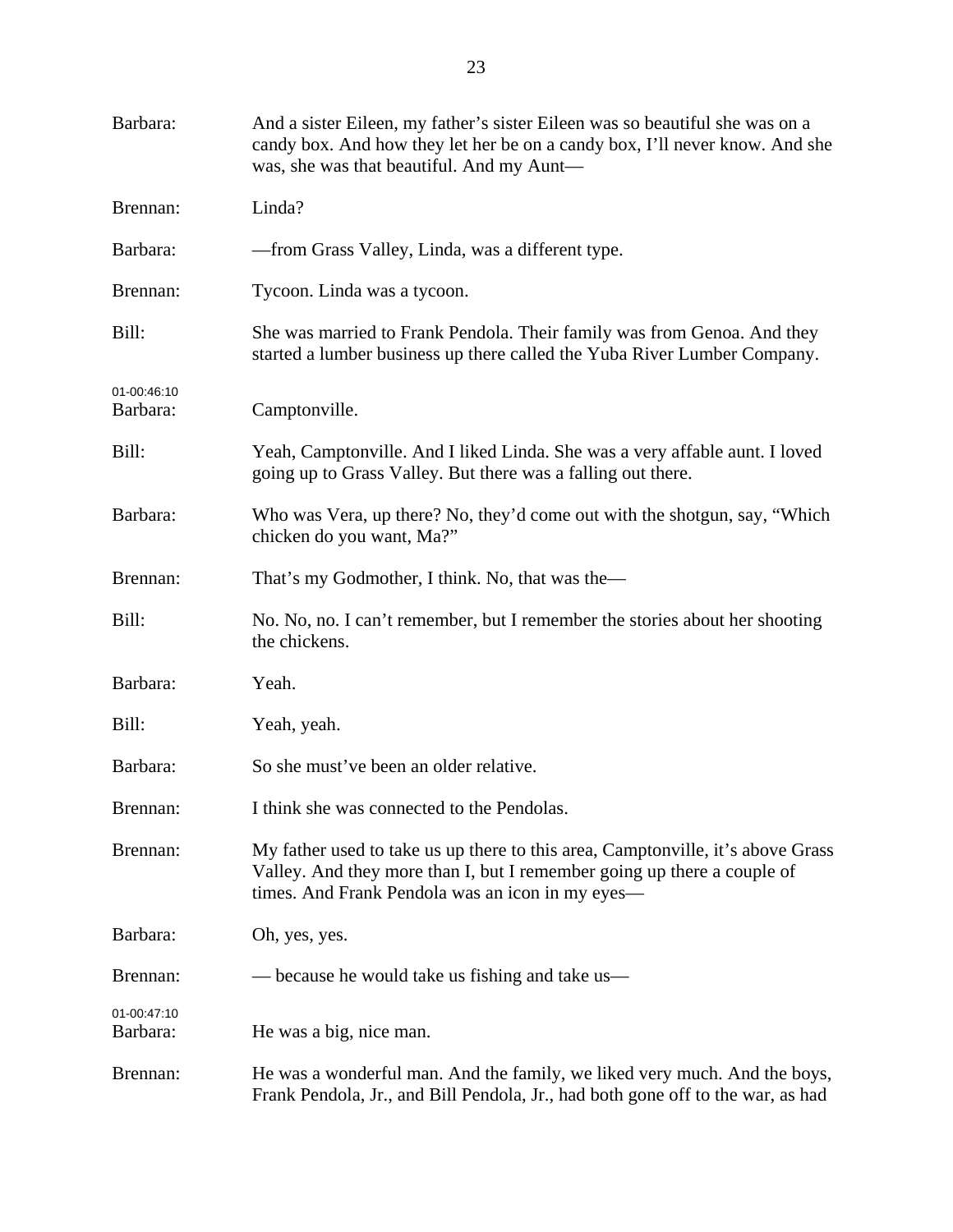Barbara: And a sister Eileen, my father's sister Eileen was so beautiful she was on a candy box. And how they let her be on a candy box, I'll never know. And she was, she was that beautiful. And my Aunt—

Brennan: Linda?

Barbara: —from Grass Valley, Linda, was a different type.

Brennan: Tycoon. Linda was a tycoon.

Bill: She was married to Frank Pendola. Their family was from Genoa. And they started a lumber business up there called the Yuba River Lumber Company.

01-00:46:10
Barbara: Camptonville.

Bill: Yeah, Camptonville. And I liked Linda. She was a very affable aunt. I loved going up to Grass Valley. But there was a falling out there.

Barbara: Who was Vera, up there? No, they'd come out with the shotgun, say, "Which chicken do you want, Ma?"

Brennan: That's my Godmother, I think. No, that was the—

Bill: No. No, no. I can't remember, but I remember the stories about her shooting the chickens.

Barbara: Yeah.

Bill: Yeah, yeah.

Barbara: So she must've been an older relative.

Brennan: I think she was connected to the Pendolas.

Brennan: My father used to take us up there to this area, Camptonville, it's above Grass Valley. And they more than I, but I remember going up there a couple of times. And Frank Pendola was an icon in my eyes—

Barbara: Oh, yes, yes.

Brennan: — because he would take us fishing and take us—

01-00:47:10
Barbara: He was a big, nice man.

Brennan: He was a wonderful man. And the family, we liked very much. And the boys, Frank Pendola, Jr., and Bill Pendola, Jr., had both gone off to the war, as had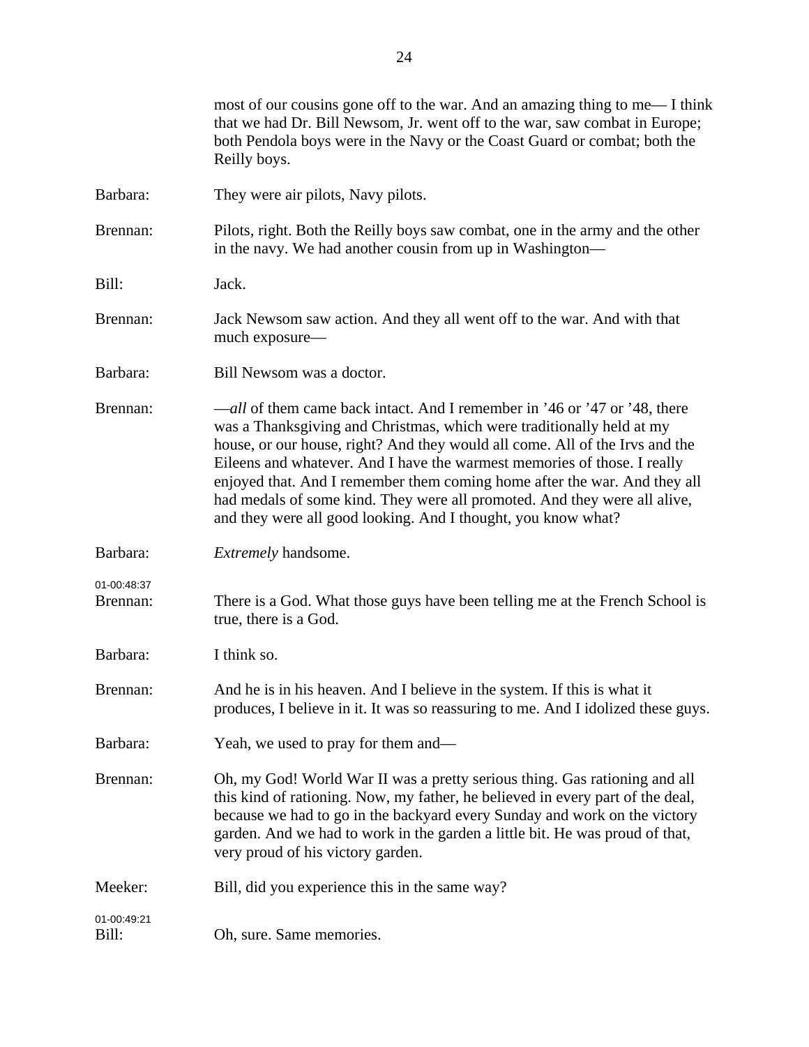most of our cousins gone off to the war. And an amazing thing to me— I think that we had Dr. Bill Newsom, Jr. went off to the war, saw combat in Europe; both Pendola boys were in the Navy or the Coast Guard or combat; both the Reilly boys.

Barbara: They were air pilots, Navy pilots.

Brennan: Pilots, right. Both the Reilly boys saw combat, one in the army and the other in the navy. We had another cousin from up in Washington—

Bill: Jack.

Brennan: Jack Newsom saw action. And they all went off to the war. And with that much exposure—

Barbara: Bill Newsom was a doctor.

Brennan: —*all* of them came back intact. And I remember in '46 or '47 or '48, there was a Thanksgiving and Christmas, which were traditionally held at my house, or our house, right? And they would all come. All of the Irvs and the Eileens and whatever. And I have the warmest memories of those. I really enjoyed that. And I remember them coming home after the war. And they all had medals of some kind. They were all promoted. And they were all alive, and they were all good looking. And I thought, you know what?

Barbara: *Extremely* handsome.

01-00:48:37
Brennan: There is a God. What those guys have been telling me at the French School is true, there is a God.

Barbara: I think so.

Brennan: And he is in his heaven. And I believe in the system. If this is what it produces, I believe in it. It was so reassuring to me. And I idolized these guys.

Barbara: Yeah, we used to pray for them and—

Brennan: Oh, my God! World War II was a pretty serious thing. Gas rationing and all this kind of rationing. Now, my father, he believed in every part of the deal, because we had to go in the backyard every Sunday and work on the victory garden. And we had to work in the garden a little bit. He was proud of that, very proud of his victory garden.

Meeker: Bill, did you experience this in the same way?

01-00:49:21
Bill: Oh, sure. Same memories.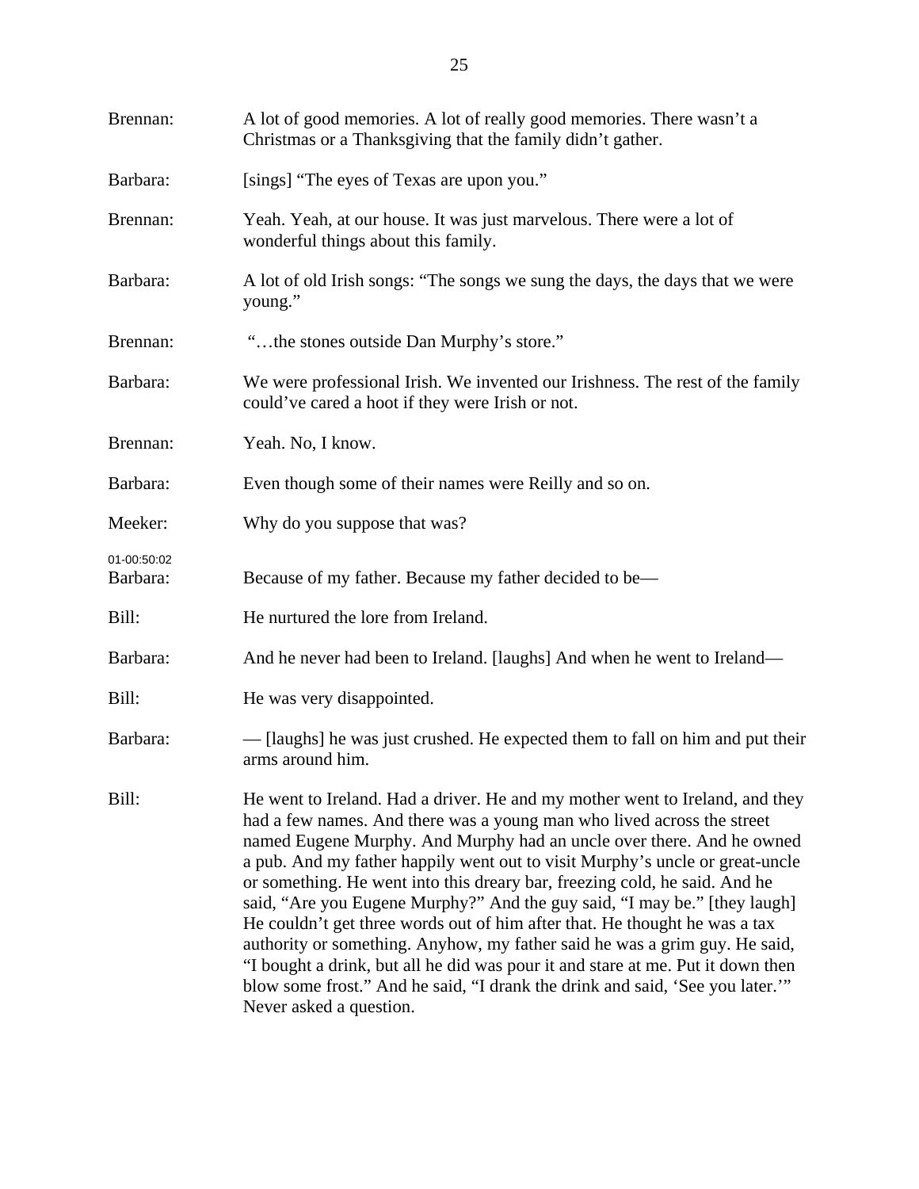Brennan: A lot of good memories. A lot of really good memories. There wasn't a Christmas or a Thanksgiving that the family didn't gather.

Barbara: [sings] "The eyes of Texas are upon you."

Brennan: Yeah. Yeah, at our house. It was just marvelous. There were a lot of wonderful things about this family.

Barbara: A lot of old Irish songs: "The songs we sung the days, the days that we were young."

Brennan: "…the stones outside Dan Murphy's store."

Barbara: We were professional Irish. We invented our Irishness. The rest of the family could've cared a hoot if they were Irish or not.

Brennan: Yeah. No, I know.

Barbara: Even though some of their names were Reilly and so on.

Meeker: Why do you suppose that was?

01-00:50:02

Barbara: Because of my father. Because my father decided to be—

Bill: He nurtured the lore from Ireland.

Barbara: And he never had been to Ireland. [laughs] And when he went to Ireland—

Bill: He was very disappointed.

Barbara: — [laughs] he was just crushed. He expected them to fall on him and put their arms around him.

Bill: He went to Ireland. Had a driver. He and my mother went to Ireland, and they had a few names. And there was a young man who lived across the street named Eugene Murphy. And Murphy had an uncle over there. And he owned a pub. And my father happily went out to visit Murphy's uncle or great-uncle or something. He went into this dreary bar, freezing cold, he said. And he said, "Are you Eugene Murphy?" And the guy said, "I may be." [they laugh] He couldn't get three words out of him after that. He thought he was a tax authority or something. Anyhow, my father said he was a grim guy. He said, "I bought a drink, but all he did was pour it and stare at me. Put it down then blow some frost." And he said, "I drank the drink and said, 'See you later.'" Never asked a question.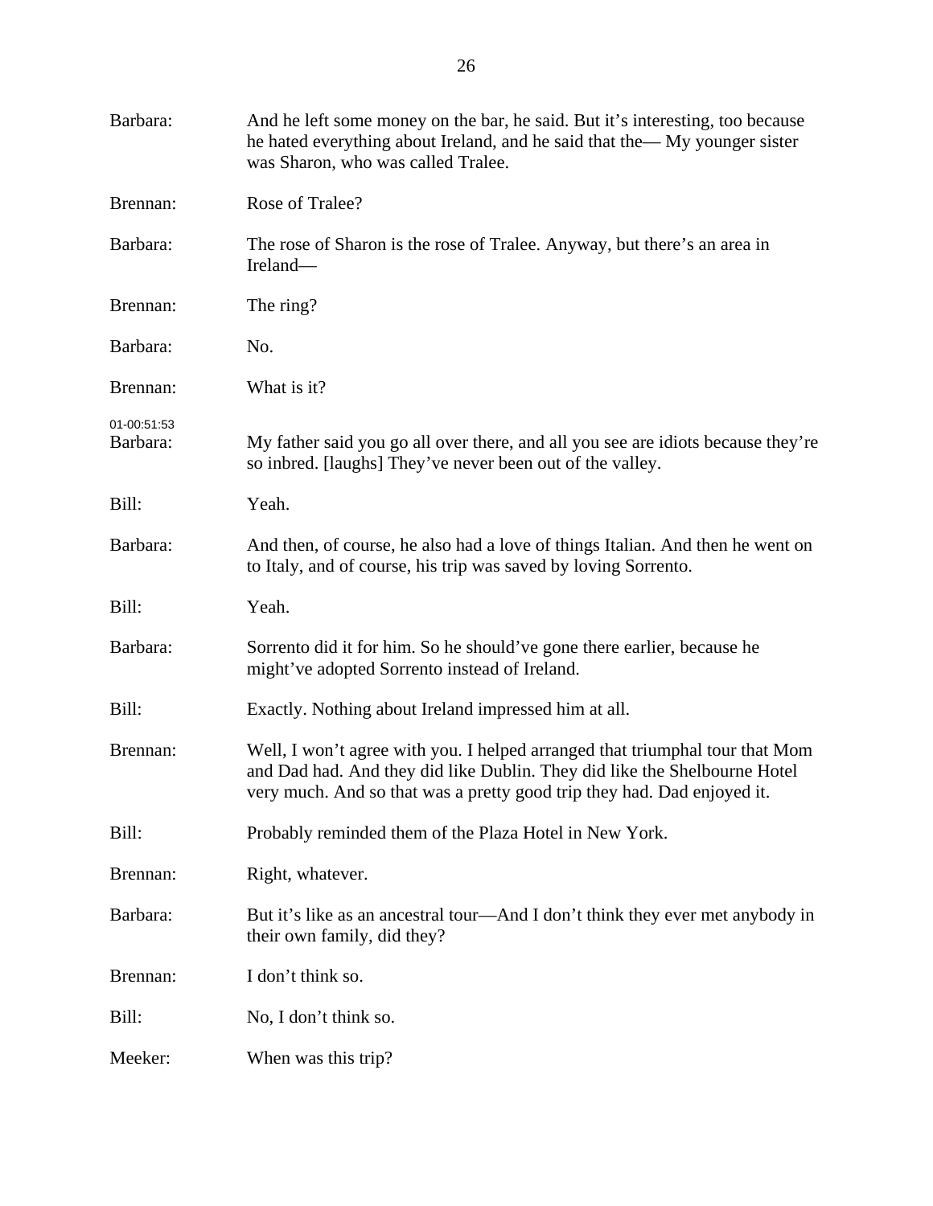Barbara: And he left some money on the bar, he said. But it's interesting, too because he hated everything about Ireland, and he said that the— My younger sister was Sharon, who was called Tralee.

Brennan: Rose of Tralee?

Barbara: The rose of Sharon is the rose of Tralee. Anyway, but there's an area in Ireland—

Brennan: The ring?

Barbara: No.

Brennan: What is it?

01-00:51:53

Barbara: My father said you go all over there, and all you see are idiots because they're so inbred. [laughs] They've never been out of the valley.

Bill: Yeah.

Barbara: And then, of course, he also had a love of things Italian. And then he went on to Italy, and of course, his trip was saved by loving Sorrento.

Bill: Yeah.

Barbara: Sorrento did it for him. So he should've gone there earlier, because he might've adopted Sorrento instead of Ireland.

Bill: Exactly. Nothing about Ireland impressed him at all.

Brennan: Well, I won't agree with you. I helped arranged that triumphal tour that Mom and Dad had. And they did like Dublin. They did like the Shelbourne Hotel very much. And so that was a pretty good trip they had. Dad enjoyed it.

Bill: Probably reminded them of the Plaza Hotel in New York.

Brennan: Right, whatever.

Barbara: But it's like as an ancestral tour—And I don't think they ever met anybody in their own family, did they?

Brennan: I don't think so.

Bill: No, I don't think so.

Meeker: When was this trip?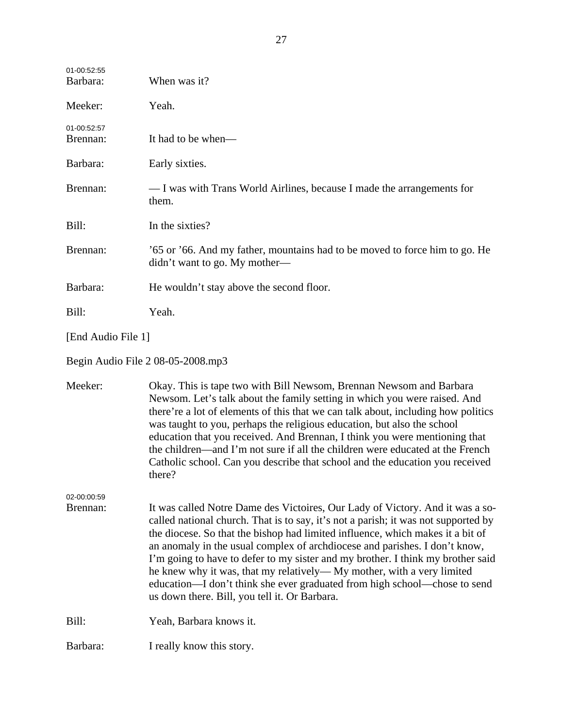01-00:52:55
Barbara: When was it?

Meeker: Yeah.

01-00:52:57
Brennan: It had to be when—

Barbara: Early sixties.

Brennan: — I was with Trans World Airlines, because I made the arrangements for them.

Bill: In the sixties?

Brennan: ’65 or ’66. And my father, mountains had to be moved to force him to go. He didn’t want to go. My mother—

Barbara: He wouldn’t stay above the second floor.

Bill: Yeah.

[End Audio File 1]

Begin Audio File 2 08-05-2008.mp3

Meeker: Okay. This is tape two with Bill Newsom, Brennan Newsom and Barbara Newsom. Let’s talk about the family setting in which you were raised. And there’re a lot of elements of this that we can talk about, including how politics was taught to you, perhaps the religious education, but also the school education that you received. And Brennan, I think you were mentioning that the children—and I’m not sure if all the children were educated at the French Catholic school. Can you describe that school and the education you received there?

02-00:00:59
Brennan: It was called Notre Dame des Victoires, Our Lady of Victory. And it was a so-called national church. That is to say, it’s not a parish; it was not supported by the diocese. So that the bishop had limited influence, which makes it a bit of an anomaly in the usual complex of archdiocese and parishes. I don’t know, I’m going to have to defer to my sister and my brother. I think my brother said he knew why it was, that my relatively— My mother, with a very limited education—I don’t think she ever graduated from high school—chose to send us down there. Bill, you tell it. Or Barbara.

Bill: Yeah, Barbara knows it.

Barbara: I really know this story.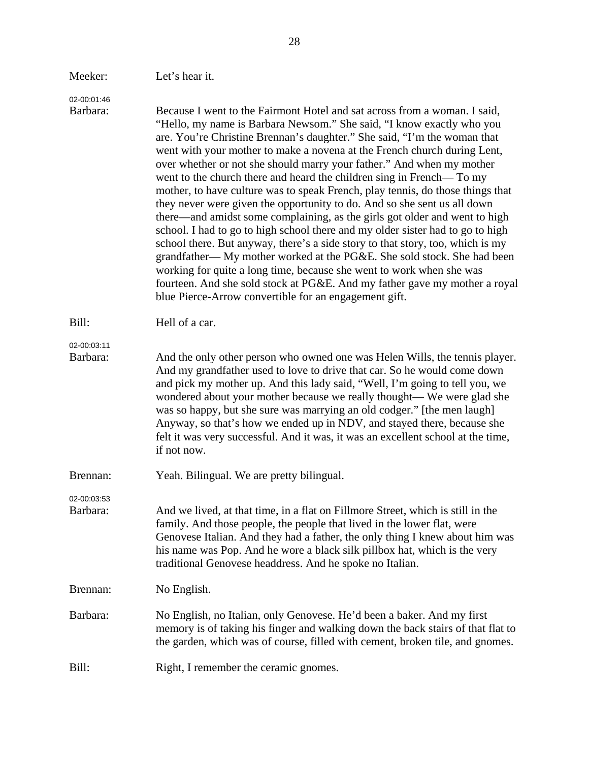Meeker: Let's hear it.

02-00:01:46

Barbara: Because I went to the Fairmont Hotel and sat across from a woman. I said, "Hello, my name is Barbara Newsom." She said, "I know exactly who you are. You're Christine Brennan's daughter." She said, "I'm the woman that went with your mother to make a novena at the French church during Lent, over whether or not she should marry your father." And when my mother went to the church there and heard the children sing in French— To my mother, to have culture was to speak French, play tennis, do those things that they never were given the opportunity to do. And so she sent us all down there—and amidst some complaining, as the girls got older and went to high school. I had to go to high school there and my older sister had to go to high school there. But anyway, there's a side story to that story, too, which is my grandfather— My mother worked at the PG&E. She sold stock. She had been working for quite a long time, because she went to work when she was fourteen. And she sold stock at PG&E. And my father gave my mother a royal blue Pierce-Arrow convertible for an engagement gift.

Bill: Hell of a car.

02-00:03:11

Barbara: And the only other person who owned one was Helen Wills, the tennis player. And my grandfather used to love to drive that car. So he would come down and pick my mother up. And this lady said, "Well, I'm going to tell you, we wondered about your mother because we really thought— We were glad she was so happy, but she sure was marrying an old codger." [the men laugh] Anyway, so that's how we ended up in NDV, and stayed there, because she felt it was very successful. And it was, it was an excellent school at the time, if not now.

Brennan: Yeah. Bilingual. We are pretty bilingual.

02-00:03:53

Barbara: And we lived, at that time, in a flat on Fillmore Street, which is still in the family. And those people, the people that lived in the lower flat, were Genovese Italian. And they had a father, the only thing I knew about him was his name was Pop. And he wore a black silk pillbox hat, which is the very traditional Genovese headdress. And he spoke no Italian.

Brennan: No English.

Barbara: No English, no Italian, only Genovese. He'd been a baker. And my first memory is of taking his finger and walking down the back stairs of that flat to the garden, which was of course, filled with cement, broken tile, and gnomes.

Bill: Right, I remember the ceramic gnomes.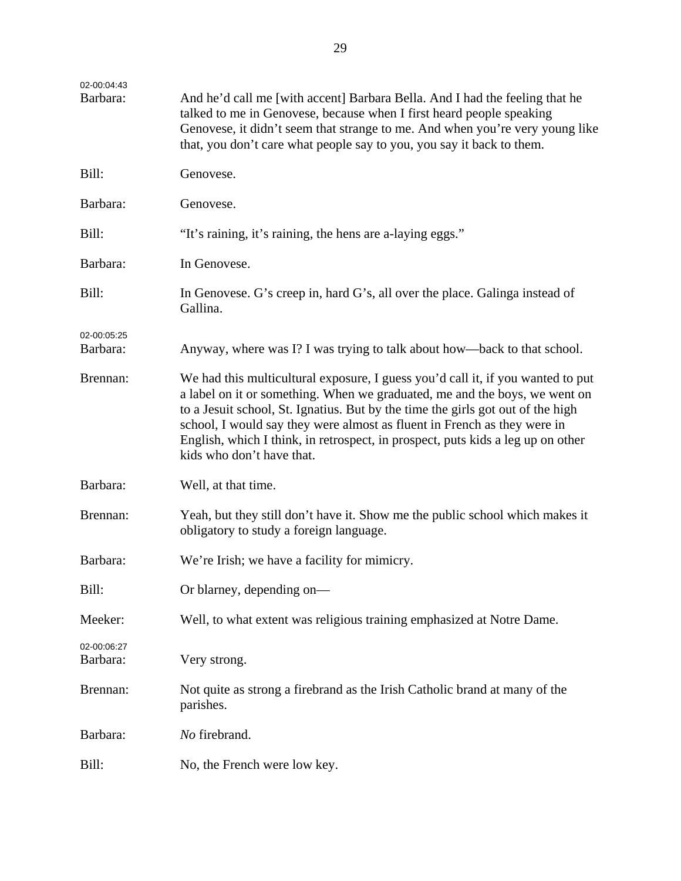02-00:04:43

Barbara: And he'd call me [with accent] Barbara Bella. And I had the feeling that he talked to me in Genovese, because when I first heard people speaking Genovese, it didn't seem that strange to me. And when you're very young like that, you don't care what people say to you, you say it back to them.

Bill: Genovese.

Barbara: Genovese.

Bill: "It's raining, it's raining, the hens are a-laying eggs."

Barbara: In Genovese.

Bill: In Genovese. G's creep in, hard G's, all over the place. Galinga instead of Gallina.

02-00:05:25

Barbara: Anyway, where was I? I was trying to talk about how—back to that school.

Brennan: We had this multicultural exposure, I guess you'd call it, if you wanted to put a label on it or something. When we graduated, me and the boys, we went on to a Jesuit school, St. Ignatius. But by the time the girls got out of the high school, I would say they were almost as fluent in French as they were in English, which I think, in retrospect, in prospect, puts kids a leg up on other kids who don't have that.

Barbara: Well, at that time.

Brennan: Yeah, but they still don't have it. Show me the public school which makes it obligatory to study a foreign language.

Barbara: We're Irish; we have a facility for mimicry.

Bill: Or blarney, depending on—

Meeker: Well, to what extent was religious training emphasized at Notre Dame.

02-00:06:27

Barbara: Very strong.

Brennan: Not quite as strong a firebrand as the Irish Catholic brand at many of the parishes.

Barbara: *No* firebrand.

Bill: No, the French were low key.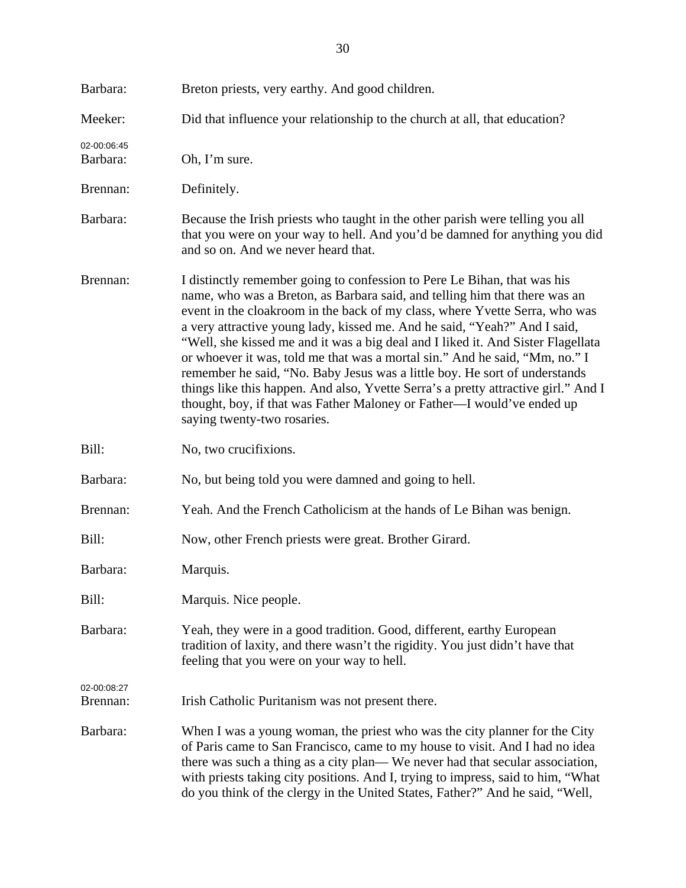Barbara: Breton priests, very earthy. And good children.

Meeker: Did that influence your relationship to the church at all, that education?

02-00:06:45
Barbara: Oh, I'm sure.

Brennan: Definitely.

Barbara: Because the Irish priests who taught in the other parish were telling you all that you were on your way to hell. And you'd be damned for anything you did and so on. And we never heard that.

Brennan: I distinctly remember going to confession to Pere Le Bihan, that was his name, who was a Breton, as Barbara said, and telling him that there was an event in the cloakroom in the back of my class, where Yvette Serra, who was a very attractive young lady, kissed me. And he said, "Yeah?" And I said, "Well, she kissed me and it was a big deal and I liked it. And Sister Flagellata or whoever it was, told me that was a mortal sin." And he said, "Mm, no." I remember he said, "No. Baby Jesus was a little boy. He sort of understands things like this happen. And also, Yvette Serra's a pretty attractive girl." And I thought, boy, if that was Father Maloney or Father—I would've ended up saying twenty-two rosaries.

Bill: No, two crucifixions.

Barbara: No, but being told you were damned and going to hell.

Brennan: Yeah. And the French Catholicism at the hands of Le Bihan was benign.

Bill: Now, other French priests were great. Brother Girard.

Barbara: Marquis.

Bill: Marquis. Nice people.

Barbara: Yeah, they were in a good tradition. Good, different, earthy European tradition of laxity, and there wasn't the rigidity. You just didn't have that feeling that you were on your way to hell.

02-00:08:27
Brennan: Irish Catholic Puritanism was not present there.

Barbara: When I was a young woman, the priest who was the city planner for the City of Paris came to San Francisco, came to my house to visit. And I had no idea there was such a thing as a city plan— We never had that secular association, with priests taking city positions. And I, trying to impress, said to him, "What do you think of the clergy in the United States, Father?" And he said, "Well,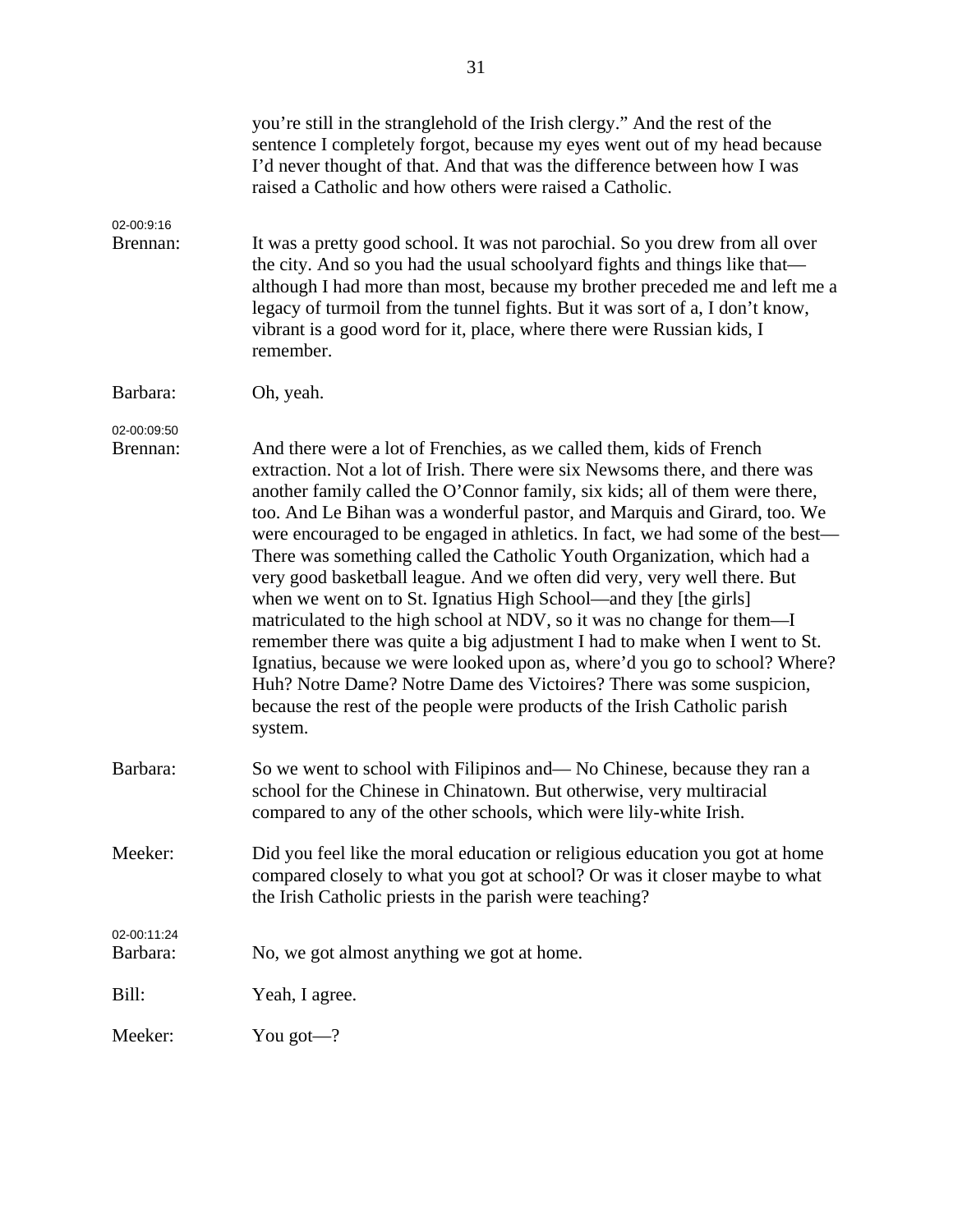you're still in the stranglehold of the Irish clergy." And the rest of the sentence I completely forgot, because my eyes went out of my head because I'd never thought of that. And that was the difference between how I was raised a Catholic and how others were raised a Catholic.

02-00:9:16

Brennan: It was a pretty good school. It was not parochial. So you drew from all over the city. And so you had the usual schoolyard fights and things like that—although I had more than most, because my brother preceded me and left me a legacy of turmoil from the tunnel fights. But it was sort of a, I don't know, vibrant is a good word for it, place, where there were Russian kids, I remember.

Barbara: Oh, yeah.

02-00:09:50

Brennan: And there were a lot of Frenchies, as we called them, kids of French extraction. Not a lot of Irish. There were six Newsoms there, and there was another family called the O'Connor family, six kids; all of them were there, too. And Le Bihan was a wonderful pastor, and Marquis and Girard, too. We were encouraged to be engaged in athletics. In fact, we had some of the best—There was something called the Catholic Youth Organization, which had a very good basketball league. And we often did very, very well there. But when we went on to St. Ignatius High School—and they [the girls] matriculated to the high school at NDV, so it was no change for them—I remember there was quite a big adjustment I had to make when I went to St. Ignatius, because we were looked upon as, where'd you go to school? Where? Huh? Notre Dame? Notre Dame des Victoires? There was some suspicion, because the rest of the people were products of the Irish Catholic parish system.

Barbara: So we went to school with Filipinos and— No Chinese, because they ran a school for the Chinese in Chinatown. But otherwise, very multiracial compared to any of the other schools, which were lily-white Irish.

Meeker: Did you feel like the moral education or religious education you got at home compared closely to what you got at school? Or was it closer maybe to what the Irish Catholic priests in the parish were teaching?

02-00:11:24

Barbara: No, we got almost anything we got at home.

Bill: Yeah, I agree.

Meeker: You got—?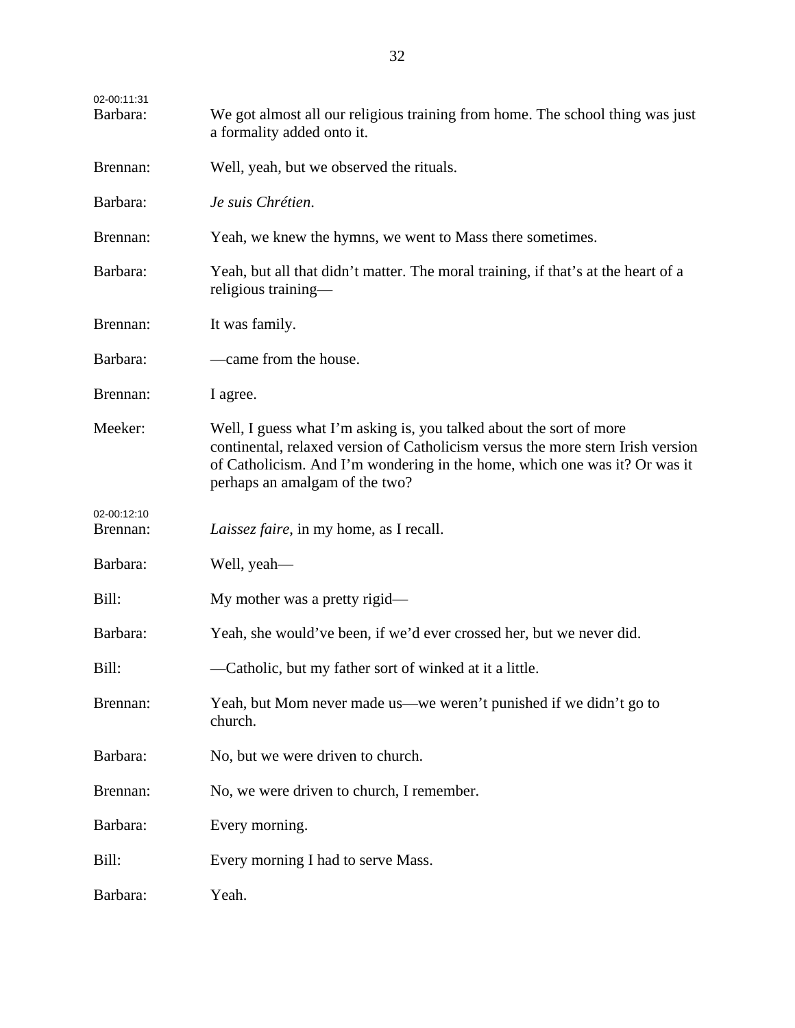02-00:11:31

Barbara: We got almost all our religious training from home. The school thing was just a formality added onto it.

Brennan: Well, yeah, but we observed the rituals.

Barbara: *Je suis Chrétien.*

Brennan: Yeah, we knew the hymns, we went to Mass there sometimes.

Barbara: Yeah, but all that didn't matter. The moral training, if that's at the heart of a religious training—

Brennan: It was family.

Barbara: —came from the house.

Brennan: I agree.

Meeker: Well, I guess what I'm asking is, you talked about the sort of more continental, relaxed version of Catholicism versus the more stern Irish version of Catholicism. And I'm wondering in the home, which one was it? Or was it perhaps an amalgam of the two?

02-00:12:10

Brennan: *Laissez faire*, in my home, as I recall.

Barbara: Well, yeah—

Bill: My mother was a pretty rigid—

Barbara: Yeah, she would've been, if we'd ever crossed her, but we never did.

Bill: —Catholic, but my father sort of winked at it a little.

Brennan: Yeah, but Mom never made us—we weren't punished if we didn't go to church.

Barbara: No, but we were driven to church.

Brennan: No, we were driven to church, I remember.

Barbara: Every morning.

Bill: Every morning I had to serve Mass.

Barbara: Yeah.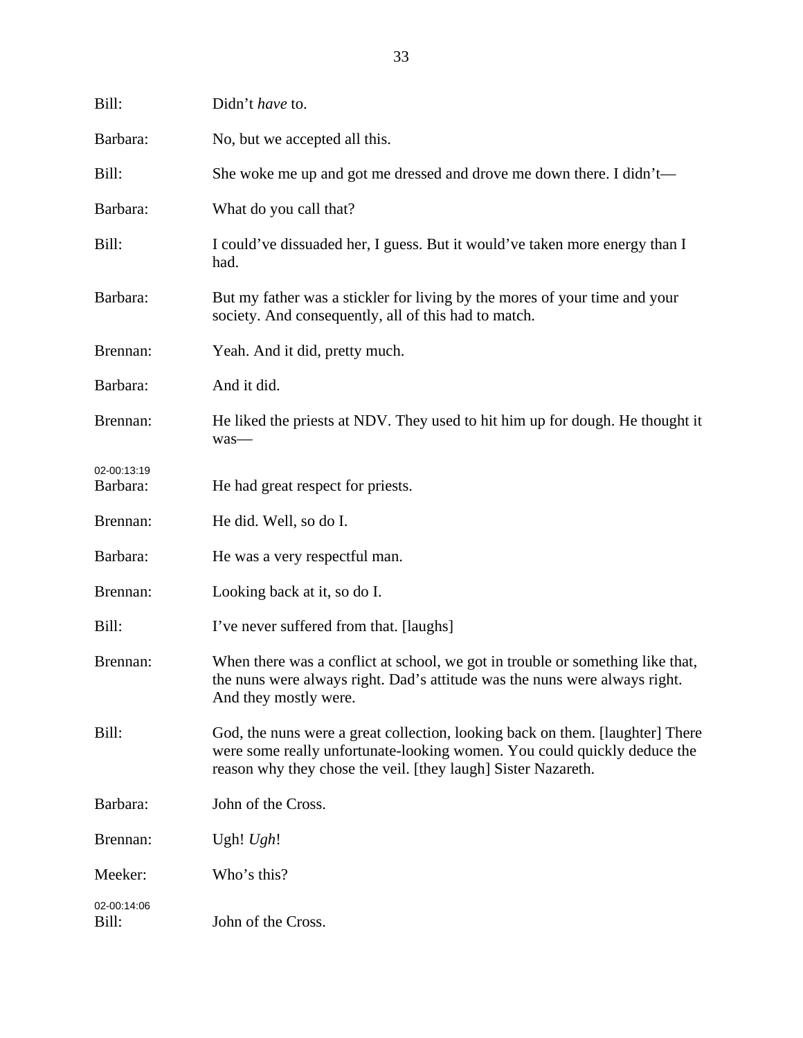Bill: Didn't *have* to.

Barbara: No, but we accepted all this.

Bill: She woke me up and got me dressed and drove me down there. I didn't—

Barbara: What do you call that?

Bill: I could've dissuaded her, I guess. But it would've taken more energy than I had.

Barbara: But my father was a stickler for living by the mores of your time and your society. And consequently, all of this had to match.

Brennan: Yeah. And it did, pretty much.

Barbara: And it did.

Brennan: He liked the priests at NDV. They used to hit him up for dough. He thought it was—

02-00:13:19
Barbara: He had great respect for priests.

Brennan: He did. Well, so do I.

Barbara: He was a very respectful man.

Brennan: Looking back at it, so do I.

Bill: I've never suffered from that. [laughs]

Brennan: When there was a conflict at school, we got in trouble or something like that, the nuns were always right. Dad's attitude was the nuns were always right. And they mostly were.

Bill: God, the nuns were a great collection, looking back on them. [laughter] There were some really unfortunate-looking women. You could quickly deduce the reason why they chose the veil. [they laugh] Sister Nazareth.

Barbara: John of the Cross.

Brennan: Ugh! *Ugh*!

Meeker: Who's this?

02-00:14:06
Bill: John of the Cross.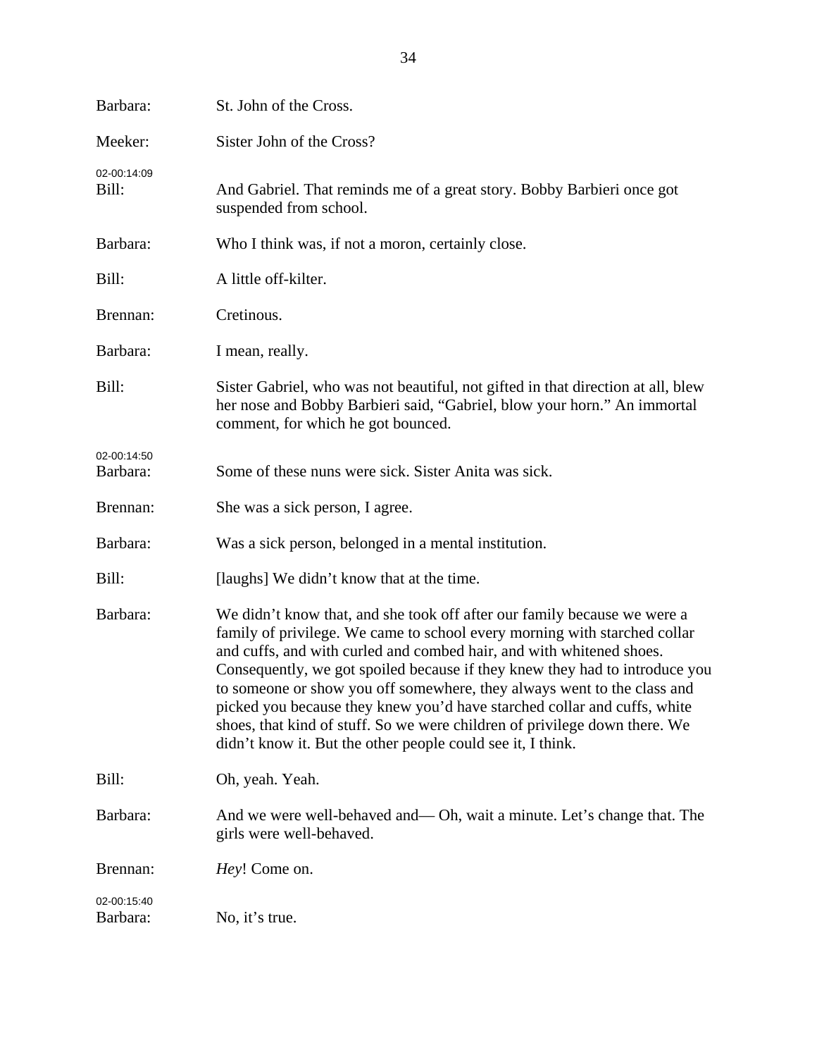Barbara: St. John of the Cross.

Meeker: Sister John of the Cross?

02-00:14:09
Bill: And Gabriel. That reminds me of a great story. Bobby Barbieri once got suspended from school.

Barbara: Who I think was, if not a moron, certainly close.

Bill: A little off-kilter.

Brennan: Cretinous.

Barbara: I mean, really.

Bill: Sister Gabriel, who was not beautiful, not gifted in that direction at all, blew her nose and Bobby Barbieri said, "Gabriel, blow your horn." An immortal comment, for which he got bounced.

02-00:14:50
Barbara: Some of these nuns were sick. Sister Anita was sick.

Brennan: She was a sick person, I agree.

Barbara: Was a sick person, belonged in a mental institution.

Bill: [laughs] We didn't know that at the time.

Barbara: We didn't know that, and she took off after our family because we were a family of privilege. We came to school every morning with starched collar and cuffs, and with curled and combed hair, and with whitened shoes. Consequently, we got spoiled because if they knew they had to introduce you to someone or show you off somewhere, they always went to the class and picked you because they knew you'd have starched collar and cuffs, white shoes, that kind of stuff. So we were children of privilege down there. We didn't know it. But the other people could see it, I think.

Bill: Oh, yeah. Yeah.

Barbara: And we were well-behaved and— Oh, wait a minute. Let's change that. The girls were well-behaved.

Brennan: *Hey*! Come on.

02-00:15:40
Barbara: No, it's true.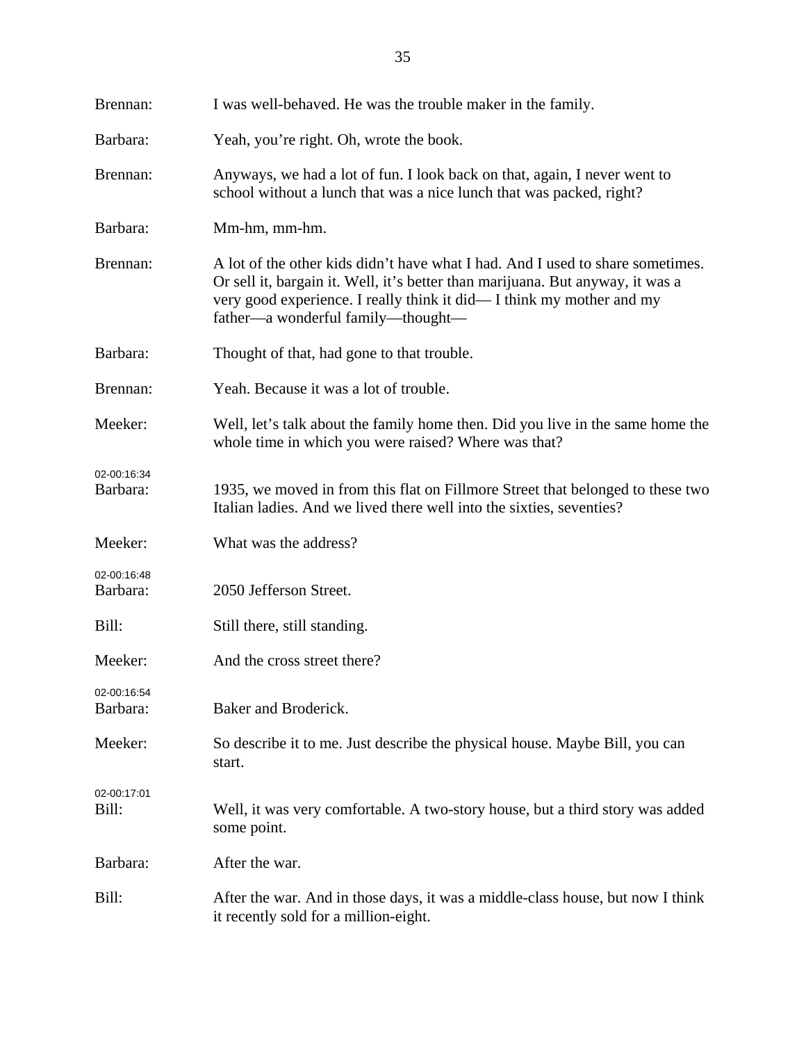Brennan: I was well-behaved. He was the trouble maker in the family.

Barbara: Yeah, you're right. Oh, wrote the book.

Brennan: Anyways, we had a lot of fun. I look back on that, again, I never went to school without a lunch that was a nice lunch that was packed, right?

Barbara: Mm-hm, mm-hm.

Brennan: A lot of the other kids didn't have what I had. And I used to share sometimes. Or sell it, bargain it. Well, it's better than marijuana. But anyway, it was a very good experience. I really think it did— I think my mother and my father—a wonderful family—thought—

Barbara: Thought of that, had gone to that trouble.

Brennan: Yeah. Because it was a lot of trouble.

Meeker: Well, let's talk about the family home then. Did you live in the same home the whole time in which you were raised? Where was that?

02-00:16:34
Barbara: 1935, we moved in from this flat on Fillmore Street that belonged to these two Italian ladies. And we lived there well into the sixties, seventies?

Meeker: What was the address?

02-00:16:48
Barbara: 2050 Jefferson Street.

Bill: Still there, still standing.

Meeker: And the cross street there?

02-00:16:54
Barbara: Baker and Broderick.

Meeker: So describe it to me. Just describe the physical house. Maybe Bill, you can start.

02-00:17:01
Bill: Well, it was very comfortable. A two-story house, but a third story was added some point.

Barbara: After the war.

Bill: After the war. And in those days, it was a middle-class house, but now I think it recently sold for a million-eight.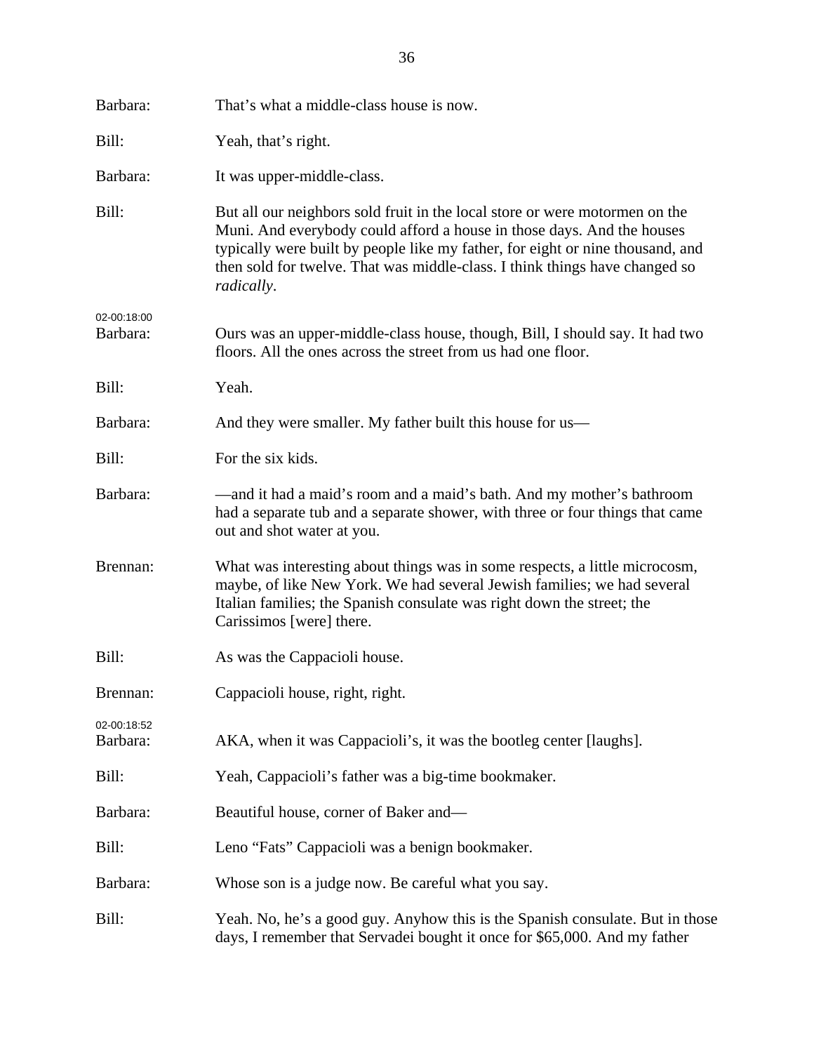Barbara: That's what a middle-class house is now.

Bill: Yeah, that's right.

Barbara: It was upper-middle-class.

Bill: But all our neighbors sold fruit in the local store or were motormen on the Muni. And everybody could afford a house in those days. And the houses typically were built by people like my father, for eight or nine thousand, and then sold for twelve. That was middle-class. I think things have changed so *radically*.

02-00:18:00

Barbara: Ours was an upper-middle-class house, though, Bill, I should say. It had two floors. All the ones across the street from us had one floor.

Bill: Yeah.

Barbara: And they were smaller. My father built this house for us—

Bill: For the six kids.

Barbara: —and it had a maid's room and a maid's bath. And my mother's bathroom had a separate tub and a separate shower, with three or four things that came out and shot water at you.

Brennan: What was interesting about things was in some respects, a little microcosm, maybe, of like New York. We had several Jewish families; we had several Italian families; the Spanish consulate was right down the street; the Carissimos [were] there.

Bill: As was the Cappacioli house.

Brennan: Cappacioli house, right, right.

02-00:18:52

Barbara: AKA, when it was Cappacioli's, it was the bootleg center [laughs].

Bill: Yeah, Cappacioli's father was a big-time bookmaker.

Barbara: Beautiful house, corner of Baker and—

Bill: Leno "Fats" Cappacioli was a benign bookmaker.

Barbara: Whose son is a judge now. Be careful what you say.

Bill: Yeah. No, he's a good guy. Anyhow this is the Spanish consulate. But in those days, I remember that Servadei bought it once for $65,000. And my father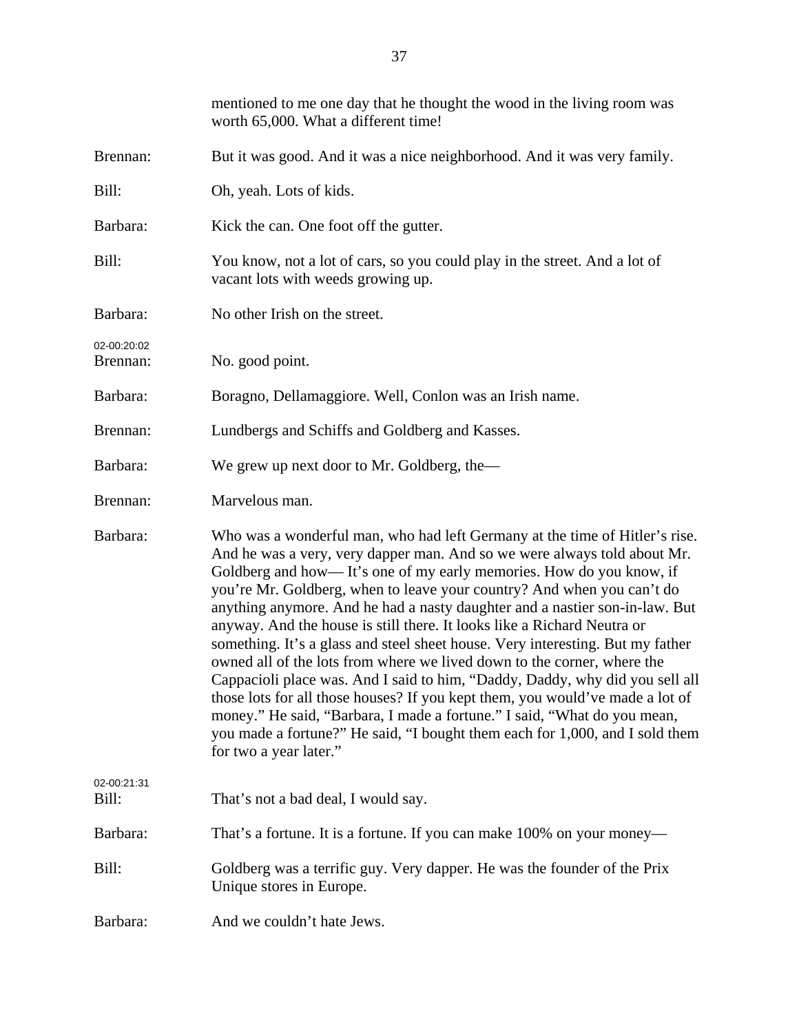mentioned to me one day that he thought the wood in the living room was worth 65,000. What a different time!

Brennan: But it was good. And it was a nice neighborhood. And it was very family.

Bill: Oh, yeah. Lots of kids.

Barbara: Kick the can. One foot off the gutter.

Bill: You know, not a lot of cars, so you could play in the street. And a lot of vacant lots with weeds growing up.

Barbara: No other Irish on the street.

02-00:20:02
Brennan: No. good point.

Barbara: Boragno, Dellamaggiore. Well, Conlon was an Irish name.

Brennan: Lundbergs and Schiffs and Goldberg and Kasses.

Barbara: We grew up next door to Mr. Goldberg, the—

Brennan: Marvelous man.

Barbara: Who was a wonderful man, who had left Germany at the time of Hitler's rise. And he was a very, very dapper man. And so we were always told about Mr. Goldberg and how— It's one of my early memories. How do you know, if you're Mr. Goldberg, when to leave your country? And when you can't do anything anymore. And he had a nasty daughter and a nastier son-in-law. But anyway. And the house is still there. It looks like a Richard Neutra or something. It's a glass and steel sheet house. Very interesting. But my father owned all of the lots from where we lived down to the corner, where the Cappacioli place was. And I said to him, "Daddy, Daddy, why did you sell all those lots for all those houses? If you kept them, you would've made a lot of money." He said, "Barbara, I made a fortune." I said, "What do you mean, you made a fortune?" He said, "I bought them each for 1,000, and I sold them for two a year later."

02-00:21:31
Bill: That's not a bad deal, I would say.

Barbara: That's a fortune. It is a fortune. If you can make 100% on your money—

Bill: Goldberg was a terrific guy. Very dapper. He was the founder of the Prix Unique stores in Europe.

Barbara: And we couldn't hate Jews.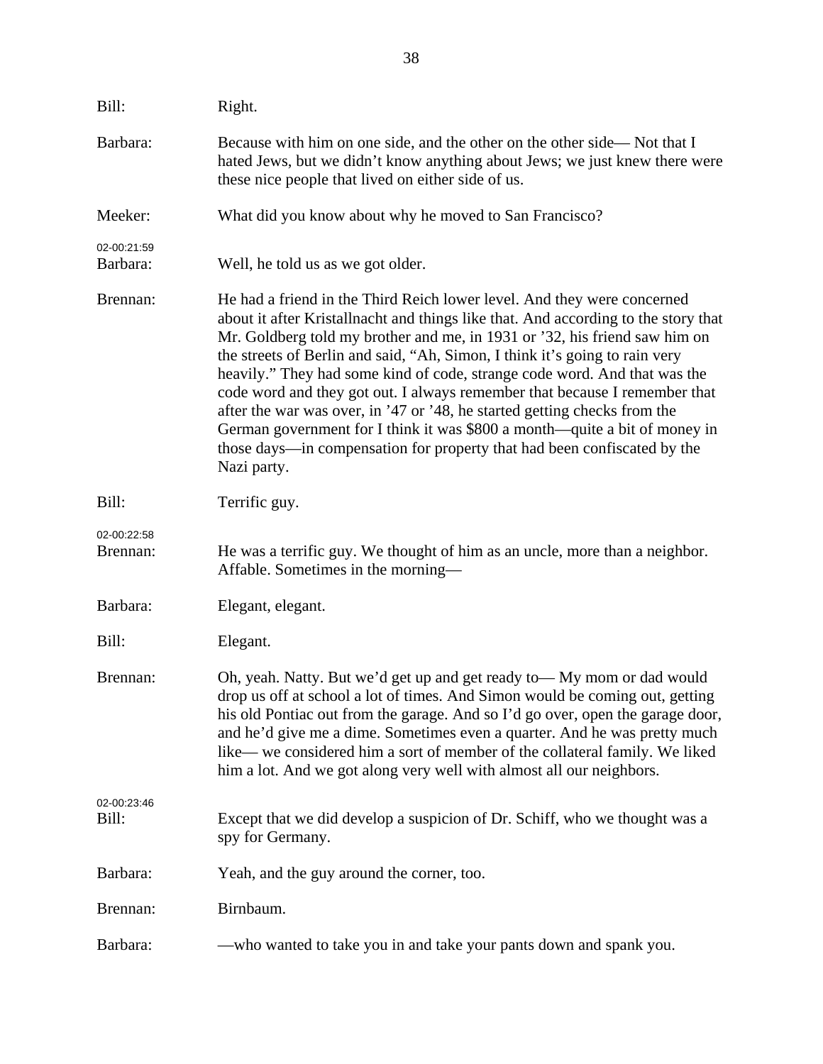Bill: Right.

Barbara: Because with him on one side, and the other on the other side— Not that I hated Jews, but we didn't know anything about Jews; we just knew there were these nice people that lived on either side of us.

Meeker: What did you know about why he moved to San Francisco?

02-00:21:59
Barbara: Well, he told us as we got older.

Brennan: He had a friend in the Third Reich lower level. And they were concerned about it after Kristallnacht and things like that. And according to the story that Mr. Goldberg told my brother and me, in 1931 or '32, his friend saw him on the streets of Berlin and said, "Ah, Simon, I think it's going to rain very heavily." They had some kind of code, strange code word. And that was the code word and they got out. I always remember that because I remember that after the war was over, in '47 or '48, he started getting checks from the German government for I think it was $800 a month—quite a bit of money in those days—in compensation for property that had been confiscated by the Nazi party.

Bill: Terrific guy.

02-00:22:58
Brennan: He was a terrific guy. We thought of him as an uncle, more than a neighbor. Affable. Sometimes in the morning—

Barbara: Elegant, elegant.

Bill: Elegant.

Brennan: Oh, yeah. Natty. But we'd get up and get ready to— My mom or dad would drop us off at school a lot of times. And Simon would be coming out, getting his old Pontiac out from the garage. And so I'd go over, open the garage door, and he'd give me a dime. Sometimes even a quarter. And he was pretty much like— we considered him a sort of member of the collateral family. We liked him a lot. And we got along very well with almost all our neighbors.

02-00:23:46
Bill: Except that we did develop a suspicion of Dr. Schiff, who we thought was a spy for Germany.

Barbara: Yeah, and the guy around the corner, too.

Brennan: Birnbaum.

Barbara: —who wanted to take you in and take your pants down and spank you.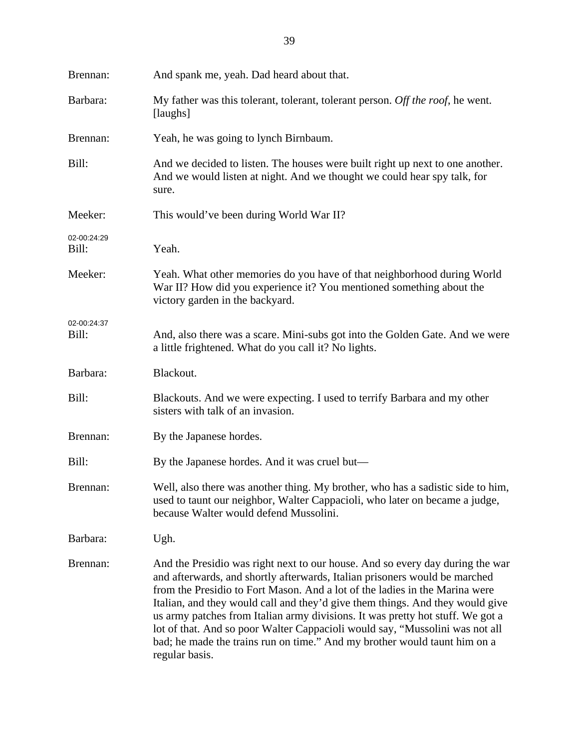Brennan: And spank me, yeah. Dad heard about that.

Barbara: My father was this tolerant, tolerant, tolerant person. *Off the roof*, he went. [laughs]

Brennan: Yeah, he was going to lynch Birnbaum.

Bill: And we decided to listen. The houses were built right up next to one another. And we would listen at night. And we thought we could hear spy talk, for sure.

Meeker: This would've been during World War II?

02-00:24:29
Bill: Yeah.

Meeker: Yeah. What other memories do you have of that neighborhood during World War II? How did you experience it? You mentioned something about the victory garden in the backyard.

02-00:24:37
Bill: And, also there was a scare. Mini-subs got into the Golden Gate. And we were a little frightened. What do you call it? No lights.

Barbara: Blackout.

Bill: Blackouts. And we were expecting. I used to terrify Barbara and my other sisters with talk of an invasion.

Brennan: By the Japanese hordes.

Bill: By the Japanese hordes. And it was cruel but—

Brennan: Well, also there was another thing. My brother, who has a sadistic side to him, used to taunt our neighbor, Walter Cappacioli, who later on became a judge, because Walter would defend Mussolini.

Barbara: Ugh.

Brennan: And the Presidio was right next to our house. And so every day during the war and afterwards, and shortly afterwards, Italian prisoners would be marched from the Presidio to Fort Mason. And a lot of the ladies in the Marina were Italian, and they would call and they'd give them things. And they would give us army patches from Italian army divisions. It was pretty hot stuff. We got a lot of that. And so poor Walter Cappacioli would say, "Mussolini was not all bad; he made the trains run on time." And my brother would taunt him on a regular basis.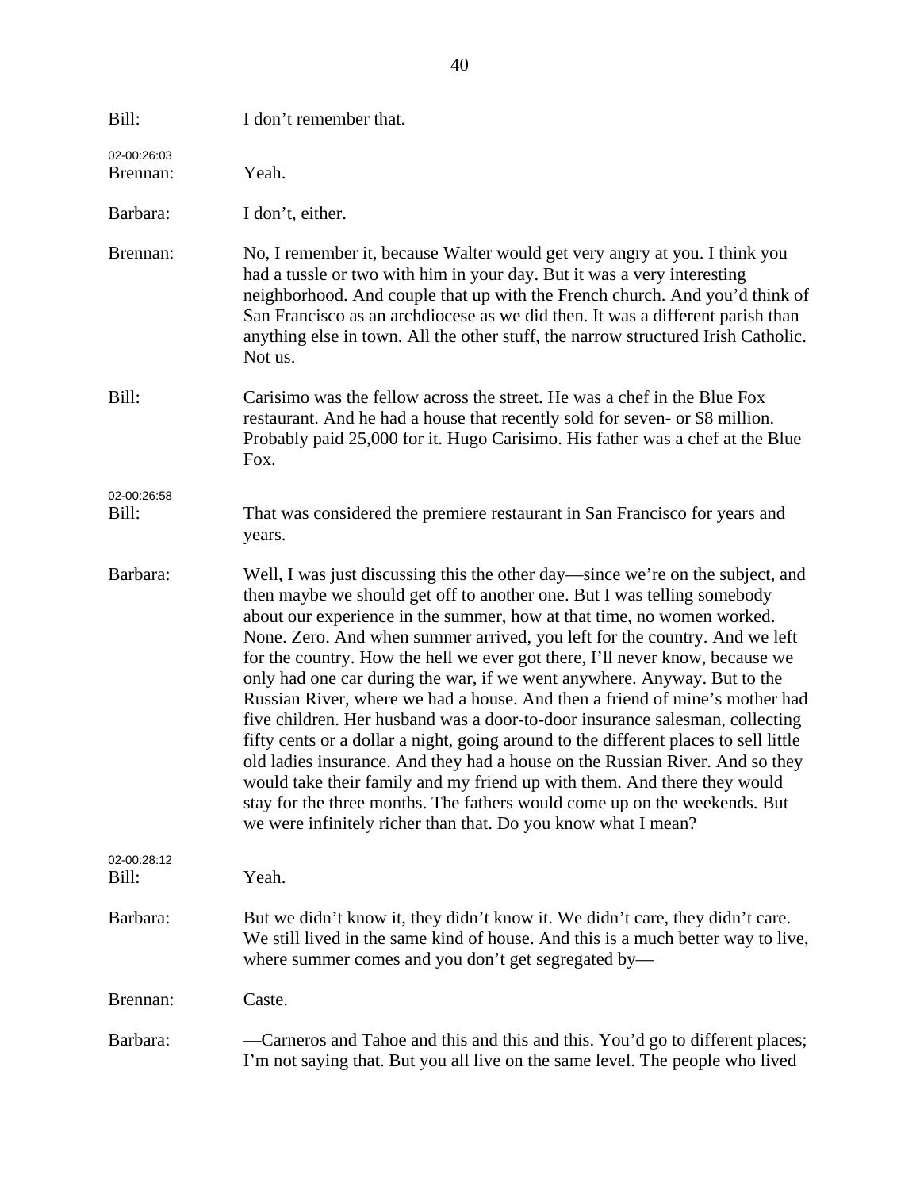Bill: I don’t remember that.

02-00:26:03
Brennan: Yeah.

Barbara: I don’t, either.

Brennan: No, I remember it, because Walter would get very angry at you. I think you had a tussle or two with him in your day. But it was a very interesting neighborhood. And couple that up with the French church. And you’d think of San Francisco as an archdiocese as we did then. It was a different parish than anything else in town. All the other stuff, the narrow structured Irish Catholic. Not us.

Bill: Carisimo was the fellow across the street. He was a chef in the Blue Fox restaurant. And he had a house that recently sold for seven- or $8 million. Probably paid 25,000 for it. Hugo Carisimo. His father was a chef at the Blue Fox.

02-00:26:58
Bill: That was considered the premiere restaurant in San Francisco for years and years.

Barbara: Well, I was just discussing this the other day—since we’re on the subject, and then maybe we should get off to another one. But I was telling somebody about our experience in the summer, how at that time, no women worked. None. Zero. And when summer arrived, you left for the country. And we left for the country. How the hell we ever got there, I’ll never know, because we only had one car during the war, if we went anywhere. Anyway. But to the Russian River, where we had a house. And then a friend of mine’s mother had five children. Her husband was a door-to-door insurance salesman, collecting fifty cents or a dollar a night, going around to the different places to sell little old ladies insurance. And they had a house on the Russian River. And so they would take their family and my friend up with them. And there they would stay for the three months. The fathers would come up on the weekends. But we were infinitely richer than that. Do you know what I mean?

02-00:28:12
Bill: Yeah.

Barbara: But we didn’t know it, they didn’t know it. We didn’t care, they didn’t care. We still lived in the same kind of house. And this is a much better way to live, where summer comes and you don’t get segregated by—

Brennan: Caste.

Barbara: —Carneros and Tahoe and this and this and this. You’d go to different places; I’m not saying that. But you all live on the same level. The people who lived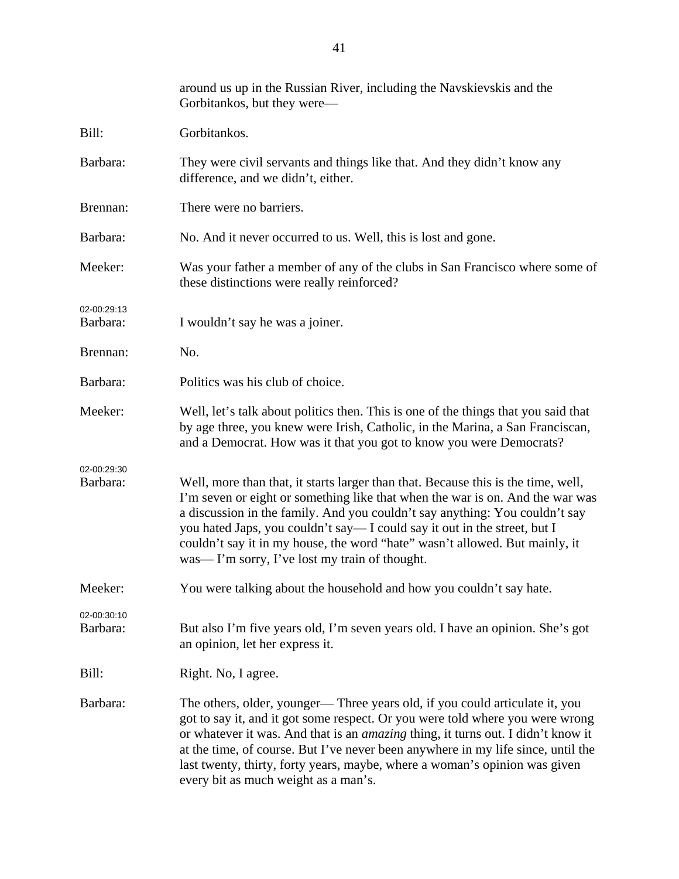around us up in the Russian River, including the Navskievskis and the Gorbitankos, but they were—

Bill: Gorbitankos.

Barbara: They were civil servants and things like that. And they didn't know any difference, and we didn't, either.

Brennan: There were no barriers.

Barbara: No. And it never occurred to us. Well, this is lost and gone.

Meeker: Was your father a member of any of the clubs in San Francisco where some of these distinctions were really reinforced?

02-00:29:13
Barbara: I wouldn't say he was a joiner.

Brennan: No.

Barbara: Politics was his club of choice.

Meeker: Well, let's talk about politics then. This is one of the things that you said that by age three, you knew were Irish, Catholic, in the Marina, a San Franciscan, and a Democrat. How was it that you got to know you were Democrats?

02-00:29:30
Barbara: Well, more than that, it starts larger than that. Because this is the time, well, I'm seven or eight or something like that when the war is on. And the war was a discussion in the family. And you couldn't say anything: You couldn't say you hated Japs, you couldn't say— I could say it out in the street, but I couldn't say it in my house, the word "hate" wasn't allowed. But mainly, it was— I'm sorry, I've lost my train of thought.

Meeker: You were talking about the household and how you couldn't say hate.

02-00:30:10
Barbara: But also I'm five years old, I'm seven years old. I have an opinion. She's got an opinion, let her express it.

Bill: Right. No, I agree.

Barbara: The others, older, younger— Three years old, if you could articulate it, you got to say it, and it got some respect. Or you were told where you were wrong or whatever it was. And that is an *amazing* thing, it turns out. I didn't know it at the time, of course. But I've never been anywhere in my life since, until the last twenty, thirty, forty years, maybe, where a woman's opinion was given every bit as much weight as a man's.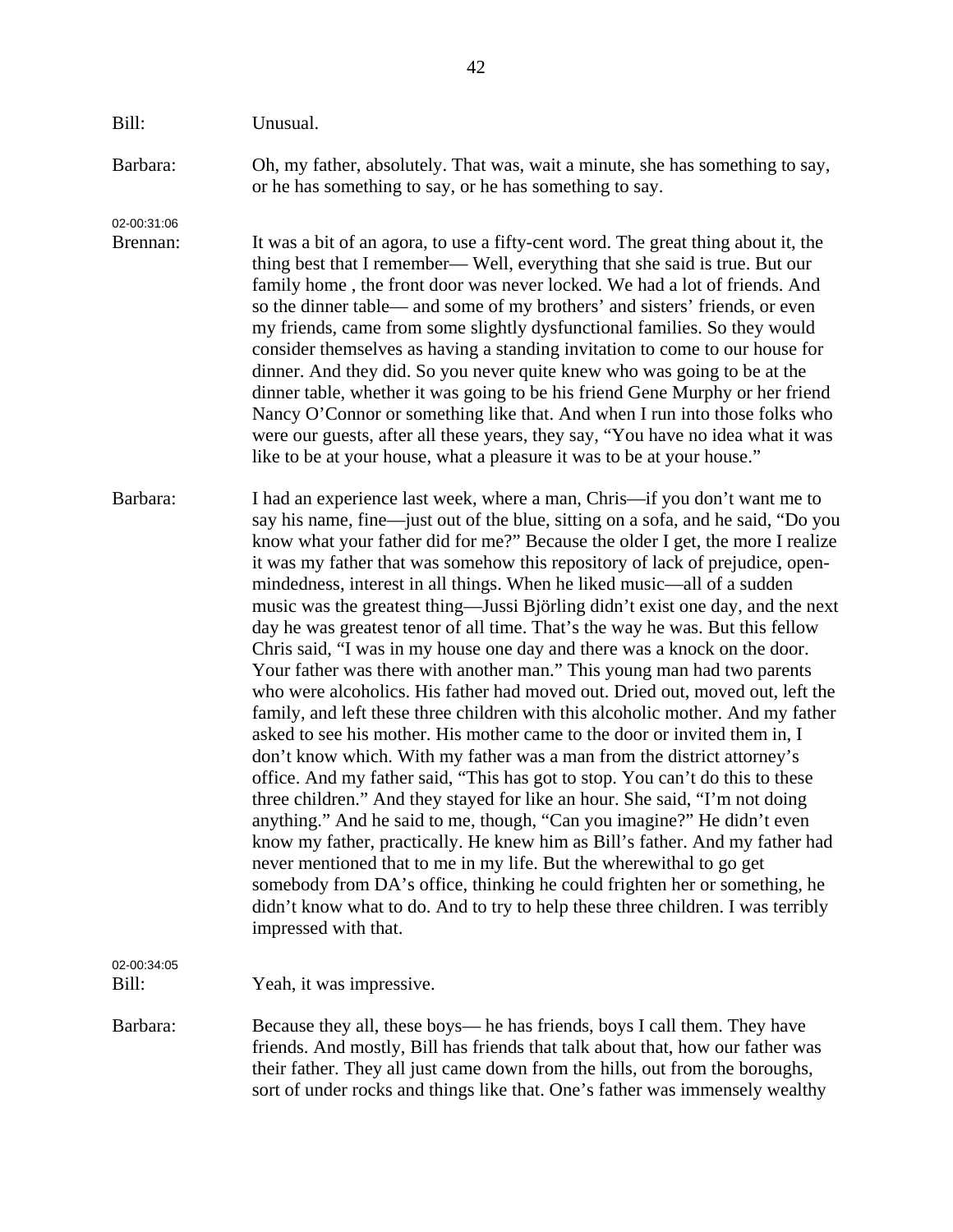Bill: Unusual.

Barbara: Oh, my father, absolutely. That was, wait a minute, she has something to say, or he has something to say, or he has something to say.

02-00:31:06

Brennan: It was a bit of an agora, to use a fifty-cent word. The great thing about it, the thing best that I remember— Well, everything that she said is true. But our family home , the front door was never locked. We had a lot of friends. And so the dinner table— and some of my brothers' and sisters' friends, or even my friends, came from some slightly dysfunctional families. So they would consider themselves as having a standing invitation to come to our house for dinner. And they did. So you never quite knew who was going to be at the dinner table, whether it was going to be his friend Gene Murphy or her friend Nancy O'Connor or something like that. And when I run into those folks who were our guests, after all these years, they say, "You have no idea what it was like to be at your house, what a pleasure it was to be at your house."

Barbara: I had an experience last week, where a man, Chris—if you don't want me to say his name, fine—just out of the blue, sitting on a sofa, and he said, "Do you know what your father did for me?" Because the older I get, the more I realize it was my father that was somehow this repository of lack of prejudice, open-mindedness, interest in all things. When he liked music—all of a sudden music was the greatest thing—Jussi Björling didn't exist one day, and the next day he was greatest tenor of all time. That's the way he was. But this fellow Chris said, "I was in my house one day and there was a knock on the door. Your father was there with another man." This young man had two parents who were alcoholics. His father had moved out. Dried out, moved out, left the family, and left these three children with this alcoholic mother. And my father asked to see his mother. His mother came to the door or invited them in, I don't know which. With my father was a man from the district attorney's office. And my father said, "This has got to stop. You can't do this to these three children." And they stayed for like an hour. She said, "I'm not doing anything." And he said to me, though, "Can you imagine?" He didn't even know my father, practically. He knew him as Bill's father. And my father had never mentioned that to me in my life. But the wherewithal to go get somebody from DA's office, thinking he could frighten her or something, he didn't know what to do. And to try to help these three children. I was terribly impressed with that.

02-00:34:05

Bill: Yeah, it was impressive.

Barbara: Because they all, these boys— he has friends, boys I call them. They have friends. And mostly, Bill has friends that talk about that, how our father was their father. They all just came down from the hills, out from the boroughs, sort of under rocks and things like that. One's father was immensely wealthy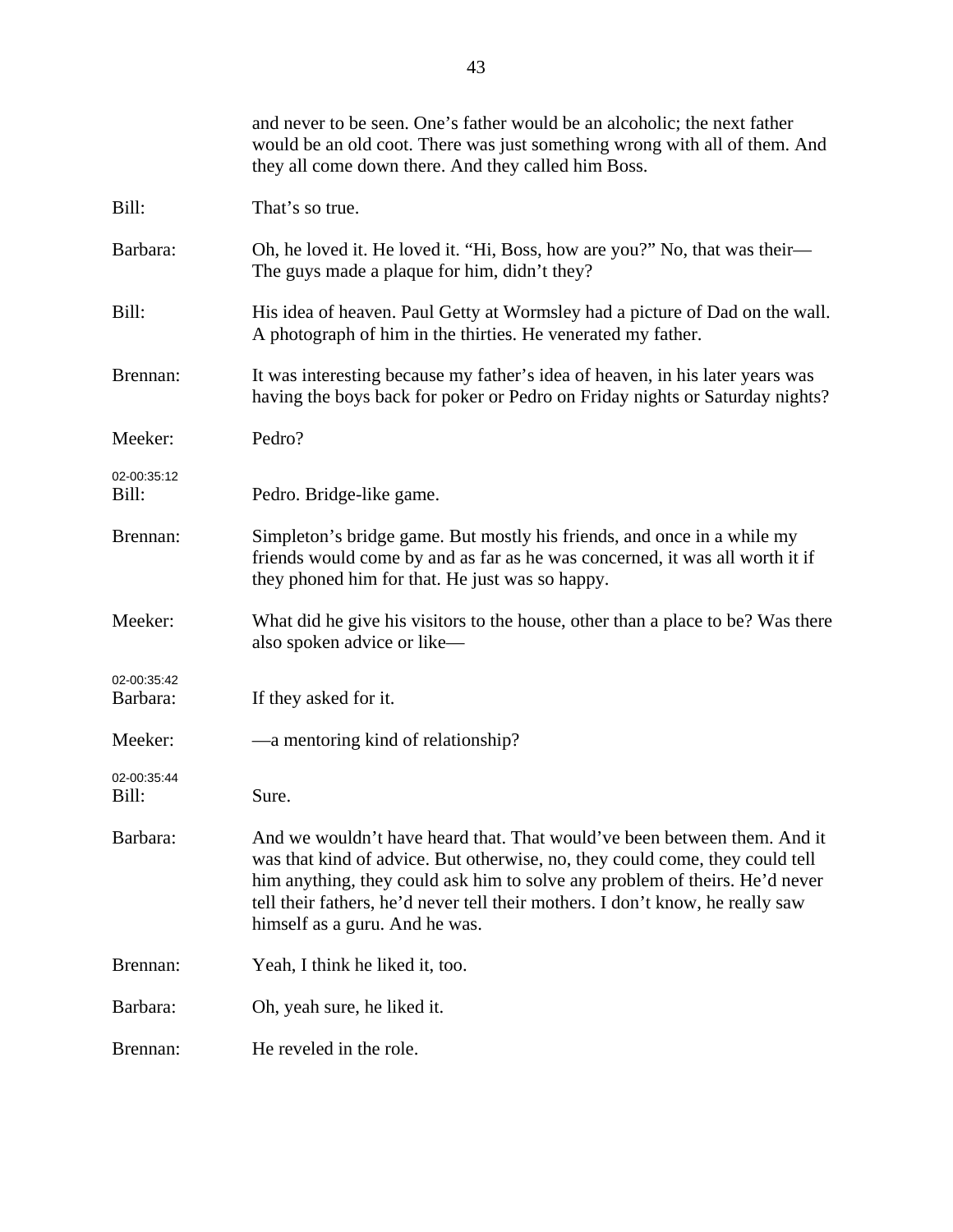and never to be seen. One's father would be an alcoholic; the next father would be an old coot. There was just something wrong with all of them. And they all come down there. And they called him Boss.

Bill: That's so true.

Barbara: Oh, he loved it. He loved it. "Hi, Boss, how are you?" No, that was their—The guys made a plaque for him, didn't they?

Bill: His idea of heaven. Paul Getty at Wormsley had a picture of Dad on the wall. A photograph of him in the thirties. He venerated my father.

Brennan: It was interesting because my father's idea of heaven, in his later years was having the boys back for poker or Pedro on Friday nights or Saturday nights?

Meeker: Pedro?

02-00:35:12
Bill: Pedro. Bridge-like game.

Brennan: Simpleton's bridge game. But mostly his friends, and once in a while my friends would come by and as far as he was concerned, it was all worth it if they phoned him for that. He just was so happy.

Meeker: What did he give his visitors to the house, other than a place to be? Was there also spoken advice or like—

02-00:35:42
Barbara: If they asked for it.

Meeker: —a mentoring kind of relationship?

02-00:35:44
Bill: Sure.

Barbara: And we wouldn't have heard that. That would've been between them. And it was that kind of advice. But otherwise, no, they could come, they could tell him anything, they could ask him to solve any problem of theirs. He'd never tell their fathers, he'd never tell their mothers. I don't know, he really saw himself as a guru. And he was.

Brennan: Yeah, I think he liked it, too.

Barbara: Oh, yeah sure, he liked it.

Brennan: He reveled in the role.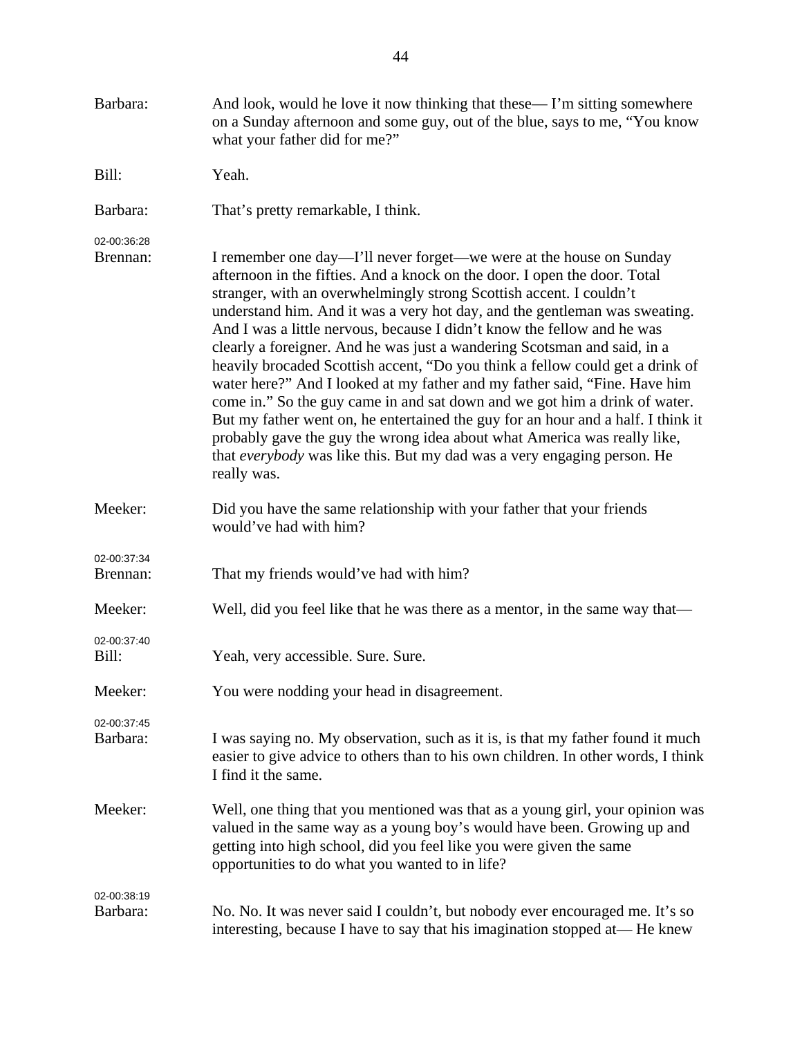Barbara: And look, would he love it now thinking that these— I'm sitting somewhere on a Sunday afternoon and some guy, out of the blue, says to me, "You know what your father did for me?"

Bill: Yeah.

Barbara: That's pretty remarkable, I think.

02-00:36:28
Brennan: I remember one day—I'll never forget—we were at the house on Sunday afternoon in the fifties. And a knock on the door. I open the door. Total stranger, with an overwhelmingly strong Scottish accent. I couldn't understand him. And it was a very hot day, and the gentleman was sweating. And I was a little nervous, because I didn't know the fellow and he was clearly a foreigner. And he was just a wandering Scotsman and said, in a heavily brocaded Scottish accent, "Do you think a fellow could get a drink of water here?" And I looked at my father and my father said, "Fine. Have him come in." So the guy came in and sat down and we got him a drink of water. But my father went on, he entertained the guy for an hour and a half. I think it probably gave the guy the wrong idea about what America was really like, that *everybody* was like this. But my dad was a very engaging person. He really was.

Meeker: Did you have the same relationship with your father that your friends would've had with him?

02-00:37:34
Brennan: That my friends would've had with him?

Meeker: Well, did you feel like that he was there as a mentor, in the same way that—

02-00:37:40
Bill: Yeah, very accessible. Sure. Sure.

Meeker: You were nodding your head in disagreement.

02-00:37:45
Barbara: I was saying no. My observation, such as it is, is that my father found it much easier to give advice to others than to his own children. In other words, I think I find it the same.

Meeker: Well, one thing that you mentioned was that as a young girl, your opinion was valued in the same way as a young boy's would have been. Growing up and getting into high school, did you feel like you were given the same opportunities to do what you wanted to in life?

02-00:38:19
Barbara: No. No. It was never said I couldn't, but nobody ever encouraged me. It's so interesting, because I have to say that his imagination stopped at— He knew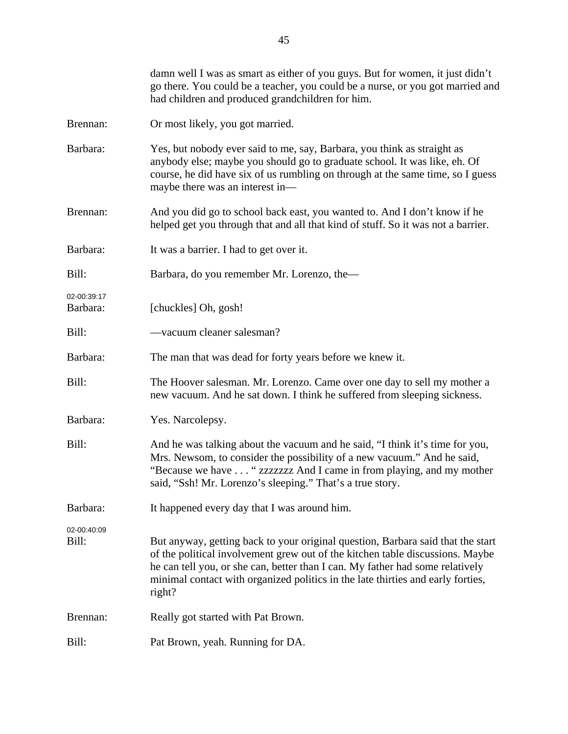damn well I was as smart as either of you guys. But for women, it just didn't go there. You could be a teacher, you could be a nurse, or you got married and had children and produced grandchildren for him.

Brennan: Or most likely, you got married.

Barbara: Yes, but nobody ever said to me, say, Barbara, you think as straight as anybody else; maybe you should go to graduate school. It was like, eh. Of course, he did have six of us rumbling on through at the same time, so I guess maybe there was an interest in—

Brennan: And you did go to school back east, you wanted to. And I don't know if he helped get you through that and all that kind of stuff. So it was not a barrier.

Barbara: It was a barrier. I had to get over it.

Bill: Barbara, do you remember Mr. Lorenzo, the—

02-00:39:17
Barbara: [chuckles] Oh, gosh!

Bill: —vacuum cleaner salesman?

Barbara: The man that was dead for forty years before we knew it.

Bill: The Hoover salesman. Mr. Lorenzo. Came over one day to sell my mother a new vacuum. And he sat down. I think he suffered from sleeping sickness.

Barbara: Yes. Narcolepsy.

Bill: And he was talking about the vacuum and he said, "I think it's time for you, Mrs. Newsom, to consider the possibility of a new vacuum." And he said, "Because we have . . . " zzzzzzz And I came in from playing, and my mother said, "Ssh! Mr. Lorenzo's sleeping." That's a true story.

Barbara: It happened every day that I was around him.

02-00:40:09
Bill: But anyway, getting back to your original question, Barbara said that the start of the political involvement grew out of the kitchen table discussions. Maybe he can tell you, or she can, better than I can. My father had some relatively minimal contact with organized politics in the late thirties and early forties, right?

Brennan: Really got started with Pat Brown.

Bill: Pat Brown, yeah. Running for DA.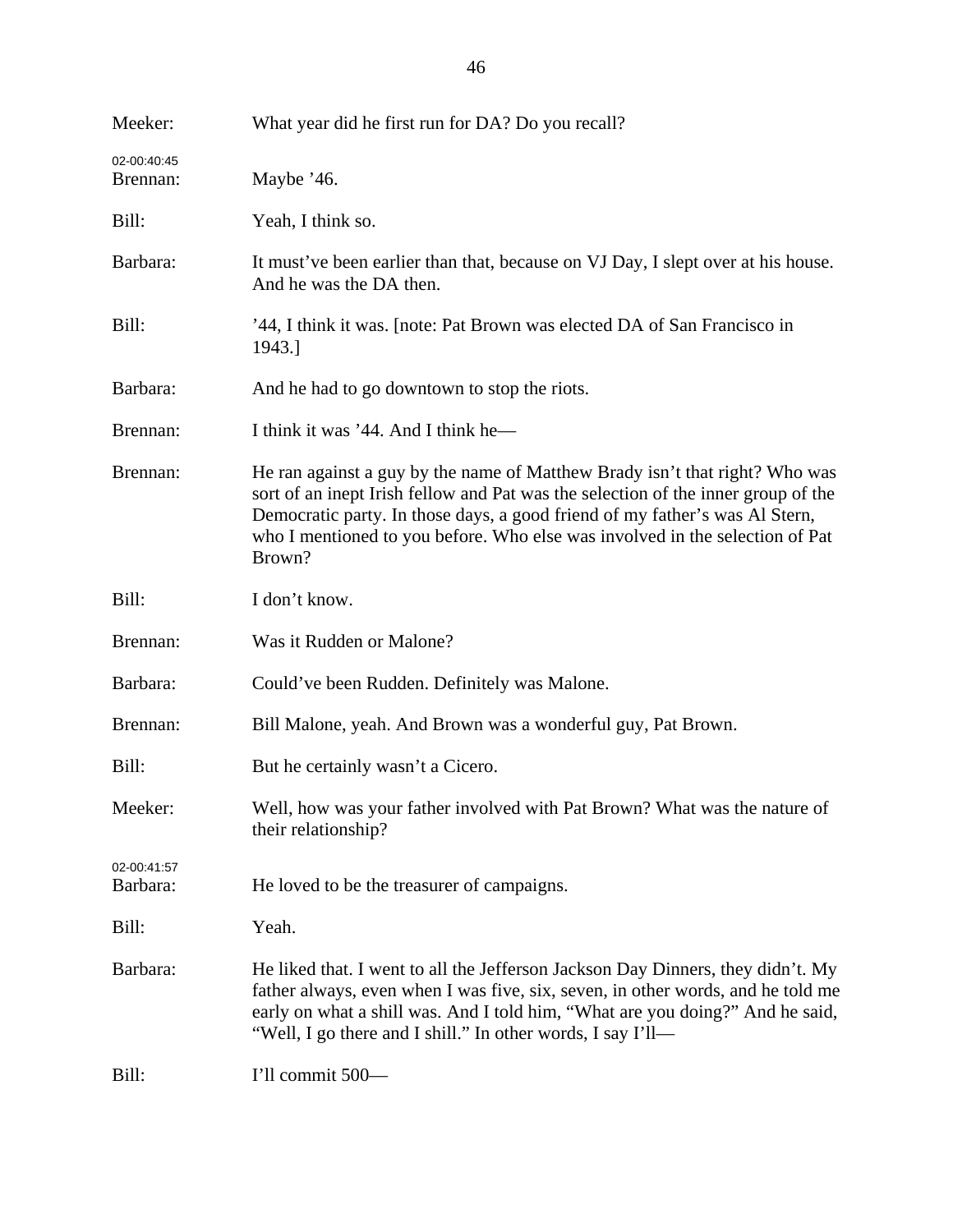Meeker: What year did he first run for DA? Do you recall?

02-00:40:45
Brennan: Maybe ’46.

Bill: Yeah, I think so.

Barbara: It must’ve been earlier than that, because on VJ Day, I slept over at his house. And he was the DA then.

Bill: ’44, I think it was. [note: Pat Brown was elected DA of San Francisco in 1943.]

Barbara: And he had to go downtown to stop the riots.

Brennan: I think it was ’44. And I think he—

Brennan: He ran against a guy by the name of Matthew Brady isn’t that right? Who was sort of an inept Irish fellow and Pat was the selection of the inner group of the Democratic party. In those days, a good friend of my father’s was Al Stern, who I mentioned to you before. Who else was involved in the selection of Pat Brown?

Bill: I don’t know.

Brennan: Was it Rudden or Malone?

Barbara: Could’ve been Rudden. Definitely was Malone.

Brennan: Bill Malone, yeah. And Brown was a wonderful guy, Pat Brown.

Bill: But he certainly wasn’t a Cicero.

Meeker: Well, how was your father involved with Pat Brown? What was the nature of their relationship?

02-00:41:57
Barbara: He loved to be the treasurer of campaigns.

Bill: Yeah.

Barbara: He liked that. I went to all the Jefferson Jackson Day Dinners, they didn’t. My father always, even when I was five, six, seven, in other words, and he told me early on what a shill was. And I told him, “What are you doing?” And he said, “Well, I go there and I shill.” In other words, I say I’ll—

Bill: I’ll commit 500—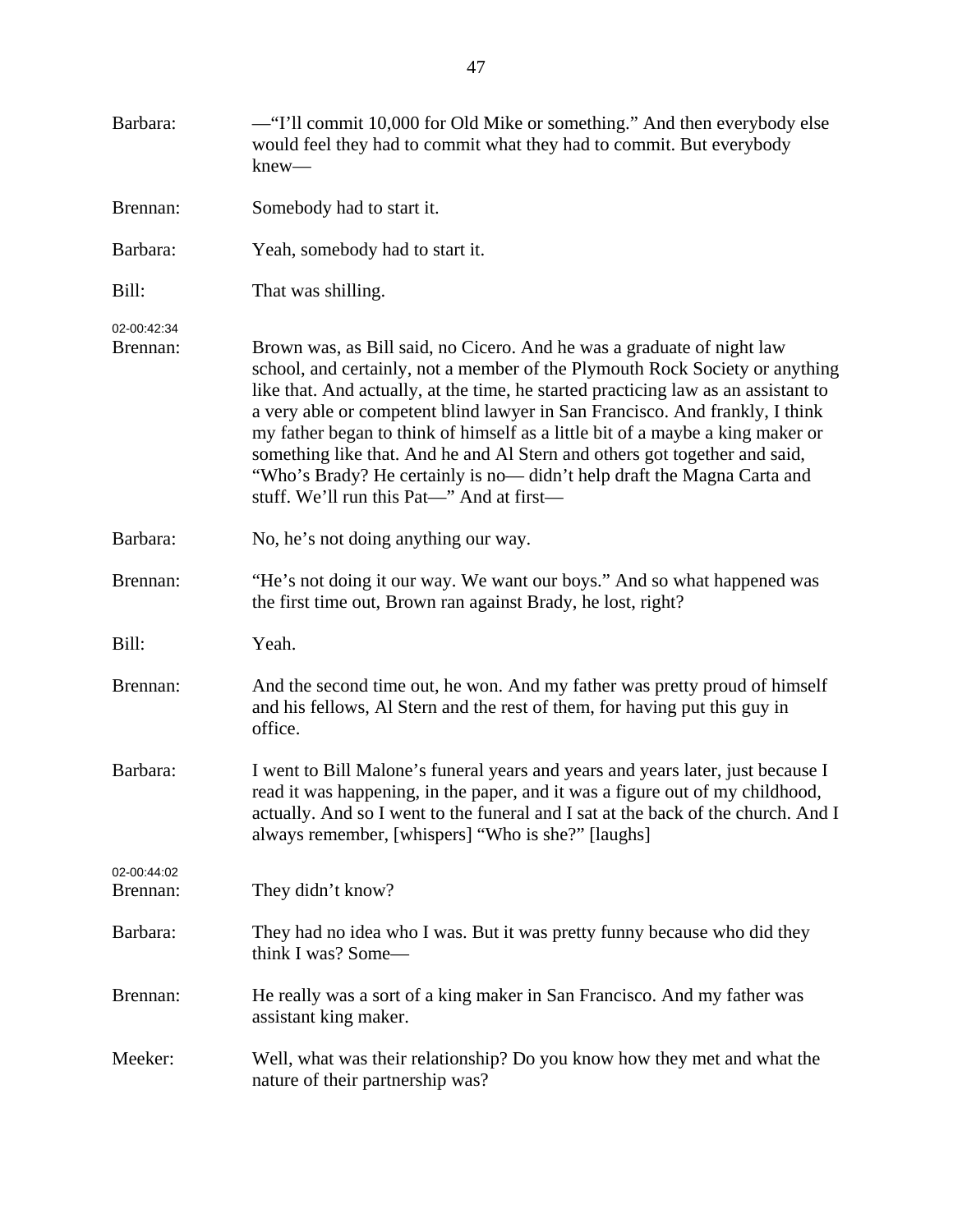Barbara: —"I'll commit 10,000 for Old Mike or something." And then everybody else would feel they had to commit what they had to commit. But everybody knew—

Brennan: Somebody had to start it.

Barbara: Yeah, somebody had to start it.

Bill: That was shilling.

02-00:42:34
Brennan: Brown was, as Bill said, no Cicero. And he was a graduate of night law school, and certainly, not a member of the Plymouth Rock Society or anything like that. And actually, at the time, he started practicing law as an assistant to a very able or competent blind lawyer in San Francisco. And frankly, I think my father began to think of himself as a little bit of a maybe a king maker or something like that. And he and Al Stern and others got together and said, "Who's Brady? He certainly is no— didn't help draft the Magna Carta and stuff. We'll run this Pat—" And at first—

Barbara: No, he's not doing anything our way.

Brennan: "He's not doing it our way. We want our boys." And so what happened was the first time out, Brown ran against Brady, he lost, right?

Bill: Yeah.

Brennan: And the second time out, he won. And my father was pretty proud of himself and his fellows, Al Stern and the rest of them, for having put this guy in office.

Barbara: I went to Bill Malone's funeral years and years and years later, just because I read it was happening, in the paper, and it was a figure out of my childhood, actually. And so I went to the funeral and I sat at the back of the church. And I always remember, [whispers] "Who is she?" [laughs]

02-00:44:02
Brennan: They didn't know?

Barbara: They had no idea who I was. But it was pretty funny because who did they think I was? Some—

Brennan: He really was a sort of a king maker in San Francisco. And my father was assistant king maker.

Meeker: Well, what was their relationship? Do you know how they met and what the nature of their partnership was?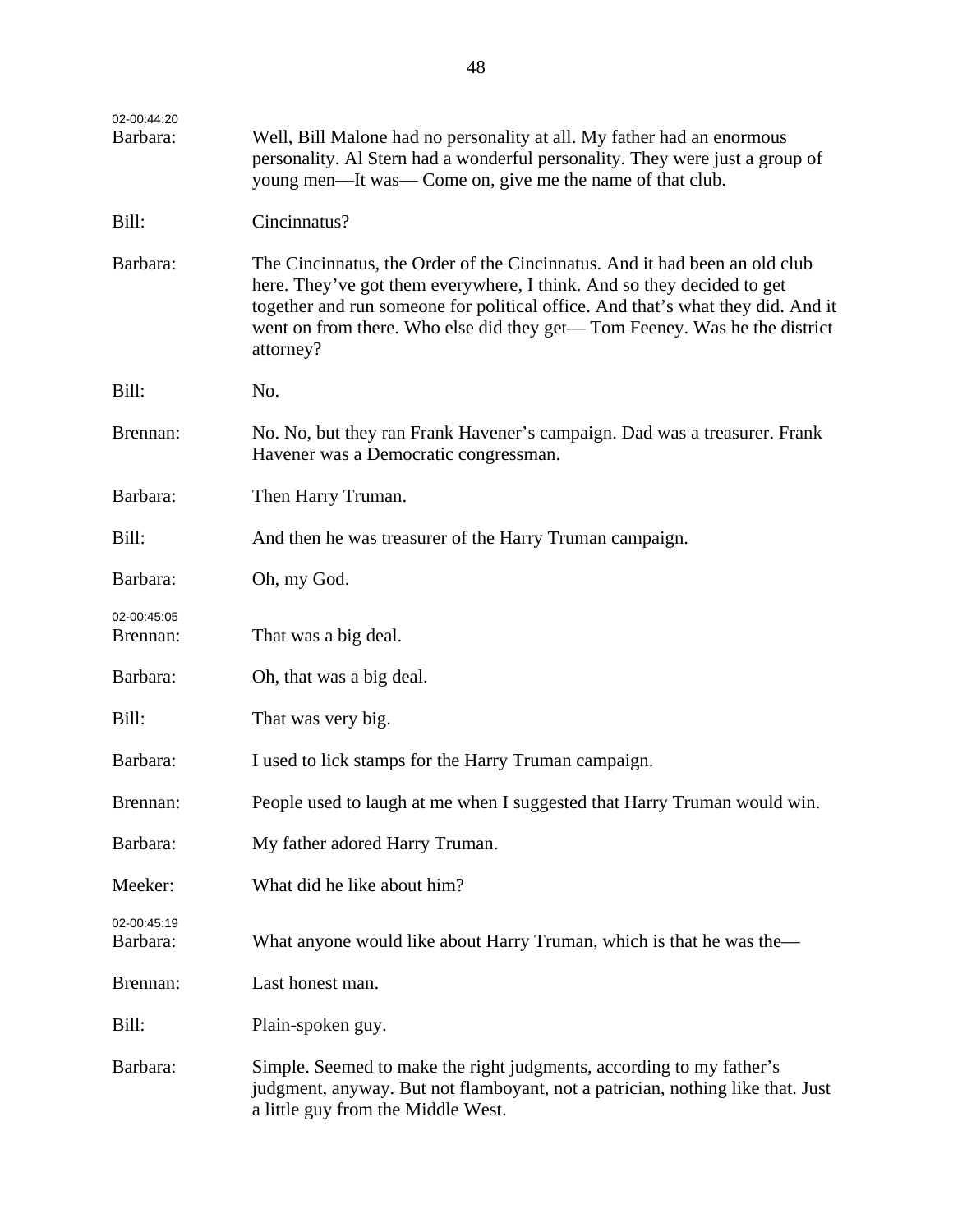02-00:44:20
Barbara: Well, Bill Malone had no personality at all. My father had an enormous personality. Al Stern had a wonderful personality. They were just a group of young men—It was— Come on, give me the name of that club.

Bill: Cincinnatus?

Barbara: The Cincinnatus, the Order of the Cincinnatus. And it had been an old club here. They've got them everywhere, I think. And so they decided to get together and run someone for political office. And that's what they did. And it went on from there. Who else did they get— Tom Feeney. Was he the district attorney?

Bill: No.

Brennan: No. No, but they ran Frank Havener's campaign. Dad was a treasurer. Frank Havener was a Democratic congressman.

Barbara: Then Harry Truman.

Bill: And then he was treasurer of the Harry Truman campaign.

Barbara: Oh, my God.

02-00:45:05
Brennan: That was a big deal.

Barbara: Oh, that was a big deal.

Bill: That was very big.

Barbara: I used to lick stamps for the Harry Truman campaign.

Brennan: People used to laugh at me when I suggested that Harry Truman would win.

Barbara: My father adored Harry Truman.

Meeker: What did he like about him?

02-00:45:19
Barbara: What anyone would like about Harry Truman, which is that he was the—

Brennan: Last honest man.

Bill: Plain-spoken guy.

Barbara: Simple. Seemed to make the right judgments, according to my father's judgment, anyway. But not flamboyant, not a patrician, nothing like that. Just a little guy from the Middle West.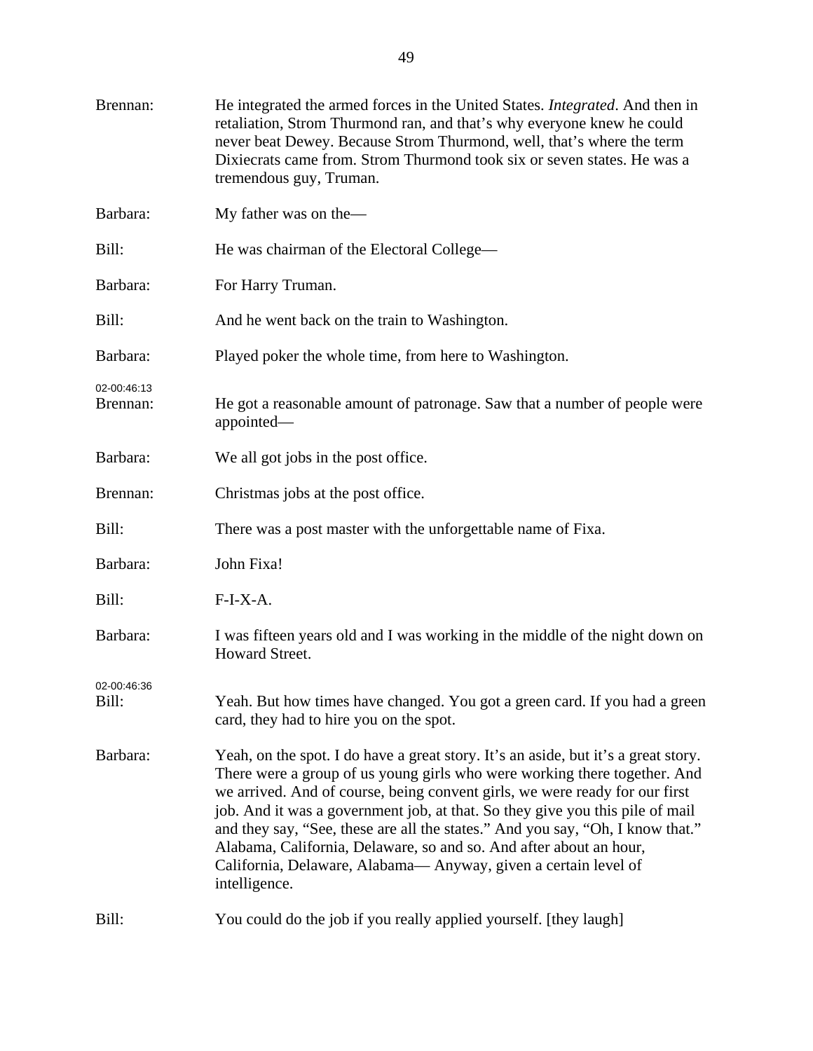Brennan: He integrated the armed forces in the United States. *Integrated*. And then in retaliation, Strom Thurmond ran, and that's why everyone knew he could never beat Dewey. Because Strom Thurmond, well, that's where the term Dixiecrats came from. Strom Thurmond took six or seven states. He was a tremendous guy, Truman.

Barbara: My father was on the—

Bill: He was chairman of the Electoral College—

Barbara: For Harry Truman.

Bill: And he went back on the train to Washington.

Barbara: Played poker the whole time, from here to Washington.

02-00:46:13

Brennan: He got a reasonable amount of patronage. Saw that a number of people were appointed—

Barbara: We all got jobs in the post office.

Brennan: Christmas jobs at the post office.

Bill: There was a post master with the unforgettable name of Fixa.

Barbara: John Fixa!

Bill: F-I-X-A.

Barbara: I was fifteen years old and I was working in the middle of the night down on Howard Street.

02-00:46:36

Bill: Yeah. But how times have changed. You got a green card. If you had a green card, they had to hire you on the spot.

Barbara: Yeah, on the spot. I do have a great story. It's an aside, but it's a great story. There were a group of us young girls who were working there together. And we arrived. And of course, being convent girls, we were ready for our first job. And it was a government job, at that. So they give you this pile of mail and they say, "See, these are all the states." And you say, "Oh, I know that." Alabama, California, Delaware, so and so. And after about an hour, California, Delaware, Alabama— Anyway, given a certain level of intelligence.

Bill: You could do the job if you really applied yourself. [they laugh]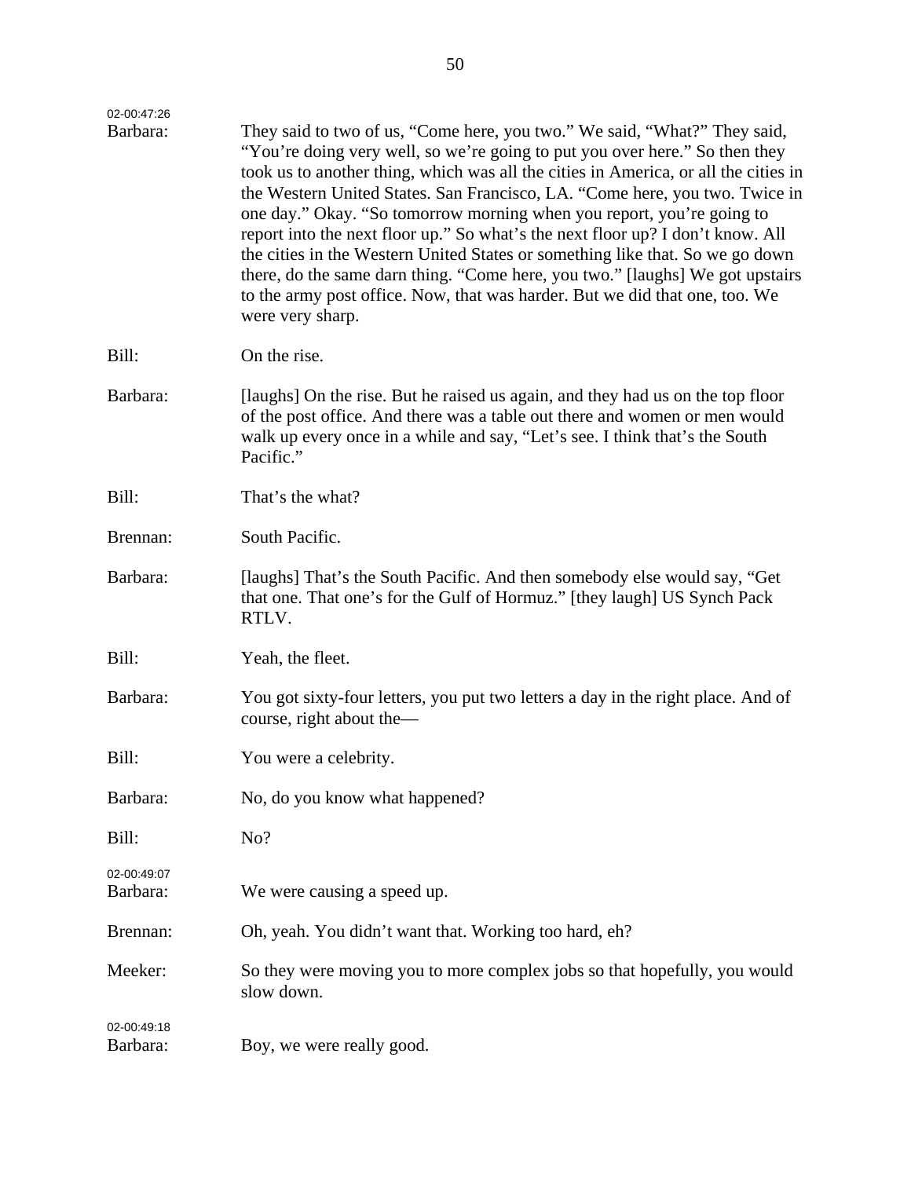02-00:47:26
Barbara: They said to two of us, "Come here, you two." We said, "What?" They said, "You're doing very well, so we're going to put you over here." So then they took us to another thing, which was all the cities in America, or all the cities in the Western United States. San Francisco, LA. "Come here, you two. Twice in one day." Okay. "So tomorrow morning when you report, you're going to report into the next floor up." So what's the next floor up? I don't know. All the cities in the Western United States or something like that. So we go down there, do the same darn thing. "Come here, you two." [laughs] We got upstairs to the army post office. Now, that was harder. But we did that one, too. We were very sharp.

Bill: On the rise.

Barbara: [laughs] On the rise. But he raised us again, and they had us on the top floor of the post office. And there was a table out there and women or men would walk up every once in a while and say, "Let's see. I think that's the South Pacific."

Bill: That's the what?

Brennan: South Pacific.

Barbara: [laughs] That's the South Pacific. And then somebody else would say, "Get that one. That one's for the Gulf of Hormuz." [they laugh] US Synch Pack RTLV.

Bill: Yeah, the fleet.

Barbara: You got sixty-four letters, you put two letters a day in the right place. And of course, right about the—

Bill: You were a celebrity.

Barbara: No, do you know what happened?

Bill: No?

02-00:49:07
Barbara: We were causing a speed up.

Brennan: Oh, yeah. You didn't want that. Working too hard, eh?

Meeker: So they were moving you to more complex jobs so that hopefully, you would slow down.

02-00:49:18
Barbara: Boy, we were really good.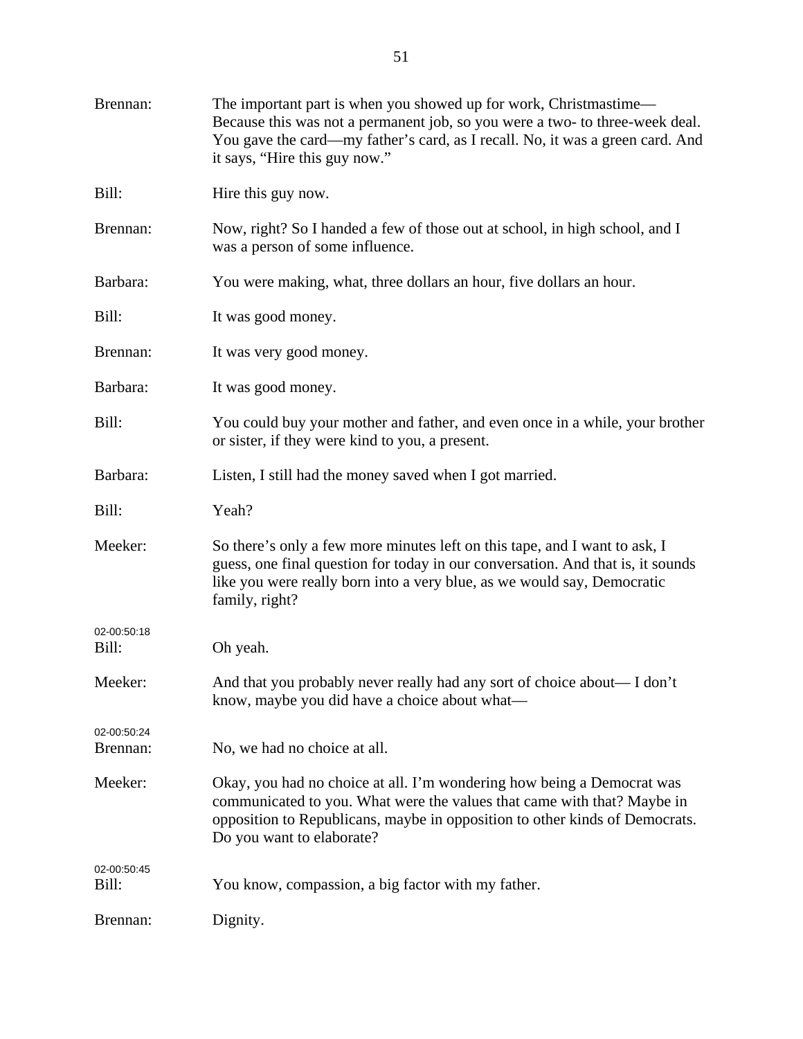Brennan: The important part is when you showed up for work, Christmastime— Because this was not a permanent job, so you were a two- to three-week deal. You gave the card—my father's card, as I recall. No, it was a green card. And it says, "Hire this guy now."

Bill: Hire this guy now.

Brennan: Now, right? So I handed a few of those out at school, in high school, and I was a person of some influence.

Barbara: You were making, what, three dollars an hour, five dollars an hour.

Bill: It was good money.

Brennan: It was very good money.

Barbara: It was good money.

Bill: You could buy your mother and father, and even once in a while, your brother or sister, if they were kind to you, a present.

Barbara: Listen, I still had the money saved when I got married.

Bill: Yeah?

Meeker: So there's only a few more minutes left on this tape, and I want to ask, I guess, one final question for today in our conversation. And that is, it sounds like you were really born into a very blue, as we would say, Democratic family, right?

02-00:50:18
Bill: Oh yeah.

Meeker: And that you probably never really had any sort of choice about— I don't know, maybe you did have a choice about what—

02-00:50:24
Brennan: No, we had no choice at all.

Meeker: Okay, you had no choice at all. I'm wondering how being a Democrat was communicated to you. What were the values that came with that? Maybe in opposition to Republicans, maybe in opposition to other kinds of Democrats. Do you want to elaborate?

02-00:50:45
Bill: You know, compassion, a big factor with my father.

Brennan: Dignity.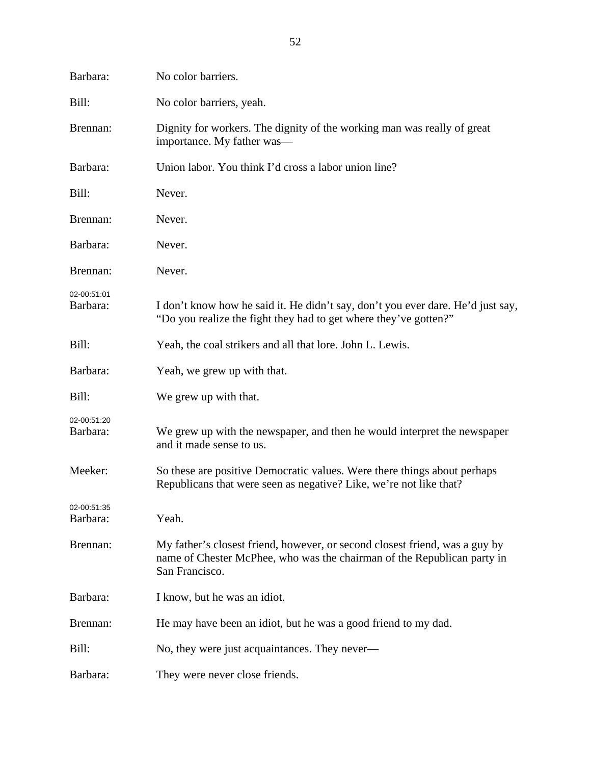Barbara: No color barriers.

Bill: No color barriers, yeah.

Brennan: Dignity for workers. The dignity of the working man was really of great importance. My father was—

Barbara: Union labor. You think I'd cross a labor union line?

Bill: Never.

Brennan: Never.

Barbara: Never.

Brennan: Never.

02-00:51:01
Barbara: I don't know how he said it. He didn't say, don't you ever dare. He'd just say, "Do you realize the fight they had to get where they've gotten?"

Bill: Yeah, the coal strikers and all that lore. John L. Lewis.

Barbara: Yeah, we grew up with that.

Bill: We grew up with that.

02-00:51:20
Barbara: We grew up with the newspaper, and then he would interpret the newspaper and it made sense to us.

Meeker: So these are positive Democratic values. Were there things about perhaps Republicans that were seen as negative? Like, we're not like that?

02-00:51:35
Barbara: Yeah.

Brennan: My father's closest friend, however, or second closest friend, was a guy by name of Chester McPhee, who was the chairman of the Republican party in San Francisco.

Barbara: I know, but he was an idiot.

Brennan: He may have been an idiot, but he was a good friend to my dad.

Bill: No, they were just acquaintances. They never—

Barbara: They were never close friends.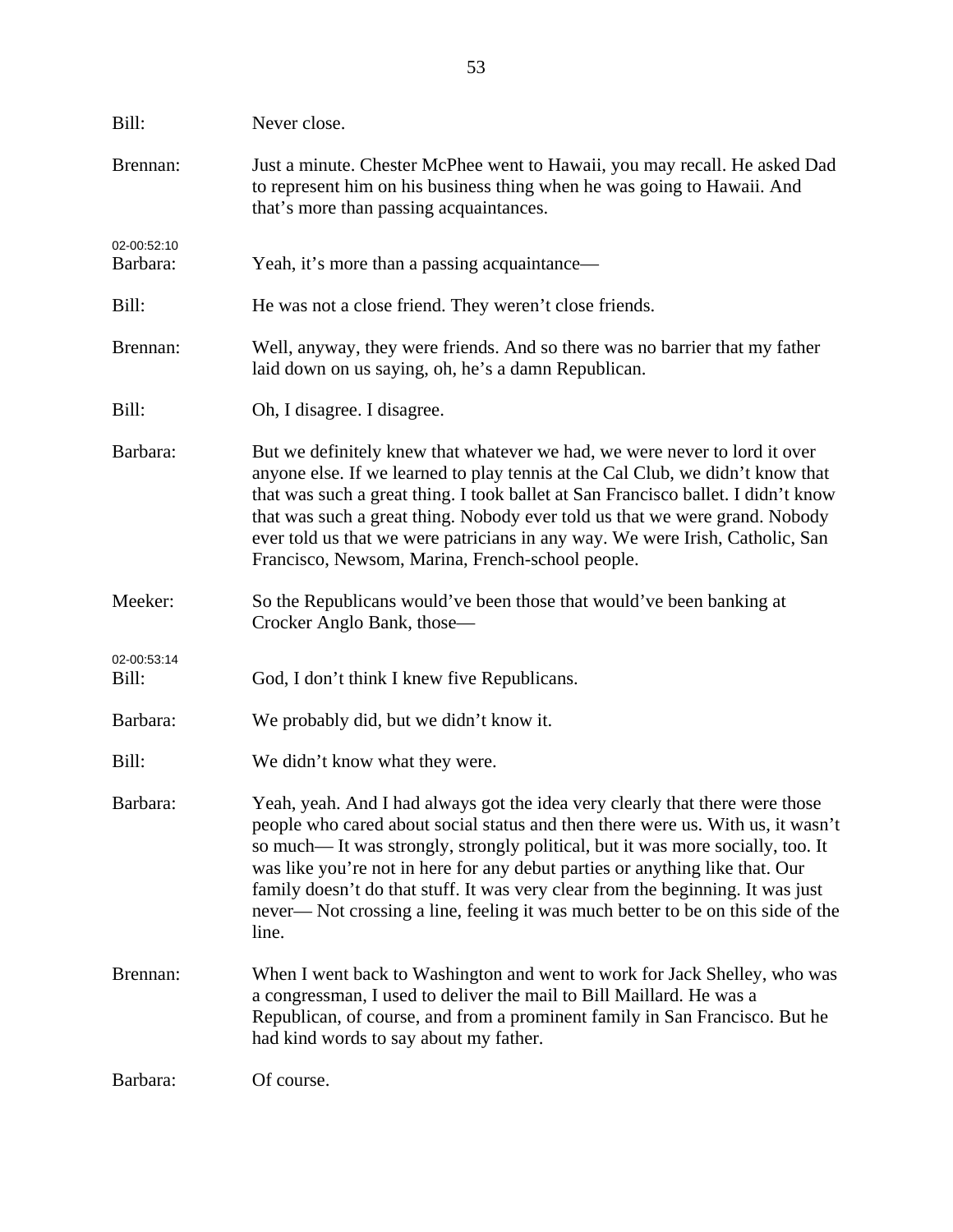Bill: Never close.

Brennan: Just a minute. Chester McPhee went to Hawaii, you may recall. He asked Dad to represent him on his business thing when he was going to Hawaii. And that's more than passing acquaintances.

02-00:52:10
Barbara: Yeah, it's more than a passing acquaintance—

Bill: He was not a close friend. They weren't close friends.

Brennan: Well, anyway, they were friends. And so there was no barrier that my father laid down on us saying, oh, he's a damn Republican.

Bill: Oh, I disagree. I disagree.

Barbara: But we definitely knew that whatever we had, we were never to lord it over anyone else. If we learned to play tennis at the Cal Club, we didn't know that that was such a great thing. I took ballet at San Francisco ballet. I didn't know that was such a great thing. Nobody ever told us that we were grand. Nobody ever told us that we were patricians in any way. We were Irish, Catholic, San Francisco, Newsom, Marina, French-school people.

Meeker: So the Republicans would've been those that would've been banking at Crocker Anglo Bank, those—

02-00:53:14
Bill: God, I don't think I knew five Republicans.

Barbara: We probably did, but we didn't know it.

Bill: We didn't know what they were.

Barbara: Yeah, yeah. And I had always got the idea very clearly that there were those people who cared about social status and then there were us. With us, it wasn't so much— It was strongly, strongly political, but it was more socially, too. It was like you're not in here for any debut parties or anything like that. Our family doesn't do that stuff. It was very clear from the beginning. It was just never— Not crossing a line, feeling it was much better to be on this side of the line.

Brennan: When I went back to Washington and went to work for Jack Shelley, who was a congressman, I used to deliver the mail to Bill Maillard. He was a Republican, of course, and from a prominent family in San Francisco. But he had kind words to say about my father.

Barbara: Of course.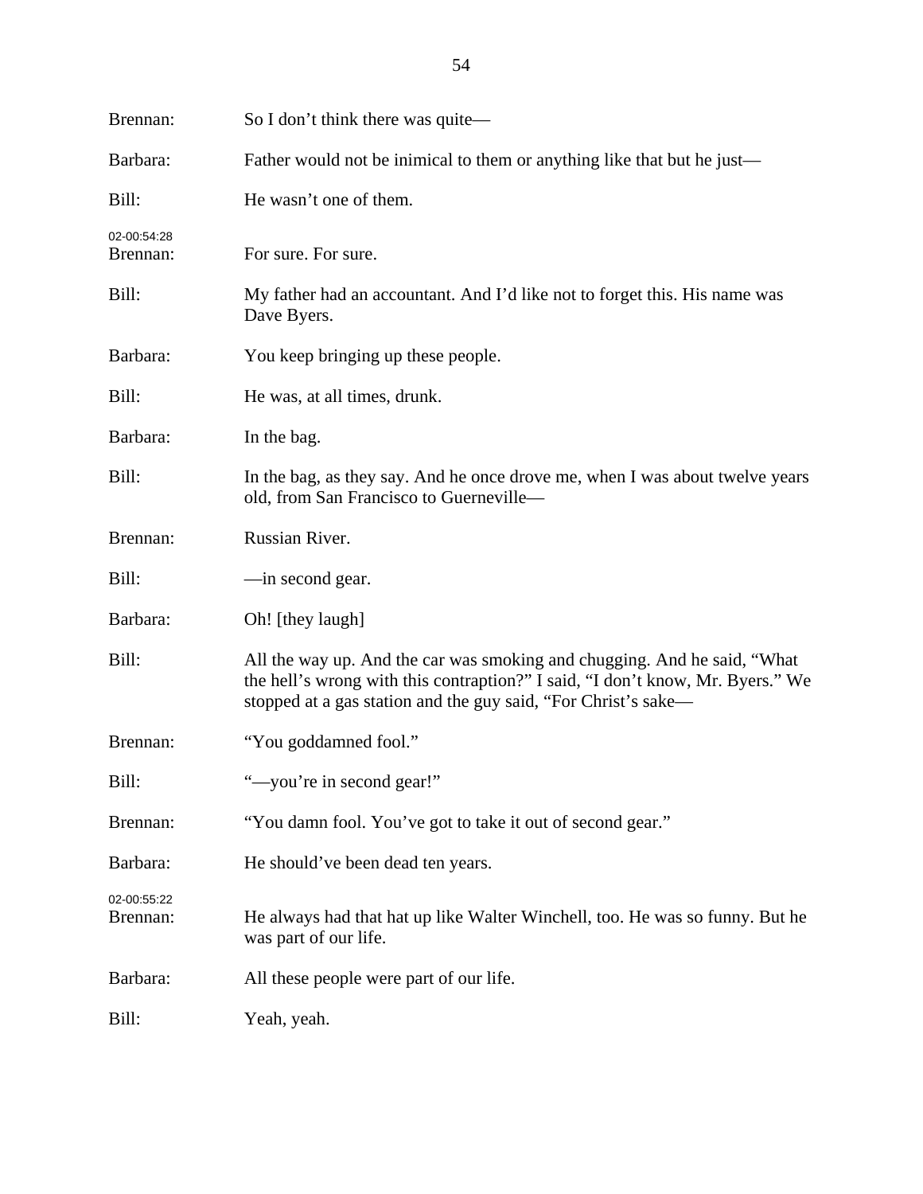Brennan: So I don't think there was quite—

Barbara: Father would not be inimical to them or anything like that but he just—

Bill: He wasn't one of them.

02-00:54:28
Brennan: For sure. For sure.

Bill: My father had an accountant. And I'd like not to forget this. His name was Dave Byers.

Barbara: You keep bringing up these people.

Bill: He was, at all times, drunk.

Barbara: In the bag.

Bill: In the bag, as they say. And he once drove me, when I was about twelve years old, from San Francisco to Guerneville—

Brennan: Russian River.

Bill: —in second gear.

Barbara: Oh! [they laugh]

Bill: All the way up. And the car was smoking and chugging. And he said, "What the hell's wrong with this contraption?" I said, "I don't know, Mr. Byers." We stopped at a gas station and the guy said, "For Christ's sake—

Brennan: "You goddamned fool."

Bill: "—you're in second gear!"

Brennan: "You damn fool. You've got to take it out of second gear."

Barbara: He should've been dead ten years.

02-00:55:22
Brennan: He always had that hat up like Walter Winchell, too. He was so funny. But he was part of our life.

Barbara: All these people were part of our life.

Bill: Yeah, yeah.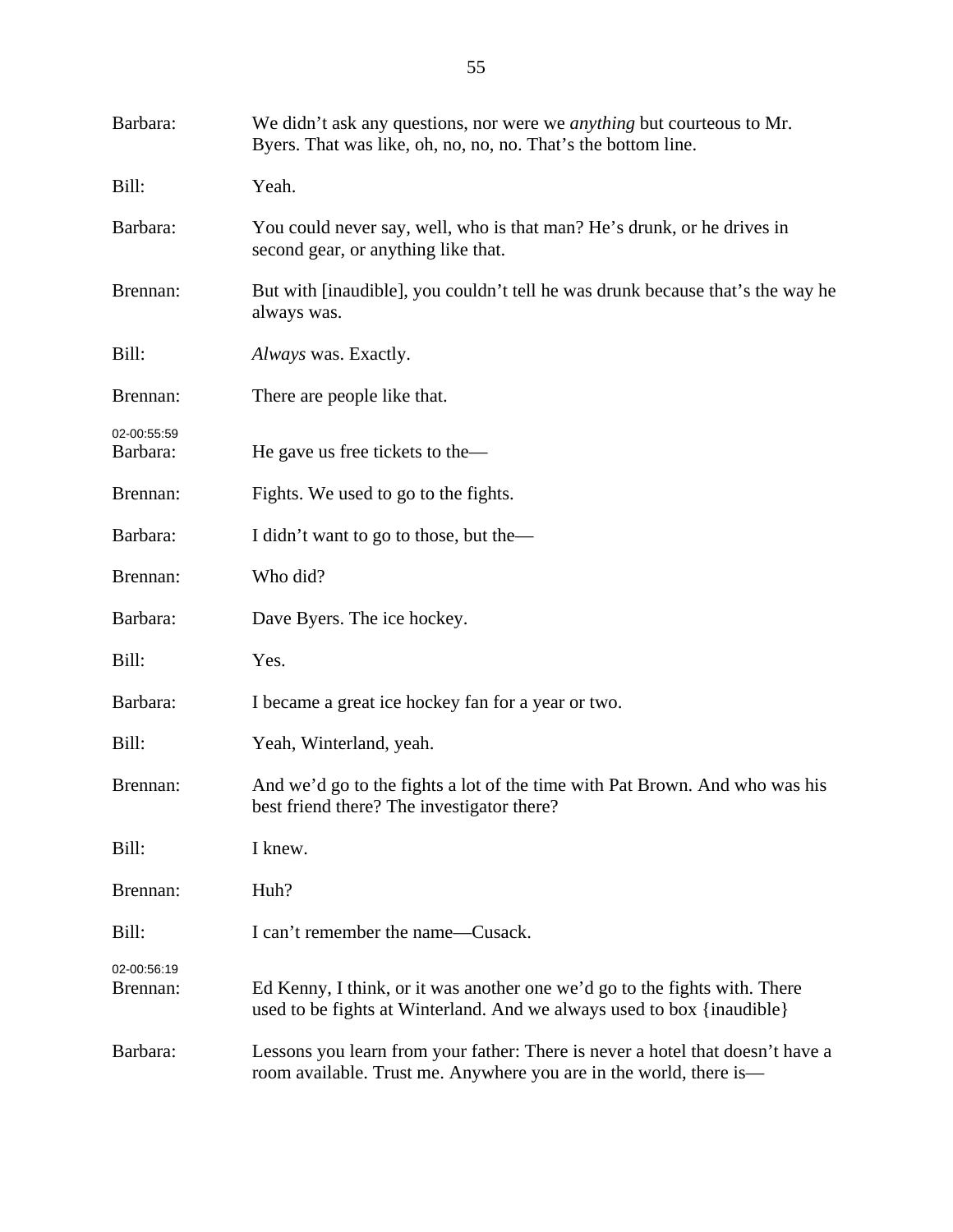Barbara: We didn't ask any questions, nor were we *anything* but courteous to Mr. Byers. That was like, oh, no, no, no. That's the bottom line.

Bill: Yeah.

Barbara: You could never say, well, who is that man? He's drunk, or he drives in second gear, or anything like that.

Brennan: But with [inaudible], you couldn't tell he was drunk because that's the way he always was.

Bill: *Always* was. Exactly.

Brennan: There are people like that.

02-00:55:59
Barbara: He gave us free tickets to the—

Brennan: Fights. We used to go to the fights.

Barbara: I didn't want to go to those, but the—

Brennan: Who did?

Barbara: Dave Byers. The ice hockey.

Bill: Yes.

Barbara: I became a great ice hockey fan for a year or two.

Bill: Yeah, Winterland, yeah.

Brennan: And we'd go to the fights a lot of the time with Pat Brown. And who was his best friend there? The investigator there?

Bill: I knew.

Brennan: Huh?

Bill: I can't remember the name—Cusack.

02-00:56:19
Brennan: Ed Kenny, I think, or it was another one we'd go to the fights with. There used to be fights at Winterland. And we always used to box {inaudible}

Barbara: Lessons you learn from your father: There is never a hotel that doesn't have a room available. Trust me. Anywhere you are in the world, there is—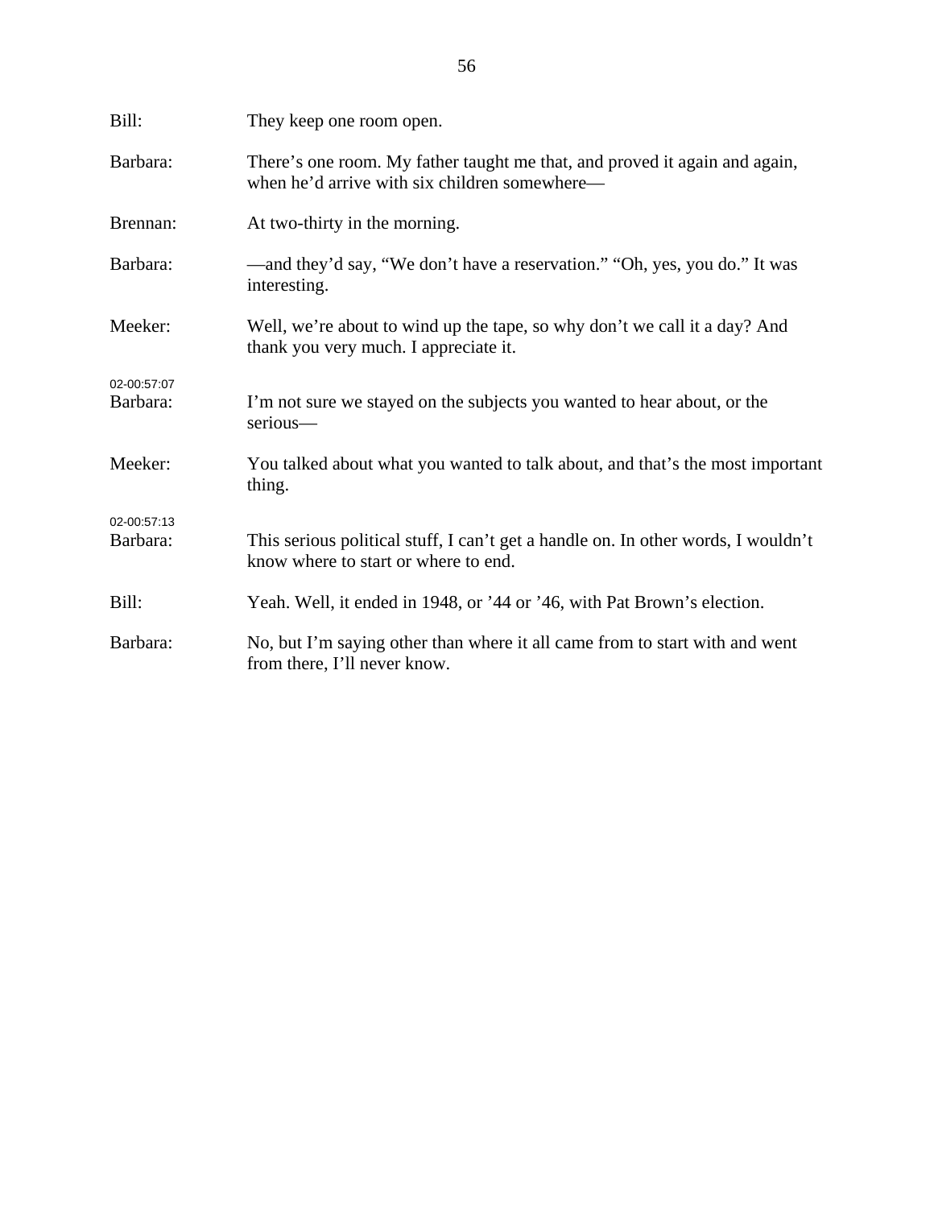Bill: They keep one room open.

Barbara: There's one room. My father taught me that, and proved it again and again, when he'd arrive with six children somewhere—

Brennan: At two-thirty in the morning.

Barbara: —and they'd say, "We don't have a reservation." "Oh, yes, you do." It was interesting.

Meeker: Well, we're about to wind up the tape, so why don't we call it a day? And thank you very much. I appreciate it.

02-00:57:07
Barbara: I'm not sure we stayed on the subjects you wanted to hear about, or the serious—

Meeker: You talked about what you wanted to talk about, and that's the most important thing.

02-00:57:13
Barbara: This serious political stuff, I can't get a handle on. In other words, I wouldn't know where to start or where to end.

Bill: Yeah. Well, it ended in 1948, or '44 or '46, with Pat Brown's election.

Barbara: No, but I'm saying other than where it all came from to start with and went from there, I'll never know.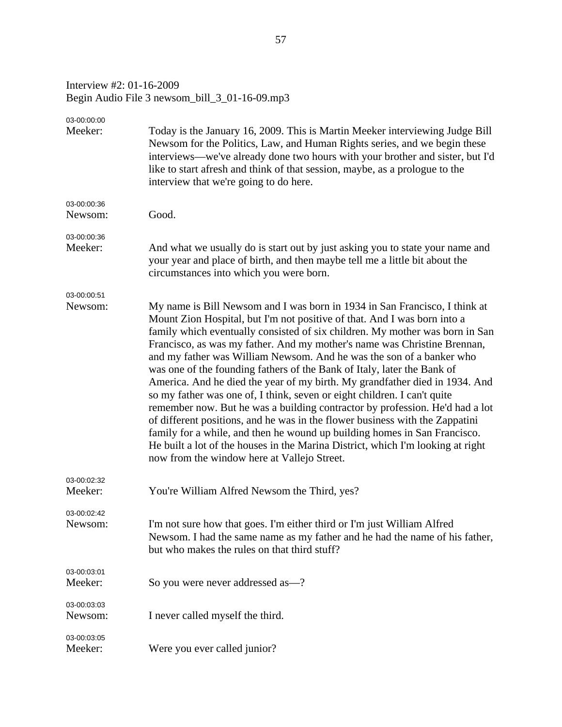Interview #2: 01-16-2009
Begin Audio File 3 newsom_bill_3_01-16-09.mp3

03-00:00:00
Meeker: Today is the January 16, 2009. This is Martin Meeker interviewing Judge Bill Newsom for the Politics, Law, and Human Rights series, and we begin these interviews—we've already done two hours with your brother and sister, but I'd like to start afresh and think of that session, maybe, as a prologue to the interview that we're going to do here.

03-00:00:36
Newsom: Good.

03-00:00:36
Meeker: And what we usually do is start out by just asking you to state your name and your year and place of birth, and then maybe tell me a little bit about the circumstances into which you were born.

03-00:00:51
Newsom: My name is Bill Newsom and I was born in 1934 in San Francisco, I think at Mount Zion Hospital, but I'm not positive of that. And I was born into a family which eventually consisted of six children. My mother was born in San Francisco, as was my father. And my mother's name was Christine Brennan, and my father was William Newsom. And he was the son of a banker who was one of the founding fathers of the Bank of Italy, later the Bank of America. And he died the year of my birth. My grandfather died in 1934. And so my father was one of, I think, seven or eight children. I can't quite remember now. But he was a building contractor by profession. He'd had a lot of different positions, and he was in the flower business with the Zappatini family for a while, and then he wound up building homes in San Francisco. He built a lot of the houses in the Marina District, which I'm looking at right now from the window here at Vallejo Street.

03-00:02:32
Meeker: You're William Alfred Newsom the Third, yes?

03-00:02:42
Newsom: I'm not sure how that goes. I'm either third or I'm just William Alfred Newsom. I had the same name as my father and he had the name of his father, but who makes the rules on that third stuff?

03-00:03:01
Meeker: So you were never addressed as—?

03-00:03:03
Newsom: I never called myself the third.

03-00:03:05
Meeker: Were you ever called junior?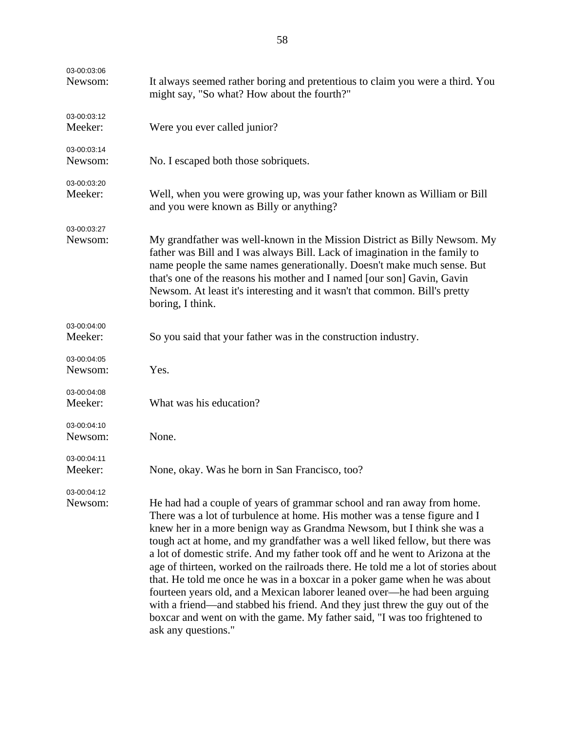03-00:03:06
Newsom: It always seemed rather boring and pretentious to claim you were a third. You might say, "So what? How about the fourth?"

03-00:03:12
Meeker: Were you ever called junior?

03-00:03:14
Newsom: No. I escaped both those sobriquets.

03-00:03:20
Meeker: Well, when you were growing up, was your father known as William or Bill and you were known as Billy or anything?

03-00:03:27
Newsom: My grandfather was well-known in the Mission District as Billy Newsom. My father was Bill and I was always Bill. Lack of imagination in the family to name people the same names generationally. Doesn't make much sense. But that's one of the reasons his mother and I named [our son] Gavin, Gavin Newsom. At least it's interesting and it wasn't that common. Bill's pretty boring, I think.

03-00:04:00
Meeker: So you said that your father was in the construction industry.

03-00:04:05
Newsom: Yes.

03-00:04:08
Meeker: What was his education?

03-00:04:10
Newsom: None.

03-00:04:11
Meeker: None, okay. Was he born in San Francisco, too?

03-00:04:12
Newsom: He had had a couple of years of grammar school and ran away from home. There was a lot of turbulence at home. His mother was a tense figure and I knew her in a more benign way as Grandma Newsom, but I think she was a tough act at home, and my grandfather was a well liked fellow, but there was a lot of domestic strife. And my father took off and he went to Arizona at the age of thirteen, worked on the railroads there. He told me a lot of stories about that. He told me once he was in a boxcar in a poker game when he was about fourteen years old, and a Mexican laborer leaned over—he had been arguing with a friend—and stabbed his friend. And they just threw the guy out of the boxcar and went on with the game. My father said, "I was too frightened to ask any questions."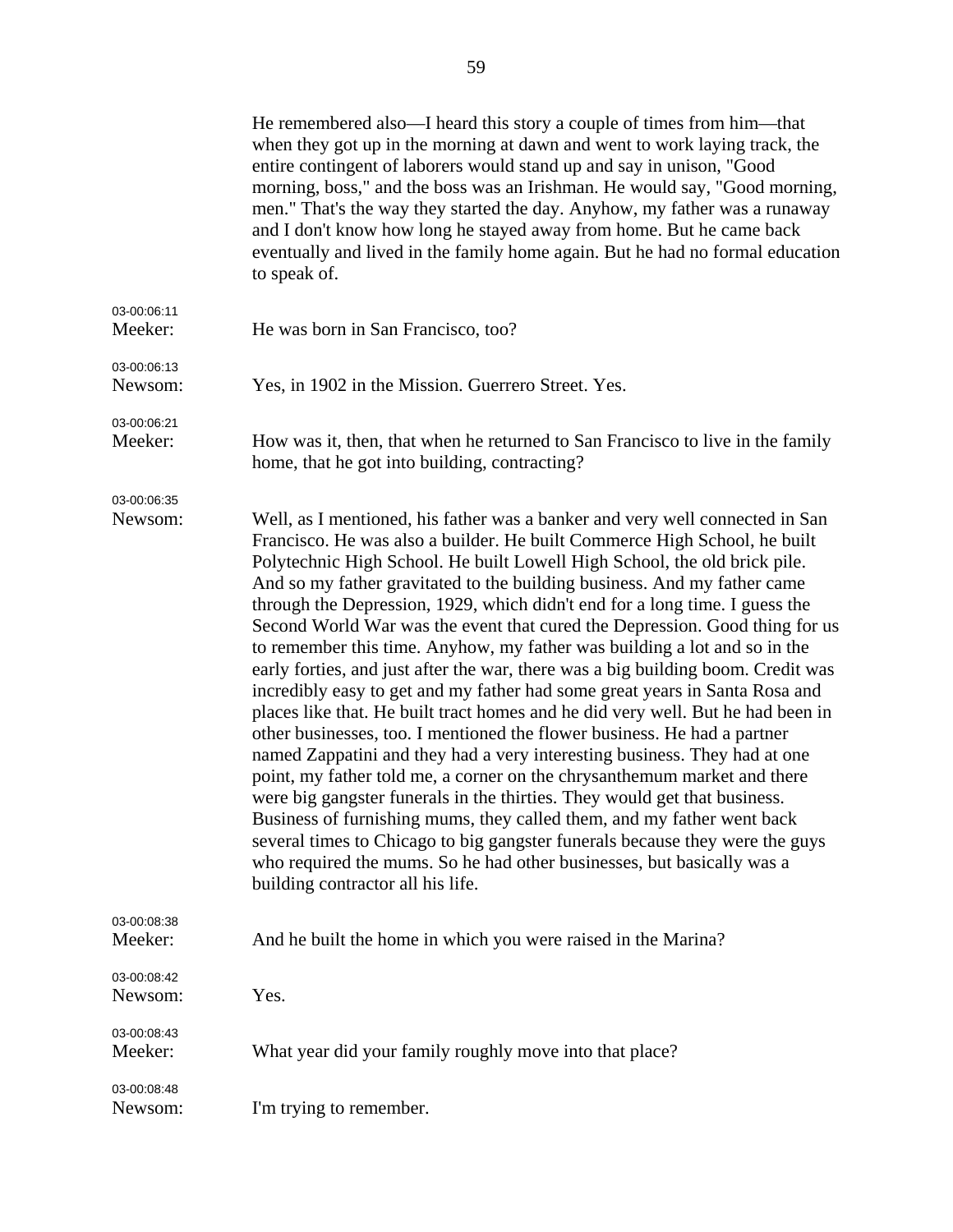He remembered also—I heard this story a couple of times from him—that when they got up in the morning at dawn and went to work laying track, the entire contingent of laborers would stand up and say in unison, "Good morning, boss," and the boss was an Irishman. He would say, "Good morning, men." That's the way they started the day. Anyhow, my father was a runaway and I don't know how long he stayed away from home. But he came back eventually and lived in the family home again. But he had no formal education to speak of.

03-00:06:11
Meeker: He was born in San Francisco, too?

03-00:06:13
Newsom: Yes, in 1902 in the Mission. Guerrero Street. Yes.

03-00:06:21
Meeker: How was it, then, that when he returned to San Francisco to live in the family home, that he got into building, contracting?

03-00:06:35
Newsom: Well, as I mentioned, his father was a banker and very well connected in San Francisco. He was also a builder. He built Commerce High School, he built Polytechnic High School. He built Lowell High School, the old brick pile. And so my father gravitated to the building business. And my father came through the Depression, 1929, which didn't end for a long time. I guess the Second World War was the event that cured the Depression. Good thing for us to remember this time. Anyhow, my father was building a lot and so in the early forties, and just after the war, there was a big building boom. Credit was incredibly easy to get and my father had some great years in Santa Rosa and places like that. He built tract homes and he did very well. But he had been in other businesses, too. I mentioned the flower business. He had a partner named Zappatini and they had a very interesting business. They had at one point, my father told me, a corner on the chrysanthemum market and there were big gangster funerals in the thirties. They would get that business. Business of furnishing mums, they called them, and my father went back several times to Chicago to big gangster funerals because they were the guys who required the mums. So he had other businesses, but basically was a building contractor all his life.

03-00:08:38
Meeker: And he built the home in which you were raised in the Marina?

03-00:08:42
Newsom: Yes.

03-00:08:43
Meeker: What year did your family roughly move into that place?

03-00:08:48
Newsom: I'm trying to remember.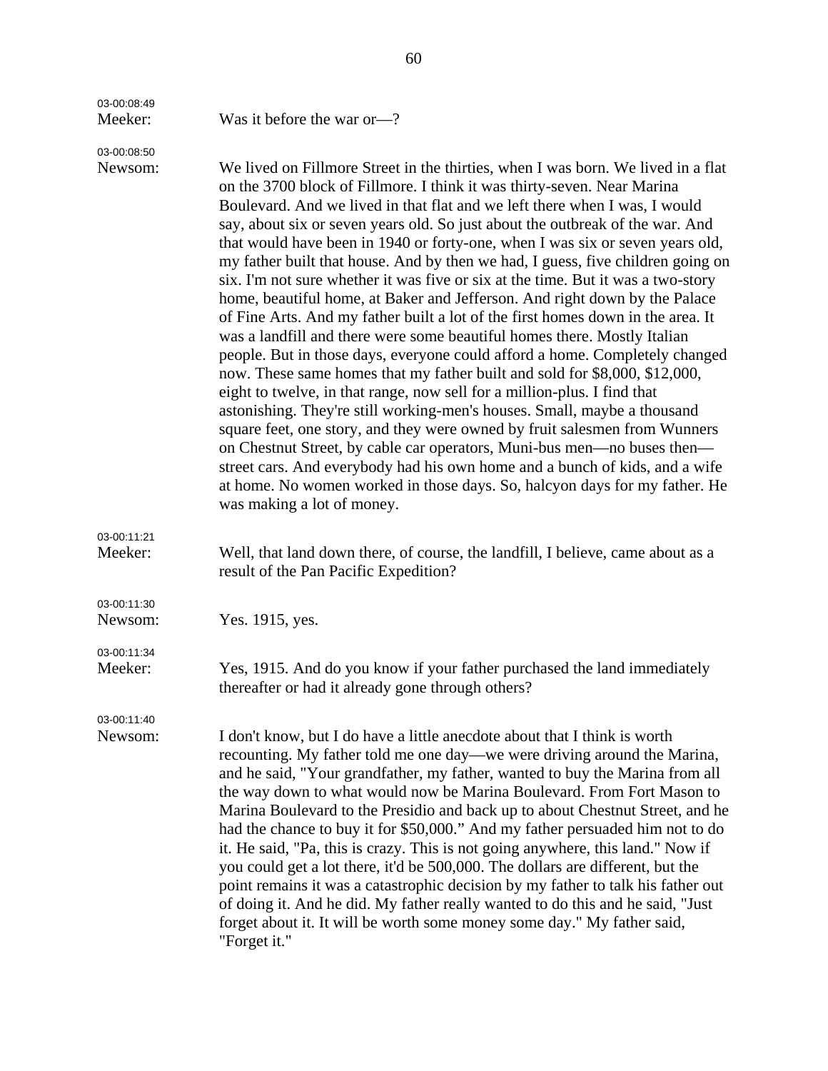03-00:08:49
Meeker: Was it before the war or—?

03-00:08:50
Newsom: We lived on Fillmore Street in the thirties, when I was born. We lived in a flat on the 3700 block of Fillmore. I think it was thirty-seven. Near Marina Boulevard. And we lived in that flat and we left there when I was, I would say, about six or seven years old. So just about the outbreak of the war. And that would have been in 1940 or forty-one, when I was six or seven years old, my father built that house. And by then we had, I guess, five children going on six. I'm not sure whether it was five or six at the time. But it was a two-story home, beautiful home, at Baker and Jefferson. And right down by the Palace of Fine Arts. And my father built a lot of the first homes down in the area. It was a landfill and there were some beautiful homes there. Mostly Italian people. But in those days, everyone could afford a home. Completely changed now. These same homes that my father built and sold for $8,000, $12,000, eight to twelve, in that range, now sell for a million-plus. I find that astonishing. They're still working-men's houses. Small, maybe a thousand square feet, one story, and they were owned by fruit salesmen from Wunners on Chestnut Street, by cable car operators, Muni-bus men—no buses then—street cars. And everybody had his own home and a bunch of kids, and a wife at home. No women worked in those days. So, halcyon days for my father. He was making a lot of money.

03-00:11:21
Meeker: Well, that land down there, of course, the landfill, I believe, came about as a result of the Pan Pacific Expedition?

03-00:11:30
Newsom: Yes. 1915, yes.

03-00:11:34
Meeker: Yes, 1915. And do you know if your father purchased the land immediately thereafter or had it already gone through others?

03-00:11:40
Newsom: I don't know, but I do have a little anecdote about that I think is worth recounting. My father told me one day—we were driving around the Marina, and he said, "Your grandfather, my father, wanted to buy the Marina from all the way down to what would now be Marina Boulevard. From Fort Mason to Marina Boulevard to the Presidio and back up to about Chestnut Street, and he had the chance to buy it for $50,000." And my father persuaded him not to do it. He said, "Pa, this is crazy. This is not going anywhere, this land." Now if you could get a lot there, it'd be 500,000. The dollars are different, but the point remains it was a catastrophic decision by my father to talk his father out of doing it. And he did. My father really wanted to do this and he said, "Just forget about it. It will be worth some money some day." My father said, "Forget it."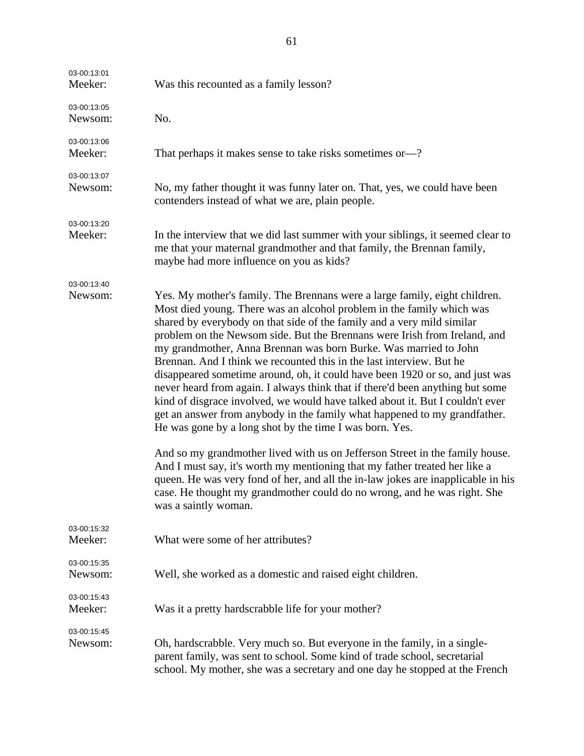03-00:13:01
Meeker: Was this recounted as a family lesson?

03-00:13:05
Newsom: No.

03-00:13:06
Meeker: That perhaps it makes sense to take risks sometimes or—?

03-00:13:07
Newsom: No, my father thought it was funny later on. That, yes, we could have been contenders instead of what we are, plain people.

03-00:13:20
Meeker: In the interview that we did last summer with your siblings, it seemed clear to me that your maternal grandmother and that family, the Brennan family, maybe had more influence on you as kids?

03-00:13:40
Newsom: Yes. My mother's family. The Brennans were a large family, eight children. Most died young. There was an alcohol problem in the family which was shared by everybody on that side of the family and a very mild similar problem on the Newsom side. But the Brennans were Irish from Ireland, and my grandmother, Anna Brennan was born Burke. Was married to John Brennan. And I think we recounted this in the last interview. But he disappeared sometime around, oh, it could have been 1920 or so, and just was never heard from again. I always think that if there'd been anything but some kind of disgrace involved, we would have talked about it. But I couldn't ever get an answer from anybody in the family what happened to my grandfather. He was gone by a long shot by the time I was born. Yes.

And so my grandmother lived with us on Jefferson Street in the family house. And I must say, it's worth my mentioning that my father treated her like a queen. He was very fond of her, and all the in-law jokes are inapplicable in his case. He thought my grandmother could do no wrong, and he was right. She was a saintly woman.

03-00:15:32
Meeker: What were some of her attributes?

03-00:15:35
Newsom: Well, she worked as a domestic and raised eight children.

03-00:15:43
Meeker: Was it a pretty hardscrabble life for your mother?

03-00:15:45
Newsom: Oh, hardscrabble. Very much so. But everyone in the family, in a single-parent family, was sent to school. Some kind of trade school, secretarial school. My mother, she was a secretary and one day he stopped at the French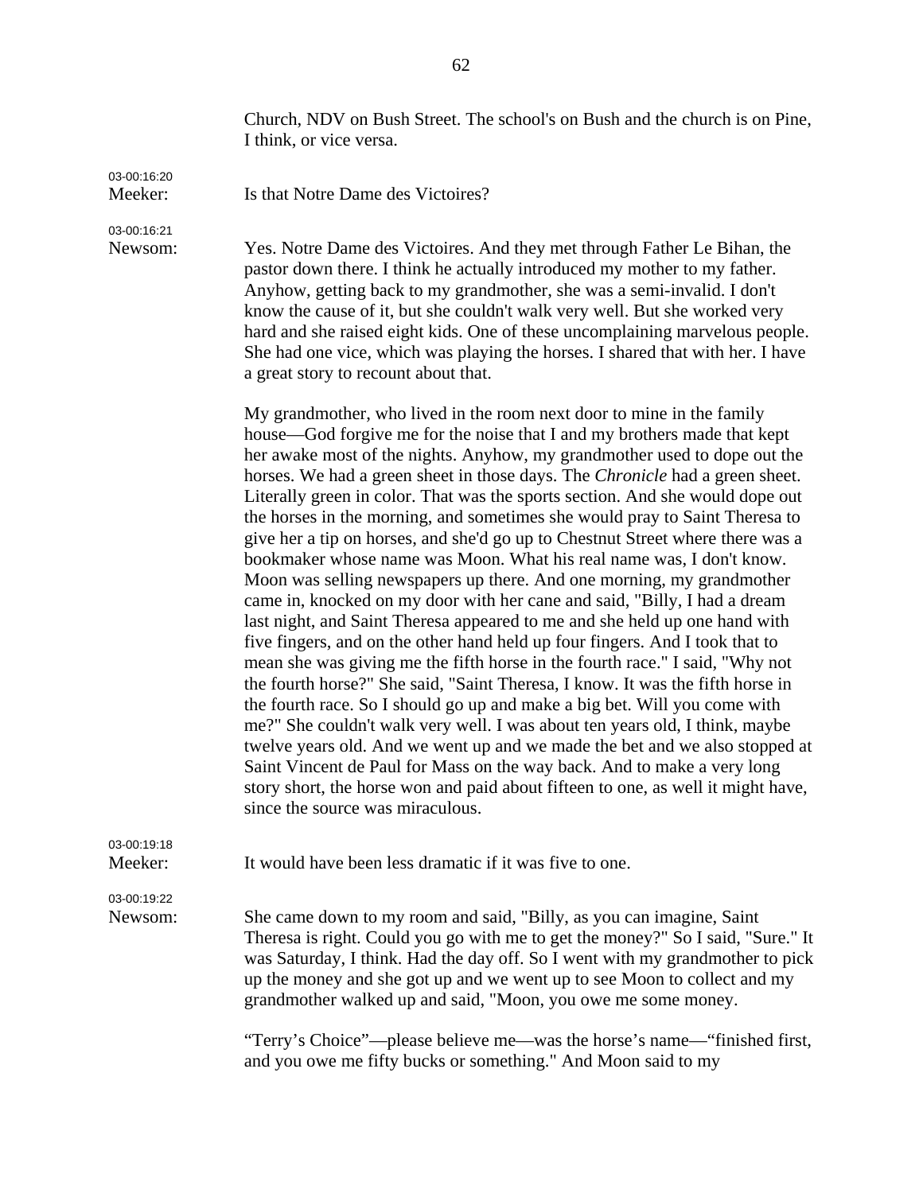Church, NDV on Bush Street. The school's on Bush and the church is on Pine, I think, or vice versa.

03-00:16:20
Meeker: Is that Notre Dame des Victoires?

03-00:16:21
Newsom: Yes. Notre Dame des Victoires. And they met through Father Le Bihan, the pastor down there. I think he actually introduced my mother to my father. Anyhow, getting back to my grandmother, she was a semi-invalid. I don't know the cause of it, but she couldn't walk very well. But she worked very hard and she raised eight kids. One of these uncomplaining marvelous people. She had one vice, which was playing the horses. I shared that with her. I have a great story to recount about that.

My grandmother, who lived in the room next door to mine in the family house—God forgive me for the noise that I and my brothers made that kept her awake most of the nights. Anyhow, my grandmother used to dope out the horses. We had a green sheet in those days. The *Chronicle* had a green sheet. Literally green in color. That was the sports section. And she would dope out the horses in the morning, and sometimes she would pray to Saint Theresa to give her a tip on horses, and she'd go up to Chestnut Street where there was a bookmaker whose name was Moon. What his real name was, I don't know. Moon was selling newspapers up there. And one morning, my grandmother came in, knocked on my door with her cane and said, "Billy, I had a dream last night, and Saint Theresa appeared to me and she held up one hand with five fingers, and on the other hand held up four fingers. And I took that to mean she was giving me the fifth horse in the fourth race." I said, "Why not the fourth horse?" She said, "Saint Theresa, I know. It was the fifth horse in the fourth race. So I should go up and make a big bet. Will you come with me?" She couldn't walk very well. I was about ten years old, I think, maybe twelve years old. And we went up and we made the bet and we also stopped at Saint Vincent de Paul for Mass on the way back. And to make a very long story short, the horse won and paid about fifteen to one, as well it might have, since the source was miraculous.

03-00:19:18
Meeker: It would have been less dramatic if it was five to one.

03-00:19:22
Newsom: She came down to my room and said, "Billy, as you can imagine, Saint Theresa is right. Could you go with me to get the money?" So I said, "Sure." It was Saturday, I think. Had the day off. So I went with my grandmother to pick up the money and she got up and we went up to see Moon to collect and my grandmother walked up and said, "Moon, you owe me some money.

"Terry's Choice"—please believe me—was the horse's name—"finished first, and you owe me fifty bucks or something." And Moon said to my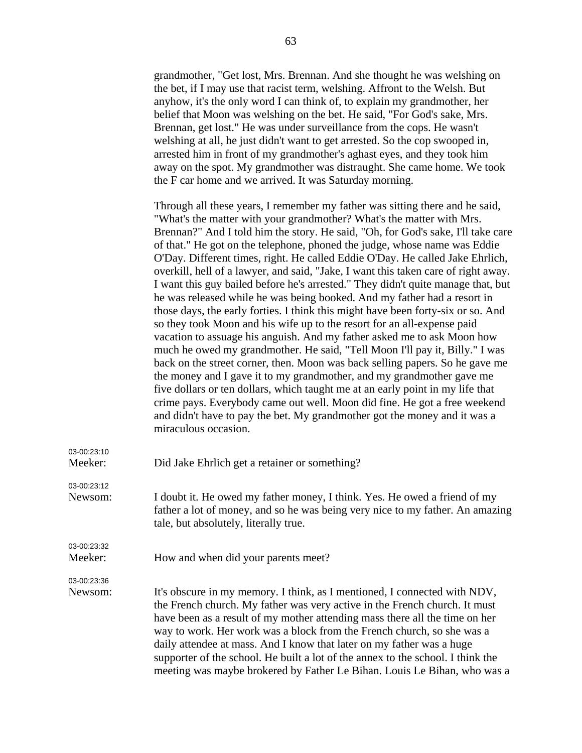grandmother, "Get lost, Mrs. Brennan. And she thought he was welshing on the bet, if I may use that racist term, welshing. Affront to the Welsh. But anyhow, it's the only word I can think of, to explain my grandmother, her belief that Moon was welshing on the bet. He said, "For God's sake, Mrs. Brennan, get lost." He was under surveillance from the cops. He wasn't welshing at all, he just didn't want to get arrested. So the cop swooped in, arrested him in front of my grandmother's aghast eyes, and they took him away on the spot. My grandmother was distraught. She came home. We took the F car home and we arrived. It was Saturday morning.

Through all these years, I remember my father was sitting there and he said, "What's the matter with your grandmother? What's the matter with Mrs. Brennan?" And I told him the story. He said, "Oh, for God's sake, I'll take care of that." He got on the telephone, phoned the judge, whose name was Eddie O'Day. Different times, right. He called Eddie O'Day. He called Jake Ehrlich, overkill, hell of a lawyer, and said, "Jake, I want this taken care of right away. I want this guy bailed before he's arrested." They didn't quite manage that, but he was released while he was being booked. And my father had a resort in those days, the early forties. I think this might have been forty-six or so. And so they took Moon and his wife up to the resort for an all-expense paid vacation to assuage his anguish. And my father asked me to ask Moon how much he owed my grandmother. He said, "Tell Moon I'll pay it, Billy." I was back on the street corner, then. Moon was back selling papers. So he gave me the money and I gave it to my grandmother, and my grandmother gave me five dollars or ten dollars, which taught me at an early point in my life that crime pays. Everybody came out well. Moon did fine. He got a free weekend and didn't have to pay the bet. My grandmother got the money and it was a miraculous occasion.

03-00:23:10
**Meeker:** Did Jake Ehrlich get a retainer or something?

03-00:23:12
**Newsom:** I doubt it. He owed my father money, I think. Yes. He owed a friend of my father a lot of money, and so he was being very nice to my father. An amazing tale, but absolutely, literally true.

03-00:23:32
**Meeker:** How and when did your parents meet?

03-00:23:36
**Newsom:** It's obscure in my memory. I think, as I mentioned, I connected with NDV, the French church. My father was very active in the French church. It must have been as a result of my mother attending mass there all the time on her way to work. Her work was a block from the French church, so she was a daily attendee at mass. And I know that later on my father was a huge supporter of the school. He built a lot of the annex to the school. I think the meeting was maybe brokered by Father Le Bihan. Louis Le Bihan, who was a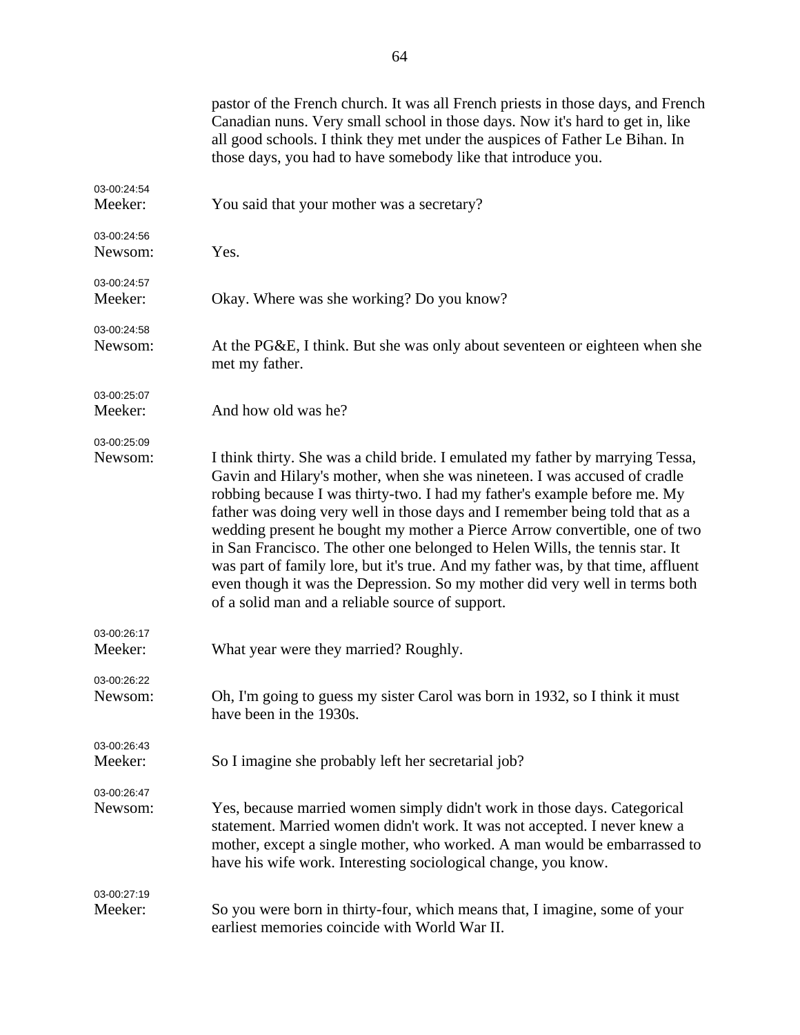pastor of the French church. It was all French priests in those days, and French Canadian nuns. Very small school in those days. Now it's hard to get in, like all good schools. I think they met under the auspices of Father Le Bihan. In those days, you had to have somebody like that introduce you.

03-00:24:54
Meeker: You said that your mother was a secretary?

03-00:24:56
Newsom: Yes.

03-00:24:57
Meeker: Okay. Where was she working? Do you know?

03-00:24:58
Newsom: At the PG&E, I think. But she was only about seventeen or eighteen when she met my father.

03-00:25:07
Meeker: And how old was he?

03-00:25:09
Newsom: I think thirty. She was a child bride. I emulated my father by marrying Tessa, Gavin and Hilary's mother, when she was nineteen. I was accused of cradle robbing because I was thirty-two. I had my father's example before me. My father was doing very well in those days and I remember being told that as a wedding present he bought my mother a Pierce Arrow convertible, one of two in San Francisco. The other one belonged to Helen Wills, the tennis star. It was part of family lore, but it's true. And my father was, by that time, affluent even though it was the Depression. So my mother did very well in terms both of a solid man and a reliable source of support.

03-00:26:17
Meeker: What year were they married? Roughly.

03-00:26:22
Newsom: Oh, I'm going to guess my sister Carol was born in 1932, so I think it must have been in the 1930s.

03-00:26:43
Meeker: So I imagine she probably left her secretarial job?

03-00:26:47
Newsom: Yes, because married women simply didn't work in those days. Categorical statement. Married women didn't work. It was not accepted. I never knew a mother, except a single mother, who worked. A man would be embarrassed to have his wife work. Interesting sociological change, you know.

03-00:27:19
Meeker: So you were born in thirty-four, which means that, I imagine, some of your earliest memories coincide with World War II.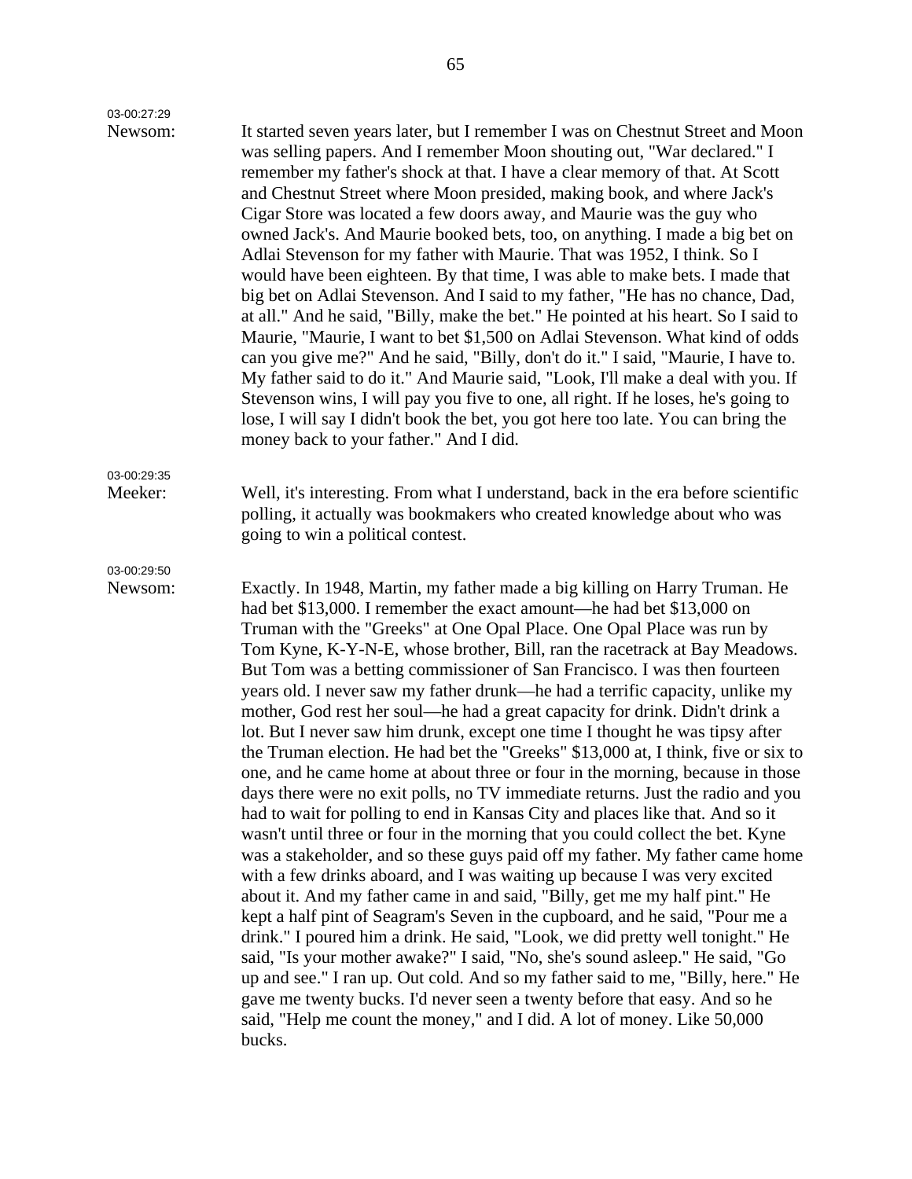03-00:27:29

Newsom: It started seven years later, but I remember I was on Chestnut Street and Moon was selling papers. And I remember Moon shouting out, "War declared." I remember my father's shock at that. I have a clear memory of that. At Scott and Chestnut Street where Moon presided, making book, and where Jack's Cigar Store was located a few doors away, and Maurie was the guy who owned Jack's. And Maurie booked bets, too, on anything. I made a big bet on Adlai Stevenson for my father with Maurie. That was 1952, I think. So I would have been eighteen. By that time, I was able to make bets. I made that big bet on Adlai Stevenson. And I said to my father, "He has no chance, Dad, at all." And he said, "Billy, make the bet." He pointed at his heart. So I said to Maurie, "Maurie, I want to bet $1,500 on Adlai Stevenson. What kind of odds can you give me?" And he said, "Billy, don't do it." I said, "Maurie, I have to. My father said to do it." And Maurie said, "Look, I'll make a deal with you. If Stevenson wins, I will pay you five to one, all right. If he loses, he's going to lose, I will say I didn't book the bet, you got here too late. You can bring the money back to your father." And I did.

03-00:29:35

Meeker: Well, it's interesting. From what I understand, back in the era before scientific polling, it actually was bookmakers who created knowledge about who was going to win a political contest.

03-00:29:50

Newsom: Exactly. In 1948, Martin, my father made a big killing on Harry Truman. He had bet $13,000. I remember the exact amount—he had bet $13,000 on Truman with the "Greeks" at One Opal Place. One Opal Place was run by Tom Kyne, K-Y-N-E, whose brother, Bill, ran the racetrack at Bay Meadows. But Tom was a betting commissioner of San Francisco. I was then fourteen years old. I never saw my father drunk—he had a terrific capacity, unlike my mother, God rest her soul—he had a great capacity for drink. Didn't drink a lot. But I never saw him drunk, except one time I thought he was tipsy after the Truman election. He had bet the "Greeks" $13,000 at, I think, five or six to one, and he came home at about three or four in the morning, because in those days there were no exit polls, no TV immediate returns. Just the radio and you had to wait for polling to end in Kansas City and places like that. And so it wasn't until three or four in the morning that you could collect the bet. Kyne was a stakeholder, and so these guys paid off my father. My father came home with a few drinks aboard, and I was waiting up because I was very excited about it. And my father came in and said, "Billy, get me my half pint." He kept a half pint of Seagram's Seven in the cupboard, and he said, "Pour me a drink." I poured him a drink. He said, "Look, we did pretty well tonight." He said, "Is your mother awake?" I said, "No, she's sound asleep." He said, "Go up and see." I ran up. Out cold. And so my father said to me, "Billy, here." He gave me twenty bucks. I'd never seen a twenty before that easy. And so he said, "Help me count the money," and I did. A lot of money. Like 50,000 bucks.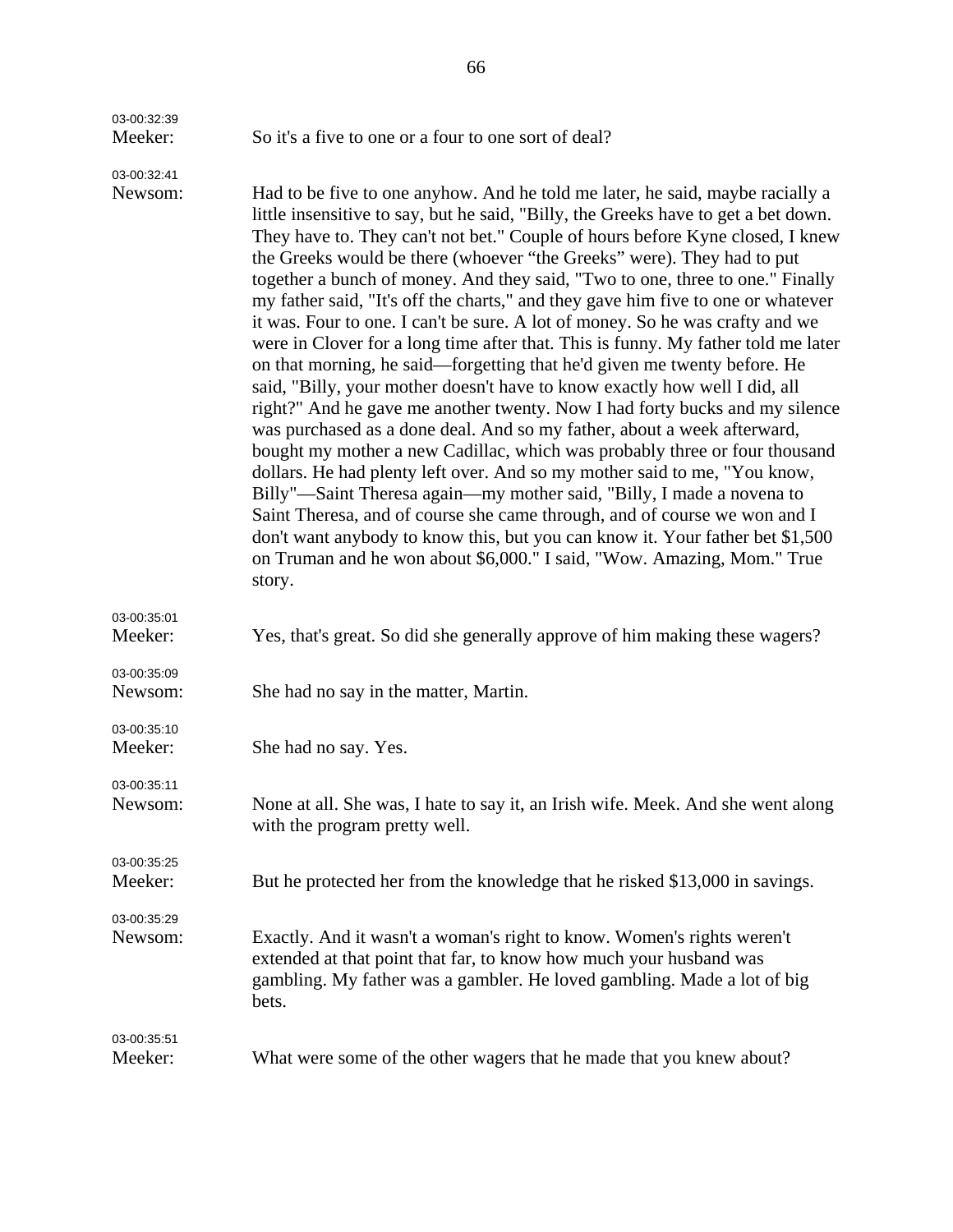03-00:32:39
Meeker: So it's a five to one or a four to one sort of deal?

03-00:32:41
Newsom: Had to be five to one anyhow. And he told me later, he said, maybe racially a little insensitive to say, but he said, "Billy, the Greeks have to get a bet down. They have to. They can't not bet." Couple of hours before Kyne closed, I knew the Greeks would be there (whoever "the Greeks" were). They had to put together a bunch of money. And they said, "Two to one, three to one." Finally my father said, "It's off the charts," and they gave him five to one or whatever it was. Four to one. I can't be sure. A lot of money. So he was crafty and we were in Clover for a long time after that. This is funny. My father told me later on that morning, he said—forgetting that he'd given me twenty before. He said, "Billy, your mother doesn't have to know exactly how well I did, all right?" And he gave me another twenty. Now I had forty bucks and my silence was purchased as a done deal. And so my father, about a week afterward, bought my mother a new Cadillac, which was probably three or four thousand dollars. He had plenty left over. And so my mother said to me, "You know, Billy"—Saint Theresa again—my mother said, "Billy, I made a novena to Saint Theresa, and of course she came through, and of course we won and I don't want anybody to know this, but you can know it. Your father bet $1,500 on Truman and he won about $6,000." I said, "Wow. Amazing, Mom." True story.

03-00:35:01
Meeker: Yes, that's great. So did she generally approve of him making these wagers?

03-00:35:09
Newsom: She had no say in the matter, Martin.

03-00:35:10
Meeker: She had no say. Yes.

03-00:35:11
Newsom: None at all. She was, I hate to say it, an Irish wife. Meek. And she went along with the program pretty well.

03-00:35:25
Meeker: But he protected her from the knowledge that he risked $13,000 in savings.

03-00:35:29
Newsom: Exactly. And it wasn't a woman's right to know. Women's rights weren't extended at that point that far, to know how much your husband was gambling. My father was a gambler. He loved gambling. Made a lot of big bets.

03-00:35:51
Meeker: What were some of the other wagers that he made that you knew about?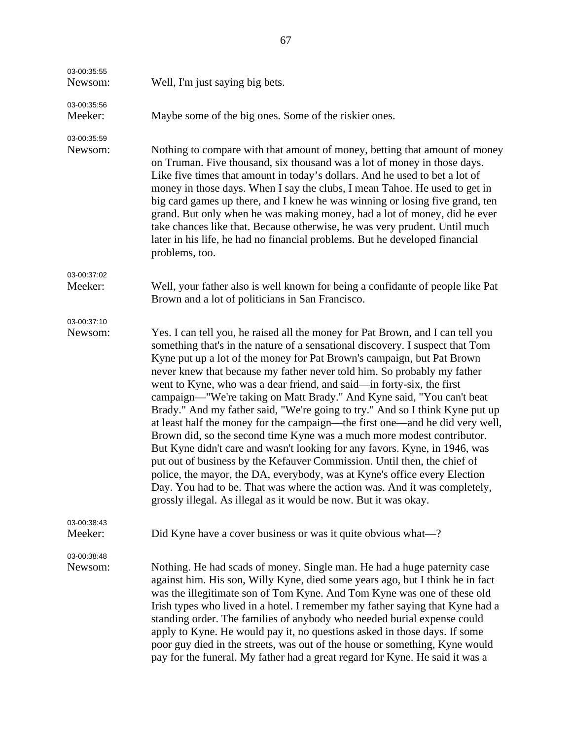03-00:35:55
Newsom: Well, I'm just saying big bets.

03-00:35:56
Meeker: Maybe some of the big ones. Some of the riskier ones.

03-00:35:59
Newsom: Nothing to compare with that amount of money, betting that amount of money on Truman. Five thousand, six thousand was a lot of money in those days. Like five times that amount in today's dollars. And he used to bet a lot of money in those days. When I say the clubs, I mean Tahoe. He used to get in big card games up there, and I knew he was winning or losing five grand, ten grand. But only when he was making money, had a lot of money, did he ever take chances like that. Because otherwise, he was very prudent. Until much later in his life, he had no financial problems. But he developed financial problems, too.

03-00:37:02
Meeker: Well, your father also is well known for being a confidante of people like Pat Brown and a lot of politicians in San Francisco.

03-00:37:10
Newsom: Yes. I can tell you, he raised all the money for Pat Brown, and I can tell you something that's in the nature of a sensational discovery. I suspect that Tom Kyne put up a lot of the money for Pat Brown's campaign, but Pat Brown never knew that because my father never told him. So probably my father went to Kyne, who was a dear friend, and said—in forty-six, the first campaign—"We're taking on Matt Brady." And Kyne said, "You can't beat Brady." And my father said, "We're going to try." And so I think Kyne put up at least half the money for the campaign—the first one—and he did very well, Brown did, so the second time Kyne was a much more modest contributor. But Kyne didn't care and wasn't looking for any favors. Kyne, in 1946, was put out of business by the Kefauver Commission. Until then, the chief of police, the mayor, the DA, everybody, was at Kyne's office every Election Day. You had to be. That was where the action was. And it was completely, grossly illegal. As illegal as it would be now. But it was okay.

03-00:38:43
Meeker: Did Kyne have a cover business or was it quite obvious what—?

03-00:38:48
Newsom: Nothing. He had scads of money. Single man. He had a huge paternity case against him. His son, Willy Kyne, died some years ago, but I think he in fact was the illegitimate son of Tom Kyne. And Tom Kyne was one of these old Irish types who lived in a hotel. I remember my father saying that Kyne had a standing order. The families of anybody who needed burial expense could apply to Kyne. He would pay it, no questions asked in those days. If some poor guy died in the streets, was out of the house or something, Kyne would pay for the funeral. My father had a great regard for Kyne. He said it was a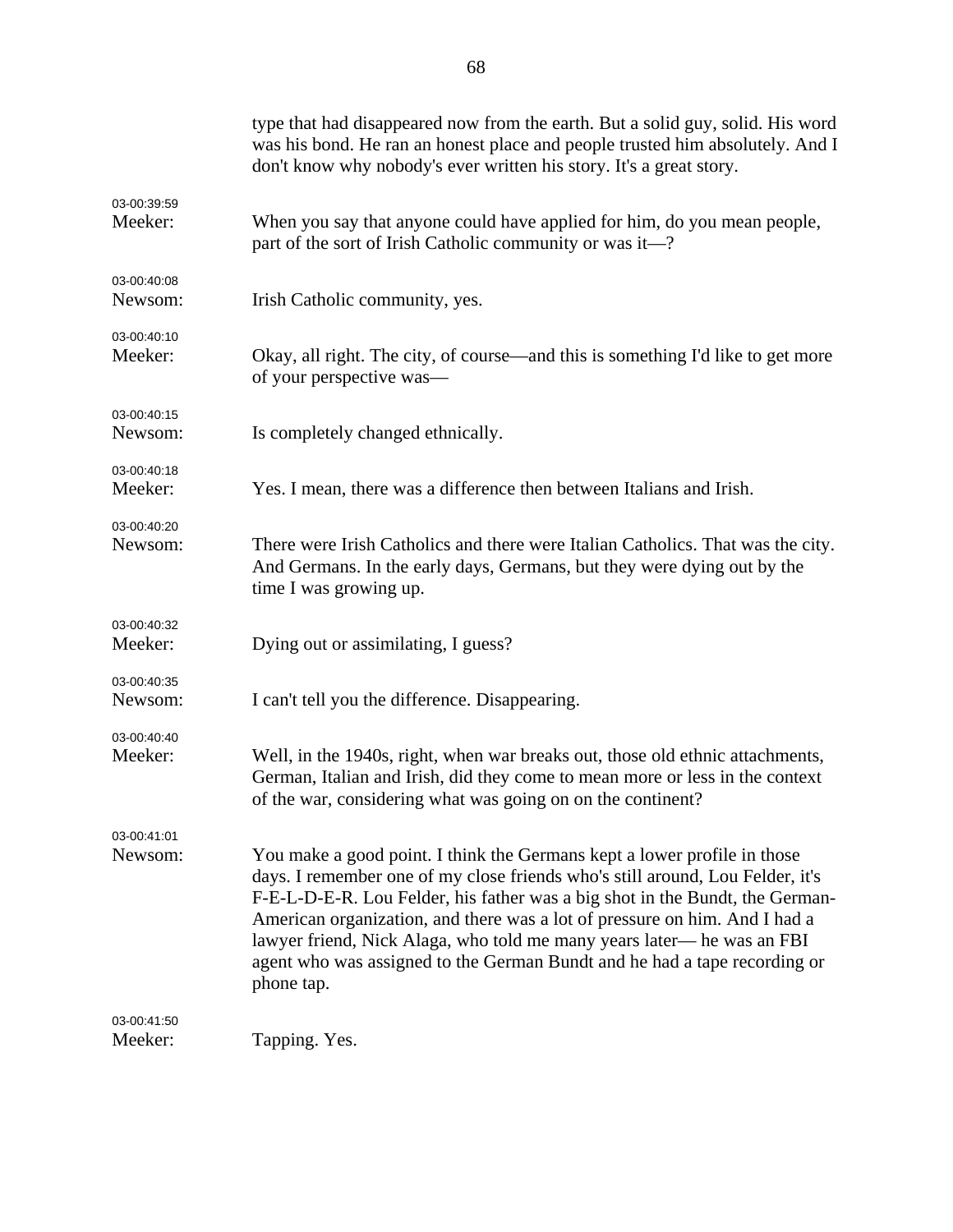type that had disappeared now from the earth. But a solid guy, solid. His word was his bond. He ran an honest place and people trusted him absolutely. And I don't know why nobody's ever written his story. It's a great story.

03-00:39:59
Meeker: When you say that anyone could have applied for him, do you mean people, part of the sort of Irish Catholic community or was it—?

03-00:40:08
Newsom: Irish Catholic community, yes.

03-00:40:10
Meeker: Okay, all right. The city, of course—and this is something I'd like to get more of your perspective was—

03-00:40:15
Newsom: Is completely changed ethnically.

03-00:40:18
Meeker: Yes. I mean, there was a difference then between Italians and Irish.

03-00:40:20
Newsom: There were Irish Catholics and there were Italian Catholics. That was the city. And Germans. In the early days, Germans, but they were dying out by the time I was growing up.

03-00:40:32
Meeker: Dying out or assimilating, I guess?

03-00:40:35
Newsom: I can't tell you the difference. Disappearing.

03-00:40:40
Meeker: Well, in the 1940s, right, when war breaks out, those old ethnic attachments, German, Italian and Irish, did they come to mean more or less in the context of the war, considering what was going on on the continent?

03-00:41:01
Newsom: You make a good point. I think the Germans kept a lower profile in those days. I remember one of my close friends who's still around, Lou Felder, it's F-E-L-D-E-R. Lou Felder, his father was a big shot in the Bundt, the German-American organization, and there was a lot of pressure on him. And I had a lawyer friend, Nick Alaga, who told me many years later— he was an FBI agent who was assigned to the German Bundt and he had a tape recording or phone tap.

03-00:41:50
Meeker: Tapping. Yes.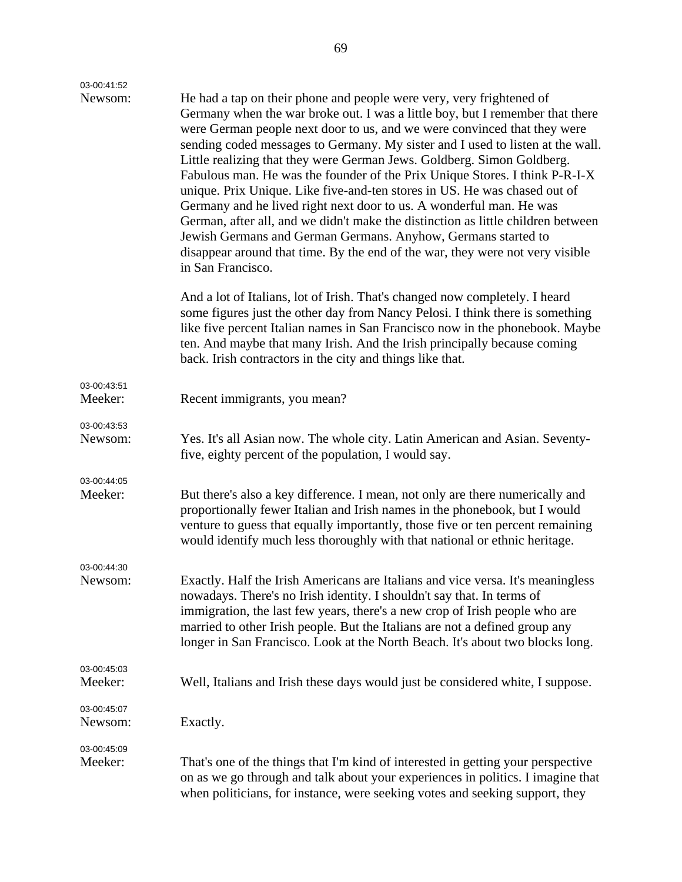03-00:41:52
Newsom: He had a tap on their phone and people were very, very frightened of Germany when the war broke out. I was a little boy, but I remember that there were German people next door to us, and we were convinced that they were sending coded messages to Germany. My sister and I used to listen at the wall. Little realizing that they were German Jews. Goldberg. Simon Goldberg. Fabulous man. He was the founder of the Prix Unique Stores. I think P-R-I-X unique. Prix Unique. Like five-and-ten stores in US. He was chased out of Germany and he lived right next door to us. A wonderful man. He was German, after all, and we didn't make the distinction as little children between Jewish Germans and German Germans. Anyhow, Germans started to disappear around that time. By the end of the war, they were not very visible in San Francisco.

And a lot of Italians, lot of Irish. That's changed now completely. I heard some figures just the other day from Nancy Pelosi. I think there is something like five percent Italian names in San Francisco now in the phonebook. Maybe ten. And maybe that many Irish. And the Irish principally because coming back. Irish contractors in the city and things like that.

03-00:43:51
Meeker: Recent immigrants, you mean?

03-00:43:53
Newsom: Yes. It's all Asian now. The whole city. Latin American and Asian. Seventy-five, eighty percent of the population, I would say.

03-00:44:05
Meeker: But there's also a key difference. I mean, not only are there numerically and proportionally fewer Italian and Irish names in the phonebook, but I would venture to guess that equally importantly, those five or ten percent remaining would identify much less thoroughly with that national or ethnic heritage.

03-00:44:30
Newsom: Exactly. Half the Irish Americans are Italians and vice versa. It's meaningless nowadays. There's no Irish identity. I shouldn't say that. In terms of immigration, the last few years, there's a new crop of Irish people who are married to other Irish people. But the Italians are not a defined group any longer in San Francisco. Look at the North Beach. It's about two blocks long.

03-00:45:03
Meeker: Well, Italians and Irish these days would just be considered white, I suppose.

03-00:45:07
Newsom: Exactly.

03-00:45:09
Meeker: That's one of the things that I'm kind of interested in getting your perspective on as we go through and talk about your experiences in politics. I imagine that when politicians, for instance, were seeking votes and seeking support, they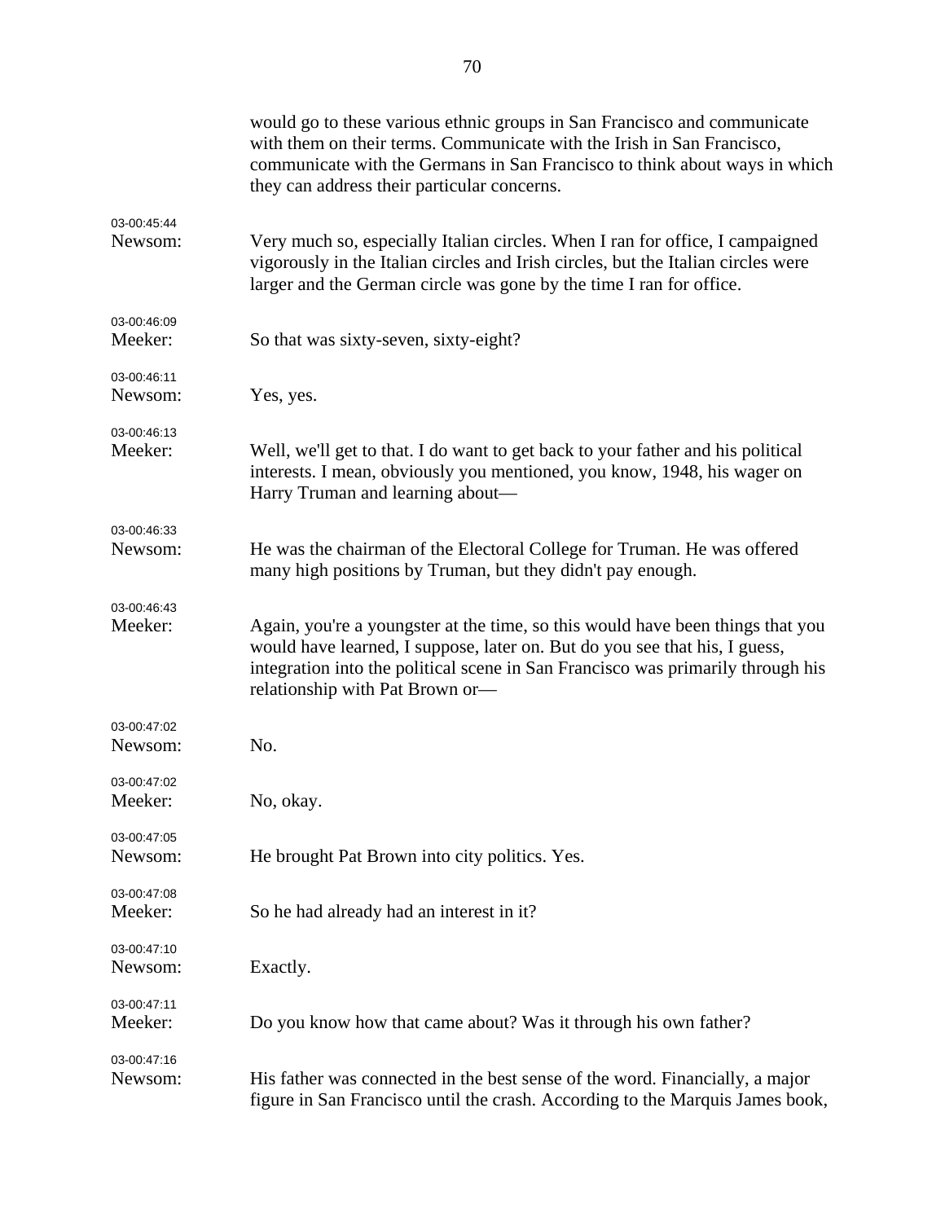would go to these various ethnic groups in San Francisco and communicate with them on their terms. Communicate with the Irish in San Francisco, communicate with the Germans in San Francisco to think about ways in which they can address their particular concerns.

03-00:45:44
Newsom: Very much so, especially Italian circles. When I ran for office, I campaigned vigorously in the Italian circles and Irish circles, but the Italian circles were larger and the German circle was gone by the time I ran for office.

03-00:46:09
Meeker: So that was sixty-seven, sixty-eight?

03-00:46:11
Newsom: Yes, yes.

03-00:46:13
Meeker: Well, we'll get to that. I do want to get back to your father and his political interests. I mean, obviously you mentioned, you know, 1948, his wager on Harry Truman and learning about—

03-00:46:33
Newsom: He was the chairman of the Electoral College for Truman. He was offered many high positions by Truman, but they didn't pay enough.

03-00:46:43
Meeker: Again, you're a youngster at the time, so this would have been things that you would have learned, I suppose, later on. But do you see that his, I guess, integration into the political scene in San Francisco was primarily through his relationship with Pat Brown or—

03-00:47:02
Newsom: No.

03-00:47:02
Meeker: No, okay.

03-00:47:05
Newsom: He brought Pat Brown into city politics. Yes.

03-00:47:08
Meeker: So he had already had an interest in it?

03-00:47:10
Newsom: Exactly.

03-00:47:11
Meeker: Do you know how that came about? Was it through his own father?

03-00:47:16
Newsom: His father was connected in the best sense of the word. Financially, a major figure in San Francisco until the crash. According to the Marquis James book,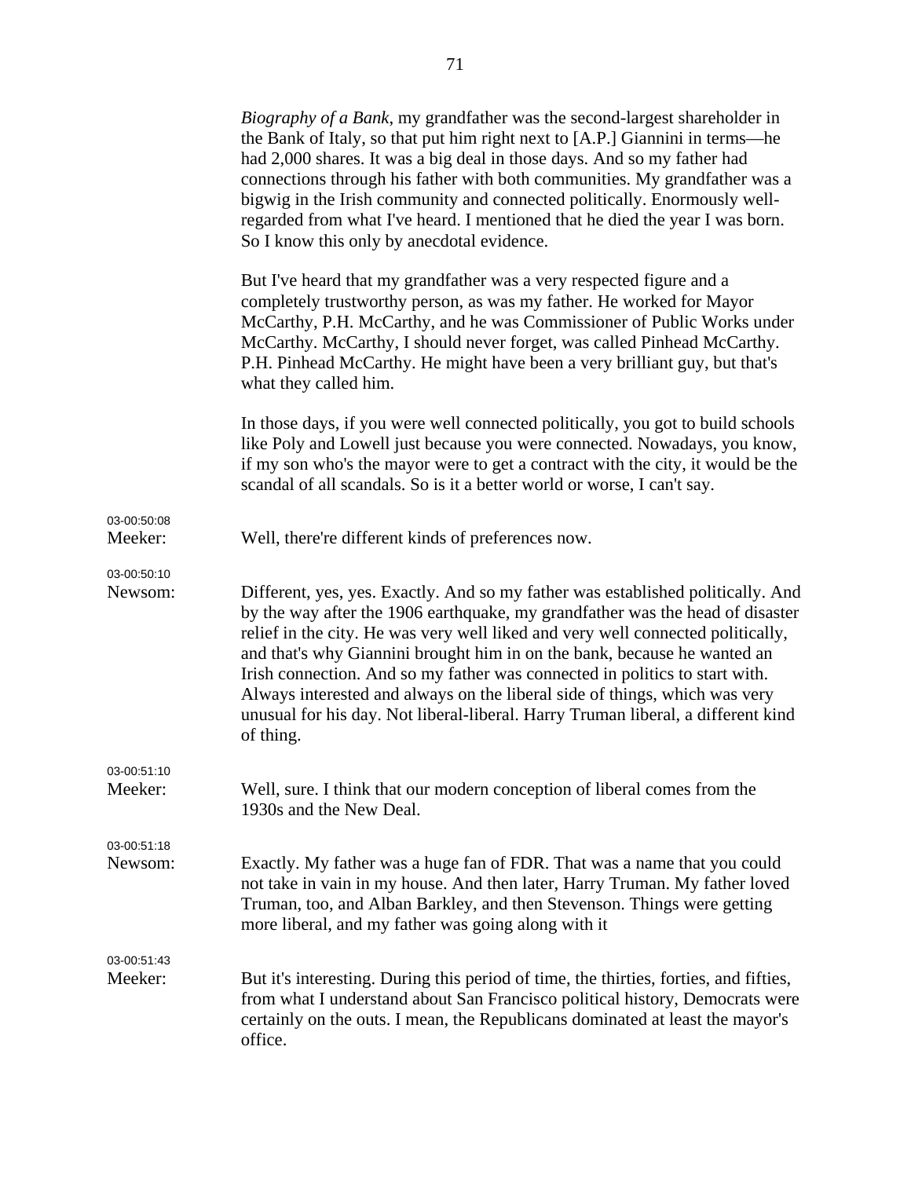*Biography of a Bank*, my grandfather was the second-largest shareholder in the Bank of Italy, so that put him right next to [A.P.] Giannini in terms—he had 2,000 shares. It was a big deal in those days. And so my father had connections through his father with both communities. My grandfather was a bigwig in the Irish community and connected politically. Enormously well-regarded from what I've heard. I mentioned that he died the year I was born. So I know this only by anecdotal evidence.

But I've heard that my grandfather was a very respected figure and a completely trustworthy person, as was my father. He worked for Mayor McCarthy, P.H. McCarthy, and he was Commissioner of Public Works under McCarthy. McCarthy, I should never forget, was called Pinhead McCarthy. P.H. Pinhead McCarthy. He might have been a very brilliant guy, but that's what they called him.

In those days, if you were well connected politically, you got to build schools like Poly and Lowell just because you were connected. Nowadays, you know, if my son who's the mayor were to get a contract with the city, it would be the scandal of all scandals. So is it a better world or worse, I can't say.

03-00:50:08
Meeker: Well, there're different kinds of preferences now.

03-00:50:10
Newsom: Different, yes, yes. Exactly. And so my father was established politically. And by the way after the 1906 earthquake, my grandfather was the head of disaster relief in the city. He was very well liked and very well connected politically, and that's why Giannini brought him in on the bank, because he wanted an Irish connection. And so my father was connected in politics to start with. Always interested and always on the liberal side of things, which was very unusual for his day. Not liberal-liberal. Harry Truman liberal, a different kind of thing.

03-00:51:10
Meeker: Well, sure. I think that our modern conception of liberal comes from the 1930s and the New Deal.

03-00:51:18
Newsom: Exactly. My father was a huge fan of FDR. That was a name that you could not take in vain in my house. And then later, Harry Truman. My father loved Truman, too, and Alban Barkley, and then Stevenson. Things were getting more liberal, and my father was going along with it

03-00:51:43
Meeker: But it's interesting. During this period of time, the thirties, forties, and fifties, from what I understand about San Francisco political history, Democrats were certainly on the outs. I mean, the Republicans dominated at least the mayor's office.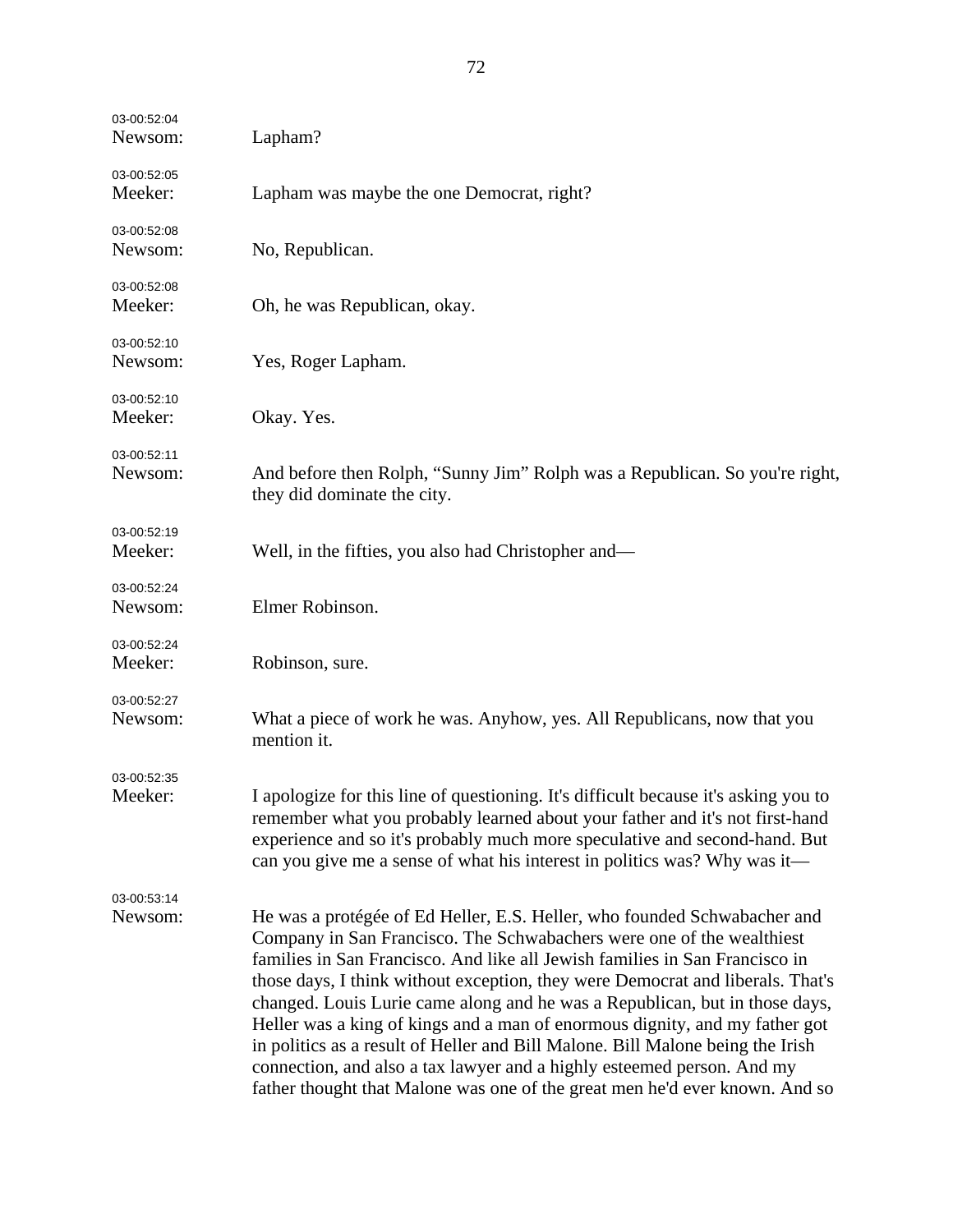03-00:52:04
Newsom: Lapham?

03-00:52:05
Meeker: Lapham was maybe the one Democrat, right?

03-00:52:08
Newsom: No, Republican.

03-00:52:08
Meeker: Oh, he was Republican, okay.

03-00:52:10
Newsom: Yes, Roger Lapham.

03-00:52:10
Meeker: Okay. Yes.

03-00:52:11
Newsom: And before then Rolph, "Sunny Jim" Rolph was a Republican. So you're right, they did dominate the city.

03-00:52:19
Meeker: Well, in the fifties, you also had Christopher and—

03-00:52:24
Newsom: Elmer Robinson.

03-00:52:24
Meeker: Robinson, sure.

03-00:52:27
Newsom: What a piece of work he was. Anyhow, yes. All Republicans, now that you mention it.

03-00:52:35
Meeker: I apologize for this line of questioning. It's difficult because it's asking you to remember what you probably learned about your father and it's not first-hand experience and so it's probably much more speculative and second-hand. But can you give me a sense of what his interest in politics was? Why was it—

03-00:53:14
Newsom: He was a protégée of Ed Heller, E.S. Heller, who founded Schwabacher and Company in San Francisco. The Schwabachers were one of the wealthiest families in San Francisco. And like all Jewish families in San Francisco in those days, I think without exception, they were Democrat and liberals. That's changed. Louis Lurie came along and he was a Republican, but in those days, Heller was a king of kings and a man of enormous dignity, and my father got in politics as a result of Heller and Bill Malone. Bill Malone being the Irish connection, and also a tax lawyer and a highly esteemed person. And my father thought that Malone was one of the great men he'd ever known. And so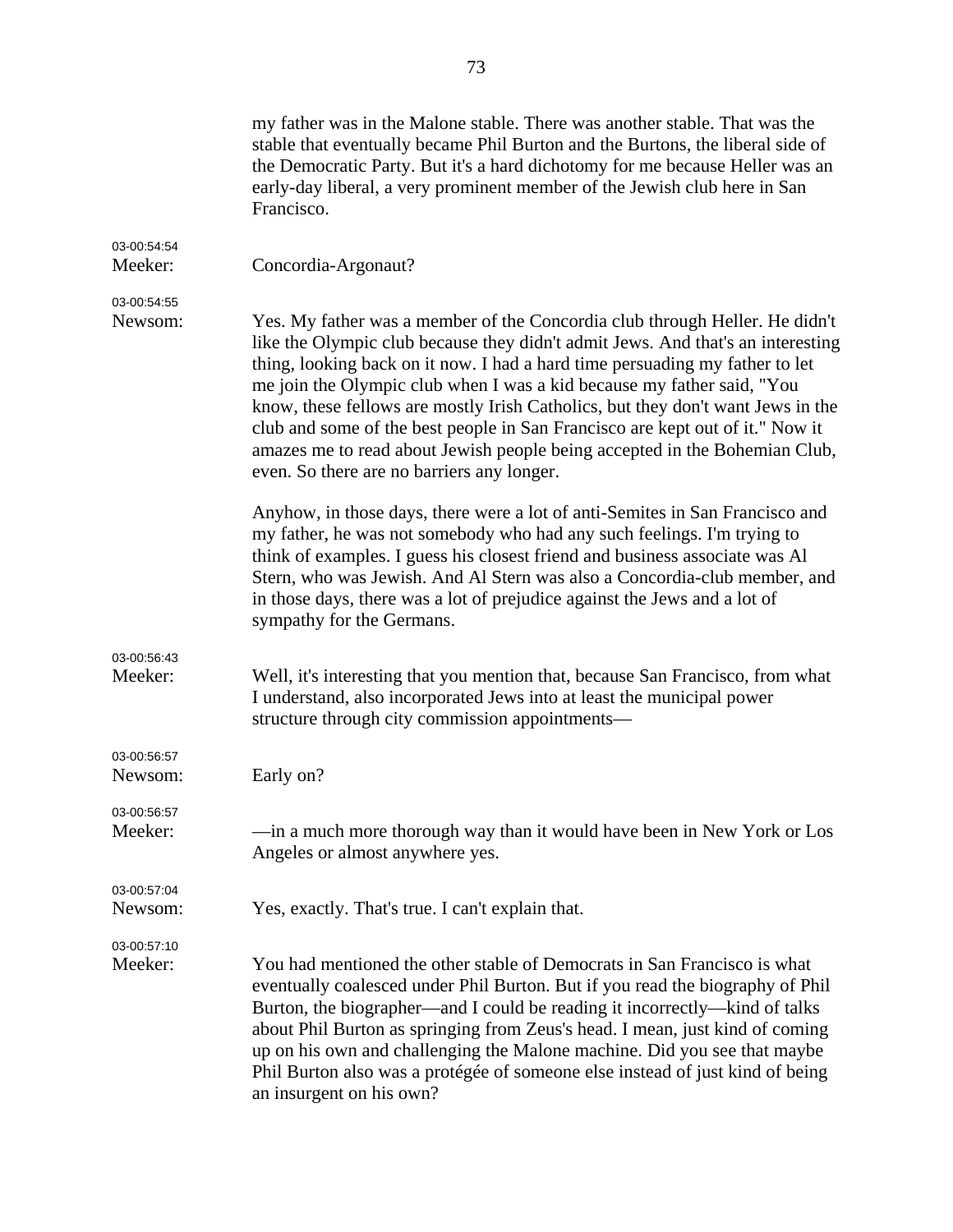my father was in the Malone stable. There was another stable. That was the stable that eventually became Phil Burton and the Burtons, the liberal side of the Democratic Party. But it's a hard dichotomy for me because Heller was an early-day liberal, a very prominent member of the Jewish club here in San Francisco.

03-00:54:54
Meeker: Concordia-Argonaut?

03-00:54:55
Newsom: Yes. My father was a member of the Concordia club through Heller. He didn't like the Olympic club because they didn't admit Jews. And that's an interesting thing, looking back on it now. I had a hard time persuading my father to let me join the Olympic club when I was a kid because my father said, "You know, these fellows are mostly Irish Catholics, but they don't want Jews in the club and some of the best people in San Francisco are kept out of it." Now it amazes me to read about Jewish people being accepted in the Bohemian Club, even. So there are no barriers any longer.

Anyhow, in those days, there were a lot of anti-Semites in San Francisco and my father, he was not somebody who had any such feelings. I'm trying to think of examples. I guess his closest friend and business associate was Al Stern, who was Jewish. And Al Stern was also a Concordia-club member, and in those days, there was a lot of prejudice against the Jews and a lot of sympathy for the Germans.

03-00:56:43
Meeker: Well, it's interesting that you mention that, because San Francisco, from what I understand, also incorporated Jews into at least the municipal power structure through city commission appointments—

03-00:56:57
Newsom: Early on?

03-00:56:57
Meeker: —in a much more thorough way than it would have been in New York or Los Angeles or almost anywhere yes.

03-00:57:04
Newsom: Yes, exactly. That's true. I can't explain that.

03-00:57:10
Meeker: You had mentioned the other stable of Democrats in San Francisco is what eventually coalesced under Phil Burton. But if you read the biography of Phil Burton, the biographer—and I could be reading it incorrectly—kind of talks about Phil Burton as springing from Zeus's head. I mean, just kind of coming up on his own and challenging the Malone machine. Did you see that maybe Phil Burton also was a protégée of someone else instead of just kind of being an insurgent on his own?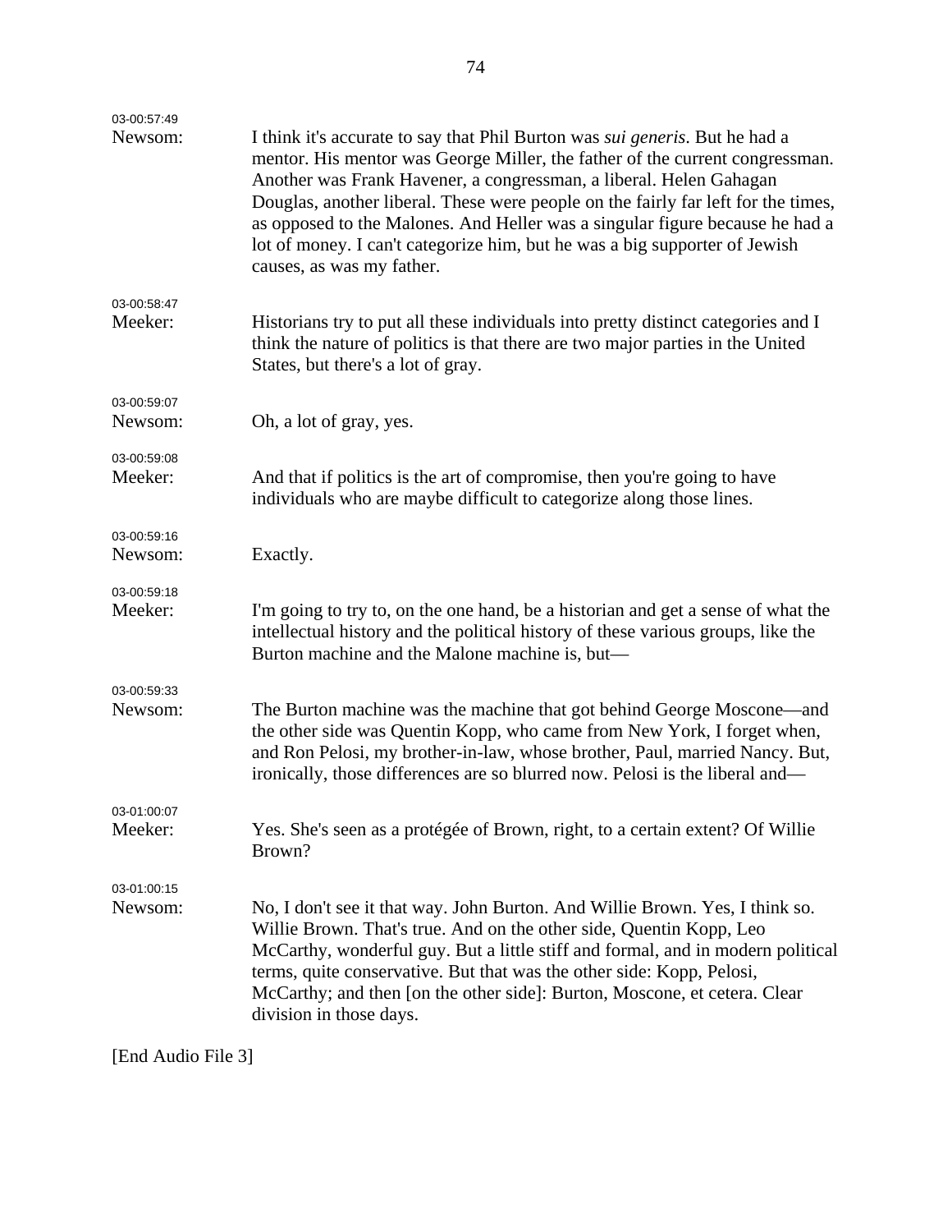03-00:57:49
Newsom: I think it's accurate to say that Phil Burton was *sui generis*. But he had a mentor. His mentor was George Miller, the father of the current congressman. Another was Frank Havener, a congressman, a liberal. Helen Gahagan Douglas, another liberal. These were people on the fairly far left for the times, as opposed to the Malones. And Heller was a singular figure because he had a lot of money. I can't categorize him, but he was a big supporter of Jewish causes, as was my father.

03-00:58:47
Meeker: Historians try to put all these individuals into pretty distinct categories and I think the nature of politics is that there are two major parties in the United States, but there's a lot of gray.

03-00:59:07
Newsom: Oh, a lot of gray, yes.

03-00:59:08
Meeker: And that if politics is the art of compromise, then you're going to have individuals who are maybe difficult to categorize along those lines.

03-00:59:16
Newsom: Exactly.

03-00:59:18
Meeker: I'm going to try to, on the one hand, be a historian and get a sense of what the intellectual history and the political history of these various groups, like the Burton machine and the Malone machine is, but—

03-00:59:33
Newsom: The Burton machine was the machine that got behind George Moscone—and the other side was Quentin Kopp, who came from New York, I forget when, and Ron Pelosi, my brother-in-law, whose brother, Paul, married Nancy. But, ironically, those differences are so blurred now. Pelosi is the liberal and—

03-01:00:07
Meeker: Yes. She's seen as a protégée of Brown, right, to a certain extent? Of Willie Brown?

03-01:00:15
Newsom: No, I don't see it that way. John Burton. And Willie Brown. Yes, I think so. Willie Brown. That's true. And on the other side, Quentin Kopp, Leo McCarthy, wonderful guy. But a little stiff and formal, and in modern political terms, quite conservative. But that was the other side: Kopp, Pelosi, McCarthy; and then [on the other side]: Burton, Moscone, et cetera. Clear division in those days.

[End Audio File 3]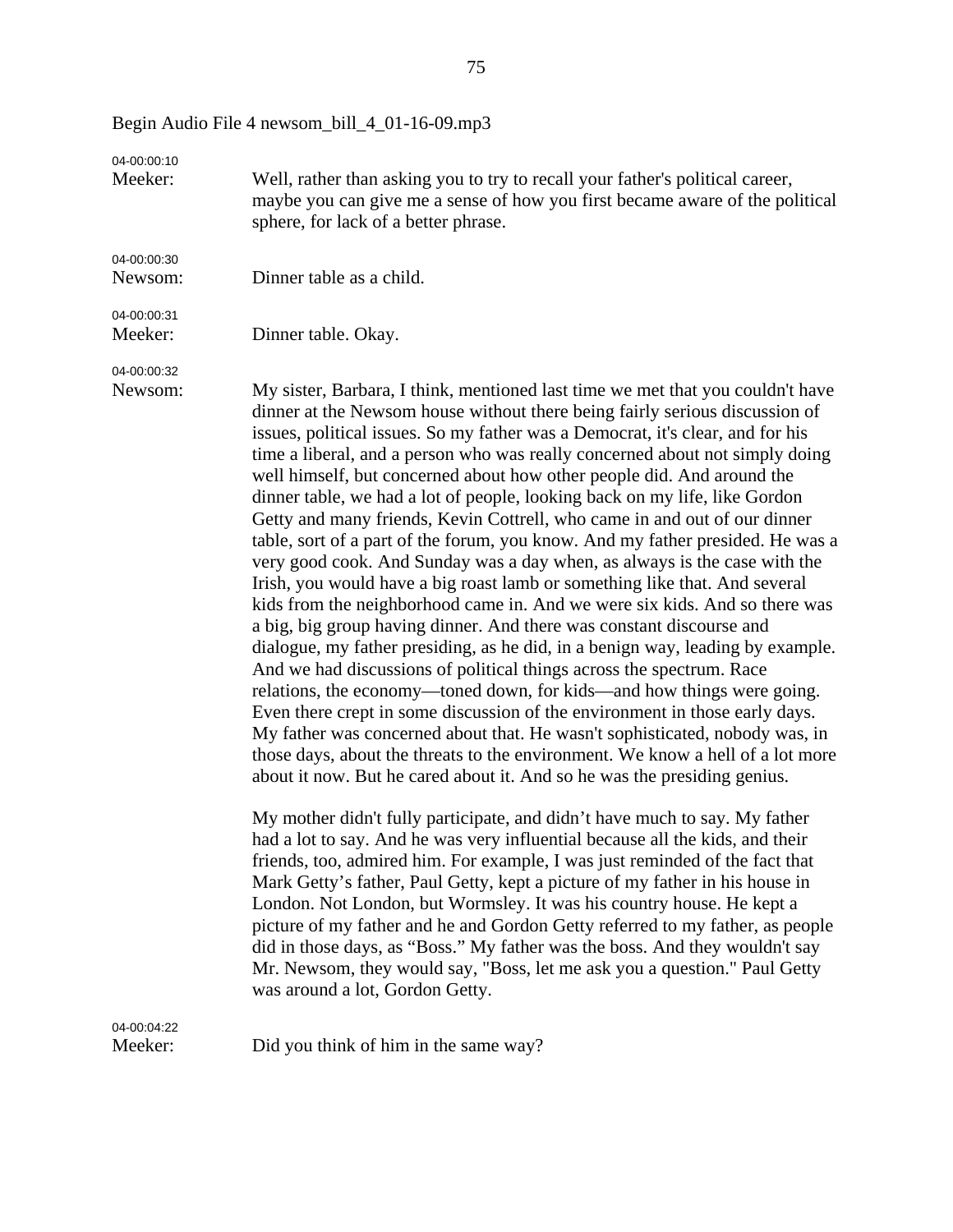Begin Audio File 4 newsom_bill_4_01-16-09.mp3

04-00:00:10
Meeker: Well, rather than asking you to try to recall your father's political career, maybe you can give me a sense of how you first became aware of the political sphere, for lack of a better phrase.

04-00:00:30
Newsom: Dinner table as a child.

04-00:00:31
Meeker: Dinner table. Okay.

04-00:00:32
Newsom: My sister, Barbara, I think, mentioned last time we met that you couldn't have dinner at the Newsom house without there being fairly serious discussion of issues, political issues. So my father was a Democrat, it's clear, and for his time a liberal, and a person who was really concerned about not simply doing well himself, but concerned about how other people did. And around the dinner table, we had a lot of people, looking back on my life, like Gordon Getty and many friends, Kevin Cottrell, who came in and out of our dinner table, sort of a part of the forum, you know. And my father presided. He was a very good cook. And Sunday was a day when, as always is the case with the Irish, you would have a big roast lamb or something like that. And several kids from the neighborhood came in. And we were six kids. And so there was a big, big group having dinner. And there was constant discourse and dialogue, my father presiding, as he did, in a benign way, leading by example. And we had discussions of political things across the spectrum. Race relations, the economy—toned down, for kids—and how things were going. Even there crept in some discussion of the environment in those early days. My father was concerned about that. He wasn't sophisticated, nobody was, in those days, about the threats to the environment. We know a hell of a lot more about it now. But he cared about it. And so he was the presiding genius.

My mother didn't fully participate, and didn't have much to say. My father had a lot to say. And he was very influential because all the kids, and their friends, too, admired him. For example, I was just reminded of the fact that Mark Getty's father, Paul Getty, kept a picture of my father in his house in London. Not London, but Wormsley. It was his country house. He kept a picture of my father and he and Gordon Getty referred to my father, as people did in those days, as "Boss." My father was the boss. And they wouldn't say Mr. Newsom, they would say, "Boss, let me ask you a question." Paul Getty was around a lot, Gordon Getty.

04-00:04:22
Meeker: Did you think of him in the same way?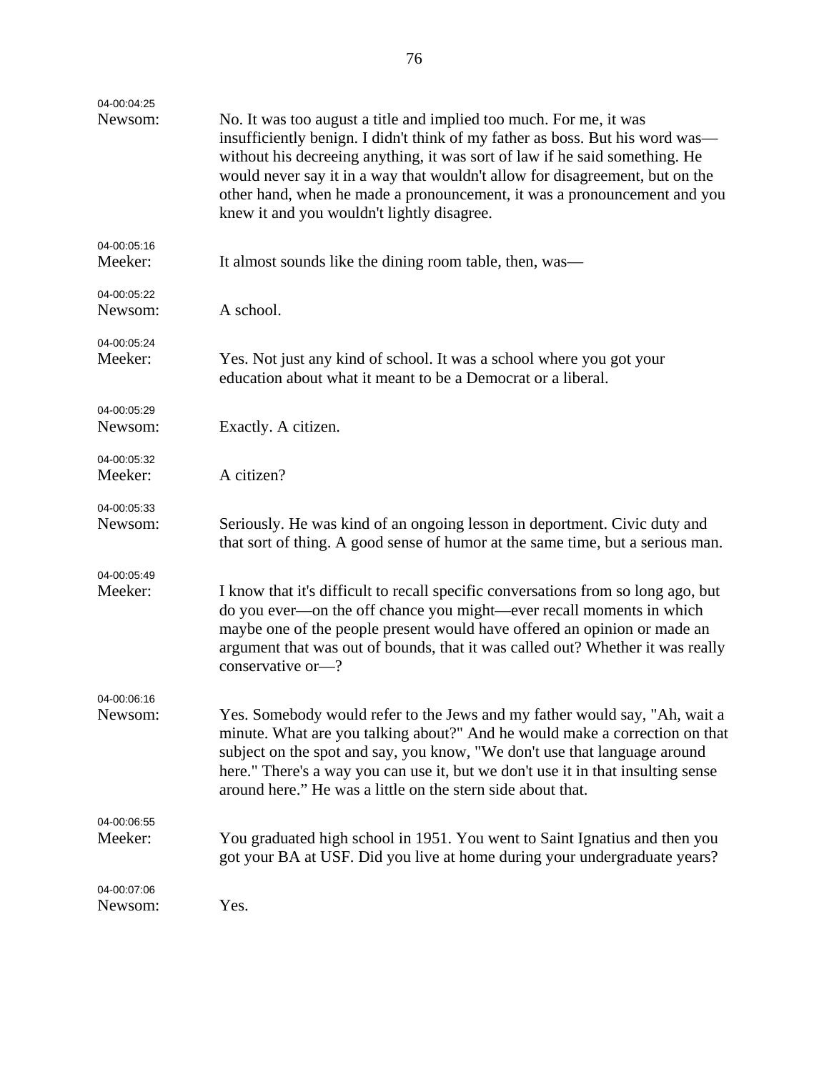04-00:04:25
Newsom: No. It was too august a title and implied too much. For me, it was insufficiently benign. I didn't think of my father as boss. But his word was—without his decreeing anything, it was sort of law if he said something. He would never say it in a way that wouldn't allow for disagreement, but on the other hand, when he made a pronouncement, it was a pronouncement and you knew it and you wouldn't lightly disagree.

04-00:05:16
Meeker: It almost sounds like the dining room table, then, was—

04-00:05:22
Newsom: A school.

04-00:05:24
Meeker: Yes. Not just any kind of school. It was a school where you got your education about what it meant to be a Democrat or a liberal.

04-00:05:29
Newsom: Exactly. A citizen.

04-00:05:32
Meeker: A citizen?

04-00:05:33
Newsom: Seriously. He was kind of an ongoing lesson in deportment. Civic duty and that sort of thing. A good sense of humor at the same time, but a serious man.

04-00:05:49
Meeker: I know that it's difficult to recall specific conversations from so long ago, but do you ever—on the off chance you might—ever recall moments in which maybe one of the people present would have offered an opinion or made an argument that was out of bounds, that it was called out? Whether it was really conservative or—?

04-00:06:16
Newsom: Yes. Somebody would refer to the Jews and my father would say, "Ah, wait a minute. What are you talking about?" And he would make a correction on that subject on the spot and say, you know, "We don't use that language around here." There's a way you can use it, but we don't use it in that insulting sense around here." He was a little on the stern side about that.

04-00:06:55
Meeker: You graduated high school in 1951. You went to Saint Ignatius and then you got your BA at USF. Did you live at home during your undergraduate years?

04-00:07:06
Newsom: Yes.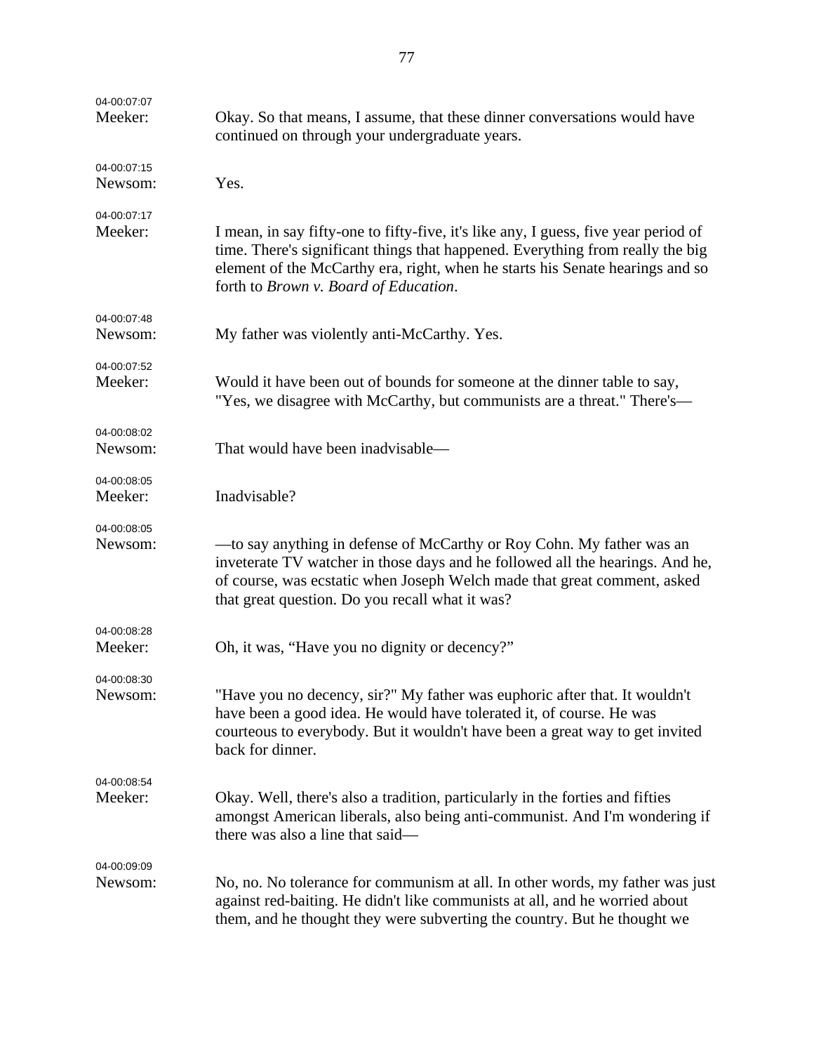04-00:07:07
Meeker: Okay. So that means, I assume, that these dinner conversations would have continued on through your undergraduate years.

04-00:07:15
Newsom: Yes.

04-00:07:17
Meeker: I mean, in say fifty-one to fifty-five, it's like any, I guess, five year period of time. There's significant things that happened. Everything from really the big element of the McCarthy era, right, when he starts his Senate hearings and so forth to *Brown v. Board of Education*.

04-00:07:48
Newsom: My father was violently anti-McCarthy. Yes.

04-00:07:52
Meeker: Would it have been out of bounds for someone at the dinner table to say, "Yes, we disagree with McCarthy, but communists are a threat." There's—

04-00:08:02
Newsom: That would have been inadvisable—

04-00:08:05
Meeker: Inadvisable?

04-00:08:05
Newsom: —to say anything in defense of McCarthy or Roy Cohn. My father was an inveterate TV watcher in those days and he followed all the hearings. And he, of course, was ecstatic when Joseph Welch made that great comment, asked that great question. Do you recall what it was?

04-00:08:28
Meeker: Oh, it was, "Have you no dignity or decency?"

04-00:08:30
Newsom: "Have you no decency, sir?" My father was euphoric after that. It wouldn't have been a good idea. He would have tolerated it, of course. He was courteous to everybody. But it wouldn't have been a great way to get invited back for dinner.

04-00:08:54
Meeker: Okay. Well, there's also a tradition, particularly in the forties and fifties amongst American liberals, also being anti-communist. And I'm wondering if there was also a line that said—

04-00:09:09
Newsom: No, no. No tolerance for communism at all. In other words, my father was just against red-baiting. He didn't like communists at all, and he worried about them, and he thought they were subverting the country. But he thought we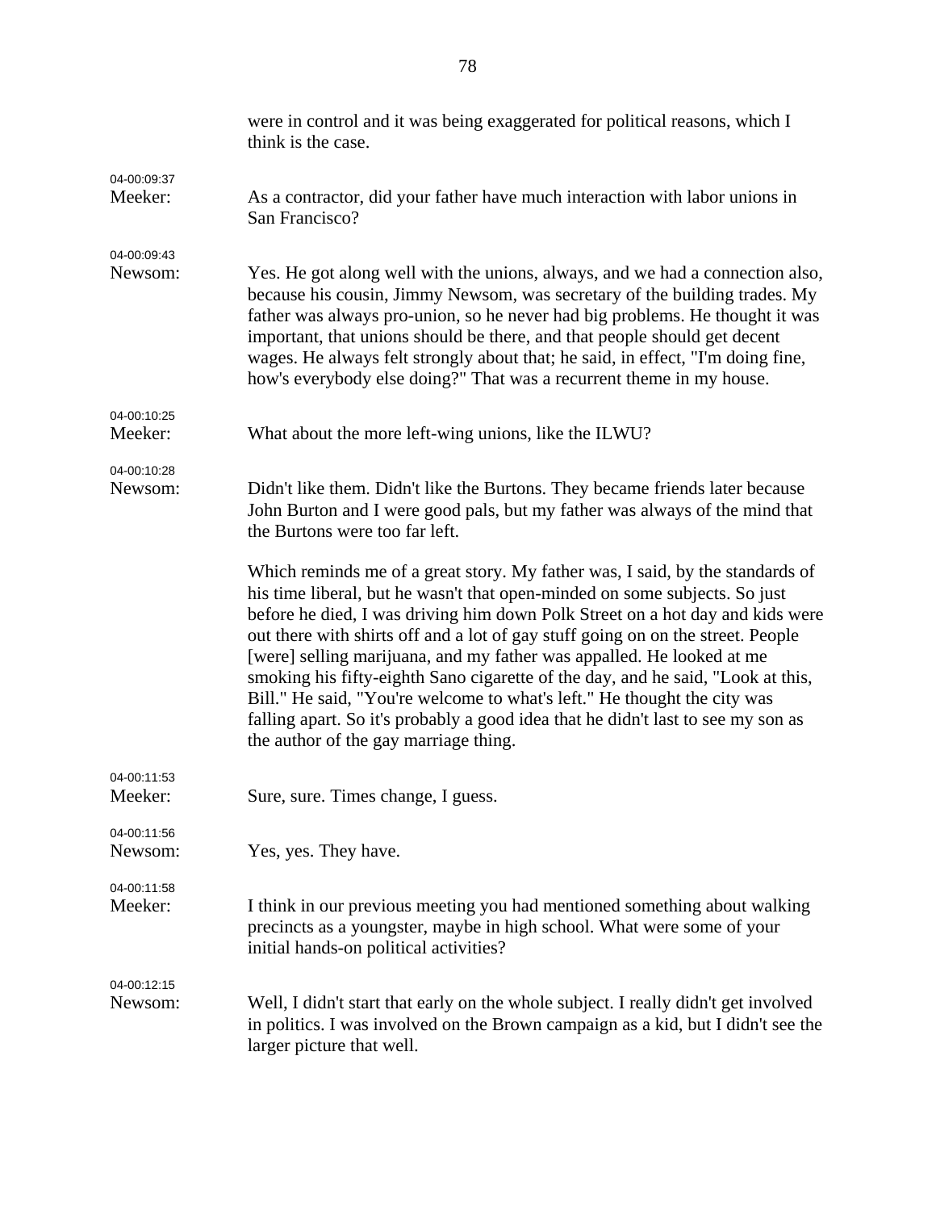were in control and it was being exaggerated for political reasons, which I think is the case.

04-00:09:37
Meeker: As a contractor, did your father have much interaction with labor unions in San Francisco?

04-00:09:43
Newsom: Yes. He got along well with the unions, always, and we had a connection also, because his cousin, Jimmy Newsom, was secretary of the building trades. My father was always pro-union, so he never had big problems. He thought it was important, that unions should be there, and that people should get decent wages. He always felt strongly about that; he said, in effect, "I'm doing fine, how's everybody else doing?" That was a recurrent theme in my house.

04-00:10:25
Meeker: What about the more left-wing unions, like the ILWU?

04-00:10:28
Newsom: Didn't like them. Didn't like the Burtons. They became friends later because John Burton and I were good pals, but my father was always of the mind that the Burtons were too far left.

Which reminds me of a great story. My father was, I said, by the standards of his time liberal, but he wasn't that open-minded on some subjects. So just before he died, I was driving him down Polk Street on a hot day and kids were out there with shirts off and a lot of gay stuff going on on the street. People [were] selling marijuana, and my father was appalled. He looked at me smoking his fifty-eighth Sano cigarette of the day, and he said, "Look at this, Bill." He said, "You're welcome to what's left." He thought the city was falling apart. So it's probably a good idea that he didn't last to see my son as the author of the gay marriage thing.

04-00:11:53
Meeker: Sure, sure. Times change, I guess.

04-00:11:56
Newsom: Yes, yes. They have.

04-00:11:58
Meeker: I think in our previous meeting you had mentioned something about walking precincts as a youngster, maybe in high school. What were some of your initial hands-on political activities?

04-00:12:15
Newsom: Well, I didn't start that early on the whole subject. I really didn't get involved in politics. I was involved on the Brown campaign as a kid, but I didn't see the larger picture that well.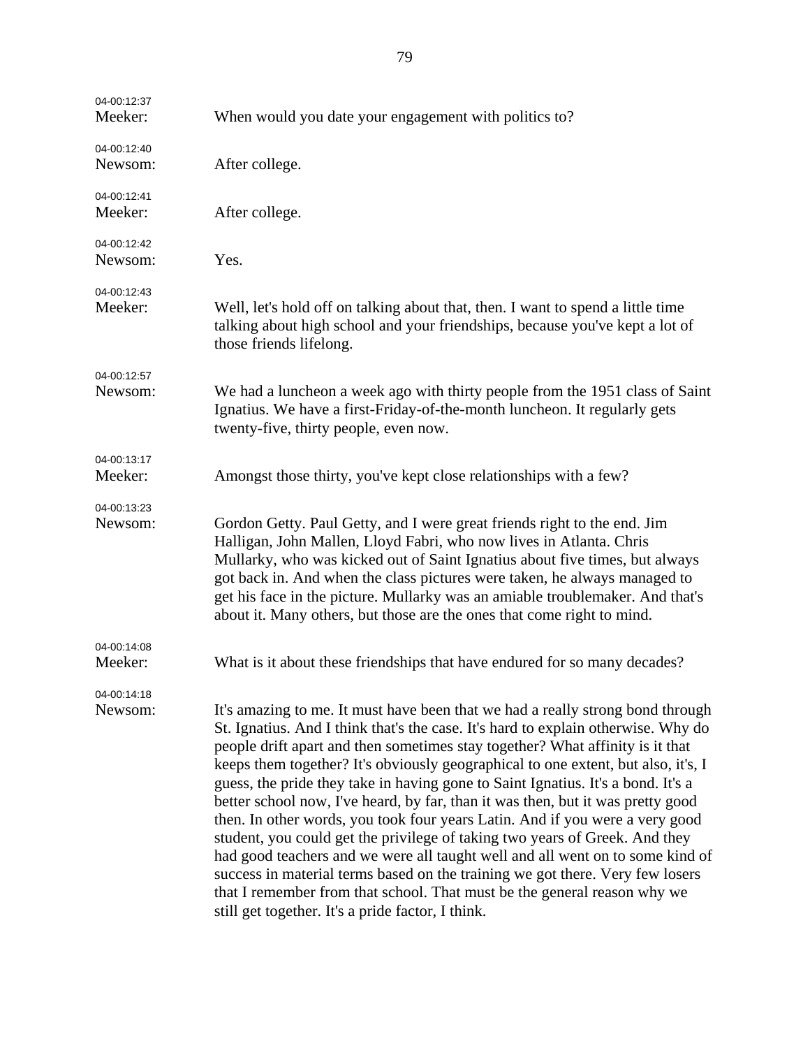04-00:12:37
Meeker: When would you date your engagement with politics to?

04-00:12:40
Newsom: After college.

04-00:12:41
Meeker: After college.

04-00:12:42
Newsom: Yes.

04-00:12:43
Meeker: Well, let's hold off on talking about that, then. I want to spend a little time talking about high school and your friendships, because you've kept a lot of those friends lifelong.

04-00:12:57
Newsom: We had a luncheon a week ago with thirty people from the 1951 class of Saint Ignatius. We have a first-Friday-of-the-month luncheon. It regularly gets twenty-five, thirty people, even now.

04-00:13:17
Meeker: Amongst those thirty, you've kept close relationships with a few?

04-00:13:23
Newsom: Gordon Getty. Paul Getty, and I were great friends right to the end. Jim Halligan, John Mallen, Lloyd Fabri, who now lives in Atlanta. Chris Mullarky, who was kicked out of Saint Ignatius about five times, but always got back in. And when the class pictures were taken, he always managed to get his face in the picture. Mullarky was an amiable troublemaker. And that's about it. Many others, but those are the ones that come right to mind.

04-00:14:08
Meeker: What is it about these friendships that have endured for so many decades?

04-00:14:18
Newsom: It's amazing to me. It must have been that we had a really strong bond through St. Ignatius. And I think that's the case. It's hard to explain otherwise. Why do people drift apart and then sometimes stay together? What affinity is it that keeps them together? It's obviously geographical to one extent, but also, it's, I guess, the pride they take in having gone to Saint Ignatius. It's a bond. It's a better school now, I've heard, by far, than it was then, but it was pretty good then. In other words, you took four years Latin. And if you were a very good student, you could get the privilege of taking two years of Greek. And they had good teachers and we were all taught well and all went on to some kind of success in material terms based on the training we got there. Very few losers that I remember from that school. That must be the general reason why we still get together. It's a pride factor, I think.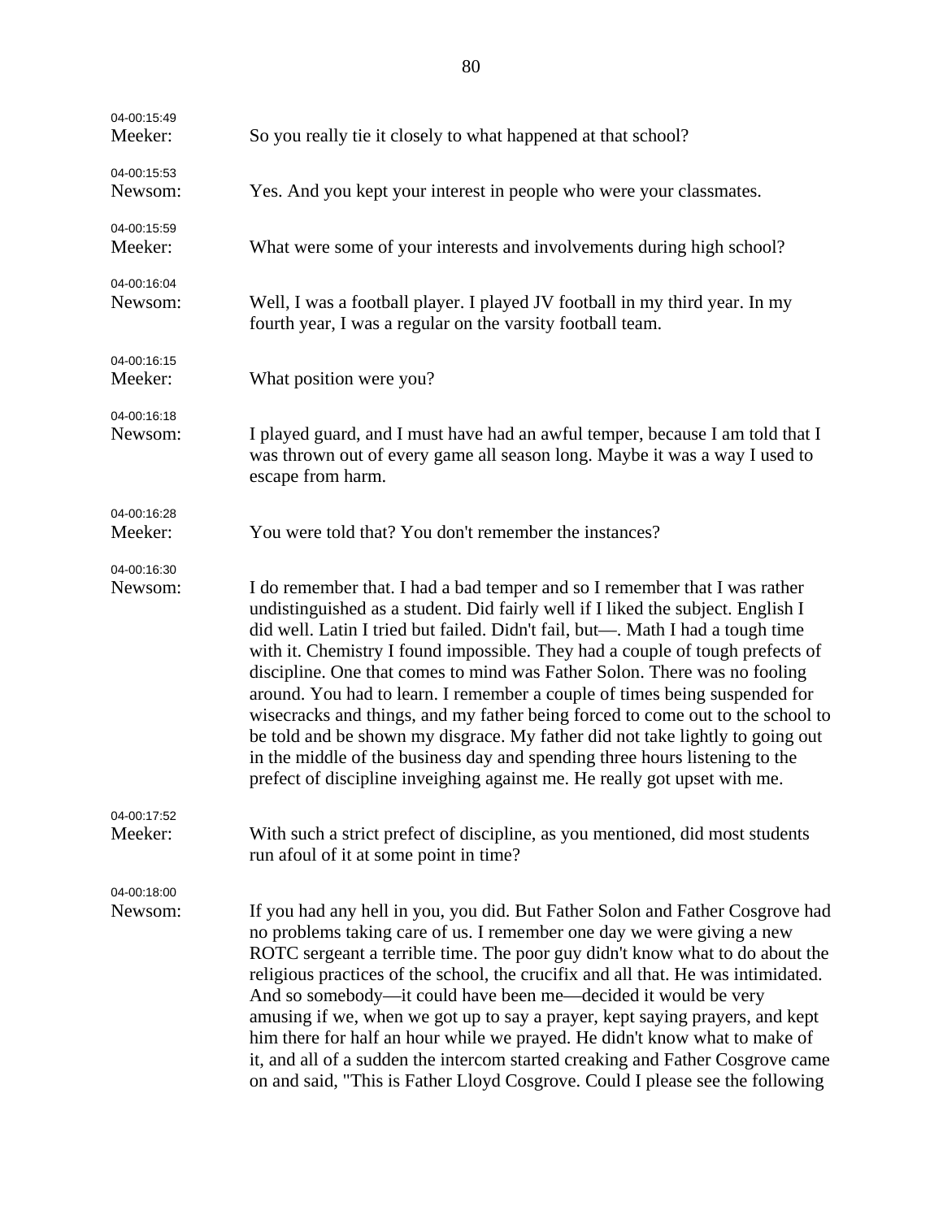04-00:15:49
Meeker: So you really tie it closely to what happened at that school?

04-00:15:53
Newsom: Yes. And you kept your interest in people who were your classmates.

04-00:15:59
Meeker: What were some of your interests and involvements during high school?

04-00:16:04
Newsom: Well, I was a football player. I played JV football in my third year. In my fourth year, I was a regular on the varsity football team.

04-00:16:15
Meeker: What position were you?

04-00:16:18
Newsom: I played guard, and I must have had an awful temper, because I am told that I was thrown out of every game all season long. Maybe it was a way I used to escape from harm.

04-00:16:28
Meeker: You were told that? You don't remember the instances?

04-00:16:30
Newsom: I do remember that. I had a bad temper and so I remember that I was rather undistinguished as a student. Did fairly well if I liked the subject. English I did well. Latin I tried but failed. Didn't fail, but—. Math I had a tough time with it. Chemistry I found impossible. They had a couple of tough prefects of discipline. One that comes to mind was Father Solon. There was no fooling around. You had to learn. I remember a couple of times being suspended for wisecracks and things, and my father being forced to come out to the school to be told and be shown my disgrace. My father did not take lightly to going out in the middle of the business day and spending three hours listening to the prefect of discipline inveighing against me. He really got upset with me.

04-00:17:52
Meeker: With such a strict prefect of discipline, as you mentioned, did most students run afoul of it at some point in time?

04-00:18:00
Newsom: If you had any hell in you, you did. But Father Solon and Father Cosgrove had no problems taking care of us. I remember one day we were giving a new ROTC sergeant a terrible time. The poor guy didn't know what to do about the religious practices of the school, the crucifix and all that. He was intimidated. And so somebody—it could have been me—decided it would be very amusing if we, when we got up to say a prayer, kept saying prayers, and kept him there for half an hour while we prayed. He didn't know what to make of it, and all of a sudden the intercom started creaking and Father Cosgrove came on and said, "This is Father Lloyd Cosgrove. Could I please see the following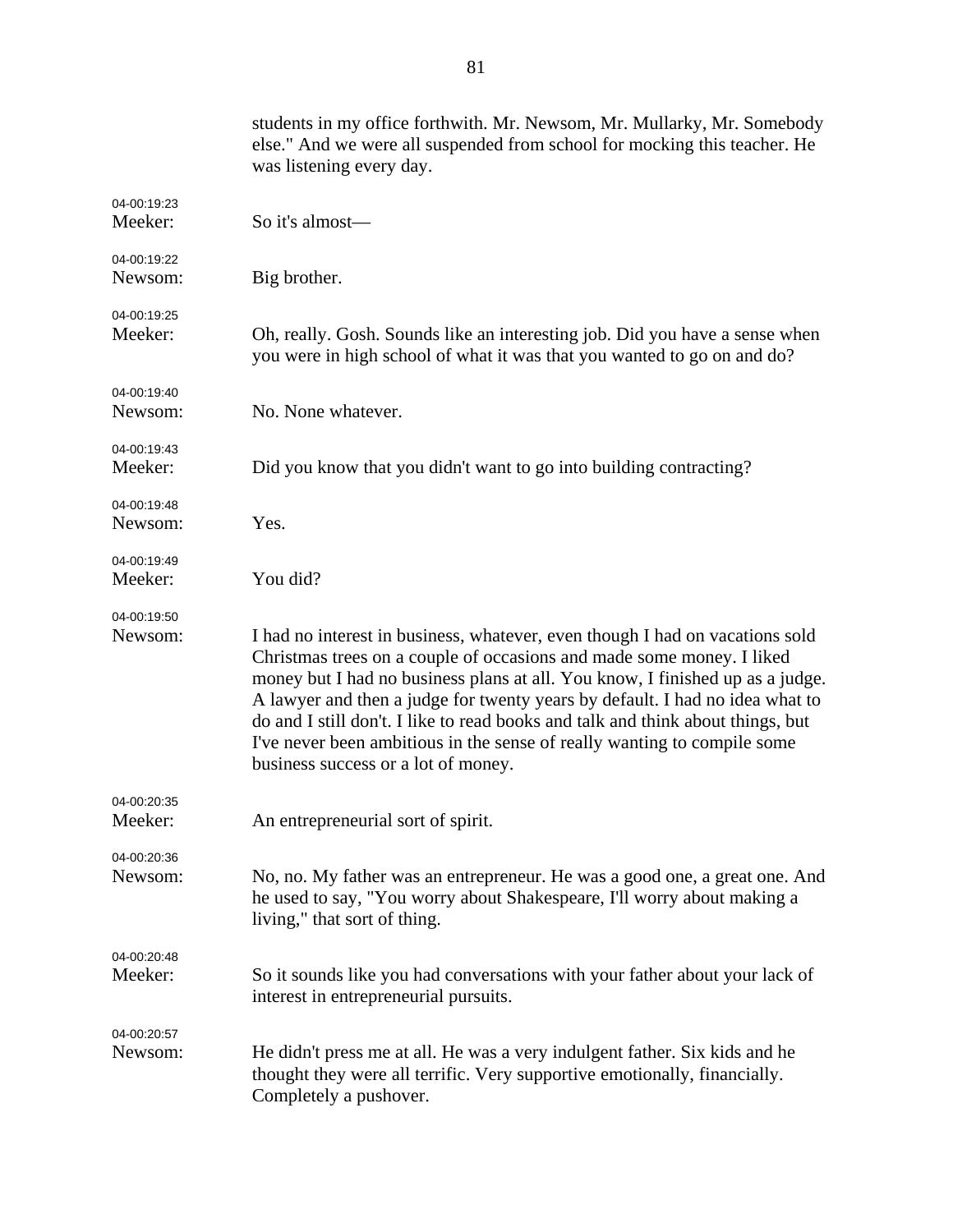students in my office forthwith. Mr. Newsom, Mr. Mullarky, Mr. Somebody else." And we were all suspended from school for mocking this teacher. He was listening every day.

04-00:19:23
Meeker: So it's almost—

04-00:19:22
Newsom: Big brother.

04-00:19:25
Meeker: Oh, really. Gosh. Sounds like an interesting job. Did you have a sense when you were in high school of what it was that you wanted to go on and do?

04-00:19:40
Newsom: No. None whatever.

04-00:19:43
Meeker: Did you know that you didn't want to go into building contracting?

04-00:19:48
Newsom: Yes.

04-00:19:49
Meeker: You did?

04-00:19:50
Newsom: I had no interest in business, whatever, even though I had on vacations sold Christmas trees on a couple of occasions and made some money. I liked money but I had no business plans at all. You know, I finished up as a judge. A lawyer and then a judge for twenty years by default. I had no idea what to do and I still don't. I like to read books and talk and think about things, but I've never been ambitious in the sense of really wanting to compile some business success or a lot of money.

04-00:20:35
Meeker: An entrepreneurial sort of spirit.

04-00:20:36
Newsom: No, no. My father was an entrepreneur. He was a good one, a great one. And he used to say, "You worry about Shakespeare, I'll worry about making a living," that sort of thing.

04-00:20:48
Meeker: So it sounds like you had conversations with your father about your lack of interest in entrepreneurial pursuits.

04-00:20:57
Newsom: He didn't press me at all. He was a very indulgent father. Six kids and he thought they were all terrific. Very supportive emotionally, financially. Completely a pushover.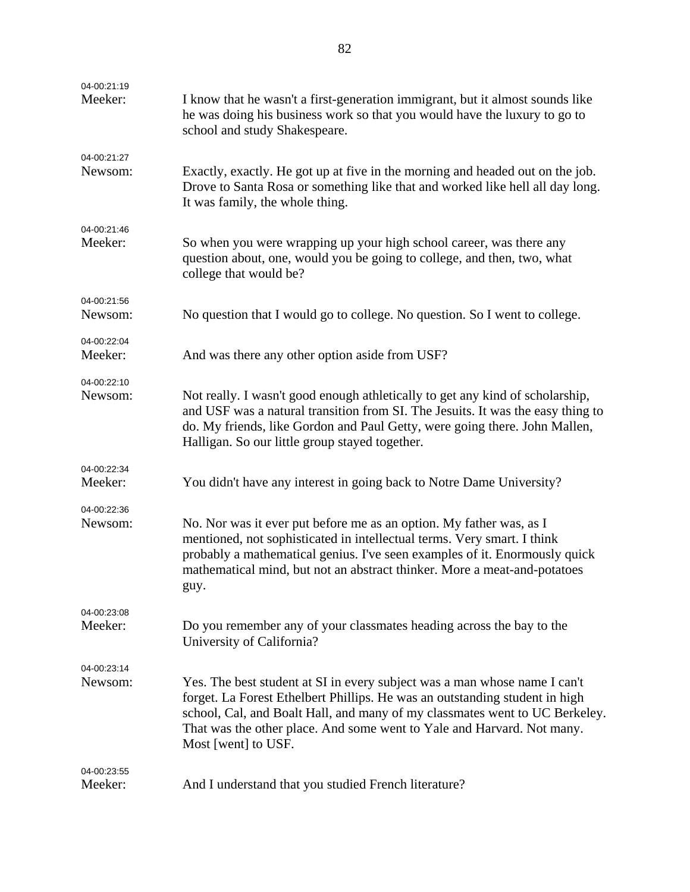04-00:21:19
Meeker: I know that he wasn't a first-generation immigrant, but it almost sounds like he was doing his business work so that you would have the luxury to go to school and study Shakespeare.

04-00:21:27
Newsom: Exactly, exactly. He got up at five in the morning and headed out on the job. Drove to Santa Rosa or something like that and worked like hell all day long. It was family, the whole thing.

04-00:21:46
Meeker: So when you were wrapping up your high school career, was there any question about, one, would you be going to college, and then, two, what college that would be?

04-00:21:56
Newsom: No question that I would go to college. No question. So I went to college.

04-00:22:04
Meeker: And was there any other option aside from USF?

04-00:22:10
Newsom: Not really. I wasn't good enough athletically to get any kind of scholarship, and USF was a natural transition from SI. The Jesuits. It was the easy thing to do. My friends, like Gordon and Paul Getty, were going there. John Mallen, Halligan. So our little group stayed together.

04-00:22:34
Meeker: You didn't have any interest in going back to Notre Dame University?

04-00:22:36
Newsom: No. Nor was it ever put before me as an option. My father was, as I mentioned, not sophisticated in intellectual terms. Very smart. I think probably a mathematical genius. I've seen examples of it. Enormously quick mathematical mind, but not an abstract thinker. More a meat-and-potatoes guy.

04-00:23:08
Meeker: Do you remember any of your classmates heading across the bay to the University of California?

04-00:23:14
Newsom: Yes. The best student at SI in every subject was a man whose name I can't forget. La Forest Ethelbert Phillips. He was an outstanding student in high school, Cal, and Boalt Hall, and many of my classmates went to UC Berkeley. That was the other place. And some went to Yale and Harvard. Not many. Most [went] to USF.

04-00:23:55
Meeker: And I understand that you studied French literature?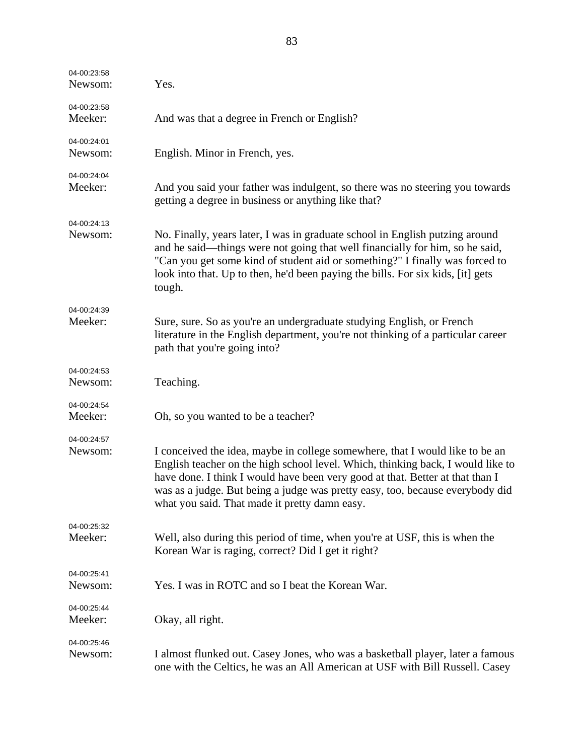04-00:23:58
Newsom: Yes.

04-00:23:58
Meeker: And was that a degree in French or English?

04-00:24:01
Newsom: English. Minor in French, yes.

04-00:24:04
Meeker: And you said your father was indulgent, so there was no steering you towards getting a degree in business or anything like that?

04-00:24:13
Newsom: No. Finally, years later, I was in graduate school in English putzing around and he said—things were not going that well financially for him, so he said, "Can you get some kind of student aid or something?" I finally was forced to look into that. Up to then, he'd been paying the bills. For six kids, [it] gets tough.

04-00:24:39
Meeker: Sure, sure. So as you're an undergraduate studying English, or French literature in the English department, you're not thinking of a particular career path that you're going into?

04-00:24:53
Newsom: Teaching.

04-00:24:54
Meeker: Oh, so you wanted to be a teacher?

04-00:24:57
Newsom: I conceived the idea, maybe in college somewhere, that I would like to be an English teacher on the high school level. Which, thinking back, I would like to have done. I think I would have been very good at that. Better at that than I was as a judge. But being a judge was pretty easy, too, because everybody did what you said. That made it pretty damn easy.

04-00:25:32
Meeker: Well, also during this period of time, when you're at USF, this is when the Korean War is raging, correct? Did I get it right?

04-00:25:41
Newsom: Yes. I was in ROTC and so I beat the Korean War.

04-00:25:44
Meeker: Okay, all right.

04-00:25:46
Newsom: I almost flunked out. Casey Jones, who was a basketball player, later a famous one with the Celtics, he was an All American at USF with Bill Russell. Casey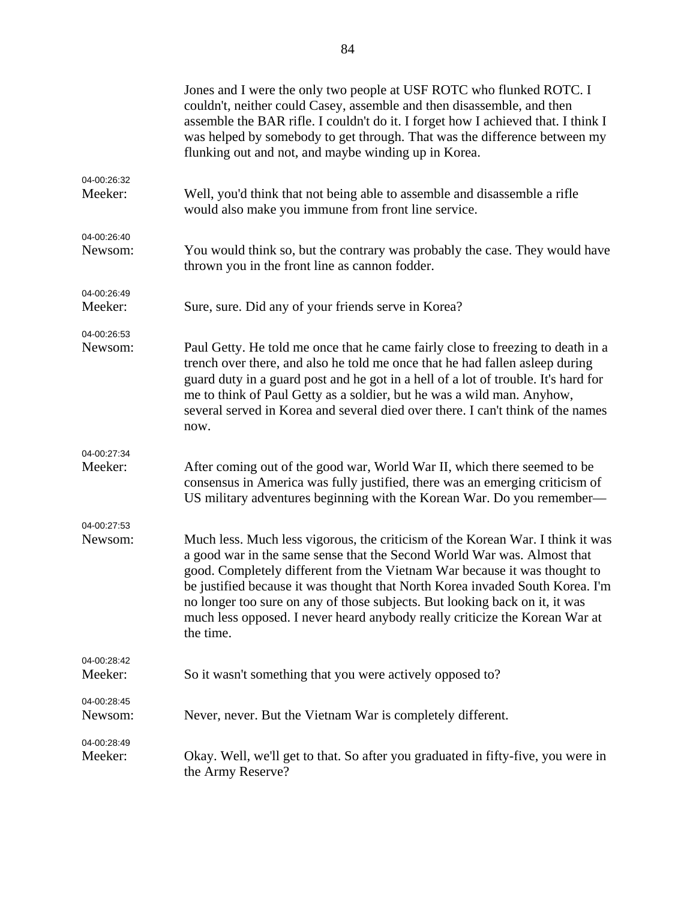Jones and I were the only two people at USF ROTC who flunked ROTC. I couldn't, neither could Casey, assemble and then disassemble, and then assemble the BAR rifle. I couldn't do it. I forget how I achieved that. I think I was helped by somebody to get through. That was the difference between my flunking out and not, and maybe winding up in Korea.

04-00:26:32
Meeker: Well, you'd think that not being able to assemble and disassemble a rifle would also make you immune from front line service.

04-00:26:40
Newsom: You would think so, but the contrary was probably the case. They would have thrown you in the front line as cannon fodder.

04-00:26:49
Meeker: Sure, sure. Did any of your friends serve in Korea?

04-00:26:53
Newsom: Paul Getty. He told me once that he came fairly close to freezing to death in a trench over there, and also he told me once that he had fallen asleep during guard duty in a guard post and he got in a hell of a lot of trouble. It's hard for me to think of Paul Getty as a soldier, but he was a wild man. Anyhow, several served in Korea and several died over there. I can't think of the names now.

04-00:27:34
Meeker: After coming out of the good war, World War II, which there seemed to be consensus in America was fully justified, there was an emerging criticism of US military adventures beginning with the Korean War. Do you remember—

04-00:27:53
Newsom: Much less. Much less vigorous, the criticism of the Korean War. I think it was a good war in the same sense that the Second World War was. Almost that good. Completely different from the Vietnam War because it was thought to be justified because it was thought that North Korea invaded South Korea. I'm no longer too sure on any of those subjects. But looking back on it, it was much less opposed. I never heard anybody really criticize the Korean War at the time.

04-00:28:42
Meeker: So it wasn't something that you were actively opposed to?

04-00:28:45
Newsom: Never, never. But the Vietnam War is completely different.

04-00:28:49
Meeker: Okay. Well, we'll get to that. So after you graduated in fifty-five, you were in the Army Reserve?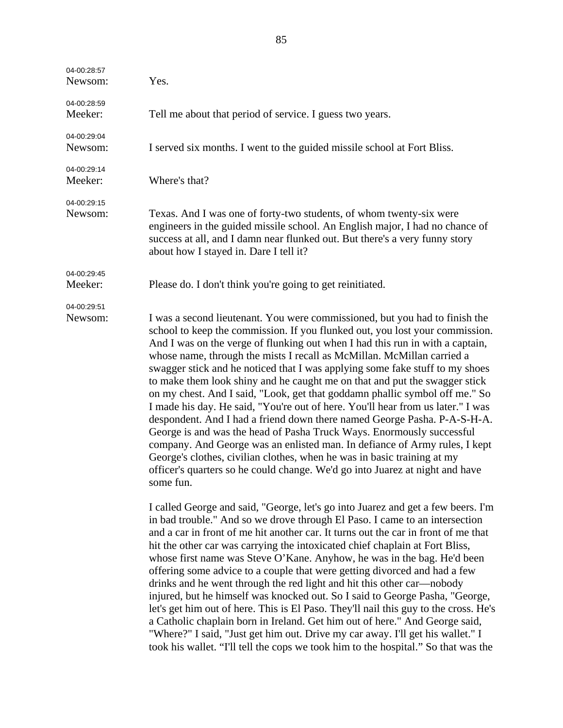04-00:28:57
Newsom: Yes.

04-00:28:59
Meeker: Tell me about that period of service. I guess two years.

04-00:29:04
Newsom: I served six months. I went to the guided missile school at Fort Bliss.

04-00:29:14
Meeker: Where's that?

04-00:29:15
Newsom: Texas. And I was one of forty-two students, of whom twenty-six were engineers in the guided missile school. An English major, I had no chance of success at all, and I damn near flunked out. But there's a very funny story about how I stayed in. Dare I tell it?

04-00:29:45
Meeker: Please do. I don't think you're going to get reinitiated.

04-00:29:51
Newsom: I was a second lieutenant. You were commissioned, but you had to finish the school to keep the commission. If you flunked out, you lost your commission. And I was on the verge of flunking out when I had this run in with a captain, whose name, through the mists I recall as McMillan. McMillan carried a swagger stick and he noticed that I was applying some fake stuff to my shoes to make them look shiny and he caught me on that and put the swagger stick on my chest. And I said, "Look, get that goddamn phallic symbol off me." So I made his day. He said, "You're out of here. You'll hear from us later." I was despondent. And I had a friend down there named George Pasha. P-A-S-H-A. George is and was the head of Pasha Truck Ways. Enormously successful company. And George was an enlisted man. In defiance of Army rules, I kept George's clothes, civilian clothes, when he was in basic training at my officer's quarters so he could change. We'd go into Juarez at night and have some fun.

I called George and said, "George, let's go into Juarez and get a few beers. I'm in bad trouble." And so we drove through El Paso. I came to an intersection and a car in front of me hit another car. It turns out the car in front of me that hit the other car was carrying the intoxicated chief chaplain at Fort Bliss, whose first name was Steve O'Kane. Anyhow, he was in the bag. He'd been offering some advice to a couple that were getting divorced and had a few drinks and he went through the red light and hit this other car—nobody injured, but he himself was knocked out. So I said to George Pasha, "George, let's get him out of here. This is El Paso. They'll nail this guy to the cross. He's a Catholic chaplain born in Ireland. Get him out of here." And George said, "Where?" I said, "Just get him out. Drive my car away. I'll get his wallet." I took his wallet. "I'll tell the cops we took him to the hospital." So that was the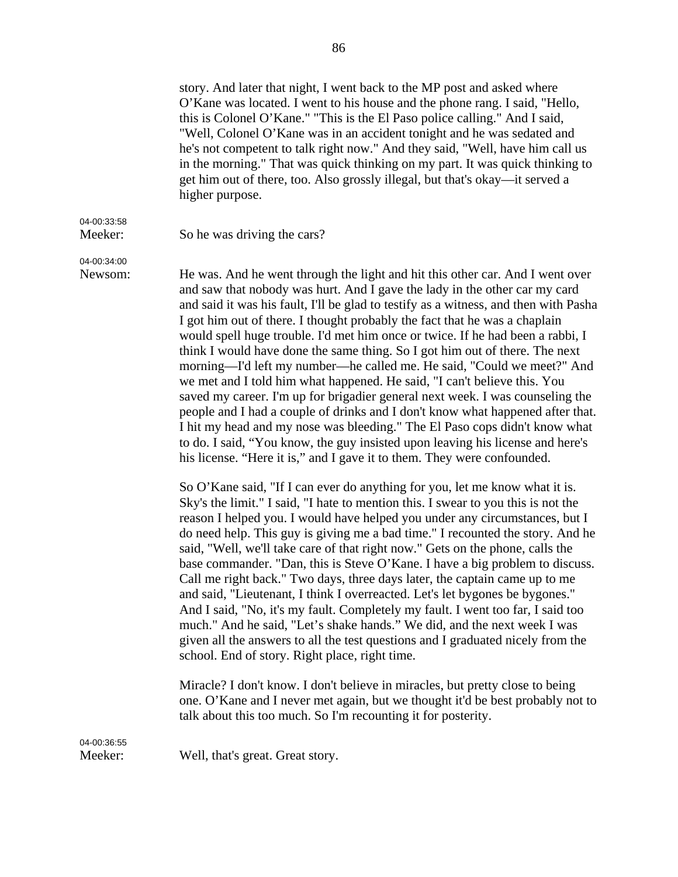story. And later that night, I went back to the MP post and asked where O'Kane was located. I went to his house and the phone rang. I said, "Hello, this is Colonel O'Kane." "This is the El Paso police calling." And I said, "Well, Colonel O'Kane was in an accident tonight and he was sedated and he's not competent to talk right now." And they said, "Well, have him call us in the morning." That was quick thinking on my part. It was quick thinking to get him out of there, too. Also grossly illegal, but that's okay—it served a higher purpose.

04-00:33:58
Meeker: So he was driving the cars?

04-00:34:00
Newsom: He was. And he went through the light and hit this other car. And I went over and saw that nobody was hurt. And I gave the lady in the other car my card and said it was his fault, I'll be glad to testify as a witness, and then with Pasha I got him out of there. I thought probably the fact that he was a chaplain would spell huge trouble. I'd met him once or twice. If he had been a rabbi, I think I would have done the same thing. So I got him out of there. The next morning—I'd left my number—he called me. He said, "Could we meet?" And we met and I told him what happened. He said, "I can't believe this. You saved my career. I'm up for brigadier general next week. I was counseling the people and I had a couple of drinks and I don't know what happened after that. I hit my head and my nose was bleeding." The El Paso cops didn't know what to do. I said, "You know, the guy insisted upon leaving his license and here's his license. "Here it is," and I gave it to them. They were confounded.

So O'Kane said, "If I can ever do anything for you, let me know what it is. Sky's the limit." I said, "I hate to mention this. I swear to you this is not the reason I helped you. I would have helped you under any circumstances, but I do need help. This guy is giving me a bad time." I recounted the story. And he said, "Well, we'll take care of that right now." Gets on the phone, calls the base commander. "Dan, this is Steve O'Kane. I have a big problem to discuss. Call me right back." Two days, three days later, the captain came up to me and said, "Lieutenant, I think I overreacted. Let's let bygones be bygones." And I said, "No, it's my fault. Completely my fault. I went too far, I said too much." And he said, "Let's shake hands." We did, and the next week I was given all the answers to all the test questions and I graduated nicely from the school. End of story. Right place, right time.

Miracle? I don't know. I don't believe in miracles, but pretty close to being one. O'Kane and I never met again, but we thought it'd be best probably not to talk about this too much. So I'm recounting it for posterity.

04-00:36:55
Meeker: Well, that's great. Great story.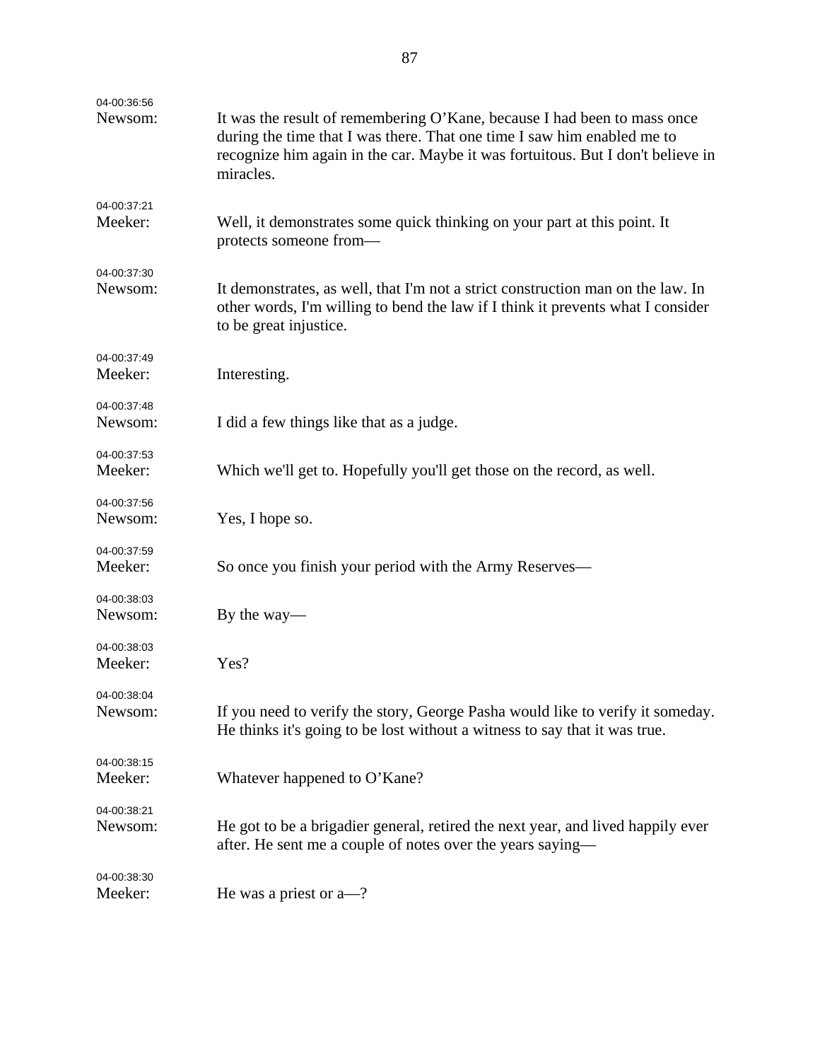04-00:36:56
Newsom: It was the result of remembering O'Kane, because I had been to mass once during the time that I was there. That one time I saw him enabled me to recognize him again in the car. Maybe it was fortuitous. But I don't believe in miracles.

04-00:37:21
Meeker: Well, it demonstrates some quick thinking on your part at this point. It protects someone from—

04-00:37:30
Newsom: It demonstrates, as well, that I'm not a strict construction man on the law. In other words, I'm willing to bend the law if I think it prevents what I consider to be great injustice.

04-00:37:49
Meeker: Interesting.

04-00:37:48
Newsom: I did a few things like that as a judge.

04-00:37:53
Meeker: Which we'll get to. Hopefully you'll get those on the record, as well.

04-00:37:56
Newsom: Yes, I hope so.

04-00:37:59
Meeker: So once you finish your period with the Army Reserves—

04-00:38:03
Newsom: By the way—

04-00:38:03
Meeker: Yes?

04-00:38:04
Newsom: If you need to verify the story, George Pasha would like to verify it someday. He thinks it's going to be lost without a witness to say that it was true.

04-00:38:15
Meeker: Whatever happened to O'Kane?

04-00:38:21
Newsom: He got to be a brigadier general, retired the next year, and lived happily ever after. He sent me a couple of notes over the years saying—

04-00:38:30
Meeker: He was a priest or a—?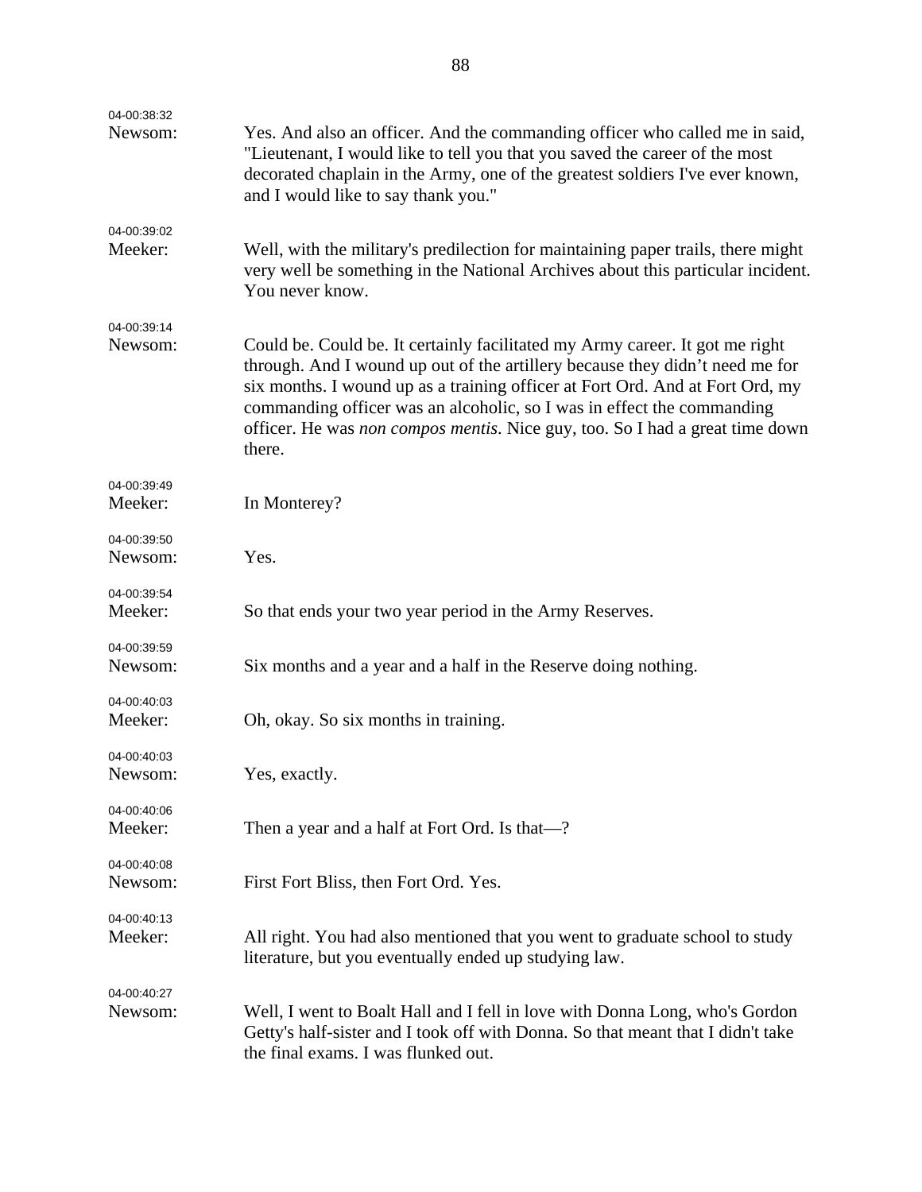04-00:38:32
Newsom: Yes. And also an officer. And the commanding officer who called me in said, "Lieutenant, I would like to tell you that you saved the career of the most decorated chaplain in the Army, one of the greatest soldiers I've ever known, and I would like to say thank you."

04-00:39:02
Meeker: Well, with the military's predilection for maintaining paper trails, there might very well be something in the National Archives about this particular incident. You never know.

04-00:39:14
Newsom: Could be. Could be. It certainly facilitated my Army career. It got me right through. And I wound up out of the artillery because they didn't need me for six months. I wound up as a training officer at Fort Ord. And at Fort Ord, my commanding officer was an alcoholic, so I was in effect the commanding officer. He was *non compos mentis*. Nice guy, too. So I had a great time down there.

04-00:39:49
Meeker: In Monterey?

04-00:39:50
Newsom: Yes.

04-00:39:54
Meeker: So that ends your two year period in the Army Reserves.

04-00:39:59
Newsom: Six months and a year and a half in the Reserve doing nothing.

04-00:40:03
Meeker: Oh, okay. So six months in training.

04-00:40:03
Newsom: Yes, exactly.

04-00:40:06
Meeker: Then a year and a half at Fort Ord. Is that—?

04-00:40:08
Newsom: First Fort Bliss, then Fort Ord. Yes.

04-00:40:13
Meeker: All right. You had also mentioned that you went to graduate school to study literature, but you eventually ended up studying law.

04-00:40:27
Newsom: Well, I went to Boalt Hall and I fell in love with Donna Long, who's Gordon Getty's half-sister and I took off with Donna. So that meant that I didn't take the final exams. I was flunked out.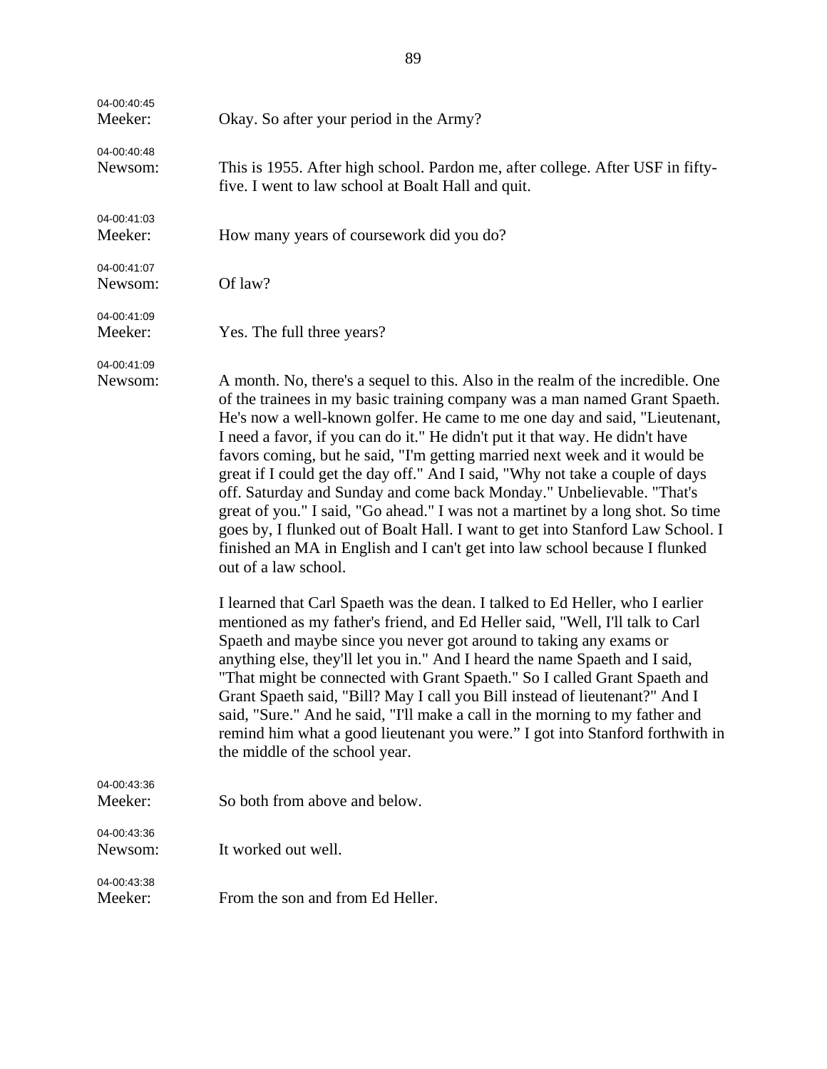04-00:40:45
Meeker: Okay. So after your period in the Army?

04-00:40:48
Newsom: This is 1955. After high school. Pardon me, after college. After USF in fifty-five. I went to law school at Boalt Hall and quit.

04-00:41:03
Meeker: How many years of coursework did you do?

04-00:41:07
Newsom: Of law?

04-00:41:09
Meeker: Yes. The full three years?

04-00:41:09
Newsom: A month. No, there's a sequel to this. Also in the realm of the incredible. One of the trainees in my basic training company was a man named Grant Spaeth. He's now a well-known golfer. He came to me one day and said, "Lieutenant, I need a favor, if you can do it." He didn't put it that way. He didn't have favors coming, but he said, "I'm getting married next week and it would be great if I could get the day off." And I said, "Why not take a couple of days off. Saturday and Sunday and come back Monday." Unbelievable. "That's great of you." I said, "Go ahead." I was not a martinet by a long shot. So time goes by, I flunked out of Boalt Hall. I want to get into Stanford Law School. I finished an MA in English and I can't get into law school because I flunked out of a law school.

I learned that Carl Spaeth was the dean. I talked to Ed Heller, who I earlier mentioned as my father's friend, and Ed Heller said, "Well, I'll talk to Carl Spaeth and maybe since you never got around to taking any exams or anything else, they'll let you in." And I heard the name Spaeth and I said, "That might be connected with Grant Spaeth." So I called Grant Spaeth and Grant Spaeth said, "Bill? May I call you Bill instead of lieutenant?" And I said, "Sure." And he said, "I'll make a call in the morning to my father and remind him what a good lieutenant you were." I got into Stanford forthwith in the middle of the school year.

04-00:43:36
Meeker: So both from above and below.

04-00:43:36
Newsom: It worked out well.

04-00:43:38
Meeker: From the son and from Ed Heller.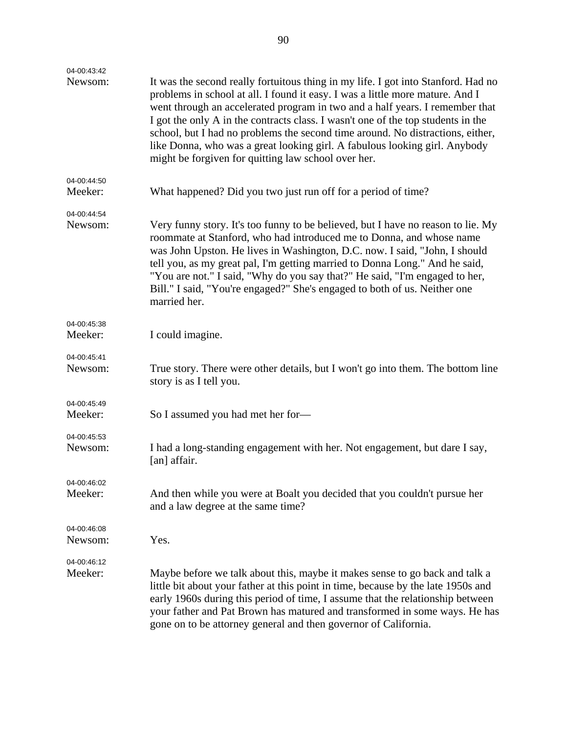04-00:43:42
Newsom: It was the second really fortuitous thing in my life. I got into Stanford. Had no problems in school at all. I found it easy. I was a little more mature. And I went through an accelerated program in two and a half years. I remember that I got the only A in the contracts class. I wasn't one of the top students in the school, but I had no problems the second time around. No distractions, either, like Donna, who was a great looking girl. A fabulous looking girl. Anybody might be forgiven for quitting law school over her.

04-00:44:50
Meeker: What happened? Did you two just run off for a period of time?

04-00:44:54
Newsom: Very funny story. It's too funny to be believed, but I have no reason to lie. My roommate at Stanford, who had introduced me to Donna, and whose name was John Upston. He lives in Washington, D.C. now. I said, "John, I should tell you, as my great pal, I'm getting married to Donna Long." And he said, "You are not." I said, "Why do you say that?" He said, "I'm engaged to her, Bill." I said, "You're engaged?" She's engaged to both of us. Neither one married her.

04-00:45:38
Meeker: I could imagine.

04-00:45:41
Newsom: True story. There were other details, but I won't go into them. The bottom line story is as I tell you.

04-00:45:49
Meeker: So I assumed you had met her for—

04-00:45:53
Newsom: I had a long-standing engagement with her. Not engagement, but dare I say, [an] affair.

04-00:46:02
Meeker: And then while you were at Boalt you decided that you couldn't pursue her and a law degree at the same time?

04-00:46:08
Newsom: Yes.

04-00:46:12
Meeker: Maybe before we talk about this, maybe it makes sense to go back and talk a little bit about your father at this point in time, because by the late 1950s and early 1960s during this period of time, I assume that the relationship between your father and Pat Brown has matured and transformed in some ways. He has gone on to be attorney general and then governor of California.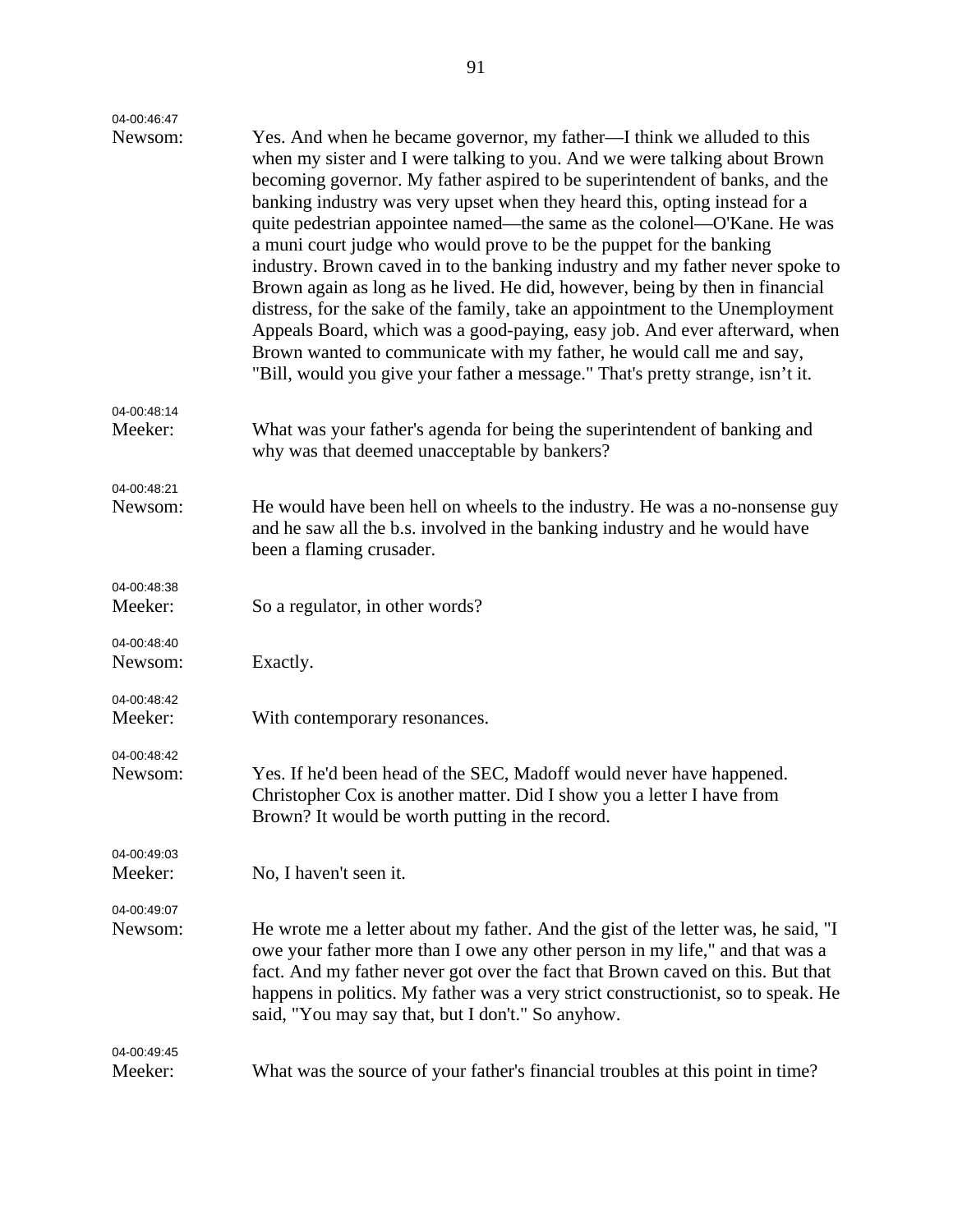04-00:46:47
Newsom: Yes. And when he became governor, my father—I think we alluded to this when my sister and I were talking to you. And we were talking about Brown becoming governor. My father aspired to be superintendent of banks, and the banking industry was very upset when they heard this, opting instead for a quite pedestrian appointee named—the same as the colonel—O'Kane. He was a muni court judge who would prove to be the puppet for the banking industry. Brown caved in to the banking industry and my father never spoke to Brown again as long as he lived. He did, however, being by then in financial distress, for the sake of the family, take an appointment to the Unemployment Appeals Board, which was a good-paying, easy job. And ever afterward, when Brown wanted to communicate with my father, he would call me and say, "Bill, would you give your father a message." That's pretty strange, isn't it.

04-00:48:14
Meeker: What was your father's agenda for being the superintendent of banking and why was that deemed unacceptable by bankers?

04-00:48:21
Newsom: He would have been hell on wheels to the industry. He was a no-nonsense guy and he saw all the b.s. involved in the banking industry and he would have been a flaming crusader.

04-00:48:38
Meeker: So a regulator, in other words?

04-00:48:40
Newsom: Exactly.

04-00:48:42
Meeker: With contemporary resonances.

04-00:48:42
Newsom: Yes. If he'd been head of the SEC, Madoff would never have happened. Christopher Cox is another matter. Did I show you a letter I have from Brown? It would be worth putting in the record.

04-00:49:03
Meeker: No, I haven't seen it.

04-00:49:07
Newsom: He wrote me a letter about my father. And the gist of the letter was, he said, "I owe your father more than I owe any other person in my life," and that was a fact. And my father never got over the fact that Brown caved on this. But that happens in politics. My father was a very strict constructionist, so to speak. He said, "You may say that, but I don't." So anyhow.

04-00:49:45
Meeker: What was the source of your father's financial troubles at this point in time?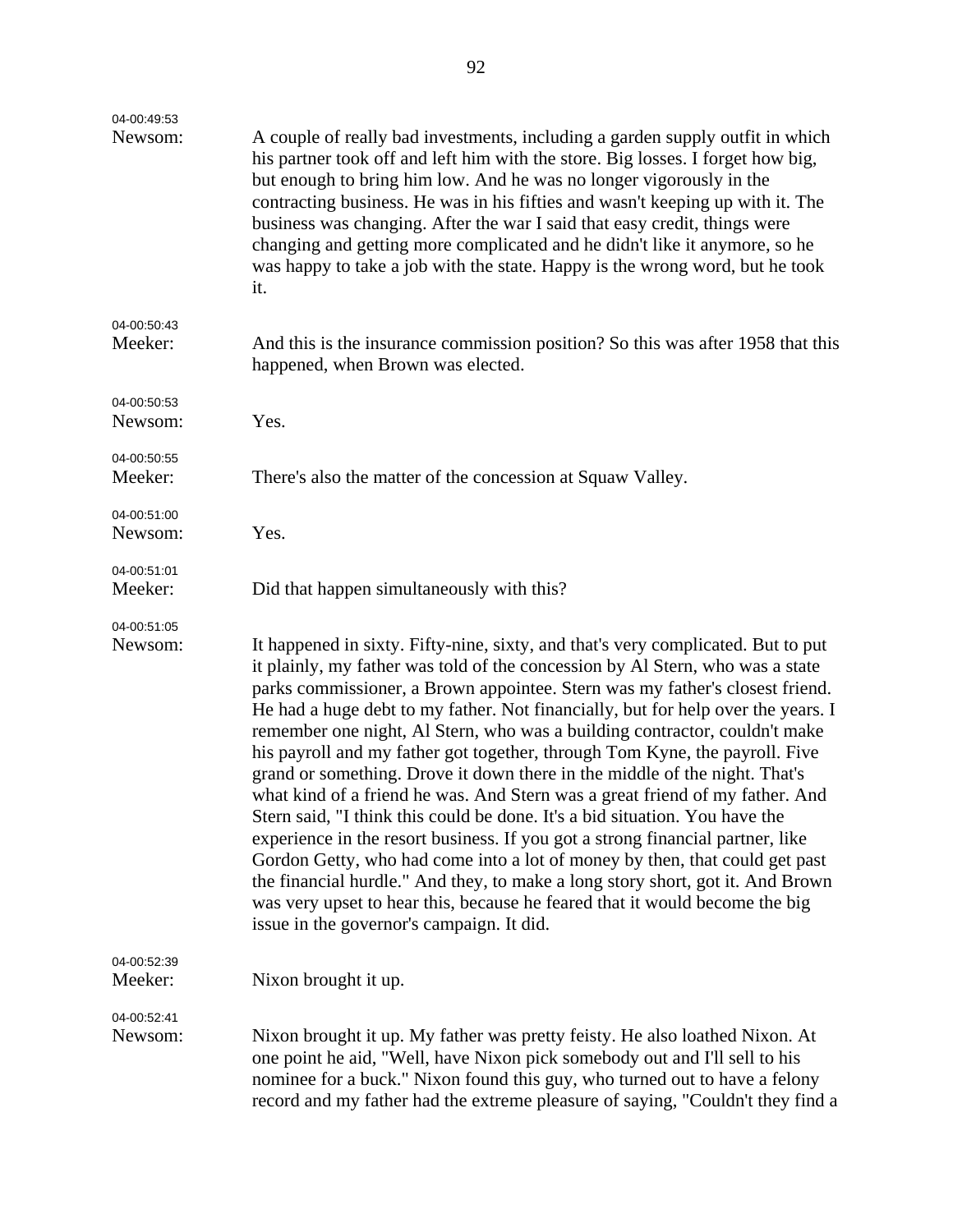04-00:49:53
Newsom: A couple of really bad investments, including a garden supply outfit in which his partner took off and left him with the store. Big losses. I forget how big, but enough to bring him low. And he was no longer vigorously in the contracting business. He was in his fifties and wasn't keeping up with it. The business was changing. After the war I said that easy credit, things were changing and getting more complicated and he didn't like it anymore, so he was happy to take a job with the state. Happy is the wrong word, but he took it.

04-00:50:43
Meeker: And this is the insurance commission position? So this was after 1958 that this happened, when Brown was elected.

04-00:50:53
Newsom: Yes.

04-00:50:55
Meeker: There's also the matter of the concession at Squaw Valley.

04-00:51:00
Newsom: Yes.

04-00:51:01
Meeker: Did that happen simultaneously with this?

04-00:51:05
Newsom: It happened in sixty. Fifty-nine, sixty, and that's very complicated. But to put it plainly, my father was told of the concession by Al Stern, who was a state parks commissioner, a Brown appointee. Stern was my father's closest friend. He had a huge debt to my father. Not financially, but for help over the years. I remember one night, Al Stern, who was a building contractor, couldn't make his payroll and my father got together, through Tom Kyne, the payroll. Five grand or something. Drove it down there in the middle of the night. That's what kind of a friend he was. And Stern was a great friend of my father. And Stern said, "I think this could be done. It's a bid situation. You have the experience in the resort business. If you got a strong financial partner, like Gordon Getty, who had come into a lot of money by then, that could get past the financial hurdle." And they, to make a long story short, got it. And Brown was very upset to hear this, because he feared that it would become the big issue in the governor's campaign. It did.

04-00:52:39
Meeker: Nixon brought it up.

04-00:52:41
Newsom: Nixon brought it up. My father was pretty feisty. He also loathed Nixon. At one point he aid, "Well, have Nixon pick somebody out and I'll sell to his nominee for a buck." Nixon found this guy, who turned out to have a felony record and my father had the extreme pleasure of saying, "Couldn't they find a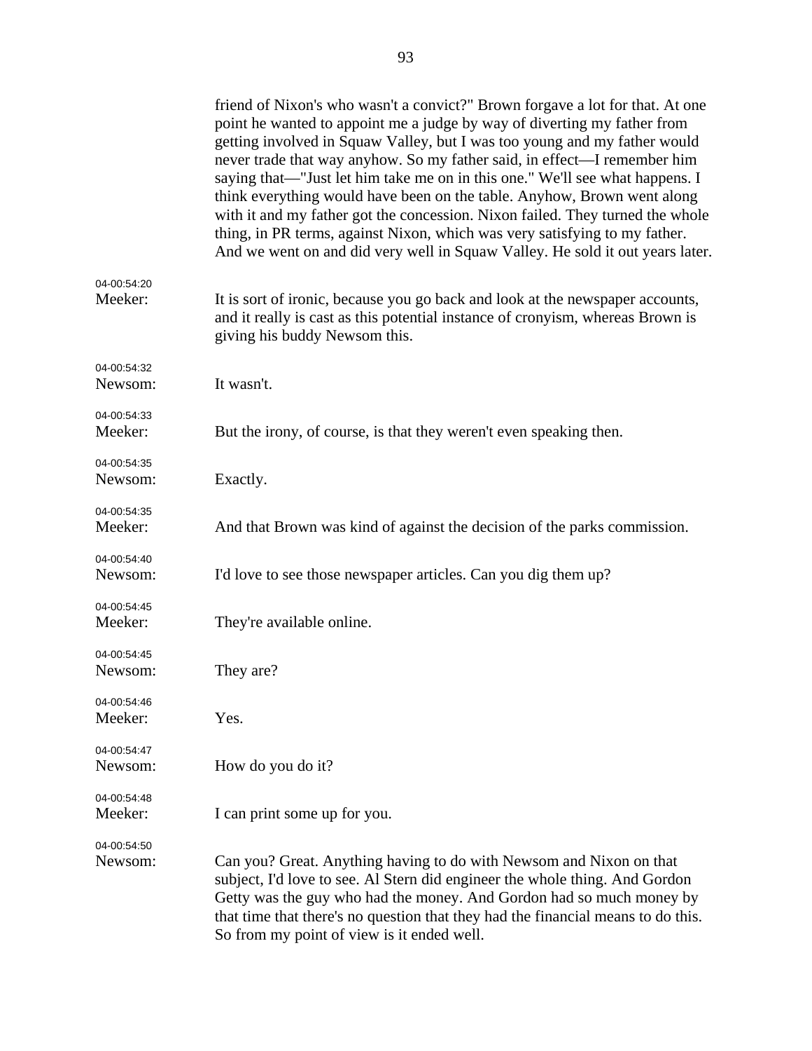friend of Nixon's who wasn't a convict?" Brown forgave a lot for that. At one point he wanted to appoint me a judge by way of diverting my father from getting involved in Squaw Valley, but I was too young and my father would never trade that way anyhow. So my father said, in effect—I remember him saying that—"Just let him take me on in this one." We'll see what happens. I think everything would have been on the table. Anyhow, Brown went along with it and my father got the concession. Nixon failed. They turned the whole thing, in PR terms, against Nixon, which was very satisfying to my father. And we went on and did very well in Squaw Valley. He sold it out years later.

04-00:54:20
Meeker: It is sort of ironic, because you go back and look at the newspaper accounts, and it really is cast as this potential instance of cronyism, whereas Brown is giving his buddy Newsom this.

04-00:54:32
Newsom: It wasn't.

04-00:54:33
Meeker: But the irony, of course, is that they weren't even speaking then.

04-00:54:35
Newsom: Exactly.

04-00:54:35
Meeker: And that Brown was kind of against the decision of the parks commission.

04-00:54:40
Newsom: I'd love to see those newspaper articles. Can you dig them up?

04-00:54:45
Meeker: They're available online.

04-00:54:45
Newsom: They are?

04-00:54:46
Meeker: Yes.

04-00:54:47
Newsom: How do you do it?

04-00:54:48
Meeker: I can print some up for you.

04-00:54:50
Newsom: Can you? Great. Anything having to do with Newsom and Nixon on that subject, I'd love to see. Al Stern did engineer the whole thing. And Gordon Getty was the guy who had the money. And Gordon had so much money by that time that there's no question that they had the financial means to do this. So from my point of view is it ended well.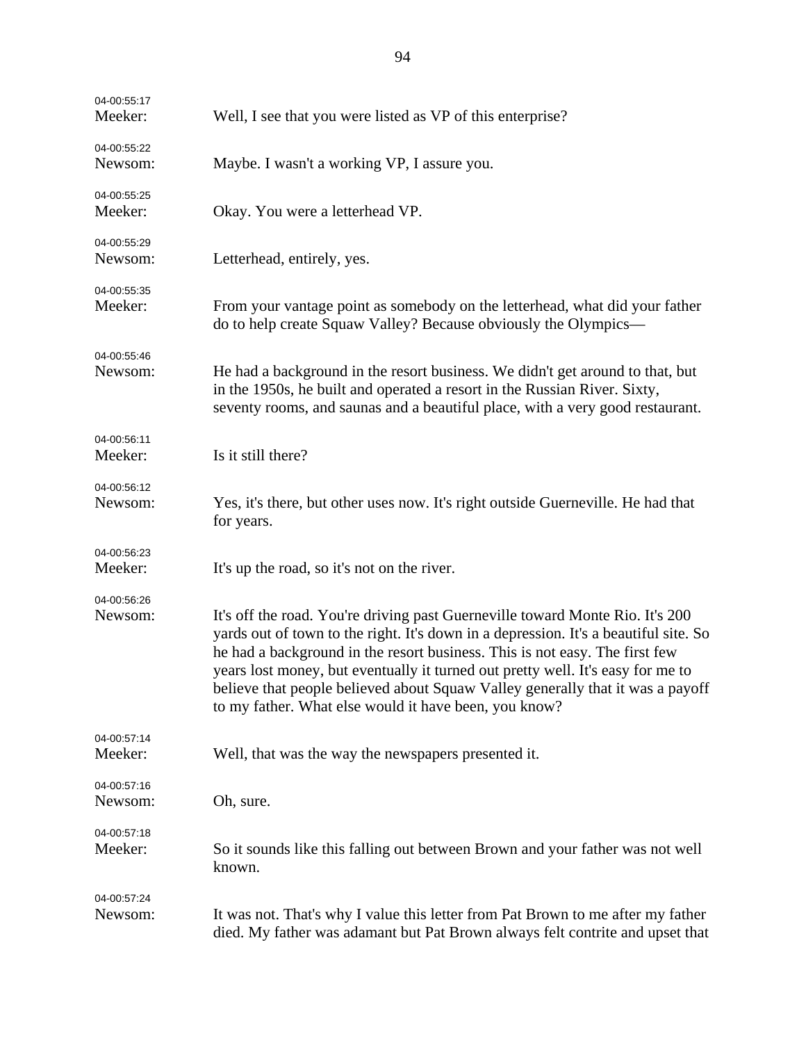04-00:55:17
Meeker: Well, I see that you were listed as VP of this enterprise?

04-00:55:22
Newsom: Maybe. I wasn't a working VP, I assure you.

04-00:55:25
Meeker: Okay. You were a letterhead VP.

04-00:55:29
Newsom: Letterhead, entirely, yes.

04-00:55:35
Meeker: From your vantage point as somebody on the letterhead, what did your father do to help create Squaw Valley? Because obviously the Olympics—

04-00:55:46
Newsom: He had a background in the resort business. We didn't get around to that, but in the 1950s, he built and operated a resort in the Russian River. Sixty, seventy rooms, and saunas and a beautiful place, with a very good restaurant.

04-00:56:11
Meeker: Is it still there?

04-00:56:12
Newsom: Yes, it's there, but other uses now. It's right outside Guerneville. He had that for years.

04-00:56:23
Meeker: It's up the road, so it's not on the river.

04-00:56:26
Newsom: It's off the road. You're driving past Guerneville toward Monte Rio. It's 200 yards out of town to the right. It's down in a depression. It's a beautiful site. So he had a background in the resort business. This is not easy. The first few years lost money, but eventually it turned out pretty well. It's easy for me to believe that people believed about Squaw Valley generally that it was a payoff to my father. What else would it have been, you know?

04-00:57:14
Meeker: Well, that was the way the newspapers presented it.

04-00:57:16
Newsom: Oh, sure.

04-00:57:18
Meeker: So it sounds like this falling out between Brown and your father was not well known.

04-00:57:24
Newsom: It was not. That's why I value this letter from Pat Brown to me after my father died. My father was adamant but Pat Brown always felt contrite and upset that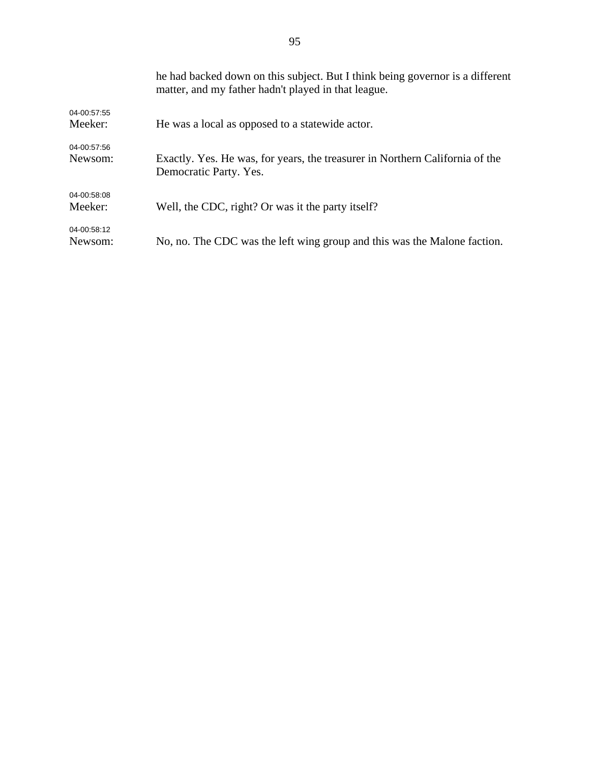he had backed down on this subject. But I think being governor is a different matter, and my father hadn't played in that league.

04-00:57:55
Meeker: He was a local as opposed to a statewide actor.

04-00:57:56
Newsom: Exactly. Yes. He was, for years, the treasurer in Northern California of the Democratic Party. Yes.

04-00:58:08
Meeker: Well, the CDC, right? Or was it the party itself?

04-00:58:12
Newsom: No, no. The CDC was the left wing group and this was the Malone faction.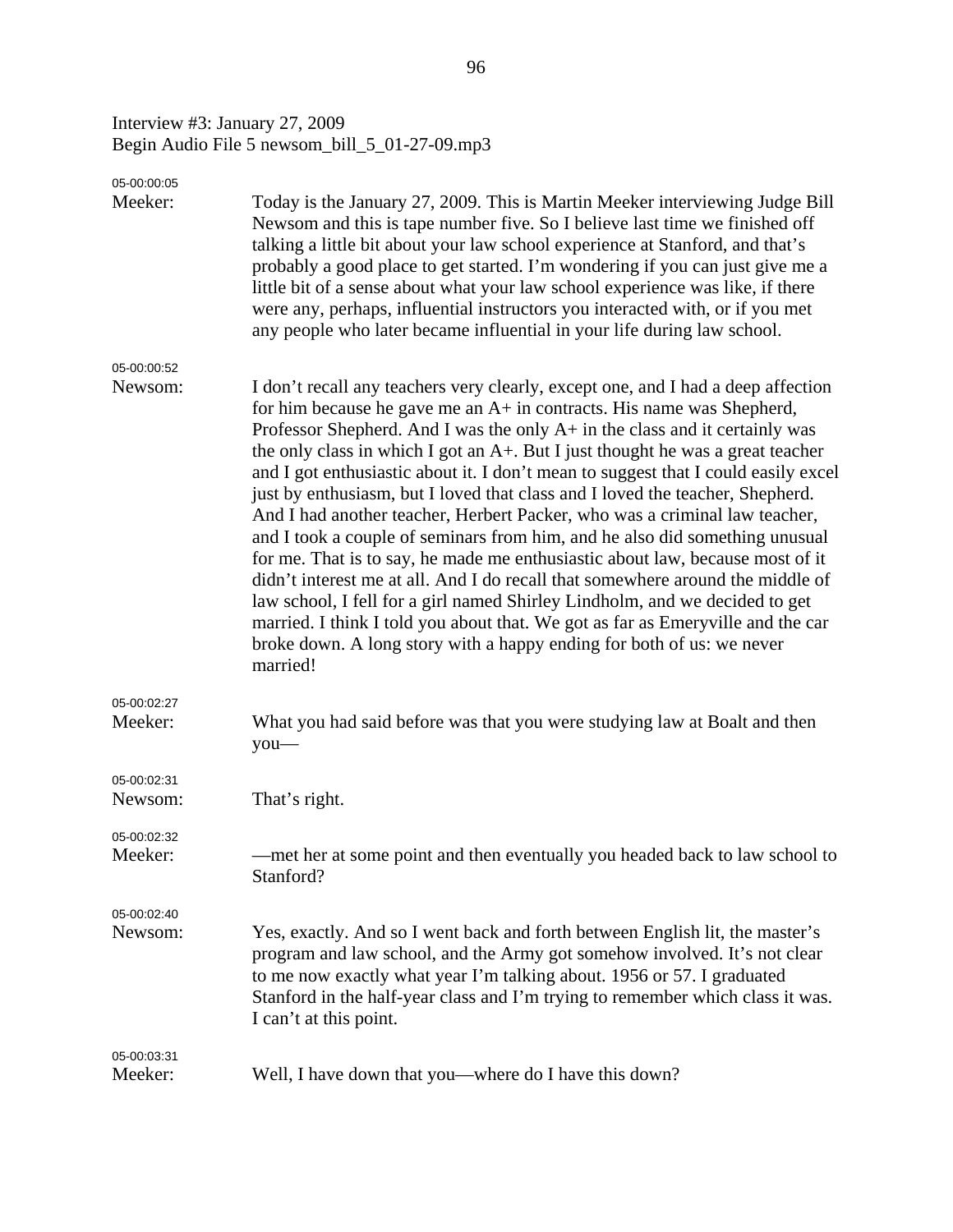Interview #3: January 27, 2009
Begin Audio File 5 newsom_bill_5_01-27-09.mp3

05-00:00:05
Meeker: Today is the January 27, 2009. This is Martin Meeker interviewing Judge Bill Newsom and this is tape number five. So I believe last time we finished off talking a little bit about your law school experience at Stanford, and that's probably a good place to get started. I'm wondering if you can just give me a little bit of a sense about what your law school experience was like, if there were any, perhaps, influential instructors you interacted with, or if you met any people who later became influential in your life during law school.

05-00:00:52
Newsom: I don't recall any teachers very clearly, except one, and I had a deep affection for him because he gave me an A+ in contracts. His name was Shepherd, Professor Shepherd. And I was the only A+ in the class and it certainly was the only class in which I got an A+. But I just thought he was a great teacher and I got enthusiastic about it. I don't mean to suggest that I could easily excel just by enthusiasm, but I loved that class and I loved the teacher, Shepherd. And I had another teacher, Herbert Packer, who was a criminal law teacher, and I took a couple of seminars from him, and he also did something unusual for me. That is to say, he made me enthusiastic about law, because most of it didn't interest me at all. And I do recall that somewhere around the middle of law school, I fell for a girl named Shirley Lindholm, and we decided to get married. I think I told you about that. We got as far as Emeryville and the car broke down. A long story with a happy ending for both of us: we never married!

05-00:02:27
Meeker: What you had said before was that you were studying law at Boalt and then you—

05-00:02:31
Newsom: That's right.

05-00:02:32
Meeker: —met her at some point and then eventually you headed back to law school to Stanford?

05-00:02:40
Newsom: Yes, exactly. And so I went back and forth between English lit, the master's program and law school, and the Army got somehow involved. It's not clear to me now exactly what year I'm talking about. 1956 or 57. I graduated Stanford in the half-year class and I'm trying to remember which class it was. I can't at this point.

05-00:03:31
Meeker: Well, I have down that you—where do I have this down?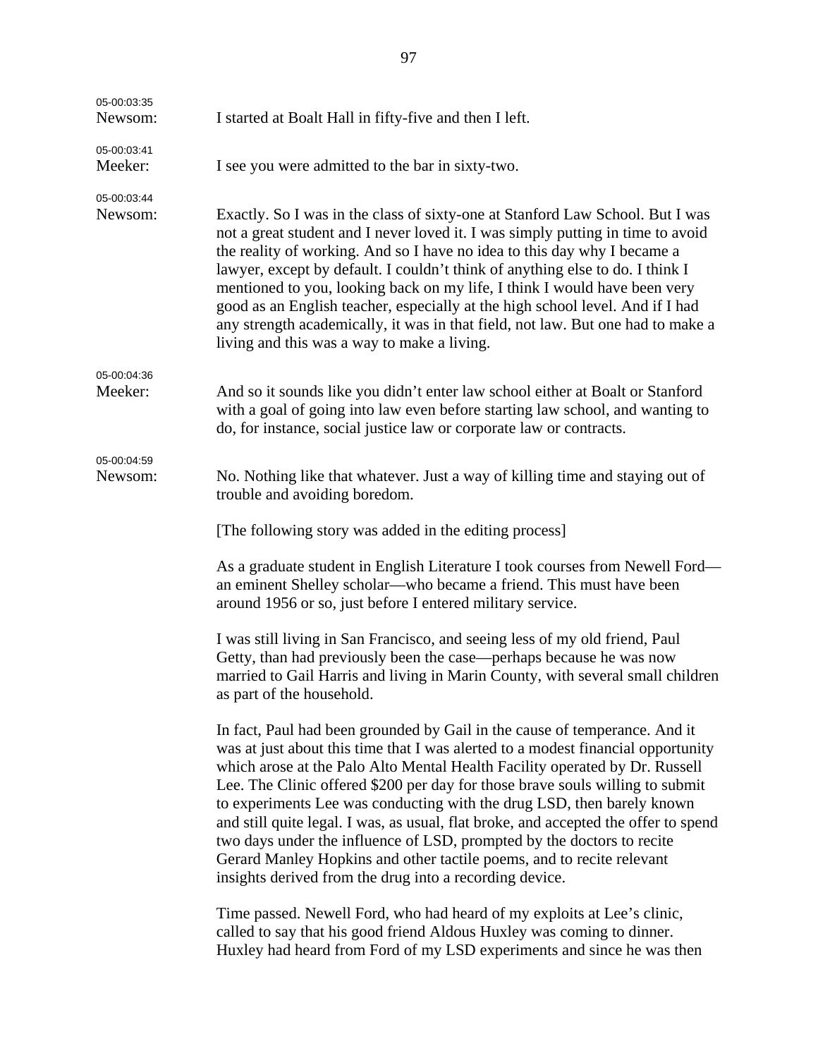05-00:03:35
Newsom: I started at Boalt Hall in fifty-five and then I left.

05-00:03:41
Meeker: I see you were admitted to the bar in sixty-two.

05-00:03:44
Newsom: Exactly. So I was in the class of sixty-one at Stanford Law School. But I was not a great student and I never loved it. I was simply putting in time to avoid the reality of working. And so I have no idea to this day why I became a lawyer, except by default. I couldn't think of anything else to do. I think I mentioned to you, looking back on my life, I think I would have been very good as an English teacher, especially at the high school level. And if I had any strength academically, it was in that field, not law. But one had to make a living and this was a way to make a living.

05-00:04:36
Meeker: And so it sounds like you didn't enter law school either at Boalt or Stanford with a goal of going into law even before starting law school, and wanting to do, for instance, social justice law or corporate law or contracts.

05-00:04:59
Newsom: No. Nothing like that whatever. Just a way of killing time and staying out of trouble and avoiding boredom.

[The following story was added in the editing process]

As a graduate student in English Literature I took courses from Newell Ford—an eminent Shelley scholar—who became a friend. This must have been around 1956 or so, just before I entered military service.

I was still living in San Francisco, and seeing less of my old friend, Paul Getty, than had previously been the case—perhaps because he was now married to Gail Harris and living in Marin County, with several small children as part of the household.

In fact, Paul had been grounded by Gail in the cause of temperance. And it was at just about this time that I was alerted to a modest financial opportunity which arose at the Palo Alto Mental Health Facility operated by Dr. Russell Lee. The Clinic offered $200 per day for those brave souls willing to submit to experiments Lee was conducting with the drug LSD, then barely known and still quite legal. I was, as usual, flat broke, and accepted the offer to spend two days under the influence of LSD, prompted by the doctors to recite Gerard Manley Hopkins and other tactile poems, and to recite relevant insights derived from the drug into a recording device.

Time passed. Newell Ford, who had heard of my exploits at Lee's clinic, called to say that his good friend Aldous Huxley was coming to dinner. Huxley had heard from Ford of my LSD experiments and since he was then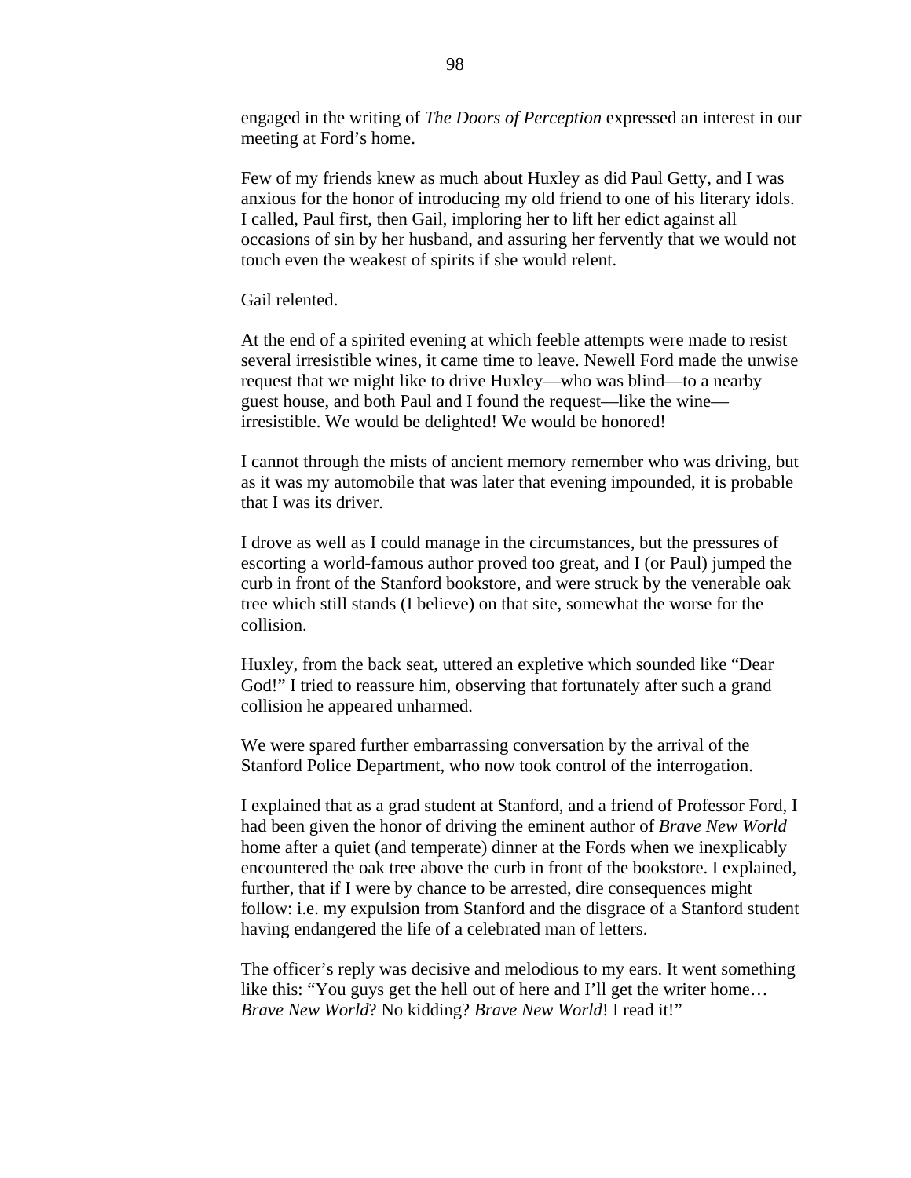engaged in the writing of *The Doors of Perception* expressed an interest in our meeting at Ford's home.

Few of my friends knew as much about Huxley as did Paul Getty, and I was anxious for the honor of introducing my old friend to one of his literary idols. I called, Paul first, then Gail, imploring her to lift her edict against all occasions of sin by her husband, and assuring her fervently that we would not touch even the weakest of spirits if she would relent.

Gail relented.

At the end of a spirited evening at which feeble attempts were made to resist several irresistible wines, it came time to leave. Newell Ford made the unwise request that we might like to drive Huxley—who was blind—to a nearby guest house, and both Paul and I found the request—like the wine—irresistible. We would be delighted! We would be honored!

I cannot through the mists of ancient memory remember who was driving, but as it was my automobile that was later that evening impounded, it is probable that I was its driver.

I drove as well as I could manage in the circumstances, but the pressures of escorting a world-famous author proved too great, and I (or Paul) jumped the curb in front of the Stanford bookstore, and were struck by the venerable oak tree which still stands (I believe) on that site, somewhat the worse for the collision.

Huxley, from the back seat, uttered an expletive which sounded like "Dear God!" I tried to reassure him, observing that fortunately after such a grand collision he appeared unharmed.

We were spared further embarrassing conversation by the arrival of the Stanford Police Department, who now took control of the interrogation.

I explained that as a grad student at Stanford, and a friend of Professor Ford, I had been given the honor of driving the eminent author of *Brave New World* home after a quiet (and temperate) dinner at the Fords when we inexplicably encountered the oak tree above the curb in front of the bookstore. I explained, further, that if I were by chance to be arrested, dire consequences might follow: i.e. my expulsion from Stanford and the disgrace of a Stanford student having endangered the life of a celebrated man of letters.

The officer's reply was decisive and melodious to my ears. It went something like this: "You guys get the hell out of here and I'll get the writer home… *Brave New World*? No kidding? *Brave New World*! I read it!"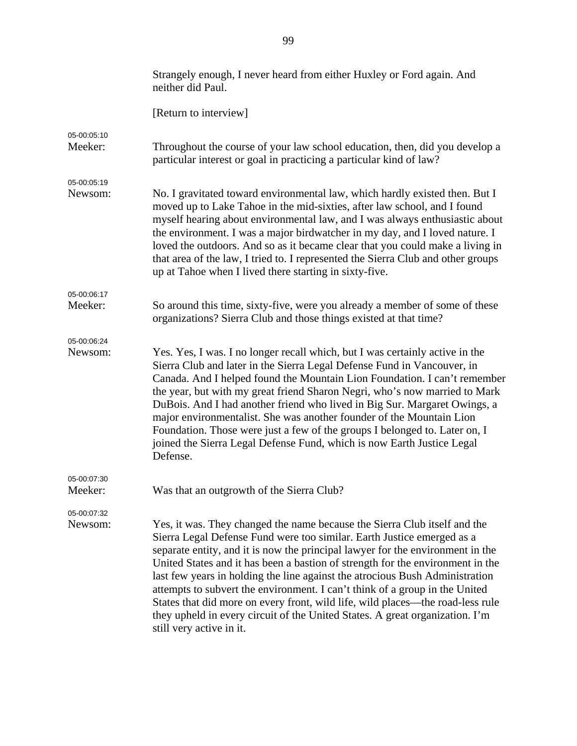Strangely enough, I never heard from either Huxley or Ford again. And neither did Paul.

[Return to interview]

05-00:05:10
Meeker: Throughout the course of your law school education, then, did you develop a particular interest or goal in practicing a particular kind of law?

05-00:05:19
Newsom: No. I gravitated toward environmental law, which hardly existed then. But I moved up to Lake Tahoe in the mid-sixties, after law school, and I found myself hearing about environmental law, and I was always enthusiastic about the environment. I was a major birdwatcher in my day, and I loved nature. I loved the outdoors. And so as it became clear that you could make a living in that area of the law, I tried to. I represented the Sierra Club and other groups up at Tahoe when I lived there starting in sixty-five.

05-00:06:17
Meeker: So around this time, sixty-five, were you already a member of some of these organizations? Sierra Club and those things existed at that time?

05-00:06:24
Newsom: Yes. Yes, I was. I no longer recall which, but I was certainly active in the Sierra Club and later in the Sierra Legal Defense Fund in Vancouver, in Canada. And I helped found the Mountain Lion Foundation. I can't remember the year, but with my great friend Sharon Negri, who's now married to Mark DuBois. And I had another friend who lived in Big Sur. Margaret Owings, a major environmentalist. She was another founder of the Mountain Lion Foundation. Those were just a few of the groups I belonged to. Later on, I joined the Sierra Legal Defense Fund, which is now Earth Justice Legal Defense.

05-00:07:30
Meeker: Was that an outgrowth of the Sierra Club?

05-00:07:32
Newsom: Yes, it was. They changed the name because the Sierra Club itself and the Sierra Legal Defense Fund were too similar. Earth Justice emerged as a separate entity, and it is now the principal lawyer for the environment in the United States and it has been a bastion of strength for the environment in the last few years in holding the line against the atrocious Bush Administration attempts to subvert the environment. I can't think of a group in the United States that did more on every front, wild life, wild places—the road-less rule they upheld in every circuit of the United States. A great organization. I'm still very active in it.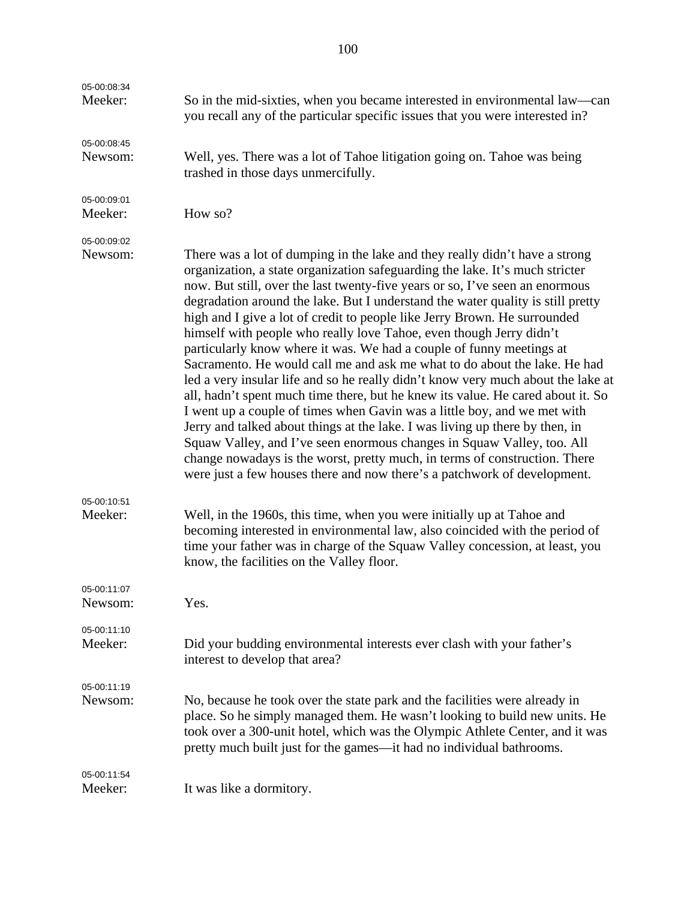05-00:08:34
Meeker: So in the mid-sixties, when you became interested in environmental law—can you recall any of the particular specific issues that you were interested in?

05-00:08:45
Newsom: Well, yes. There was a lot of Tahoe litigation going on. Tahoe was being trashed in those days unmercifully.

05-00:09:01
Meeker: How so?

05-00:09:02
Newsom: There was a lot of dumping in the lake and they really didn't have a strong organization, a state organization safeguarding the lake. It's much stricter now. But still, over the last twenty-five years or so, I've seen an enormous degradation around the lake. But I understand the water quality is still pretty high and I give a lot of credit to people like Jerry Brown. He surrounded himself with people who really love Tahoe, even though Jerry didn't particularly know where it was. We had a couple of funny meetings at Sacramento. He would call me and ask me what to do about the lake. He had led a very insular life and so he really didn't know very much about the lake at all, hadn't spent much time there, but he knew its value. He cared about it. So I went up a couple of times when Gavin was a little boy, and we met with Jerry and talked about things at the lake. I was living up there by then, in Squaw Valley, and I've seen enormous changes in Squaw Valley, too. All change nowadays is the worst, pretty much, in terms of construction. There were just a few houses there and now there's a patchwork of development.

05-00:10:51
Meeker: Well, in the 1960s, this time, when you were initially up at Tahoe and becoming interested in environmental law, also coincided with the period of time your father was in charge of the Squaw Valley concession, at least, you know, the facilities on the Valley floor.

05-00:11:07
Newsom: Yes.

05-00:11:10
Meeker: Did your budding environmental interests ever clash with your father's interest to develop that area?

05-00:11:19
Newsom: No, because he took over the state park and the facilities were already in place. So he simply managed them. He wasn't looking to build new units. He took over a 300-unit hotel, which was the Olympic Athlete Center, and it was pretty much built just for the games—it had no individual bathrooms.

05-00:11:54
Meeker: It was like a dormitory.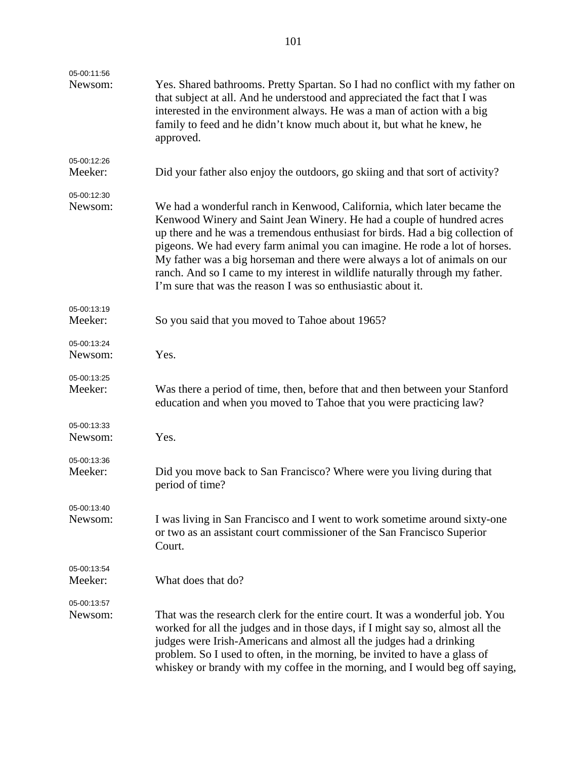05-00:11:56
Newsom: Yes. Shared bathrooms. Pretty Spartan. So I had no conflict with my father on that subject at all. And he understood and appreciated the fact that I was interested in the environment always. He was a man of action with a big family to feed and he didn't know much about it, but what he knew, he approved.

05-00:12:26
Meeker: Did your father also enjoy the outdoors, go skiing and that sort of activity?

05-00:12:30
Newsom: We had a wonderful ranch in Kenwood, California, which later became the Kenwood Winery and Saint Jean Winery. He had a couple of hundred acres up there and he was a tremendous enthusiast for birds. Had a big collection of pigeons. We had every farm animal you can imagine. He rode a lot of horses. My father was a big horseman and there were always a lot of animals on our ranch. And so I came to my interest in wildlife naturally through my father. I'm sure that was the reason I was so enthusiastic about it.

05-00:13:19
Meeker: So you said that you moved to Tahoe about 1965?

05-00:13:24
Newsom: Yes.

05-00:13:25
Meeker: Was there a period of time, then, before that and then between your Stanford education and when you moved to Tahoe that you were practicing law?

05-00:13:33
Newsom: Yes.

05-00:13:36
Meeker: Did you move back to San Francisco? Where were you living during that period of time?

05-00:13:40
Newsom: I was living in San Francisco and I went to work sometime around sixty-one or two as an assistant court commissioner of the San Francisco Superior Court.

05-00:13:54
Meeker: What does that do?

05-00:13:57
Newsom: That was the research clerk for the entire court. It was a wonderful job. You worked for all the judges and in those days, if I might say so, almost all the judges were Irish-Americans and almost all the judges had a drinking problem. So I used to often, in the morning, be invited to have a glass of whiskey or brandy with my coffee in the morning, and I would beg off saying,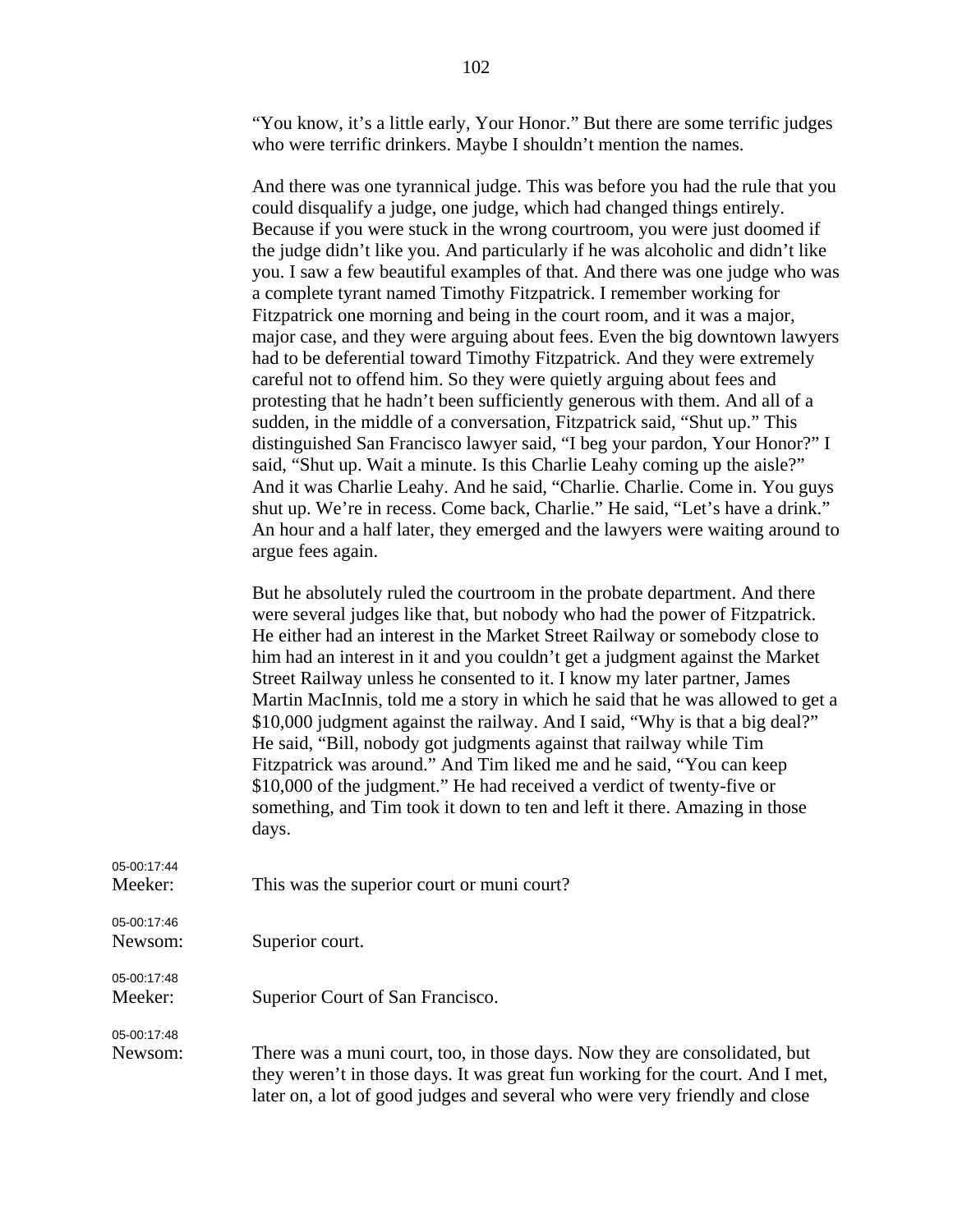"You know, it's a little early, Your Honor." But there are some terrific judges who were terrific drinkers. Maybe I shouldn't mention the names.

And there was one tyrannical judge. This was before you had the rule that you could disqualify a judge, one judge, which had changed things entirely. Because if you were stuck in the wrong courtroom, you were just doomed if the judge didn't like you. And particularly if he was alcoholic and didn't like you. I saw a few beautiful examples of that. And there was one judge who was a complete tyrant named Timothy Fitzpatrick. I remember working for Fitzpatrick one morning and being in the court room, and it was a major, major case, and they were arguing about fees. Even the big downtown lawyers had to be deferential toward Timothy Fitzpatrick. And they were extremely careful not to offend him. So they were quietly arguing about fees and protesting that he hadn't been sufficiently generous with them. And all of a sudden, in the middle of a conversation, Fitzpatrick said, "Shut up." This distinguished San Francisco lawyer said, "I beg your pardon, Your Honor?" I said, "Shut up. Wait a minute. Is this Charlie Leahy coming up the aisle?" And it was Charlie Leahy. And he said, "Charlie. Charlie. Come in. You guys shut up. We're in recess. Come back, Charlie." He said, "Let's have a drink." An hour and a half later, they emerged and the lawyers were waiting around to argue fees again.

But he absolutely ruled the courtroom in the probate department. And there were several judges like that, but nobody who had the power of Fitzpatrick. He either had an interest in the Market Street Railway or somebody close to him had an interest in it and you couldn't get a judgment against the Market Street Railway unless he consented to it. I know my later partner, James Martin MacInnis, told me a story in which he said that he was allowed to get a $10,000 judgment against the railway. And I said, "Why is that a big deal?" He said, "Bill, nobody got judgments against that railway while Tim Fitzpatrick was around." And Tim liked me and he said, "You can keep $10,000 of the judgment." He had received a verdict of twenty-five or something, and Tim took it down to ten and left it there. Amazing in those days.

05-00:17:44
Meeker: This was the superior court or muni court?

05-00:17:46
Newsom: Superior court.

05-00:17:48
Meeker: Superior Court of San Francisco.

05-00:17:48
Newsom: There was a muni court, too, in those days. Now they are consolidated, but they weren't in those days. It was great fun working for the court. And I met, later on, a lot of good judges and several who were very friendly and close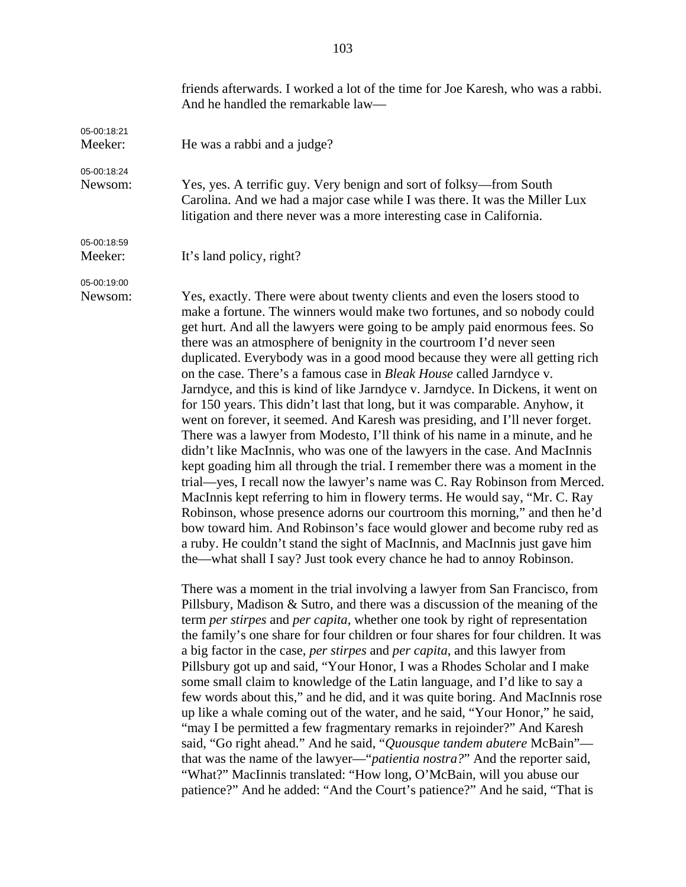friends afterwards. I worked a lot of the time for Joe Karesh, who was a rabbi. And he handled the remarkable law—

05-00:18:21
**Meeker:** He was a rabbi and a judge?

05-00:18:24
**Newsom:** Yes, yes. A terrific guy. Very benign and sort of folksy—from South Carolina. And we had a major case while I was there. It was the Miller Lux litigation and there never was a more interesting case in California.

05-00:18:59
**Meeker:** It's land policy, right?

05-00:19:00
**Newsom:** Yes, exactly. There were about twenty clients and even the losers stood to make a fortune. The winners would make two fortunes, and so nobody could get hurt. And all the lawyers were going to be amply paid enormous fees. So there was an atmosphere of benignity in the courtroom I'd never seen duplicated. Everybody was in a good mood because they were all getting rich on the case. There's a famous case in *Bleak House* called Jarndyce v. Jarndyce, and this is kind of like Jarndyce v. Jarndyce. In Dickens, it went on for 150 years. This didn't last that long, but it was comparable. Anyhow, it went on forever, it seemed. And Karesh was presiding, and I'll never forget. There was a lawyer from Modesto, I'll think of his name in a minute, and he didn't like MacInnis, who was one of the lawyers in the case. And MacInnis kept goading him all through the trial. I remember there was a moment in the trial—yes, I recall now the lawyer's name was C. Ray Robinson from Merced. MacInnis kept referring to him in flowery terms. He would say, "Mr. C. Ray Robinson, whose presence adorns our courtroom this morning," and then he'd bow toward him. And Robinson's face would glower and become ruby red as a ruby. He couldn't stand the sight of MacInnis, and MacInnis just gave him the—what shall I say? Just took every chance he had to annoy Robinson.

There was a moment in the trial involving a lawyer from San Francisco, from Pillsbury, Madison & Sutro, and there was a discussion of the meaning of the term *per stirpes* and *per capita*, whether one took by right of representation the family's one share for four children or four shares for four children. It was a big factor in the case, *per stirpes* and *per capita*, and this lawyer from Pillsbury got up and said, "Your Honor, I was a Rhodes Scholar and I make some small claim to knowledge of the Latin language, and I'd like to say a few words about this," and he did, and it was quite boring. And MacInnis rose up like a whale coming out of the water, and he said, "Your Honor," he said, "may I be permitted a few fragmentary remarks in rejoinder?" And Karesh said, "Go right ahead." And he said, "*Quousque tandem abutere* McBain"—that was the name of the lawyer—"*patientia nostra?*" And the reporter said, "What?" MacIinnis translated: "How long, O'McBain, will you abuse our patience?" And he added: "And the Court's patience?" And he said, "That is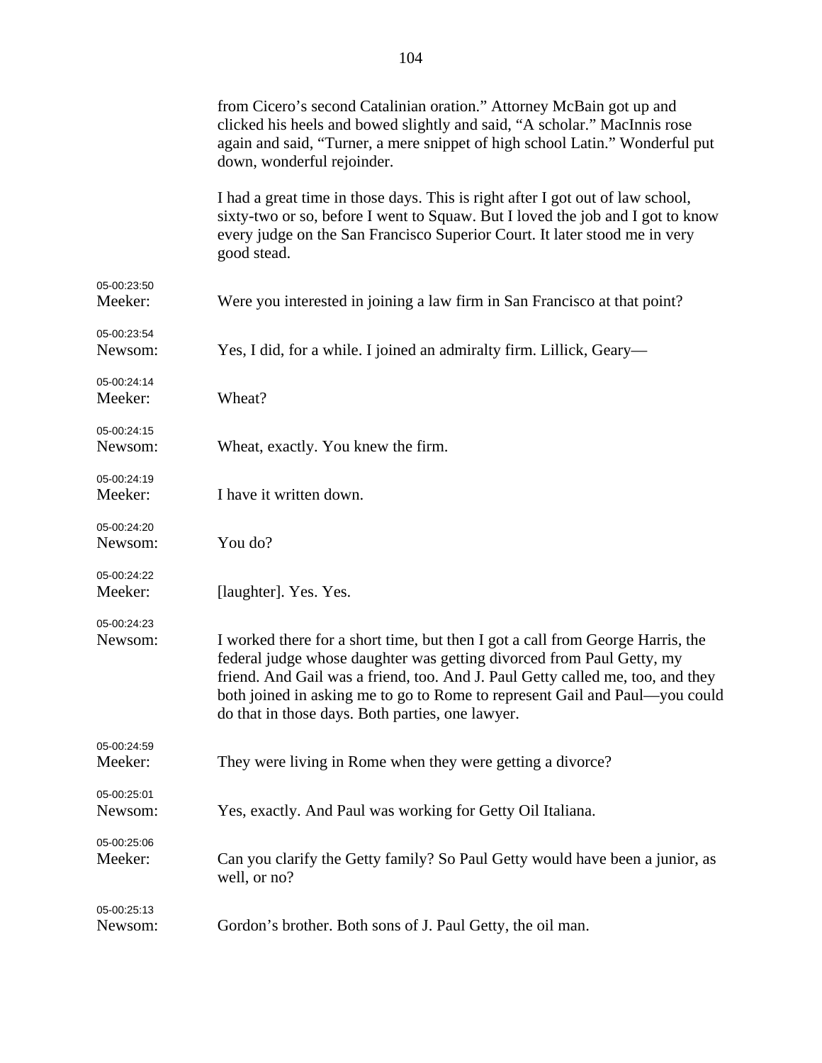from Cicero's second Catalinian oration." Attorney McBain got up and clicked his heels and bowed slightly and said, "A scholar." MacInnis rose again and said, "Turner, a mere snippet of high school Latin." Wonderful put down, wonderful rejoinder.

I had a great time in those days. This is right after I got out of law school, sixty-two or so, before I went to Squaw. But I loved the job and I got to know every judge on the San Francisco Superior Court. It later stood me in very good stead.

05-00:23:50
Meeker: Were you interested in joining a law firm in San Francisco at that point?

05-00:23:54
Newsom: Yes, I did, for a while. I joined an admiralty firm. Lillick, Geary—

05-00:24:14
Meeker: Wheat?

05-00:24:15
Newsom: Wheat, exactly. You knew the firm.

05-00:24:19
Meeker: I have it written down.

05-00:24:20
Newsom: You do?

05-00:24:22
Meeker: [laughter]. Yes. Yes.

05-00:24:23
Newsom: I worked there for a short time, but then I got a call from George Harris, the federal judge whose daughter was getting divorced from Paul Getty, my friend. And Gail was a friend, too. And J. Paul Getty called me, too, and they both joined in asking me to go to Rome to represent Gail and Paul—you could do that in those days. Both parties, one lawyer.

05-00:24:59
Meeker: They were living in Rome when they were getting a divorce?

05-00:25:01
Newsom: Yes, exactly. And Paul was working for Getty Oil Italiana.

05-00:25:06
Meeker: Can you clarify the Getty family? So Paul Getty would have been a junior, as well, or no?

05-00:25:13
Newsom: Gordon's brother. Both sons of J. Paul Getty, the oil man.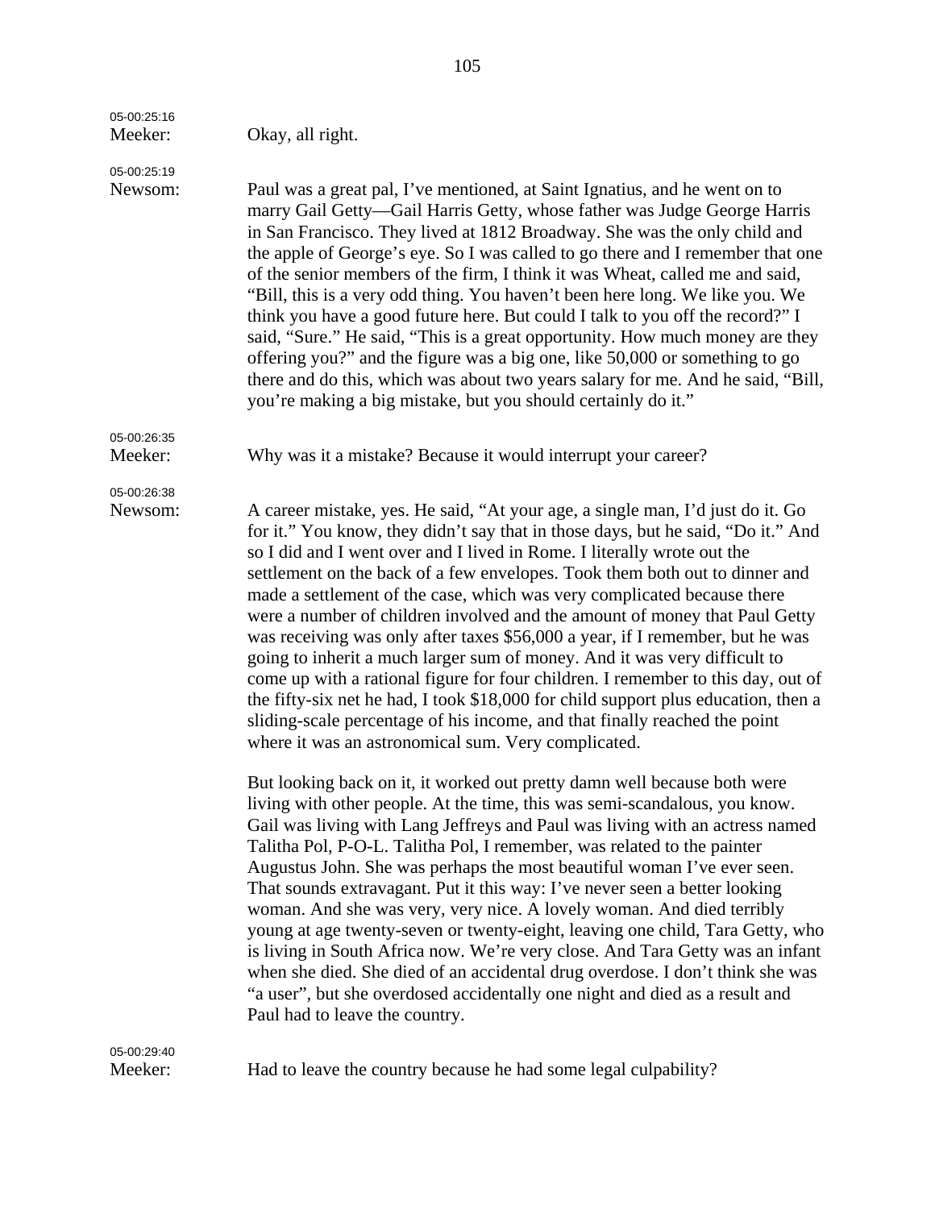05-00:25:16
Meeker: Okay, all right.

05-00:25:19
Newsom: Paul was a great pal, I've mentioned, at Saint Ignatius, and he went on to marry Gail Getty—Gail Harris Getty, whose father was Judge George Harris in San Francisco. They lived at 1812 Broadway. She was the only child and the apple of George's eye. So I was called to go there and I remember that one of the senior members of the firm, I think it was Wheat, called me and said, "Bill, this is a very odd thing. You haven't been here long. We like you. We think you have a good future here. But could I talk to you off the record?" I said, "Sure." He said, "This is a great opportunity. How much money are they offering you?" and the figure was a big one, like 50,000 or something to go there and do this, which was about two years salary for me. And he said, "Bill, you're making a big mistake, but you should certainly do it."

05-00:26:35
Meeker: Why was it a mistake? Because it would interrupt your career?

05-00:26:38
Newsom: A career mistake, yes. He said, "At your age, a single man, I'd just do it. Go for it." You know, they didn't say that in those days, but he said, "Do it." And so I did and I went over and I lived in Rome. I literally wrote out the settlement on the back of a few envelopes. Took them both out to dinner and made a settlement of the case, which was very complicated because there were a number of children involved and the amount of money that Paul Getty was receiving was only after taxes $56,000 a year, if I remember, but he was going to inherit a much larger sum of money. And it was very difficult to come up with a rational figure for four children. I remember to this day, out of the fifty-six net he had, I took $18,000 for child support plus education, then a sliding-scale percentage of his income, and that finally reached the point where it was an astronomical sum. Very complicated.

But looking back on it, it worked out pretty damn well because both were living with other people. At the time, this was semi-scandalous, you know. Gail was living with Lang Jeffreys and Paul was living with an actress named Talitha Pol, P-O-L. Talitha Pol, I remember, was related to the painter Augustus John. She was perhaps the most beautiful woman I've ever seen. That sounds extravagant. Put it this way: I've never seen a better looking woman. And she was very, very nice. A lovely woman. And died terribly young at age twenty-seven or twenty-eight, leaving one child, Tara Getty, who is living in South Africa now. We're very close. And Tara Getty was an infant when she died. She died of an accidental drug overdose. I don't think she was "a user", but she overdosed accidentally one night and died as a result and Paul had to leave the country.

05-00:29:40
Meeker: Had to leave the country because he had some legal culpability?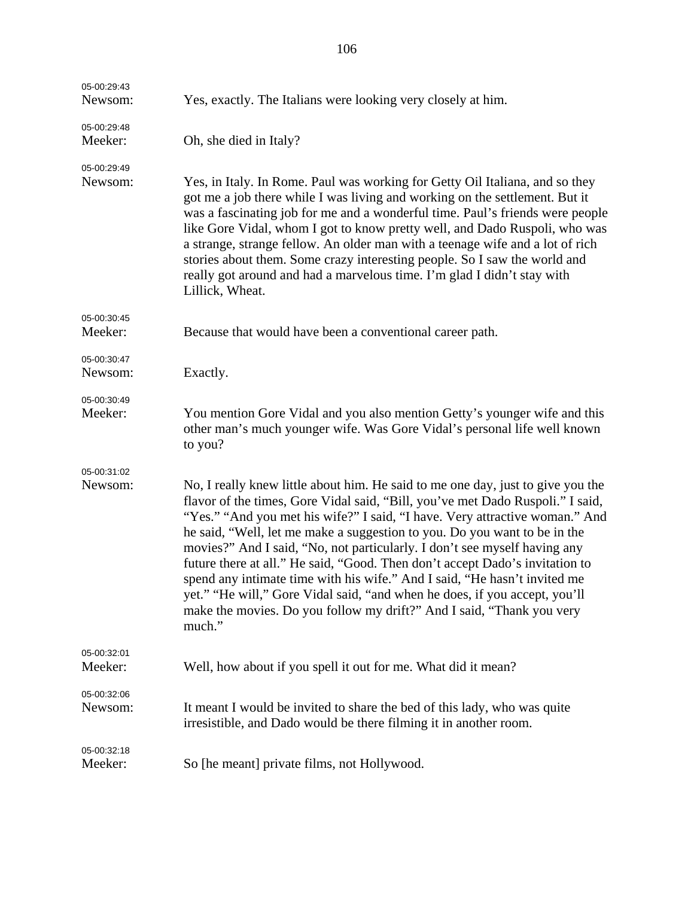05-00:29:43
Newsom: Yes, exactly. The Italians were looking very closely at him.

05-00:29:48
Meeker: Oh, she died in Italy?

05-00:29:49
Newsom: Yes, in Italy. In Rome. Paul was working for Getty Oil Italiana, and so they got me a job there while I was living and working on the settlement. But it was a fascinating job for me and a wonderful time. Paul's friends were people like Gore Vidal, whom I got to know pretty well, and Dado Ruspoli, who was a strange, strange fellow. An older man with a teenage wife and a lot of rich stories about them. Some crazy interesting people. So I saw the world and really got around and had a marvelous time. I'm glad I didn't stay with Lillick, Wheat.

05-00:30:45
Meeker: Because that would have been a conventional career path.

05-00:30:47
Newsom: Exactly.

05-00:30:49
Meeker: You mention Gore Vidal and you also mention Getty's younger wife and this other man's much younger wife. Was Gore Vidal's personal life well known to you?

05-00:31:02
Newsom: No, I really knew little about him. He said to me one day, just to give you the flavor of the times, Gore Vidal said, "Bill, you've met Dado Ruspoli." I said, "Yes." "And you met his wife?" I said, "I have. Very attractive woman." And he said, "Well, let me make a suggestion to you. Do you want to be in the movies?" And I said, "No, not particularly. I don't see myself having any future there at all." He said, "Good. Then don't accept Dado's invitation to spend any intimate time with his wife." And I said, "He hasn't invited me yet." "He will," Gore Vidal said, "and when he does, if you accept, you'll make the movies. Do you follow my drift?" And I said, "Thank you very much."

05-00:32:01
Meeker: Well, how about if you spell it out for me. What did it mean?

05-00:32:06
Newsom: It meant I would be invited to share the bed of this lady, who was quite irresistible, and Dado would be there filming it in another room.

05-00:32:18
Meeker: So [he meant] private films, not Hollywood.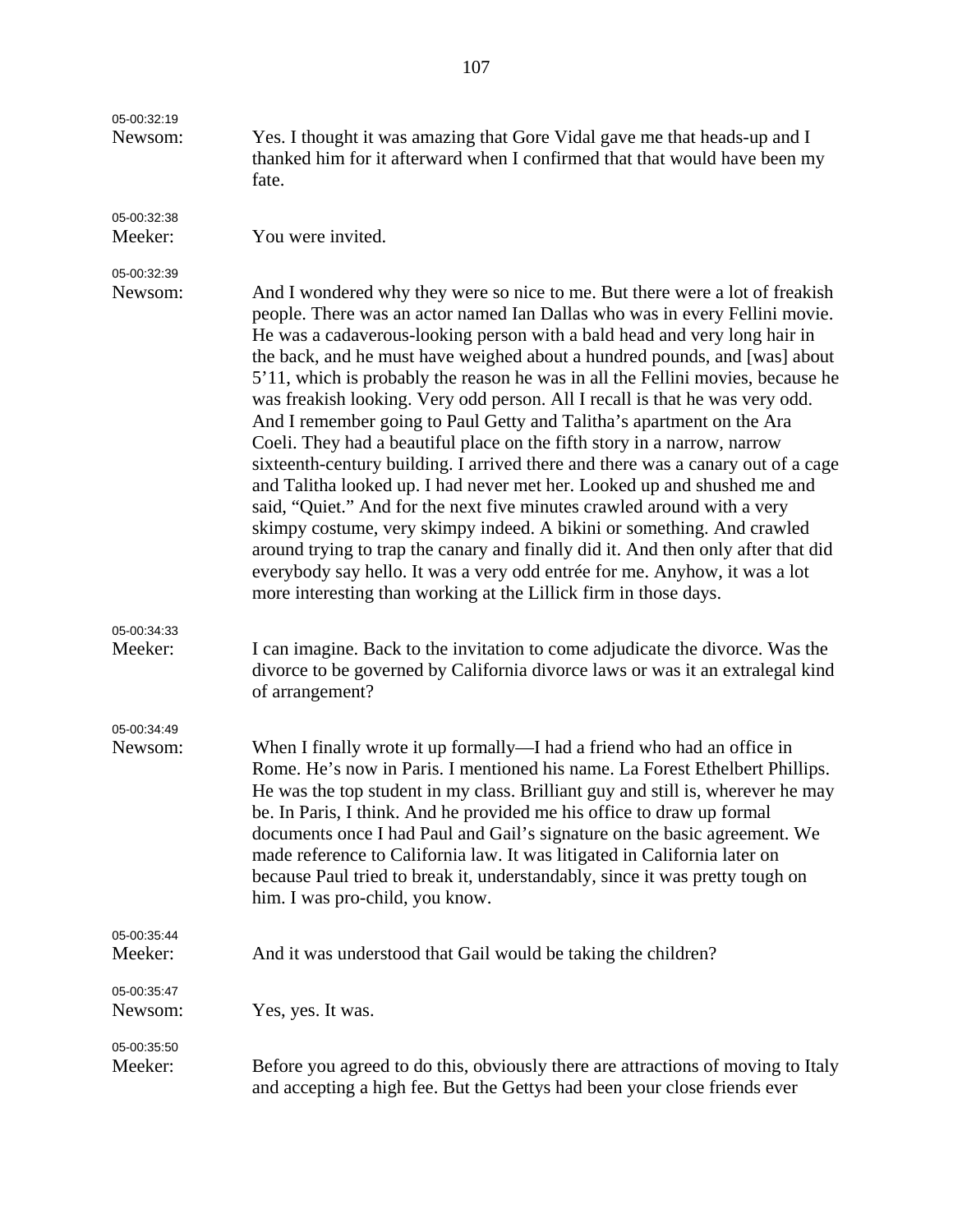05-00:32:19

Newsom: Yes. I thought it was amazing that Gore Vidal gave me that heads-up and I thanked him for it afterward when I confirmed that that would have been my fate.

05-00:32:38

Meeker: You were invited.

05-00:32:39

Newsom: And I wondered why they were so nice to me. But there were a lot of freakish people. There was an actor named Ian Dallas who was in every Fellini movie. He was a cadaverous-looking person with a bald head and very long hair in the back, and he must have weighed about a hundred pounds, and [was] about 5'11, which is probably the reason he was in all the Fellini movies, because he was freakish looking. Very odd person. All I recall is that he was very odd. And I remember going to Paul Getty and Talitha's apartment on the Ara Coeli. They had a beautiful place on the fifth story in a narrow, narrow sixteenth-century building. I arrived there and there was a canary out of a cage and Talitha looked up. I had never met her. Looked up and shushed me and said, "Quiet." And for the next five minutes crawled around with a very skimpy costume, very skimpy indeed. A bikini or something. And crawled around trying to trap the canary and finally did it. And then only after that did everybody say hello. It was a very odd entrée for me. Anyhow, it was a lot more interesting than working at the Lillick firm in those days.

05-00:34:33

Meeker: I can imagine. Back to the invitation to come adjudicate the divorce. Was the divorce to be governed by California divorce laws or was it an extralegal kind of arrangement?

05-00:34:49

Newsom: When I finally wrote it up formally—I had a friend who had an office in Rome. He's now in Paris. I mentioned his name. La Forest Ethelbert Phillips. He was the top student in my class. Brilliant guy and still is, wherever he may be. In Paris, I think. And he provided me his office to draw up formal documents once I had Paul and Gail's signature on the basic agreement. We made reference to California law. It was litigated in California later on because Paul tried to break it, understandably, since it was pretty tough on him. I was pro-child, you know.

05-00:35:44

Meeker: And it was understood that Gail would be taking the children?

05-00:35:47

Newsom: Yes, yes. It was.

05-00:35:50

Meeker: Before you agreed to do this, obviously there are attractions of moving to Italy and accepting a high fee. But the Gettys had been your close friends ever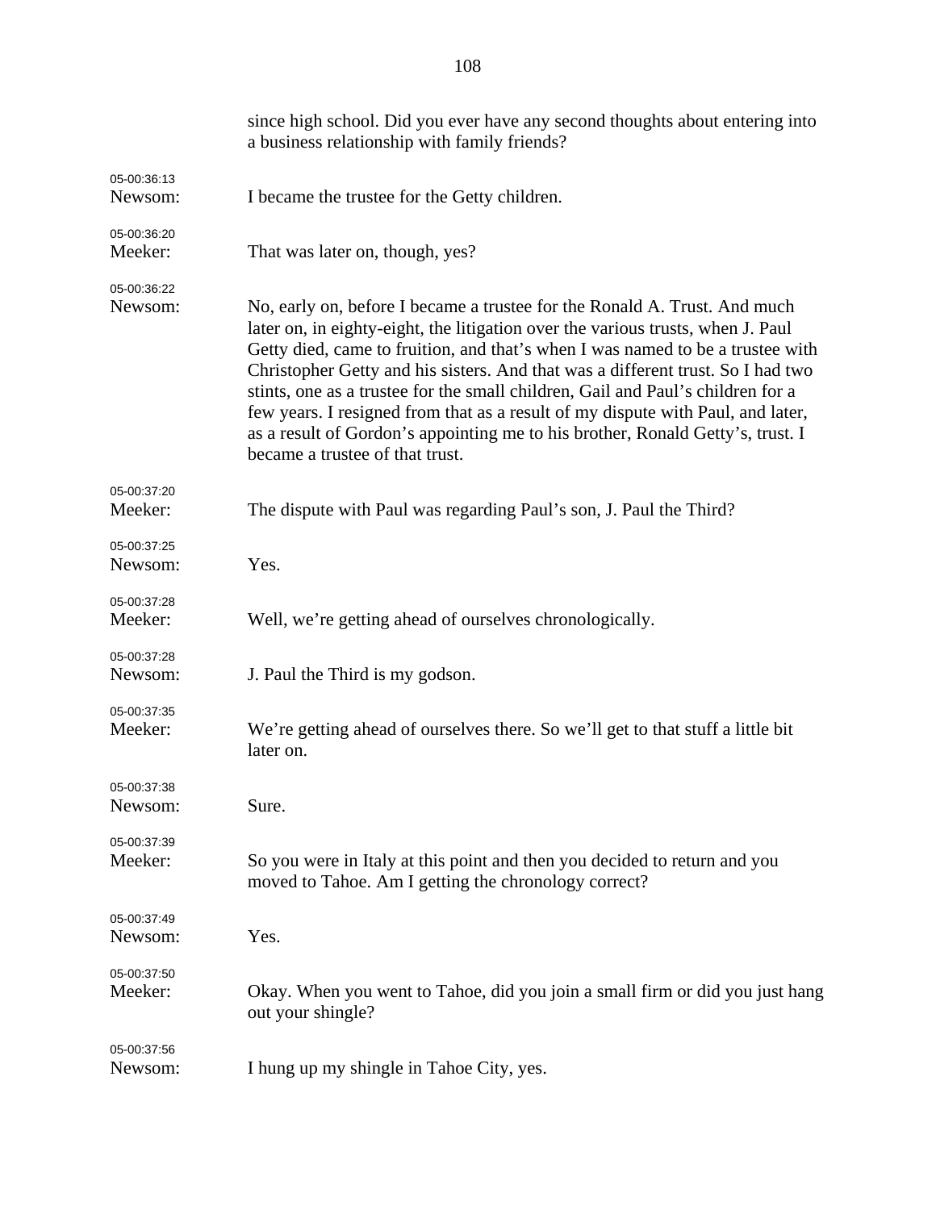since high school. Did you ever have any second thoughts about entering into a business relationship with family friends?

05-00:36:13
Newsom: I became the trustee for the Getty children.

05-00:36:20
Meeker: That was later on, though, yes?

05-00:36:22
Newsom: No, early on, before I became a trustee for the Ronald A. Trust. And much later on, in eighty-eight, the litigation over the various trusts, when J. Paul Getty died, came to fruition, and that's when I was named to be a trustee with Christopher Getty and his sisters. And that was a different trust. So I had two stints, one as a trustee for the small children, Gail and Paul's children for a few years. I resigned from that as a result of my dispute with Paul, and later, as a result of Gordon's appointing me to his brother, Ronald Getty's, trust. I became a trustee of that trust.

05-00:37:20
Meeker: The dispute with Paul was regarding Paul's son, J. Paul the Third?

05-00:37:25
Newsom: Yes.

05-00:37:28
Meeker: Well, we're getting ahead of ourselves chronologically.

05-00:37:28
Newsom: J. Paul the Third is my godson.

05-00:37:35
Meeker: We're getting ahead of ourselves there. So we'll get to that stuff a little bit later on.

05-00:37:38
Newsom: Sure.

05-00:37:39
Meeker: So you were in Italy at this point and then you decided to return and you moved to Tahoe. Am I getting the chronology correct?

05-00:37:49
Newsom: Yes.

05-00:37:50
Meeker: Okay. When you went to Tahoe, did you join a small firm or did you just hang out your shingle?

05-00:37:56
Newsom: I hung up my shingle in Tahoe City, yes.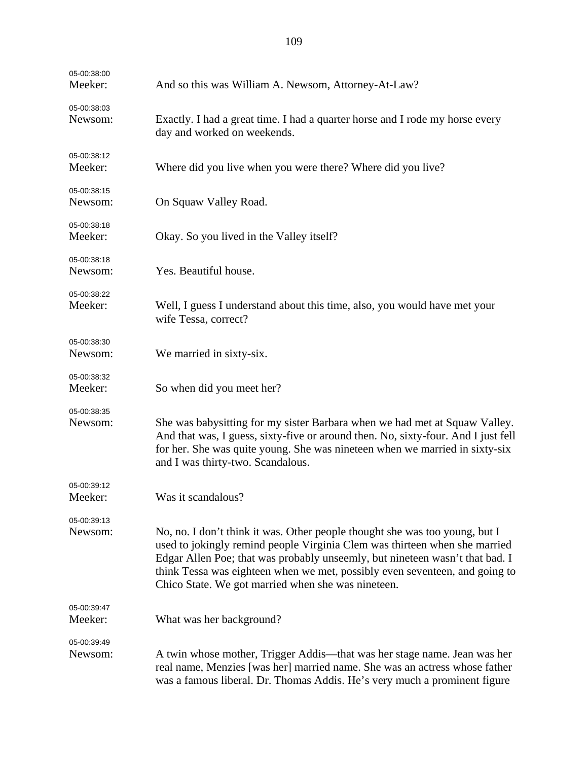05-00:38:00
Meeker: And so this was William A. Newsom, Attorney-At-Law?

05-00:38:03
Newsom: Exactly. I had a great time. I had a quarter horse and I rode my horse every day and worked on weekends.

05-00:38:12
Meeker: Where did you live when you were there? Where did you live?

05-00:38:15
Newsom: On Squaw Valley Road.

05-00:38:18
Meeker: Okay. So you lived in the Valley itself?

05-00:38:18
Newsom: Yes. Beautiful house.

05-00:38:22
Meeker: Well, I guess I understand about this time, also, you would have met your wife Tessa, correct?

05-00:38:30
Newsom: We married in sixty-six.

05-00:38:32
Meeker: So when did you meet her?

05-00:38:35
Newsom: She was babysitting for my sister Barbara when we had met at Squaw Valley. And that was, I guess, sixty-five or around then. No, sixty-four. And I just fell for her. She was quite young. She was nineteen when we married in sixty-six and I was thirty-two. Scandalous.

05-00:39:12
Meeker: Was it scandalous?

05-00:39:13
Newsom: No, no. I don't think it was. Other people thought she was too young, but I used to jokingly remind people Virginia Clem was thirteen when she married Edgar Allen Poe; that was probably unseemly, but nineteen wasn't that bad. I think Tessa was eighteen when we met, possibly even seventeen, and going to Chico State. We got married when she was nineteen.

05-00:39:47
Meeker: What was her background?

05-00:39:49
Newsom: A twin whose mother, Trigger Addis—that was her stage name. Jean was her real name, Menzies [was her] married name. She was an actress whose father was a famous liberal. Dr. Thomas Addis. He's very much a prominent figure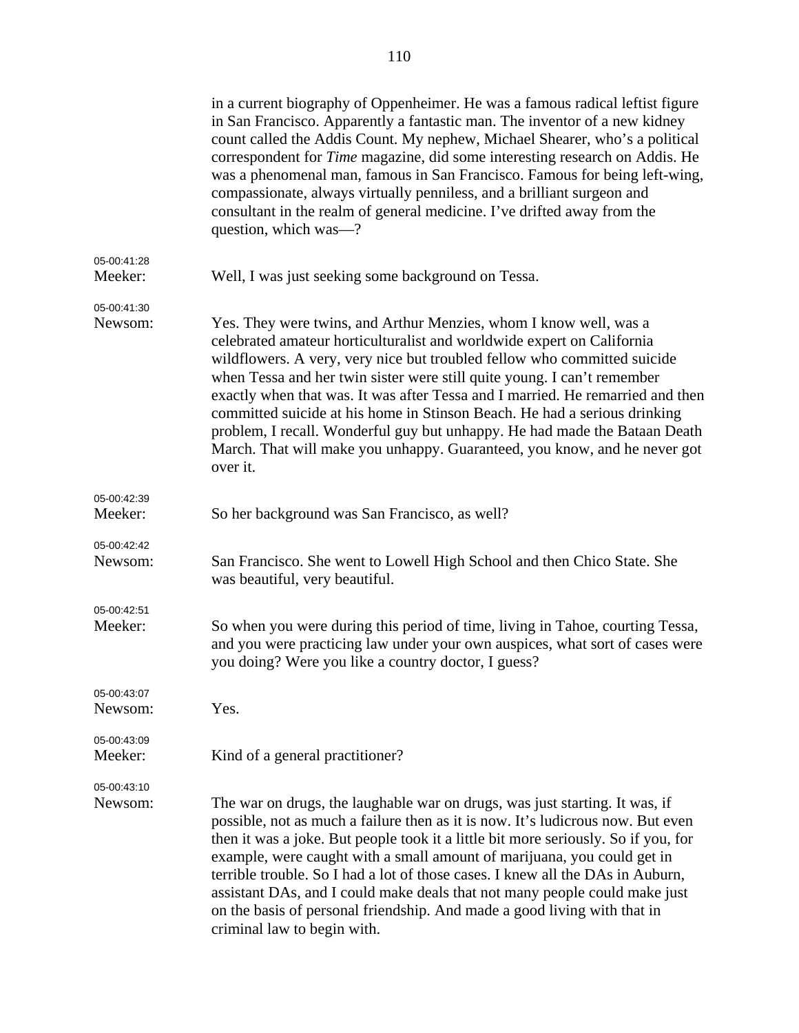in a current biography of Oppenheimer. He was a famous radical leftist figure in San Francisco. Apparently a fantastic man. The inventor of a new kidney count called the Addis Count. My nephew, Michael Shearer, who's a political correspondent for *Time* magazine, did some interesting research on Addis. He was a phenomenal man, famous in San Francisco. Famous for being left-wing, compassionate, always virtually penniless, and a brilliant surgeon and consultant in the realm of general medicine. I've drifted away from the question, which was—?

05-00:41:28
Meeker: Well, I was just seeking some background on Tessa.

05-00:41:30
Newsom: Yes. They were twins, and Arthur Menzies, whom I know well, was a celebrated amateur horticulturalist and worldwide expert on California wildflowers. A very, very nice but troubled fellow who committed suicide when Tessa and her twin sister were still quite young. I can't remember exactly when that was. It was after Tessa and I married. He remarried and then committed suicide at his home in Stinson Beach. He had a serious drinking problem, I recall. Wonderful guy but unhappy. He had made the Bataan Death March. That will make you unhappy. Guaranteed, you know, and he never got over it.

05-00:42:39
Meeker: So her background was San Francisco, as well?

05-00:42:42
Newsom: San Francisco. She went to Lowell High School and then Chico State. She was beautiful, very beautiful.

05-00:42:51
Meeker: So when you were during this period of time, living in Tahoe, courting Tessa, and you were practicing law under your own auspices, what sort of cases were you doing? Were you like a country doctor, I guess?

05-00:43:07
Newsom: Yes.

05-00:43:09
Meeker: Kind of a general practitioner?

05-00:43:10
Newsom: The war on drugs, the laughable war on drugs, was just starting. It was, if possible, not as much a failure then as it is now. It's ludicrous now. But even then it was a joke. But people took it a little bit more seriously. So if you, for example, were caught with a small amount of marijuana, you could get in terrible trouble. So I had a lot of those cases. I knew all the DAs in Auburn, assistant DAs, and I could make deals that not many people could make just on the basis of personal friendship. And made a good living with that in criminal law to begin with.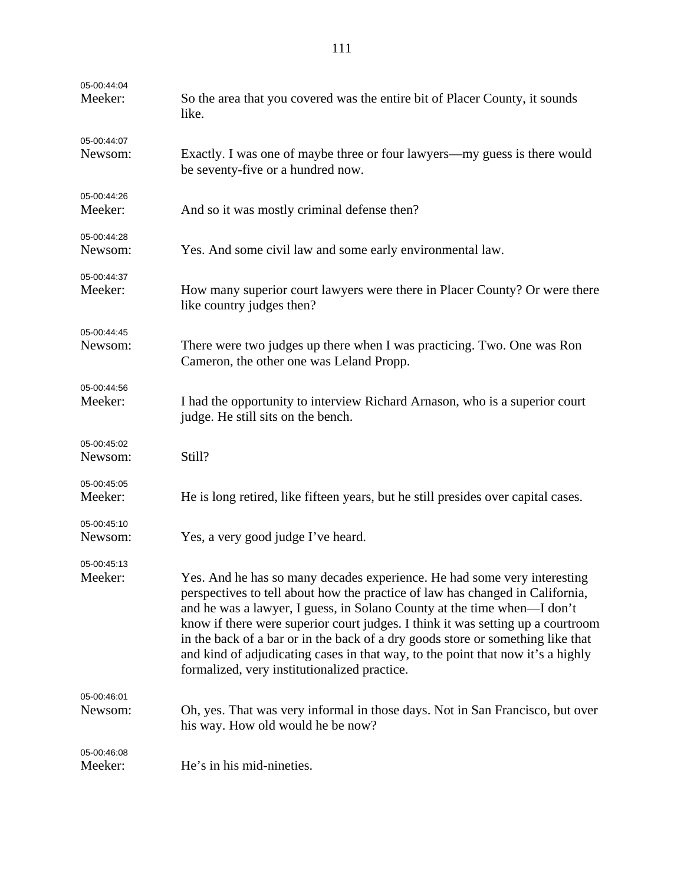05-00:44:04
Meeker: So the area that you covered was the entire bit of Placer County, it sounds like.

05-00:44:07
Newsom: Exactly. I was one of maybe three or four lawyers—my guess is there would be seventy-five or a hundred now.

05-00:44:26
Meeker: And so it was mostly criminal defense then?

05-00:44:28
Newsom: Yes. And some civil law and some early environmental law.

05-00:44:37
Meeker: How many superior court lawyers were there in Placer County? Or were there like country judges then?

05-00:44:45
Newsom: There were two judges up there when I was practicing. Two. One was Ron Cameron, the other one was Leland Propp.

05-00:44:56
Meeker: I had the opportunity to interview Richard Arnason, who is a superior court judge. He still sits on the bench.

05-00:45:02
Newsom: Still?

05-00:45:05
Meeker: He is long retired, like fifteen years, but he still presides over capital cases.

05-00:45:10
Newsom: Yes, a very good judge I've heard.

05-00:45:13
Meeker: Yes. And he has so many decades experience. He had some very interesting perspectives to tell about how the practice of law has changed in California, and he was a lawyer, I guess, in Solano County at the time when—I don't know if there were superior court judges. I think it was setting up a courtroom in the back of a bar or in the back of a dry goods store or something like that and kind of adjudicating cases in that way, to the point that now it's a highly formalized, very institutionalized practice.

05-00:46:01
Newsom: Oh, yes. That was very informal in those days. Not in San Francisco, but over his way. How old would he be now?

05-00:46:08
Meeker: He's in his mid-nineties.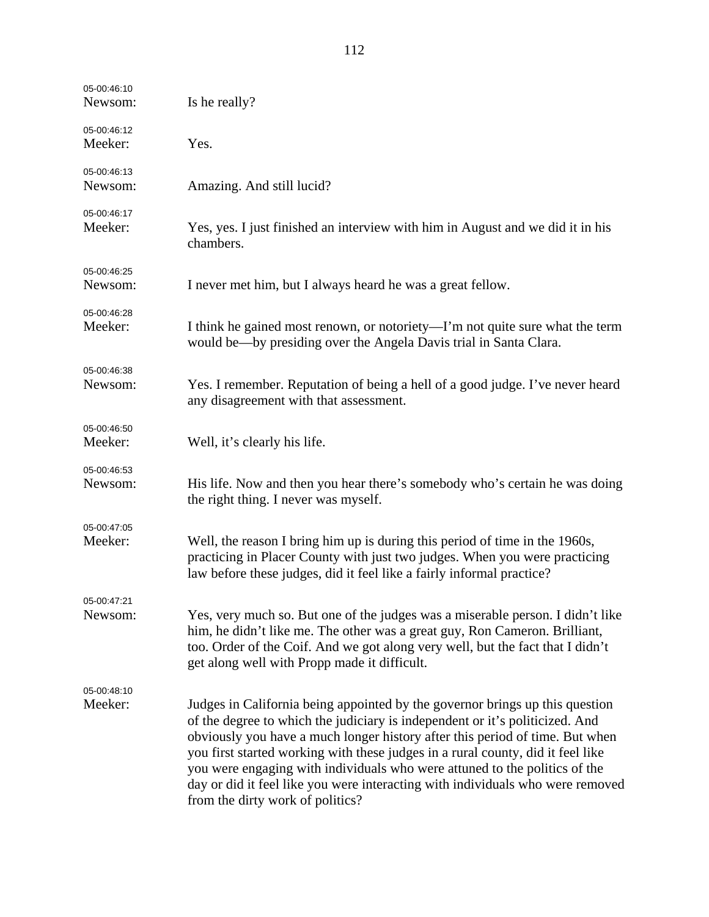05-00:46:10
Newsom: Is he really?

05-00:46:12
Meeker: Yes.

05-00:46:13
Newsom: Amazing. And still lucid?

05-00:46:17
Meeker: Yes, yes. I just finished an interview with him in August and we did it in his chambers.

05-00:46:25
Newsom: I never met him, but I always heard he was a great fellow.

05-00:46:28
Meeker: I think he gained most renown, or notoriety—I'm not quite sure what the term would be—by presiding over the Angela Davis trial in Santa Clara.

05-00:46:38
Newsom: Yes. I remember. Reputation of being a hell of a good judge. I've never heard any disagreement with that assessment.

05-00:46:50
Meeker: Well, it's clearly his life.

05-00:46:53
Newsom: His life. Now and then you hear there's somebody who's certain he was doing the right thing. I never was myself.

05-00:47:05
Meeker: Well, the reason I bring him up is during this period of time in the 1960s, practicing in Placer County with just two judges. When you were practicing law before these judges, did it feel like a fairly informal practice?

05-00:47:21
Newsom: Yes, very much so. But one of the judges was a miserable person. I didn't like him, he didn't like me. The other was a great guy, Ron Cameron. Brilliant, too. Order of the Coif. And we got along very well, but the fact that I didn't get along well with Propp made it difficult.

05-00:48:10
Meeker: Judges in California being appointed by the governor brings up this question of the degree to which the judiciary is independent or it's politicized. And obviously you have a much longer history after this period of time. But when you first started working with these judges in a rural county, did it feel like you were engaging with individuals who were attuned to the politics of the day or did it feel like you were interacting with individuals who were removed from the dirty work of politics?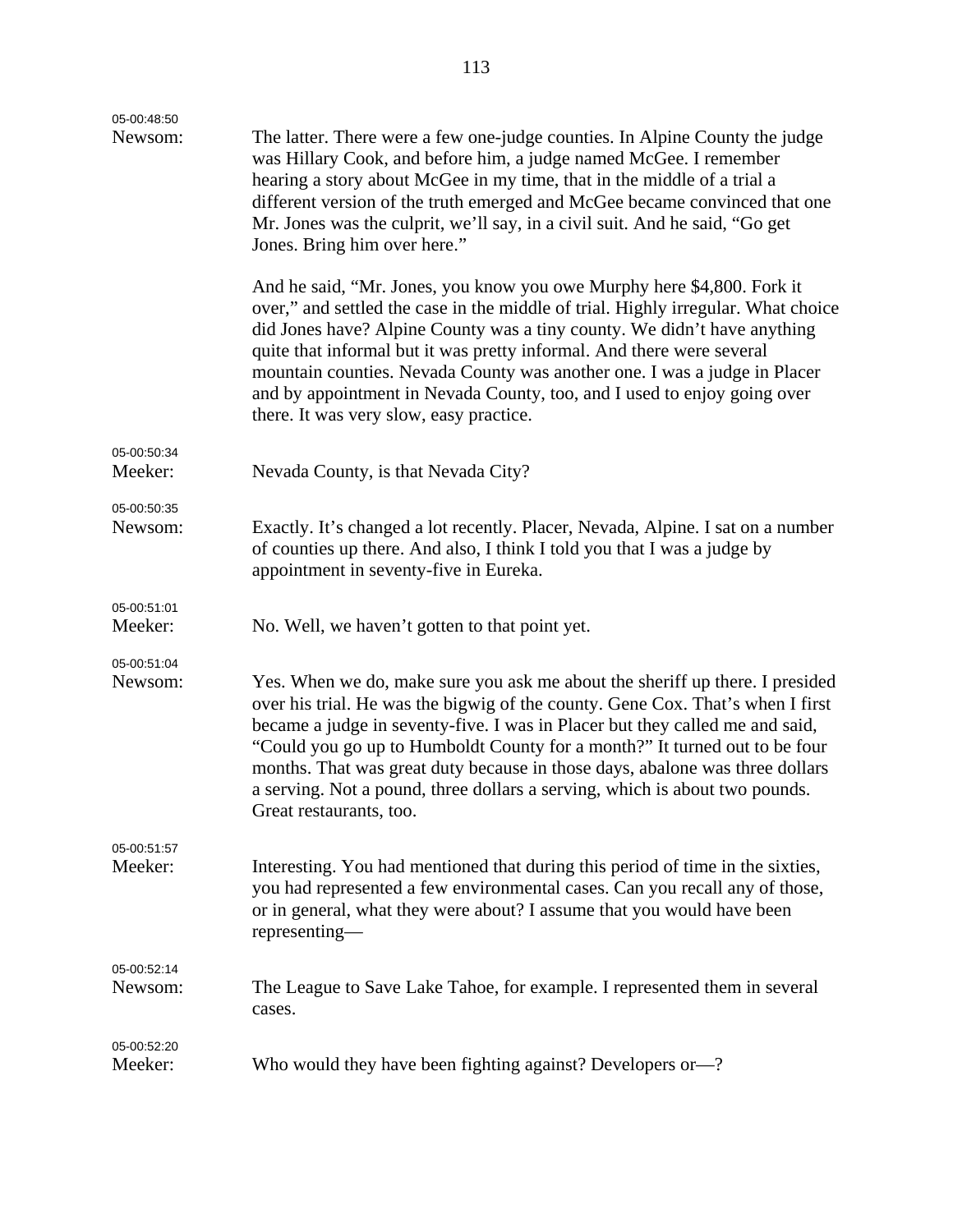05-00:48:50
Newsom: The latter. There were a few one-judge counties. In Alpine County the judge was Hillary Cook, and before him, a judge named McGee. I remember hearing a story about McGee in my time, that in the middle of a trial a different version of the truth emerged and McGee became convinced that one Mr. Jones was the culprit, we'll say, in a civil suit. And he said, "Go get Jones. Bring him over here."

And he said, "Mr. Jones, you know you owe Murphy here $4,800. Fork it over," and settled the case in the middle of trial. Highly irregular. What choice did Jones have? Alpine County was a tiny county. We didn't have anything quite that informal but it was pretty informal. And there were several mountain counties. Nevada County was another one. I was a judge in Placer and by appointment in Nevada County, too, and I used to enjoy going over there. It was very slow, easy practice.

05-00:50:34
Meeker: Nevada County, is that Nevada City?

05-00:50:35
Newsom: Exactly. It's changed a lot recently. Placer, Nevada, Alpine. I sat on a number of counties up there. And also, I think I told you that I was a judge by appointment in seventy-five in Eureka.

05-00:51:01
Meeker: No. Well, we haven't gotten to that point yet.

05-00:51:04
Newsom: Yes. When we do, make sure you ask me about the sheriff up there. I presided over his trial. He was the bigwig of the county. Gene Cox. That's when I first became a judge in seventy-five. I was in Placer but they called me and said, "Could you go up to Humboldt County for a month?" It turned out to be four months. That was great duty because in those days, abalone was three dollars a serving. Not a pound, three dollars a serving, which is about two pounds. Great restaurants, too.

05-00:51:57
Meeker: Interesting. You had mentioned that during this period of time in the sixties, you had represented a few environmental cases. Can you recall any of those, or in general, what they were about? I assume that you would have been representing—

05-00:52:14
Newsom: The League to Save Lake Tahoe, for example. I represented them in several cases.

05-00:52:20
Meeker: Who would they have been fighting against? Developers or—?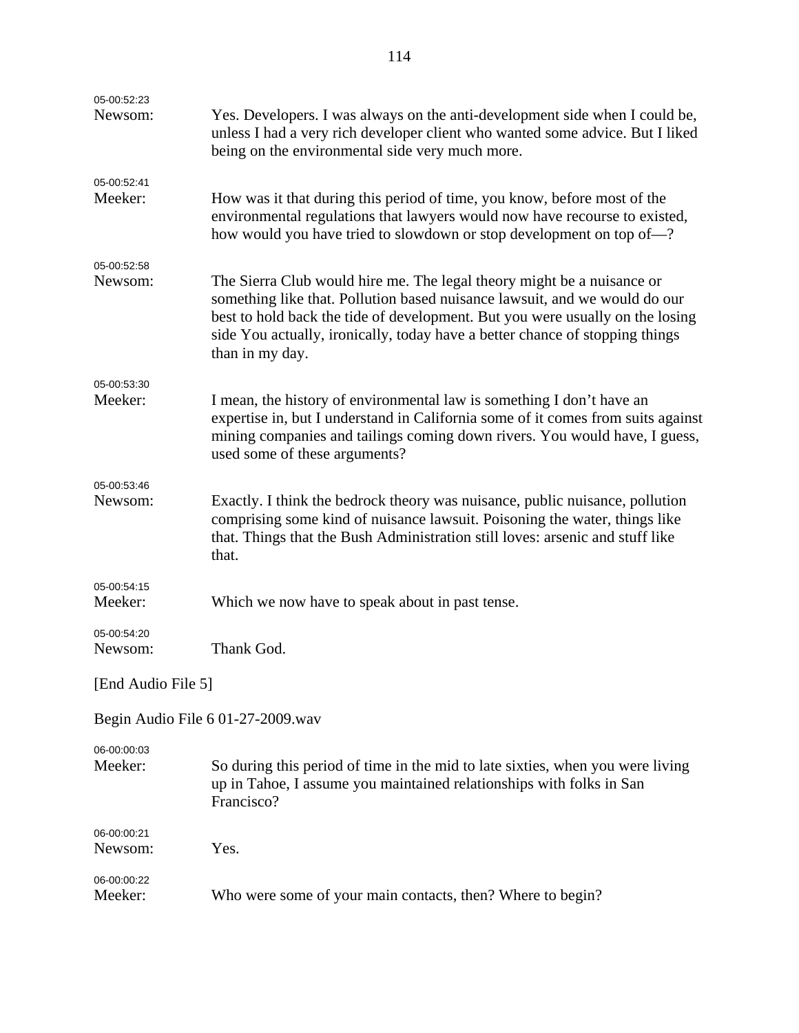05-00:52:23
Newsom: Yes. Developers. I was always on the anti-development side when I could be, unless I had a very rich developer client who wanted some advice. But I liked being on the environmental side very much more.

05-00:52:41
Meeker: How was it that during this period of time, you know, before most of the environmental regulations that lawyers would now have recourse to existed, how would you have tried to slowdown or stop development on top of—?

05-00:52:58
Newsom: The Sierra Club would hire me. The legal theory might be a nuisance or something like that. Pollution based nuisance lawsuit, and we would do our best to hold back the tide of development. But you were usually on the losing side You actually, ironically, today have a better chance of stopping things than in my day.

05-00:53:30
Meeker: I mean, the history of environmental law is something I don't have an expertise in, but I understand in California some of it comes from suits against mining companies and tailings coming down rivers. You would have, I guess, used some of these arguments?

05-00:53:46
Newsom: Exactly. I think the bedrock theory was nuisance, public nuisance, pollution comprising some kind of nuisance lawsuit. Poisoning the water, things like that. Things that the Bush Administration still loves: arsenic and stuff like that.

05-00:54:15
Meeker: Which we now have to speak about in past tense.

05-00:54:20
Newsom: Thank God.

[End Audio File 5]

Begin Audio File 6 01-27-2009.wav

06-00:00:03
Meeker: So during this period of time in the mid to late sixties, when you were living up in Tahoe, I assume you maintained relationships with folks in San Francisco?

06-00:00:21
Newsom: Yes.

06-00:00:22
Meeker: Who were some of your main contacts, then? Where to begin?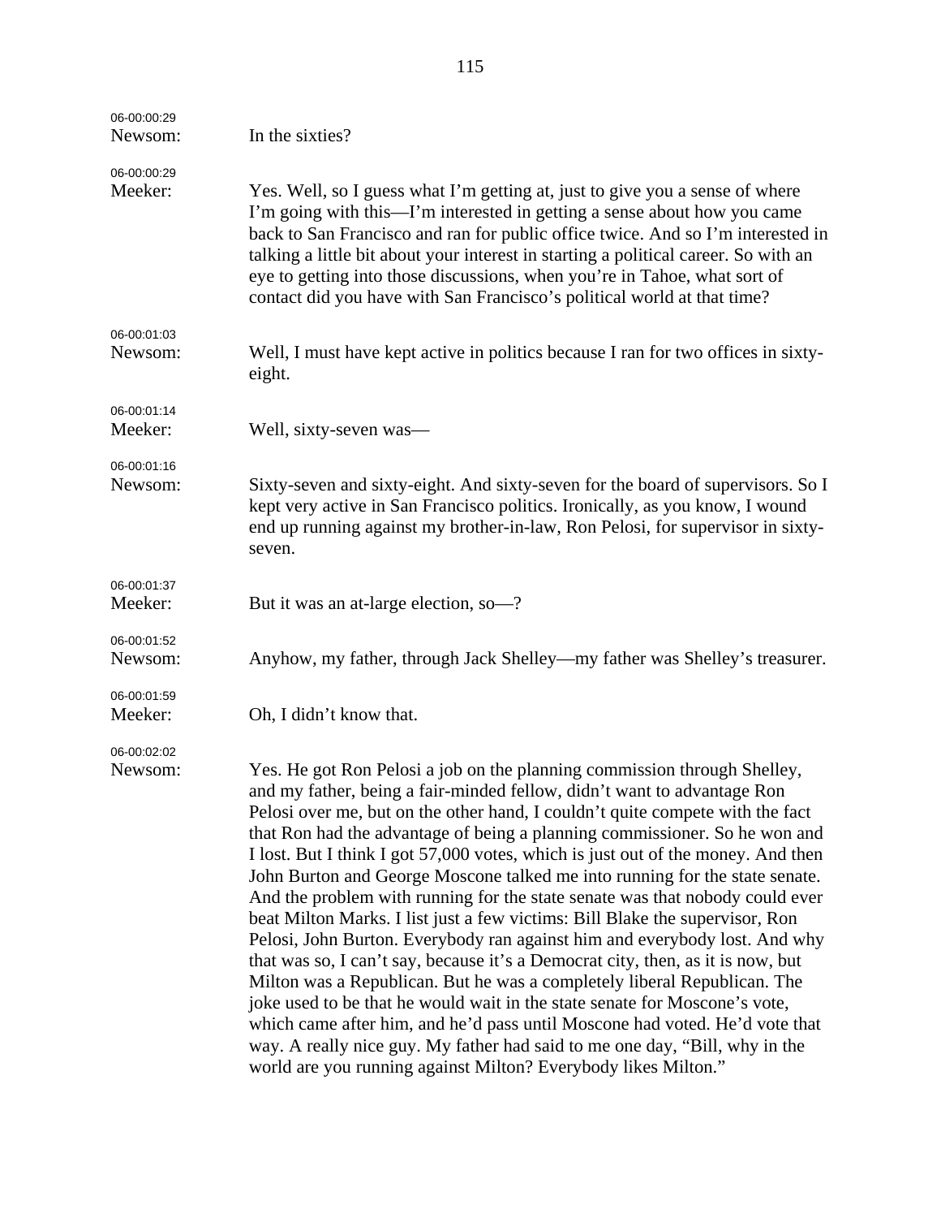06-00:00:29
Newsom: In the sixties?

06-00:00:29
Meeker: Yes. Well, so I guess what I'm getting at, just to give you a sense of where I'm going with this—I'm interested in getting a sense about how you came back to San Francisco and ran for public office twice. And so I'm interested in talking a little bit about your interest in starting a political career. So with an eye to getting into those discussions, when you're in Tahoe, what sort of contact did you have with San Francisco's political world at that time?

06-00:01:03
Newsom: Well, I must have kept active in politics because I ran for two offices in sixty-eight.

06-00:01:14
Meeker: Well, sixty-seven was—

06-00:01:16
Newsom: Sixty-seven and sixty-eight. And sixty-seven for the board of supervisors. So I kept very active in San Francisco politics. Ironically, as you know, I wound end up running against my brother-in-law, Ron Pelosi, for supervisor in sixty-seven.

06-00:01:37
Meeker: But it was an at-large election, so—?

06-00:01:52
Newsom: Anyhow, my father, through Jack Shelley—my father was Shelley's treasurer.

06-00:01:59
Meeker: Oh, I didn't know that.

06-00:02:02
Newsom: Yes. He got Ron Pelosi a job on the planning commission through Shelley, and my father, being a fair-minded fellow, didn't want to advantage Ron Pelosi over me, but on the other hand, I couldn't quite compete with the fact that Ron had the advantage of being a planning commissioner. So he won and I lost. But I think I got 57,000 votes, which is just out of the money. And then John Burton and George Moscone talked me into running for the state senate. And the problem with running for the state senate was that nobody could ever beat Milton Marks. I list just a few victims: Bill Blake the supervisor, Ron Pelosi, John Burton. Everybody ran against him and everybody lost. And why that was so, I can't say, because it's a Democrat city, then, as it is now, but Milton was a Republican. But he was a completely liberal Republican. The joke used to be that he would wait in the state senate for Moscone's vote, which came after him, and he'd pass until Moscone had voted. He'd vote that way. A really nice guy. My father had said to me one day, "Bill, why in the world are you running against Milton? Everybody likes Milton."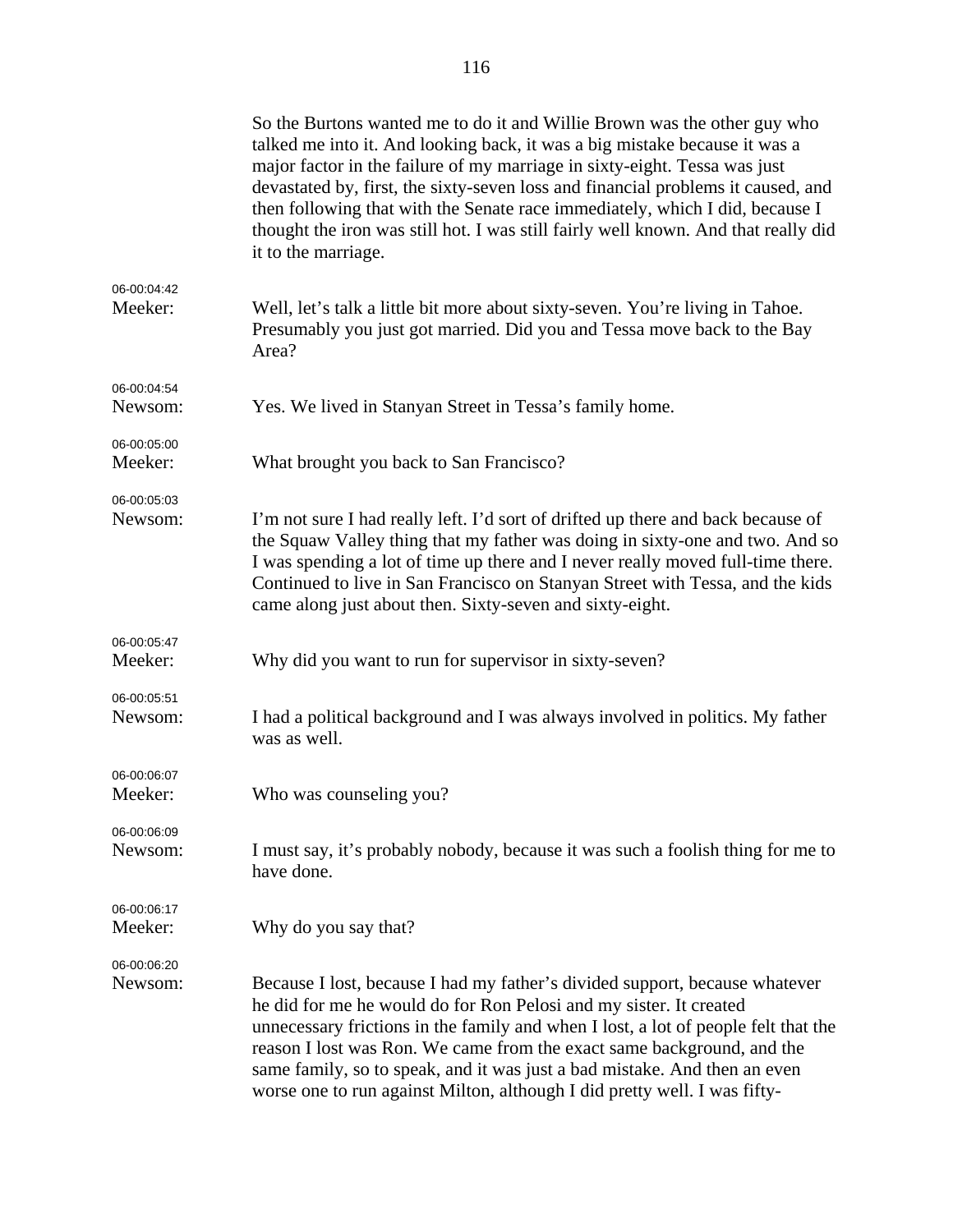So the Burtons wanted me to do it and Willie Brown was the other guy who talked me into it. And looking back, it was a big mistake because it was a major factor in the failure of my marriage in sixty-eight. Tessa was just devastated by, first, the sixty-seven loss and financial problems it caused, and then following that with the Senate race immediately, which I did, because I thought the iron was still hot. I was still fairly well known. And that really did it to the marriage.

06-00:04:42
Meeker: Well, let's talk a little bit more about sixty-seven. You're living in Tahoe. Presumably you just got married. Did you and Tessa move back to the Bay Area?

06-00:04:54
Newsom: Yes. We lived in Stanyan Street in Tessa's family home.

06-00:05:00
Meeker: What brought you back to San Francisco?

06-00:05:03
Newsom: I'm not sure I had really left. I'd sort of drifted up there and back because of the Squaw Valley thing that my father was doing in sixty-one and two. And so I was spending a lot of time up there and I never really moved full-time there. Continued to live in San Francisco on Stanyan Street with Tessa, and the kids came along just about then. Sixty-seven and sixty-eight.

06-00:05:47
Meeker: Why did you want to run for supervisor in sixty-seven?

06-00:05:51
Newsom: I had a political background and I was always involved in politics. My father was as well.

06-00:06:07
Meeker: Who was counseling you?

06-00:06:09
Newsom: I must say, it's probably nobody, because it was such a foolish thing for me to have done.

06-00:06:17
Meeker: Why do you say that?

06-00:06:20
Newsom: Because I lost, because I had my father's divided support, because whatever he did for me he would do for Ron Pelosi and my sister. It created unnecessary frictions in the family and when I lost, a lot of people felt that the reason I lost was Ron. We came from the exact same background, and the same family, so to speak, and it was just a bad mistake. And then an even worse one to run against Milton, although I did pretty well. I was fifty-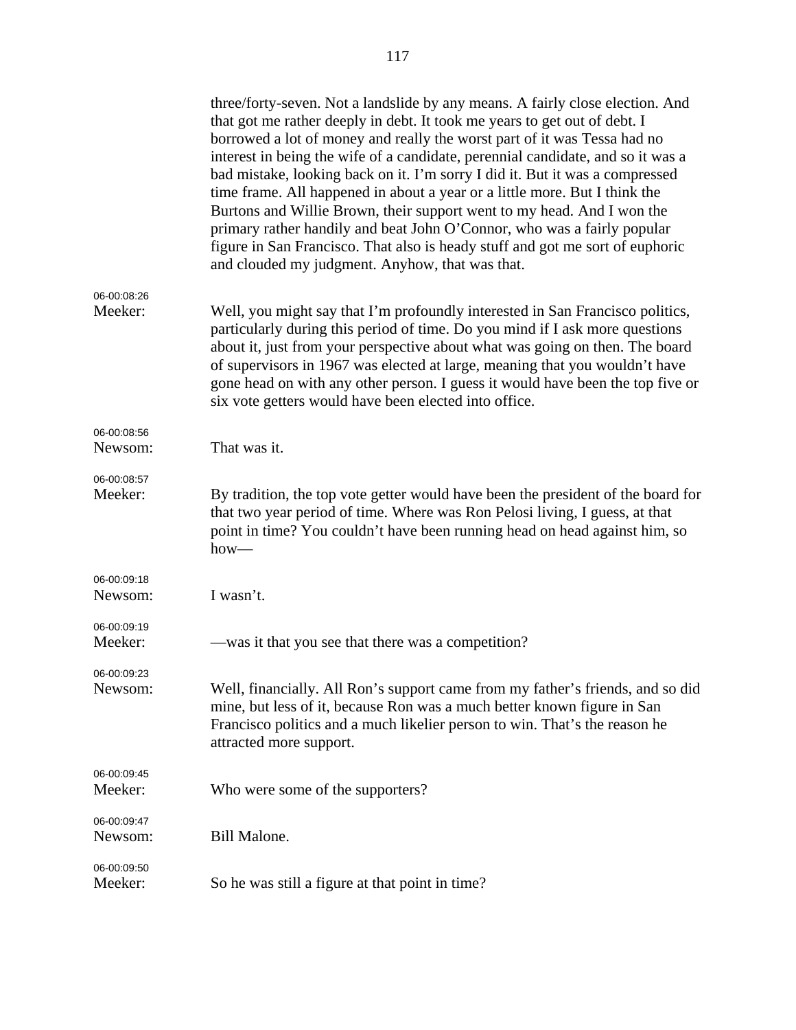three/forty-seven. Not a landslide by any means. A fairly close election. And that got me rather deeply in debt. It took me years to get out of debt. I borrowed a lot of money and really the worst part of it was Tessa had no interest in being the wife of a candidate, perennial candidate, and so it was a bad mistake, looking back on it. I'm sorry I did it. But it was a compressed time frame. All happened in about a year or a little more. But I think the Burtons and Willie Brown, their support went to my head. And I won the primary rather handily and beat John O'Connor, who was a fairly popular figure in San Francisco. That also is heady stuff and got me sort of euphoric and clouded my judgment. Anyhow, that was that.

06-00:08:26
Meeker: Well, you might say that I'm profoundly interested in San Francisco politics, particularly during this period of time. Do you mind if I ask more questions about it, just from your perspective about what was going on then. The board of supervisors in 1967 was elected at large, meaning that you wouldn't have gone head on with any other person. I guess it would have been the top five or six vote getters would have been elected into office.

06-00:08:56
Newsom: That was it.

06-00:08:57
Meeker: By tradition, the top vote getter would have been the president of the board for that two year period of time. Where was Ron Pelosi living, I guess, at that point in time? You couldn't have been running head on head against him, so how—

06-00:09:18
Newsom: I wasn't.

06-00:09:19
Meeker: —was it that you see that there was a competition?

06-00:09:23
Newsom: Well, financially. All Ron's support came from my father's friends, and so did mine, but less of it, because Ron was a much better known figure in San Francisco politics and a much likelier person to win. That's the reason he attracted more support.

06-00:09:45
Meeker: Who were some of the supporters?

06-00:09:47
Newsom: Bill Malone.

06-00:09:50
Meeker: So he was still a figure at that point in time?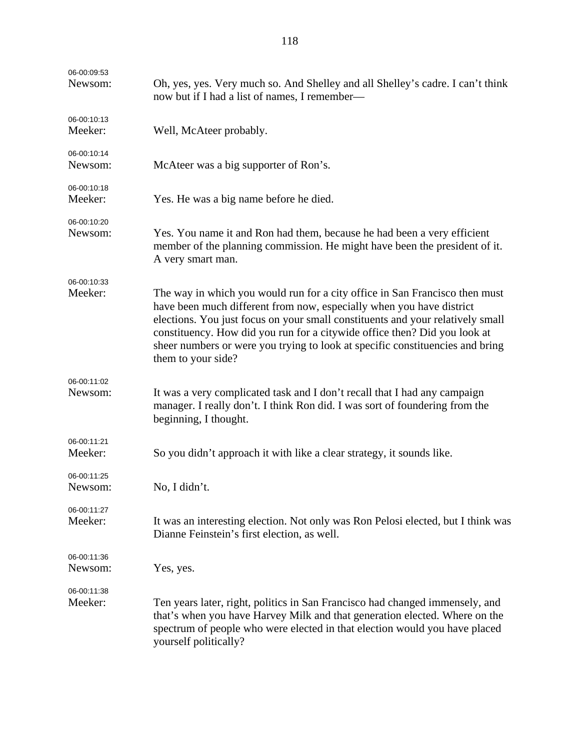06-00:09:53
Newsom: Oh, yes, yes. Very much so. And Shelley and all Shelley's cadre. I can't think now but if I had a list of names, I remember—

06-00:10:13
Meeker: Well, McAteer probably.

06-00:10:14
Newsom: McAteer was a big supporter of Ron's.

06-00:10:18
Meeker: Yes. He was a big name before he died.

06-00:10:20
Newsom: Yes. You name it and Ron had them, because he had been a very efficient member of the planning commission. He might have been the president of it. A very smart man.

06-00:10:33
Meeker: The way in which you would run for a city office in San Francisco then must have been much different from now, especially when you have district elections. You just focus on your small constituents and your relatively small constituency. How did you run for a citywide office then? Did you look at sheer numbers or were you trying to look at specific constituencies and bring them to your side?

06-00:11:02
Newsom: It was a very complicated task and I don't recall that I had any campaign manager. I really don't. I think Ron did. I was sort of foundering from the beginning, I thought.

06-00:11:21
Meeker: So you didn't approach it with like a clear strategy, it sounds like.

06-00:11:25
Newsom: No, I didn't.

06-00:11:27
Meeker: It was an interesting election. Not only was Ron Pelosi elected, but I think was Dianne Feinstein's first election, as well.

06-00:11:36
Newsom: Yes, yes.

06-00:11:38
Meeker: Ten years later, right, politics in San Francisco had changed immensely, and that's when you have Harvey Milk and that generation elected. Where on the spectrum of people who were elected in that election would you have placed yourself politically?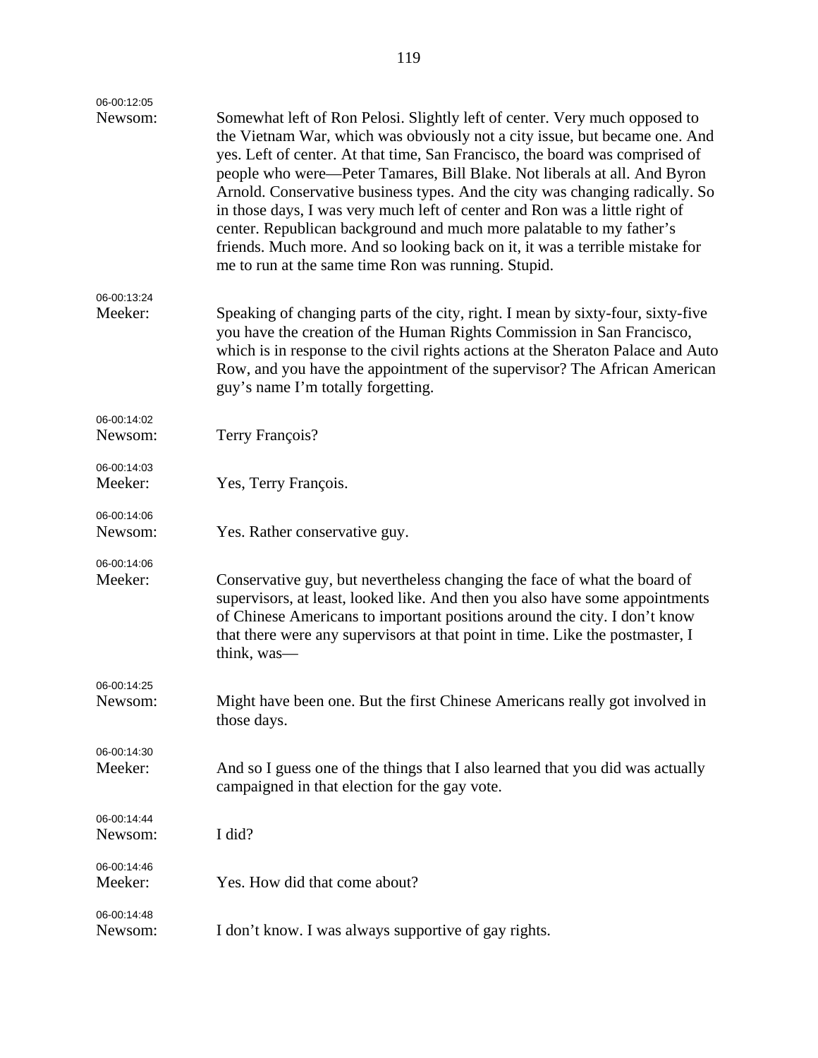06-00:12:05
Newsom: Somewhat left of Ron Pelosi. Slightly left of center. Very much opposed to the Vietnam War, which was obviously not a city issue, but became one. And yes. Left of center. At that time, San Francisco, the board was comprised of people who were—Peter Tamares, Bill Blake. Not liberals at all. And Byron Arnold. Conservative business types. And the city was changing radically. So in those days, I was very much left of center and Ron was a little right of center. Republican background and much more palatable to my father's friends. Much more. And so looking back on it, it was a terrible mistake for me to run at the same time Ron was running. Stupid.

06-00:13:24
Meeker: Speaking of changing parts of the city, right. I mean by sixty-four, sixty-five you have the creation of the Human Rights Commission in San Francisco, which is in response to the civil rights actions at the Sheraton Palace and Auto Row, and you have the appointment of the supervisor? The African American guy's name I'm totally forgetting.

06-00:14:02
Newsom: Terry François?

06-00:14:03
Meeker: Yes, Terry François.

06-00:14:06
Newsom: Yes. Rather conservative guy.

06-00:14:06
Meeker: Conservative guy, but nevertheless changing the face of what the board of supervisors, at least, looked like. And then you also have some appointments of Chinese Americans to important positions around the city. I don't know that there were any supervisors at that point in time. Like the postmaster, I think, was—

06-00:14:25
Newsom: Might have been one. But the first Chinese Americans really got involved in those days.

06-00:14:30
Meeker: And so I guess one of the things that I also learned that you did was actually campaigned in that election for the gay vote.

06-00:14:44
Newsom: I did?

06-00:14:46
Meeker: Yes. How did that come about?

06-00:14:48
Newsom: I don't know. I was always supportive of gay rights.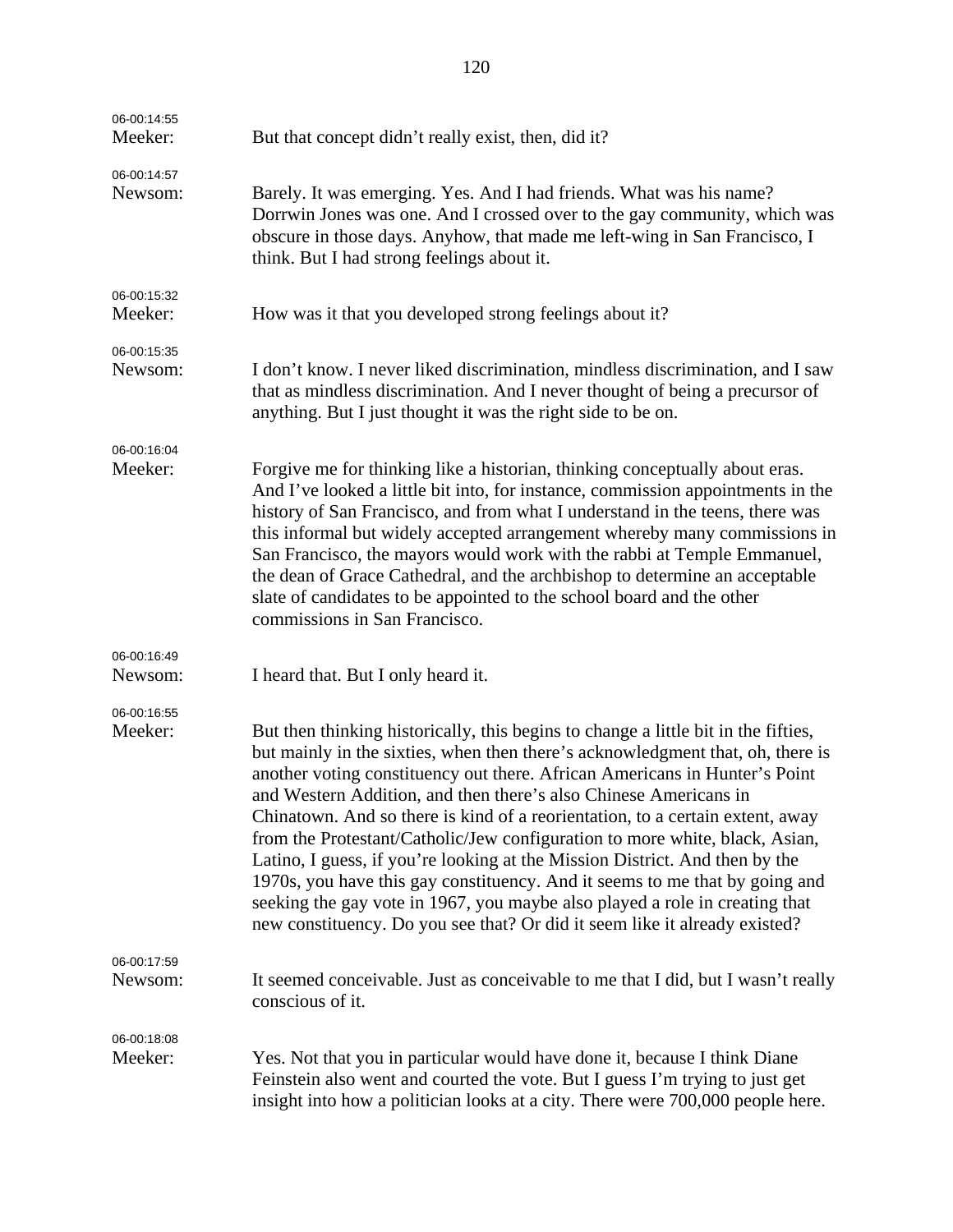06-00:14:55
Meeker: But that concept didn't really exist, then, did it?

06-00:14:57
Newsom: Barely. It was emerging. Yes. And I had friends. What was his name? Dorrwin Jones was one. And I crossed over to the gay community, which was obscure in those days. Anyhow, that made me left-wing in San Francisco, I think. But I had strong feelings about it.

06-00:15:32
Meeker: How was it that you developed strong feelings about it?

06-00:15:35
Newsom: I don't know. I never liked discrimination, mindless discrimination, and I saw that as mindless discrimination. And I never thought of being a precursor of anything. But I just thought it was the right side to be on.

06-00:16:04
Meeker: Forgive me for thinking like a historian, thinking conceptually about eras. And I've looked a little bit into, for instance, commission appointments in the history of San Francisco, and from what I understand in the teens, there was this informal but widely accepted arrangement whereby many commissions in San Francisco, the mayors would work with the rabbi at Temple Emmanuel, the dean of Grace Cathedral, and the archbishop to determine an acceptable slate of candidates to be appointed to the school board and the other commissions in San Francisco.

06-00:16:49
Newsom: I heard that. But I only heard it.

06-00:16:55
Meeker: But then thinking historically, this begins to change a little bit in the fifties, but mainly in the sixties, when then there's acknowledgment that, oh, there is another voting constituency out there. African Americans in Hunter's Point and Western Addition, and then there's also Chinese Americans in Chinatown. And so there is kind of a reorientation, to a certain extent, away from the Protestant/Catholic/Jew configuration to more white, black, Asian, Latino, I guess, if you're looking at the Mission District. And then by the 1970s, you have this gay constituency. And it seems to me that by going and seeking the gay vote in 1967, you maybe also played a role in creating that new constituency. Do you see that? Or did it seem like it already existed?

06-00:17:59
Newsom: It seemed conceivable. Just as conceivable to me that I did, but I wasn't really conscious of it.

06-00:18:08
Meeker: Yes. Not that you in particular would have done it, because I think Diane Feinstein also went and courted the vote. But I guess I'm trying to just get insight into how a politician looks at a city. There were 700,000 people here.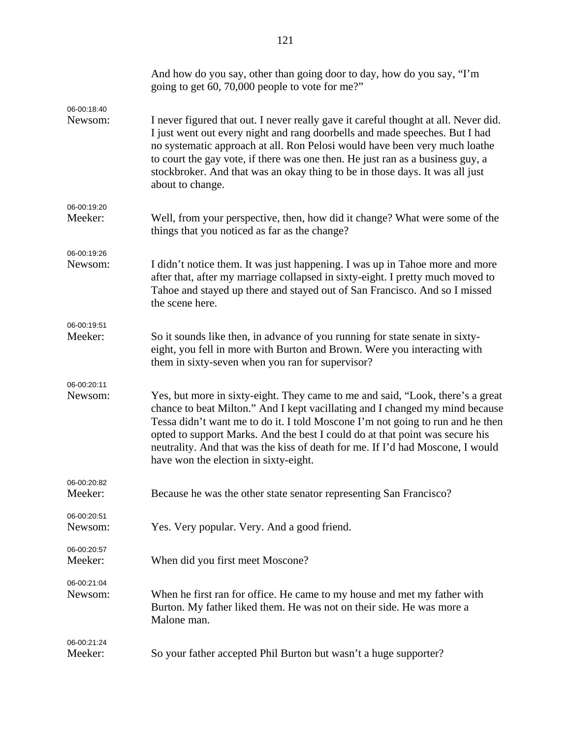And how do you say, other than going door to day, how do you say, "I'm going to get 60, 70,000 people to vote for me?"

06-00:18:40
Newsom: I never figured that out. I never really gave it careful thought at all. Never did. I just went out every night and rang doorbells and made speeches. But I had no systematic approach at all. Ron Pelosi would have been very much loathe to court the gay vote, if there was one then. He just ran as a business guy, a stockbroker. And that was an okay thing to be in those days. It was all just about to change.

06-00:19:20
Meeker: Well, from your perspective, then, how did it change? What were some of the things that you noticed as far as the change?

06-00:19:26
Newsom: I didn't notice them. It was just happening. I was up in Tahoe more and more after that, after my marriage collapsed in sixty-eight. I pretty much moved to Tahoe and stayed up there and stayed out of San Francisco. And so I missed the scene here.

06-00:19:51
Meeker: So it sounds like then, in advance of you running for state senate in sixty-eight, you fell in more with Burton and Brown. Were you interacting with them in sixty-seven when you ran for supervisor?

06-00:20:11
Newsom: Yes, but more in sixty-eight. They came to me and said, "Look, there's a great chance to beat Milton." And I kept vacillating and I changed my mind because Tessa didn't want me to do it. I told Moscone I'm not going to run and he then opted to support Marks. And the best I could do at that point was secure his neutrality. And that was the kiss of death for me. If I'd had Moscone, I would have won the election in sixty-eight.

06-00:20:82
Meeker: Because he was the other state senator representing San Francisco?

06-00:20:51
Newsom: Yes. Very popular. Very. And a good friend.

06-00:20:57
Meeker: When did you first meet Moscone?

06-00:21:04
Newsom: When he first ran for office. He came to my house and met my father with Burton. My father liked them. He was not on their side. He was more a Malone man.

06-00:21:24
Meeker: So your father accepted Phil Burton but wasn't a huge supporter?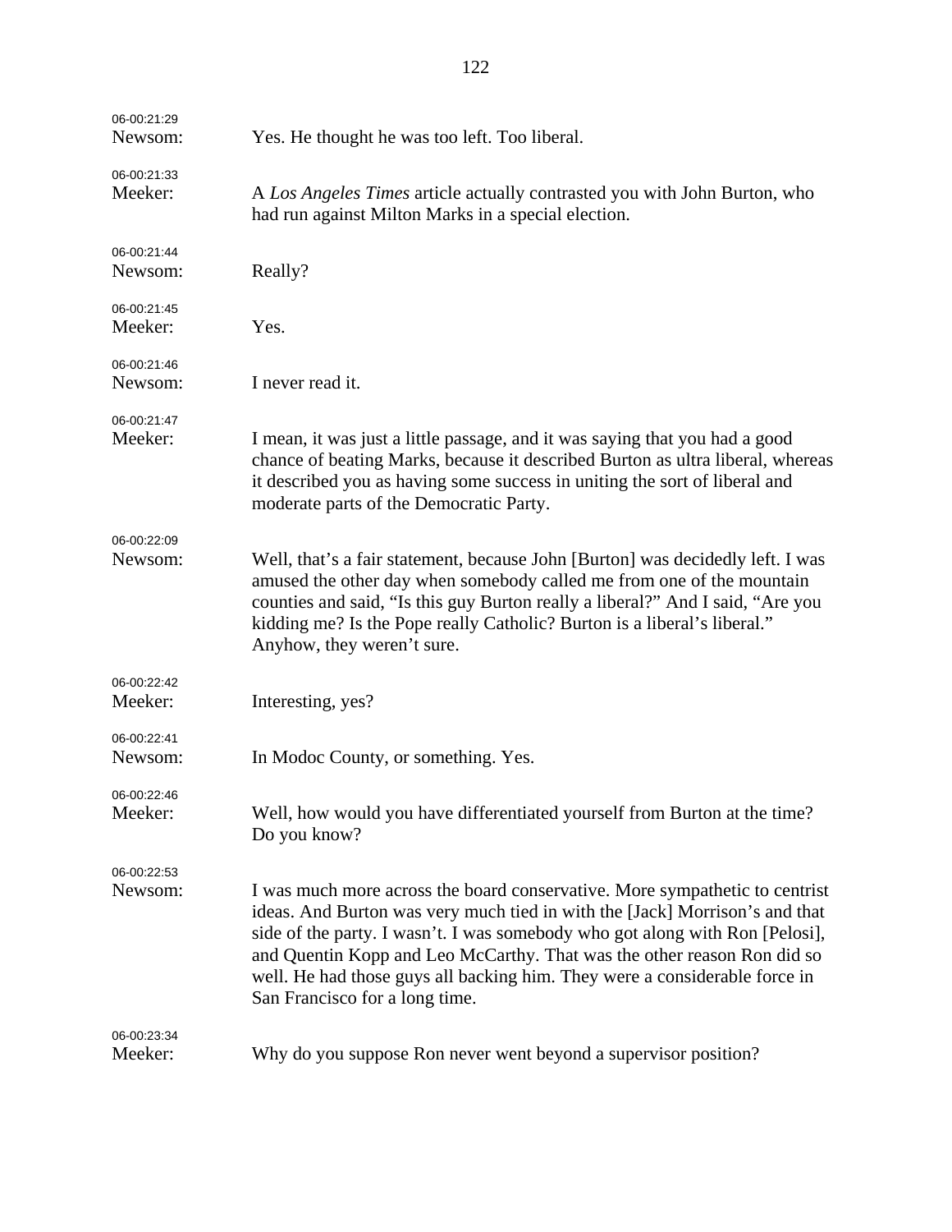06-00:21:29
Newsom: Yes. He thought he was too left. Too liberal.

06-00:21:33
Meeker: A *Los Angeles Times* article actually contrasted you with John Burton, who had run against Milton Marks in a special election.

06-00:21:44
Newsom: Really?

06-00:21:45
Meeker: Yes.

06-00:21:46
Newsom: I never read it.

06-00:21:47
Meeker: I mean, it was just a little passage, and it was saying that you had a good chance of beating Marks, because it described Burton as ultra liberal, whereas it described you as having some success in uniting the sort of liberal and moderate parts of the Democratic Party.

06-00:22:09
Newsom: Well, that's a fair statement, because John [Burton] was decidedly left. I was amused the other day when somebody called me from one of the mountain counties and said, "Is this guy Burton really a liberal?" And I said, "Are you kidding me? Is the Pope really Catholic? Burton is a liberal's liberal." Anyhow, they weren't sure.

06-00:22:42
Meeker: Interesting, yes?

06-00:22:41
Newsom: In Modoc County, or something. Yes.

06-00:22:46
Meeker: Well, how would you have differentiated yourself from Burton at the time? Do you know?

06-00:22:53
Newsom: I was much more across the board conservative. More sympathetic to centrist ideas. And Burton was very much tied in with the [Jack] Morrison's and that side of the party. I wasn't. I was somebody who got along with Ron [Pelosi], and Quentin Kopp and Leo McCarthy. That was the other reason Ron did so well. He had those guys all backing him. They were a considerable force in San Francisco for a long time.

06-00:23:34
Meeker: Why do you suppose Ron never went beyond a supervisor position?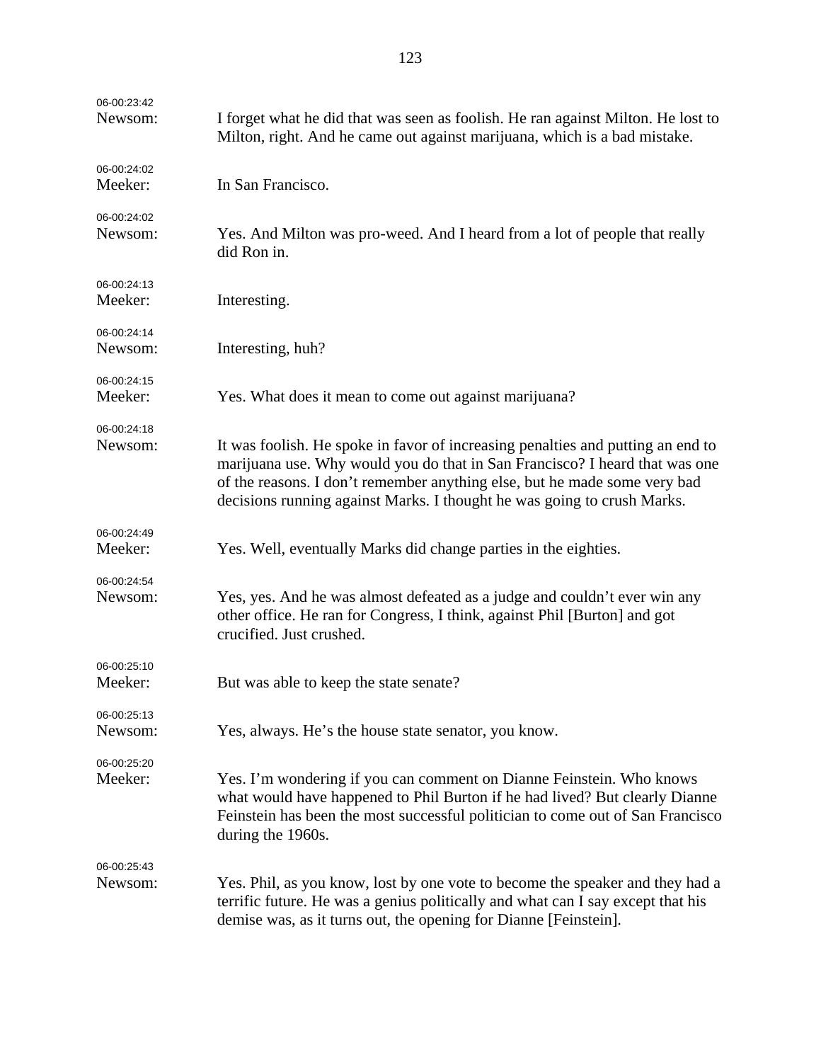06-00:23:42
Newsom: I forget what he did that was seen as foolish. He ran against Milton. He lost to Milton, right. And he came out against marijuana, which is a bad mistake.

06-00:24:02
Meeker: In San Francisco.

06-00:24:02
Newsom: Yes. And Milton was pro-weed. And I heard from a lot of people that really did Ron in.

06-00:24:13
Meeker: Interesting.

06-00:24:14
Newsom: Interesting, huh?

06-00:24:15
Meeker: Yes. What does it mean to come out against marijuana?

06-00:24:18
Newsom: It was foolish. He spoke in favor of increasing penalties and putting an end to marijuana use. Why would you do that in San Francisco? I heard that was one of the reasons. I don't remember anything else, but he made some very bad decisions running against Marks. I thought he was going to crush Marks.

06-00:24:49
Meeker: Yes. Well, eventually Marks did change parties in the eighties.

06-00:24:54
Newsom: Yes, yes. And he was almost defeated as a judge and couldn't ever win any other office. He ran for Congress, I think, against Phil [Burton] and got crucified. Just crushed.

06-00:25:10
Meeker: But was able to keep the state senate?

06-00:25:13
Newsom: Yes, always. He's the house state senator, you know.

06-00:25:20
Meeker: Yes. I'm wondering if you can comment on Dianne Feinstein. Who knows what would have happened to Phil Burton if he had lived? But clearly Dianne Feinstein has been the most successful politician to come out of San Francisco during the 1960s.

06-00:25:43
Newsom: Yes. Phil, as you know, lost by one vote to become the speaker and they had a terrific future. He was a genius politically and what can I say except that his demise was, as it turns out, the opening for Dianne [Feinstein].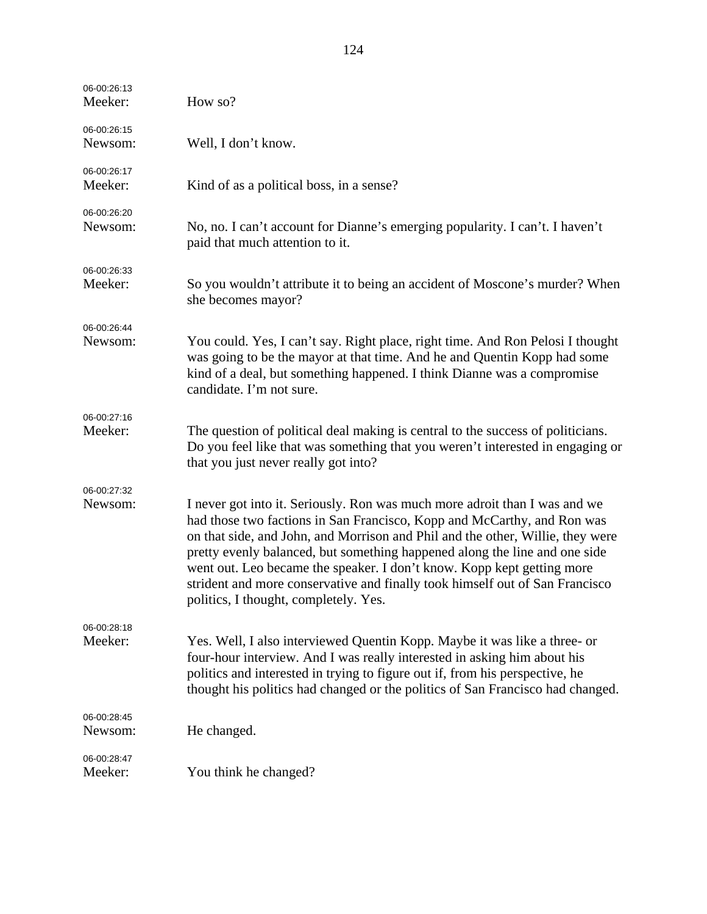06-00:26:13
Meeker: How so?

06-00:26:15
Newsom: Well, I don't know.

06-00:26:17
Meeker: Kind of as a political boss, in a sense?

06-00:26:20
Newsom: No, no. I can't account for Dianne's emerging popularity. I can't. I haven't paid that much attention to it.

06-00:26:33
Meeker: So you wouldn't attribute it to being an accident of Moscone's murder? When she becomes mayor?

06-00:26:44
Newsom: You could. Yes, I can't say. Right place, right time. And Ron Pelosi I thought was going to be the mayor at that time. And he and Quentin Kopp had some kind of a deal, but something happened. I think Dianne was a compromise candidate. I'm not sure.

06-00:27:16
Meeker: The question of political deal making is central to the success of politicians. Do you feel like that was something that you weren't interested in engaging or that you just never really got into?

06-00:27:32
Newsom: I never got into it. Seriously. Ron was much more adroit than I was and we had those two factions in San Francisco, Kopp and McCarthy, and Ron was on that side, and John, and Morrison and Phil and the other, Willie, they were pretty evenly balanced, but something happened along the line and one side went out. Leo became the speaker. I don't know. Kopp kept getting more strident and more conservative and finally took himself out of San Francisco politics, I thought, completely. Yes.

06-00:28:18
Meeker: Yes. Well, I also interviewed Quentin Kopp. Maybe it was like a three- or four-hour interview. And I was really interested in asking him about his politics and interested in trying to figure out if, from his perspective, he thought his politics had changed or the politics of San Francisco had changed.

06-00:28:45
Newsom: He changed.

06-00:28:47
Meeker: You think he changed?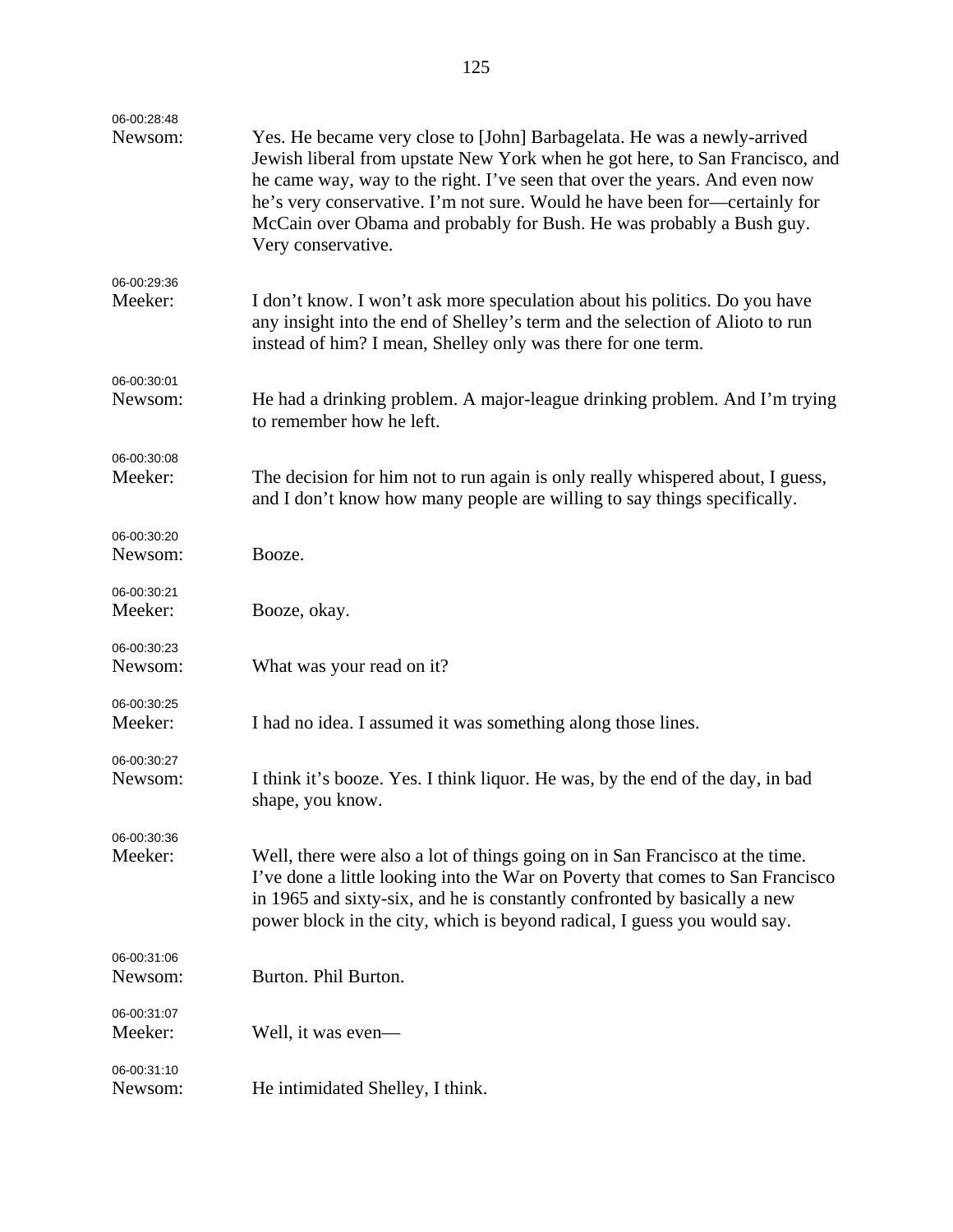06-00:28:48
Newsom: Yes. He became very close to [John] Barbagelata. He was a newly-arrived Jewish liberal from upstate New York when he got here, to San Francisco, and he came way, way to the right. I've seen that over the years. And even now he's very conservative. I'm not sure. Would he have been for—certainly for McCain over Obama and probably for Bush. He was probably a Bush guy. Very conservative.

06-00:29:36
Meeker: I don't know. I won't ask more speculation about his politics. Do you have any insight into the end of Shelley's term and the selection of Alioto to run instead of him? I mean, Shelley only was there for one term.

06-00:30:01
Newsom: He had a drinking problem. A major-league drinking problem. And I'm trying to remember how he left.

06-00:30:08
Meeker: The decision for him not to run again is only really whispered about, I guess, and I don't know how many people are willing to say things specifically.

06-00:30:20
Newsom: Booze.

06-00:30:21
Meeker: Booze, okay.

06-00:30:23
Newsom: What was your read on it?

06-00:30:25
Meeker: I had no idea. I assumed it was something along those lines.

06-00:30:27
Newsom: I think it's booze. Yes. I think liquor. He was, by the end of the day, in bad shape, you know.

06-00:30:36
Meeker: Well, there were also a lot of things going on in San Francisco at the time. I've done a little looking into the War on Poverty that comes to San Francisco in 1965 and sixty-six, and he is constantly confronted by basically a new power block in the city, which is beyond radical, I guess you would say.

06-00:31:06
Newsom: Burton. Phil Burton.

06-00:31:07
Meeker: Well, it was even—

06-00:31:10
Newsom: He intimidated Shelley, I think.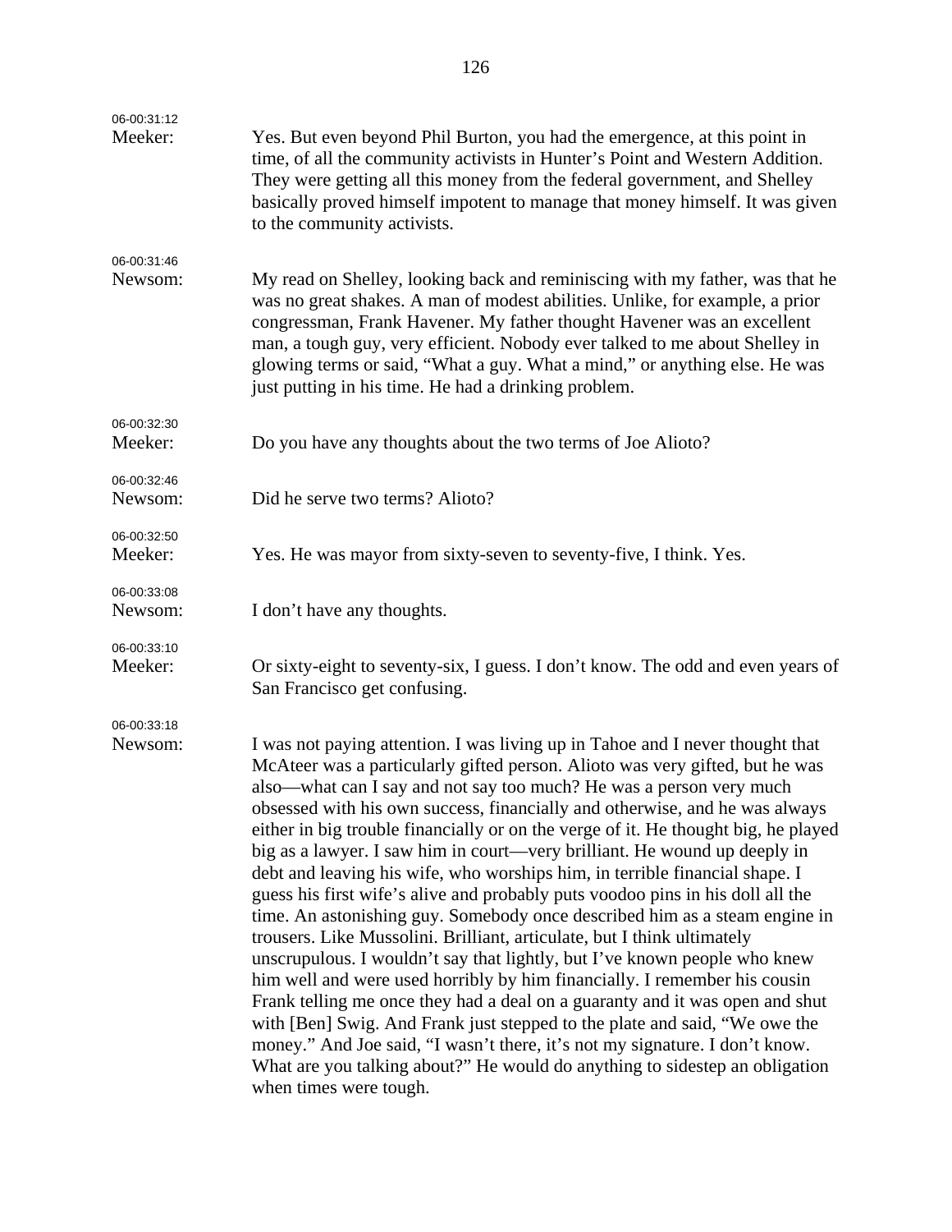06-00:31:12
Meeker: Yes. But even beyond Phil Burton, you had the emergence, at this point in time, of all the community activists in Hunter's Point and Western Addition. They were getting all this money from the federal government, and Shelley basically proved himself impotent to manage that money himself. It was given to the community activists.

06-00:31:46
Newsom: My read on Shelley, looking back and reminiscing with my father, was that he was no great shakes. A man of modest abilities. Unlike, for example, a prior congressman, Frank Havener. My father thought Havener was an excellent man, a tough guy, very efficient. Nobody ever talked to me about Shelley in glowing terms or said, "What a guy. What a mind," or anything else. He was just putting in his time. He had a drinking problem.

06-00:32:30
Meeker: Do you have any thoughts about the two terms of Joe Alioto?

06-00:32:46
Newsom: Did he serve two terms? Alioto?

06-00:32:50
Meeker: Yes. He was mayor from sixty-seven to seventy-five, I think. Yes.

06-00:33:08
Newsom: I don't have any thoughts.

06-00:33:10
Meeker: Or sixty-eight to seventy-six, I guess. I don't know. The odd and even years of San Francisco get confusing.

06-00:33:18
Newsom: I was not paying attention. I was living up in Tahoe and I never thought that McAteer was a particularly gifted person. Alioto was very gifted, but he was also—what can I say and not say too much? He was a person very much obsessed with his own success, financially and otherwise, and he was always either in big trouble financially or on the verge of it. He thought big, he played big as a lawyer. I saw him in court—very brilliant. He wound up deeply in debt and leaving his wife, who worships him, in terrible financial shape. I guess his first wife's alive and probably puts voodoo pins in his doll all the time. An astonishing guy. Somebody once described him as a steam engine in trousers. Like Mussolini. Brilliant, articulate, but I think ultimately unscrupulous. I wouldn't say that lightly, but I've known people who knew him well and were used horribly by him financially. I remember his cousin Frank telling me once they had a deal on a guaranty and it was open and shut with [Ben] Swig. And Frank just stepped to the plate and said, "We owe the money." And Joe said, "I wasn't there, it's not my signature. I don't know. What are you talking about?" He would do anything to sidestep an obligation when times were tough.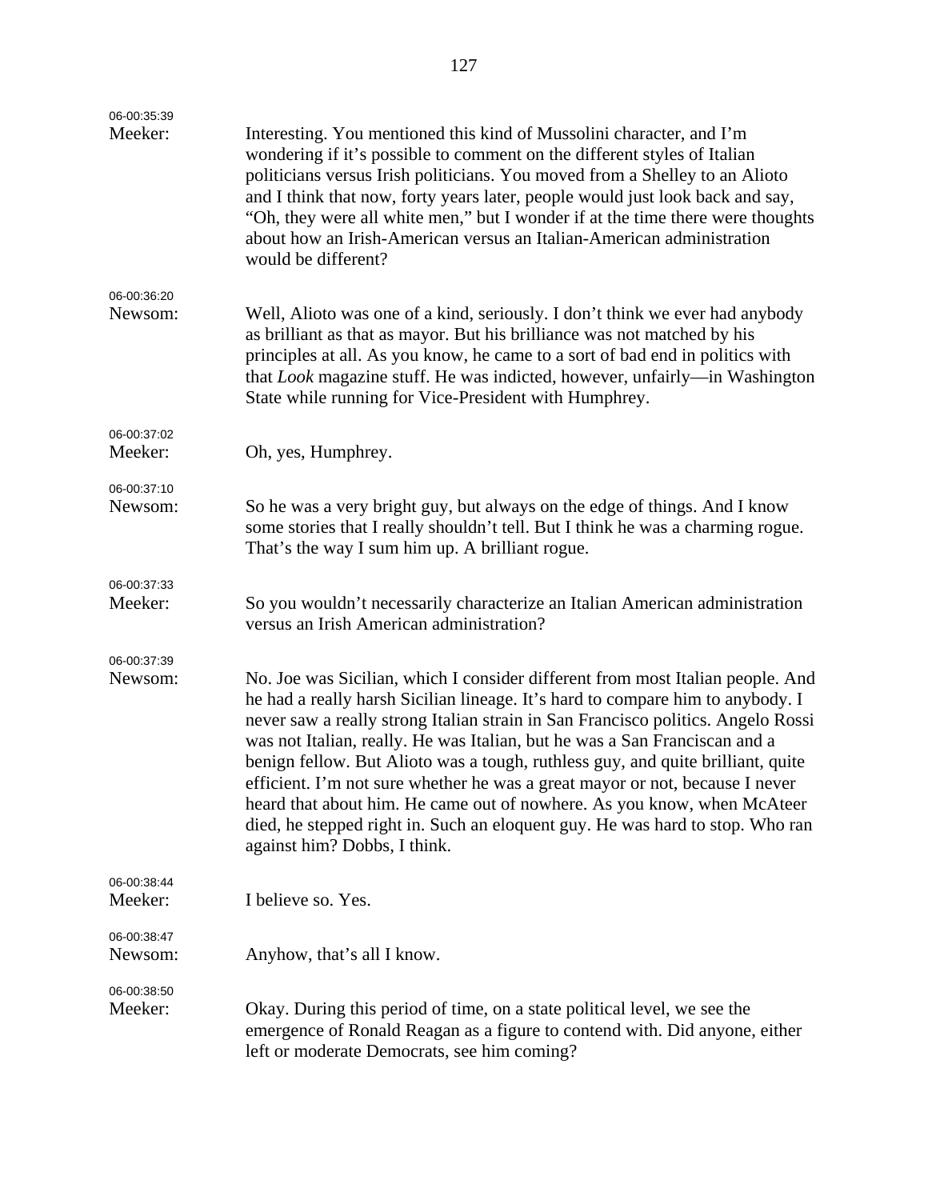06-00:35:39
Meeker: Interesting. You mentioned this kind of Mussolini character, and I'm wondering if it's possible to comment on the different styles of Italian politicians versus Irish politicians. You moved from a Shelley to an Alioto and I think that now, forty years later, people would just look back and say, "Oh, they were all white men," but I wonder if at the time there were thoughts about how an Irish-American versus an Italian-American administration would be different?

06-00:36:20
Newsom: Well, Alioto was one of a kind, seriously. I don't think we ever had anybody as brilliant as that as mayor. But his brilliance was not matched by his principles at all. As you know, he came to a sort of bad end in politics with that *Look* magazine stuff. He was indicted, however, unfairly—in Washington State while running for Vice-President with Humphrey.

06-00:37:02
Meeker: Oh, yes, Humphrey.

06-00:37:10
Newsom: So he was a very bright guy, but always on the edge of things. And I know some stories that I really shouldn't tell. But I think he was a charming rogue. That's the way I sum him up. A brilliant rogue.

06-00:37:33
Meeker: So you wouldn't necessarily characterize an Italian American administration versus an Irish American administration?

06-00:37:39
Newsom: No. Joe was Sicilian, which I consider different from most Italian people. And he had a really harsh Sicilian lineage. It's hard to compare him to anybody. I never saw a really strong Italian strain in San Francisco politics. Angelo Rossi was not Italian, really. He was Italian, but he was a San Franciscan and a benign fellow. But Alioto was a tough, ruthless guy, and quite brilliant, quite efficient. I'm not sure whether he was a great mayor or not, because I never heard that about him. He came out of nowhere. As you know, when McAteer died, he stepped right in. Such an eloquent guy. He was hard to stop. Who ran against him? Dobbs, I think.

06-00:38:44
Meeker: I believe so. Yes.

06-00:38:47
Newsom: Anyhow, that's all I know.

06-00:38:50
Meeker: Okay. During this period of time, on a state political level, we see the emergence of Ronald Reagan as a figure to contend with. Did anyone, either left or moderate Democrats, see him coming?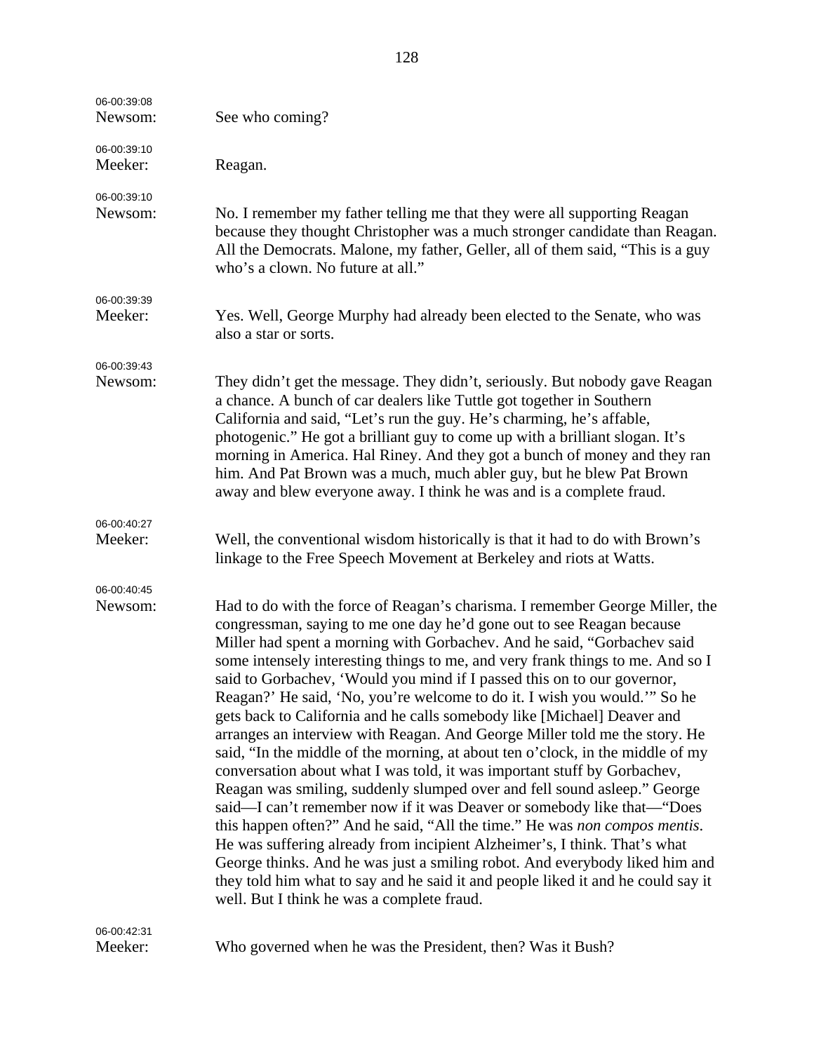06-00:39:08
Newsom: See who coming?

06-00:39:10
Meeker: Reagan.

06-00:39:10
Newsom: No. I remember my father telling me that they were all supporting Reagan because they thought Christopher was a much stronger candidate than Reagan. All the Democrats. Malone, my father, Geller, all of them said, "This is a guy who's a clown. No future at all."

06-00:39:39
Meeker: Yes. Well, George Murphy had already been elected to the Senate, who was also a star or sorts.

06-00:39:43
Newsom: They didn't get the message. They didn't, seriously. But nobody gave Reagan a chance. A bunch of car dealers like Tuttle got together in Southern California and said, "Let's run the guy. He's charming, he's affable, photogenic." He got a brilliant guy to come up with a brilliant slogan. It's morning in America. Hal Riney. And they got a bunch of money and they ran him. And Pat Brown was a much, much abler guy, but he blew Pat Brown away and blew everyone away. I think he was and is a complete fraud.

06-00:40:27
Meeker: Well, the conventional wisdom historically is that it had to do with Brown's linkage to the Free Speech Movement at Berkeley and riots at Watts.

06-00:40:45
Newsom: Had to do with the force of Reagan's charisma. I remember George Miller, the congressman, saying to me one day he'd gone out to see Reagan because Miller had spent a morning with Gorbachev. And he said, "Gorbachev said some intensely interesting things to me, and very frank things to me. And so I said to Gorbachev, 'Would you mind if I passed this on to our governor, Reagan?' He said, 'No, you're welcome to do it. I wish you would.'" So he gets back to California and he calls somebody like [Michael] Deaver and arranges an interview with Reagan. And George Miller told me the story. He said, "In the middle of the morning, at about ten o'clock, in the middle of my conversation about what I was told, it was important stuff by Gorbachev, Reagan was smiling, suddenly slumped over and fell sound asleep." George said—I can't remember now if it was Deaver or somebody like that—"Does this happen often?" And he said, "All the time." He was *non compos mentis*. He was suffering already from incipient Alzheimer's, I think. That's what George thinks. And he was just a smiling robot. And everybody liked him and they told him what to say and he said it and people liked it and he could say it well. But I think he was a complete fraud.

06-00:42:31
Meeker: Who governed when he was the President, then? Was it Bush?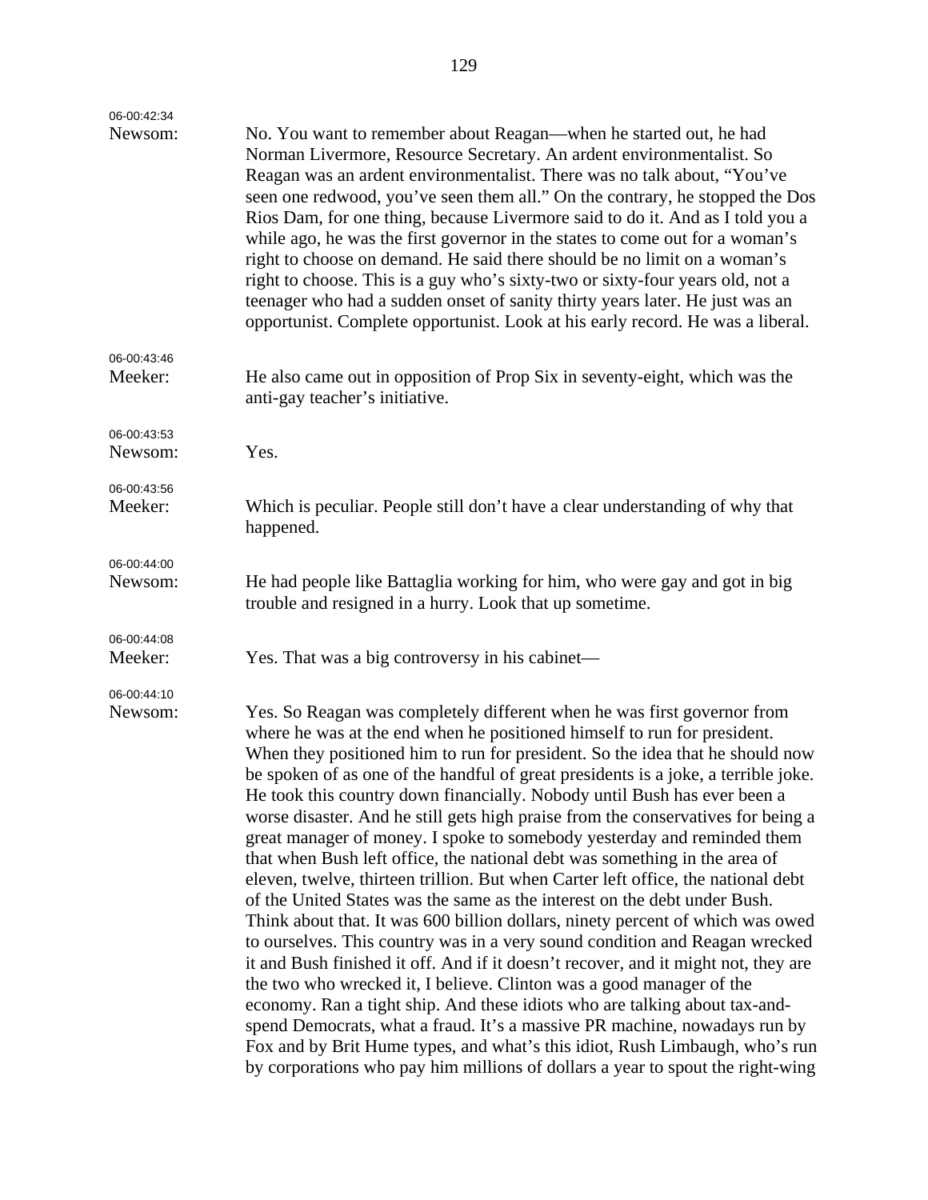06-00:42:34
Newsom: No. You want to remember about Reagan—when he started out, he had Norman Livermore, Resource Secretary. An ardent environmentalist. So Reagan was an ardent environmentalist. There was no talk about, "You've seen one redwood, you've seen them all." On the contrary, he stopped the Dos Rios Dam, for one thing, because Livermore said to do it. And as I told you a while ago, he was the first governor in the states to come out for a woman's right to choose on demand. He said there should be no limit on a woman's right to choose. This is a guy who's sixty-two or sixty-four years old, not a teenager who had a sudden onset of sanity thirty years later. He just was an opportunist. Complete opportunist. Look at his early record. He was a liberal.

06-00:43:46
Meeker: He also came out in opposition of Prop Six in seventy-eight, which was the anti-gay teacher's initiative.

06-00:43:53
Newsom: Yes.

06-00:43:56
Meeker: Which is peculiar. People still don't have a clear understanding of why that happened.

06-00:44:00
Newsom: He had people like Battaglia working for him, who were gay and got in big trouble and resigned in a hurry. Look that up sometime.

06-00:44:08
Meeker: Yes. That was a big controversy in his cabinet—

06-00:44:10
Newsom: Yes. So Reagan was completely different when he was first governor from where he was at the end when he positioned himself to run for president. When they positioned him to run for president. So the idea that he should now be spoken of as one of the handful of great presidents is a joke, a terrible joke. He took this country down financially. Nobody until Bush has ever been a worse disaster. And he still gets high praise from the conservatives for being a great manager of money. I spoke to somebody yesterday and reminded them that when Bush left office, the national debt was something in the area of eleven, twelve, thirteen trillion. But when Carter left office, the national debt of the United States was the same as the interest on the debt under Bush. Think about that. It was 600 billion dollars, ninety percent of which was owed to ourselves. This country was in a very sound condition and Reagan wrecked it and Bush finished it off. And if it doesn't recover, and it might not, they are the two who wrecked it, I believe. Clinton was a good manager of the economy. Ran a tight ship. And these idiots who are talking about tax-and-spend Democrats, what a fraud. It's a massive PR machine, nowadays run by Fox and by Brit Hume types, and what's this idiot, Rush Limbaugh, who's run by corporations who pay him millions of dollars a year to spout the right-wing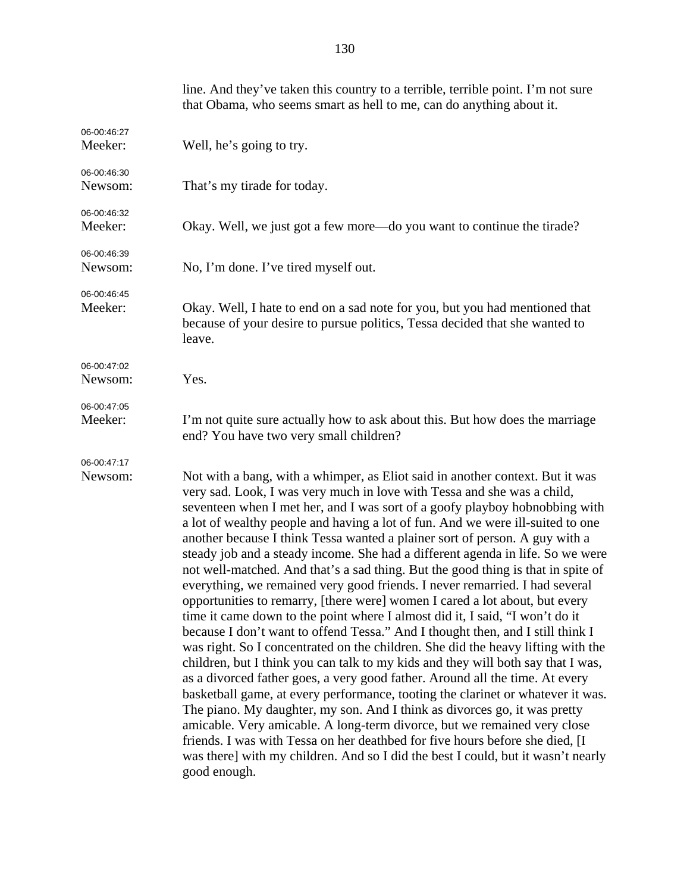line. And they've taken this country to a terrible, terrible point. I'm not sure that Obama, who seems smart as hell to me, can do anything about it.

06-00:46:27
Meeker: Well, he's going to try.

06-00:46:30
Newsom: That's my tirade for today.

06-00:46:32
Meeker: Okay. Well, we just got a few more—do you want to continue the tirade?

06-00:46:39
Newsom: No, I'm done. I've tired myself out.

06-00:46:45
Meeker: Okay. Well, I hate to end on a sad note for you, but you had mentioned that because of your desire to pursue politics, Tessa decided that she wanted to leave.

06-00:47:02
Newsom: Yes.

06-00:47:05
Meeker: I'm not quite sure actually how to ask about this. But how does the marriage end? You have two very small children?

06-00:47:17
Newsom: Not with a bang, with a whimper, as Eliot said in another context. But it was very sad. Look, I was very much in love with Tessa and she was a child, seventeen when I met her, and I was sort of a goofy playboy hobnobbing with a lot of wealthy people and having a lot of fun. And we were ill-suited to one another because I think Tessa wanted a plainer sort of person. A guy with a steady job and a steady income. She had a different agenda in life. So we were not well-matched. And that's a sad thing. But the good thing is that in spite of everything, we remained very good friends. I never remarried. I had several opportunities to remarry, [there were] women I cared a lot about, but every time it came down to the point where I almost did it, I said, "I won't do it because I don't want to offend Tessa." And I thought then, and I still think I was right. So I concentrated on the children. She did the heavy lifting with the children, but I think you can talk to my kids and they will both say that I was, as a divorced father goes, a very good father. Around all the time. At every basketball game, at every performance, tooting the clarinet or whatever it was. The piano. My daughter, my son. And I think as divorces go, it was pretty amicable. Very amicable. A long-term divorce, but we remained very close friends. I was with Tessa on her deathbed for five hours before she died, [I was there] with my children. And so I did the best I could, but it wasn't nearly good enough.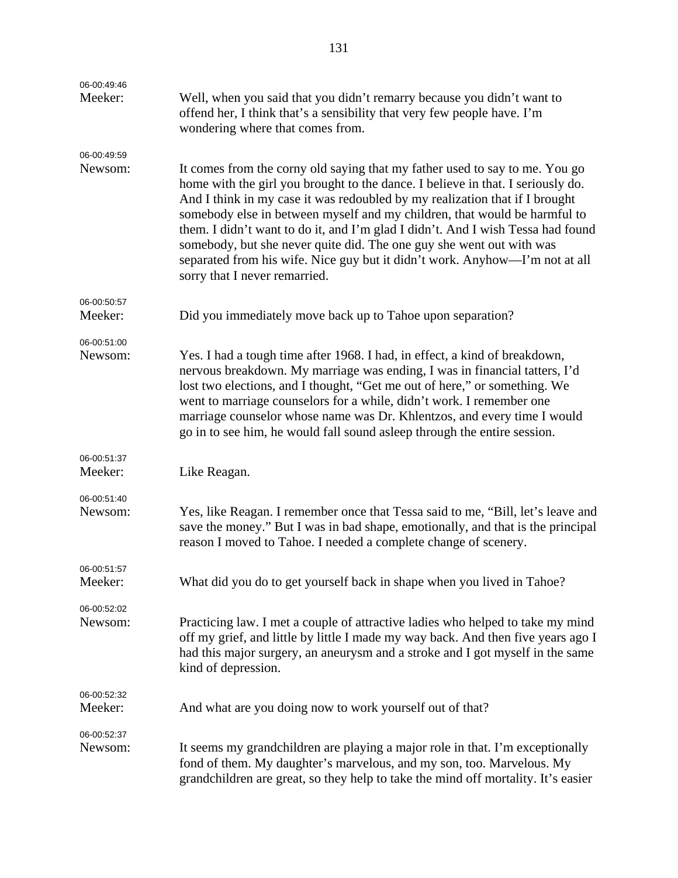06-00:49:46
Meeker: Well, when you said that you didn't want to remarry because you didn't want to offend her, I think that's a sensibility that very few people have. I'm wondering where that comes from.

06-00:49:59
Newsom: It comes from the corny old saying that my father used to say to me. You go home with the girl you brought to the dance. I believe in that. I seriously do. And I think in my case it was redoubled by my realization that if I brought somebody else in between myself and my children, that would be harmful to them. I didn't want to do it, and I'm glad I didn't. And I wish Tessa had found somebody, but she never quite did. The one guy she went out with was separated from his wife. Nice guy but it didn't work. Anyhow—I'm not at all sorry that I never remarried.

06-00:50:57
Meeker: Did you immediately move back up to Tahoe upon separation?

06-00:51:00
Newsom: Yes. I had a tough time after 1968. I had, in effect, a kind of breakdown, nervous breakdown. My marriage was ending, I was in financial tatters, I'd lost two elections, and I thought, "Get me out of here," or something. We went to marriage counselors for a while, didn't work. I remember one marriage counselor whose name was Dr. Khlentzos, and every time I would go in to see him, he would fall sound asleep through the entire session.

06-00:51:37
Meeker: Like Reagan.

06-00:51:40
Newsom: Yes, like Reagan. I remember once that Tessa said to me, "Bill, let's leave and save the money." But I was in bad shape, emotionally, and that is the principal reason I moved to Tahoe. I needed a complete change of scenery.

06-00:51:57
Meeker: What did you do to get yourself back in shape when you lived in Tahoe?

06-00:52:02
Newsom: Practicing law. I met a couple of attractive ladies who helped to take my mind off my grief, and little by little I made my way back. And then five years ago I had this major surgery, an aneurysm and a stroke and I got myself in the same kind of depression.

06-00:52:32
Meeker: And what are you doing now to work yourself out of that?

06-00:52:37
Newsom: It seems my grandchildren are playing a major role in that. I'm exceptionally fond of them. My daughter's marvelous, and my son, too. Marvelous. My grandchildren are great, so they help to take the mind off mortality. It's easier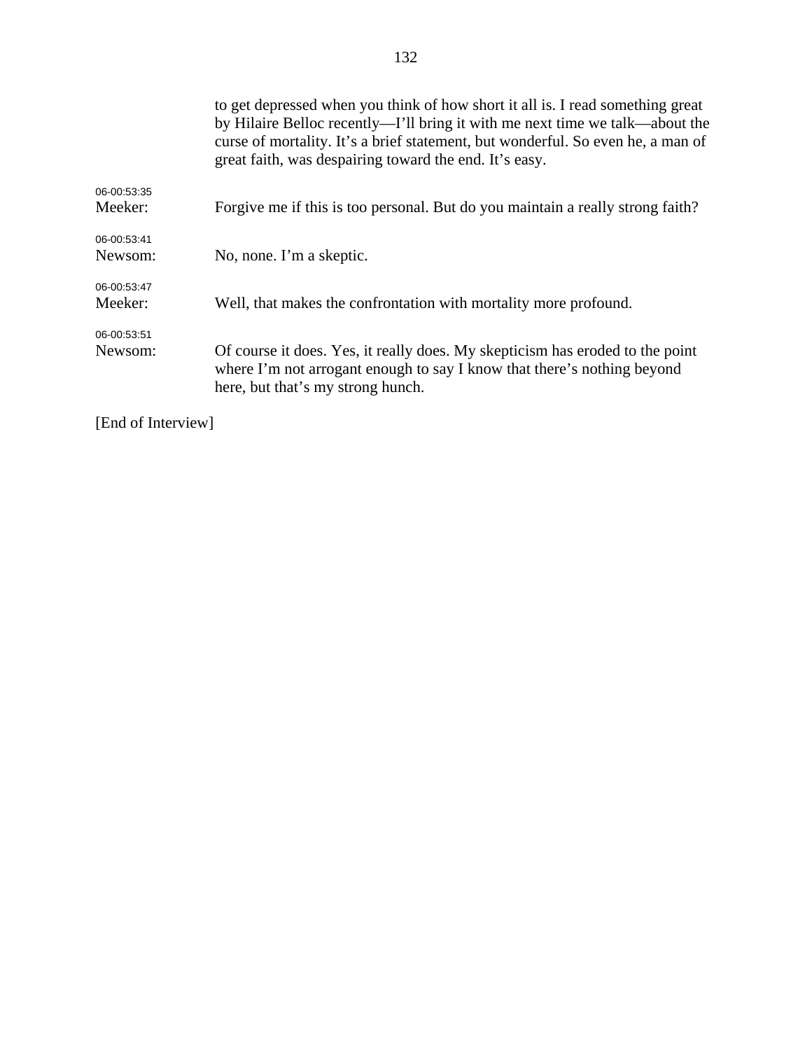to get depressed when you think of how short it all is. I read something great by Hilaire Belloc recently—I'll bring it with me next time we talk—about the curse of mortality. It's a brief statement, but wonderful. So even he, a man of great faith, was despairing toward the end. It's easy.

06-00:53:35
Meeker: Forgive me if this is too personal. But do you maintain a really strong faith?

06-00:53:41
Newsom: No, none. I'm a skeptic.

06-00:53:47
Meeker: Well, that makes the confrontation with mortality more profound.

06-00:53:51
Newsom: Of course it does. Yes, it really does. My skepticism has eroded to the point where I'm not arrogant enough to say I know that there's nothing beyond here, but that's my strong hunch.

[End of Interview]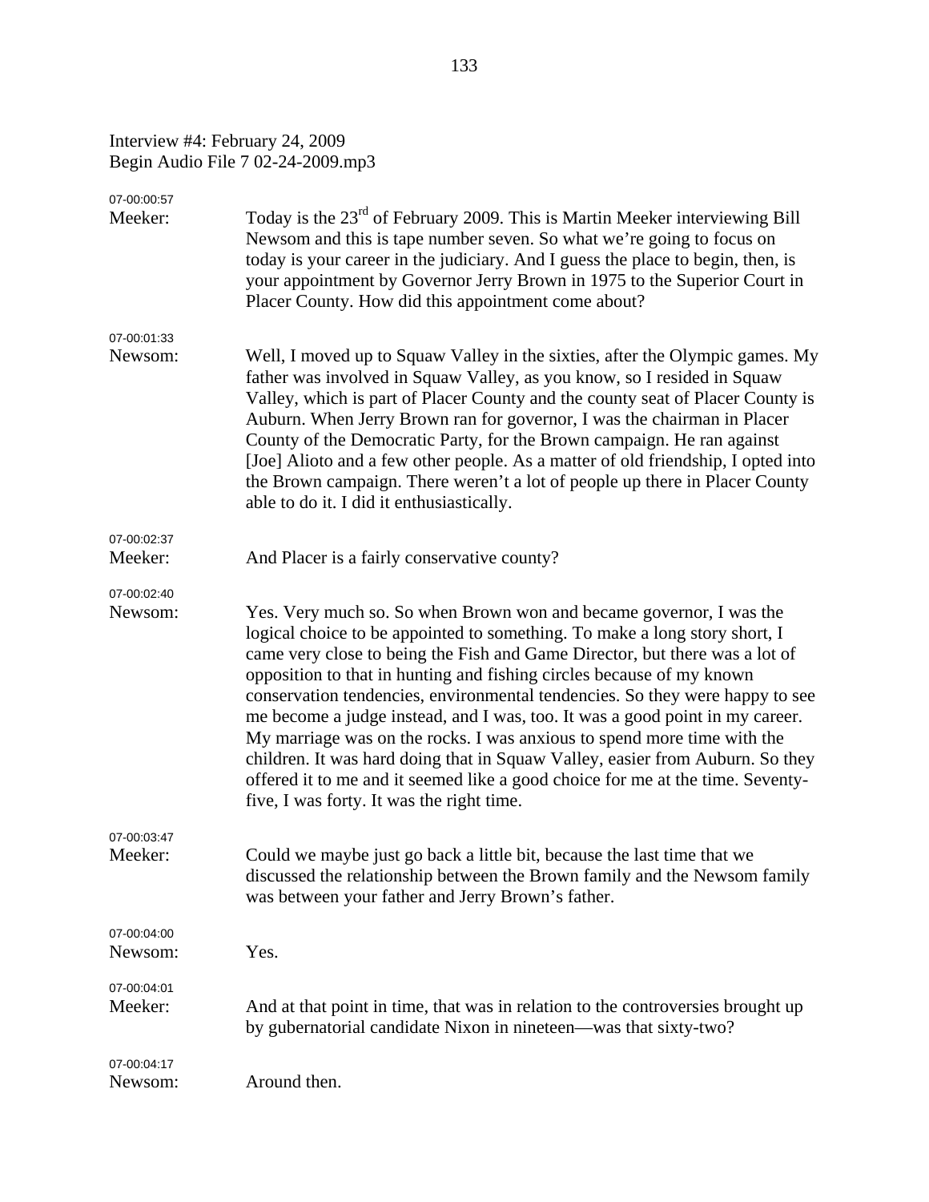Interview #4: February 24, 2009
Begin Audio File 7 02-24-2009.mp3

07-00:00:57
Meeker: Today is the 23rd of February 2009. This is Martin Meeker interviewing Bill Newsom and this is tape number seven. So what we're going to focus on today is your career in the judiciary. And I guess the place to begin, then, is your appointment by Governor Jerry Brown in 1975 to the Superior Court in Placer County. How did this appointment come about?

07-00:01:33
Newsom: Well, I moved up to Squaw Valley in the sixties, after the Olympic games. My father was involved in Squaw Valley, as you know, so I resided in Squaw Valley, which is part of Placer County and the county seat of Placer County is Auburn. When Jerry Brown ran for governor, I was the chairman in Placer County of the Democratic Party, for the Brown campaign. He ran against [Joe] Alioto and a few other people. As a matter of old friendship, I opted into the Brown campaign. There weren't a lot of people up there in Placer County able to do it. I did it enthusiastically.

07-00:02:37
Meeker: And Placer is a fairly conservative county?

07-00:02:40
Newsom: Yes. Very much so. So when Brown won and became governor, I was the logical choice to be appointed to something. To make a long story short, I came very close to being the Fish and Game Director, but there was a lot of opposition to that in hunting and fishing circles because of my known conservation tendencies, environmental tendencies. So they were happy to see me become a judge instead, and I was, too. It was a good point in my career. My marriage was on the rocks. I was anxious to spend more time with the children. It was hard doing that in Squaw Valley, easier from Auburn. So they offered it to me and it seemed like a good choice for me at the time. Seventy-five, I was forty. It was the right time.

07-00:03:47
Meeker: Could we maybe just go back a little bit, because the last time that we discussed the relationship between the Brown family and the Newsom family was between your father and Jerry Brown's father.

07-00:04:00
Newsom: Yes.

07-00:04:01
Meeker: And at that point in time, that was in relation to the controversies brought up by gubernatorial candidate Nixon in nineteen—was that sixty-two?

07-00:04:17
Newsom: Around then.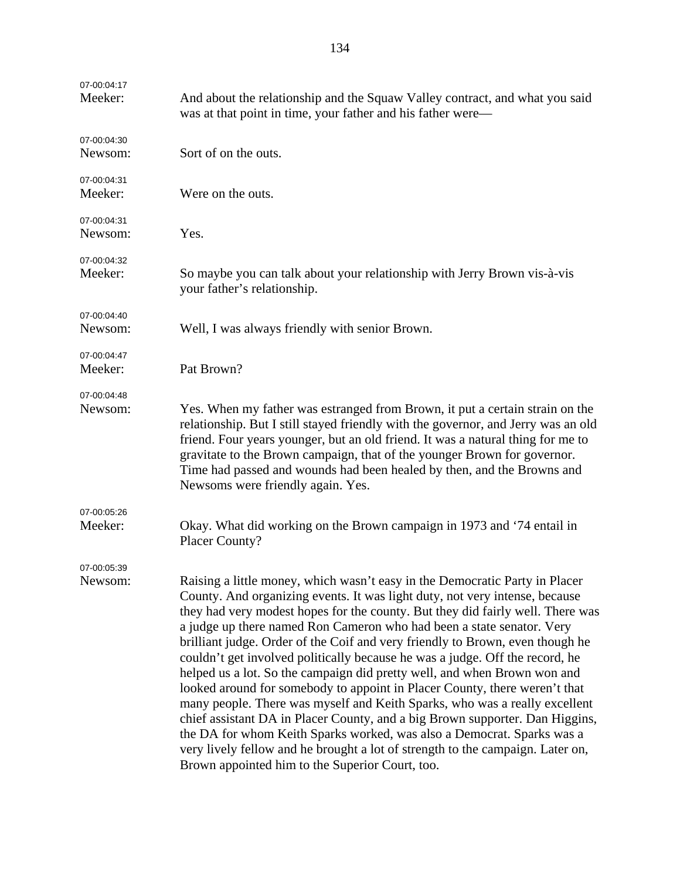07-00:04:17
Meeker: And about the relationship and the Squaw Valley contract, and what you said was at that point in time, your father and his father were—

07-00:04:30
Newsom: Sort of on the outs.

07-00:04:31
Meeker: Were on the outs.

07-00:04:31
Newsom: Yes.

07-00:04:32
Meeker: So maybe you can talk about your relationship with Jerry Brown vis-à-vis your father's relationship.

07-00:04:40
Newsom: Well, I was always friendly with senior Brown.

07-00:04:47
Meeker: Pat Brown?

07-00:04:48
Newsom: Yes. When my father was estranged from Brown, it put a certain strain on the relationship. But I still stayed friendly with the governor, and Jerry was an old friend. Four years younger, but an old friend. It was a natural thing for me to gravitate to the Brown campaign, that of the younger Brown for governor. Time had passed and wounds had been healed by then, and the Browns and Newsoms were friendly again. Yes.

07-00:05:26
Meeker: Okay. What did working on the Brown campaign in 1973 and '74 entail in Placer County?

07-00:05:39
Newsom: Raising a little money, which wasn't easy in the Democratic Party in Placer County. And organizing events. It was light duty, not very intense, because they had very modest hopes for the county. But they did fairly well. There was a judge up there named Ron Cameron who had been a state senator. Very brilliant judge. Order of the Coif and very friendly to Brown, even though he couldn't get involved politically because he was a judge. Off the record, he helped us a lot. So the campaign did pretty well, and when Brown won and looked around for somebody to appoint in Placer County, there weren't that many people. There was myself and Keith Sparks, who was a really excellent chief assistant DA in Placer County, and a big Brown supporter. Dan Higgins, the DA for whom Keith Sparks worked, was also a Democrat. Sparks was a very lively fellow and he brought a lot of strength to the campaign. Later on, Brown appointed him to the Superior Court, too.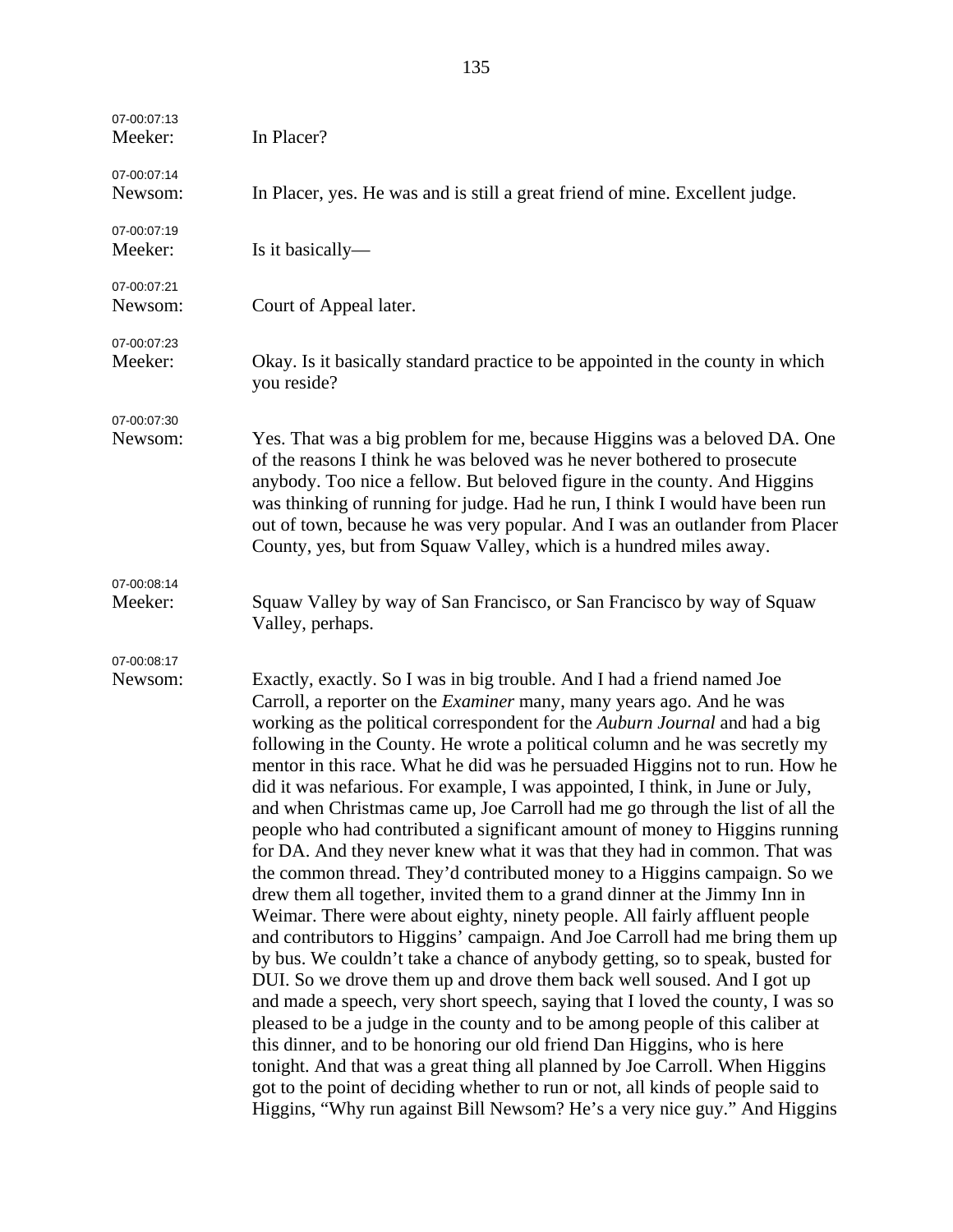07-00:07:13
Meeker: In Placer?

07-00:07:14
Newsom: In Placer, yes. He was and is still a great friend of mine. Excellent judge.

07-00:07:19
Meeker: Is it basically—

07-00:07:21
Newsom: Court of Appeal later.

07-00:07:23
Meeker: Okay. Is it basically standard practice to be appointed in the county in which you reside?

07-00:07:30
Newsom: Yes. That was a big problem for me, because Higgins was a beloved DA. One of the reasons I think he was beloved was he never bothered to prosecute anybody. Too nice a fellow. But beloved figure in the county. And Higgins was thinking of running for judge. Had he run, I think I would have been run out of town, because he was very popular. And I was an outlander from Placer County, yes, but from Squaw Valley, which is a hundred miles away.

07-00:08:14
Meeker: Squaw Valley by way of San Francisco, or San Francisco by way of Squaw Valley, perhaps.

07-00:08:17
Newsom: Exactly, exactly. So I was in big trouble. And I had a friend named Joe Carroll, a reporter on the *Examiner* many, many years ago. And he was working as the political correspondent for the *Auburn Journal* and had a big following in the County. He wrote a political column and he was secretly my mentor in this race. What he did was he persuaded Higgins not to run. How he did it was nefarious. For example, I was appointed, I think, in June or July, and when Christmas came up, Joe Carroll had me go through the list of all the people who had contributed a significant amount of money to Higgins running for DA. And they never knew what it was that they had in common. That was the common thread. They'd contributed money to a Higgins campaign. So we drew them all together, invited them to a grand dinner at the Jimmy Inn in Weimar. There were about eighty, ninety people. All fairly affluent people and contributors to Higgins' campaign. And Joe Carroll had me bring them up by bus. We couldn't take a chance of anybody getting, so to speak, busted for DUI. So we drove them up and drove them back well soused. And I got up and made a speech, very short speech, saying that I loved the county, I was so pleased to be a judge in the county and to be among people of this caliber at this dinner, and to be honoring our old friend Dan Higgins, who is here tonight. And that was a great thing all planned by Joe Carroll. When Higgins got to the point of deciding whether to run or not, all kinds of people said to Higgins, "Why run against Bill Newsom? He's a very nice guy." And Higgins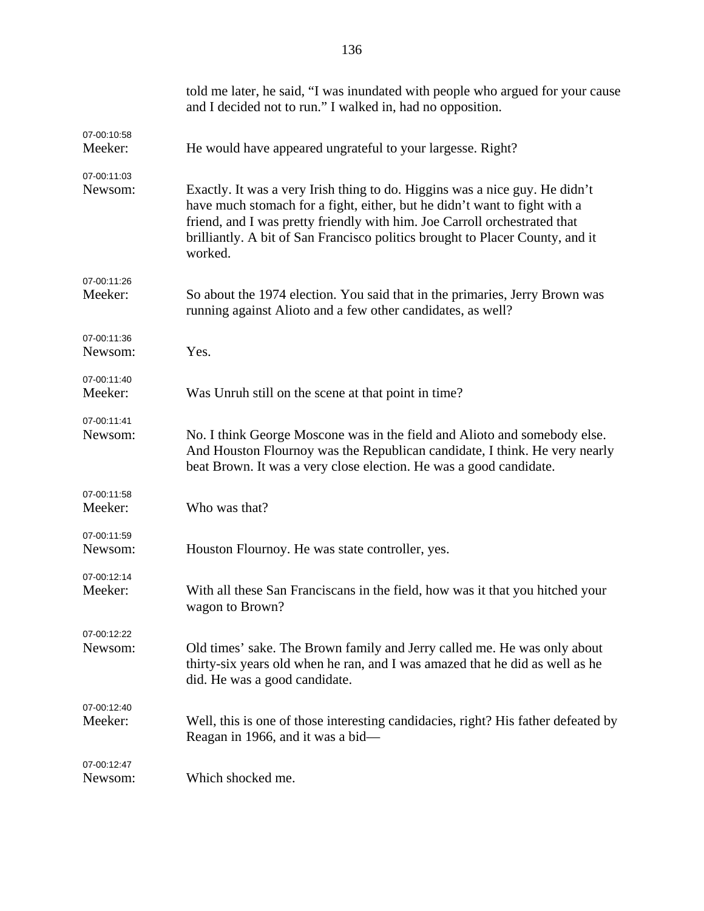told me later, he said, "I was inundated with people who argued for your cause and I decided not to run." I walked in, had no opposition.

07-00:10:58
Meeker: He would have appeared ungrateful to your largesse. Right?

07-00:11:03
Newsom: Exactly. It was a very Irish thing to do. Higgins was a nice guy. He didn't have much stomach for a fight, either, but he didn't want to fight with a friend, and I was pretty friendly with him. Joe Carroll orchestrated that brilliantly. A bit of San Francisco politics brought to Placer County, and it worked.

07-00:11:26
Meeker: So about the 1974 election. You said that in the primaries, Jerry Brown was running against Alioto and a few other candidates, as well?

07-00:11:36
Newsom: Yes.

07-00:11:40
Meeker: Was Unruh still on the scene at that point in time?

07-00:11:41
Newsom: No. I think George Moscone was in the field and Alioto and somebody else. And Houston Flournoy was the Republican candidate, I think. He very nearly beat Brown. It was a very close election. He was a good candidate.

07-00:11:58
Meeker: Who was that?

07-00:11:59
Newsom: Houston Flournoy. He was state controller, yes.

07-00:12:14
Meeker: With all these San Franciscans in the field, how was it that you hitched your wagon to Brown?

07-00:12:22
Newsom: Old times' sake. The Brown family and Jerry called me. He was only about thirty-six years old when he ran, and I was amazed that he did as well as he did. He was a good candidate.

07-00:12:40
Meeker: Well, this is one of those interesting candidacies, right? His father defeated by Reagan in 1966, and it was a bid—

07-00:12:47
Newsom: Which shocked me.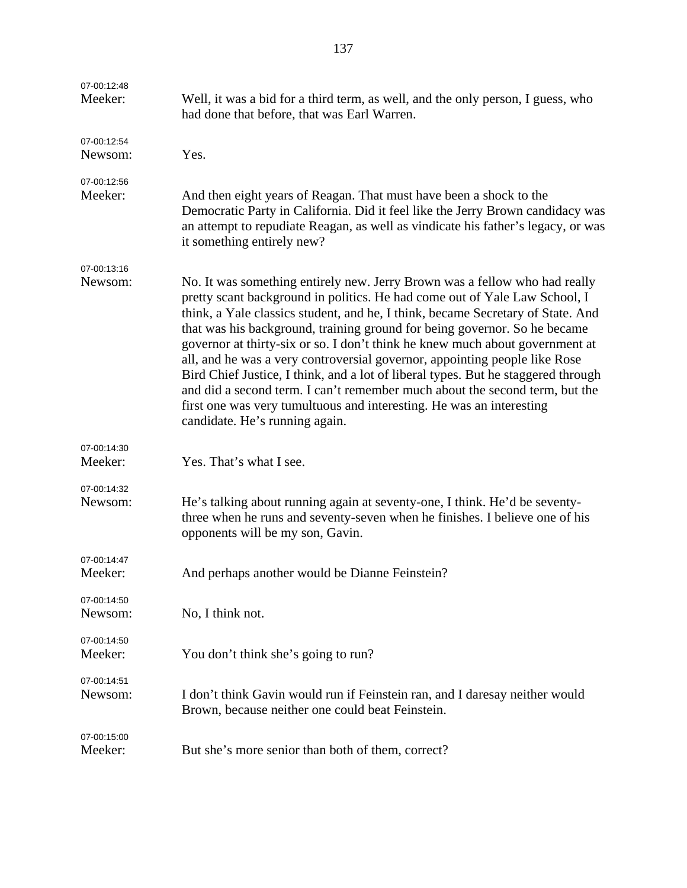07-00:12:48
Meeker: Well, it was a bid for a third term, as well, and the only person, I guess, who had done that before, that was Earl Warren.

07-00:12:54
Newsom: Yes.

07-00:12:56
Meeker: And then eight years of Reagan. That must have been a shock to the Democratic Party in California. Did it feel like the Jerry Brown candidacy was an attempt to repudiate Reagan, as well as vindicate his father's legacy, or was it something entirely new?

07-00:13:16
Newsom: No. It was something entirely new. Jerry Brown was a fellow who had really pretty scant background in politics. He had come out of Yale Law School, I think, a Yale classics student, and he, I think, became Secretary of State. And that was his background, training ground for being governor. So he became governor at thirty-six or so. I don't think he knew much about government at all, and he was a very controversial governor, appointing people like Rose Bird Chief Justice, I think, and a lot of liberal types. But he staggered through and did a second term. I can't remember much about the second term, but the first one was very tumultuous and interesting. He was an interesting candidate. He's running again.

07-00:14:30
Meeker: Yes. That's what I see.

07-00:14:32
Newsom: He's talking about running again at seventy-one, I think. He'd be seventy-three when he runs and seventy-seven when he finishes. I believe one of his opponents will be my son, Gavin.

07-00:14:47
Meeker: And perhaps another would be Dianne Feinstein?

07-00:14:50
Newsom: No, I think not.

07-00:14:50
Meeker: You don't think she's going to run?

07-00:14:51
Newsom: I don't think Gavin would run if Feinstein ran, and I daresay neither would Brown, because neither one could beat Feinstein.

07-00:15:00
Meeker: But she's more senior than both of them, correct?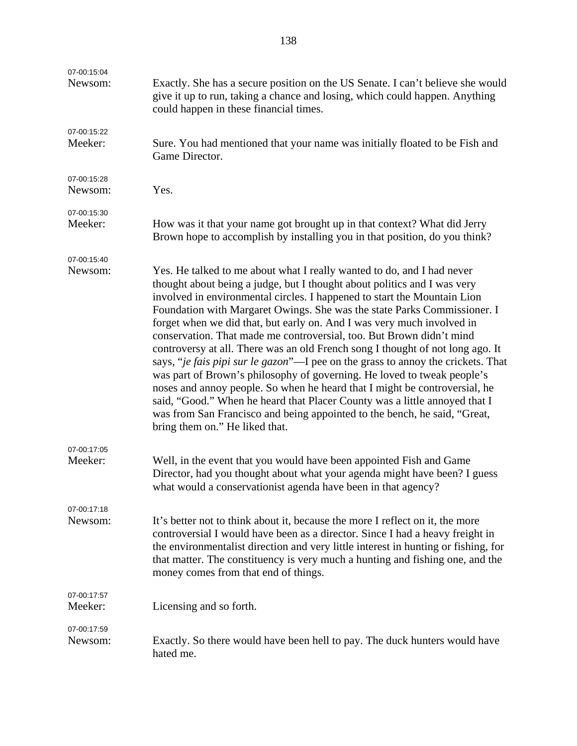07-00:15:04
Newsom: Exactly. She has a secure position on the US Senate. I can't believe she would give it up to run, taking a chance and losing, which could happen. Anything could happen in these financial times.

07-00:15:22
Meeker: Sure. You had mentioned that your name was initially floated to be Fish and Game Director.

07-00:15:28
Newsom: Yes.

07-00:15:30
Meeker: How was it that your name got brought up in that context? What did Jerry Brown hope to accomplish by installing you in that position, do you think?

07-00:15:40
Newsom: Yes. He talked to me about what I really wanted to do, and I had never thought about being a judge, but I thought about politics and I was very involved in environmental circles. I happened to start the Mountain Lion Foundation with Margaret Owings. She was the state Parks Commissioner. I forget when we did that, but early on. And I was very much involved in conservation. That made me controversial, too. But Brown didn't mind controversy at all. There was an old French song I thought of not long ago. It says, "*je fais pipi sur le gazon*"—I pee on the grass to annoy the crickets. That was part of Brown's philosophy of governing. He loved to tweak people's noses and annoy people. So when he heard that I might be controversial, he said, "Good." When he heard that Placer County was a little annoyed that I was from San Francisco and being appointed to the bench, he said, "Great, bring them on." He liked that.

07-00:17:05
Meeker: Well, in the event that you would have been appointed Fish and Game Director, had you thought about what your agenda might have been? I guess what would a conservationist agenda have been in that agency?

07-00:17:18
Newsom: It's better not to think about it, because the more I reflect on it, the more controversial I would have been as a director. Since I had a heavy freight in the environmentalist direction and very little interest in hunting or fishing, for that matter. The constituency is very much a hunting and fishing one, and the money comes from that end of things.

07-00:17:57
Meeker: Licensing and so forth.

07-00:17:59
Newsom: Exactly. So there would have been hell to pay. The duck hunters would have hated me.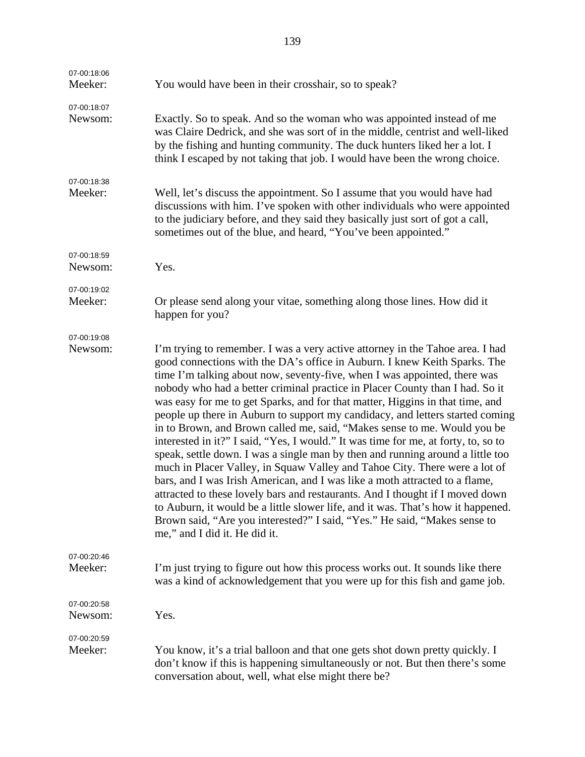07-00:18:06
Meeker: You would have been in their crosshair, so to speak?

07-00:18:07
Newsom: Exactly. So to speak. And so the woman who was appointed instead of me was Claire Dedrick, and she was sort of in the middle, centrist and well-liked by the fishing and hunting community. The duck hunters liked her a lot. I think I escaped by not taking that job. I would have been the wrong choice.

07-00:18:38
Meeker: Well, let's discuss the appointment. So I assume that you would have had discussions with him. I've spoken with other individuals who were appointed to the judiciary before, and they said they basically just sort of got a call, sometimes out of the blue, and heard, "You've been appointed."

07-00:18:59
Newsom: Yes.

07-00:19:02
Meeker: Or please send along your vitae, something along those lines. How did it happen for you?

07-00:19:08
Newsom: I'm trying to remember. I was a very active attorney in the Tahoe area. I had good connections with the DA's office in Auburn. I knew Keith Sparks. The time I'm talking about now, seventy-five, when I was appointed, there was nobody who had a better criminal practice in Placer County than I had. So it was easy for me to get Sparks, and for that matter, Higgins in that time, and people up there in Auburn to support my candidacy, and letters started coming in to Brown, and Brown called me, said, "Makes sense to me. Would you be interested in it?" I said, "Yes, I would." It was time for me, at forty, to, so to speak, settle down. I was a single man by then and running around a little too much in Placer Valley, in Squaw Valley and Tahoe City. There were a lot of bars, and I was Irish American, and I was like a moth attracted to a flame, attracted to these lovely bars and restaurants. And I thought if I moved down to Auburn, it would be a little slower life, and it was. That's how it happened. Brown said, "Are you interested?" I said, "Yes." He said, "Makes sense to me," and I did it. He did it.

07-00:20:46
Meeker: I'm just trying to figure out how this process works out. It sounds like there was a kind of acknowledgement that you were up for this fish and game job.

07-00:20:58
Newsom: Yes.

07-00:20:59
Meeker: You know, it's a trial balloon and that one gets shot down pretty quickly. I don't know if this is happening simultaneously or not. But then there's some conversation about, well, what else might there be?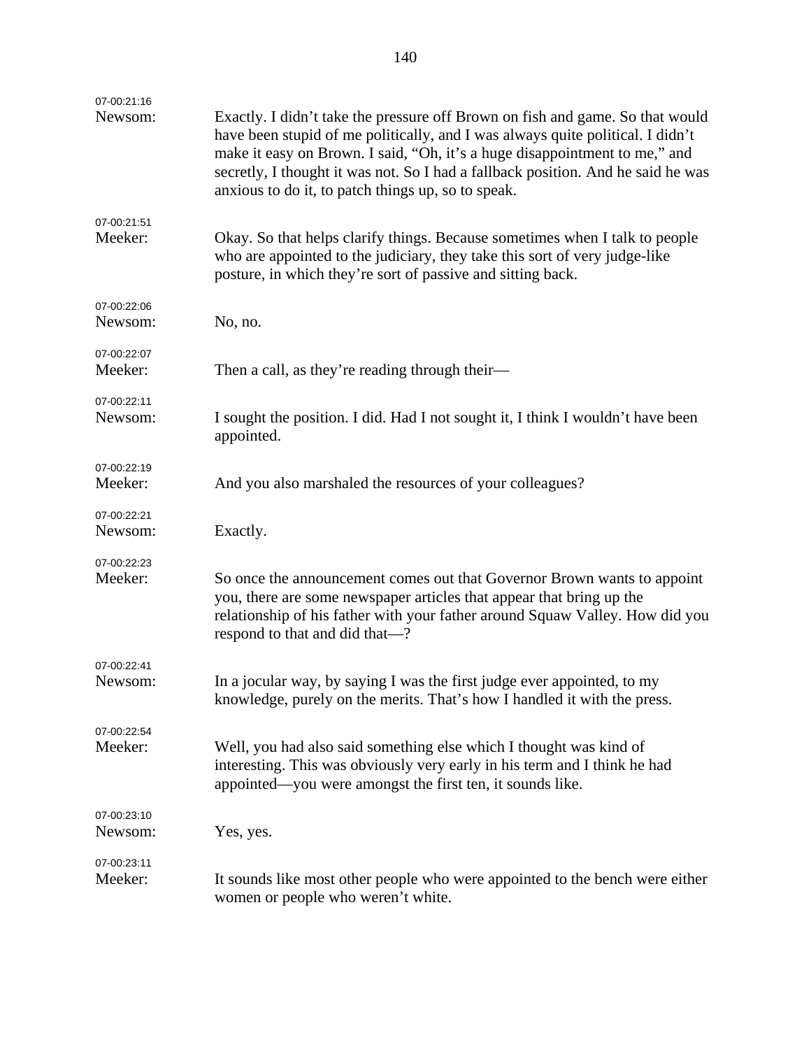07-00:21:16
Newsom: Exactly. I didn't take the pressure off Brown on fish and game. So that would have been stupid of me politically, and I was always quite political. I didn't make it easy on Brown. I said, "Oh, it's a huge disappointment to me," and secretly, I thought it was not. So I had a fallback position. And he said he was anxious to do it, to patch things up, so to speak.

07-00:21:51
Meeker: Okay. So that helps clarify things. Because sometimes when I talk to people who are appointed to the judiciary, they take this sort of very judge-like posture, in which they're sort of passive and sitting back.

07-00:22:06
Newsom: No, no.

07-00:22:07
Meeker: Then a call, as they're reading through their—

07-00:22:11
Newsom: I sought the position. I did. Had I not sought it, I think I wouldn't have been appointed.

07-00:22:19
Meeker: And you also marshaled the resources of your colleagues?

07-00:22:21
Newsom: Exactly.

07-00:22:23
Meeker: So once the announcement comes out that Governor Brown wants to appoint you, there are some newspaper articles that appear that bring up the relationship of his father with your father around Squaw Valley. How did you respond to that and did that—?

07-00:22:41
Newsom: In a jocular way, by saying I was the first judge ever appointed, to my knowledge, purely on the merits. That's how I handled it with the press.

07-00:22:54
Meeker: Well, you had also said something else which I thought was kind of interesting. This was obviously very early in his term and I think he had appointed—you were amongst the first ten, it sounds like.

07-00:23:10
Newsom: Yes, yes.

07-00:23:11
Meeker: It sounds like most other people who were appointed to the bench were either women or people who weren't white.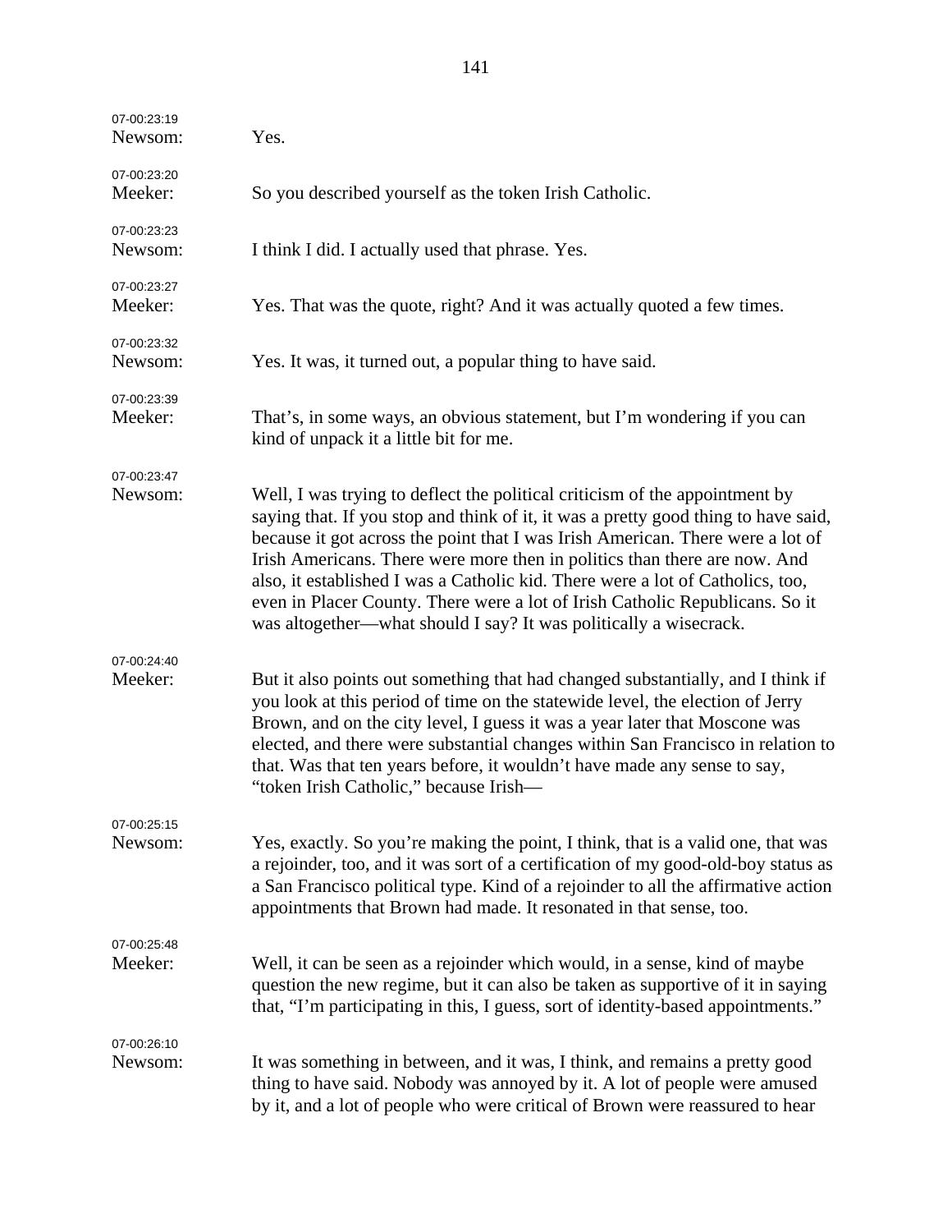07-00:23:19
Newsom: Yes.

07-00:23:20
Meeker: So you described yourself as the token Irish Catholic.

07-00:23:23
Newsom: I think I did. I actually used that phrase. Yes.

07-00:23:27
Meeker: Yes. That was the quote, right? And it was actually quoted a few times.

07-00:23:32
Newsom: Yes. It was, it turned out, a popular thing to have said.

07-00:23:39
Meeker: That's, in some ways, an obvious statement, but I'm wondering if you can kind of unpack it a little bit for me.

07-00:23:47
Newsom: Well, I was trying to deflect the political criticism of the appointment by saying that. If you stop and think of it, it was a pretty good thing to have said, because it got across the point that I was Irish American. There were a lot of Irish Americans. There were more then in politics than there are now. And also, it established I was a Catholic kid. There were a lot of Catholics, too, even in Placer County. There were a lot of Irish Catholic Republicans. So it was altogether—what should I say? It was politically a wisecrack.

07-00:24:40
Meeker: But it also points out something that had changed substantially, and I think if you look at this period of time on the statewide level, the election of Jerry Brown, and on the city level, I guess it was a year later that Moscone was elected, and there were substantial changes within San Francisco in relation to that. Was that ten years before, it wouldn't have made any sense to say, "token Irish Catholic," because Irish—

07-00:25:15
Newsom: Yes, exactly. So you're making the point, I think, that is a valid one, that was a rejoinder, too, and it was sort of a certification of my good-old-boy status as a San Francisco political type. Kind of a rejoinder to all the affirmative action appointments that Brown had made. It resonated in that sense, too.

07-00:25:48
Meeker: Well, it can be seen as a rejoinder which would, in a sense, kind of maybe question the new regime, but it can also be taken as supportive of it in saying that, "I'm participating in this, I guess, sort of identity-based appointments."

07-00:26:10
Newsom: It was something in between, and it was, I think, and remains a pretty good thing to have said. Nobody was annoyed by it. A lot of people were amused by it, and a lot of people who were critical of Brown were reassured to hear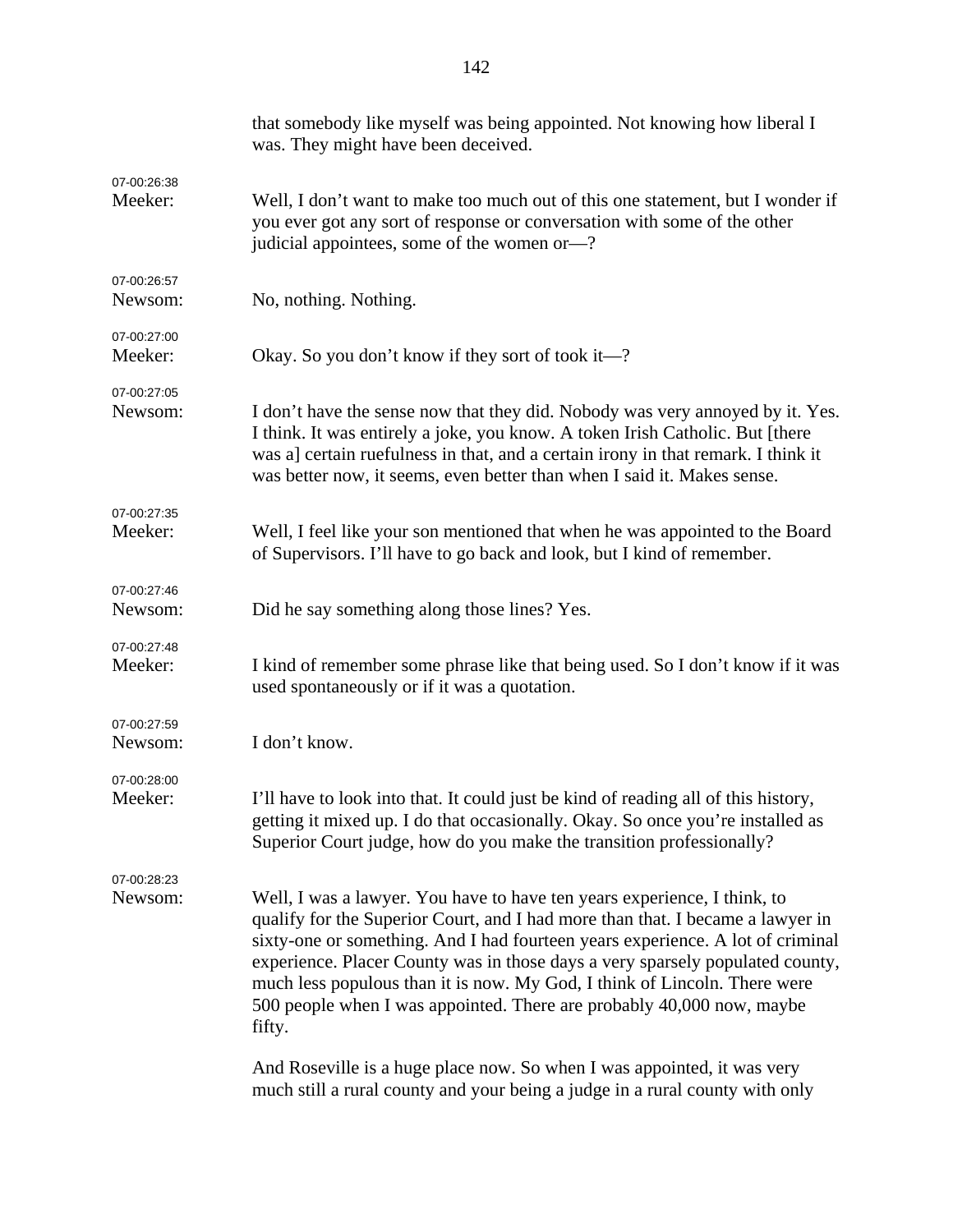that somebody like myself was being appointed. Not knowing how liberal I was. They might have been deceived.

07-00:26:38
Meeker: Well, I don't want to make too much out of this one statement, but I wonder if you ever got any sort of response or conversation with some of the other judicial appointees, some of the women or—?

07-00:26:57
Newsom: No, nothing. Nothing.

07-00:27:00
Meeker: Okay. So you don't know if they sort of took it—?

07-00:27:05
Newsom: I don't have the sense now that they did. Nobody was very annoyed by it. Yes. I think. It was entirely a joke, you know. A token Irish Catholic. But [there was a] certain ruefulness in that, and a certain irony in that remark. I think it was better now, it seems, even better than when I said it. Makes sense.

07-00:27:35
Meeker: Well, I feel like your son mentioned that when he was appointed to the Board of Supervisors. I'll have to go back and look, but I kind of remember.

07-00:27:46
Newsom: Did he say something along those lines? Yes.

07-00:27:48
Meeker: I kind of remember some phrase like that being used. So I don't know if it was used spontaneously or if it was a quotation.

07-00:27:59
Newsom: I don't know.

07-00:28:00
Meeker: I'll have to look into that. It could just be kind of reading all of this history, getting it mixed up. I do that occasionally. Okay. So once you're installed as Superior Court judge, how do you make the transition professionally?

07-00:28:23
Newsom: Well, I was a lawyer. You have to have ten years experience, I think, to qualify for the Superior Court, and I had more than that. I became a lawyer in sixty-one or something. And I had fourteen years experience. A lot of criminal experience. Placer County was in those days a very sparsely populated county, much less populous than it is now. My God, I think of Lincoln. There were 500 people when I was appointed. There are probably 40,000 now, maybe fifty.

And Roseville is a huge place now. So when I was appointed, it was very much still a rural county and your being a judge in a rural county with only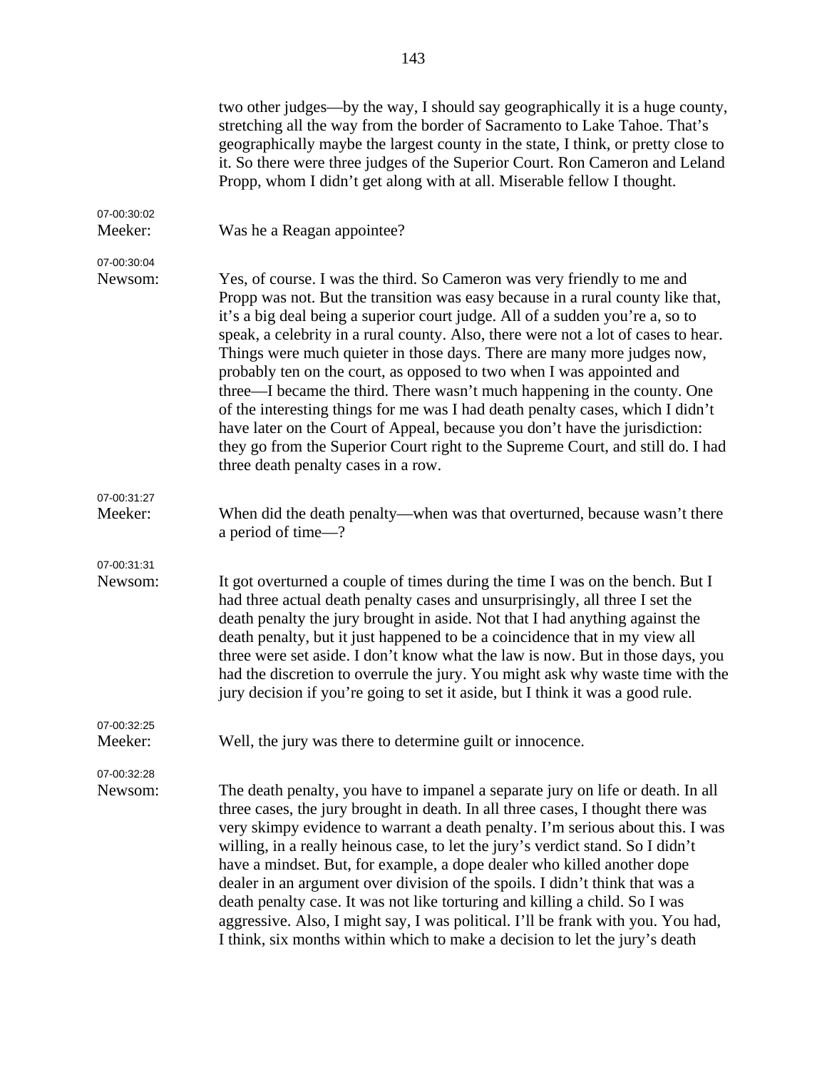two other judges—by the way, I should say geographically it is a huge county, stretching all the way from the border of Sacramento to Lake Tahoe. That's geographically maybe the largest county in the state, I think, or pretty close to it. So there were three judges of the Superior Court. Ron Cameron and Leland Propp, whom I didn't get along with at all. Miserable fellow I thought.

07-00:30:02
**Meeker:** Was he a Reagan appointee?

07-00:30:04
**Newsom:** Yes, of course. I was the third. So Cameron was very friendly to me and Propp was not. But the transition was easy because in a rural county like that, it's a big deal being a superior court judge. All of a sudden you're a, so to speak, a celebrity in a rural county. Also, there were not a lot of cases to hear. Things were much quieter in those days. There are many more judges now, probably ten on the court, as opposed to two when I was appointed and three—I became the third. There wasn't much happening in the county. One of the interesting things for me was I had death penalty cases, which I didn't have later on the Court of Appeal, because you don't have the jurisdiction: they go from the Superior Court right to the Supreme Court, and still do. I had three death penalty cases in a row.

07-00:31:27
**Meeker:** When did the death penalty—when was that overturned, because wasn't there a period of time—?

07-00:31:31
**Newsom:** It got overturned a couple of times during the time I was on the bench. But I had three actual death penalty cases and unsurprisingly, all three I set the death penalty the jury brought in aside. Not that I had anything against the death penalty, but it just happened to be a coincidence that in my view all three were set aside. I don't know what the law is now. But in those days, you had the discretion to overrule the jury. You might ask why waste time with the jury decision if you're going to set it aside, but I think it was a good rule.

07-00:32:25
**Meeker:** Well, the jury was there to determine guilt or innocence.

07-00:32:28
**Newsom:** The death penalty, you have to impanel a separate jury on life or death. In all three cases, the jury brought in death. In all three cases, I thought there was very skimpy evidence to warrant a death penalty. I'm serious about this. I was willing, in a really heinous case, to let the jury's verdict stand. So I didn't have a mindset. But, for example, a dope dealer who killed another dope dealer in an argument over division of the spoils. I didn't think that was a death penalty case. It was not like torturing and killing a child. So I was aggressive. Also, I might say, I was political. I'll be frank with you. You had, I think, six months within which to make a decision to let the jury's death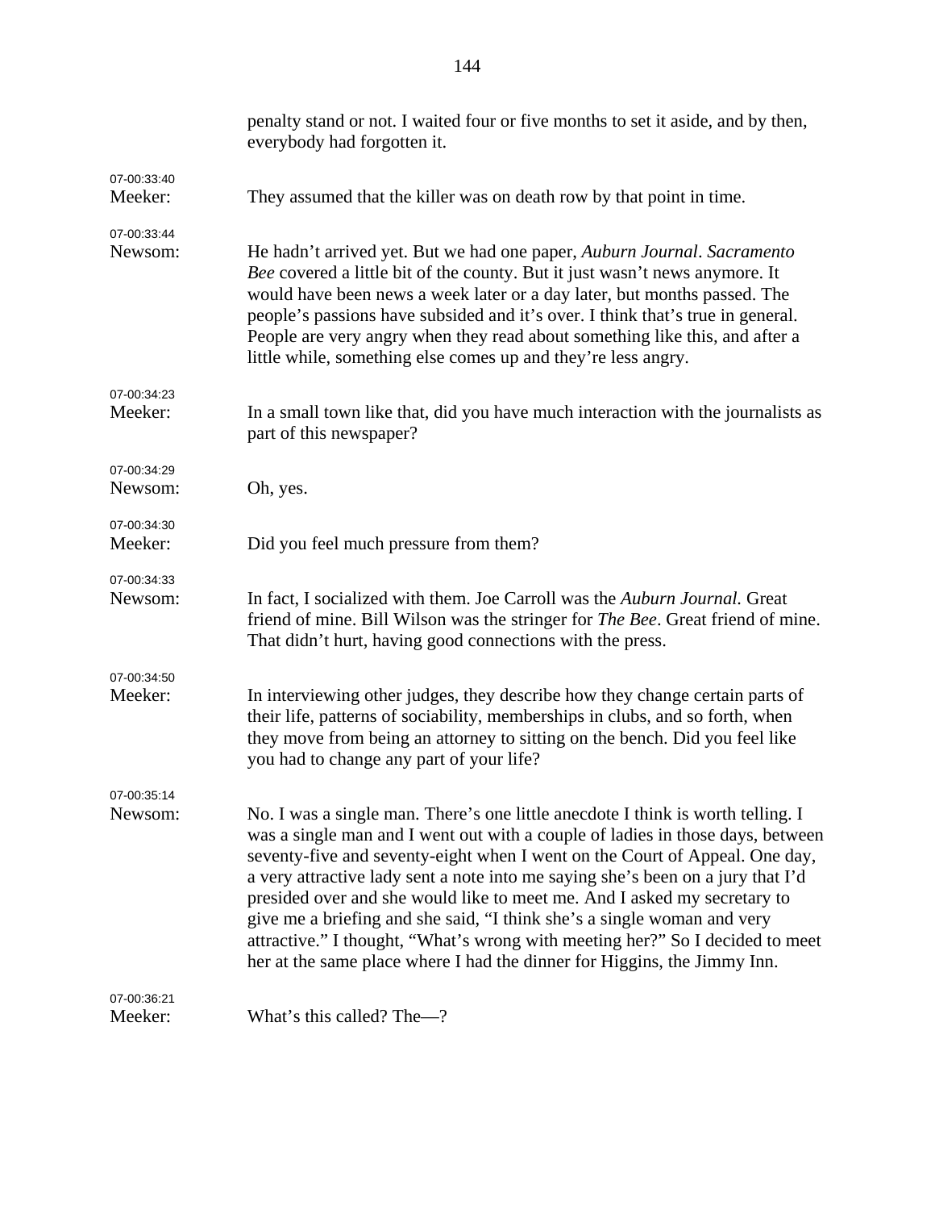penalty stand or not. I waited four or five months to set it aside, and by then, everybody had forgotten it.

07-00:33:40
Meeker: They assumed that the killer was on death row by that point in time.

07-00:33:44
Newsom: He hadn't arrived yet. But we had one paper, *Auburn Journal*. *Sacramento Bee* covered a little bit of the county. But it just wasn't news anymore. It would have been news a week later or a day later, but months passed. The people's passions have subsided and it's over. I think that's true in general. People are very angry when they read about something like this, and after a little while, something else comes up and they're less angry.

07-00:34:23
Meeker: In a small town like that, did you have much interaction with the journalists as part of this newspaper?

07-00:34:29
Newsom: Oh, yes.

07-00:34:30
Meeker: Did you feel much pressure from them?

07-00:34:33
Newsom: In fact, I socialized with them. Joe Carroll was the *Auburn Journal.* Great friend of mine. Bill Wilson was the stringer for *The Bee*. Great friend of mine. That didn't hurt, having good connections with the press.

07-00:34:50
Meeker: In interviewing other judges, they describe how they change certain parts of their life, patterns of sociability, memberships in clubs, and so forth, when they move from being an attorney to sitting on the bench. Did you feel like you had to change any part of your life?

07-00:35:14
Newsom: No. I was a single man. There's one little anecdote I think is worth telling. I was a single man and I went out with a couple of ladies in those days, between seventy-five and seventy-eight when I went on the Court of Appeal. One day, a very attractive lady sent a note into me saying she's been on a jury that I'd presided over and she would like to meet me. And I asked my secretary to give me a briefing and she said, "I think she's a single woman and very attractive." I thought, "What's wrong with meeting her?" So I decided to meet her at the same place where I had the dinner for Higgins, the Jimmy Inn.

07-00:36:21
Meeker: What's this called? The—?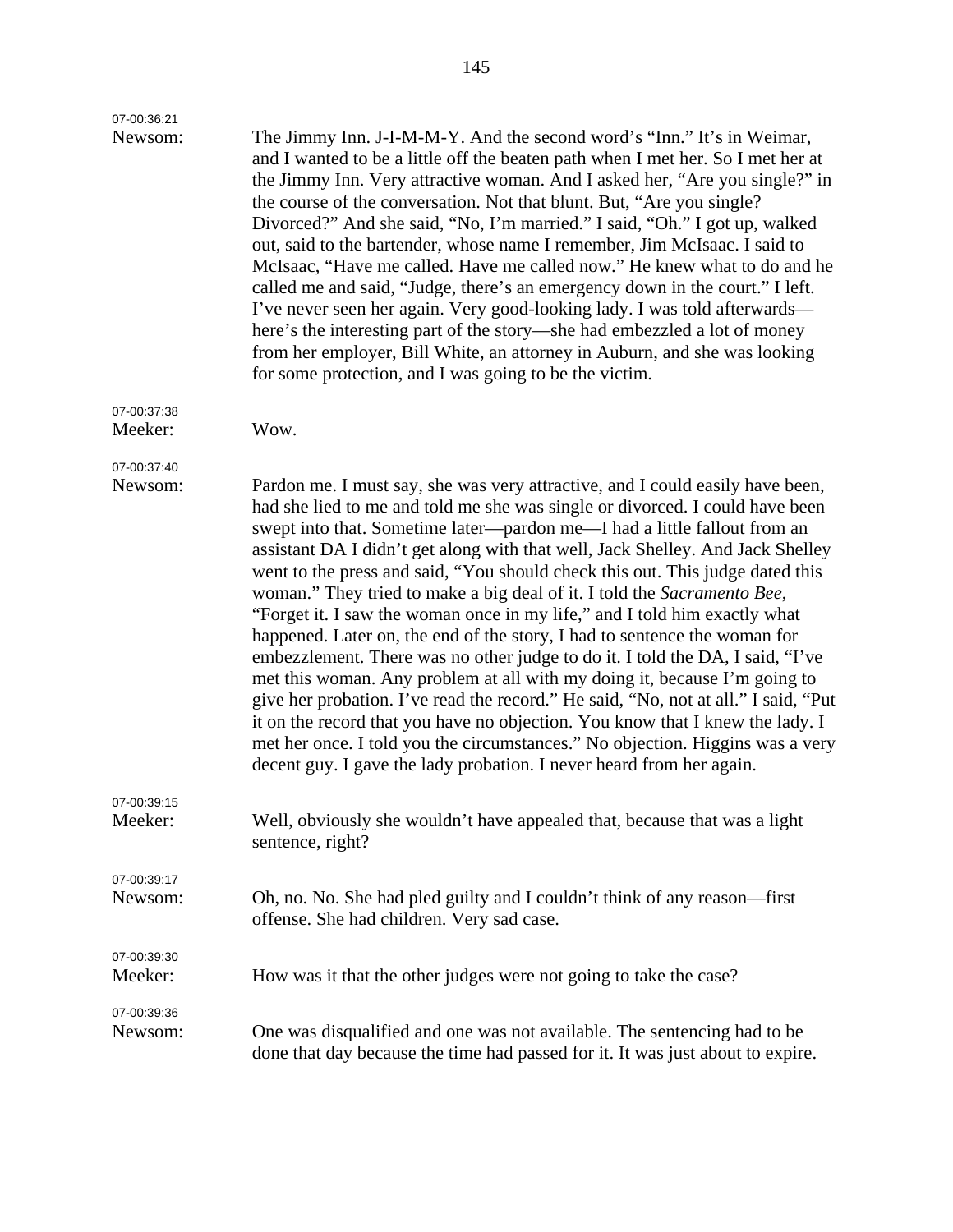07-00:36:21
Newsom: The Jimmy Inn. J-I-M-M-Y. And the second word's "Inn." It's in Weimar, and I wanted to be a little off the beaten path when I met her. So I met her at the Jimmy Inn. Very attractive woman. And I asked her, "Are you single?" in the course of the conversation. Not that blunt. But, "Are you single? Divorced?" And she said, "No, I'm married." I said, "Oh." I got up, walked out, said to the bartender, whose name I remember, Jim McIsaac. I said to McIsaac, "Have me called. Have me called now." He knew what to do and he called me and said, "Judge, there's an emergency down in the court." I left. I've never seen her again. Very good-looking lady. I was told afterwards—here's the interesting part of the story—she had embezzled a lot of money from her employer, Bill White, an attorney in Auburn, and she was looking for some protection, and I was going to be the victim.

07-00:37:38
Meeker: Wow.

07-00:37:40
Newsom: Pardon me. I must say, she was very attractive, and I could easily have been, had she lied to me and told me she was single or divorced. I could have been swept into that. Sometime later—pardon me—I had a little fallout from an assistant DA I didn't get along with that well, Jack Shelley. And Jack Shelley went to the press and said, "You should check this out. This judge dated this woman." They tried to make a big deal of it. I told the *Sacramento Bee*, "Forget it. I saw the woman once in my life," and I told him exactly what happened. Later on, the end of the story, I had to sentence the woman for embezzlement. There was no other judge to do it. I told the DA, I said, "I've met this woman. Any problem at all with my doing it, because I'm going to give her probation. I've read the record." He said, "No, not at all." I said, "Put it on the record that you have no objection. You know that I knew the lady. I met her once. I told you the circumstances." No objection. Higgins was a very decent guy. I gave the lady probation. I never heard from her again.

07-00:39:15
Meeker: Well, obviously she wouldn't have appealed that, because that was a light sentence, right?

07-00:39:17
Newsom: Oh, no. No. She had pled guilty and I couldn't think of any reason—first offense. She had children. Very sad case.

07-00:39:30
Meeker: How was it that the other judges were not going to take the case?

07-00:39:36
Newsom: One was disqualified and one was not available. The sentencing had to be done that day because the time had passed for it. It was just about to expire.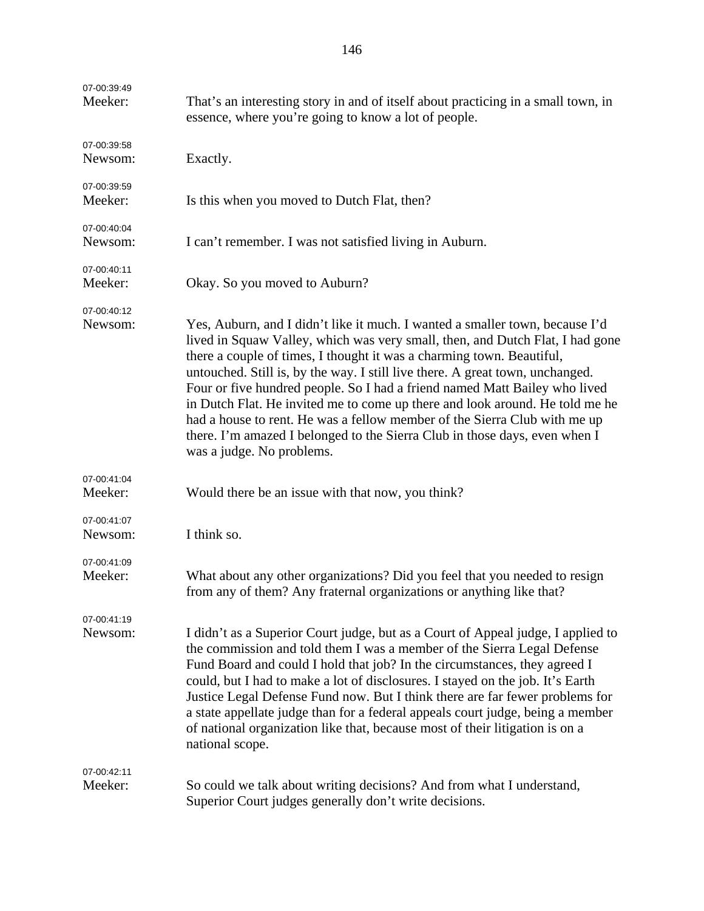07-00:39:49
Meeker: That's an interesting story in and of itself about practicing in a small town, in essence, where you're going to know a lot of people.

07-00:39:58
Newsom: Exactly.

07-00:39:59
Meeker: Is this when you moved to Dutch Flat, then?

07-00:40:04
Newsom: I can't remember. I was not satisfied living in Auburn.

07-00:40:11
Meeker: Okay. So you moved to Auburn?

07-00:40:12
Newsom: Yes, Auburn, and I didn't like it much. I wanted a smaller town, because I'd lived in Squaw Valley, which was very small, then, and Dutch Flat, I had gone there a couple of times, I thought it was a charming town. Beautiful, untouched. Still is, by the way. I still live there. A great town, unchanged. Four or five hundred people. So I had a friend named Matt Bailey who lived in Dutch Flat. He invited me to come up there and look around. He told me he had a house to rent. He was a fellow member of the Sierra Club with me up there. I'm amazed I belonged to the Sierra Club in those days, even when I was a judge. No problems.

07-00:41:04
Meeker: Would there be an issue with that now, you think?

07-00:41:07
Newsom: I think so.

07-00:41:09
Meeker: What about any other organizations? Did you feel that you needed to resign from any of them? Any fraternal organizations or anything like that?

07-00:41:19
Newsom: I didn't as a Superior Court judge, but as a Court of Appeal judge, I applied to the commission and told them I was a member of the Sierra Legal Defense Fund Board and could I hold that job? In the circumstances, they agreed I could, but I had to make a lot of disclosures. I stayed on the job. It's Earth Justice Legal Defense Fund now. But I think there are far fewer problems for a state appellate judge than for a federal appeals court judge, being a member of national organization like that, because most of their litigation is on a national scope.

07-00:42:11
Meeker: So could we talk about writing decisions? And from what I understand, Superior Court judges generally don't write decisions.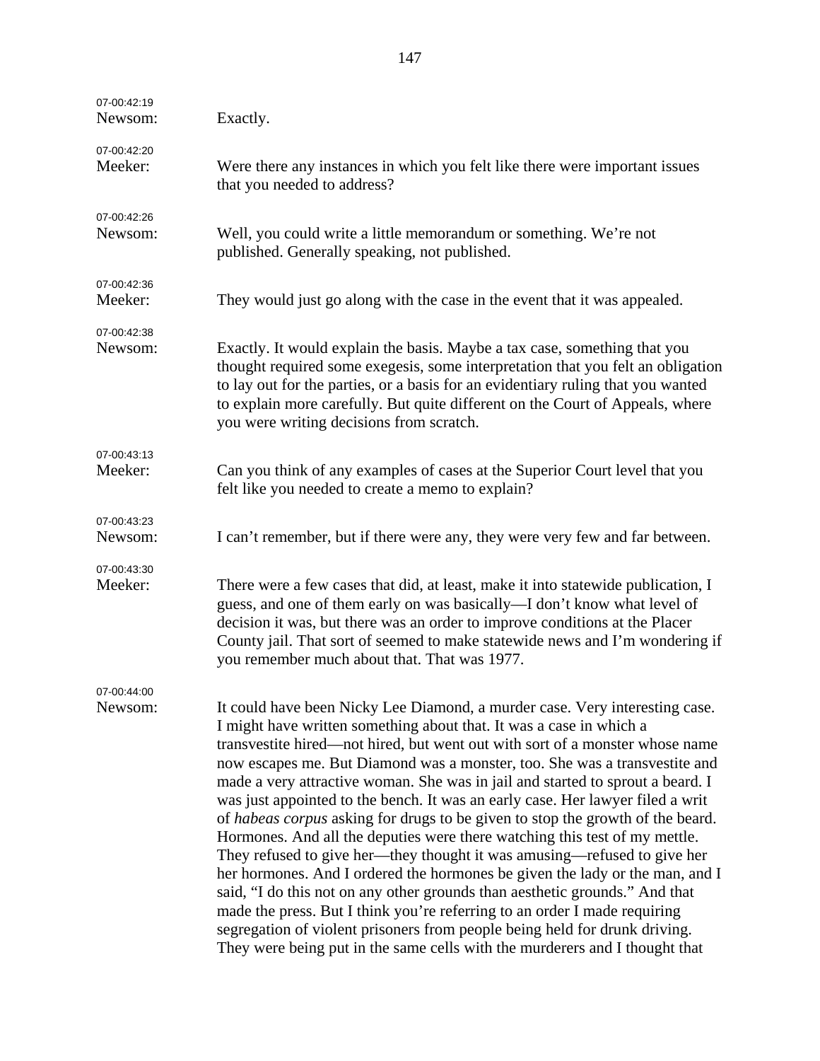07-00:42:19
Newsom: Exactly.

07-00:42:20
Meeker: Were there any instances in which you felt like there were important issues that you needed to address?

07-00:42:26
Newsom: Well, you could write a little memorandum or something. We're not published. Generally speaking, not published.

07-00:42:36
Meeker: They would just go along with the case in the event that it was appealed.

07-00:42:38
Newsom: Exactly. It would explain the basis. Maybe a tax case, something that you thought required some exegesis, some interpretation that you felt an obligation to lay out for the parties, or a basis for an evidentiary ruling that you wanted to explain more carefully. But quite different on the Court of Appeals, where you were writing decisions from scratch.

07-00:43:13
Meeker: Can you think of any examples of cases at the Superior Court level that you felt like you needed to create a memo to explain?

07-00:43:23
Newsom: I can't remember, but if there were any, they were very few and far between.

07-00:43:30
Meeker: There were a few cases that did, at least, make it into statewide publication, I guess, and one of them early on was basically—I don't know what level of decision it was, but there was an order to improve conditions at the Placer County jail. That sort of seemed to make statewide news and I'm wondering if you remember much about that. That was 1977.

07-00:44:00
Newsom: It could have been Nicky Lee Diamond, a murder case. Very interesting case. I might have written something about that. It was a case in which a transvestite hired—not hired, but went out with sort of a monster whose name now escapes me. But Diamond was a monster, too. She was a transvestite and made a very attractive woman. She was in jail and started to sprout a beard. I was just appointed to the bench. It was an early case. Her lawyer filed a writ of *habeas corpus* asking for drugs to be given to stop the growth of the beard. Hormones. And all the deputies were there watching this test of my mettle. They refused to give her—they thought it was amusing—refused to give her her hormones. And I ordered the hormones be given the lady or the man, and I said, "I do this not on any other grounds than aesthetic grounds." And that made the press. But I think you're referring to an order I made requiring segregation of violent prisoners from people being held for drunk driving. They were being put in the same cells with the murderers and I thought that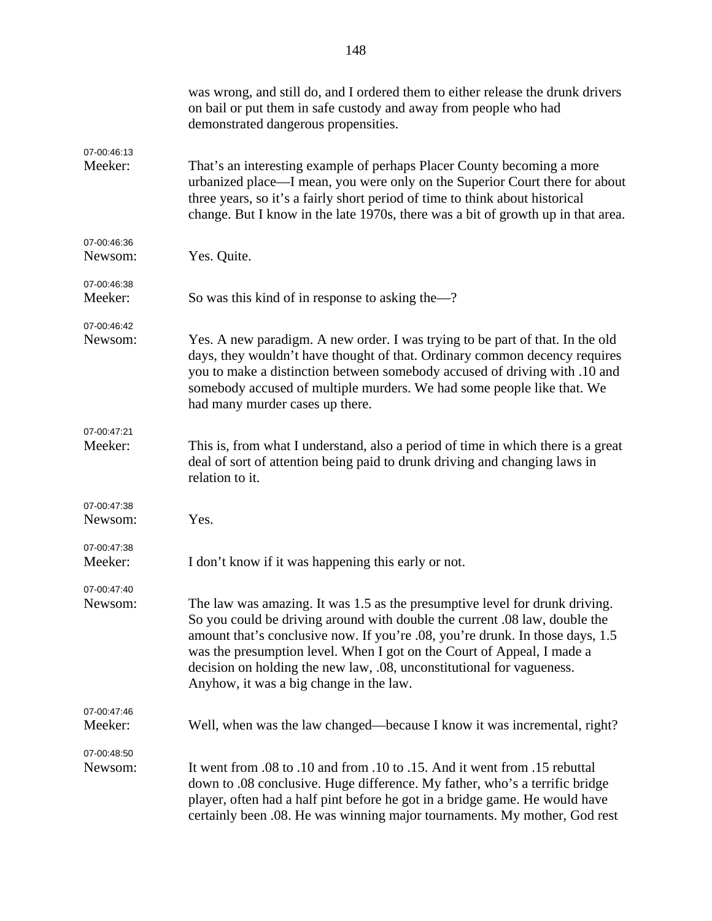was wrong, and still do, and I ordered them to either release the drunk drivers on bail or put them in safe custody and away from people who had demonstrated dangerous propensities.

07-00:46:13
Meeker: That's an interesting example of perhaps Placer County becoming a more urbanized place—I mean, you were only on the Superior Court there for about three years, so it's a fairly short period of time to think about historical change. But I know in the late 1970s, there was a bit of growth up in that area.

07-00:46:36
Newsom: Yes. Quite.

07-00:46:38
Meeker: So was this kind of in response to asking the—?

07-00:46:42
Newsom: Yes. A new paradigm. A new order. I was trying to be part of that. In the old days, they wouldn't have thought of that. Ordinary common decency requires you to make a distinction between somebody accused of driving with .10 and somebody accused of multiple murders. We had some people like that. We had many murder cases up there.

07-00:47:21
Meeker: This is, from what I understand, also a period of time in which there is a great deal of sort of attention being paid to drunk driving and changing laws in relation to it.

07-00:47:38
Newsom: Yes.

07-00:47:38
Meeker: I don't know if it was happening this early or not.

07-00:47:40
Newsom: The law was amazing. It was 1.5 as the presumptive level for drunk driving. So you could be driving around with double the current .08 law, double the amount that's conclusive now. If you're .08, you're drunk. In those days, 1.5 was the presumption level. When I got on the Court of Appeal, I made a decision on holding the new law, .08, unconstitutional for vagueness. Anyhow, it was a big change in the law.

07-00:47:46
Meeker: Well, when was the law changed—because I know it was incremental, right?

07-00:48:50
Newsom: It went from .08 to .10 and from .10 to .15. And it went from .15 rebuttal down to .08 conclusive. Huge difference. My father, who's a terrific bridge player, often had a half pint before he got in a bridge game. He would have certainly been .08. He was winning major tournaments. My mother, God rest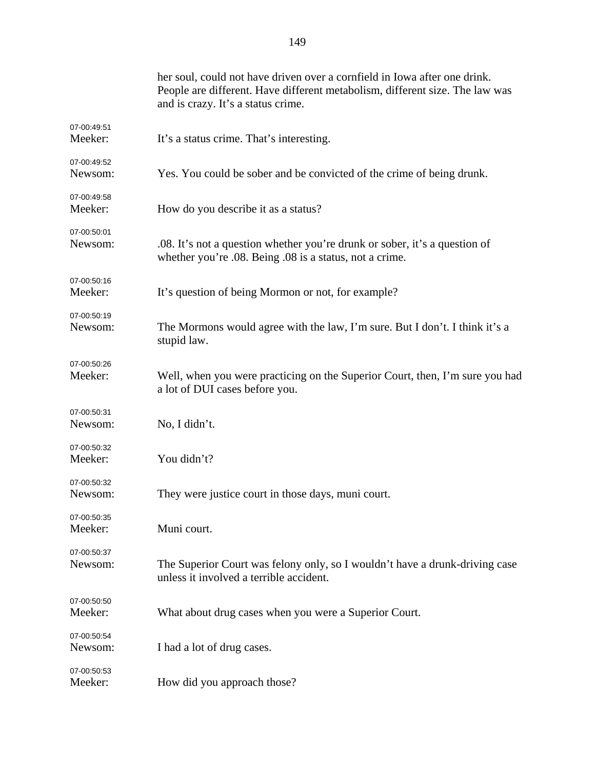her soul, could not have driven over a cornfield in Iowa after one drink. People are different. Have different metabolism, different size. The law was and is crazy. It's a status crime.

07-00:49:51
Meeker: It's a status crime. That's interesting.

07-00:49:52
Newsom: Yes. You could be sober and be convicted of the crime of being drunk.

07-00:49:58
Meeker: How do you describe it as a status?

07-00:50:01
Newsom: .08. It's not a question whether you're drunk or sober, it's a question of whether you're .08. Being .08 is a status, not a crime.

07-00:50:16
Meeker: It's question of being Mormon or not, for example?

07-00:50:19
Newsom: The Mormons would agree with the law, I'm sure. But I don't. I think it's a stupid law.

07-00:50:26
Meeker: Well, when you were practicing on the Superior Court, then, I'm sure you had a lot of DUI cases before you.

07-00:50:31
Newsom: No, I didn't.

07-00:50:32
Meeker: You didn't?

07-00:50:32
Newsom: They were justice court in those days, muni court.

07-00:50:35
Meeker: Muni court.

07-00:50:37
Newsom: The Superior Court was felony only, so I wouldn't have a drunk-driving case unless it involved a terrible accident.

07-00:50:50
Meeker: What about drug cases when you were a Superior Court.

07-00:50:54
Newsom: I had a lot of drug cases.

07-00:50:53
Meeker: How did you approach those?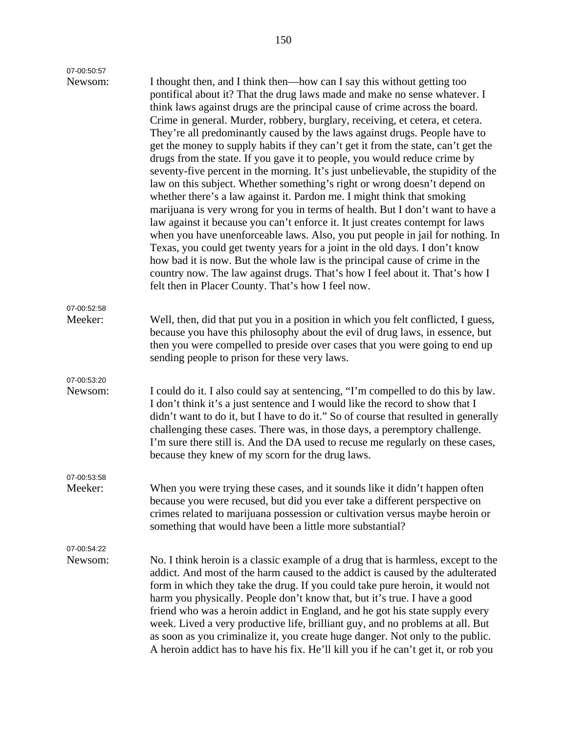07-00:50:57

Newsom: I thought then, and I think then—how can I say this without getting too pontifical about it? That the drug laws made and make no sense whatever. I think laws against drugs are the principal cause of crime across the board. Crime in general. Murder, robbery, burglary, receiving, et cetera, et cetera. They're all predominantly caused by the laws against drugs. People have to get the money to supply habits if they can't get it from the state, can't get the drugs from the state. If you gave it to people, you would reduce crime by seventy-five percent in the morning. It's just unbelievable, the stupidity of the law on this subject. Whether something's right or wrong doesn't depend on whether there's a law against it. Pardon me. I might think that smoking marijuana is very wrong for you in terms of health. But I don't want to have a law against it because you can't enforce it. It just creates contempt for laws when you have unenforceable laws. Also, you put people in jail for nothing. In Texas, you could get twenty years for a joint in the old days. I don't know how bad it is now. But the whole law is the principal cause of crime in the country now. The law against drugs. That's how I feel about it. That's how I felt then in Placer County. That's how I feel now.

07-00:52:58

Meeker: Well, then, did that put you in a position in which you felt conflicted, I guess, because you have this philosophy about the evil of drug laws, in essence, but then you were compelled to preside over cases that you were going to end up sending people to prison for these very laws.

07-00:53:20

Newsom: I could do it. I also could say at sentencing, "I'm compelled to do this by law. I don't think it's a just sentence and I would like the record to show that I didn't want to do it, but I have to do it." So of course that resulted in generally challenging these cases. There was, in those days, a peremptory challenge. I'm sure there still is. And the DA used to recuse me regularly on these cases, because they knew of my scorn for the drug laws.

07-00:53:58

Meeker: When you were trying these cases, and it sounds like it didn't happen often because you were recused, but did you ever take a different perspective on crimes related to marijuana possession or cultivation versus maybe heroin or something that would have been a little more substantial?

07-00:54:22

Newsom: No. I think heroin is a classic example of a drug that is harmless, except to the addict. And most of the harm caused to the addict is caused by the adulterated form in which they take the drug. If you could take pure heroin, it would not harm you physically. People don't know that, but it's true. I have a good friend who was a heroin addict in England, and he got his state supply every week. Lived a very productive life, brilliant guy, and no problems at all. But as soon as you criminalize it, you create huge danger. Not only to the public. A heroin addict has to have his fix. He'll kill you if he can't get it, or rob you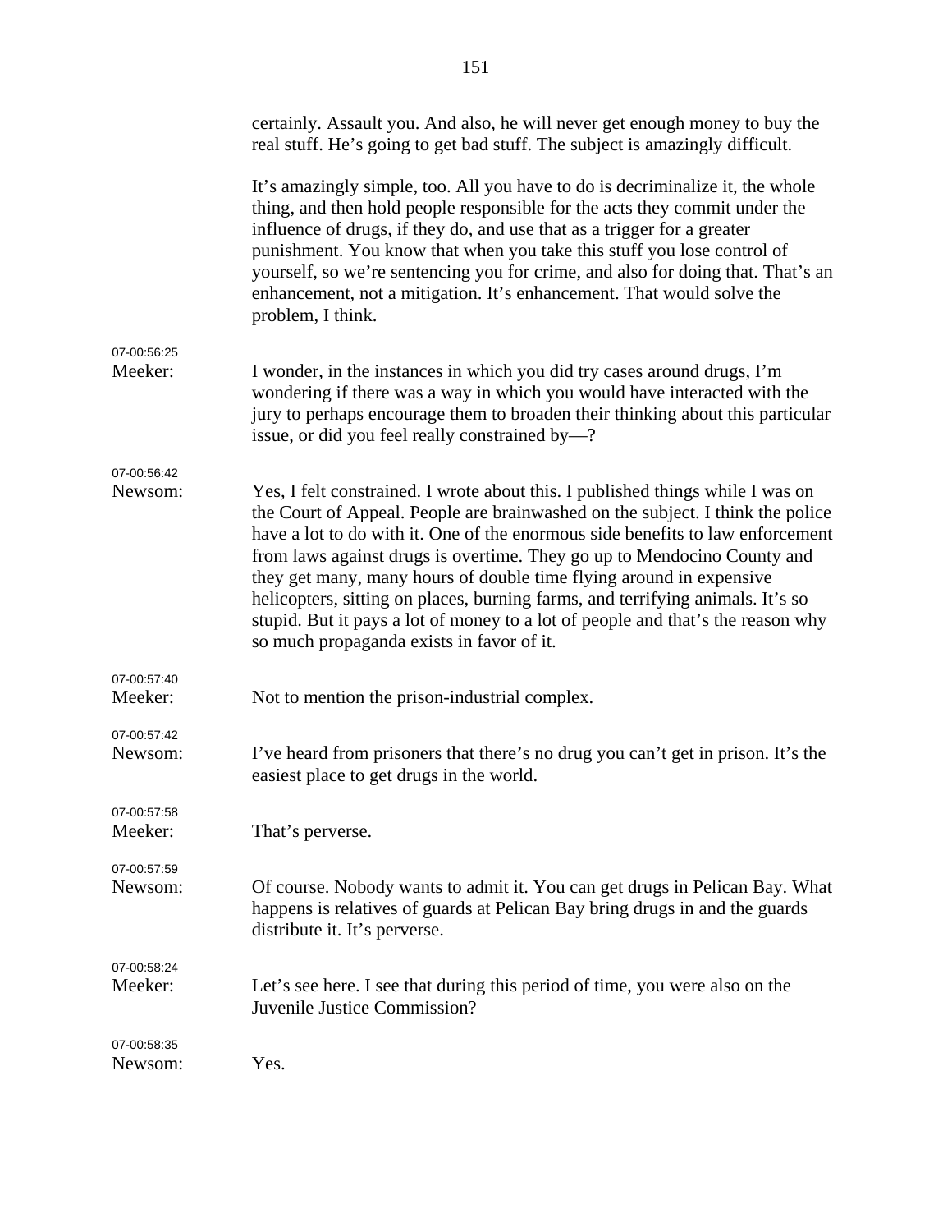certainly. Assault you. And also, he will never get enough money to buy the real stuff. He's going to get bad stuff. The subject is amazingly difficult.

It's amazingly simple, too. All you have to do is decriminalize it, the whole thing, and then hold people responsible for the acts they commit under the influence of drugs, if they do, and use that as a trigger for a greater punishment. You know that when you take this stuff you lose control of yourself, so we're sentencing you for crime, and also for doing that. That's an enhancement, not a mitigation. It's enhancement. That would solve the problem, I think.

07-00:56:25
Meeker: I wonder, in the instances in which you did try cases around drugs, I'm wondering if there was a way in which you would have interacted with the jury to perhaps encourage them to broaden their thinking about this particular issue, or did you feel really constrained by—?

07-00:56:42
Newsom: Yes, I felt constrained. I wrote about this. I published things while I was on the Court of Appeal. People are brainwashed on the subject. I think the police have a lot to do with it. One of the enormous side benefits to law enforcement from laws against drugs is overtime. They go up to Mendocino County and they get many, many hours of double time flying around in expensive helicopters, sitting on places, burning farms, and terrifying animals. It's so stupid. But it pays a lot of money to a lot of people and that's the reason why so much propaganda exists in favor of it.

07-00:57:40
Meeker: Not to mention the prison-industrial complex.

07-00:57:42
Newsom: I've heard from prisoners that there's no drug you can't get in prison. It's the easiest place to get drugs in the world.

07-00:57:58
Meeker: That's perverse.

07-00:57:59
Newsom: Of course. Nobody wants to admit it. You can get drugs in Pelican Bay. What happens is relatives of guards at Pelican Bay bring drugs in and the guards distribute it. It's perverse.

07-00:58:24
Meeker: Let's see here. I see that during this period of time, you were also on the Juvenile Justice Commission?

07-00:58:35
Newsom: Yes.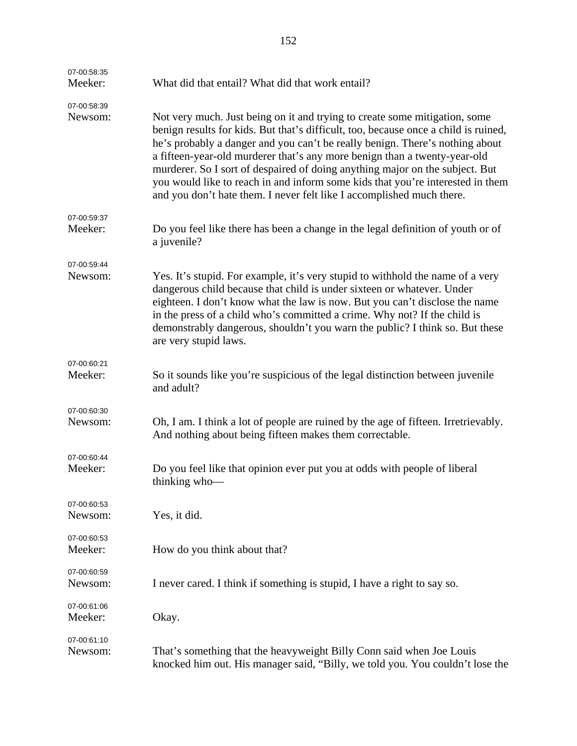07-00:58:35
Meeker: What did that entail? What did that work entail?

07-00:58:39
Newsom: Not very much. Just being on it and trying to create some mitigation, some benign results for kids. But that's difficult, too, because once a child is ruined, he's probably a danger and you can't be really benign. There's nothing about a fifteen-year-old murderer that's any more benign than a twenty-year-old murderer. So I sort of despaired of doing anything major on the subject. But you would like to reach in and inform some kids that you're interested in them and you don't hate them. I never felt like I accomplished much there.

07-00:59:37
Meeker: Do you feel like there has been a change in the legal definition of youth or of a juvenile?

07-00:59:44
Newsom: Yes. It's stupid. For example, it's very stupid to withhold the name of a very dangerous child because that child is under sixteen or whatever. Under eighteen. I don't know what the law is now. But you can't disclose the name in the press of a child who's committed a crime. Why not? If the child is demonstrably dangerous, shouldn't you warn the public? I think so. But these are very stupid laws.

07-00:60:21
Meeker: So it sounds like you're suspicious of the legal distinction between juvenile and adult?

07-00:60:30
Newsom: Oh, I am. I think a lot of people are ruined by the age of fifteen. Irretrievably. And nothing about being fifteen makes them correctable.

07-00:60:44
Meeker: Do you feel like that opinion ever put you at odds with people of liberal thinking who—

07-00:60:53
Newsom: Yes, it did.

07-00:60:53
Meeker: How do you think about that?

07-00:60:59
Newsom: I never cared. I think if something is stupid, I have a right to say so.

07-00:61:06
Meeker: Okay.

07-00:61:10
Newsom: That's something that the heavyweight Billy Conn said when Joe Louis knocked him out. His manager said, "Billy, we told you. You couldn't lose the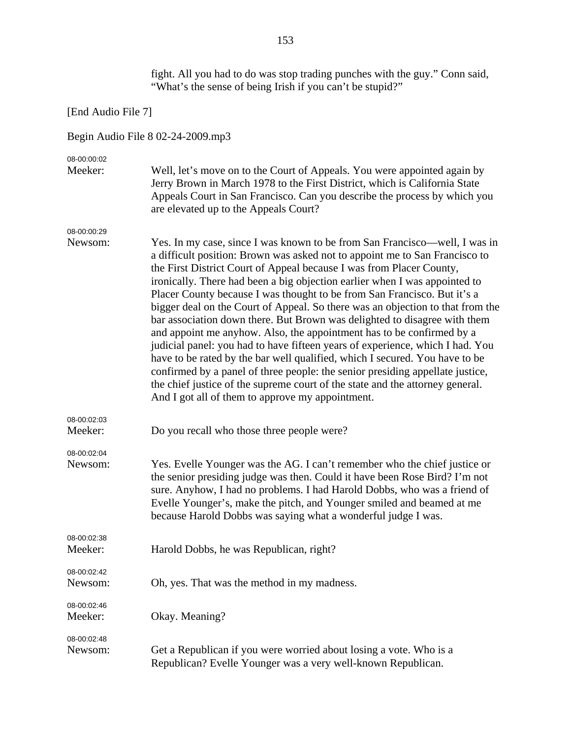fight. All you had to do was stop trading punches with the guy." Conn said, "What's the sense of being Irish if you can't be stupid?"

[End Audio File 7]

Begin Audio File 8 02-24-2009.mp3

08-00:00:02
Meeker: Well, let's move on to the Court of Appeals. You were appointed again by Jerry Brown in March 1978 to the First District, which is California State Appeals Court in San Francisco. Can you describe the process by which you are elevated up to the Appeals Court?

08-00:00:29
Newsom: Yes. In my case, since I was known to be from San Francisco—well, I was in a difficult position: Brown was asked not to appoint me to San Francisco to the First District Court of Appeal because I was from Placer County, ironically. There had been a big objection earlier when I was appointed to Placer County because I was thought to be from San Francisco. But it's a bigger deal on the Court of Appeal. So there was an objection to that from the bar association down there. But Brown was delighted to disagree with them and appoint me anyhow. Also, the appointment has to be confirmed by a judicial panel: you had to have fifteen years of experience, which I had. You have to be rated by the bar well qualified, which I secured. You have to be confirmed by a panel of three people: the senior presiding appellate justice, the chief justice of the supreme court of the state and the attorney general. And I got all of them to approve my appointment.

08-00:02:03
Meeker: Do you recall who those three people were?

08-00:02:04
Newsom: Yes. Evelle Younger was the AG. I can't remember who the chief justice or the senior presiding judge was then. Could it have been Rose Bird? I'm not sure. Anyhow, I had no problems. I had Harold Dobbs, who was a friend of Evelle Younger's, make the pitch, and Younger smiled and beamed at me because Harold Dobbs was saying what a wonderful judge I was.

08-00:02:38
Meeker: Harold Dobbs, he was Republican, right?

08-00:02:42
Newsom: Oh, yes. That was the method in my madness.

08-00:02:46
Meeker: Okay. Meaning?

08-00:02:48
Newsom: Get a Republican if you were worried about losing a vote. Who is a Republican? Evelle Younger was a very well-known Republican.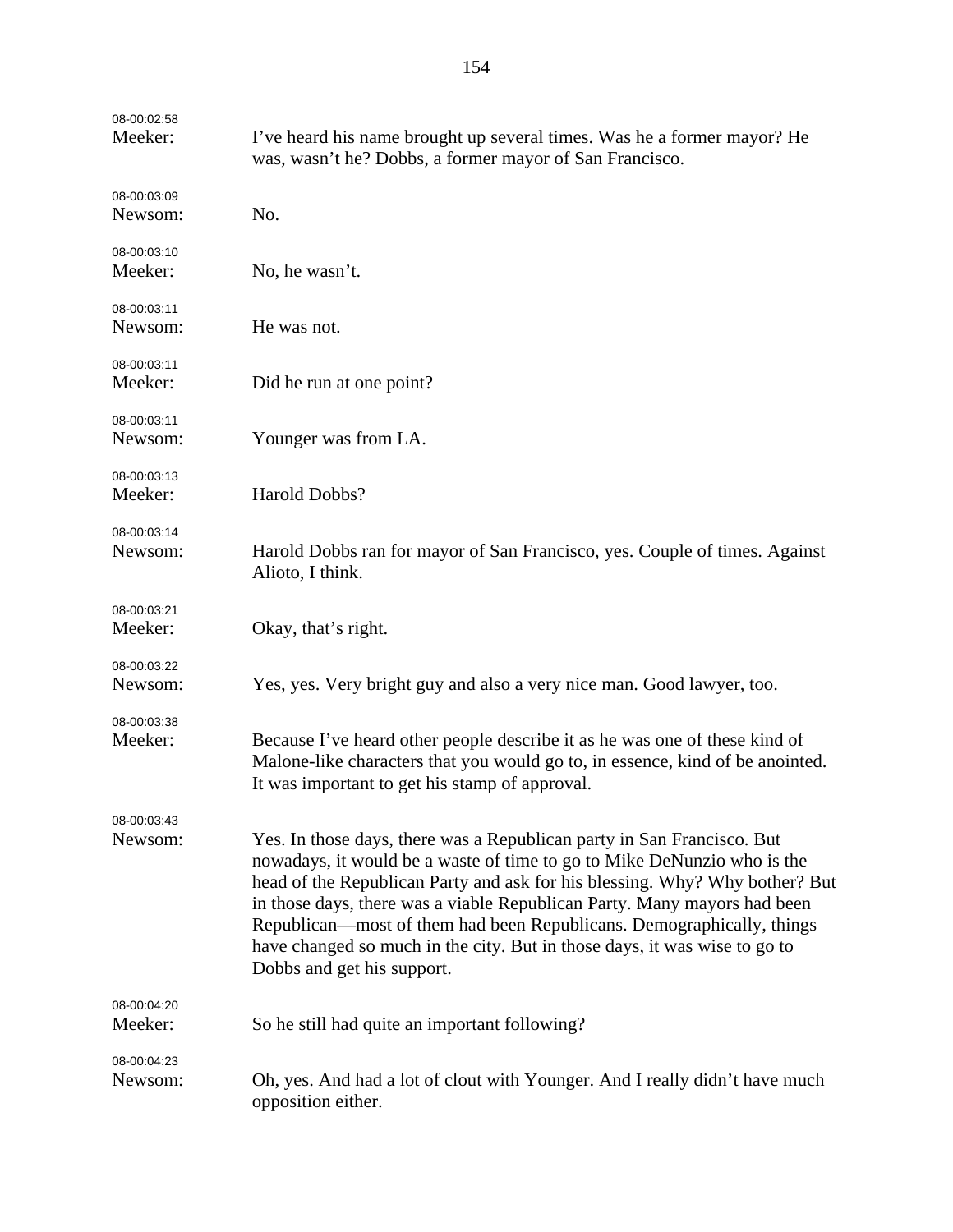08-00:02:58
Meeker: I've heard his name brought up several times. Was he a former mayor? He was, wasn't he? Dobbs, a former mayor of San Francisco.

08-00:03:09
Newsom: No.

08-00:03:10
Meeker: No, he wasn't.

08-00:03:11
Newsom: He was not.

08-00:03:11
Meeker: Did he run at one point?

08-00:03:11
Newsom: Younger was from LA.

08-00:03:13
Meeker: Harold Dobbs?

08-00:03:14
Newsom: Harold Dobbs ran for mayor of San Francisco, yes. Couple of times. Against Alioto, I think.

08-00:03:21
Meeker: Okay, that's right.

08-00:03:22
Newsom: Yes, yes. Very bright guy and also a very nice man. Good lawyer, too.

08-00:03:38
Meeker: Because I've heard other people describe it as he was one of these kind of Malone-like characters that you would go to, in essence, kind of be anointed. It was important to get his stamp of approval.

08-00:03:43
Newsom: Yes. In those days, there was a Republican party in San Francisco. But nowadays, it would be a waste of time to go to Mike DeNunzio who is the head of the Republican Party and ask for his blessing. Why? Why bother? But in those days, there was a viable Republican Party. Many mayors had been Republican—most of them had been Republicans. Demographically, things have changed so much in the city. But in those days, it was wise to go to Dobbs and get his support.

08-00:04:20
Meeker: So he still had quite an important following?

08-00:04:23
Newsom: Oh, yes. And had a lot of clout with Younger. And I really didn't have much opposition either.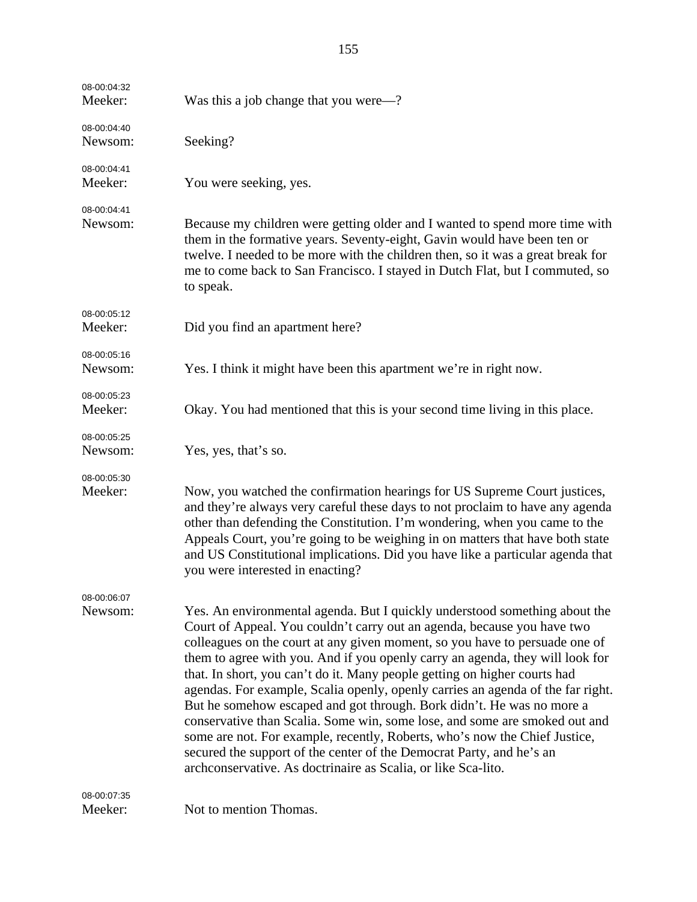08-00:04:32
Meeker: Was this a job change that you were—?

08-00:04:40
Newsom: Seeking?

08-00:04:41
Meeker: You were seeking, yes.

08-00:04:41
Newsom: Because my children were getting older and I wanted to spend more time with them in the formative years. Seventy-eight, Gavin would have been ten or twelve. I needed to be more with the children then, so it was a great break for me to come back to San Francisco. I stayed in Dutch Flat, but I commuted, so to speak.

08-00:05:12
Meeker: Did you find an apartment here?

08-00:05:16
Newsom: Yes. I think it might have been this apartment we're in right now.

08-00:05:23
Meeker: Okay. You had mentioned that this is your second time living in this place.

08-00:05:25
Newsom: Yes, yes, that's so.

08-00:05:30
Meeker: Now, you watched the confirmation hearings for US Supreme Court justices, and they're always very careful these days to not proclaim to have any agenda other than defending the Constitution. I'm wondering, when you came to the Appeals Court, you're going to be weighing in on matters that have both state and US Constitutional implications. Did you have like a particular agenda that you were interested in enacting?

08-00:06:07
Newsom: Yes. An environmental agenda. But I quickly understood something about the Court of Appeal. You couldn't carry out an agenda, because you have two colleagues on the court at any given moment, so you have to persuade one of them to agree with you. And if you openly carry an agenda, they will look for that. In short, you can't do it. Many people getting on higher courts had agendas. For example, Scalia openly, openly carries an agenda of the far right. But he somehow escaped and got through. Bork didn't. He was no more a conservative than Scalia. Some win, some lose, and some are smoked out and some are not. For example, recently, Roberts, who's now the Chief Justice, secured the support of the center of the Democrat Party, and he's an archconservative. As doctrinaire as Scalia, or like Sca-lito.

08-00:07:35
Meeker: Not to mention Thomas.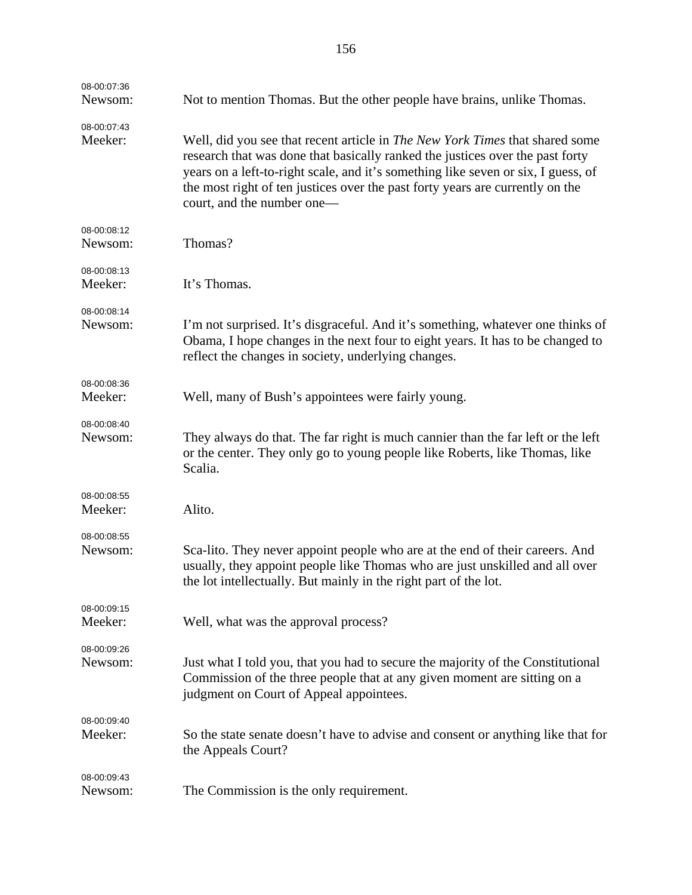08-00:07:36
Newsom: Not to mention Thomas. But the other people have brains, unlike Thomas.

08-00:07:43
Meeker: Well, did you see that recent article in *The New York Times* that shared some research that was done that basically ranked the justices over the past forty years on a left-to-right scale, and it's something like seven or six, I guess, of the most right of ten justices over the past forty years are currently on the court, and the number one—

08-00:08:12
Newsom: Thomas?

08-00:08:13
Meeker: It's Thomas.

08-00:08:14
Newsom: I'm not surprised. It's disgraceful. And it's something, whatever one thinks of Obama, I hope changes in the next four to eight years. It has to be changed to reflect the changes in society, underlying changes.

08-00:08:36
Meeker: Well, many of Bush's appointees were fairly young.

08-00:08:40
Newsom: They always do that. The far right is much cannier than the far left or the left or the center. They only go to young people like Roberts, like Thomas, like Scalia.

08-00:08:55
Meeker: Alito.

08-00:08:55
Newsom: Sca-lito. They never appoint people who are at the end of their careers. And usually, they appoint people like Thomas who are just unskilled and all over the lot intellectually. But mainly in the right part of the lot.

08-00:09:15
Meeker: Well, what was the approval process?

08-00:09:26
Newsom: Just what I told you, that you had to secure the majority of the Constitutional Commission of the three people that at any given moment are sitting on a judgment on Court of Appeal appointees.

08-00:09:40
Meeker: So the state senate doesn't have to advise and consent or anything like that for the Appeals Court?

08-00:09:43
Newsom: The Commission is the only requirement.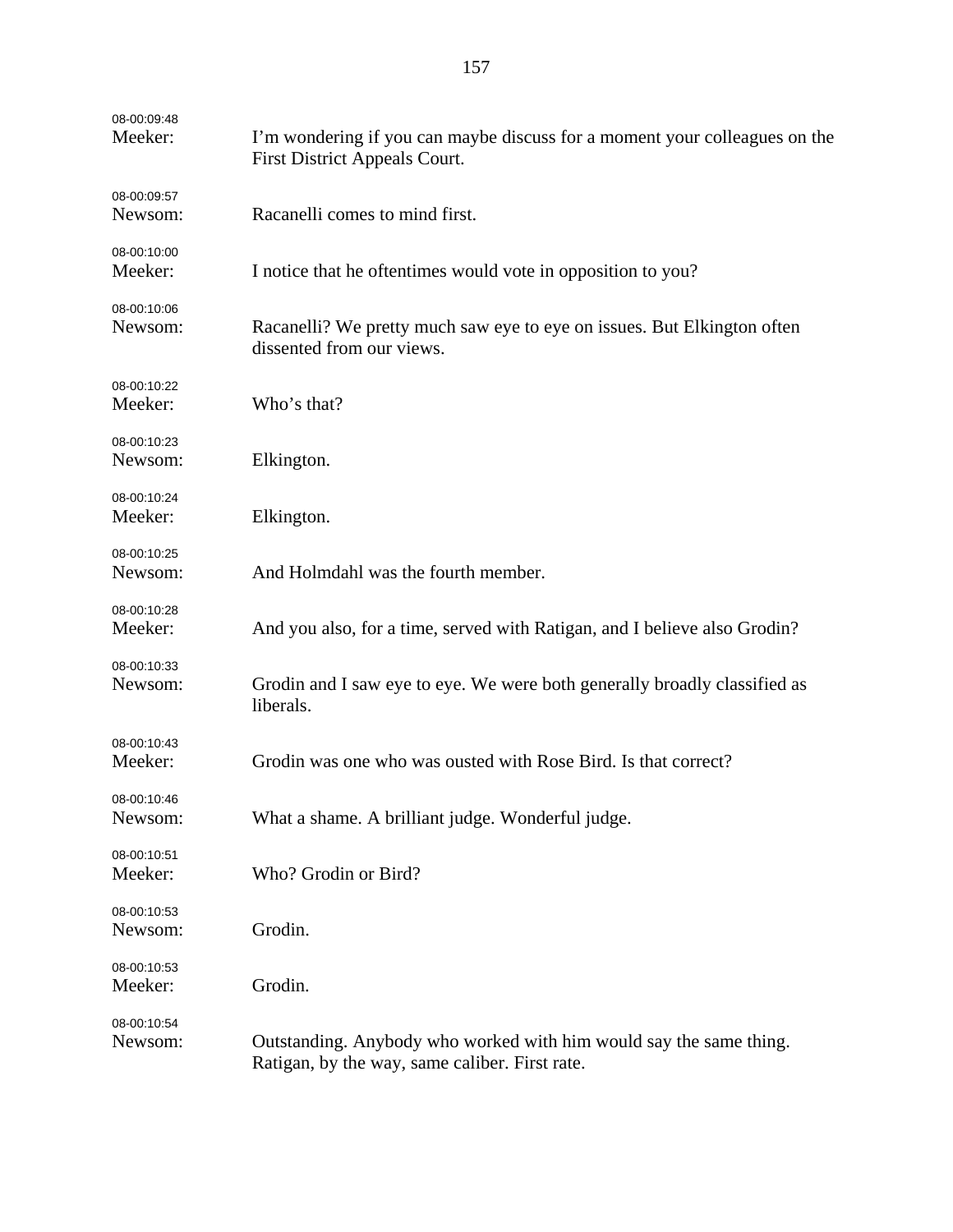08-00:09:48
Meeker: I'm wondering if you can maybe discuss for a moment your colleagues on the First District Appeals Court.

08-00:09:57
Newsom: Racanelli comes to mind first.

08-00:10:00
Meeker: I notice that he oftentimes would vote in opposition to you?

08-00:10:06
Newsom: Racanelli? We pretty much saw eye to eye on issues. But Elkington often dissented from our views.

08-00:10:22
Meeker: Who's that?

08-00:10:23
Newsom: Elkington.

08-00:10:24
Meeker: Elkington.

08-00:10:25
Newsom: And Holmdahl was the fourth member.

08-00:10:28
Meeker: And you also, for a time, served with Ratigan, and I believe also Grodin?

08-00:10:33
Newsom: Grodin and I saw eye to eye. We were both generally broadly classified as liberals.

08-00:10:43
Meeker: Grodin was one who was ousted with Rose Bird. Is that correct?

08-00:10:46
Newsom: What a shame. A brilliant judge. Wonderful judge.

08-00:10:51
Meeker: Who? Grodin or Bird?

08-00:10:53
Newsom: Grodin.

08-00:10:53
Meeker: Grodin.

08-00:10:54
Newsom: Outstanding. Anybody who worked with him would say the same thing. Ratigan, by the way, same caliber. First rate.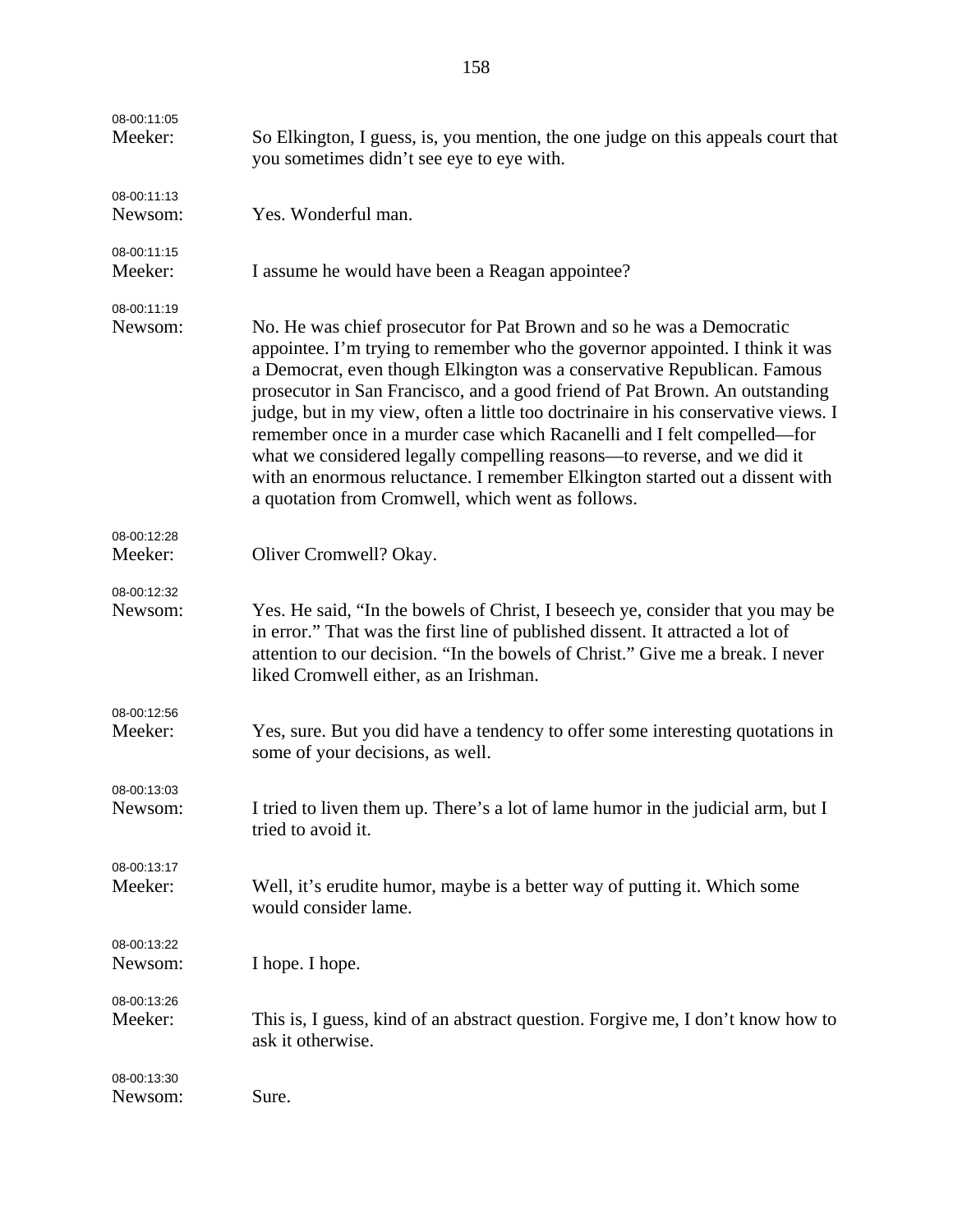08-00:11:05
Meeker: So Elkington, I guess, is, you mention, the one judge on this appeals court that you sometimes didn't see eye to eye with.

08-00:11:13
Newsom: Yes. Wonderful man.

08-00:11:15
Meeker: I assume he would have been a Reagan appointee?

08-00:11:19
Newsom: No. He was chief prosecutor for Pat Brown and so he was a Democratic appointee. I'm trying to remember who the governor appointed. I think it was a Democrat, even though Elkington was a conservative Republican. Famous prosecutor in San Francisco, and a good friend of Pat Brown. An outstanding judge, but in my view, often a little too doctrinaire in his conservative views. I remember once in a murder case which Racanelli and I felt compelled—for what we considered legally compelling reasons—to reverse, and we did it with an enormous reluctance. I remember Elkington started out a dissent with a quotation from Cromwell, which went as follows.

08-00:12:28
Meeker: Oliver Cromwell? Okay.

08-00:12:32
Newsom: Yes. He said, "In the bowels of Christ, I beseech ye, consider that you may be in error." That was the first line of published dissent. It attracted a lot of attention to our decision. "In the bowels of Christ." Give me a break. I never liked Cromwell either, as an Irishman.

08-00:12:56
Meeker: Yes, sure. But you did have a tendency to offer some interesting quotations in some of your decisions, as well.

08-00:13:03
Newsom: I tried to liven them up. There's a lot of lame humor in the judicial arm, but I tried to avoid it.

08-00:13:17
Meeker: Well, it's erudite humor, maybe is a better way of putting it. Which some would consider lame.

08-00:13:22
Newsom: I hope. I hope.

08-00:13:26
Meeker: This is, I guess, kind of an abstract question. Forgive me, I don't know how to ask it otherwise.

08-00:13:30
Newsom: Sure.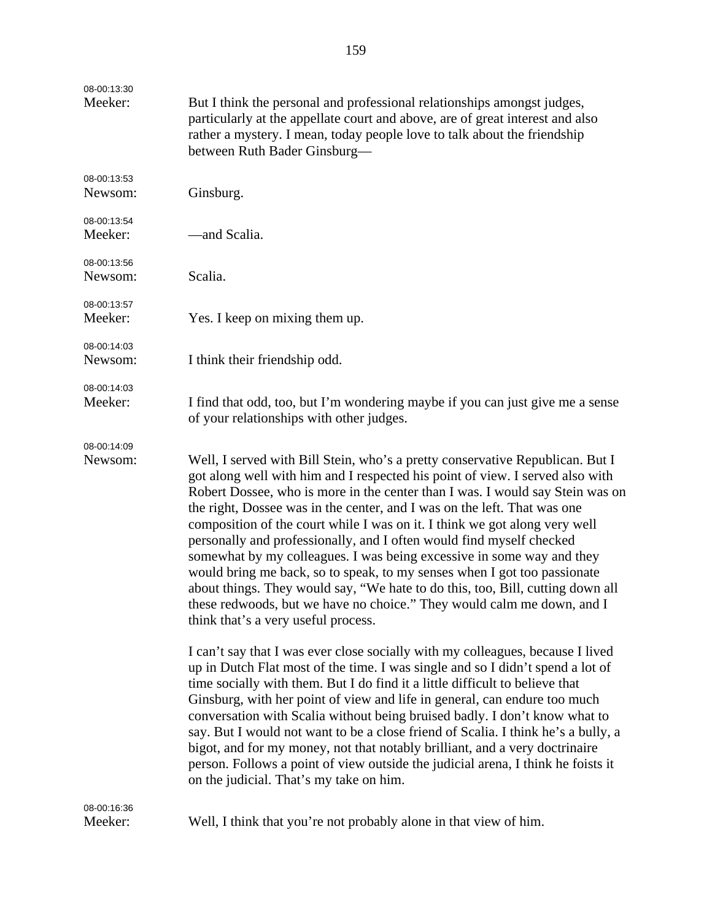08-00:13:30
Meeker: But I think the personal and professional relationships amongst judges, particularly at the appellate court and above, are of great interest and also rather a mystery. I mean, today people love to talk about the friendship between Ruth Bader Ginsburg—

08-00:13:53
Newsom: Ginsburg.

08-00:13:54
Meeker: —and Scalia.

08-00:13:56
Newsom: Scalia.

08-00:13:57
Meeker: Yes. I keep on mixing them up.

08-00:14:03
Newsom: I think their friendship odd.

08-00:14:03
Meeker: I find that odd, too, but I'm wondering maybe if you can just give me a sense of your relationships with other judges.

08-00:14:09
Newsom: Well, I served with Bill Stein, who's a pretty conservative Republican. But I got along well with him and I respected his point of view. I served also with Robert Dossee, who is more in the center than I was. I would say Stein was on the right, Dossee was in the center, and I was on the left. That was one composition of the court while I was on it. I think we got along very well personally and professionally, and I often would find myself checked somewhat by my colleagues. I was being excessive in some way and they would bring me back, so to speak, to my senses when I got too passionate about things. They would say, "We hate to do this, too, Bill, cutting down all these redwoods, but we have no choice." They would calm me down, and I think that's a very useful process.

I can't say that I was ever close socially with my colleagues, because I lived up in Dutch Flat most of the time. I was single and so I didn't spend a lot of time socially with them. But I do find it a little difficult to believe that Ginsburg, with her point of view and life in general, can endure too much conversation with Scalia without being bruised badly. I don't know what to say. But I would not want to be a close friend of Scalia. I think he's a bully, a bigot, and for my money, not that notably brilliant, and a very doctrinaire person. Follows a point of view outside the judicial arena, I think he foists it on the judicial. That's my take on him.

08-00:16:36
Meeker: Well, I think that you're not probably alone in that view of him.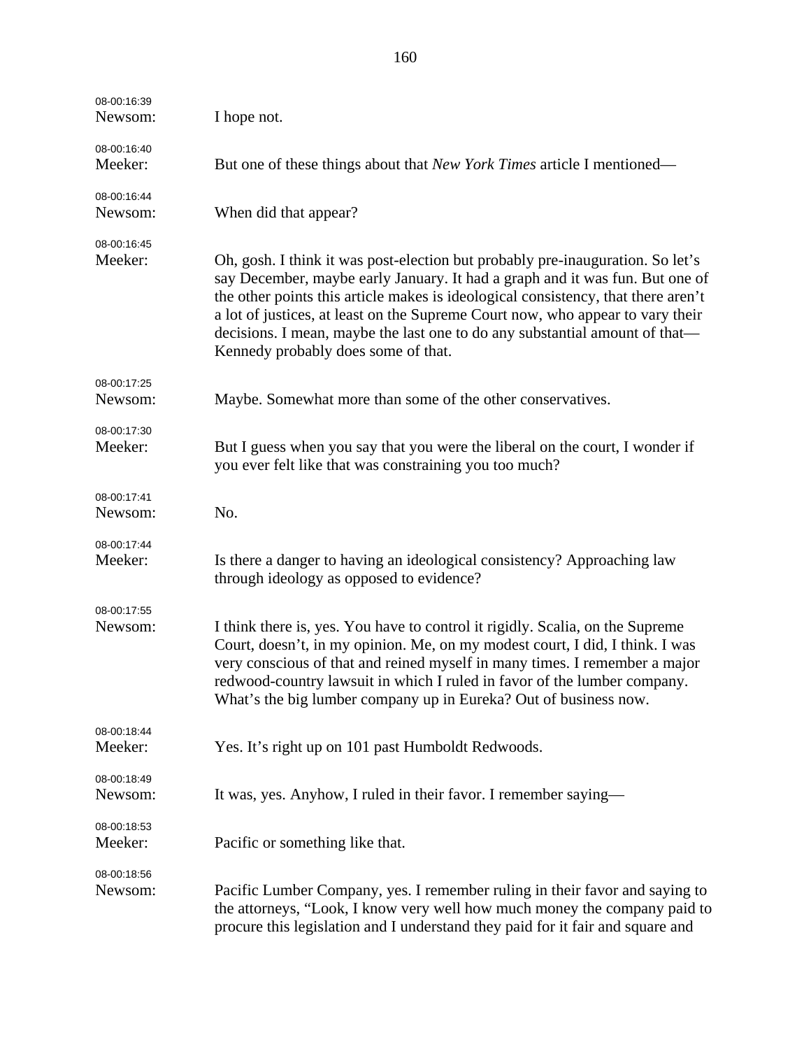08-00:16:39
Newsom: I hope not.

08-00:16:40
Meeker: But one of these things about that *New York Times* article I mentioned—

08-00:16:44
Newsom: When did that appear?

08-00:16:45
Meeker: Oh, gosh. I think it was post-election but probably pre-inauguration. So let's say December, maybe early January. It had a graph and it was fun. But one of the other points this article makes is ideological consistency, that there aren't a lot of justices, at least on the Supreme Court now, who appear to vary their decisions. I mean, maybe the last one to do any substantial amount of that—Kennedy probably does some of that.

08-00:17:25
Newsom: Maybe. Somewhat more than some of the other conservatives.

08-00:17:30
Meeker: But I guess when you say that you were the liberal on the court, I wonder if you ever felt like that was constraining you too much?

08-00:17:41
Newsom: No.

08-00:17:44
Meeker: Is there a danger to having an ideological consistency? Approaching law through ideology as opposed to evidence?

08-00:17:55
Newsom: I think there is, yes. You have to control it rigidly. Scalia, on the Supreme Court, doesn't, in my opinion. Me, on my modest court, I did, I think. I was very conscious of that and reined myself in many times. I remember a major redwood-country lawsuit in which I ruled in favor of the lumber company. What's the big lumber company up in Eureka? Out of business now.

08-00:18:44
Meeker: Yes. It's right up on 101 past Humboldt Redwoods.

08-00:18:49
Newsom: It was, yes. Anyhow, I ruled in their favor. I remember saying—

08-00:18:53
Meeker: Pacific or something like that.

08-00:18:56
Newsom: Pacific Lumber Company, yes. I remember ruling in their favor and saying to the attorneys, "Look, I know very well how much money the company paid to procure this legislation and I understand they paid for it fair and square and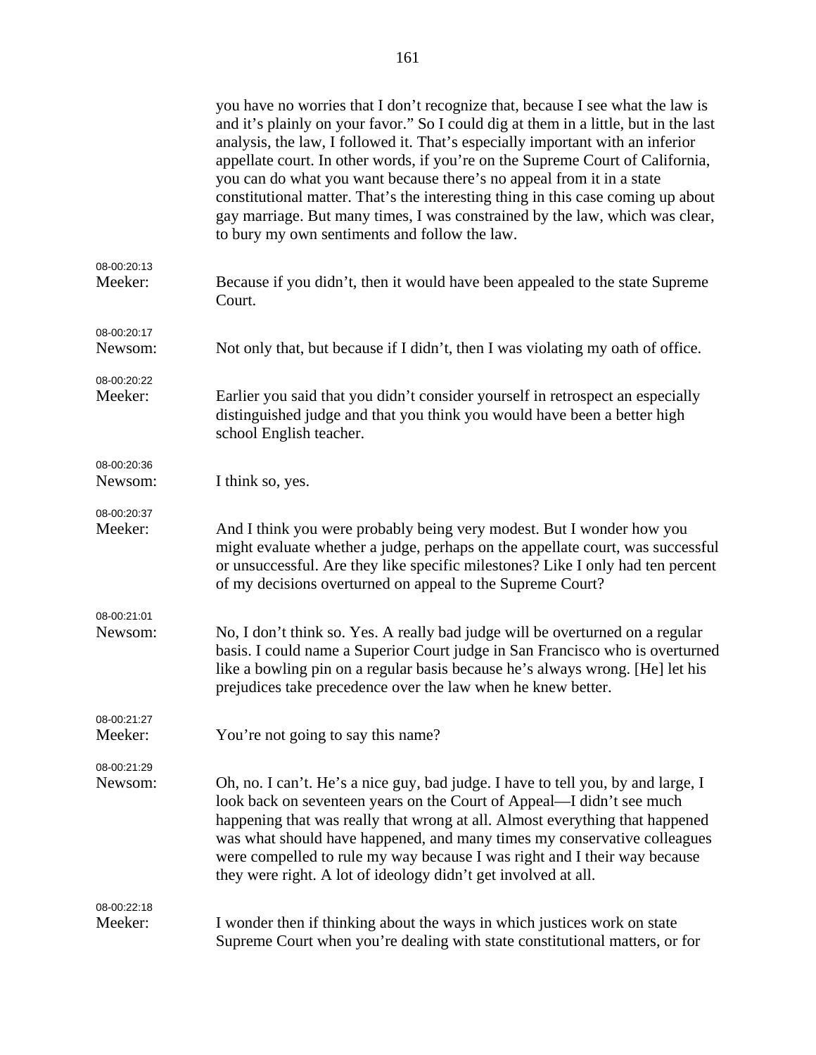you have no worries that I don't recognize that, because I see what the law is and it's plainly on your favor." So I could dig at them in a little, but in the last analysis, the law, I followed it. That's especially important with an inferior appellate court. In other words, if you're on the Supreme Court of California, you can do what you want because there's no appeal from it in a state constitutional matter. That's the interesting thing in this case coming up about gay marriage. But many times, I was constrained by the law, which was clear, to bury my own sentiments and follow the law.

08-00:20:13
**Meeker:** Because if you didn't, then it would have been appealed to the state Supreme Court.

08-00:20:17
**Newsom:** Not only that, but because if I didn't, then I was violating my oath of office.

08-00:20:22
**Meeker:** Earlier you said that you didn't consider yourself in retrospect an especially distinguished judge and that you think you would have been a better high school English teacher.

08-00:20:36
**Newsom:** I think so, yes.

08-00:20:37
**Meeker:** And I think you were probably being very modest. But I wonder how you might evaluate whether a judge, perhaps on the appellate court, was successful or unsuccessful. Are they like specific milestones? Like I only had ten percent of my decisions overturned on appeal to the Supreme Court?

08-00:21:01
**Newsom:** No, I don't think so. Yes. A really bad judge will be overturned on a regular basis. I could name a Superior Court judge in San Francisco who is overturned like a bowling pin on a regular basis because he's always wrong. [He] let his prejudices take precedence over the law when he knew better.

08-00:21:27
**Meeker:** You're not going to say this name?

08-00:21:29
**Newsom:** Oh, no. I can't. He's a nice guy, bad judge. I have to tell you, by and large, I look back on seventeen years on the Court of Appeal—I didn't see much happening that was really that wrong at all. Almost everything that happened was what should have happened, and many times my conservative colleagues were compelled to rule my way because I was right and I their way because they were right. A lot of ideology didn't get involved at all.

08-00:22:18
**Meeker:** I wonder then if thinking about the ways in which justices work on state Supreme Court when you're dealing with state constitutional matters, or for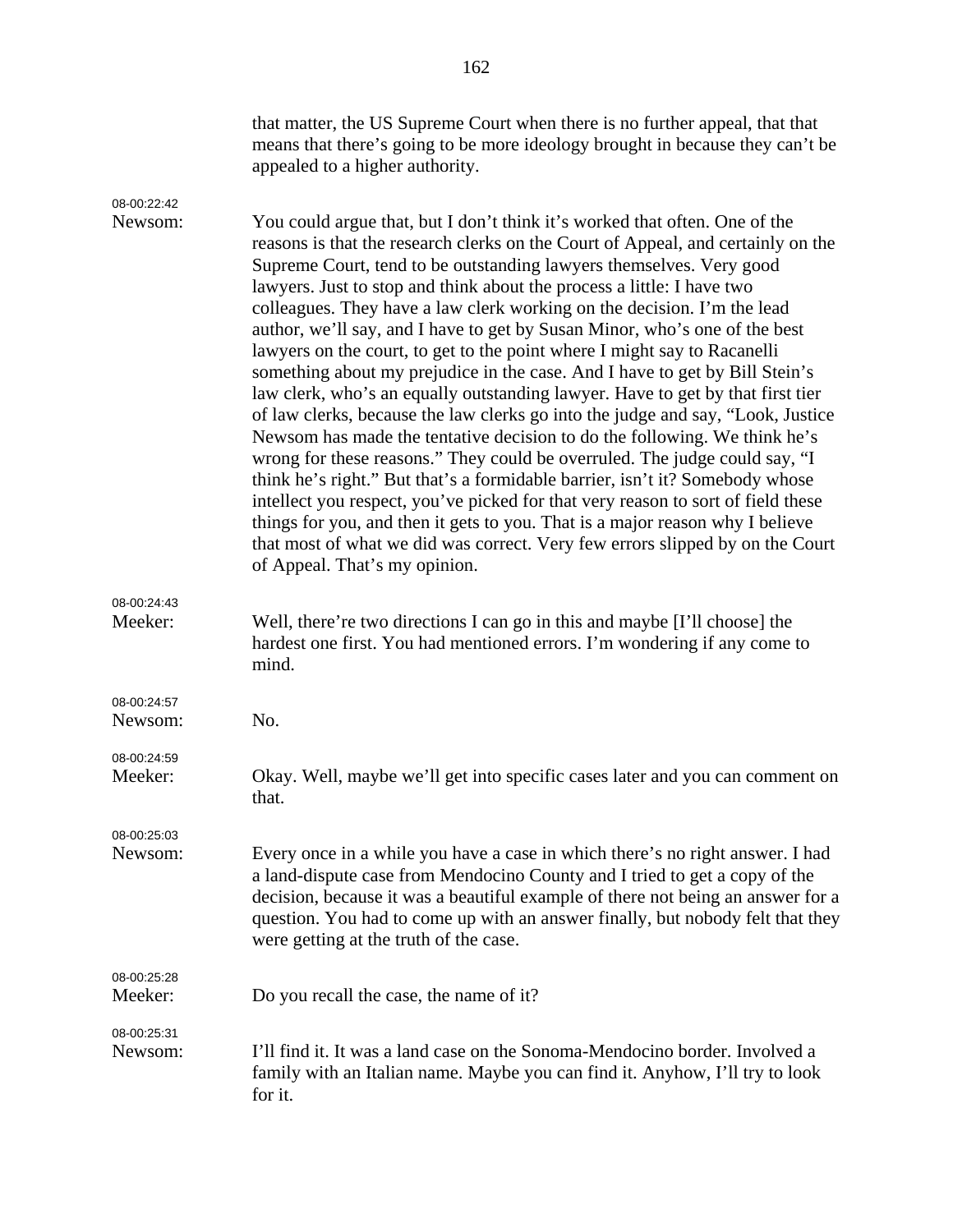that matter, the US Supreme Court when there is no further appeal, that that means that there's going to be more ideology brought in because they can't be appealed to a higher authority.

08-00:22:42
Newsom: You could argue that, but I don't think it's worked that often. One of the reasons is that the research clerks on the Court of Appeal, and certainly on the Supreme Court, tend to be outstanding lawyers themselves. Very good lawyers. Just to stop and think about the process a little: I have two colleagues. They have a law clerk working on the decision. I'm the lead author, we'll say, and I have to get by Susan Minor, who's one of the best lawyers on the court, to get to the point where I might say to Racanelli something about my prejudice in the case. And I have to get by Bill Stein's law clerk, who's an equally outstanding lawyer. Have to get by that first tier of law clerks, because the law clerks go into the judge and say, "Look, Justice Newsom has made the tentative decision to do the following. We think he's wrong for these reasons." They could be overruled. The judge could say, "I think he's right." But that's a formidable barrier, isn't it? Somebody whose intellect you respect, you've picked for that very reason to sort of field these things for you, and then it gets to you. That is a major reason why I believe that most of what we did was correct. Very few errors slipped by on the Court of Appeal. That's my opinion.

08-00:24:43
Meeker: Well, there're two directions I can go in this and maybe [I'll choose] the hardest one first. You had mentioned errors. I'm wondering if any come to mind.

08-00:24:57
Newsom: No.

08-00:24:59
Meeker: Okay. Well, maybe we'll get into specific cases later and you can comment on that.

08-00:25:03
Newsom: Every once in a while you have a case in which there's no right answer. I had a land-dispute case from Mendocino County and I tried to get a copy of the decision, because it was a beautiful example of there not being an answer for a question. You had to come up with an answer finally, but nobody felt that they were getting at the truth of the case.

08-00:25:28
Meeker: Do you recall the case, the name of it?

08-00:25:31
Newsom: I'll find it. It was a land case on the Sonoma-Mendocino border. Involved a family with an Italian name. Maybe you can find it. Anyhow, I'll try to look for it.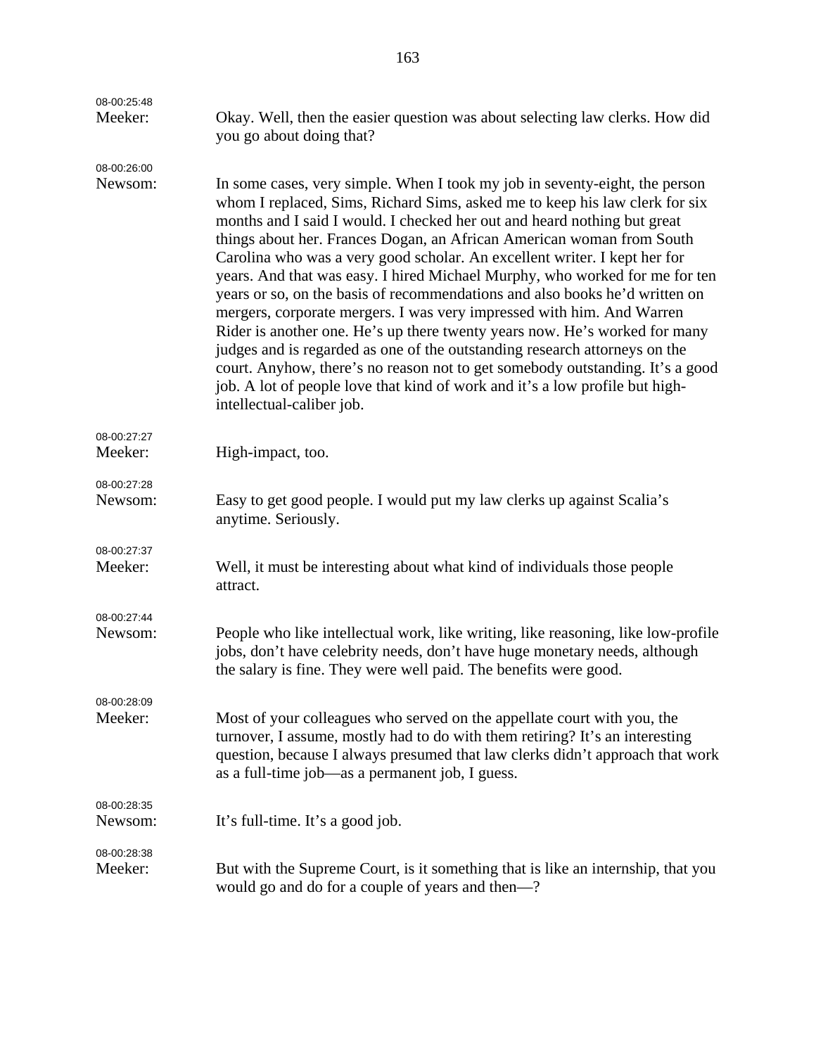08-00:25:48
Meeker: Okay. Well, then the easier question was about selecting law clerks. How did you go about doing that?

08-00:26:00
Newsom: In some cases, very simple. When I took my job in seventy-eight, the person whom I replaced, Sims, Richard Sims, asked me to keep his law clerk for six months and I said I would. I checked her out and heard nothing but great things about her. Frances Dogan, an African American woman from South Carolina who was a very good scholar. An excellent writer. I kept her for years. And that was easy. I hired Michael Murphy, who worked for me for ten years or so, on the basis of recommendations and also books he'd written on mergers, corporate mergers. I was very impressed with him. And Warren Rider is another one. He's up there twenty years now. He's worked for many judges and is regarded as one of the outstanding research attorneys on the court. Anyhow, there's no reason not to get somebody outstanding. It's a good job. A lot of people love that kind of work and it's a low profile but high-intellectual-caliber job.

08-00:27:27
Meeker: High-impact, too.

08-00:27:28
Newsom: Easy to get good people. I would put my law clerks up against Scalia's anytime. Seriously.

08-00:27:37
Meeker: Well, it must be interesting about what kind of individuals those people attract.

08-00:27:44
Newsom: People who like intellectual work, like writing, like reasoning, like low-profile jobs, don't have celebrity needs, don't have huge monetary needs, although the salary is fine. They were well paid. The benefits were good.

08-00:28:09
Meeker: Most of your colleagues who served on the appellate court with you, the turnover, I assume, mostly had to do with them retiring? It's an interesting question, because I always presumed that law clerks didn't approach that work as a full-time job—as a permanent job, I guess.

08-00:28:35
Newsom: It's full-time. It's a good job.

08-00:28:38
Meeker: But with the Supreme Court, is it something that is like an internship, that you would go and do for a couple of years and then—?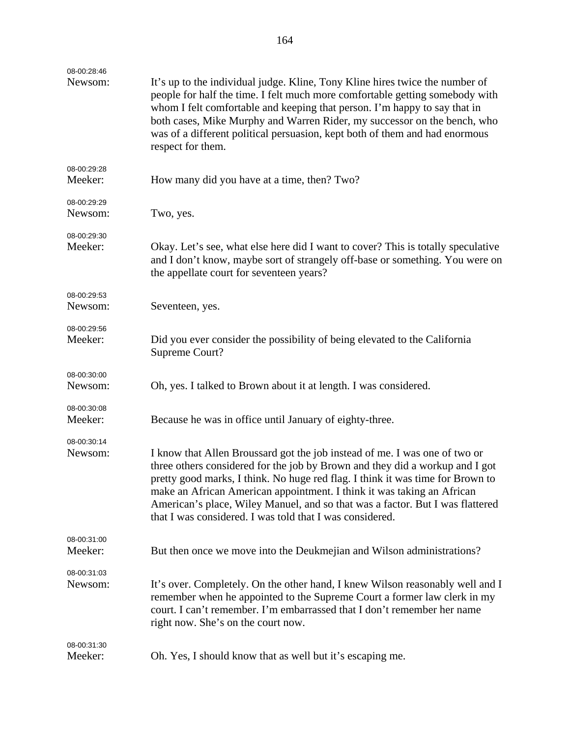08-00:28:46
Newsom: It's up to the individual judge. Kline, Tony Kline hires twice the number of people for half the time. I felt much more comfortable getting somebody with whom I felt comfortable and keeping that person. I'm happy to say that in both cases, Mike Murphy and Warren Rider, my successor on the bench, who was of a different political persuasion, kept both of them and had enormous respect for them.

08-00:29:28
Meeker: How many did you have at a time, then? Two?

08-00:29:29
Newsom: Two, yes.

08-00:29:30
Meeker: Okay. Let's see, what else here did I want to cover? This is totally speculative and I don't know, maybe sort of strangely off-base or something. You were on the appellate court for seventeen years?

08-00:29:53
Newsom: Seventeen, yes.

08-00:29:56
Meeker: Did you ever consider the possibility of being elevated to the California Supreme Court?

08-00:30:00
Newsom: Oh, yes. I talked to Brown about it at length. I was considered.

08-00:30:08
Meeker: Because he was in office until January of eighty-three.

08-00:30:14
Newsom: I know that Allen Broussard got the job instead of me. I was one of two or three others considered for the job by Brown and they did a workup and I got pretty good marks, I think. No huge red flag. I think it was time for Brown to make an African American appointment. I think it was taking an African American's place, Wiley Manuel, and so that was a factor. But I was flattered that I was considered. I was told that I was considered.

08-00:31:00
Meeker: But then once we move into the Deukmejian and Wilson administrations?

08-00:31:03
Newsom: It's over. Completely. On the other hand, I knew Wilson reasonably well and I remember when he appointed to the Supreme Court a former law clerk in my court. I can't remember. I'm embarrassed that I don't remember her name right now. She's on the court now.

08-00:31:30
Meeker: Oh. Yes, I should know that as well but it's escaping me.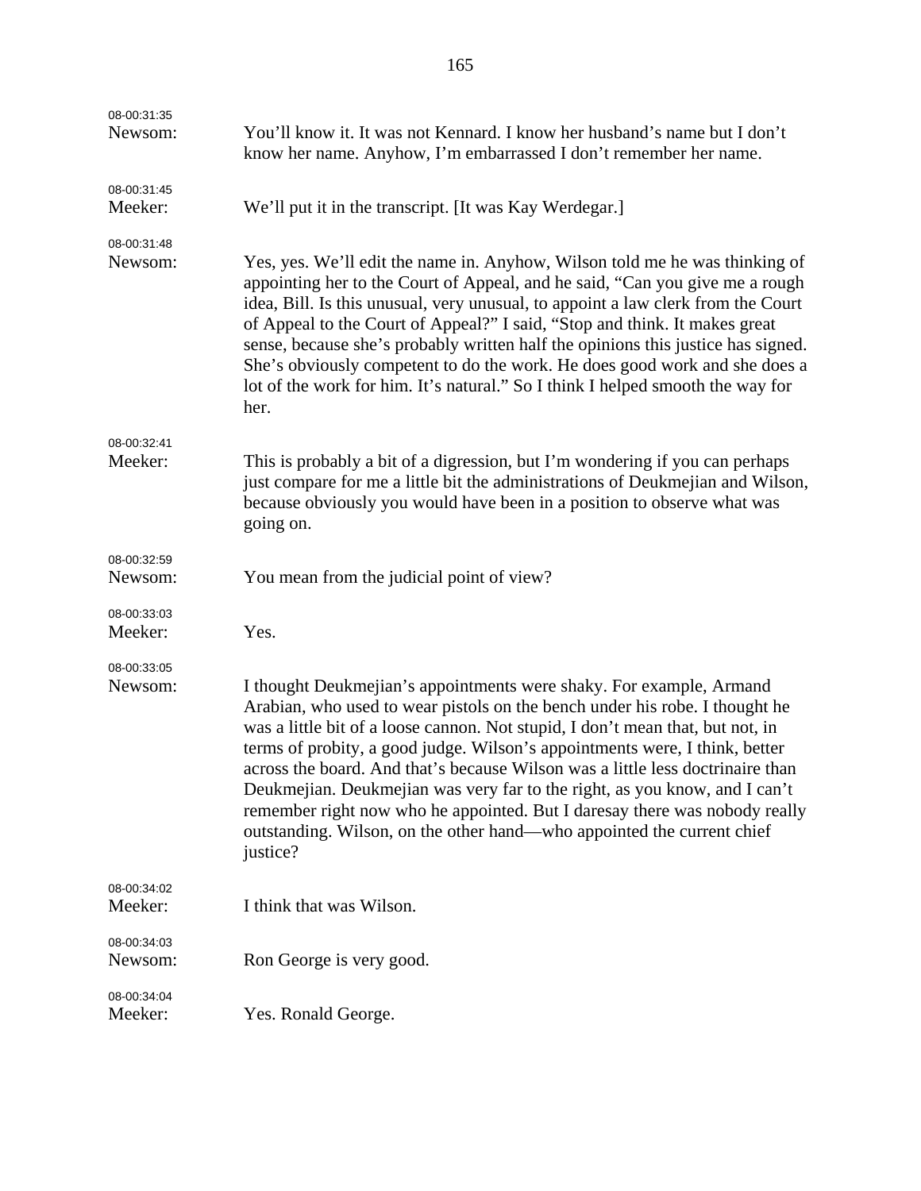08-00:31:35
Newsom: You'll know it. It was not Kennard. I know her husband's name but I don't know her name. Anyhow, I'm embarrassed I don't remember her name.

08-00:31:45
Meeker: We'll put it in the transcript. [It was Kay Werdegar.]

08-00:31:48
Newsom: Yes, yes. We'll edit the name in. Anyhow, Wilson told me he was thinking of appointing her to the Court of Appeal, and he said, "Can you give me a rough idea, Bill. Is this unusual, very unusual, to appoint a law clerk from the Court of Appeal to the Court of Appeal?" I said, "Stop and think. It makes great sense, because she's probably written half the opinions this justice has signed. She's obviously competent to do the work. He does good work and she does a lot of the work for him. It's natural." So I think I helped smooth the way for her.

08-00:32:41
Meeker: This is probably a bit of a digression, but I'm wondering if you can perhaps just compare for me a little bit the administrations of Deukmejian and Wilson, because obviously you would have been in a position to observe what was going on.

08-00:32:59
Newsom: You mean from the judicial point of view?

08-00:33:03
Meeker: Yes.

08-00:33:05
Newsom: I thought Deukmejian's appointments were shaky. For example, Armand Arabian, who used to wear pistols on the bench under his robe. I thought he was a little bit of a loose cannon. Not stupid, I don't mean that, but not, in terms of probity, a good judge. Wilson's appointments were, I think, better across the board. And that's because Wilson was a little less doctrinaire than Deukmejian. Deukmejian was very far to the right, as you know, and I can't remember right now who he appointed. But I daresay there was nobody really outstanding. Wilson, on the other hand—who appointed the current chief justice?

08-00:34:02
Meeker: I think that was Wilson.

08-00:34:03
Newsom: Ron George is very good.

08-00:34:04
Meeker: Yes. Ronald George.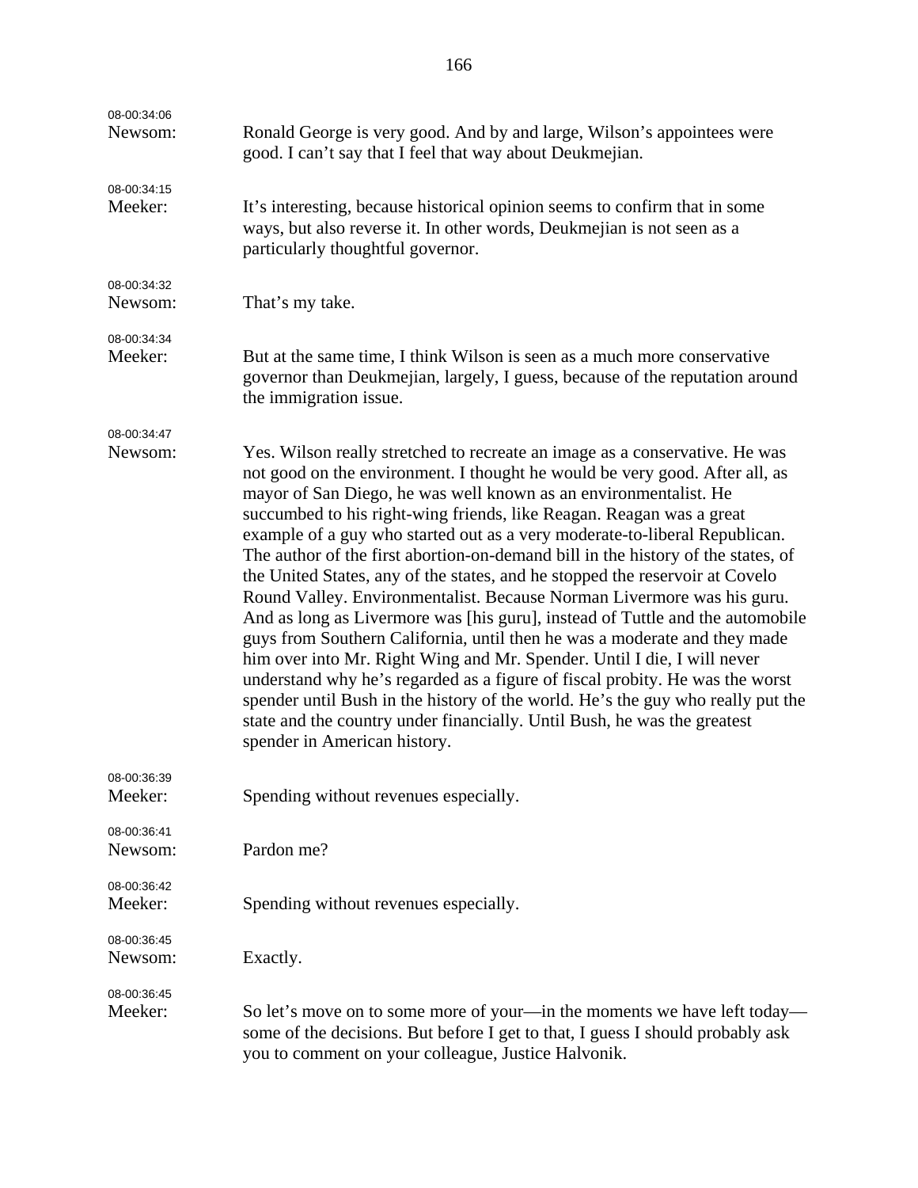08-00:34:06
Newsom: Ronald George is very good. And by and large, Wilson's appointees were good. I can't say that I feel that way about Deukmejian.

08-00:34:15
Meeker: It's interesting, because historical opinion seems to confirm that in some ways, but also reverse it. In other words, Deukmejian is not seen as a particularly thoughtful governor.

08-00:34:32
Newsom: That's my take.

08-00:34:34
Meeker: But at the same time, I think Wilson is seen as a much more conservative governor than Deukmejian, largely, I guess, because of the reputation around the immigration issue.

08-00:34:47
Newsom: Yes. Wilson really stretched to recreate an image as a conservative. He was not good on the environment. I thought he would be very good. After all, as mayor of San Diego, he was well known as an environmentalist. He succumbed to his right-wing friends, like Reagan. Reagan was a great example of a guy who started out as a very moderate-to-liberal Republican. The author of the first abortion-on-demand bill in the history of the states, of the United States, any of the states, and he stopped the reservoir at Covelo Round Valley. Environmentalist. Because Norman Livermore was his guru. And as long as Livermore was [his guru], instead of Tuttle and the automobile guys from Southern California, until then he was a moderate and they made him over into Mr. Right Wing and Mr. Spender. Until I die, I will never understand why he's regarded as a figure of fiscal probity. He was the worst spender until Bush in the history of the world. He's the guy who really put the state and the country under financially. Until Bush, he was the greatest spender in American history.

08-00:36:39
Meeker: Spending without revenues especially.

08-00:36:41
Newsom: Pardon me?

08-00:36:42
Meeker: Spending without revenues especially.

08-00:36:45
Newsom: Exactly.

08-00:36:45
Meeker: So let's move on to some more of your—in the moments we have left today—some of the decisions. But before I get to that, I guess I should probably ask you to comment on your colleague, Justice Halvonik.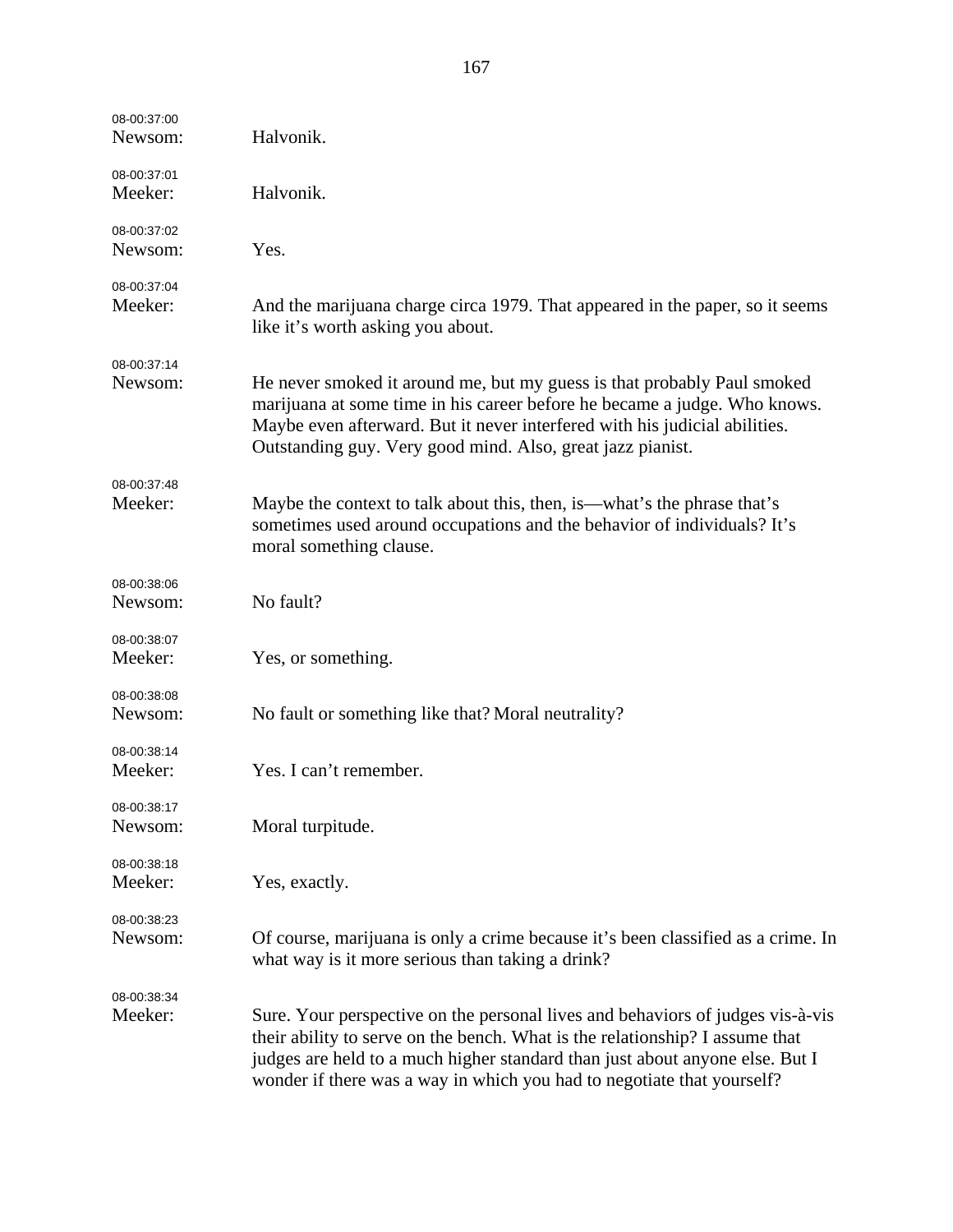08-00:37:00
Newsom: Halvonik.

08-00:37:01
Meeker: Halvonik.

08-00:37:02
Newsom: Yes.

08-00:37:04
Meeker: And the marijuana charge circa 1979. That appeared in the paper, so it seems like it's worth asking you about.

08-00:37:14
Newsom: He never smoked it around me, but my guess is that probably Paul smoked marijuana at some time in his career before he became a judge. Who knows. Maybe even afterward. But it never interfered with his judicial abilities. Outstanding guy. Very good mind. Also, great jazz pianist.

08-00:37:48
Meeker: Maybe the context to talk about this, then, is—what's the phrase that's sometimes used around occupations and the behavior of individuals? It's moral something clause.

08-00:38:06
Newsom: No fault?

08-00:38:07
Meeker: Yes, or something.

08-00:38:08
Newsom: No fault or something like that? Moral neutrality?

08-00:38:14
Meeker: Yes. I can't remember.

08-00:38:17
Newsom: Moral turpitude.

08-00:38:18
Meeker: Yes, exactly.

08-00:38:23
Newsom: Of course, marijuana is only a crime because it's been classified as a crime. In what way is it more serious than taking a drink?

08-00:38:34
Meeker: Sure. Your perspective on the personal lives and behaviors of judges vis-à-vis their ability to serve on the bench. What is the relationship? I assume that judges are held to a much higher standard than just about anyone else. But I wonder if there was a way in which you had to negotiate that yourself?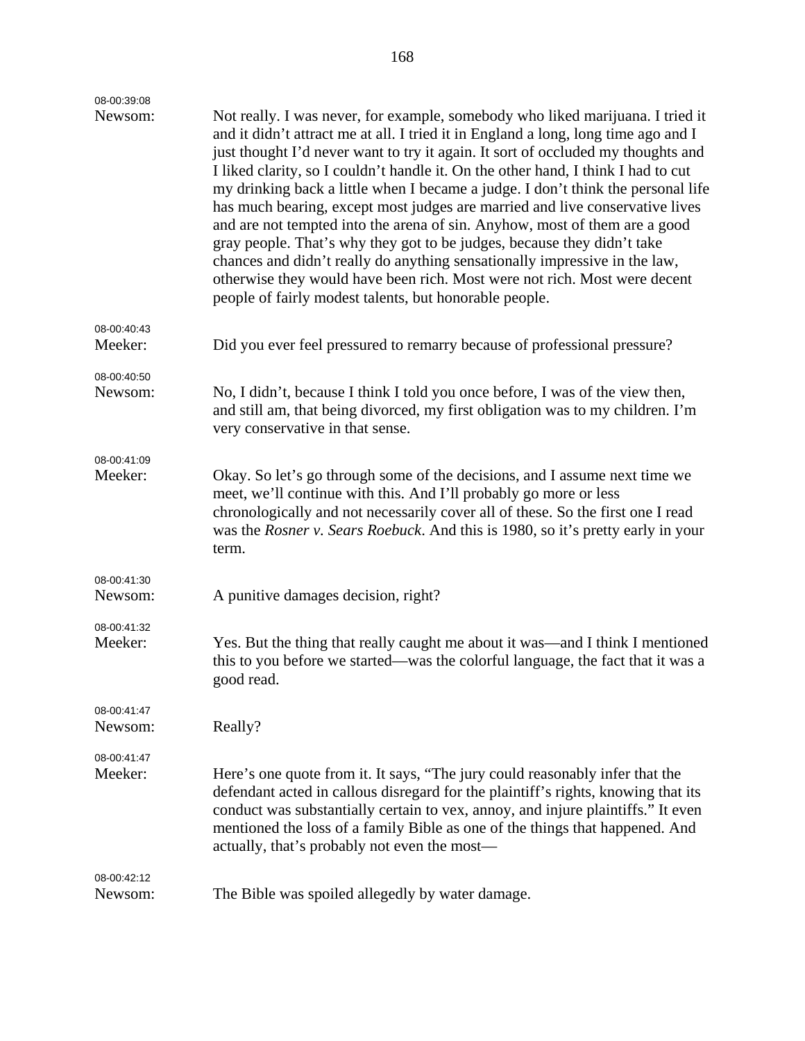08-00:39:08

Newsom: Not really. I was never, for example, somebody who liked marijuana. I tried it and it didn't attract me at all. I tried it in England a long, long time ago and I just thought I'd never want to try it again. It sort of occluded my thoughts and I liked clarity, so I couldn't handle it. On the other hand, I think I had to cut my drinking back a little when I became a judge. I don't think the personal life has much bearing, except most judges are married and live conservative lives and are not tempted into the arena of sin. Anyhow, most of them are a good gray people. That's why they got to be judges, because they didn't take chances and didn't really do anything sensationally impressive in the law, otherwise they would have been rich. Most were not rich. Most were decent people of fairly modest talents, but honorable people.

08-00:40:43

Meeker: Did you ever feel pressured to remarry because of professional pressure?

08-00:40:50

Newsom: No, I didn't, because I think I told you once before, I was of the view then, and still am, that being divorced, my first obligation was to my children. I'm very conservative in that sense.

08-00:41:09

Meeker: Okay. So let's go through some of the decisions, and I assume next time we meet, we'll continue with this. And I'll probably go more or less chronologically and not necessarily cover all of these. So the first one I read was the *Rosner v. Sears Roebuck*. And this is 1980, so it's pretty early in your term.

08-00:41:30

Newsom: A punitive damages decision, right?

08-00:41:32

Meeker: Yes. But the thing that really caught me about it was—and I think I mentioned this to you before we started—was the colorful language, the fact that it was a good read.

08-00:41:47

Newsom: Really?

08-00:41:47

Meeker: Here's one quote from it. It says, "The jury could reasonably infer that the defendant acted in callous disregard for the plaintiff's rights, knowing that its conduct was substantially certain to vex, annoy, and injure plaintiffs." It even mentioned the loss of a family Bible as one of the things that happened. And actually, that's probably not even the most—

08-00:42:12

Newsom: The Bible was spoiled allegedly by water damage.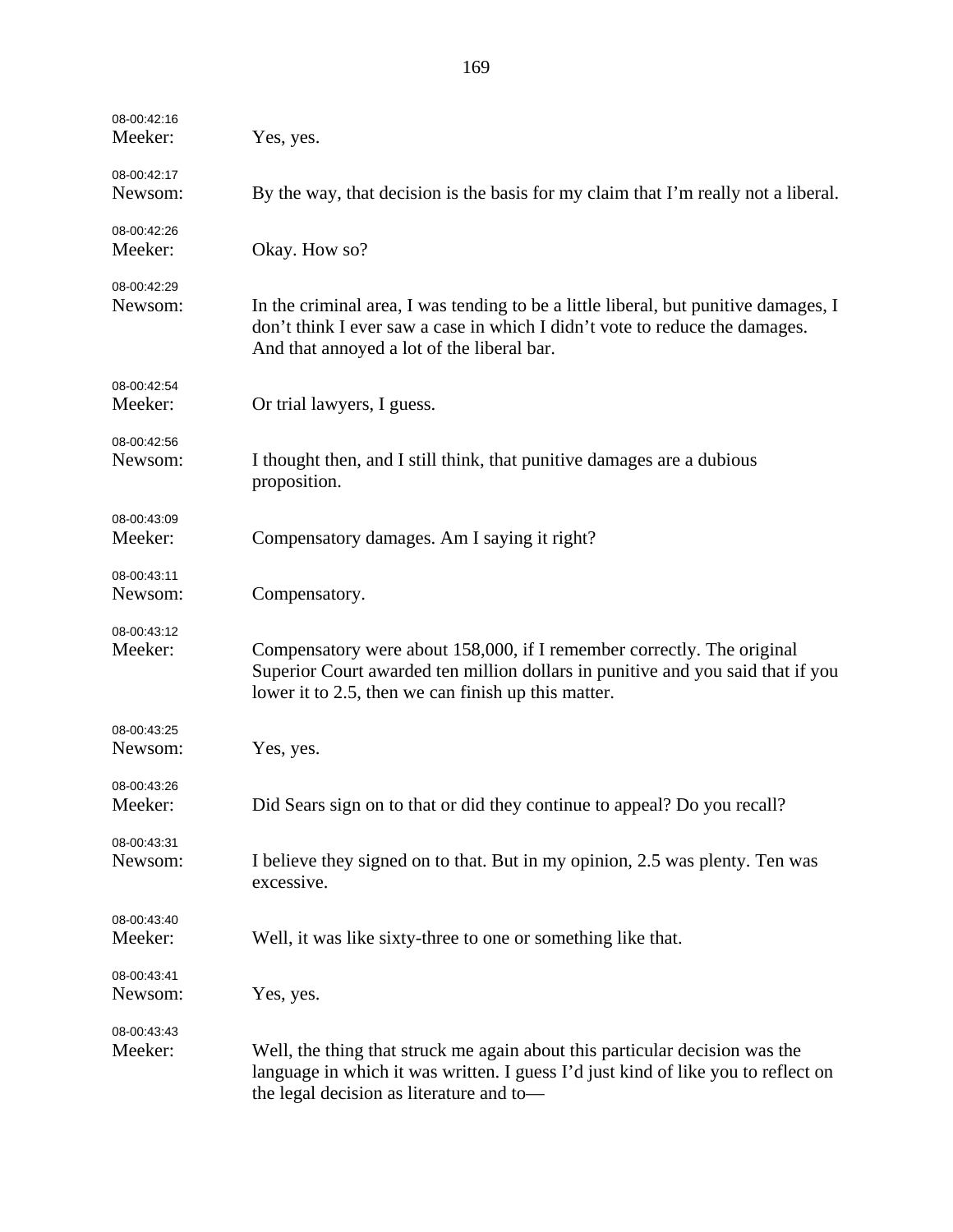08-00:42:16
Meeker: Yes, yes.

08-00:42:17
Newsom: By the way, that decision is the basis for my claim that I'm really not a liberal.

08-00:42:26
Meeker: Okay. How so?

08-00:42:29
Newsom: In the criminal area, I was tending to be a little liberal, but punitive damages, I don't think I ever saw a case in which I didn't vote to reduce the damages. And that annoyed a lot of the liberal bar.

08-00:42:54
Meeker: Or trial lawyers, I guess.

08-00:42:56
Newsom: I thought then, and I still think, that punitive damages are a dubious proposition.

08-00:43:09
Meeker: Compensatory damages. Am I saying it right?

08-00:43:11
Newsom: Compensatory.

08-00:43:12
Meeker: Compensatory were about 158,000, if I remember correctly. The original Superior Court awarded ten million dollars in punitive and you said that if you lower it to 2.5, then we can finish up this matter.

08-00:43:25
Newsom: Yes, yes.

08-00:43:26
Meeker: Did Sears sign on to that or did they continue to appeal? Do you recall?

08-00:43:31
Newsom: I believe they signed on to that. But in my opinion, 2.5 was plenty. Ten was excessive.

08-00:43:40
Meeker: Well, it was like sixty-three to one or something like that.

08-00:43:41
Newsom: Yes, yes.

08-00:43:43
Meeker: Well, the thing that struck me again about this particular decision was the language in which it was written. I guess I'd just kind of like you to reflect on the legal decision as literature and to—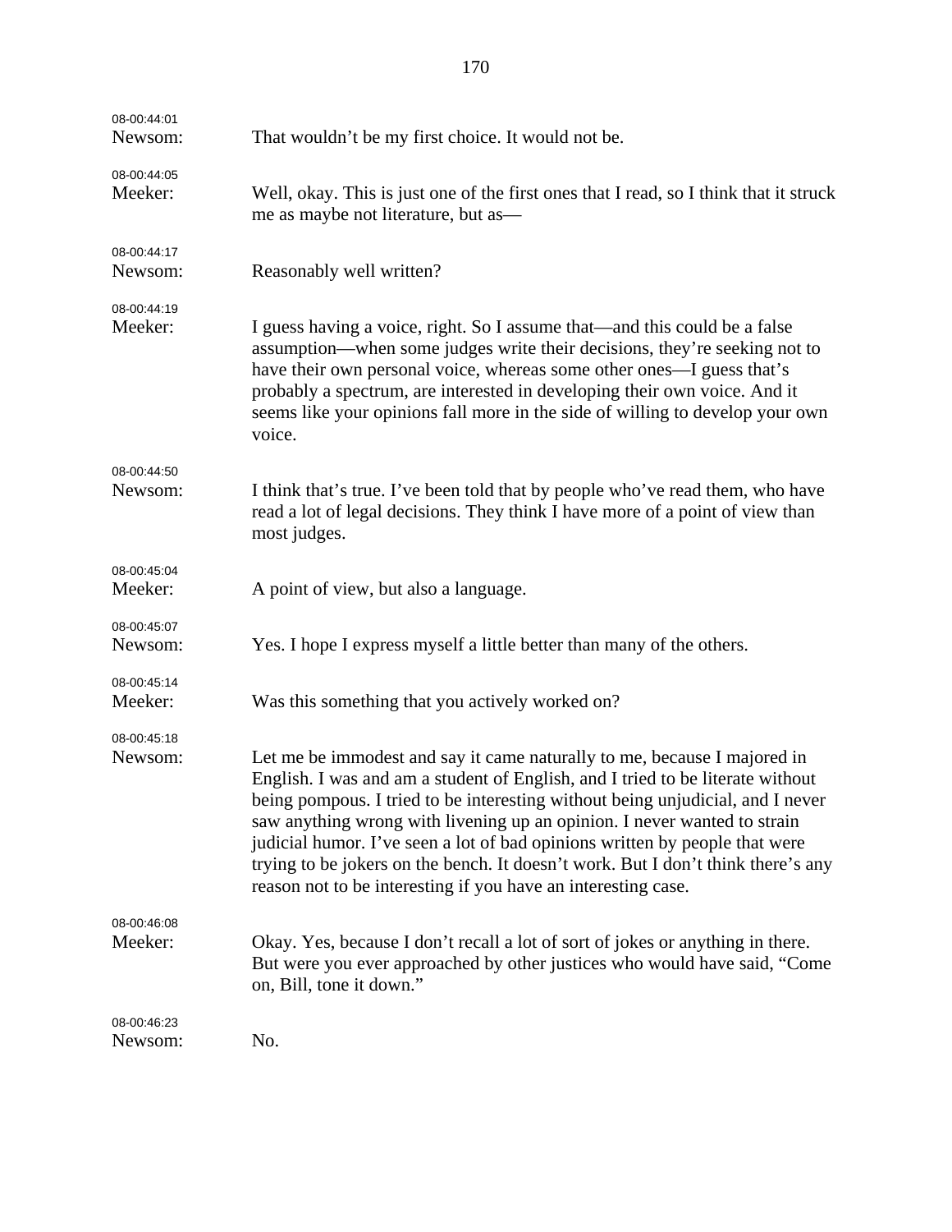08-00:44:01
Newsom: That wouldn't be my first choice. It would not be.

08-00:44:05
Meeker: Well, okay. This is just one of the first ones that I read, so I think that it struck me as maybe not literature, but as—

08-00:44:17
Newsom: Reasonably well written?

08-00:44:19
Meeker: I guess having a voice, right. So I assume that—and this could be a false assumption—when some judges write their decisions, they're seeking not to have their own personal voice, whereas some other ones—I guess that's probably a spectrum, are interested in developing their own voice. And it seems like your opinions fall more in the side of willing to develop your own voice.

08-00:44:50
Newsom: I think that's true. I've been told that by people who've read them, who have read a lot of legal decisions. They think I have more of a point of view than most judges.

08-00:45:04
Meeker: A point of view, but also a language.

08-00:45:07
Newsom: Yes. I hope I express myself a little better than many of the others.

08-00:45:14
Meeker: Was this something that you actively worked on?

08-00:45:18
Newsom: Let me be immodest and say it came naturally to me, because I majored in English. I was and am a student of English, and I tried to be literate without being pompous. I tried to be interesting without being unjudicial, and I never saw anything wrong with livening up an opinion. I never wanted to strain judicial humor. I've seen a lot of bad opinions written by people that were trying to be jokers on the bench. It doesn't work. But I don't think there's any reason not to be interesting if you have an interesting case.

08-00:46:08
Meeker: Okay. Yes, because I don't recall a lot of sort of jokes or anything in there. But were you ever approached by other justices who would have said, "Come on, Bill, tone it down."

08-00:46:23
Newsom: No.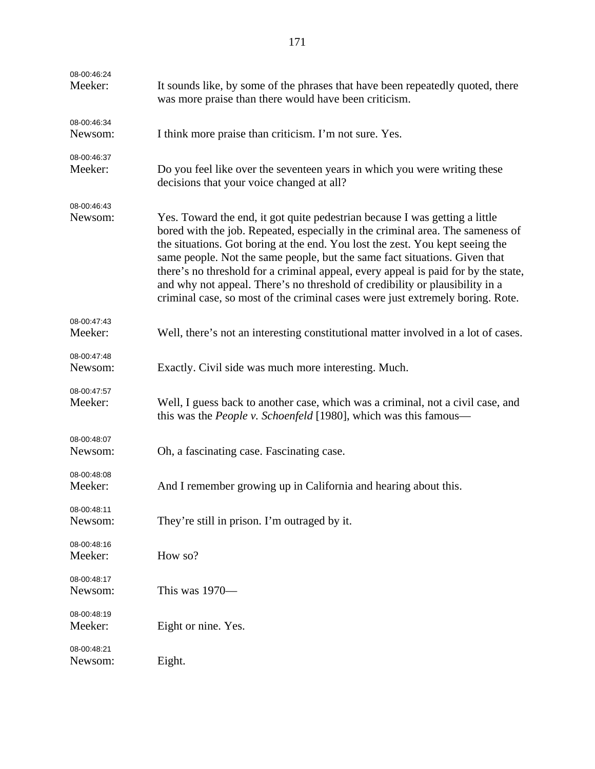08-00:46:24
Meeker: It sounds like, by some of the phrases that have been repeatedly quoted, there was more praise than there would have been criticism.

08-00:46:34
Newsom: I think more praise than criticism. I'm not sure. Yes.

08-00:46:37
Meeker: Do you feel like over the seventeen years in which you were writing these decisions that your voice changed at all?

08-00:46:43
Newsom: Yes. Toward the end, it got quite pedestrian because I was getting a little bored with the job. Repeated, especially in the criminal area. The sameness of the situations. Got boring at the end. You lost the zest. You kept seeing the same people. Not the same people, but the same fact situations. Given that there's no threshold for a criminal appeal, every appeal is paid for by the state, and why not appeal. There's no threshold of credibility or plausibility in a criminal case, so most of the criminal cases were just extremely boring. Rote.

08-00:47:43
Meeker: Well, there's not an interesting constitutional matter involved in a lot of cases.

08-00:47:48
Newsom: Exactly. Civil side was much more interesting. Much.

08-00:47:57
Meeker: Well, I guess back to another case, which was a criminal, not a civil case, and this was the *People v. Schoenfeld* [1980], which was this famous—

08-00:48:07
Newsom: Oh, a fascinating case. Fascinating case.

08-00:48:08
Meeker: And I remember growing up in California and hearing about this.

08-00:48:11
Newsom: They're still in prison. I'm outraged by it.

08-00:48:16
Meeker: How so?

08-00:48:17
Newsom: This was 1970—

08-00:48:19
Meeker: Eight or nine. Yes.

08-00:48:21
Newsom: Eight.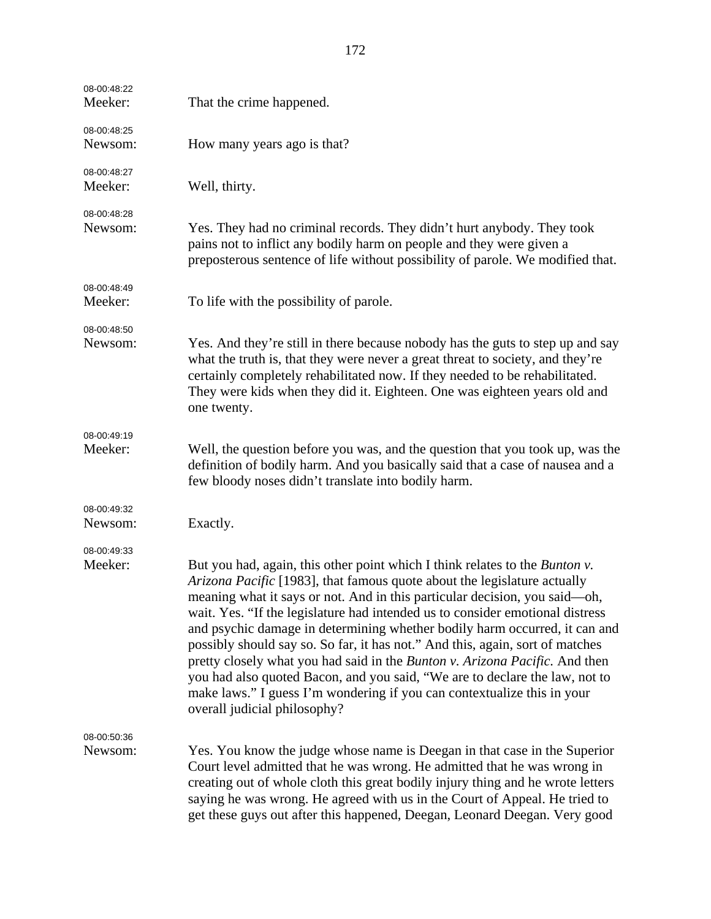08-00:48:22
Meeker: That the crime happened.

08-00:48:25
Newsom: How many years ago is that?

08-00:48:27
Meeker: Well, thirty.

08-00:48:28
Newsom: Yes. They had no criminal records. They didn't hurt anybody. They took pains not to inflict any bodily harm on people and they were given a preposterous sentence of life without possibility of parole. We modified that.

08-00:48:49
Meeker: To life with the possibility of parole.

08-00:48:50
Newsom: Yes. And they're still in there because nobody has the guts to step up and say what the truth is, that they were never a great threat to society, and they're certainly completely rehabilitated now. If they needed to be rehabilitated. They were kids when they did it. Eighteen. One was eighteen years old and one twenty.

08-00:49:19
Meeker: Well, the question before you was, and the question that you took up, was the definition of bodily harm. And you basically said that a case of nausea and a few bloody noses didn't translate into bodily harm.

08-00:49:32
Newsom: Exactly.

08-00:49:33
Meeker: But you had, again, this other point which I think relates to the *Bunton v. Arizona Pacific* [1983], that famous quote about the legislature actually meaning what it says or not. And in this particular decision, you said—oh, wait. Yes. "If the legislature had intended us to consider emotional distress and psychic damage in determining whether bodily harm occurred, it can and possibly should say so. So far, it has not." And this, again, sort of matches pretty closely what you had said in the *Bunton v. Arizona Pacific.* And then you had also quoted Bacon, and you said, "We are to declare the law, not to make laws." I guess I'm wondering if you can contextualize this in your overall judicial philosophy?

08-00:50:36
Newsom: Yes. You know the judge whose name is Deegan in that case in the Superior Court level admitted that he was wrong. He admitted that he was wrong in creating out of whole cloth this great bodily injury thing and he wrote letters saying he was wrong. He agreed with us in the Court of Appeal. He tried to get these guys out after this happened, Deegan, Leonard Deegan. Very good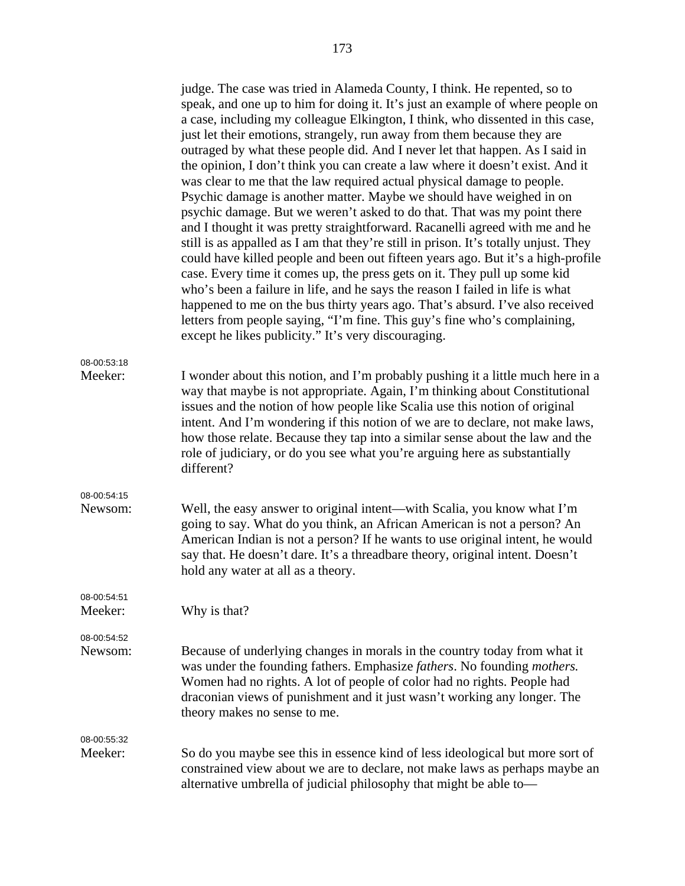judge. The case was tried in Alameda County, I think. He repented, so to speak, and one up to him for doing it. It's just an example of where people on a case, including my colleague Elkington, I think, who dissented in this case, just let their emotions, strangely, run away from them because they are outraged by what these people did. And I never let that happen. As I said in the opinion, I don't think you can create a law where it doesn't exist. And it was clear to me that the law required actual physical damage to people. Psychic damage is another matter. Maybe we should have weighed in on psychic damage. But we weren't asked to do that. That was my point there and I thought it was pretty straightforward. Racanelli agreed with me and he still is as appalled as I am that they're still in prison. It's totally unjust. They could have killed people and been out fifteen years ago. But it's a high-profile case. Every time it comes up, the press gets on it. They pull up some kid who's been a failure in life, and he says the reason I failed in life is what happened to me on the bus thirty years ago. That's absurd. I've also received letters from people saying, "I'm fine. This guy's fine who's complaining, except he likes publicity." It's very discouraging.

08-00:53:18
Meeker: I wonder about this notion, and I'm probably pushing it a little much here in a way that maybe is not appropriate. Again, I'm thinking about Constitutional issues and the notion of how people like Scalia use this notion of original intent. And I'm wondering if this notion of we are to declare, not make laws, how those relate. Because they tap into a similar sense about the law and the role of judiciary, or do you see what you're arguing here as substantially different?

08-00:54:15
Newsom: Well, the easy answer to original intent—with Scalia, you know what I'm going to say. What do you think, an African American is not a person? An American Indian is not a person? If he wants to use original intent, he would say that. He doesn't dare. It's a threadbare theory, original intent. Doesn't hold any water at all as a theory.

08-00:54:51
Meeker: Why is that?

08-00:54:52
Newsom: Because of underlying changes in morals in the country today from what it was under the founding fathers. Emphasize *fathers*. No founding *mothers.* Women had no rights. A lot of people of color had no rights. People had draconian views of punishment and it just wasn't working any longer. The theory makes no sense to me.

08-00:55:32
Meeker: So do you maybe see this in essence kind of less ideological but more sort of constrained view about we are to declare, not make laws as perhaps maybe an alternative umbrella of judicial philosophy that might be able to—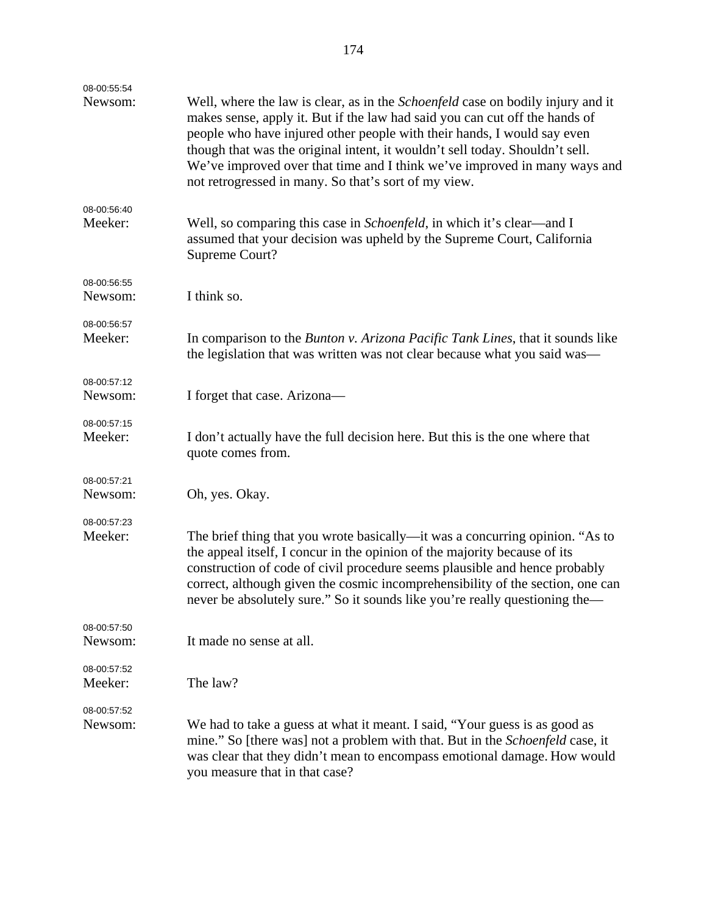08-00:55:54
Newsom: Well, where the law is clear, as in the *Schoenfeld* case on bodily injury and it makes sense, apply it. But if the law had said you can cut off the hands of people who have injured other people with their hands, I would say even though that was the original intent, it wouldn't sell today. Shouldn't sell. We've improved over that time and I think we've improved in many ways and not retrogressed in many. So that's sort of my view.

08-00:56:40
Meeker: Well, so comparing this case in *Schoenfeld*, in which it's clear—and I assumed that your decision was upheld by the Supreme Court, California Supreme Court?

08-00:56:55
Newsom: I think so.

08-00:56:57
Meeker: In comparison to the *Bunton v. Arizona Pacific Tank Lines*, that it sounds like the legislation that was written was not clear because what you said was—

08-00:57:12
Newsom: I forget that case. Arizona—

08-00:57:15
Meeker: I don't actually have the full decision here. But this is the one where that quote comes from.

08-00:57:21
Newsom: Oh, yes. Okay.

08-00:57:23
Meeker: The brief thing that you wrote basically—it was a concurring opinion. "As to the appeal itself, I concur in the opinion of the majority because of its construction of code of civil procedure seems plausible and hence probably correct, although given the cosmic incomprehensibility of the section, one can never be absolutely sure." So it sounds like you're really questioning the—

08-00:57:50
Newsom: It made no sense at all.

08-00:57:52
Meeker: The law?

08-00:57:52
Newsom: We had to take a guess at what it meant. I said, "Your guess is as good as mine." So [there was] not a problem with that. But in the *Schoenfeld* case, it was clear that they didn't mean to encompass emotional damage. How would you measure that in that case?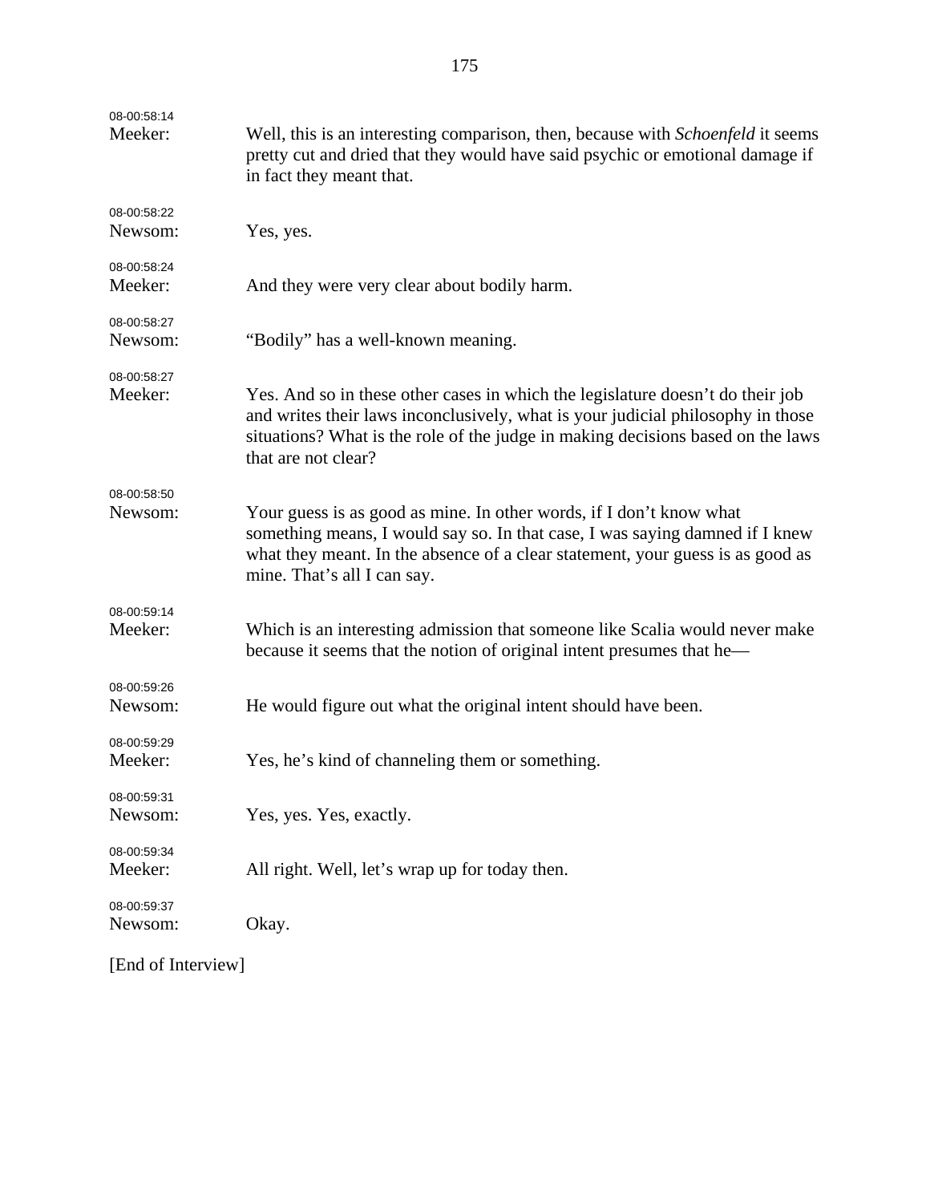08-00:58:14
Meeker: Well, this is an interesting comparison, then, because with *Schoenfeld* it seems pretty cut and dried that they would have said psychic or emotional damage if in fact they meant that.

08-00:58:22
Newsom: Yes, yes.

08-00:58:24
Meeker: And they were very clear about bodily harm.

08-00:58:27
Newsom: "Bodily" has a well-known meaning.

08-00:58:27
Meeker: Yes. And so in these other cases in which the legislature doesn't do their job and writes their laws inconclusively, what is your judicial philosophy in those situations? What is the role of the judge in making decisions based on the laws that are not clear?

08-00:58:50
Newsom: Your guess is as good as mine. In other words, if I don't know what something means, I would say so. In that case, I was saying damned if I knew what they meant. In the absence of a clear statement, your guess is as good as mine. That's all I can say.

08-00:59:14
Meeker: Which is an interesting admission that someone like Scalia would never make because it seems that the notion of original intent presumes that he—

08-00:59:26
Newsom: He would figure out what the original intent should have been.

08-00:59:29
Meeker: Yes, he's kind of channeling them or something.

08-00:59:31
Newsom: Yes, yes. Yes, exactly.

08-00:59:34
Meeker: All right. Well, let's wrap up for today then.

08-00:59:37
Newsom: Okay.

[End of Interview]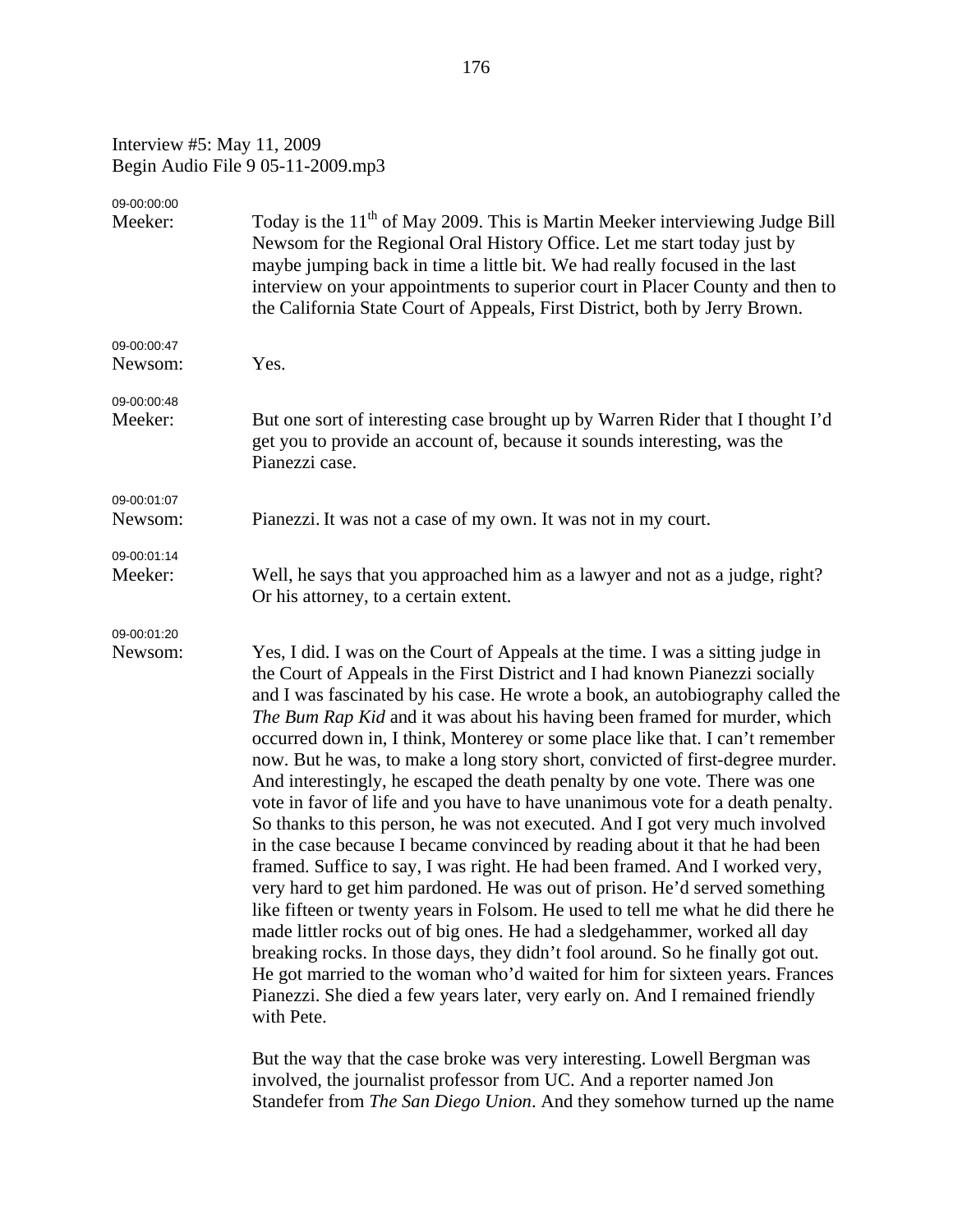Interview #5: May 11, 2009
Begin Audio File 9 05-11-2009.mp3

09-00:00:00
**Meeker:** Today is the 11th of May 2009. This is Martin Meeker interviewing Judge Bill Newsom for the Regional Oral History Office. Let me start today just by maybe jumping back in time a little bit. We had really focused in the last interview on your appointments to superior court in Placer County and then to the California State Court of Appeals, First District, both by Jerry Brown.

09-00:00:47
**Newsom:** Yes.

09-00:00:48
**Meeker:** But one sort of interesting case brought up by Warren Rider that I thought I'd get you to provide an account of, because it sounds interesting, was the Pianezzi case.

09-00:01:07
**Newsom:** Pianezzi. It was not a case of my own. It was not in my court.

09-00:01:14
**Meeker:** Well, he says that you approached him as a lawyer and not as a judge, right? Or his attorney, to a certain extent.

09-00:01:20
**Newsom:** Yes, I did. I was on the Court of Appeals at the time. I was a sitting judge in the Court of Appeals in the First District and I had known Pianezzi socially and I was fascinated by his case. He wrote a book, an autobiography called the *The Bum Rap Kid* and it was about his having been framed for murder, which occurred down in, I think, Monterey or some place like that. I can't remember now. But he was, to make a long story short, convicted of first-degree murder. And interestingly, he escaped the death penalty by one vote. There was one vote in favor of life and you have to have unanimous vote for a death penalty. So thanks to this person, he was not executed. And I got very much involved in the case because I became convinced by reading about it that he had been framed. Suffice to say, I was right. He had been framed. And I worked very, very hard to get him pardoned. He was out of prison. He'd served something like fifteen or twenty years in Folsom. He used to tell me what he did there he made littler rocks out of big ones. He had a sledgehammer, worked all day breaking rocks. In those days, they didn't fool around. So he finally got out. He got married to the woman who'd waited for him for sixteen years. Frances Pianezzi. She died a few years later, very early on. And I remained friendly with Pete.

But the way that the case broke was very interesting. Lowell Bergman was involved, the journalist professor from UC. And a reporter named Jon Standefer from *The San Diego Union*. And they somehow turned up the name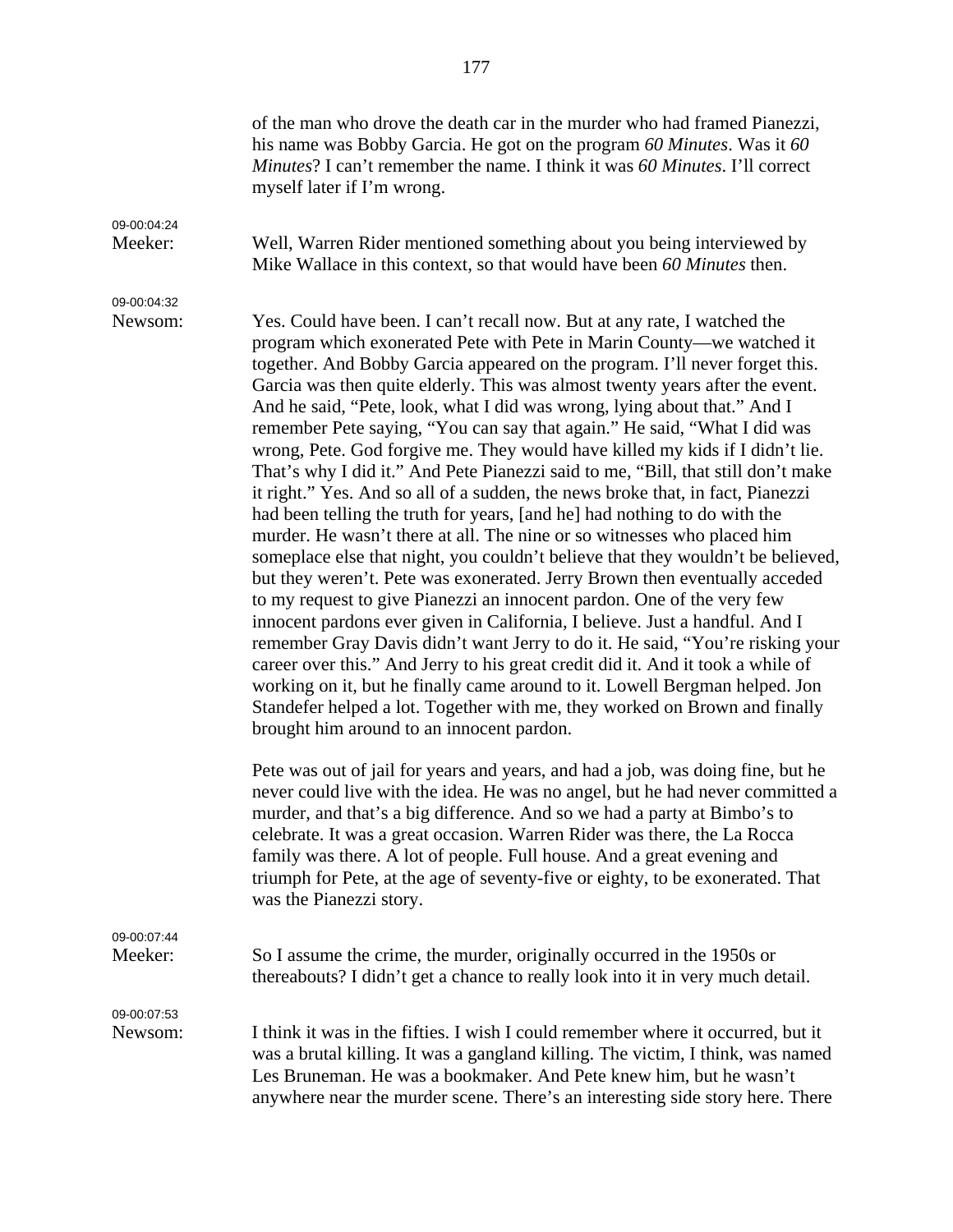of the man who drove the death car in the murder who had framed Pianezzi, his name was Bobby Garcia. He got on the program *60 Minutes*. Was it *60 Minutes*? I can't remember the name. I think it was *60 Minutes*. I'll correct myself later if I'm wrong.

09-00:04:24
Meeker: Well, Warren Rider mentioned something about you being interviewed by Mike Wallace in this context, so that would have been *60 Minutes* then.

09-00:04:32
Newsom: Yes. Could have been. I can't recall now. But at any rate, I watched the program which exonerated Pete with Pete in Marin County—we watched it together. And Bobby Garcia appeared on the program. I'll never forget this. Garcia was then quite elderly. This was almost twenty years after the event. And he said, "Pete, look, what I did was wrong, lying about that." And I remember Pete saying, "You can say that again." He said, "What I did was wrong, Pete. God forgive me. They would have killed my kids if I didn't lie. That's why I did it." And Pete Pianezzi said to me, "Bill, that still don't make it right." Yes. And so all of a sudden, the news broke that, in fact, Pianezzi had been telling the truth for years, [and he] had nothing to do with the murder. He wasn't there at all. The nine or so witnesses who placed him someplace else that night, you couldn't believe that they wouldn't be believed, but they weren't. Pete was exonerated. Jerry Brown then eventually acceded to my request to give Pianezzi an innocent pardon. One of the very few innocent pardons ever given in California, I believe. Just a handful. And I remember Gray Davis didn't want Jerry to do it. He said, "You're risking your career over this." And Jerry to his great credit did it. And it took a while of working on it, but he finally came around to it. Lowell Bergman helped. Jon Standefer helped a lot. Together with me, they worked on Brown and finally brought him around to an innocent pardon.

Pete was out of jail for years and years, and had a job, was doing fine, but he never could live with the idea. He was no angel, but he had never committed a murder, and that's a big difference. And so we had a party at Bimbo's to celebrate. It was a great occasion. Warren Rider was there, the La Rocca family was there. A lot of people. Full house. And a great evening and triumph for Pete, at the age of seventy-five or eighty, to be exonerated. That was the Pianezzi story.

09-00:07:44
Meeker: So I assume the crime, the murder, originally occurred in the 1950s or thereabouts? I didn't get a chance to really look into it in very much detail.

09-00:07:53
Newsom: I think it was in the fifties. I wish I could remember where it occurred, but it was a brutal killing. It was a gangland killing. The victim, I think, was named Les Bruneman. He was a bookmaker. And Pete knew him, but he wasn't anywhere near the murder scene. There's an interesting side story here. There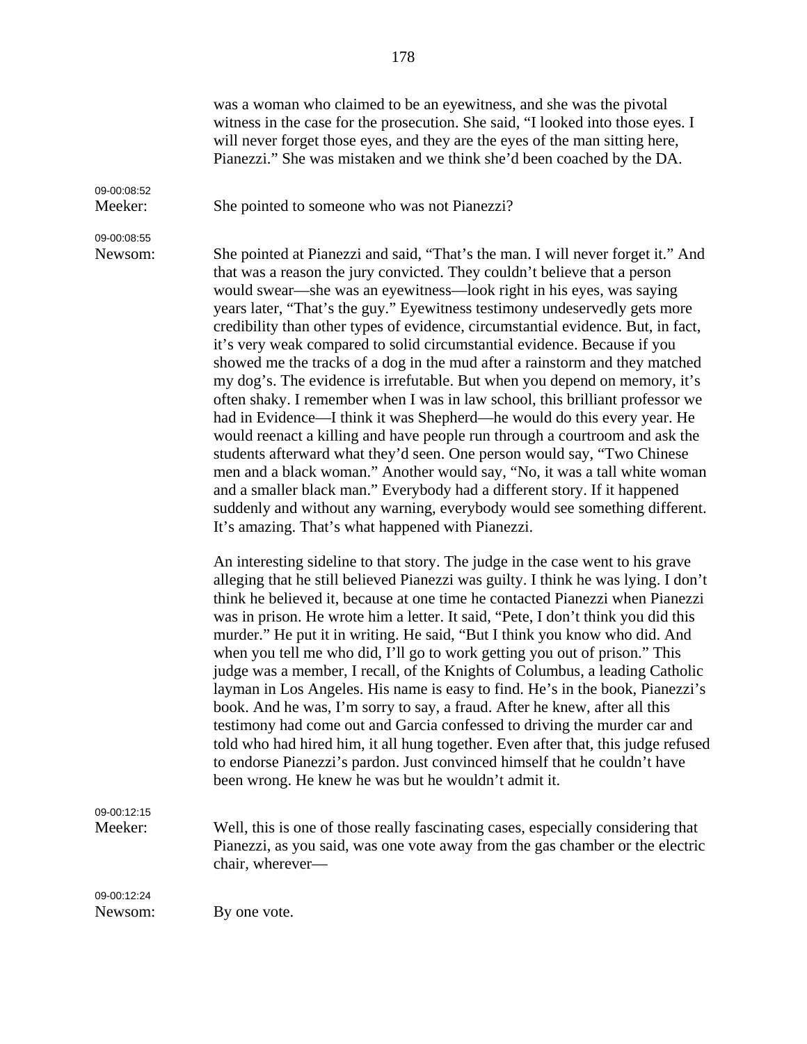was a woman who claimed to be an eyewitness, and she was the pivotal witness in the case for the prosecution. She said, "I looked into those eyes. I will never forget those eyes, and they are the eyes of the man sitting here, Pianezzi." She was mistaken and we think she'd been coached by the DA.

09-00:08:52
Meeker: She pointed to someone who was not Pianezzi?

09-00:08:55
Newsom: She pointed at Pianezzi and said, "That's the man. I will never forget it." And that was a reason the jury convicted. They couldn't believe that a person would swear—she was an eyewitness—look right in his eyes, was saying years later, "That's the guy." Eyewitness testimony undeservedly gets more credibility than other types of evidence, circumstantial evidence. But, in fact, it's very weak compared to solid circumstantial evidence. Because if you showed me the tracks of a dog in the mud after a rainstorm and they matched my dog's. The evidence is irrefutable. But when you depend on memory, it's often shaky. I remember when I was in law school, this brilliant professor we had in Evidence—I think it was Shepherd—he would do this every year. He would reenact a killing and have people run through a courtroom and ask the students afterward what they'd seen. One person would say, "Two Chinese men and a black woman." Another would say, "No, it was a tall white woman and a smaller black man." Everybody had a different story. If it happened suddenly and without any warning, everybody would see something different. It's amazing. That's what happened with Pianezzi.

An interesting sideline to that story. The judge in the case went to his grave alleging that he still believed Pianezzi was guilty. I think he was lying. I don't think he believed it, because at one time he contacted Pianezzi when Pianezzi was in prison. He wrote him a letter. It said, "Pete, I don't think you did this murder." He put it in writing. He said, "But I think you know who did. And when you tell me who did, I'll go to work getting you out of prison." This judge was a member, I recall, of the Knights of Columbus, a leading Catholic layman in Los Angeles. His name is easy to find. He's in the book, Pianezzi's book. And he was, I'm sorry to say, a fraud. After he knew, after all this testimony had come out and Garcia confessed to driving the murder car and told who had hired him, it all hung together. Even after that, this judge refused to endorse Pianezzi's pardon. Just convinced himself that he couldn't have been wrong. He knew he was but he wouldn't admit it.

09-00:12:15
Meeker: Well, this is one of those really fascinating cases, especially considering that Pianezzi, as you said, was one vote away from the gas chamber or the electric chair, wherever—

09-00:12:24
Newsom: By one vote.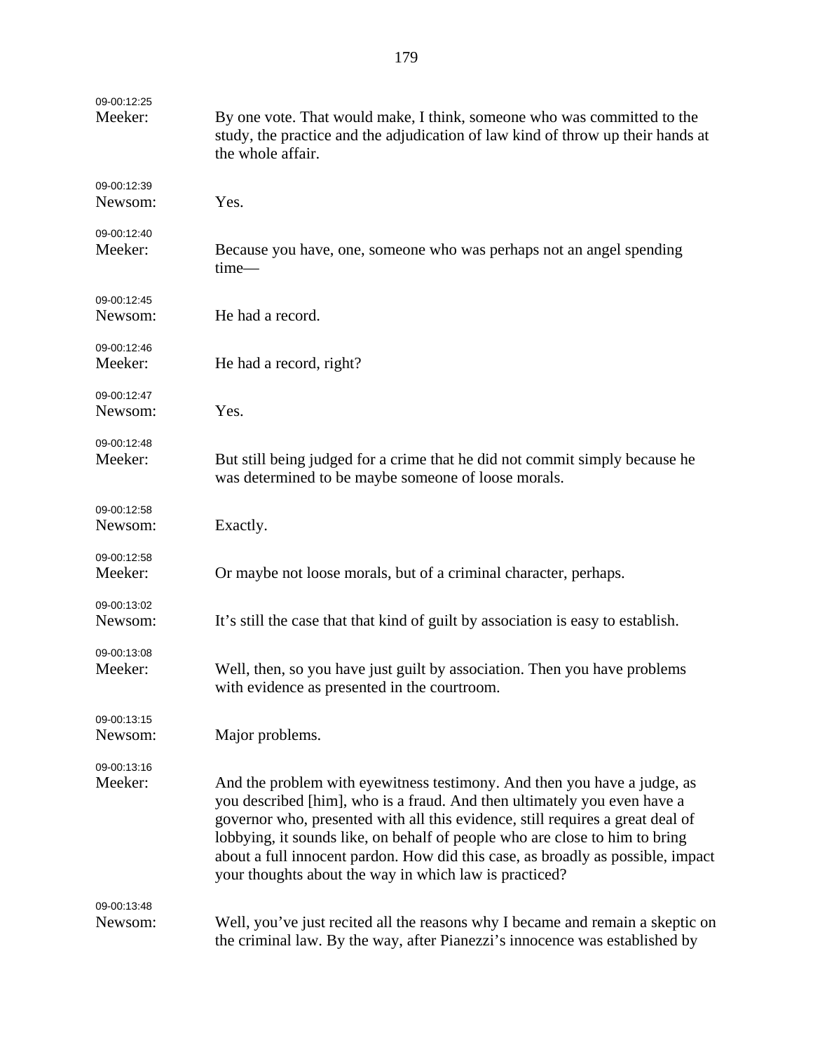09-00:12:25
Meeker: By one vote. That would make, I think, someone who was committed to the study, the practice and the adjudication of law kind of throw up their hands at the whole affair.

09-00:12:39
Newsom: Yes.

09-00:12:40
Meeker: Because you have, one, someone who was perhaps not an angel spending time—

09-00:12:45
Newsom: He had a record.

09-00:12:46
Meeker: He had a record, right?

09-00:12:47
Newsom: Yes.

09-00:12:48
Meeker: But still being judged for a crime that he did not commit simply because he was determined to be maybe someone of loose morals.

09-00:12:58
Newsom: Exactly.

09-00:12:58
Meeker: Or maybe not loose morals, but of a criminal character, perhaps.

09-00:13:02
Newsom: It's still the case that that kind of guilt by association is easy to establish.

09-00:13:08
Meeker: Well, then, so you have just guilt by association. Then you have problems with evidence as presented in the courtroom.

09-00:13:15
Newsom: Major problems.

09-00:13:16
Meeker: And the problem with eyewitness testimony. And then you have a judge, as you described [him], who is a fraud. And then ultimately you even have a governor who, presented with all this evidence, still requires a great deal of lobbying, it sounds like, on behalf of people who are close to him to bring about a full innocent pardon. How did this case, as broadly as possible, impact your thoughts about the way in which law is practiced?

09-00:13:48
Newsom: Well, you've just recited all the reasons why I became and remain a skeptic on the criminal law. By the way, after Pianezzi's innocence was established by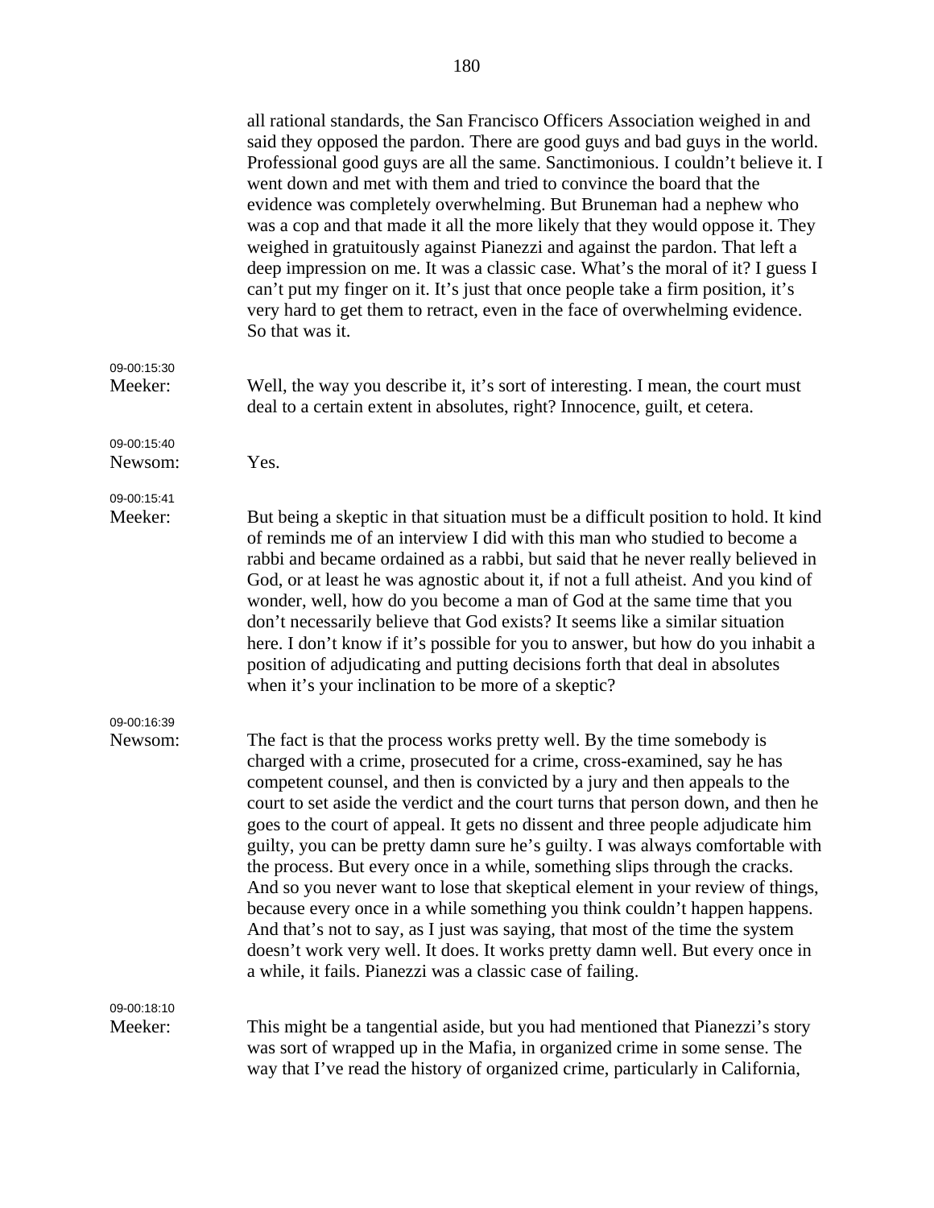all rational standards, the San Francisco Officers Association weighed in and said they opposed the pardon. There are good guys and bad guys in the world. Professional good guys are all the same. Sanctimonious. I couldn't believe it. I went down and met with them and tried to convince the board that the evidence was completely overwhelming. But Bruneman had a nephew who was a cop and that made it all the more likely that they would oppose it. They weighed in gratuitously against Pianezzi and against the pardon. That left a deep impression on me. It was a classic case. What's the moral of it? I guess I can't put my finger on it. It's just that once people take a firm position, it's very hard to get them to retract, even in the face of overwhelming evidence. So that was it.

09-00:15:30
Meeker: Well, the way you describe it, it's sort of interesting. I mean, the court must deal to a certain extent in absolutes, right? Innocence, guilt, et cetera.

09-00:15:40
Newsom: Yes.

09-00:15:41
Meeker: But being a skeptic in that situation must be a difficult position to hold. It kind of reminds me of an interview I did with this man who studied to become a rabbi and became ordained as a rabbi, but said that he never really believed in God, or at least he was agnostic about it, if not a full atheist. And you kind of wonder, well, how do you become a man of God at the same time that you don't necessarily believe that God exists? It seems like a similar situation here. I don't know if it's possible for you to answer, but how do you inhabit a position of adjudicating and putting decisions forth that deal in absolutes when it's your inclination to be more of a skeptic?

09-00:16:39
Newsom: The fact is that the process works pretty well. By the time somebody is charged with a crime, prosecuted for a crime, cross-examined, say he has competent counsel, and then is convicted by a jury and then appeals to the court to set aside the verdict and the court turns that person down, and then he goes to the court of appeal. It gets no dissent and three people adjudicate him guilty, you can be pretty damn sure he's guilty. I was always comfortable with the process. But every once in a while, something slips through the cracks. And so you never want to lose that skeptical element in your review of things, because every once in a while something you think couldn't happen happens. And that's not to say, as I just was saying, that most of the time the system doesn't work very well. It does. It works pretty damn well. But every once in a while, it fails. Pianezzi was a classic case of failing.

09-00:18:10
Meeker: This might be a tangential aside, but you had mentioned that Pianezzi's story was sort of wrapped up in the Mafia, in organized crime in some sense. The way that I've read the history of organized crime, particularly in California,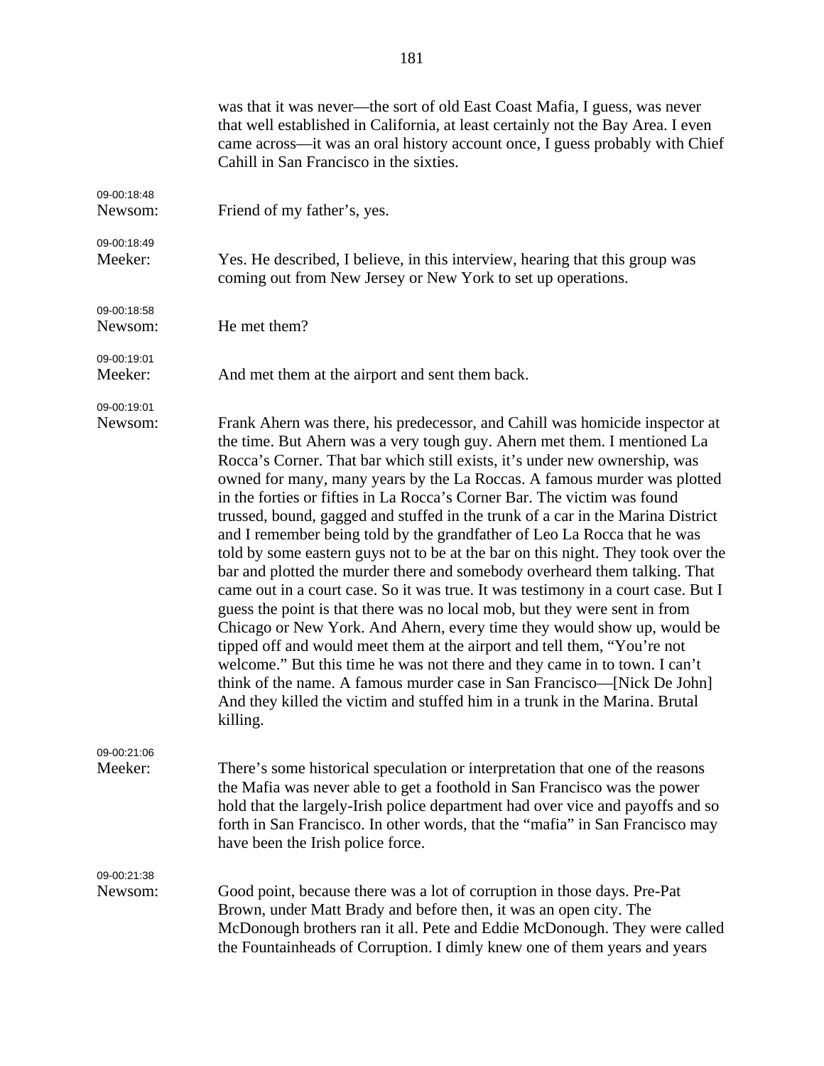was that it was never—the sort of old East Coast Mafia, I guess, was never that well established in California, at least certainly not the Bay Area. I even came across—it was an oral history account once, I guess probably with Chief Cahill in San Francisco in the sixties.

09-00:18:48
Newsom: Friend of my father's, yes.

09-00:18:49
Meeker: Yes. He described, I believe, in this interview, hearing that this group was coming out from New Jersey or New York to set up operations.

09-00:18:58
Newsom: He met them?

09-00:19:01
Meeker: And met them at the airport and sent them back.

09-00:19:01
Newsom: Frank Ahern was there, his predecessor, and Cahill was homicide inspector at the time. But Ahern was a very tough guy. Ahern met them. I mentioned La Rocca's Corner. That bar which still exists, it's under new ownership, was owned for many, many years by the La Roccas. A famous murder was plotted in the forties or fifties in La Rocca's Corner Bar. The victim was found trussed, bound, gagged and stuffed in the trunk of a car in the Marina District and I remember being told by the grandfather of Leo La Rocca that he was told by some eastern guys not to be at the bar on this night. They took over the bar and plotted the murder there and somebody overheard them talking. That came out in a court case. So it was true. It was testimony in a court case. But I guess the point is that there was no local mob, but they were sent in from Chicago or New York. And Ahern, every time they would show up, would be tipped off and would meet them at the airport and tell them, "You're not welcome." But this time he was not there and they came in to town. I can't think of the name. A famous murder case in San Francisco—[Nick De John] And they killed the victim and stuffed him in a trunk in the Marina. Brutal killing.

09-00:21:06
Meeker: There's some historical speculation or interpretation that one of the reasons the Mafia was never able to get a foothold in San Francisco was the power hold that the largely-Irish police department had over vice and payoffs and so forth in San Francisco. In other words, that the "mafia" in San Francisco may have been the Irish police force.

09-00:21:38
Newsom: Good point, because there was a lot of corruption in those days. Pre-Pat Brown, under Matt Brady and before then, it was an open city. The McDonough brothers ran it all. Pete and Eddie McDonough. They were called the Fountainheads of Corruption. I dimly knew one of them years and years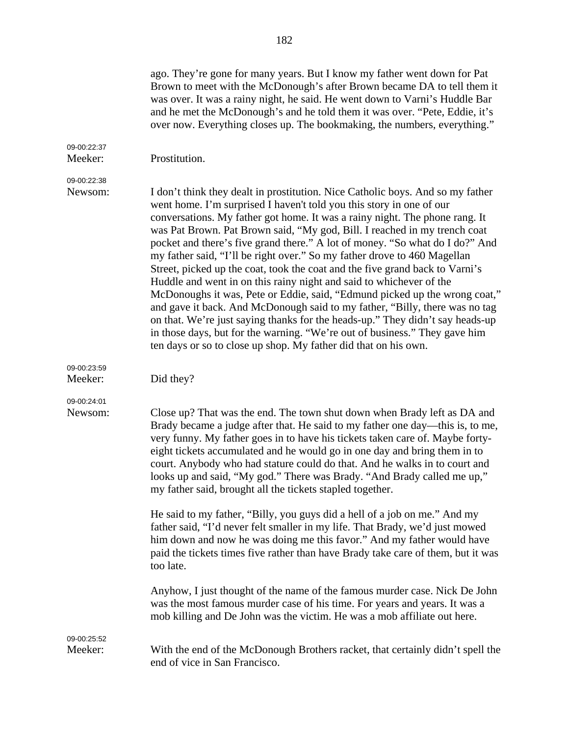ago. They're gone for many years. But I know my father went down for Pat Brown to meet with the McDonough's after Brown became DA to tell them it was over. It was a rainy night, he said. He went down to Varni's Huddle Bar and he met the McDonough's and he told them it was over. "Pete, Eddie, it's over now. Everything closes up. The bookmaking, the numbers, everything."

09-00:22:37
Meeker: Prostitution.

09-00:22:38
Newsom: I don't think they dealt in prostitution. Nice Catholic boys. And so my father went home. I'm surprised I haven't told you this story in one of our conversations. My father got home. It was a rainy night. The phone rang. It was Pat Brown. Pat Brown said, "My god, Bill. I reached in my trench coat pocket and there's five grand there." A lot of money. "So what do I do?" And my father said, "I'll be right over." So my father drove to 460 Magellan Street, picked up the coat, took the coat and the five grand back to Varni's Huddle and went in on this rainy night and said to whichever of the McDonoughs it was, Pete or Eddie, said, "Edmund picked up the wrong coat," and gave it back. And McDonough said to my father, "Billy, there was no tag on that. We're just saying thanks for the heads-up." They didn't say heads-up in those days, but for the warning. "We're out of business." They gave him ten days or so to close up shop. My father did that on his own.

09-00:23:59
Meeker: Did they?

09-00:24:01
Newsom: Close up? That was the end. The town shut down when Brady left as DA and Brady became a judge after that. He said to my father one day—this is, to me, very funny. My father goes in to have his tickets taken care of. Maybe forty-eight tickets accumulated and he would go in one day and bring them in to court. Anybody who had stature could do that. And he walks in to court and looks up and said, "My god." There was Brady. "And Brady called me up," my father said, brought all the tickets stapled together.

He said to my father, "Billy, you guys did a hell of a job on me." And my father said, "I'd never felt smaller in my life. That Brady, we'd just mowed him down and now he was doing me this favor." And my father would have paid the tickets times five rather than have Brady take care of them, but it was too late.

Anyhow, I just thought of the name of the famous murder case. Nick De John was the most famous murder case of his time. For years and years. It was a mob killing and De John was the victim. He was a mob affiliate out here.

09-00:25:52
Meeker: With the end of the McDonough Brothers racket, that certainly didn't spell the end of vice in San Francisco.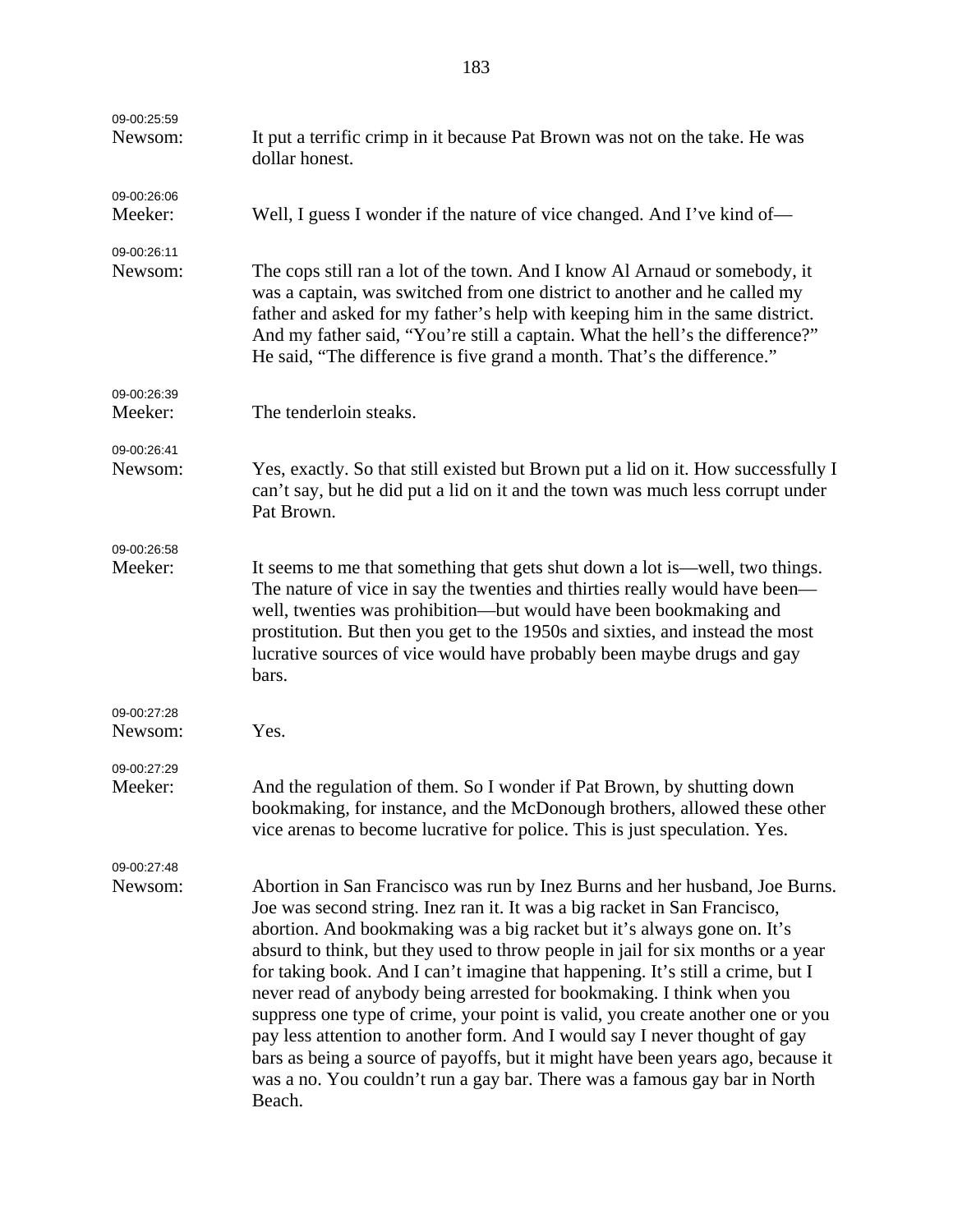09-00:25:59
Newsom: It put a terrific crimp in it because Pat Brown was not on the take. He was dollar honest.

09-00:26:06
Meeker: Well, I guess I wonder if the nature of vice changed. And I've kind of—

09-00:26:11
Newsom: The cops still ran a lot of the town. And I know Al Arnaud or somebody, it was a captain, was switched from one district to another and he called my father and asked for my father's help with keeping him in the same district. And my father said, "You're still a captain. What the hell's the difference?" He said, "The difference is five grand a month. That's the difference."

09-00:26:39
Meeker: The tenderloin steaks.

09-00:26:41
Newsom: Yes, exactly. So that still existed but Brown put a lid on it. How successfully I can't say, but he did put a lid on it and the town was much less corrupt under Pat Brown.

09-00:26:58
Meeker: It seems to me that something that gets shut down a lot is—well, two things. The nature of vice in say the twenties and thirties really would have been—well, twenties was prohibition—but would have been bookmaking and prostitution. But then you get to the 1950s and sixties, and instead the most lucrative sources of vice would have probably been maybe drugs and gay bars.

09-00:27:28
Newsom: Yes.

09-00:27:29
Meeker: And the regulation of them. So I wonder if Pat Brown, by shutting down bookmaking, for instance, and the McDonough brothers, allowed these other vice arenas to become lucrative for police. This is just speculation. Yes.

09-00:27:48
Newsom: Abortion in San Francisco was run by Inez Burns and her husband, Joe Burns. Joe was second string. Inez ran it. It was a big racket in San Francisco, abortion. And bookmaking was a big racket but it's always gone on. It's absurd to think, but they used to throw people in jail for six months or a year for taking book. And I can't imagine that happening. It's still a crime, but I never read of anybody being arrested for bookmaking. I think when you suppress one type of crime, your point is valid, you create another one or you pay less attention to another form. And I would say I never thought of gay bars as being a source of payoffs, but it might have been years ago, because it was a no. You couldn't run a gay bar. There was a famous gay bar in North Beach.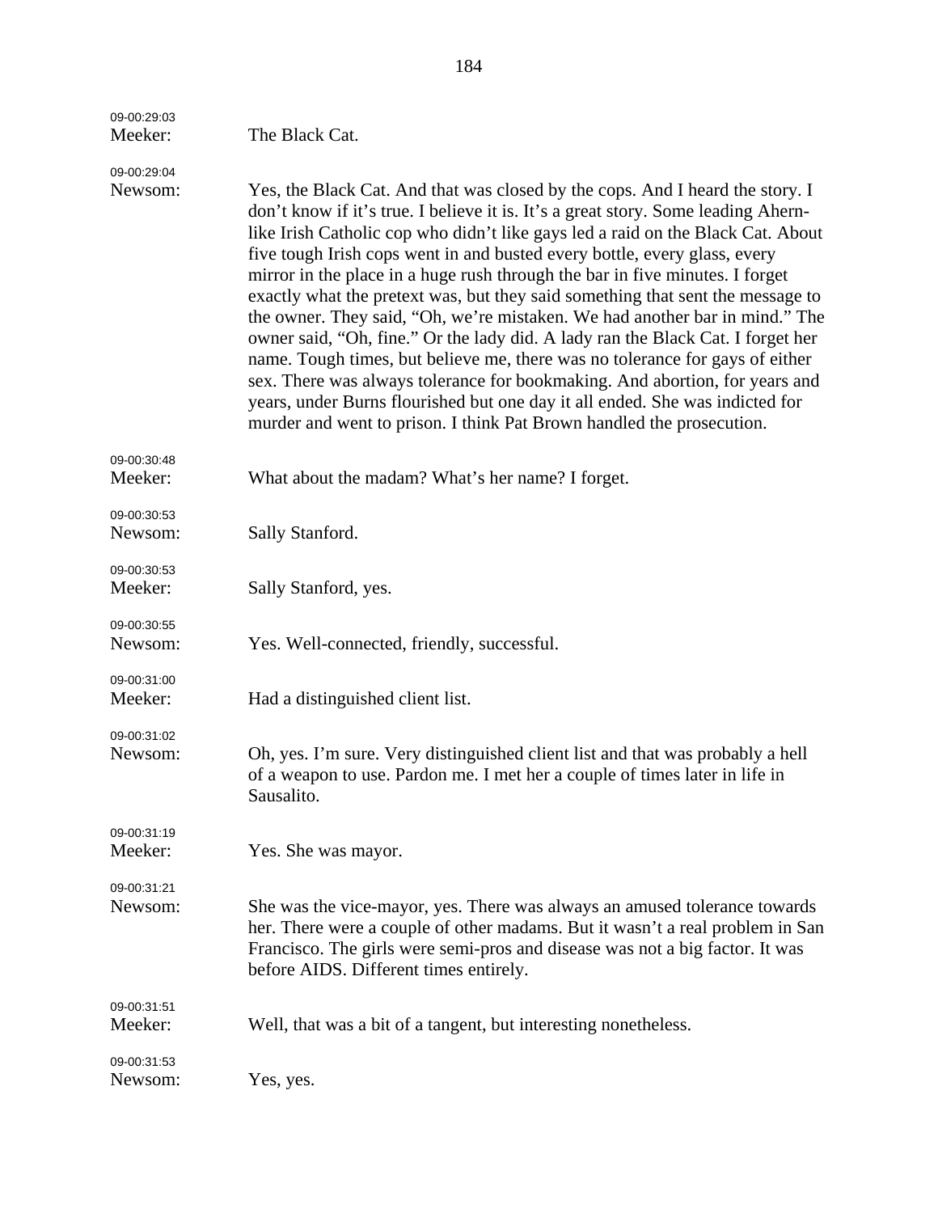09-00:29:03
Meeker: The Black Cat.

09-00:29:04
Newsom: Yes, the Black Cat. And that was closed by the cops. And I heard the story. I don't know if it's true. I believe it is. It's a great story. Some leading Ahern-like Irish Catholic cop who didn't like gays led a raid on the Black Cat. About five tough Irish cops went in and busted every bottle, every glass, every mirror in the place in a huge rush through the bar in five minutes. I forget exactly what the pretext was, but they said something that sent the message to the owner. They said, "Oh, we're mistaken. We had another bar in mind." The owner said, "Oh, fine." Or the lady did. A lady ran the Black Cat. I forget her name. Tough times, but believe me, there was no tolerance for gays of either sex. There was always tolerance for bookmaking. And abortion, for years and years, under Burns flourished but one day it all ended. She was indicted for murder and went to prison. I think Pat Brown handled the prosecution.

09-00:30:48
Meeker: What about the madam? What's her name? I forget.

09-00:30:53
Newsom: Sally Stanford.

09-00:30:53
Meeker: Sally Stanford, yes.

09-00:30:55
Newsom: Yes. Well-connected, friendly, successful.

09-00:31:00
Meeker: Had a distinguished client list.

09-00:31:02
Newsom: Oh, yes. I'm sure. Very distinguished client list and that was probably a hell of a weapon to use. Pardon me. I met her a couple of times later in life in Sausalito.

09-00:31:19
Meeker: Yes. She was mayor.

09-00:31:21
Newsom: She was the vice-mayor, yes. There was always an amused tolerance towards her. There were a couple of other madams. But it wasn't a real problem in San Francisco. The girls were semi-pros and disease was not a big factor. It was before AIDS. Different times entirely.

09-00:31:51
Meeker: Well, that was a bit of a tangent, but interesting nonetheless.

09-00:31:53
Newsom: Yes, yes.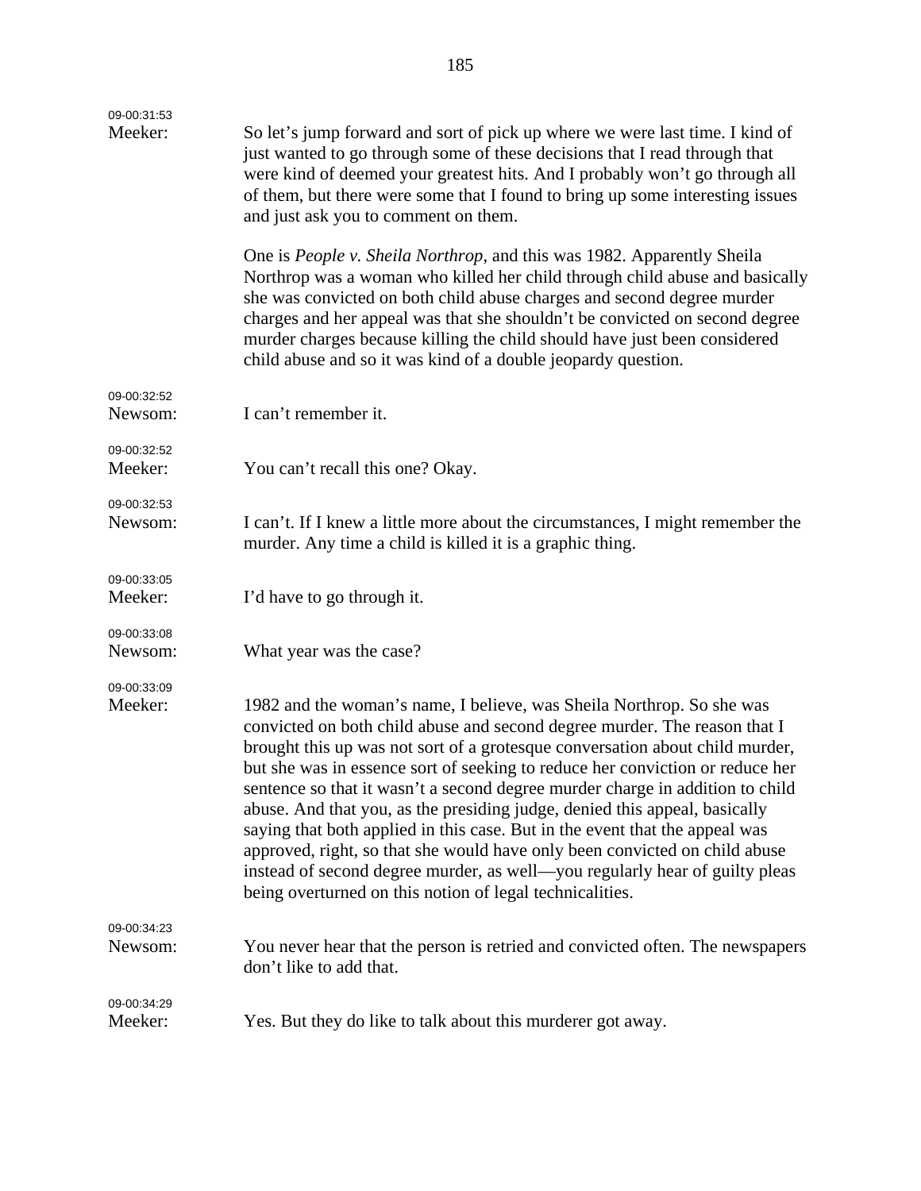09-00:31:53
Meeker: So let's jump forward and sort of pick up where we were last time. I kind of just wanted to go through some of these decisions that I read through that were kind of deemed your greatest hits. And I probably won't go through all of them, but there were some that I found to bring up some interesting issues and just ask you to comment on them.

One is *People v. Sheila Northrop*, and this was 1982. Apparently Sheila Northrop was a woman who killed her child through child abuse and basically she was convicted on both child abuse charges and second degree murder charges and her appeal was that she shouldn't be convicted on second degree murder charges because killing the child should have just been considered child abuse and so it was kind of a double jeopardy question.

09-00:32:52
Newsom: I can't remember it.

09-00:32:52
Meeker: You can't recall this one? Okay.

09-00:32:53
Newsom: I can't. If I knew a little more about the circumstances, I might remember the murder. Any time a child is killed it is a graphic thing.

09-00:33:05
Meeker: I'd have to go through it.

09-00:33:08
Newsom: What year was the case?

09-00:33:09
Meeker: 1982 and the woman's name, I believe, was Sheila Northrop. So she was convicted on both child abuse and second degree murder. The reason that I brought this up was not sort of a grotesque conversation about child murder, but she was in essence sort of seeking to reduce her conviction or reduce her sentence so that it wasn't a second degree murder charge in addition to child abuse. And that you, as the presiding judge, denied this appeal, basically saying that both applied in this case. But in the event that the appeal was approved, right, so that she would have only been convicted on child abuse instead of second degree murder, as well—you regularly hear of guilty pleas being overturned on this notion of legal technicalities.

09-00:34:23
Newsom: You never hear that the person is retried and convicted often. The newspapers don't like to add that.

09-00:34:29
Meeker: Yes. But they do like to talk about this murderer got away.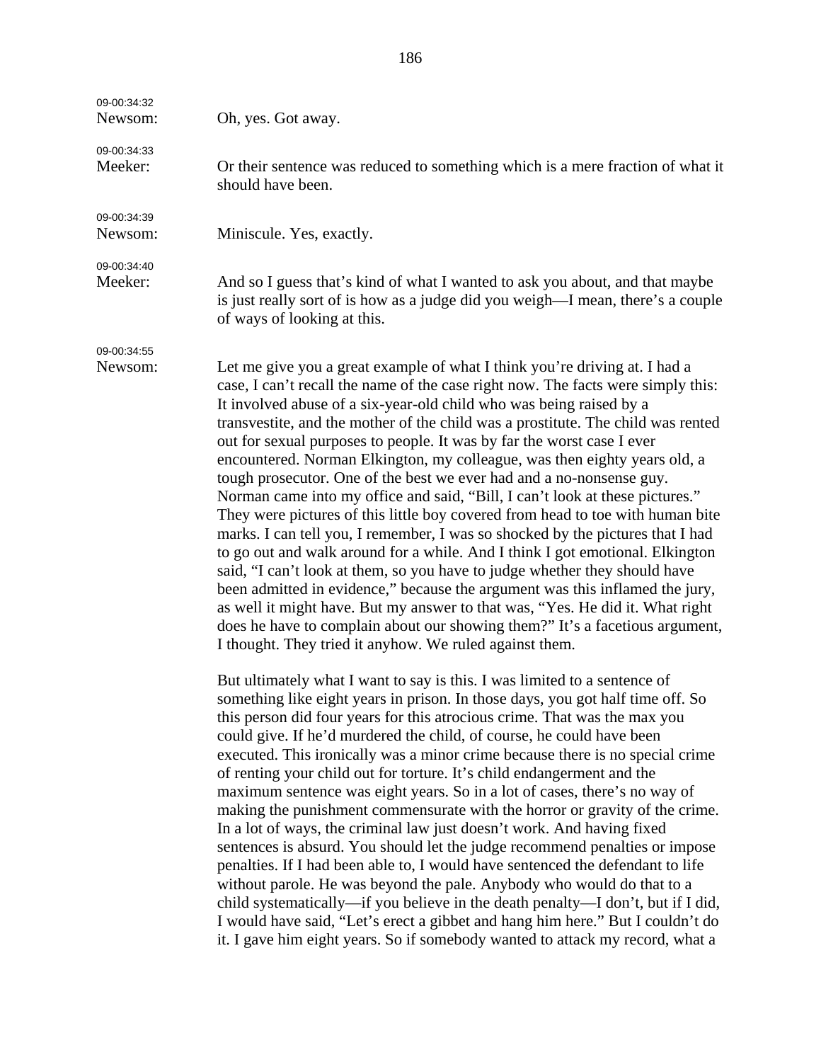09-00:34:32
Newsom: Oh, yes. Got away.

09-00:34:33
Meeker: Or their sentence was reduced to something which is a mere fraction of what it should have been.

09-00:34:39
Newsom: Miniscule. Yes, exactly.

09-00:34:40
Meeker: And so I guess that's kind of what I wanted to ask you about, and that maybe is just really sort of is how as a judge did you weigh—I mean, there's a couple of ways of looking at this.

09-00:34:55
Newsom: Let me give you a great example of what I think you're driving at. I had a case, I can't recall the name of the case right now. The facts were simply this: It involved abuse of a six-year-old child who was being raised by a transvestite, and the mother of the child was a prostitute. The child was rented out for sexual purposes to people. It was by far the worst case I ever encountered. Norman Elkington, my colleague, was then eighty years old, a tough prosecutor. One of the best we ever had and a no-nonsense guy. Norman came into my office and said, "Bill, I can't look at these pictures." They were pictures of this little boy covered from head to toe with human bite marks. I can tell you, I remember, I was so shocked by the pictures that I had to go out and walk around for a while. And I think I got emotional. Elkington said, "I can't look at them, so you have to judge whether they should have been admitted in evidence," because the argument was this inflamed the jury, as well it might have. But my answer to that was, "Yes. He did it. What right does he have to complain about our showing them?" It's a facetious argument, I thought. They tried it anyhow. We ruled against them.

But ultimately what I want to say is this. I was limited to a sentence of something like eight years in prison. In those days, you got half time off. So this person did four years for this atrocious crime. That was the max you could give. If he'd murdered the child, of course, he could have been executed. This ironically was a minor crime because there is no special crime of renting your child out for torture. It's child endangerment and the maximum sentence was eight years. So in a lot of cases, there's no way of making the punishment commensurate with the horror or gravity of the crime. In a lot of ways, the criminal law just doesn't work. And having fixed sentences is absurd. You should let the judge recommend penalties or impose penalties. If I had been able to, I would have sentenced the defendant to life without parole. He was beyond the pale. Anybody who would do that to a child systematically—if you believe in the death penalty—I don't, but if I did, I would have said, "Let's erect a gibbet and hang him here." But I couldn't do it. I gave him eight years. So if somebody wanted to attack my record, what a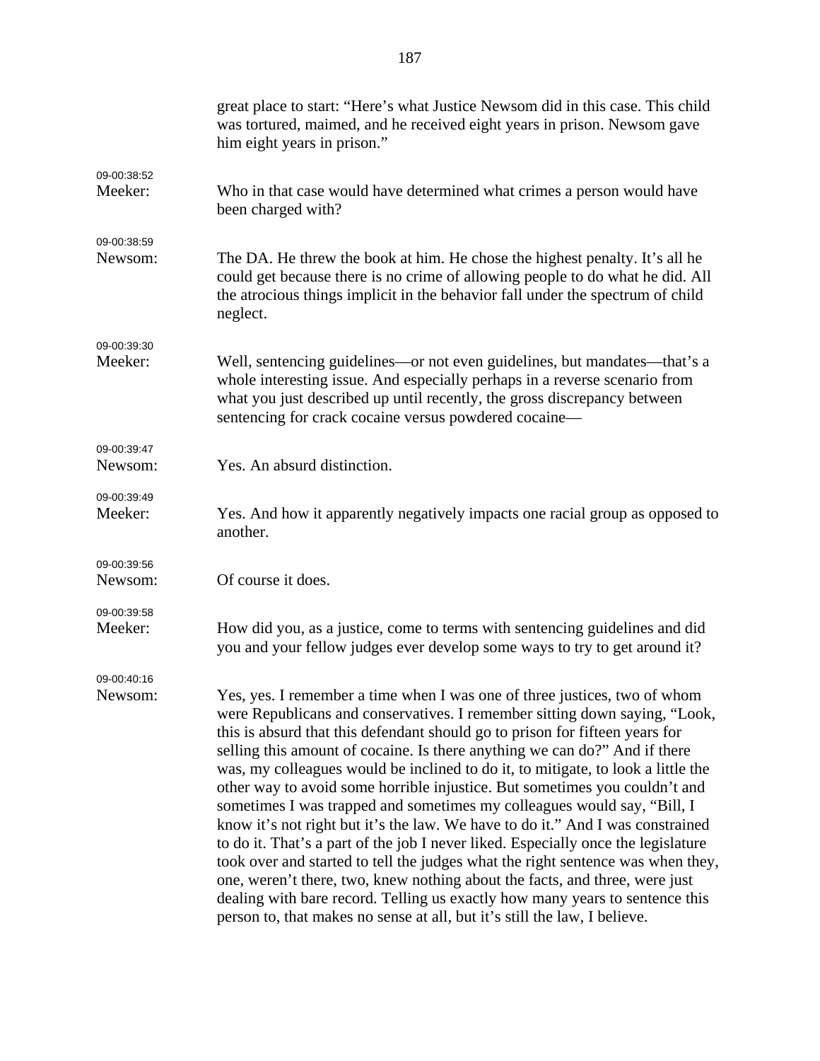great place to start: "Here's what Justice Newsom did in this case. This child was tortured, maimed, and he received eight years in prison. Newsom gave him eight years in prison."

09-00:38:52
Meeker: Who in that case would have determined what crimes a person would have been charged with?

09-00:38:59
Newsom: The DA. He threw the book at him. He chose the highest penalty. It's all he could get because there is no crime of allowing people to do what he did. All the atrocious things implicit in the behavior fall under the spectrum of child neglect.

09-00:39:30
Meeker: Well, sentencing guidelines—or not even guidelines, but mandates—that's a whole interesting issue. And especially perhaps in a reverse scenario from what you just described up until recently, the gross discrepancy between sentencing for crack cocaine versus powdered cocaine—

09-00:39:47
Newsom: Yes. An absurd distinction.

09-00:39:49
Meeker: Yes. And how it apparently negatively impacts one racial group as opposed to another.

09-00:39:56
Newsom: Of course it does.

09-00:39:58
Meeker: How did you, as a justice, come to terms with sentencing guidelines and did you and your fellow judges ever develop some ways to try to get around it?

09-00:40:16
Newsom: Yes, yes. I remember a time when I was one of three justices, two of whom were Republicans and conservatives. I remember sitting down saying, "Look, this is absurd that this defendant should go to prison for fifteen years for selling this amount of cocaine. Is there anything we can do?" And if there was, my colleagues would be inclined to do it, to mitigate, to look a little the other way to avoid some horrible injustice. But sometimes you couldn't and sometimes I was trapped and sometimes my colleagues would say, "Bill, I know it's not right but it's the law. We have to do it." And I was constrained to do it. That's a part of the job I never liked. Especially once the legislature took over and started to tell the judges what the right sentence was when they, one, weren't there, two, knew nothing about the facts, and three, were just dealing with bare record. Telling us exactly how many years to sentence this person to, that makes no sense at all, but it's still the law, I believe.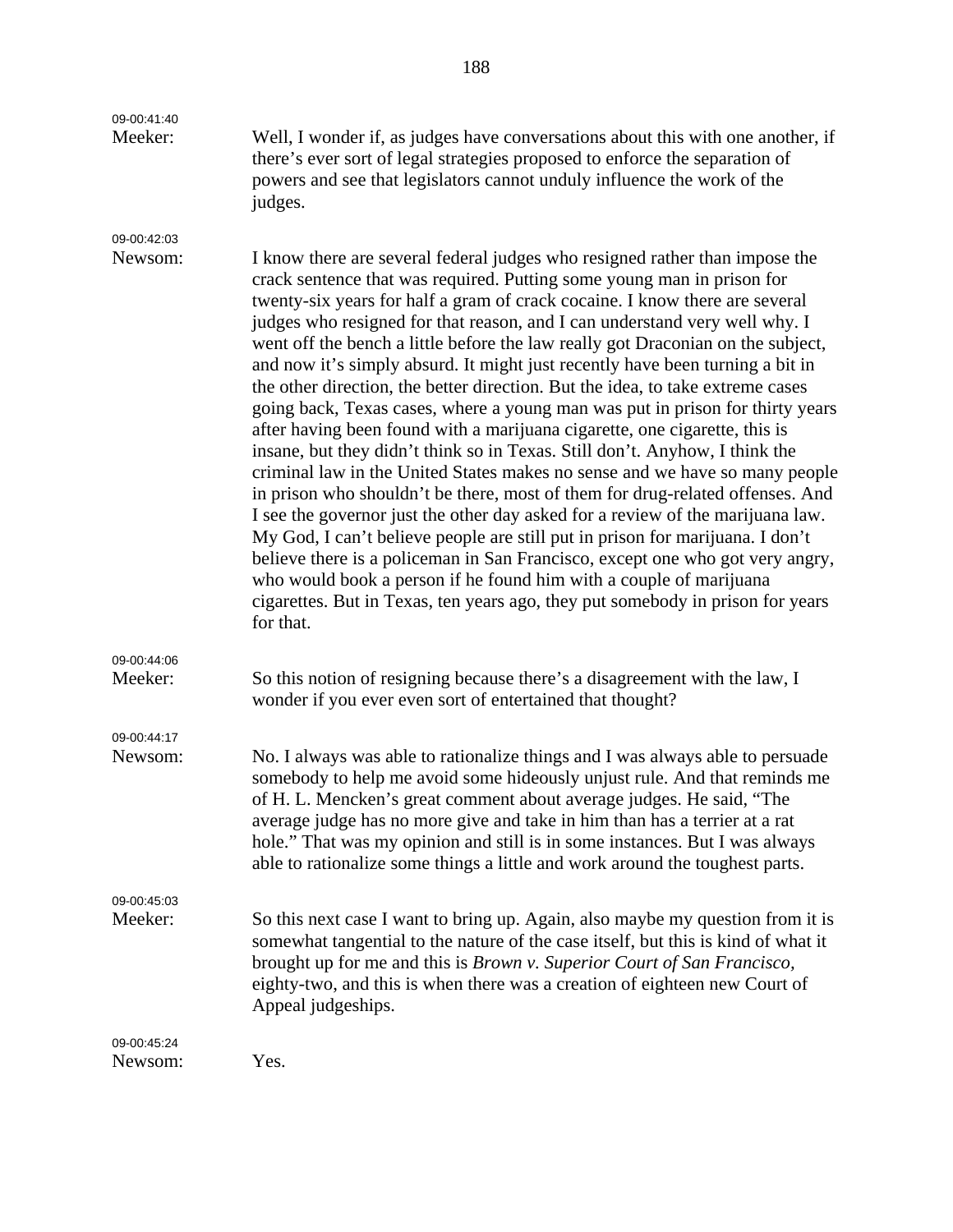09-00:41:40
Meeker: Well, I wonder if, as judges have conversations about this with one another, if there's ever sort of legal strategies proposed to enforce the separation of powers and see that legislators cannot unduly influence the work of the judges.

09-00:42:03
Newsom: I know there are several federal judges who resigned rather than impose the crack sentence that was required. Putting some young man in prison for twenty-six years for half a gram of crack cocaine. I know there are several judges who resigned for that reason, and I can understand very well why. I went off the bench a little before the law really got Draconian on the subject, and now it's simply absurd. It might just recently have been turning a bit in the other direction, the better direction. But the idea, to take extreme cases going back, Texas cases, where a young man was put in prison for thirty years after having been found with a marijuana cigarette, one cigarette, this is insane, but they didn't think so in Texas. Still don't. Anyhow, I think the criminal law in the United States makes no sense and we have so many people in prison who shouldn't be there, most of them for drug-related offenses. And I see the governor just the other day asked for a review of the marijuana law. My God, I can't believe people are still put in prison for marijuana. I don't believe there is a policeman in San Francisco, except one who got very angry, who would book a person if he found him with a couple of marijuana cigarettes. But in Texas, ten years ago, they put somebody in prison for years for that.

09-00:44:06
Meeker: So this notion of resigning because there's a disagreement with the law, I wonder if you ever even sort of entertained that thought?

09-00:44:17
Newsom: No. I always was able to rationalize things and I was always able to persuade somebody to help me avoid some hideously unjust rule. And that reminds me of H. L. Mencken's great comment about average judges. He said, "The average judge has no more give and take in him than has a terrier at a rat hole." That was my opinion and still is in some instances. But I was always able to rationalize some things a little and work around the toughest parts.

09-00:45:03
Meeker: So this next case I want to bring up. Again, also maybe my question from it is somewhat tangential to the nature of the case itself, but this is kind of what it brought up for me and this is *Brown v. Superior Court of San Francisco*, eighty-two, and this is when there was a creation of eighteen new Court of Appeal judgeships.

09-00:45:24
Newsom: Yes.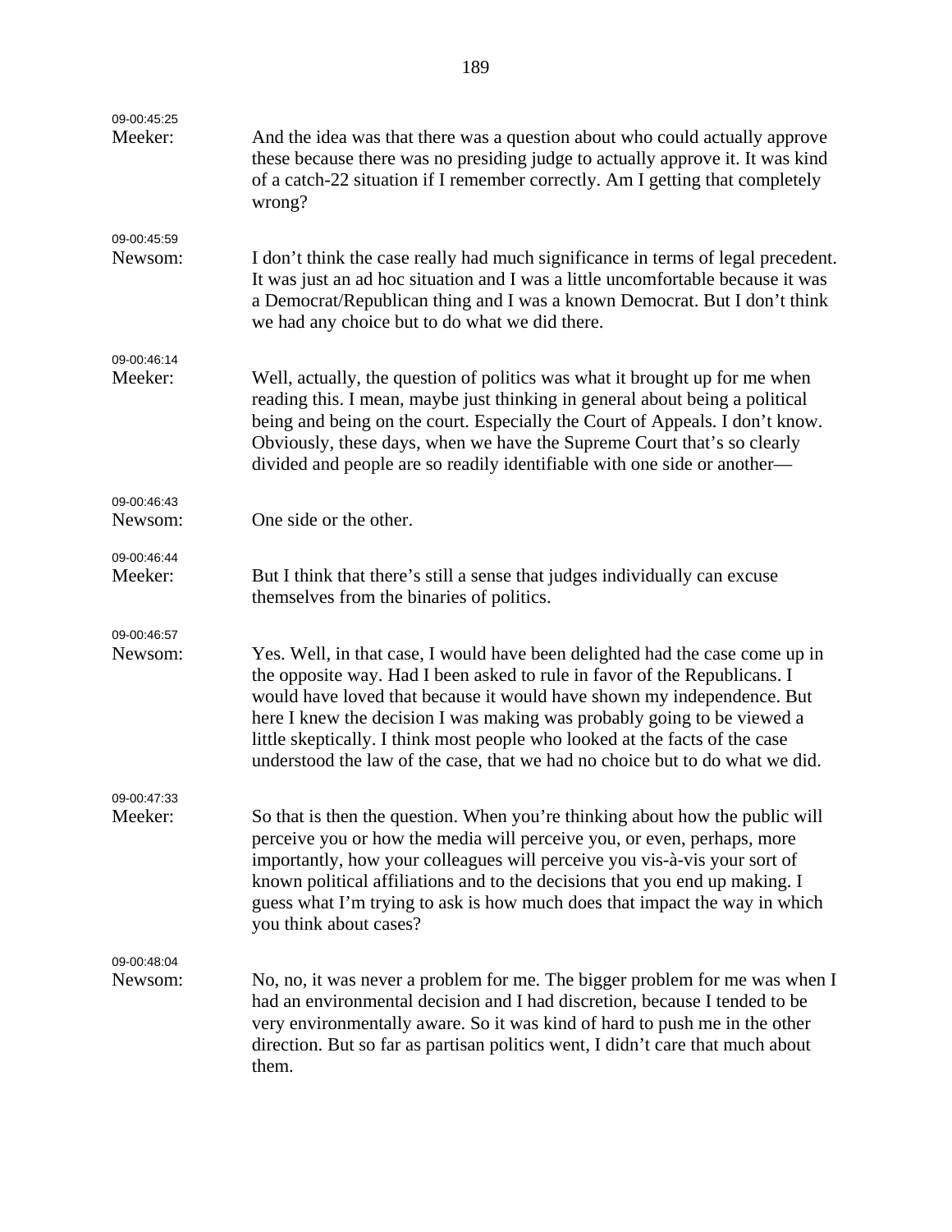09-00:45:25
Meeker: And the idea was that there was a question about who could actually approve these because there was no presiding judge to actually approve it. It was kind of a catch-22 situation if I remember correctly. Am I getting that completely wrong?

09-00:45:59
Newsom: I don't think the case really had much significance in terms of legal precedent. It was just an ad hoc situation and I was a little uncomfortable because it was a Democrat/Republican thing and I was a known Democrat. But I don't think we had any choice but to do what we did there.

09-00:46:14
Meeker: Well, actually, the question of politics was what it brought up for me when reading this. I mean, maybe just thinking in general about being a political being and being on the court. Especially the Court of Appeals. I don't know. Obviously, these days, when we have the Supreme Court that's so clearly divided and people are so readily identifiable with one side or another—

09-00:46:43
Newsom: One side or the other.

09-00:46:44
Meeker: But I think that there's still a sense that judges individually can excuse themselves from the binaries of politics.

09-00:46:57
Newsom: Yes. Well, in that case, I would have been delighted had the case come up in the opposite way. Had I been asked to rule in favor of the Republicans. I would have loved that because it would have shown my independence. But here I knew the decision I was making was probably going to be viewed a little skeptically. I think most people who looked at the facts of the case understood the law of the case, that we had no choice but to do what we did.

09-00:47:33
Meeker: So that is then the question. When you're thinking about how the public will perceive you or how the media will perceive you, or even, perhaps, more importantly, how your colleagues will perceive you vis-à-vis your sort of known political affiliations and to the decisions that you end up making. I guess what I'm trying to ask is how much does that impact the way in which you think about cases?

09-00:48:04
Newsom: No, no, it was never a problem for me. The bigger problem for me was when I had an environmental decision and I had discretion, because I tended to be very environmentally aware. So it was kind of hard to push me in the other direction. But so far as partisan politics went, I didn't care that much about them.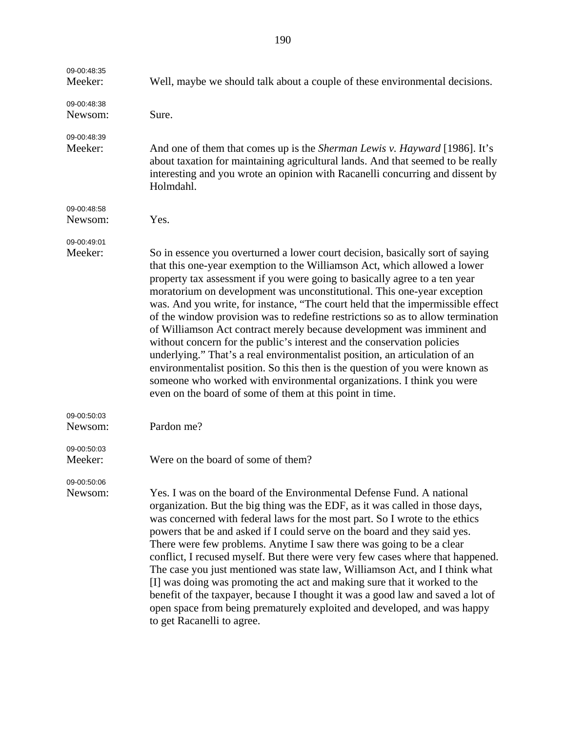09-00:48:35
Meeker: Well, maybe we should talk about a couple of these environmental decisions.

09-00:48:38
Newsom: Sure.

09-00:48:39
Meeker: And one of them that comes up is the *Sherman Lewis v. Hayward* [1986]. It's about taxation for maintaining agricultural lands. And that seemed to be really interesting and you wrote an opinion with Racanelli concurring and dissent by Holmdahl.

09-00:48:58
Newsom: Yes.

09-00:49:01
Meeker: So in essence you overturned a lower court decision, basically sort of saying that this one-year exemption to the Williamson Act, which allowed a lower property tax assessment if you were going to basically agree to a ten year moratorium on development was unconstitutional. This one-year exception was. And you write, for instance, "The court held that the impermissible effect of the window provision was to redefine restrictions so as to allow termination of Williamson Act contract merely because development was imminent and without concern for the public's interest and the conservation policies underlying." That's a real environmentalist position, an articulation of an environmentalist position. So this then is the question of you were known as someone who worked with environmental organizations. I think you were even on the board of some of them at this point in time.

09-00:50:03
Newsom: Pardon me?

09-00:50:03
Meeker: Were on the board of some of them?

09-00:50:06
Newsom: Yes. I was on the board of the Environmental Defense Fund. A national organization. But the big thing was the EDF, as it was called in those days, was concerned with federal laws for the most part. So I wrote to the ethics powers that be and asked if I could serve on the board and they said yes. There were few problems. Anytime I saw there was going to be a clear conflict, I recused myself. But there were very few cases where that happened. The case you just mentioned was state law, Williamson Act, and I think what [I] was doing was promoting the act and making sure that it worked to the benefit of the taxpayer, because I thought it was a good law and saved a lot of open space from being prematurely exploited and developed, and was happy to get Racanelli to agree.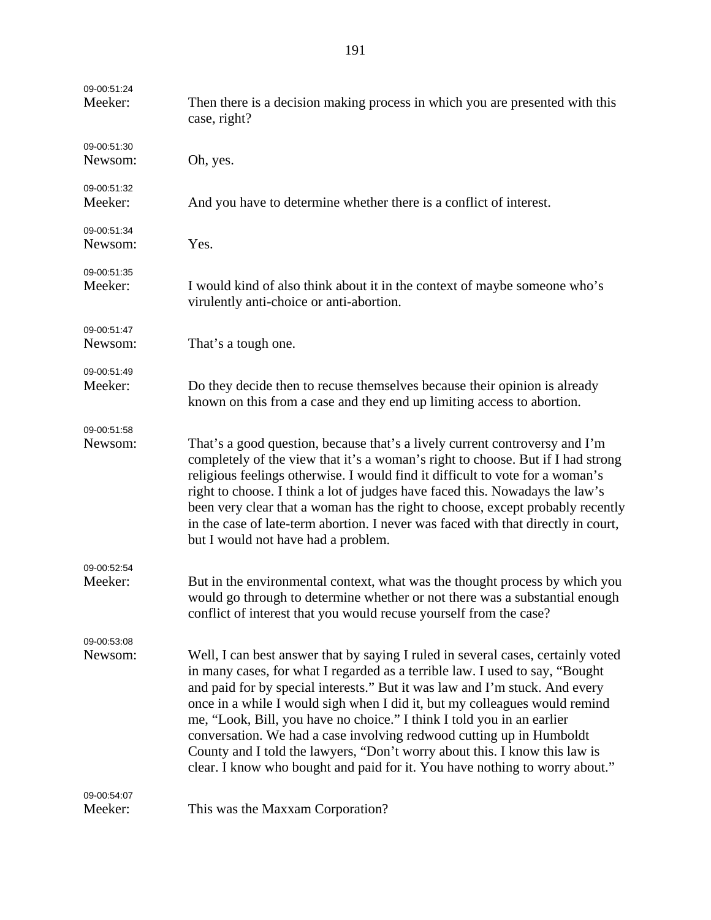09-00:51:24
Meeker: Then there is a decision making process in which you are presented with this case, right?

09-00:51:30
Newsom: Oh, yes.

09-00:51:32
Meeker: And you have to determine whether there is a conflict of interest.

09-00:51:34
Newsom: Yes.

09-00:51:35
Meeker: I would kind of also think about it in the context of maybe someone who's virulently anti-choice or anti-abortion.

09-00:51:47
Newsom: That's a tough one.

09-00:51:49
Meeker: Do they decide then to recuse themselves because their opinion is already known on this from a case and they end up limiting access to abortion.

09-00:51:58
Newsom: That's a good question, because that's a lively current controversy and I'm completely of the view that it's a woman's right to choose. But if I had strong religious feelings otherwise. I would find it difficult to vote for a woman's right to choose. I think a lot of judges have faced this. Nowadays the law's been very clear that a woman has the right to choose, except probably recently in the case of late-term abortion. I never was faced with that directly in court, but I would not have had a problem.

09-00:52:54
Meeker: But in the environmental context, what was the thought process by which you would go through to determine whether or not there was a substantial enough conflict of interest that you would recuse yourself from the case?

09-00:53:08
Newsom: Well, I can best answer that by saying I ruled in several cases, certainly voted in many cases, for what I regarded as a terrible law. I used to say, "Bought and paid for by special interests." But it was law and I'm stuck. And every once in a while I would sigh when I did it, but my colleagues would remind me, "Look, Bill, you have no choice." I think I told you in an earlier conversation. We had a case involving redwood cutting up in Humboldt County and I told the lawyers, "Don't worry about this. I know this law is clear. I know who bought and paid for it. You have nothing to worry about."

09-00:54:07
Meeker: This was the Maxxam Corporation?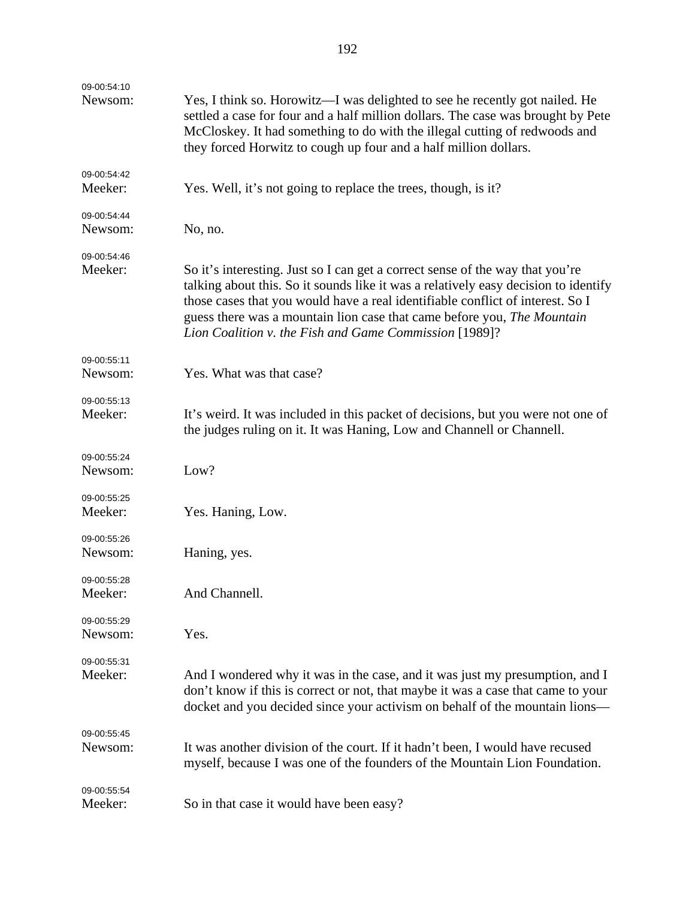09-00:54:10
Newsom: Yes, I think so. Horowitz—I was delighted to see he recently got nailed. He settled a case for four and a half million dollars. The case was brought by Pete McCloskey. It had something to do with the illegal cutting of redwoods and they forced Horwitz to cough up four and a half million dollars.

09-00:54:42
Meeker: Yes. Well, it's not going to replace the trees, though, is it?

09-00:54:44
Newsom: No, no.

09-00:54:46
Meeker: So it's interesting. Just so I can get a correct sense of the way that you're talking about this. So it sounds like it was a relatively easy decision to identify those cases that you would have a real identifiable conflict of interest. So I guess there was a mountain lion case that came before you, *The Mountain Lion Coalition v. the Fish and Game Commission* [1989]?

09-00:55:11
Newsom: Yes. What was that case?

09-00:55:13
Meeker: It's weird. It was included in this packet of decisions, but you were not one of the judges ruling on it. It was Haning, Low and Channell or Channell.

09-00:55:24
Newsom: Low?

09-00:55:25
Meeker: Yes. Haning, Low.

09-00:55:26
Newsom: Haning, yes.

09-00:55:28
Meeker: And Channell.

09-00:55:29
Newsom: Yes.

09-00:55:31
Meeker: And I wondered why it was in the case, and it was just my presumption, and I don't know if this is correct or not, that maybe it was a case that came to your docket and you decided since your activism on behalf of the mountain lions—

09-00:55:45
Newsom: It was another division of the court. If it hadn't been, I would have recused myself, because I was one of the founders of the Mountain Lion Foundation.

09-00:55:54
Meeker: So in that case it would have been easy?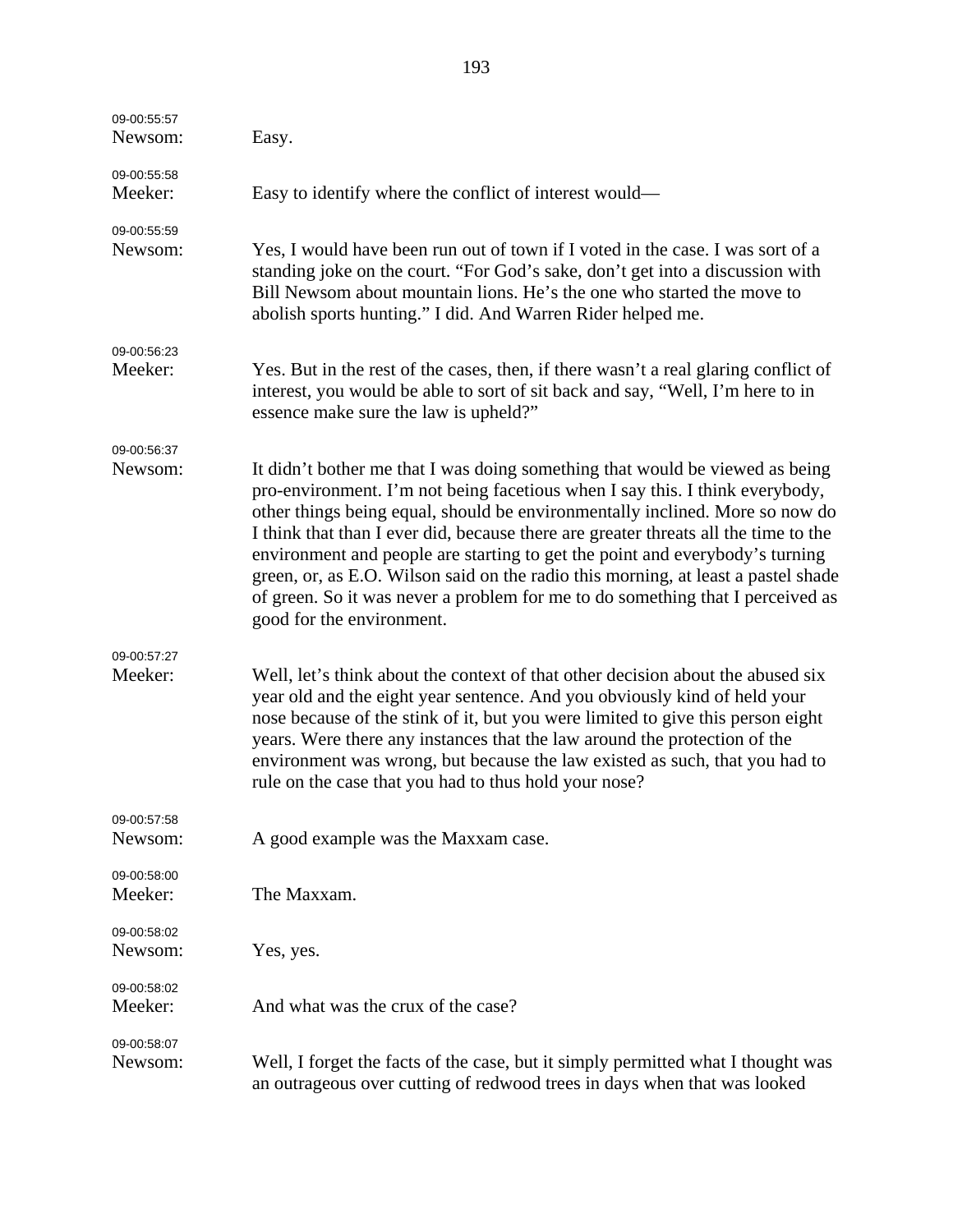09-00:55:57
Newsom: Easy.

09-00:55:58
Meeker: Easy to identify where the conflict of interest would—

09-00:55:59
Newsom: Yes, I would have been run out of town if I voted in the case. I was sort of a standing joke on the court. "For God's sake, don't get into a discussion with Bill Newsom about mountain lions. He's the one who started the move to abolish sports hunting." I did. And Warren Rider helped me.

09-00:56:23
Meeker: Yes. But in the rest of the cases, then, if there wasn't a real glaring conflict of interest, you would be able to sort of sit back and say, "Well, I'm here to in essence make sure the law is upheld?"

09-00:56:37
Newsom: It didn't bother me that I was doing something that would be viewed as being pro-environment. I'm not being facetious when I say this. I think everybody, other things being equal, should be environmentally inclined. More so now do I think that than I ever did, because there are greater threats all the time to the environment and people are starting to get the point and everybody's turning green, or, as E.O. Wilson said on the radio this morning, at least a pastel shade of green. So it was never a problem for me to do something that I perceived as good for the environment.

09-00:57:27
Meeker: Well, let's think about the context of that other decision about the abused six year old and the eight year sentence. And you obviously kind of held your nose because of the stink of it, but you were limited to give this person eight years. Were there any instances that the law around the protection of the environment was wrong, but because the law existed as such, that you had to rule on the case that you had to thus hold your nose?

09-00:57:58
Newsom: A good example was the Maxxam case.

09-00:58:00
Meeker: The Maxxam.

09-00:58:02
Newsom: Yes, yes.

09-00:58:02
Meeker: And what was the crux of the case?

09-00:58:07
Newsom: Well, I forget the facts of the case, but it simply permitted what I thought was an outrageous over cutting of redwood trees in days when that was looked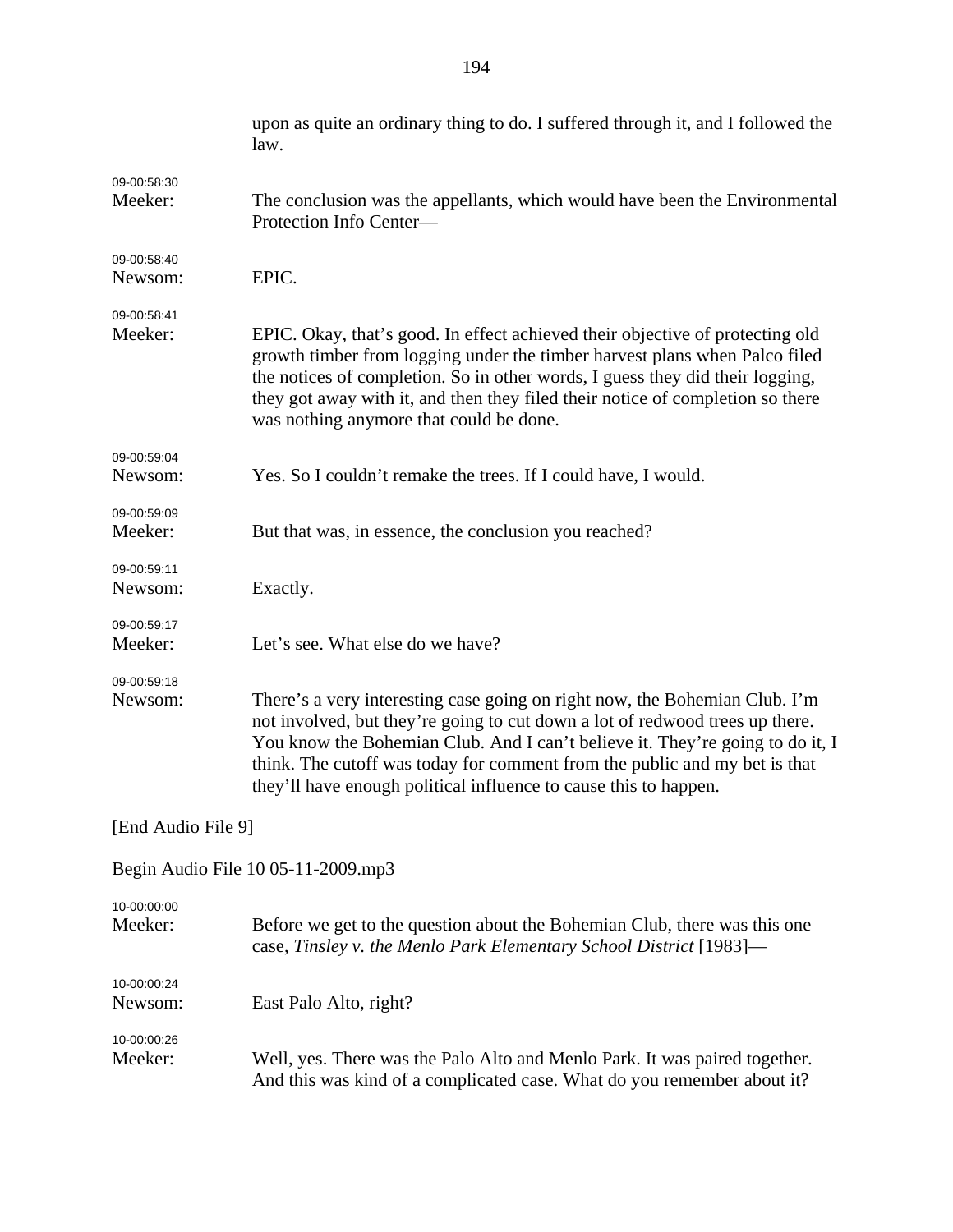upon as quite an ordinary thing to do. I suffered through it, and I followed the law.

09-00:58:30
Meeker: The conclusion was the appellants, which would have been the Environmental Protection Info Center—

09-00:58:40
Newsom: EPIC.

09-00:58:41
Meeker: EPIC. Okay, that's good. In effect achieved their objective of protecting old growth timber from logging under the timber harvest plans when Palco filed the notices of completion. So in other words, I guess they did their logging, they got away with it, and then they filed their notice of completion so there was nothing anymore that could be done.

09-00:59:04
Newsom: Yes. So I couldn't remake the trees. If I could have, I would.

09-00:59:09
Meeker: But that was, in essence, the conclusion you reached?

09-00:59:11
Newsom: Exactly.

09-00:59:17
Meeker: Let's see. What else do we have?

09-00:59:18
Newsom: There's a very interesting case going on right now, the Bohemian Club. I'm not involved, but they're going to cut down a lot of redwood trees up there. You know the Bohemian Club. And I can't believe it. They're going to do it, I think. The cutoff was today for comment from the public and my bet is that they'll have enough political influence to cause this to happen.

[End Audio File 9]

Begin Audio File 10 05-11-2009.mp3

10-00:00:00
Meeker: Before we get to the question about the Bohemian Club, there was this one case, *Tinsley v. the Menlo Park Elementary School District* [1983]—

10-00:00:24
Newsom: East Palo Alto, right?

10-00:00:26
Meeker: Well, yes. There was the Palo Alto and Menlo Park. It was paired together. And this was kind of a complicated case. What do you remember about it?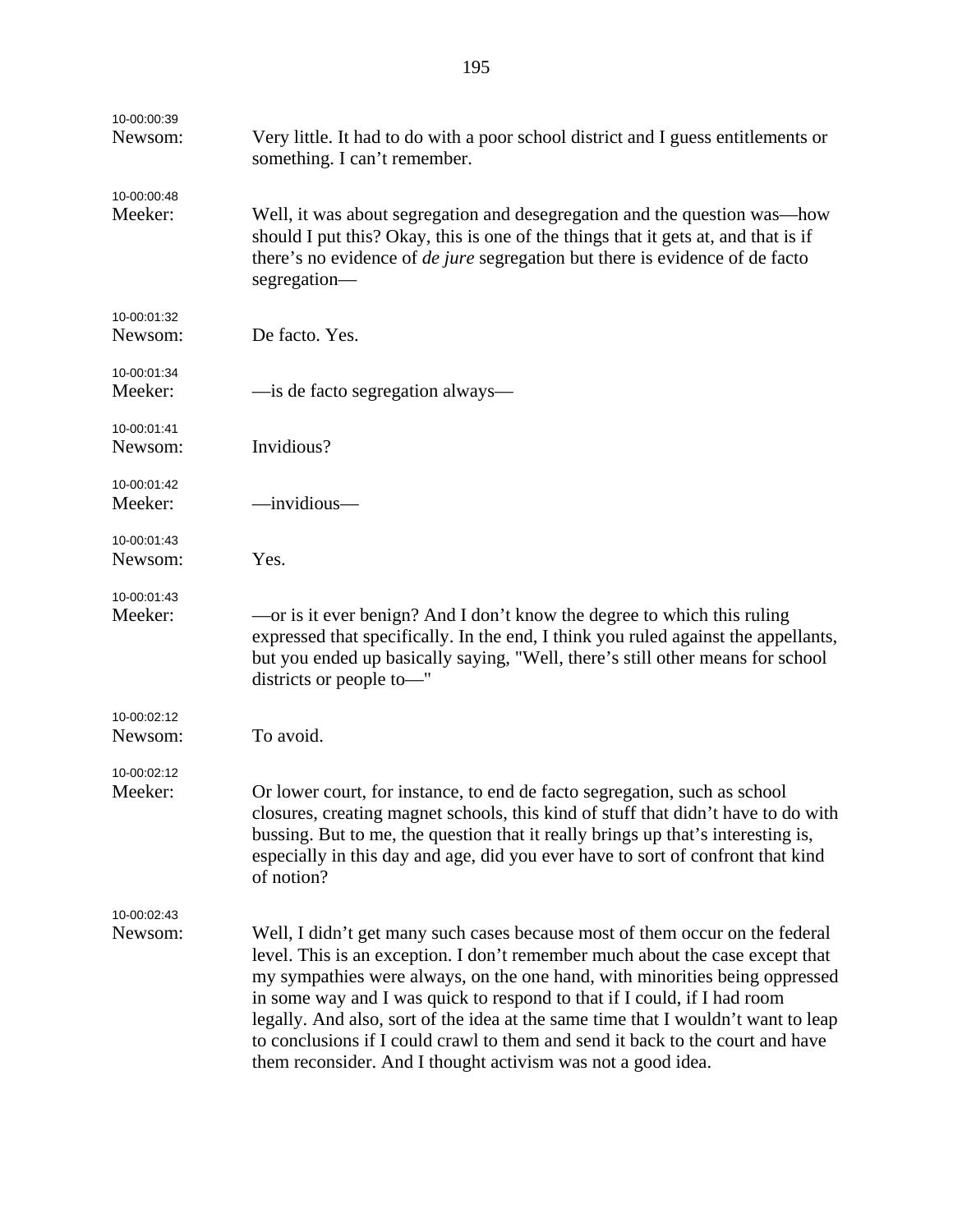10-00:00:39
Newsom: Very little. It had to do with a poor school district and I guess entitlements or something. I can't remember.

10-00:00:48
Meeker: Well, it was about segregation and desegregation and the question was—how should I put this? Okay, this is one of the things that it gets at, and that is if there's no evidence of *de jure* segregation but there is evidence of de facto segregation—

10-00:01:32
Newsom: De facto. Yes.

10-00:01:34
Meeker: —is de facto segregation always—

10-00:01:41
Newsom: Invidious?

10-00:01:42
Meeker: —invidious—

10-00:01:43
Newsom: Yes.

10-00:01:43
Meeker: —or is it ever benign? And I don't know the degree to which this ruling expressed that specifically. In the end, I think you ruled against the appellants, but you ended up basically saying, "Well, there's still other means for school districts or people to—"

10-00:02:12
Newsom: To avoid.

10-00:02:12
Meeker: Or lower court, for instance, to end de facto segregation, such as school closures, creating magnet schools, this kind of stuff that didn't have to do with bussing. But to me, the question that it really brings up that's interesting is, especially in this day and age, did you ever have to sort of confront that kind of notion?

10-00:02:43
Newsom: Well, I didn't get many such cases because most of them occur on the federal level. This is an exception. I don't remember much about the case except that my sympathies were always, on the one hand, with minorities being oppressed in some way and I was quick to respond to that if I could, if I had room legally. And also, sort of the idea at the same time that I wouldn't want to leap to conclusions if I could crawl to them and send it back to the court and have them reconsider. And I thought activism was not a good idea.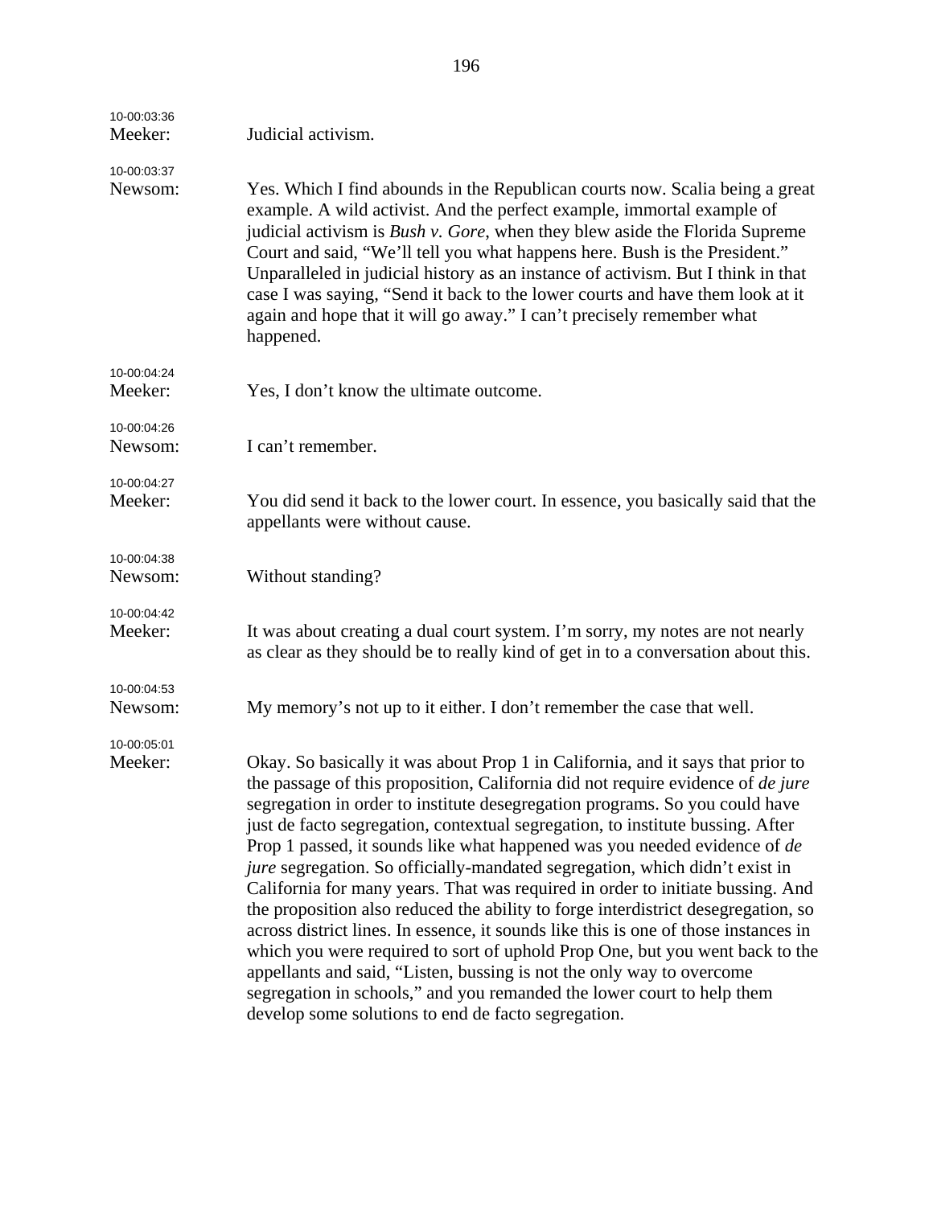10-00:03:36
Meeker: Judicial activism.

10-00:03:37
Newsom: Yes. Which I find abounds in the Republican courts now. Scalia being a great example. A wild activist. And the perfect example, immortal example of judicial activism is *Bush v. Gore*, when they blew aside the Florida Supreme Court and said, “We’ll tell you what happens here. Bush is the President.” Unparalleled in judicial history as an instance of activism. But I think in that case I was saying, “Send it back to the lower courts and have them look at it again and hope that it will go away.” I can’t precisely remember what happened.

10-00:04:24
Meeker: Yes, I don’t know the ultimate outcome.

10-00:04:26
Newsom: I can’t remember.

10-00:04:27
Meeker: You did send it back to the lower court. In essence, you basically said that the appellants were without cause.

10-00:04:38
Newsom: Without standing?

10-00:04:42
Meeker: It was about creating a dual court system. I’m sorry, my notes are not nearly as clear as they should be to really kind of get in to a conversation about this.

10-00:04:53
Newsom: My memory’s not up to it either. I don’t remember the case that well.

10-00:05:01
Meeker: Okay. So basically it was about Prop 1 in California, and it says that prior to the passage of this proposition, California did not require evidence of *de jure* segregation in order to institute desegregation programs. So you could have just de facto segregation, contextual segregation, to institute bussing. After Prop 1 passed, it sounds like what happened was you needed evidence of *de jure* segregation. So officially-mandated segregation, which didn’t exist in California for many years. That was required in order to initiate bussing. And the proposition also reduced the ability to forge interdistrict desegregation, so across district lines. In essence, it sounds like this is one of those instances in which you were required to sort of uphold Prop One, but you went back to the appellants and said, “Listen, bussing is not the only way to overcome segregation in schools,” and you remanded the lower court to help them develop some solutions to end de facto segregation.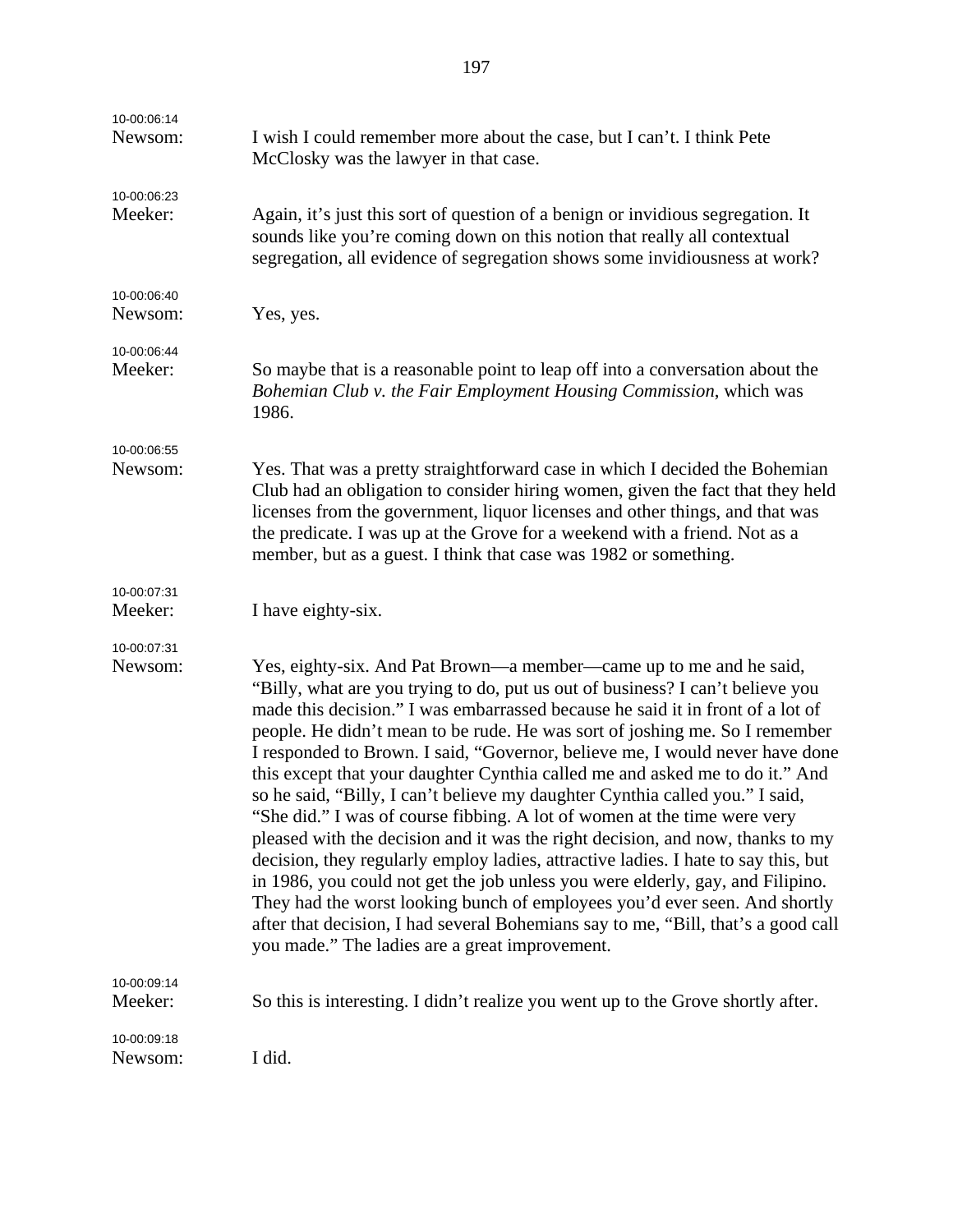10-00:06:14
Newsom: I wish I could remember more about the case, but I can't. I think Pete McClosky was the lawyer in that case.

10-00:06:23
Meeker: Again, it's just this sort of question of a benign or invidious segregation. It sounds like you're coming down on this notion that really all contextual segregation, all evidence of segregation shows some invidiousness at work?

10-00:06:40
Newsom: Yes, yes.

10-00:06:44
Meeker: So maybe that is a reasonable point to leap off into a conversation about the *Bohemian Club v. the Fair Employment Housing Commission*, which was 1986.

10-00:06:55
Newsom: Yes. That was a pretty straightforward case in which I decided the Bohemian Club had an obligation to consider hiring women, given the fact that they held licenses from the government, liquor licenses and other things, and that was the predicate. I was up at the Grove for a weekend with a friend. Not as a member, but as a guest. I think that case was 1982 or something.

10-00:07:31
Meeker: I have eighty-six.

10-00:07:31
Newsom: Yes, eighty-six. And Pat Brown—a member—came up to me and he said, "Billy, what are you trying to do, put us out of business? I can't believe you made this decision." I was embarrassed because he said it in front of a lot of people. He didn't mean to be rude. He was sort of joshing me. So I remember I responded to Brown. I said, "Governor, believe me, I would never have done this except that your daughter Cynthia called me and asked me to do it." And so he said, "Billy, I can't believe my daughter Cynthia called you." I said, "She did." I was of course fibbing. A lot of women at the time were very pleased with the decision and it was the right decision, and now, thanks to my decision, they regularly employ ladies, attractive ladies. I hate to say this, but in 1986, you could not get the job unless you were elderly, gay, and Filipino. They had the worst looking bunch of employees you'd ever seen. And shortly after that decision, I had several Bohemians say to me, "Bill, that's a good call you made." The ladies are a great improvement.

10-00:09:14
Meeker: So this is interesting. I didn't realize you went up to the Grove shortly after.

10-00:09:18
Newsom: I did.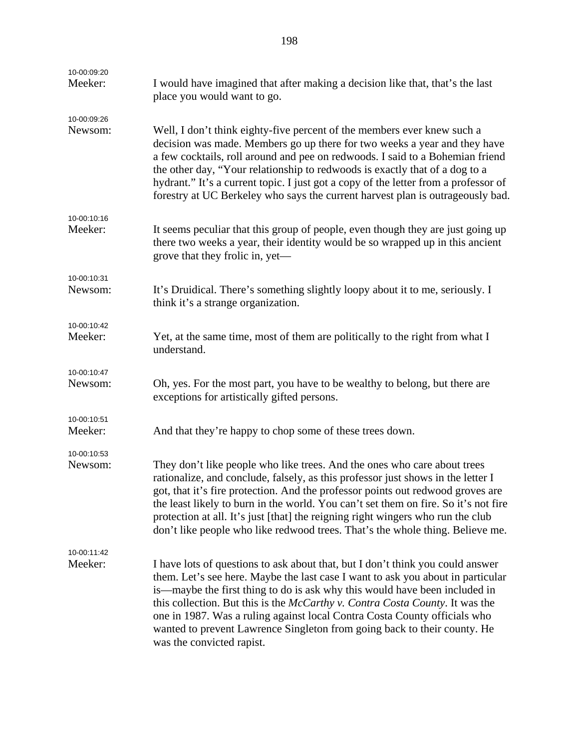10-00:09:20
Meeker: I would have imagined that after making a decision like that, that's the last place you would want to go.

10-00:09:26
Newsom: Well, I don't think eighty-five percent of the members ever knew such a decision was made. Members go up there for two weeks a year and they have a few cocktails, roll around and pee on redwoods. I said to a Bohemian friend the other day, "Your relationship to redwoods is exactly that of a dog to a hydrant." It's a current topic. I just got a copy of the letter from a professor of forestry at UC Berkeley who says the current harvest plan is outrageously bad.

10-00:10:16
Meeker: It seems peculiar that this group of people, even though they are just going up there two weeks a year, their identity would be so wrapped up in this ancient grove that they frolic in, yet—

10-00:10:31
Newsom: It's Druidical. There's something slightly loopy about it to me, seriously. I think it's a strange organization.

10-00:10:42
Meeker: Yet, at the same time, most of them are politically to the right from what I understand.

10-00:10:47
Newsom: Oh, yes. For the most part, you have to be wealthy to belong, but there are exceptions for artistically gifted persons.

10-00:10:51
Meeker: And that they're happy to chop some of these trees down.

10-00:10:53
Newsom: They don't like people who like trees. And the ones who care about trees rationalize, and conclude, falsely, as this professor just shows in the letter I got, that it's fire protection. And the professor points out redwood groves are the least likely to burn in the world. You can't set them on fire. So it's not fire protection at all. It's just [that] the reigning right wingers who run the club don't like people who like redwood trees. That's the whole thing. Believe me.

10-00:11:42
Meeker: I have lots of questions to ask about that, but I don't think you could answer them. Let's see here. Maybe the last case I want to ask you about in particular is—maybe the first thing to do is ask why this would have been included in this collection. But this is the *McCarthy v. Contra Costa County*. It was the one in 1987. Was a ruling against local Contra Costa County officials who wanted to prevent Lawrence Singleton from going back to their county. He was the convicted rapist.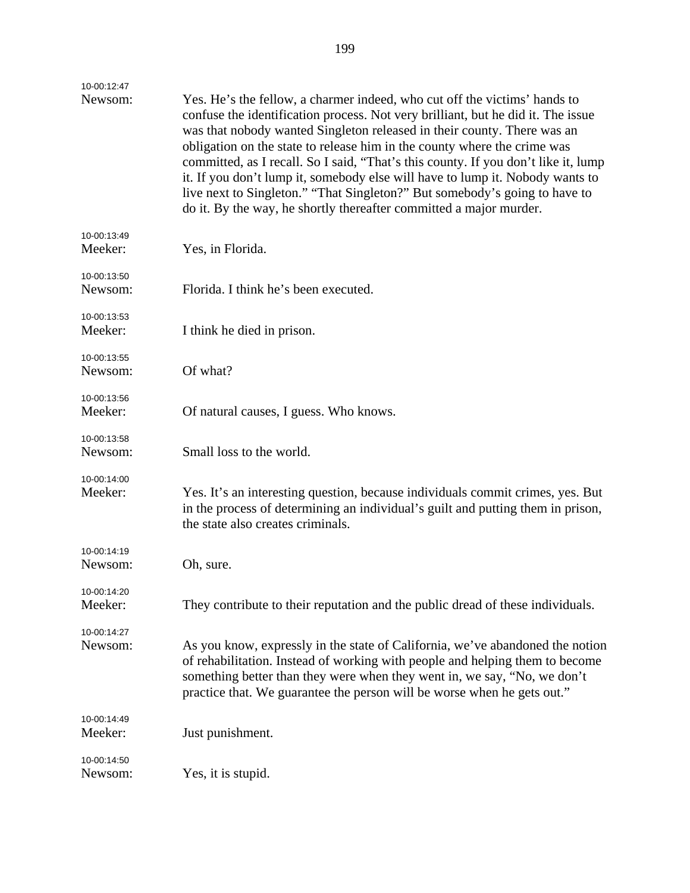10-00:12:47
Newsom: Yes. He's the fellow, a charmer indeed, who cut off the victims' hands to confuse the identification process. Not very brilliant, but he did it. The issue was that nobody wanted Singleton released in their county. There was an obligation on the state to release him in the county where the crime was committed, as I recall. So I said, "That's this county. If you don't like it, lump it. If you don't lump it, somebody else will have to lump it. Nobody wants to live next to Singleton." "That Singleton?" But somebody's going to have to do it. By the way, he shortly thereafter committed a major murder.

10-00:13:49
Meeker: Yes, in Florida.

10-00:13:50
Newsom: Florida. I think he's been executed.

10-00:13:53
Meeker: I think he died in prison.

10-00:13:55
Newsom: Of what?

10-00:13:56
Meeker: Of natural causes, I guess. Who knows.

10-00:13:58
Newsom: Small loss to the world.

10-00:14:00
Meeker: Yes. It's an interesting question, because individuals commit crimes, yes. But in the process of determining an individual's guilt and putting them in prison, the state also creates criminals.

10-00:14:19
Newsom: Oh, sure.

10-00:14:20
Meeker: They contribute to their reputation and the public dread of these individuals.

10-00:14:27
Newsom: As you know, expressly in the state of California, we've abandoned the notion of rehabilitation. Instead of working with people and helping them to become something better than they were when they went in, we say, "No, we don't practice that. We guarantee the person will be worse when he gets out."

10-00:14:49
Meeker: Just punishment.

10-00:14:50
Newsom: Yes, it is stupid.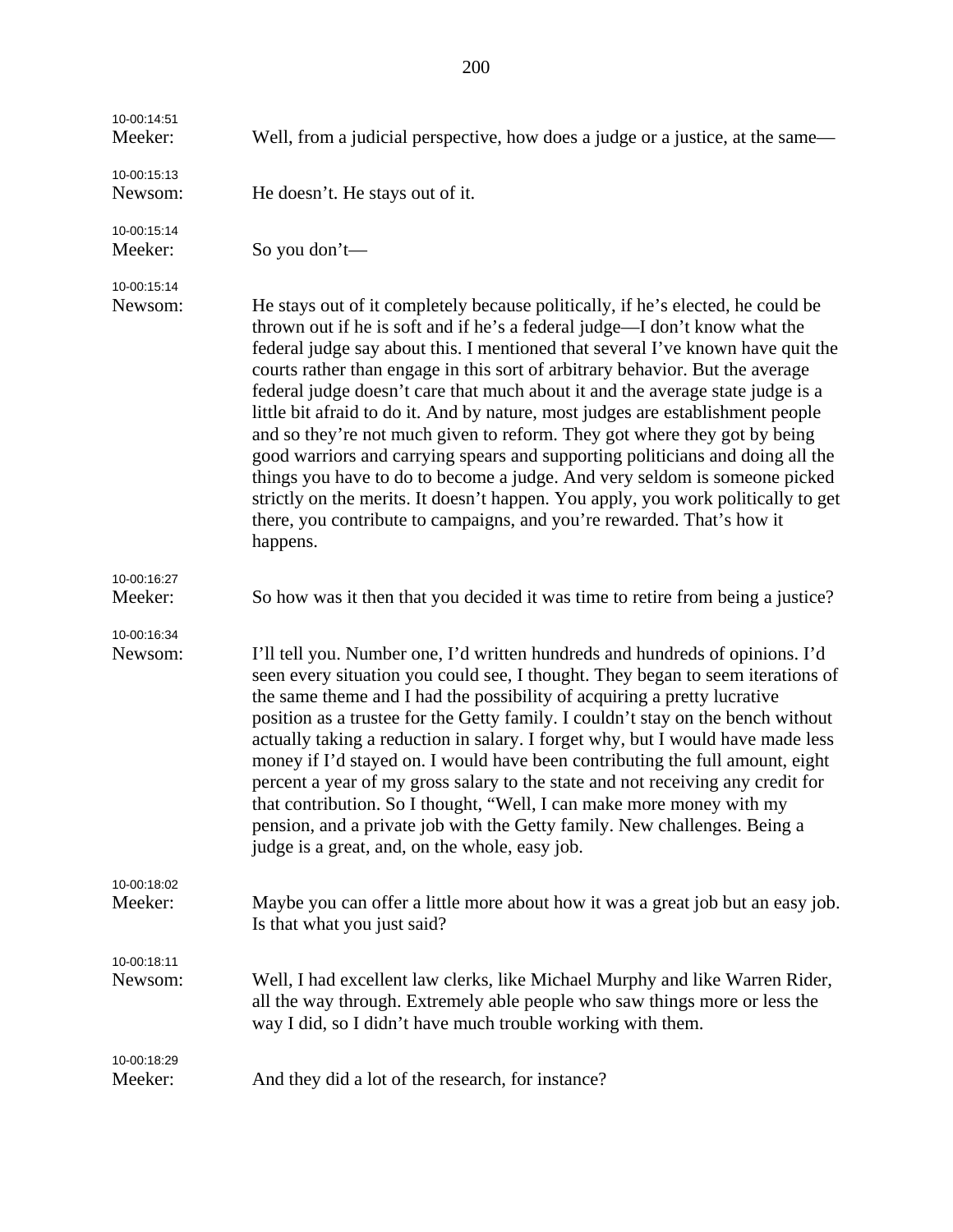10-00:14:51
Meeker: Well, from a judicial perspective, how does a judge or a justice, at the same—

10-00:15:13
Newsom: He doesn't. He stays out of it.

10-00:15:14
Meeker: So you don't—

10-00:15:14
Newsom: He stays out of it completely because politically, if he's elected, he could be thrown out if he is soft and if he's a federal judge—I don't know what the federal judge say about this. I mentioned that several I've known have quit the courts rather than engage in this sort of arbitrary behavior. But the average federal judge doesn't care that much about it and the average state judge is a little bit afraid to do it. And by nature, most judges are establishment people and so they're not much given to reform. They got where they got by being good warriors and carrying spears and supporting politicians and doing all the things you have to do to become a judge. And very seldom is someone picked strictly on the merits. It doesn't happen. You apply, you work politically to get there, you contribute to campaigns, and you're rewarded. That's how it happens.

10-00:16:27
Meeker: So how was it then that you decided it was time to retire from being a justice?

10-00:16:34
Newsom: I'll tell you. Number one, I'd written hundreds and hundreds of opinions. I'd seen every situation you could see, I thought. They began to seem iterations of the same theme and I had the possibility of acquiring a pretty lucrative position as a trustee for the Getty family. I couldn't stay on the bench without actually taking a reduction in salary. I forget why, but I would have made less money if I'd stayed on. I would have been contributing the full amount, eight percent a year of my gross salary to the state and not receiving any credit for that contribution. So I thought, "Well, I can make more money with my pension, and a private job with the Getty family. New challenges. Being a judge is a great, and, on the whole, easy job.

10-00:18:02
Meeker: Maybe you can offer a little more about how it was a great job but an easy job. Is that what you just said?

10-00:18:11
Newsom: Well, I had excellent law clerks, like Michael Murphy and like Warren Rider, all the way through. Extremely able people who saw things more or less the way I did, so I didn't have much trouble working with them.

10-00:18:29
Meeker: And they did a lot of the research, for instance?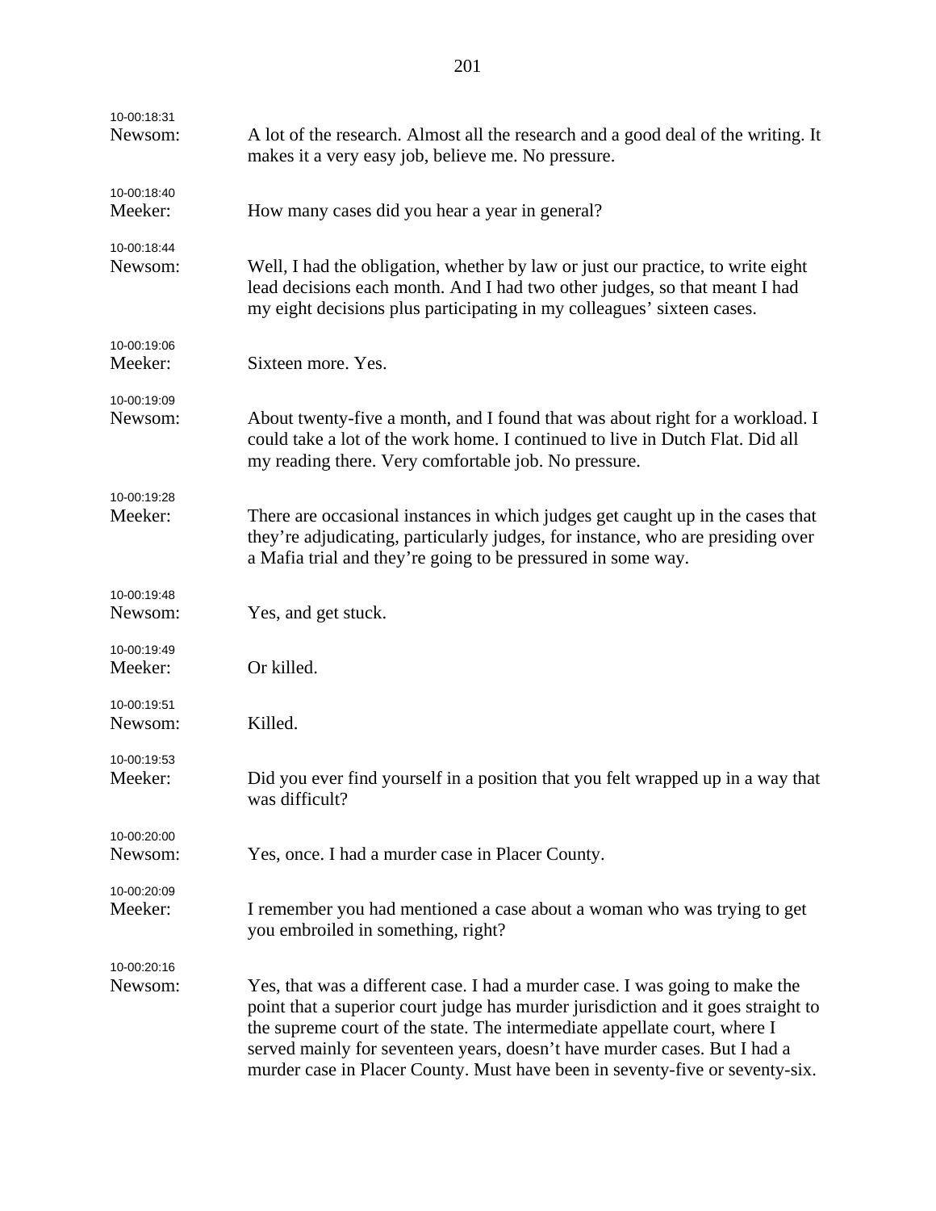10-00:18:31
Newsom: A lot of the research. Almost all the research and a good deal of the writing. It makes it a very easy job, believe me. No pressure.

10-00:18:40
Meeker: How many cases did you hear a year in general?

10-00:18:44
Newsom: Well, I had the obligation, whether by law or just our practice, to write eight lead decisions each month. And I had two other judges, so that meant I had my eight decisions plus participating in my colleagues' sixteen cases.

10-00:19:06
Meeker: Sixteen more. Yes.

10-00:19:09
Newsom: About twenty-five a month, and I found that was about right for a workload. I could take a lot of the work home. I continued to live in Dutch Flat. Did all my reading there. Very comfortable job. No pressure.

10-00:19:28
Meeker: There are occasional instances in which judges get caught up in the cases that they're adjudicating, particularly judges, for instance, who are presiding over a Mafia trial and they're going to be pressured in some way.

10-00:19:48
Newsom: Yes, and get stuck.

10-00:19:49
Meeker: Or killed.

10-00:19:51
Newsom: Killed.

10-00:19:53
Meeker: Did you ever find yourself in a position that you felt wrapped up in a way that was difficult?

10-00:20:00
Newsom: Yes, once. I had a murder case in Placer County.

10-00:20:09
Meeker: I remember you had mentioned a case about a woman who was trying to get you embroiled in something, right?

10-00:20:16
Newsom: Yes, that was a different case. I had a murder case. I was going to make the point that a superior court judge has murder jurisdiction and it goes straight to the supreme court of the state. The intermediate appellate court, where I served mainly for seventeen years, doesn't have murder cases. But I had a murder case in Placer County. Must have been in seventy-five or seventy-six.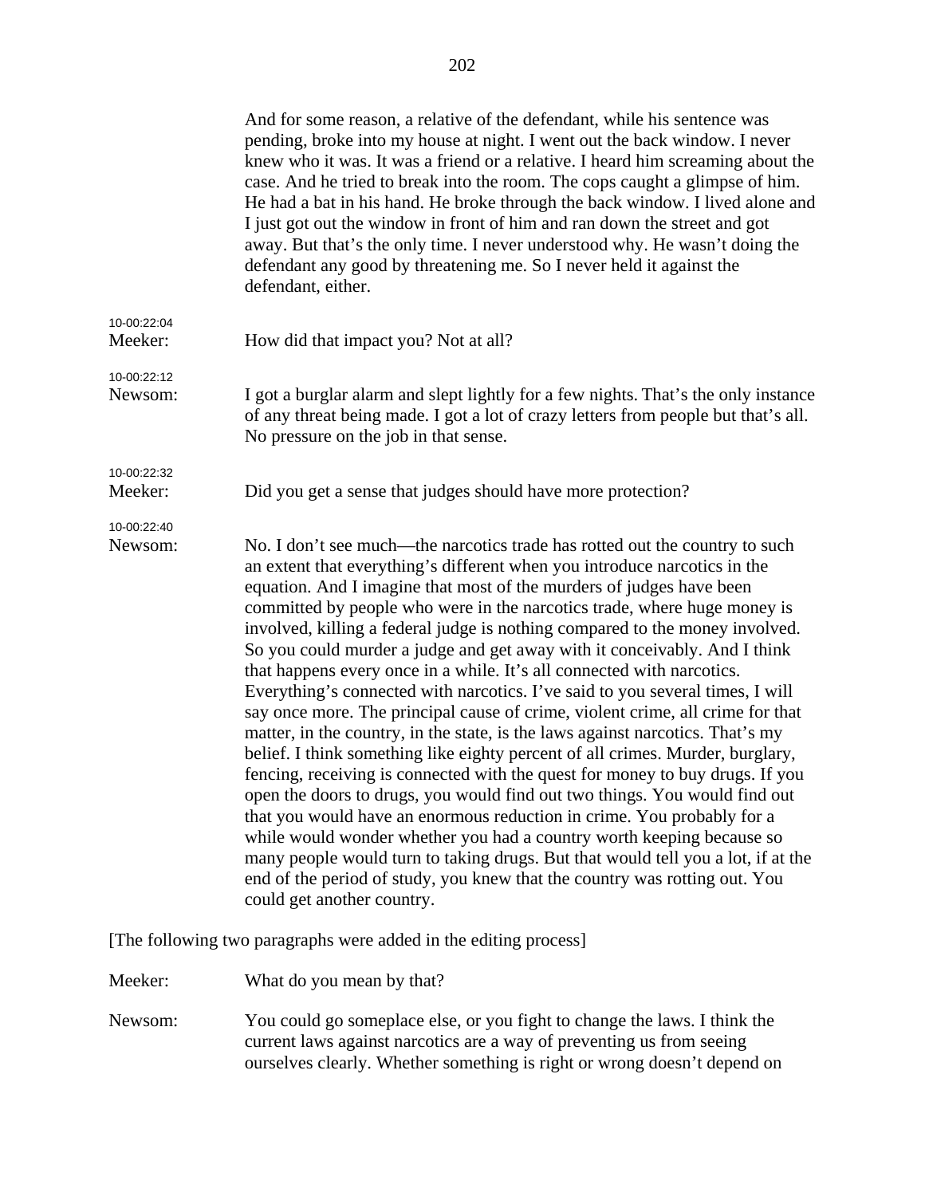And for some reason, a relative of the defendant, while his sentence was pending, broke into my house at night. I went out the back window. I never knew who it was. It was a friend or a relative. I heard him screaming about the case. And he tried to break into the room. The cops caught a glimpse of him. He had a bat in his hand. He broke through the back window. I lived alone and I just got out the window in front of him and ran down the street and got away. But that's the only time. I never understood why. He wasn't doing the defendant any good by threatening me. So I never held it against the defendant, either.

10-00:22:04
Meeker: How did that impact you? Not at all?

10-00:22:12
Newsom: I got a burglar alarm and slept lightly for a few nights. That's the only instance of any threat being made. I got a lot of crazy letters from people but that's all. No pressure on the job in that sense.

10-00:22:32
Meeker: Did you get a sense that judges should have more protection?

10-00:22:40
Newsom: No. I don't see much—the narcotics trade has rotted out the country to such an extent that everything's different when you introduce narcotics in the equation. And I imagine that most of the murders of judges have been committed by people who were in the narcotics trade, where huge money is involved, killing a federal judge is nothing compared to the money involved. So you could murder a judge and get away with it conceivably. And I think that happens every once in a while. It's all connected with narcotics. Everything's connected with narcotics. I've said to you several times, I will say once more. The principal cause of crime, violent crime, all crime for that matter, in the country, in the state, is the laws against narcotics. That's my belief. I think something like eighty percent of all crimes. Murder, burglary, fencing, receiving is connected with the quest for money to buy drugs. If you open the doors to drugs, you would find out two things. You would find out that you would have an enormous reduction in crime. You probably for a while would wonder whether you had a country worth keeping because so many people would turn to taking drugs. But that would tell you a lot, if at the end of the period of study, you knew that the country was rotting out. You could get another country.

[The following two paragraphs were added in the editing process]

Meeker: What do you mean by that?

Newsom: You could go someplace else, or you fight to change the laws. I think the current laws against narcotics are a way of preventing us from seeing ourselves clearly. Whether something is right or wrong doesn't depend on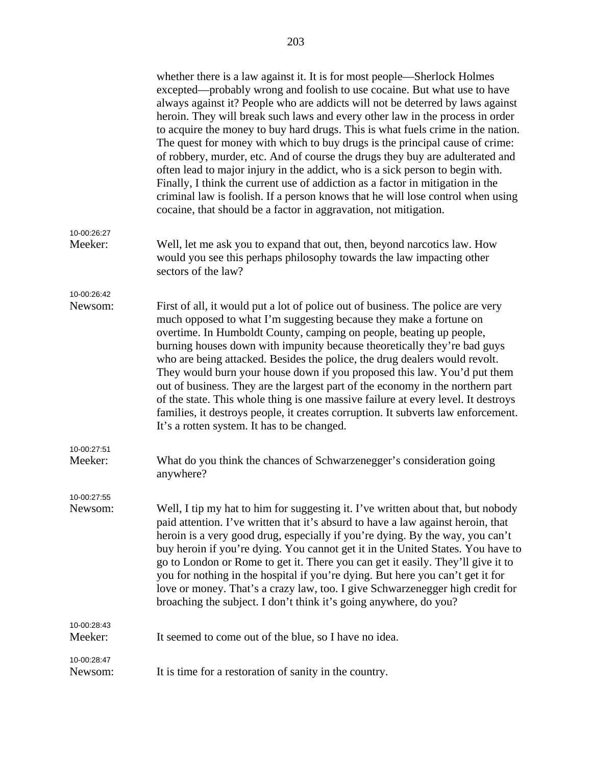whether there is a law against it. It is for most people—Sherlock Holmes excepted—probably wrong and foolish to use cocaine. But what use to have always against it? People who are addicts will not be deterred by laws against heroin. They will break such laws and every other law in the process in order to acquire the money to buy hard drugs. This is what fuels crime in the nation. The quest for money with which to buy drugs is the principal cause of crime: of robbery, murder, etc. And of course the drugs they buy are adulterated and often lead to major injury in the addict, who is a sick person to begin with. Finally, I think the current use of addiction as a factor in mitigation in the criminal law is foolish. If a person knows that he will lose control when using cocaine, that should be a factor in aggravation, not mitigation.

10-00:26:27
Meeker: Well, let me ask you to expand that out, then, beyond narcotics law. How would you see this perhaps philosophy towards the law impacting other sectors of the law?

10-00:26:42
Newsom: First of all, it would put a lot of police out of business. The police are very much opposed to what I'm suggesting because they make a fortune on overtime. In Humboldt County, camping on people, beating up people, burning houses down with impunity because theoretically they're bad guys who are being attacked. Besides the police, the drug dealers would revolt. They would burn your house down if you proposed this law. You'd put them out of business. They are the largest part of the economy in the northern part of the state. This whole thing is one massive failure at every level. It destroys families, it destroys people, it creates corruption. It subverts law enforcement. It's a rotten system. It has to be changed.

10-00:27:51
Meeker: What do you think the chances of Schwarzenegger's consideration going anywhere?

10-00:27:55
Newsom: Well, I tip my hat to him for suggesting it. I've written about that, but nobody paid attention. I've written that it's absurd to have a law against heroin, that heroin is a very good drug, especially if you're dying. By the way, you can't buy heroin if you're dying. You cannot get it in the United States. You have to go to London or Rome to get it. There you can get it easily. They'll give it to you for nothing in the hospital if you're dying. But here you can't get it for love or money. That's a crazy law, too. I give Schwarzenegger high credit for broaching the subject. I don't think it's going anywhere, do you?

10-00:28:43
Meeker: It seemed to come out of the blue, so I have no idea.

10-00:28:47
Newsom: It is time for a restoration of sanity in the country.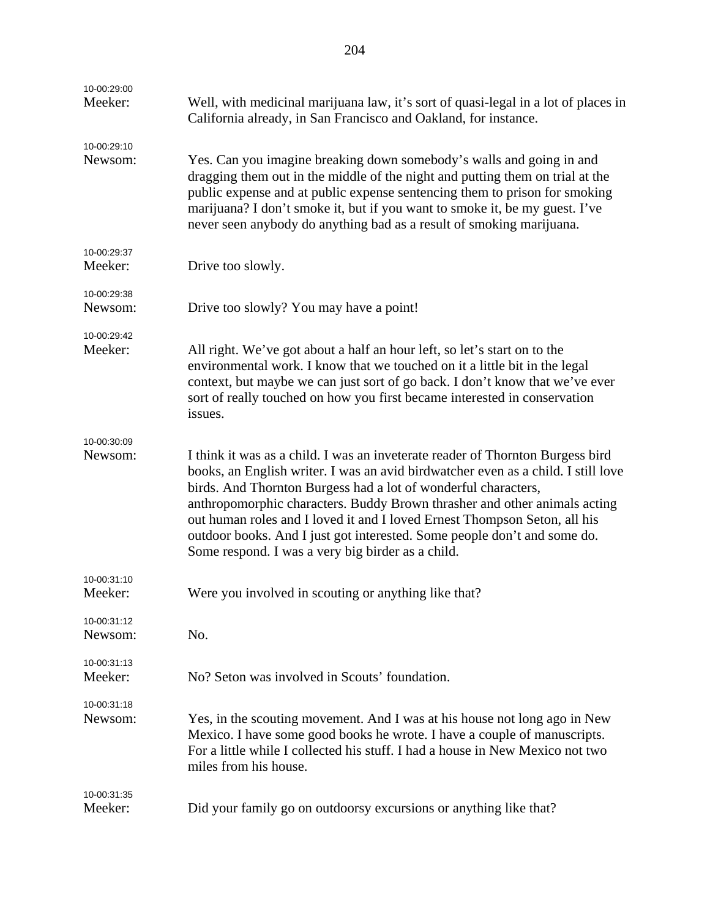10-00:29:00
Meeker: Well, with medicinal marijuana law, it's sort of quasi-legal in a lot of places in California already, in San Francisco and Oakland, for instance.

10-00:29:10
Newsom: Yes. Can you imagine breaking down somebody's walls and going in and dragging them out in the middle of the night and putting them on trial at the public expense and at public expense sentencing them to prison for smoking marijuana? I don't smoke it, but if you want to smoke it, be my guest. I've never seen anybody do anything bad as a result of smoking marijuana.

10-00:29:37
Meeker: Drive too slowly.

10-00:29:38
Newsom: Drive too slowly? You may have a point!

10-00:29:42
Meeker: All right. We've got about a half an hour left, so let's start on to the environmental work. I know that we touched on it a little bit in the legal context, but maybe we can just sort of go back. I don't know that we've ever sort of really touched on how you first became interested in conservation issues.

10-00:30:09
Newsom: I think it was as a child. I was an inveterate reader of Thornton Burgess bird books, an English writer. I was an avid birdwatcher even as a child. I still love birds. And Thornton Burgess had a lot of wonderful characters, anthropomorphic characters. Buddy Brown thrasher and other animals acting out human roles and I loved it and I loved Ernest Thompson Seton, all his outdoor books. And I just got interested. Some people don't and some do. Some respond. I was a very big birder as a child.

10-00:31:10
Meeker: Were you involved in scouting or anything like that?

10-00:31:12
Newsom: No.

10-00:31:13
Meeker: No? Seton was involved in Scouts' foundation.

10-00:31:18
Newsom: Yes, in the scouting movement. And I was at his house not long ago in New Mexico. I have some good books he wrote. I have a couple of manuscripts. For a little while I collected his stuff. I had a house in New Mexico not two miles from his house.

10-00:31:35
Meeker: Did your family go on outdoorsy excursions or anything like that?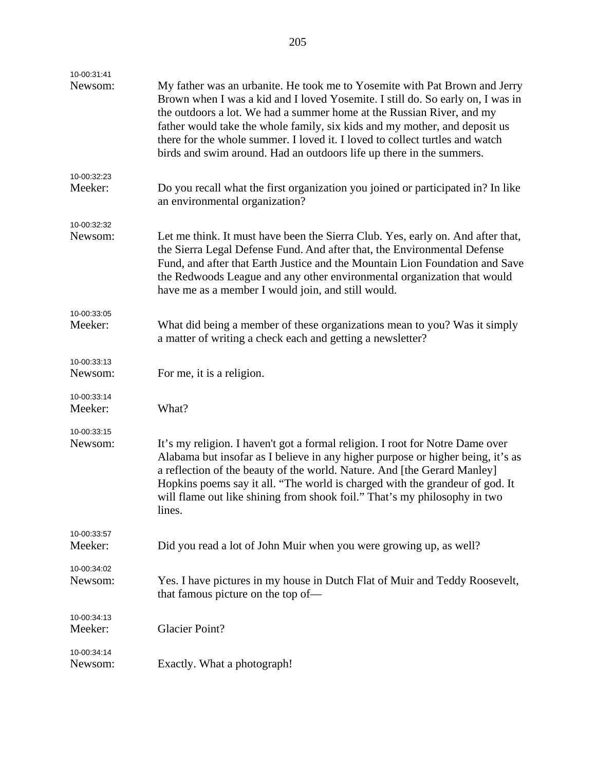10-00:31:41
Newsom: My father was an urbanite. He took me to Yosemite with Pat Brown and Jerry Brown when I was a kid and I loved Yosemite. I still do. So early on, I was in the outdoors a lot. We had a summer home at the Russian River, and my father would take the whole family, six kids and my mother, and deposit us there for the whole summer. I loved it. I loved to collect turtles and watch birds and swim around. Had an outdoors life up there in the summers.

10-00:32:23
Meeker: Do you recall what the first organization you joined or participated in? In like an environmental organization?

10-00:32:32
Newsom: Let me think. It must have been the Sierra Club. Yes, early on. And after that, the Sierra Legal Defense Fund. And after that, the Environmental Defense Fund, and after that Earth Justice and the Mountain Lion Foundation and Save the Redwoods League and any other environmental organization that would have me as a member I would join, and still would.

10-00:33:05
Meeker: What did being a member of these organizations mean to you? Was it simply a matter of writing a check each and getting a newsletter?

10-00:33:13
Newsom: For me, it is a religion.

10-00:33:14
Meeker: What?

10-00:33:15
Newsom: It's my religion. I haven't got a formal religion. I root for Notre Dame over Alabama but insofar as I believe in any higher purpose or higher being, it's as a reflection of the beauty of the world. Nature. And [the Gerard Manley] Hopkins poems say it all. "The world is charged with the grandeur of god. It will flame out like shining from shook foil." That's my philosophy in two lines.

10-00:33:57
Meeker: Did you read a lot of John Muir when you were growing up, as well?

10-00:34:02
Newsom: Yes. I have pictures in my house in Dutch Flat of Muir and Teddy Roosevelt, that famous picture on the top of—

10-00:34:13
Meeker: Glacier Point?

10-00:34:14
Newsom: Exactly. What a photograph!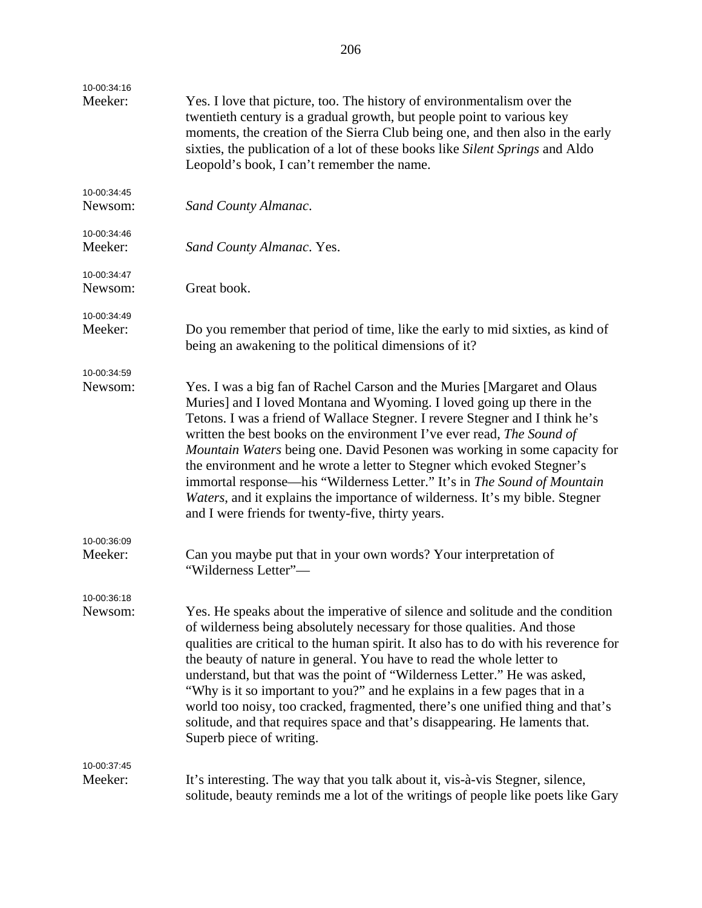10-00:34:16
Meeker: Yes. I love that picture, too. The history of environmentalism over the twentieth century is a gradual growth, but people point to various key moments, the creation of the Sierra Club being one, and then also in the early sixties, the publication of a lot of these books like *Silent Springs* and Aldo Leopold's book, I can't remember the name.

10-00:34:45
Newsom: *Sand County Almanac*.

10-00:34:46
Meeker: *Sand County Almanac*. Yes.

10-00:34:47
Newsom: Great book.

10-00:34:49
Meeker: Do you remember that period of time, like the early to mid sixties, as kind of being an awakening to the political dimensions of it?

10-00:34:59
Newsom: Yes. I was a big fan of Rachel Carson and the Muries [Margaret and Olaus Muries] and I loved Montana and Wyoming. I loved going up there in the Tetons. I was a friend of Wallace Stegner. I revere Stegner and I think he's written the best books on the environment I've ever read, *The Sound of Mountain Waters* being one. David Pesonen was working in some capacity for the environment and he wrote a letter to Stegner which evoked Stegner's immortal response—his "Wilderness Letter." It's in *The Sound of Mountain Waters*, and it explains the importance of wilderness. It's my bible. Stegner and I were friends for twenty-five, thirty years.

10-00:36:09
Meeker: Can you maybe put that in your own words? Your interpretation of "Wilderness Letter"—

10-00:36:18
Newsom: Yes. He speaks about the imperative of silence and solitude and the condition of wilderness being absolutely necessary for those qualities. And those qualities are critical to the human spirit. It also has to do with his reverence for the beauty of nature in general. You have to read the whole letter to understand, but that was the point of "Wilderness Letter." He was asked, "Why is it so important to you?" and he explains in a few pages that in a world too noisy, too cracked, fragmented, there's one unified thing and that's solitude, and that requires space and that's disappearing. He laments that. Superb piece of writing.

10-00:37:45
Meeker: It's interesting. The way that you talk about it, vis-à-vis Stegner, silence, solitude, beauty reminds me a lot of the writings of people like poets like Gary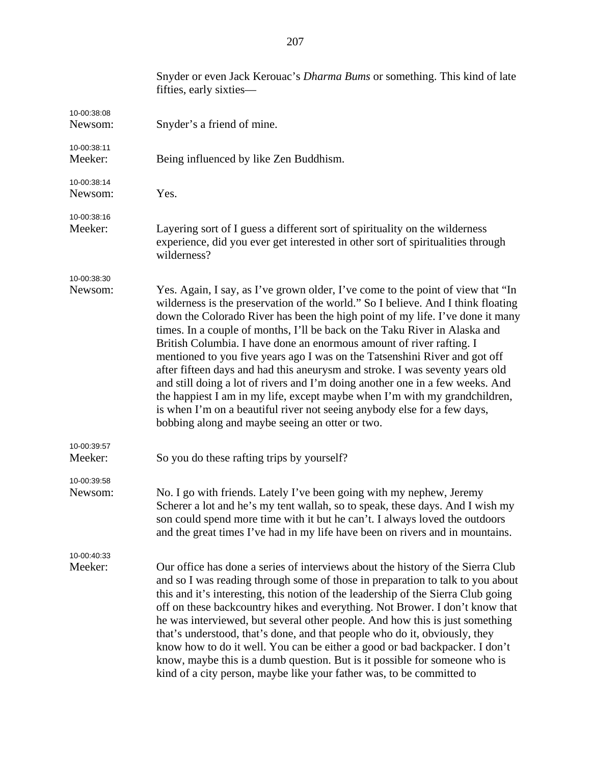Snyder or even Jack Kerouac's *Dharma Bums* or something. This kind of late fifties, early sixties—

10-00:38:08
Newsom: Snyder's a friend of mine.

10-00:38:11
Meeker: Being influenced by like Zen Buddhism.

10-00:38:14
Newsom: Yes.

10-00:38:16
Meeker: Layering sort of I guess a different sort of spirituality on the wilderness experience, did you ever get interested in other sort of spiritualities through wilderness?

10-00:38:30
Newsom: Yes. Again, I say, as I've grown older, I've come to the point of view that "In wilderness is the preservation of the world." So I believe. And I think floating down the Colorado River has been the high point of my life. I've done it many times. In a couple of months, I'll be back on the Taku River in Alaska and British Columbia. I have done an enormous amount of river rafting. I mentioned to you five years ago I was on the Tatsenshini River and got off after fifteen days and had this aneurysm and stroke. I was seventy years old and still doing a lot of rivers and I'm doing another one in a few weeks. And the happiest I am in my life, except maybe when I'm with my grandchildren, is when I'm on a beautiful river not seeing anybody else for a few days, bobbing along and maybe seeing an otter or two.

10-00:39:57
Meeker: So you do these rafting trips by yourself?

10-00:39:58
Newsom: No. I go with friends. Lately I've been going with my nephew, Jeremy Scherer a lot and he's my tent wallah, so to speak, these days. And I wish my son could spend more time with it but he can't. I always loved the outdoors and the great times I've had in my life have been on rivers and in mountains.

10-00:40:33
Meeker: Our office has done a series of interviews about the history of the Sierra Club and so I was reading through some of those in preparation to talk to you about this and it's interesting, this notion of the leadership of the Sierra Club going off on these backcountry hikes and everything. Not Brower. I don't know that he was interviewed, but several other people. And how this is just something that's understood, that's done, and that people who do it, obviously, they know how to do it well. You can be either a good or bad backpacker. I don't know, maybe this is a dumb question. But is it possible for someone who is kind of a city person, maybe like your father was, to be committed to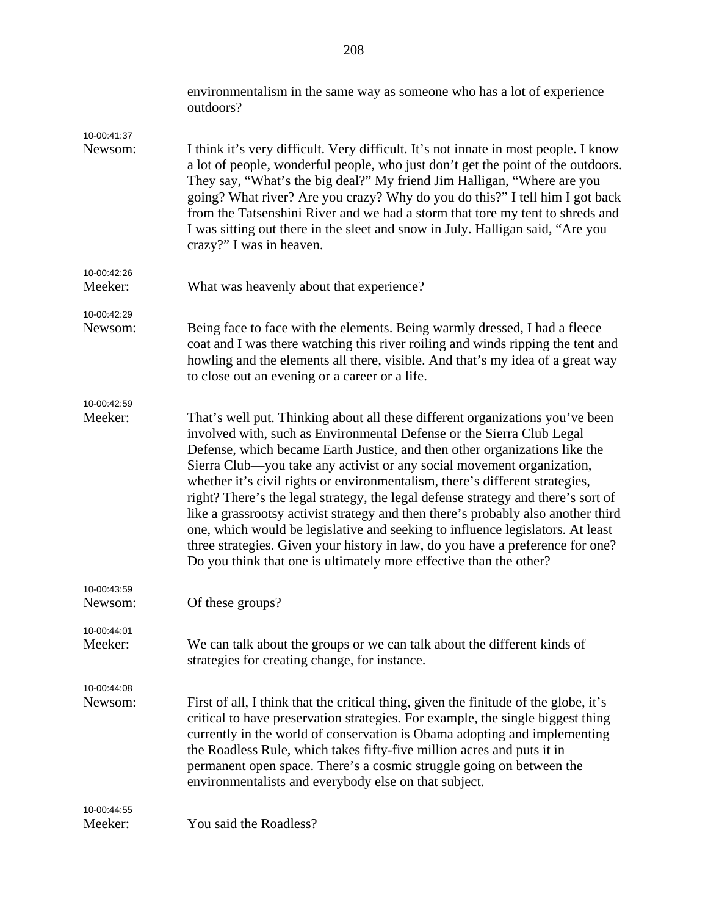environmentalism in the same way as someone who has a lot of experience outdoors?

10-00:41:37
**Newsom:** I think it's very difficult. Very difficult. It's not innate in most people. I know a lot of people, wonderful people, who just don't get the point of the outdoors. They say, "What's the big deal?" My friend Jim Halligan, "Where are you going? What river? Are you crazy? Why do you do this?" I tell him I got back from the Tatsenshini River and we had a storm that tore my tent to shreds and I was sitting out there in the sleet and snow in July. Halligan said, "Are you crazy?" I was in heaven.

10-00:42:26
**Meeker:** What was heavenly about that experience?

10-00:42:29
**Newsom:** Being face to face with the elements. Being warmly dressed, I had a fleece coat and I was there watching this river roiling and winds ripping the tent and howling and the elements all there, visible. And that's my idea of a great way to close out an evening or a career or a life.

10-00:42:59
**Meeker:** That's well put. Thinking about all these different organizations you've been involved with, such as Environmental Defense or the Sierra Club Legal Defense, which became Earth Justice, and then other organizations like the Sierra Club—you take any activist or any social movement organization, whether it's civil rights or environmentalism, there's different strategies, right? There's the legal strategy, the legal defense strategy and there's sort of like a grassrootsy activist strategy and then there's probably also another third one, which would be legislative and seeking to influence legislators. At least three strategies. Given your history in law, do you have a preference for one? Do you think that one is ultimately more effective than the other?

10-00:43:59
**Newsom:** Of these groups?

10-00:44:01
**Meeker:** We can talk about the groups or we can talk about the different kinds of strategies for creating change, for instance.

10-00:44:08
**Newsom:** First of all, I think that the critical thing, given the finitude of the globe, it's critical to have preservation strategies. For example, the single biggest thing currently in the world of conservation is Obama adopting and implementing the Roadless Rule, which takes fifty-five million acres and puts it in permanent open space. There's a cosmic struggle going on between the environmentalists and everybody else on that subject.

10-00:44:55
**Meeker:** You said the Roadless?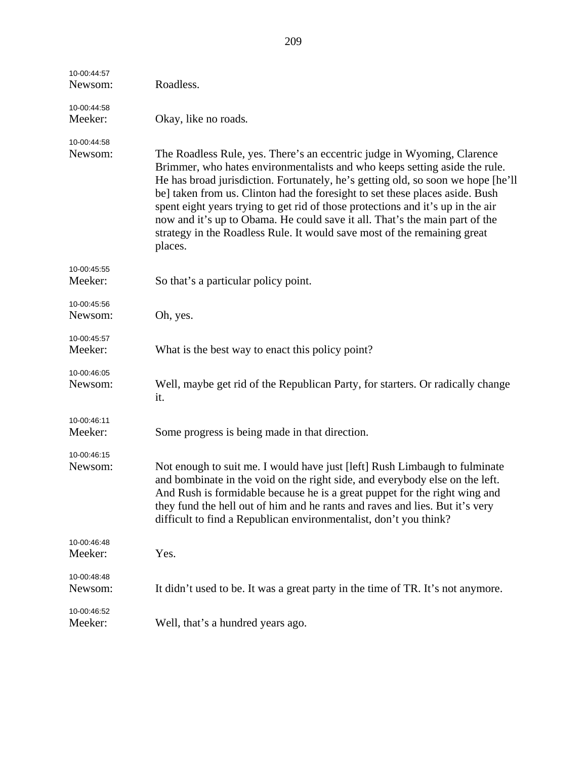10-00:44:57
Newsom: Roadless.

10-00:44:58
Meeker: Okay, like no roads.

10-00:44:58
Newsom: The Roadless Rule, yes. There's an eccentric judge in Wyoming, Clarence Brimmer, who hates environmentalists and who keeps setting aside the rule. He has broad jurisdiction. Fortunately, he's getting old, so soon we hope [he'll be] taken from us. Clinton had the foresight to set these places aside. Bush spent eight years trying to get rid of those protections and it's up in the air now and it's up to Obama. He could save it all. That's the main part of the strategy in the Roadless Rule. It would save most of the remaining great places.

10-00:45:55
Meeker: So that's a particular policy point.

10-00:45:56
Newsom: Oh, yes.

10-00:45:57
Meeker: What is the best way to enact this policy point?

10-00:46:05
Newsom: Well, maybe get rid of the Republican Party, for starters. Or radically change it.

10-00:46:11
Meeker: Some progress is being made in that direction.

10-00:46:15
Newsom: Not enough to suit me. I would have just [left] Rush Limbaugh to fulminate and bombinate in the void on the right side, and everybody else on the left. And Rush is formidable because he is a great puppet for the right wing and they fund the hell out of him and he rants and raves and lies. But it's very difficult to find a Republican environmentalist, don't you think?

10-00:46:48
Meeker: Yes.

10-00:48:48
Newsom: It didn't used to be. It was a great party in the time of TR. It's not anymore.

10-00:46:52
Meeker: Well, that's a hundred years ago.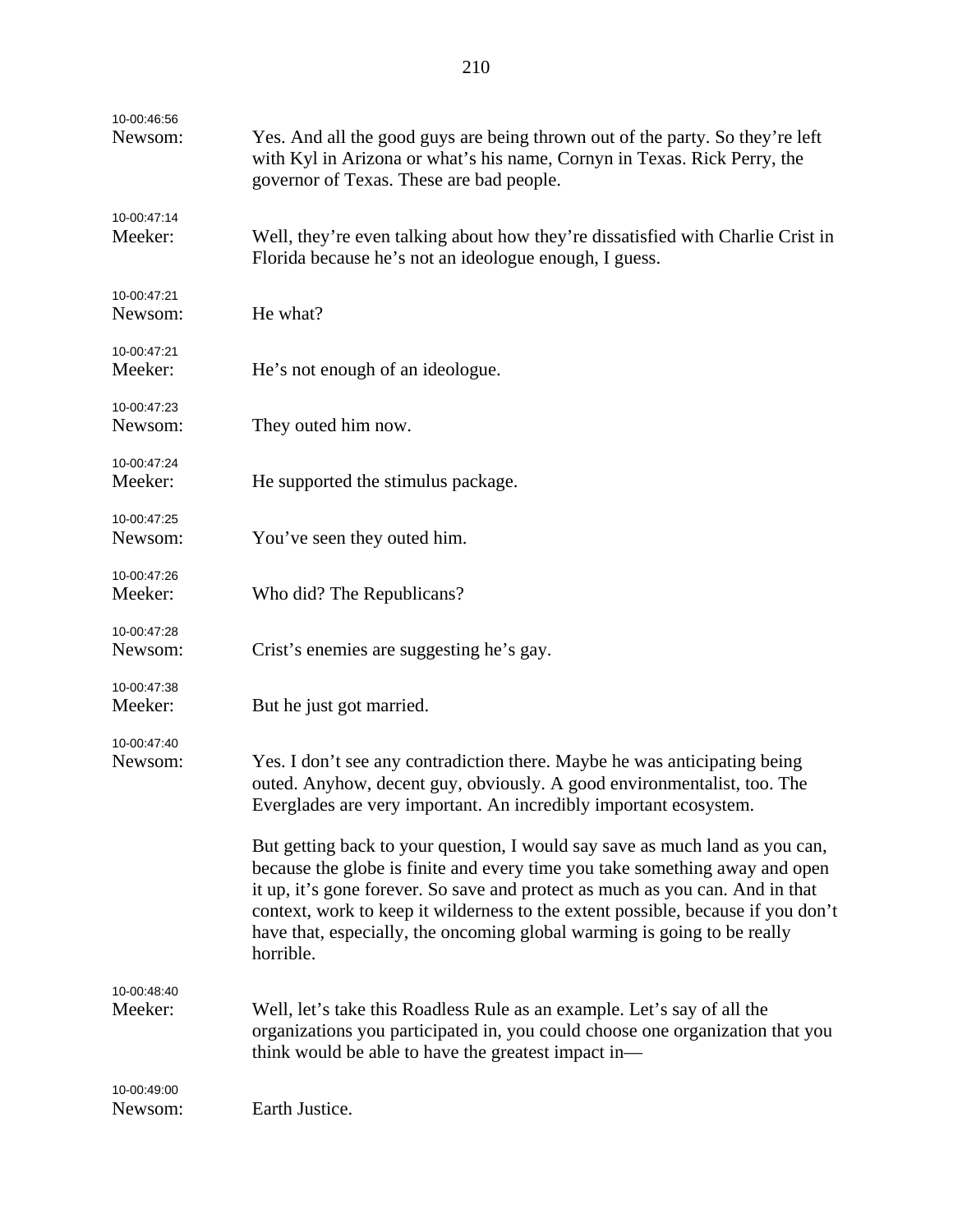10-00:46:56
Newsom: Yes. And all the good guys are being thrown out of the party. So they're left with Kyl in Arizona or what's his name, Cornyn in Texas. Rick Perry, the governor of Texas. These are bad people.

10-00:47:14
Meeker: Well, they're even talking about how they're dissatisfied with Charlie Crist in Florida because he's not an ideologue enough, I guess.

10-00:47:21
Newsom: He what?

10-00:47:21
Meeker: He's not enough of an ideologue.

10-00:47:23
Newsom: They outed him now.

10-00:47:24
Meeker: He supported the stimulus package.

10-00:47:25
Newsom: You've seen they outed him.

10-00:47:26
Meeker: Who did? The Republicans?

10-00:47:28
Newsom: Crist's enemies are suggesting he's gay.

10-00:47:38
Meeker: But he just got married.

10-00:47:40
Newsom: Yes. I don't see any contradiction there. Maybe he was anticipating being outed. Anyhow, decent guy, obviously. A good environmentalist, too. The Everglades are very important. An incredibly important ecosystem.

But getting back to your question, I would say save as much land as you can, because the globe is finite and every time you take something away and open it up, it's gone forever. So save and protect as much as you can. And in that context, work to keep it wilderness to the extent possible, because if you don't have that, especially, the oncoming global warming is going to be really horrible.

10-00:48:40
Meeker: Well, let's take this Roadless Rule as an example. Let's say of all the organizations you participated in, you could choose one organization that you think would be able to have the greatest impact in—

10-00:49:00
Newsom: Earth Justice.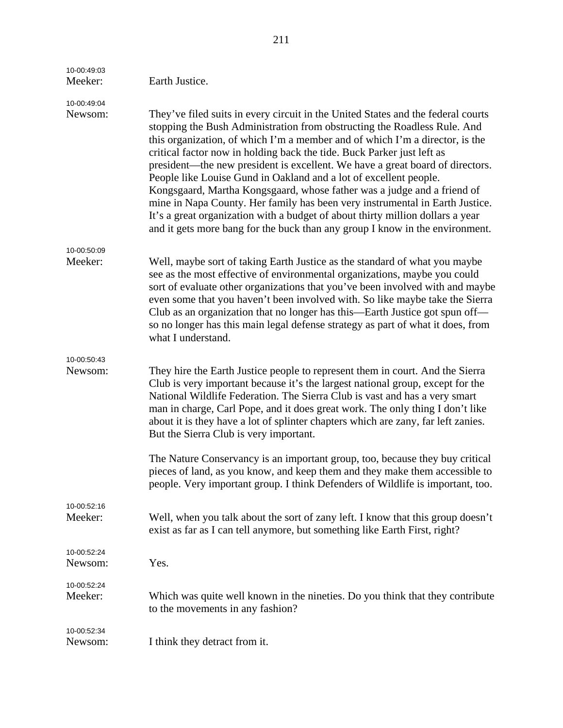10-00:49:03
Meeker: Earth Justice.

10-00:49:04
Newsom: They've filed suits in every circuit in the United States and the federal courts stopping the Bush Administration from obstructing the Roadless Rule. And this organization, of which I'm a member and of which I'm a director, is the critical factor now in holding back the tide. Buck Parker just left as president—the new president is excellent. We have a great board of directors. People like Louise Gund in Oakland and a lot of excellent people. Kongsgaard, Martha Kongsgaard, whose father was a judge and a friend of mine in Napa County. Her family has been very instrumental in Earth Justice. It's a great organization with a budget of about thirty million dollars a year and it gets more bang for the buck than any group I know in the environment.

10-00:50:09
Meeker: Well, maybe sort of taking Earth Justice as the standard of what you maybe see as the most effective of environmental organizations, maybe you could sort of evaluate other organizations that you've been involved with and maybe even some that you haven't been involved with. So like maybe take the Sierra Club as an organization that no longer has this—Earth Justice got spun off—so no longer has this main legal defense strategy as part of what it does, from what I understand.

10-00:50:43
Newsom: They hire the Earth Justice people to represent them in court. And the Sierra Club is very important because it's the largest national group, except for the National Wildlife Federation. The Sierra Club is vast and has a very smart man in charge, Carl Pope, and it does great work. The only thing I don't like about it is they have a lot of splinter chapters which are zany, far left zanies. But the Sierra Club is very important.

The Nature Conservancy is an important group, too, because they buy critical pieces of land, as you know, and keep them and they make them accessible to people. Very important group. I think Defenders of Wildlife is important, too.

10-00:52:16
Meeker: Well, when you talk about the sort of zany left. I know that this group doesn't exist as far as I can tell anymore, but something like Earth First, right?

10-00:52:24
Newsom: Yes.

10-00:52:24
Meeker: Which was quite well known in the nineties. Do you think that they contribute to the movements in any fashion?

10-00:52:34
Newsom: I think they detract from it.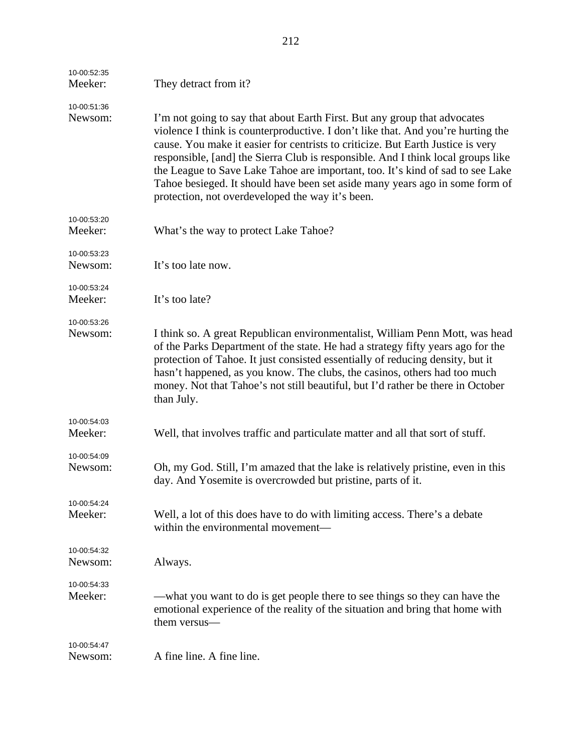10-00:52:35
Meeker: They detract from it?

10-00:51:36
Newsom: I'm not going to say that about Earth First. But any group that advocates violence I think is counterproductive. I don't like that. And you're hurting the cause. You make it easier for centrists to criticize. But Earth Justice is very responsible, [and] the Sierra Club is responsible. And I think local groups like the League to Save Lake Tahoe are important, too. It's kind of sad to see Lake Tahoe besieged. It should have been set aside many years ago in some form of protection, not overdeveloped the way it's been.

10-00:53:20
Meeker: What's the way to protect Lake Tahoe?

10-00:53:23
Newsom: It's too late now.

10-00:53:24
Meeker: It's too late?

10-00:53:26
Newsom: I think so. A great Republican environmentalist, William Penn Mott, was head of the Parks Department of the state. He had a strategy fifty years ago for the protection of Tahoe. It just consisted essentially of reducing density, but it hasn't happened, as you know. The clubs, the casinos, others had too much money. Not that Tahoe's not still beautiful, but I'd rather be there in October than July.

10-00:54:03
Meeker: Well, that involves traffic and particulate matter and all that sort of stuff.

10-00:54:09
Newsom: Oh, my God. Still, I'm amazed that the lake is relatively pristine, even in this day. And Yosemite is overcrowded but pristine, parts of it.

10-00:54:24
Meeker: Well, a lot of this does have to do with limiting access. There's a debate within the environmental movement—

10-00:54:32
Newsom: Always.

10-00:54:33
Meeker: —what you want to do is get people there to see things so they can have the emotional experience of the reality of the situation and bring that home with them versus—

10-00:54:47
Newsom: A fine line. A fine line.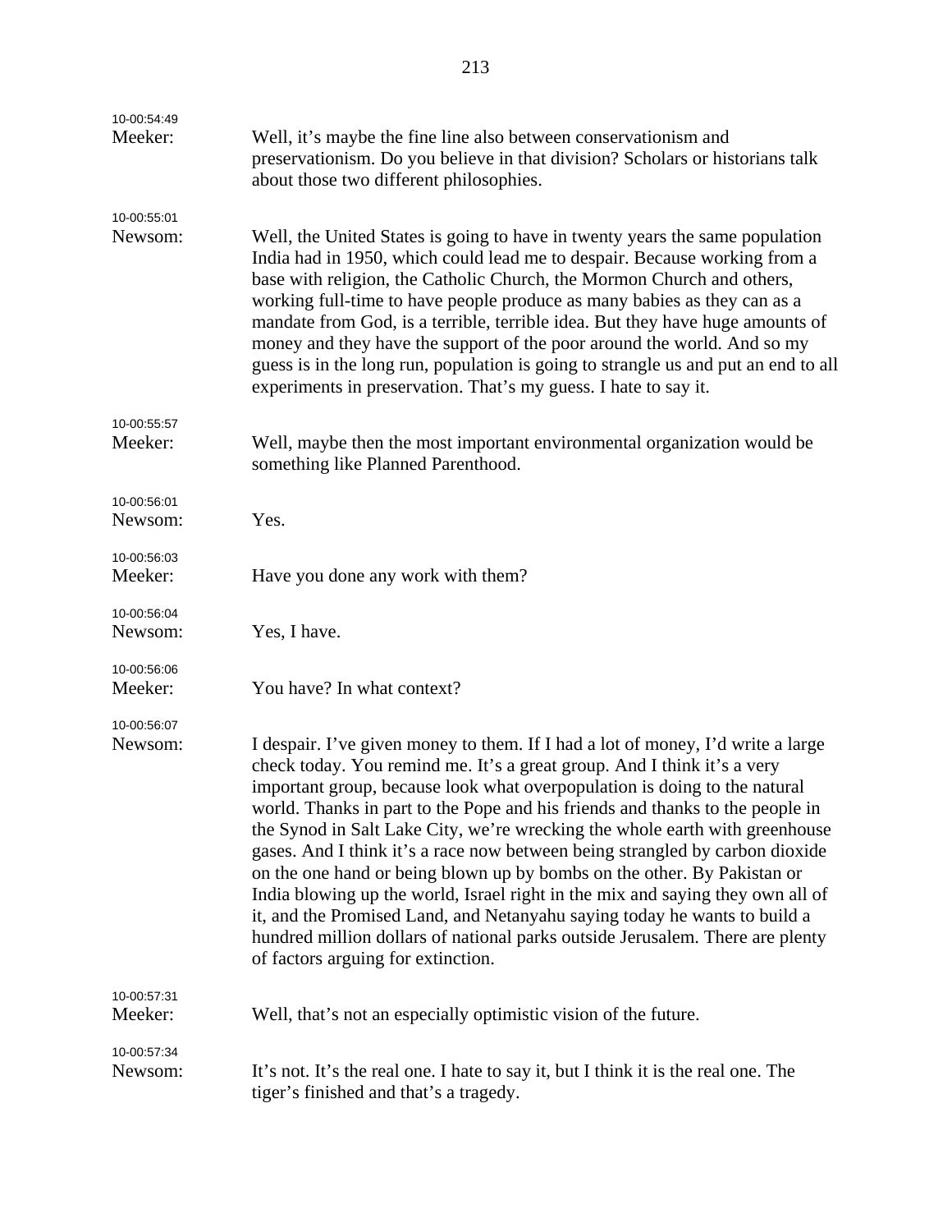10-00:54:49
Meeker: Well, it's maybe the fine line also between conservationism and preservationism. Do you believe in that division? Scholars or historians talk about those two different philosophies.

10-00:55:01
Newsom: Well, the United States is going to have in twenty years the same population India had in 1950, which could lead me to despair. Because working from a base with religion, the Catholic Church, the Mormon Church and others, working full-time to have people produce as many babies as they can as a mandate from God, is a terrible, terrible idea. But they have huge amounts of money and they have the support of the poor around the world. And so my guess is in the long run, population is going to strangle us and put an end to all experiments in preservation. That's my guess. I hate to say it.

10-00:55:57
Meeker: Well, maybe then the most important environmental organization would be something like Planned Parenthood.

10-00:56:01
Newsom: Yes.

10-00:56:03
Meeker: Have you done any work with them?

10-00:56:04
Newsom: Yes, I have.

10-00:56:06
Meeker: You have? In what context?

10-00:56:07
Newsom: I despair. I've given money to them. If I had a lot of money, I'd write a large check today. You remind me. It's a great group. And I think it's a very important group, because look what overpopulation is doing to the natural world. Thanks in part to the Pope and his friends and thanks to the people in the Synod in Salt Lake City, we're wrecking the whole earth with greenhouse gases. And I think it's a race now between being strangled by carbon dioxide on the one hand or being blown up by bombs on the other. By Pakistan or India blowing up the world, Israel right in the mix and saying they own all of it, and the Promised Land, and Netanyahu saying today he wants to build a hundred million dollars of national parks outside Jerusalem. There are plenty of factors arguing for extinction.

10-00:57:31
Meeker: Well, that's not an especially optimistic vision of the future.

10-00:57:34
Newsom: It's not. It's the real one. I hate to say it, but I think it is the real one. The tiger's finished and that's a tragedy.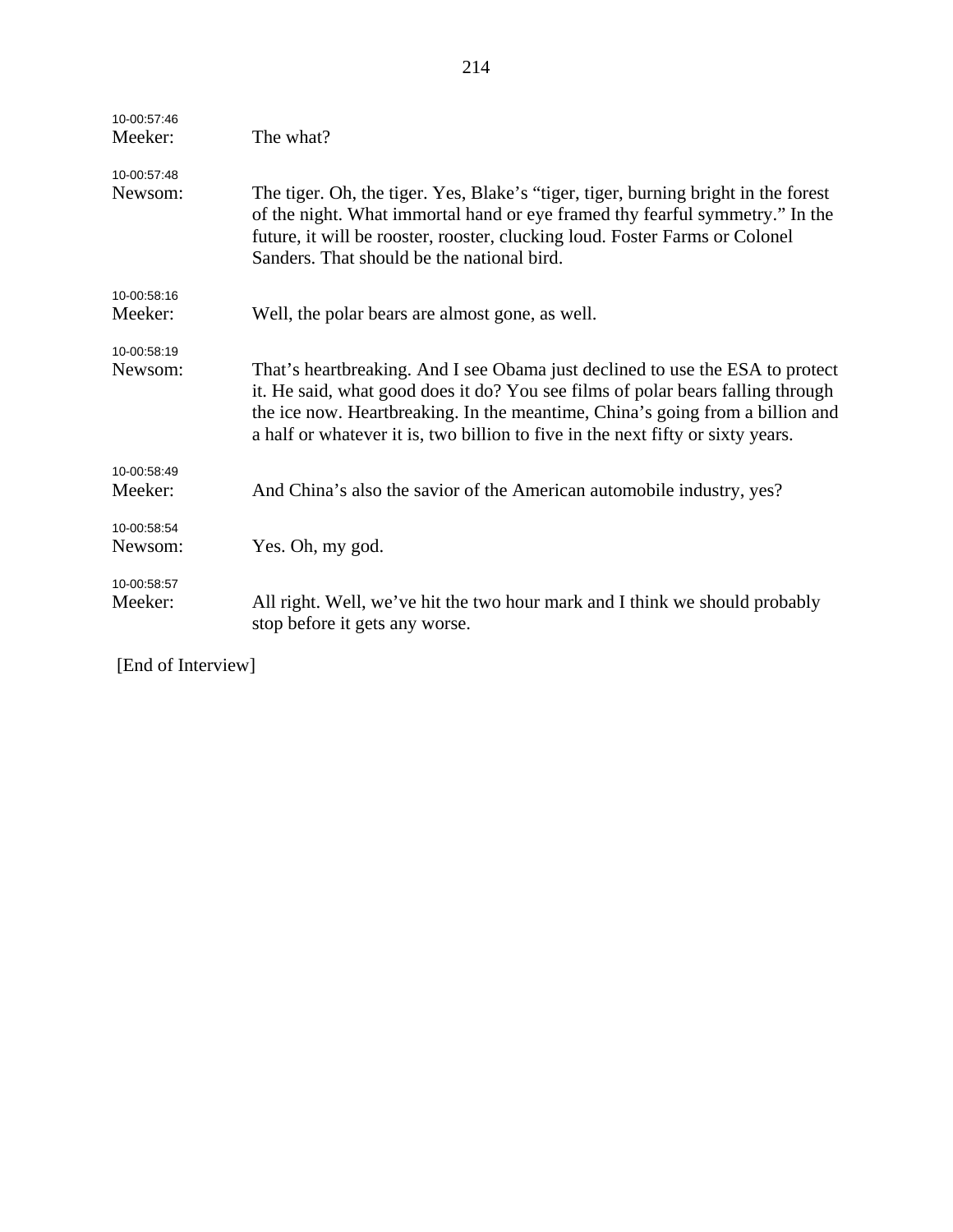10-00:57:46
Meeker: The what?

10-00:57:48
Newsom: The tiger. Oh, the tiger. Yes, Blake's "tiger, tiger, burning bright in the forest of the night. What immortal hand or eye framed thy fearful symmetry." In the future, it will be rooster, rooster, clucking loud. Foster Farms or Colonel Sanders. That should be the national bird.

10-00:58:16
Meeker: Well, the polar bears are almost gone, as well.

10-00:58:19
Newsom: That's heartbreaking. And I see Obama just declined to use the ESA to protect it. He said, what good does it do? You see films of polar bears falling through the ice now. Heartbreaking. In the meantime, China's going from a billion and a half or whatever it is, two billion to five in the next fifty or sixty years.

10-00:58:49
Meeker: And China's also the savior of the American automobile industry, yes?

10-00:58:54
Newsom: Yes. Oh, my god.

10-00:58:57
Meeker: All right. Well, we've hit the two hour mark and I think we should probably stop before it gets any worse.

[End of Interview]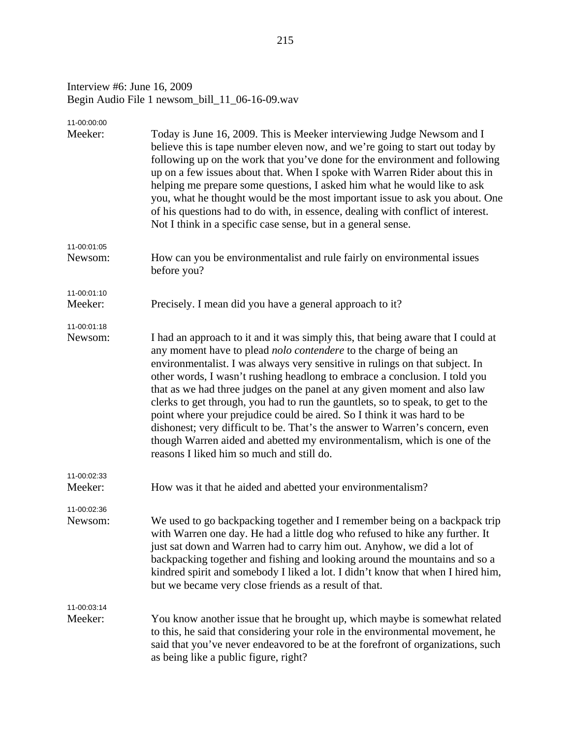Interview #6: June 16, 2009
Begin Audio File 1 newsom_bill_11_06-16-09.wav

11-00:00:00
Meeker: Today is June 16, 2009. This is Meeker interviewing Judge Newsom and I believe this is tape number eleven now, and we're going to start out today by following up on the work that you've done for the environment and following up on a few issues about that. When I spoke with Warren Rider about this in helping me prepare some questions, I asked him what he would like to ask you, what he thought would be the most important issue to ask you about. One of his questions had to do with, in essence, dealing with conflict of interest. Not I think in a specific case sense, but in a general sense.

11-00:01:05
Newsom: How can you be environmentalist and rule fairly on environmental issues before you?

11-00:01:10
Meeker: Precisely. I mean did you have a general approach to it?

11-00:01:18
Newsom: I had an approach to it and it was simply this, that being aware that I could at any moment have to plead *nolo contendere* to the charge of being an environmentalist. I was always very sensitive in rulings on that subject. In other words, I wasn't rushing headlong to embrace a conclusion. I told you that as we had three judges on the panel at any given moment and also law clerks to get through, you had to run the gauntlets, so to speak, to get to the point where your prejudice could be aired. So I think it was hard to be dishonest; very difficult to be. That's the answer to Warren's concern, even though Warren aided and abetted my environmentalism, which is one of the reasons I liked him so much and still do.

11-00:02:33
Meeker: How was it that he aided and abetted your environmentalism?

11-00:02:36
Newsom: We used to go backpacking together and I remember being on a backpack trip with Warren one day. He had a little dog who refused to hike any further. It just sat down and Warren had to carry him out. Anyhow, we did a lot of backpacking together and fishing and looking around the mountains and so a kindred spirit and somebody I liked a lot. I didn't know that when I hired him, but we became very close friends as a result of that.

11-00:03:14
Meeker: You know another issue that he brought up, which maybe is somewhat related to this, he said that considering your role in the environmental movement, he said that you've never endeavored to be at the forefront of organizations, such as being like a public figure, right?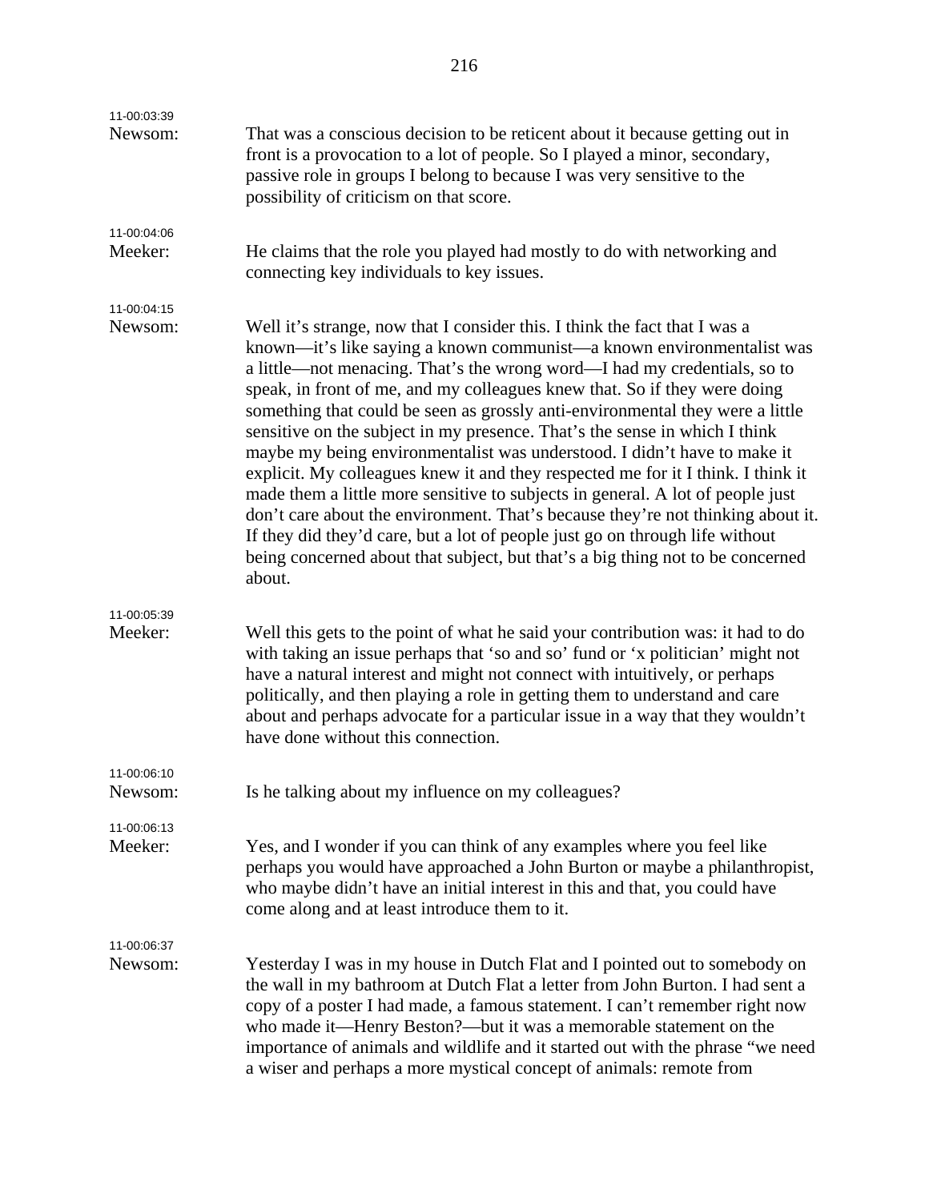11-00:03:39

Newsom: That was a conscious decision to be reticent about it because getting out in front is a provocation to a lot of people. So I played a minor, secondary, passive role in groups I belong to because I was very sensitive to the possibility of criticism on that score.

11-00:04:06

Meeker: He claims that the role you played had mostly to do with networking and connecting key individuals to key issues.

11-00:04:15

Newsom: Well it's strange, now that I consider this. I think the fact that I was a known—it's like saying a known communist—a known environmentalist was a little—not menacing. That's the wrong word—I had my credentials, so to speak, in front of me, and my colleagues knew that. So if they were doing something that could be seen as grossly anti-environmental they were a little sensitive on the subject in my presence. That's the sense in which I think maybe my being environmentalist was understood. I didn't have to make it explicit. My colleagues knew it and they respected me for it I think. I think it made them a little more sensitive to subjects in general. A lot of people just don't care about the environment. That's because they're not thinking about it. If they did they'd care, but a lot of people just go on through life without being concerned about that subject, but that's a big thing not to be concerned about.

11-00:05:39

Meeker: Well this gets to the point of what he said your contribution was: it had to do with taking an issue perhaps that 'so and so' fund or 'x politician' might not have a natural interest and might not connect with intuitively, or perhaps politically, and then playing a role in getting them to understand and care about and perhaps advocate for a particular issue in a way that they wouldn't have done without this connection.

11-00:06:10

Newsom: Is he talking about my influence on my colleagues?

11-00:06:13

Meeker: Yes, and I wonder if you can think of any examples where you feel like perhaps you would have approached a John Burton or maybe a philanthropist, who maybe didn't have an initial interest in this and that, you could have come along and at least introduce them to it.

11-00:06:37

Newsom: Yesterday I was in my house in Dutch Flat and I pointed out to somebody on the wall in my bathroom at Dutch Flat a letter from John Burton. I had sent a copy of a poster I had made, a famous statement. I can't remember right now who made it—Henry Beston?—but it was a memorable statement on the importance of animals and wildlife and it started out with the phrase "we need a wiser and perhaps a more mystical concept of animals: remote from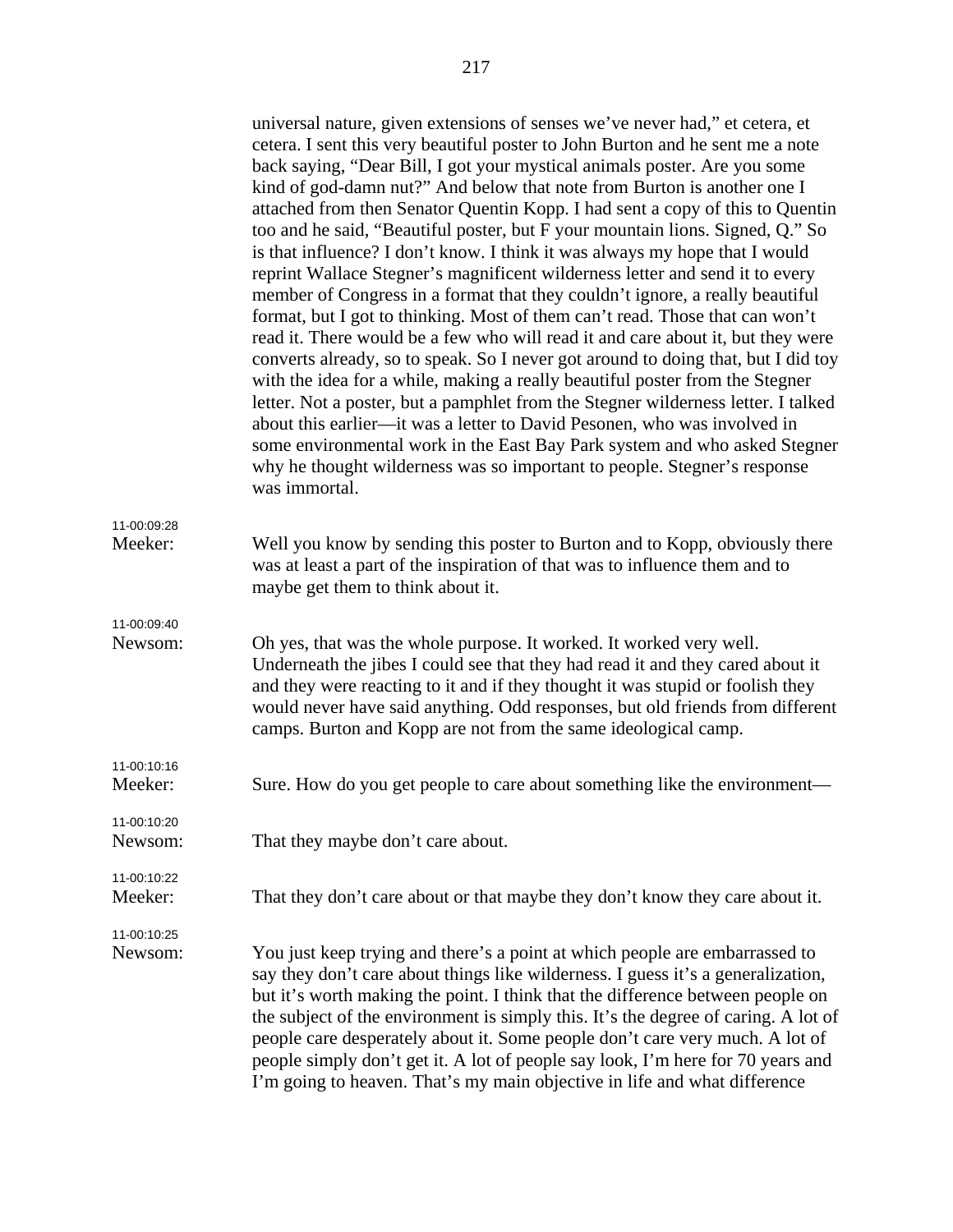universal nature, given extensions of senses we've never had," et cetera, et cetera. I sent this very beautiful poster to John Burton and he sent me a note back saying, "Dear Bill, I got your mystical animals poster. Are you some kind of god-damn nut?" And below that note from Burton is another one I attached from then Senator Quentin Kopp. I had sent a copy of this to Quentin too and he said, "Beautiful poster, but F your mountain lions. Signed, Q." So is that influence? I don't know. I think it was always my hope that I would reprint Wallace Stegner's magnificent wilderness letter and send it to every member of Congress in a format that they couldn't ignore, a really beautiful format, but I got to thinking. Most of them can't read. Those that can won't read it. There would be a few who will read it and care about it, but they were converts already, so to speak. So I never got around to doing that, but I did toy with the idea for a while, making a really beautiful poster from the Stegner letter. Not a poster, but a pamphlet from the Stegner wilderness letter. I talked about this earlier—it was a letter to David Pesonen, who was involved in some environmental work in the East Bay Park system and who asked Stegner why he thought wilderness was so important to people. Stegner's response was immortal.

11-00:09:28
Meeker: Well you know by sending this poster to Burton and to Kopp, obviously there was at least a part of the inspiration of that was to influence them and to maybe get them to think about it.

11-00:09:40
Newsom: Oh yes, that was the whole purpose. It worked. It worked very well. Underneath the jibes I could see that they had read it and they cared about it and they were reacting to it and if they thought it was stupid or foolish they would never have said anything. Odd responses, but old friends from different camps. Burton and Kopp are not from the same ideological camp.

11-00:10:16
Meeker: Sure. How do you get people to care about something like the environment—

11-00:10:20
Newsom: That they maybe don't care about.

11-00:10:22
Meeker: That they don't care about or that maybe they don't know they care about it.

11-00:10:25
Newsom: You just keep trying and there's a point at which people are embarrassed to say they don't care about things like wilderness. I guess it's a generalization, but it's worth making the point. I think that the difference between people on the subject of the environment is simply this. It's the degree of caring. A lot of people care desperately about it. Some people don't care very much. A lot of people simply don't get it. A lot of people say look, I'm here for 70 years and I'm going to heaven. That's my main objective in life and what difference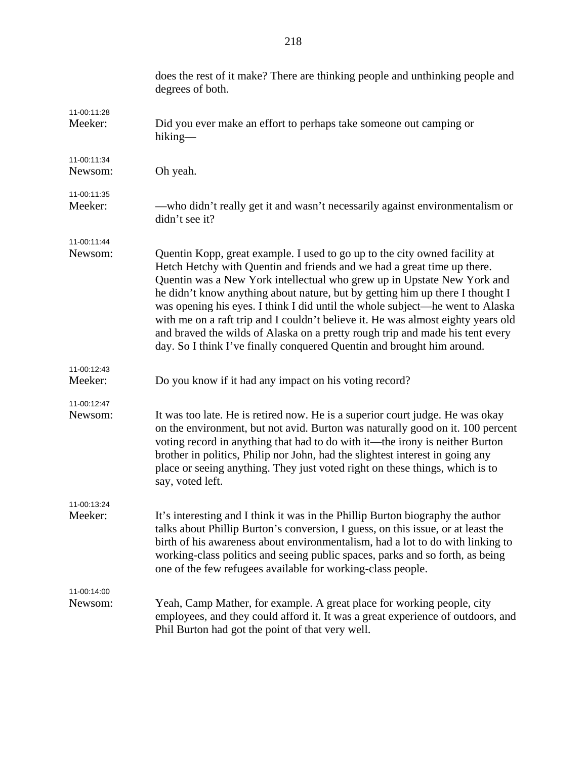does the rest of it make? There are thinking people and unthinking people and degrees of both.

11-00:11:28
Meeker: Did you ever make an effort to perhaps take someone out camping or hiking—

11-00:11:34
Newsom: Oh yeah.

11-00:11:35
Meeker: —who didn't really get it and wasn't necessarily against environmentalism or didn't see it?

11-00:11:44
Newsom: Quentin Kopp, great example. I used to go up to the city owned facility at Hetch Hetchy with Quentin and friends and we had a great time up there. Quentin was a New York intellectual who grew up in Upstate New York and he didn't know anything about nature, but by getting him up there I thought I was opening his eyes. I think I did until the whole subject—he went to Alaska with me on a raft trip and I couldn't believe it. He was almost eighty years old and braved the wilds of Alaska on a pretty rough trip and made his tent every day. So I think I've finally conquered Quentin and brought him around.

11-00:12:43
Meeker: Do you know if it had any impact on his voting record?

11-00:12:47
Newsom: It was too late. He is retired now. He is a superior court judge. He was okay on the environment, but not avid. Burton was naturally good on it. 100 percent voting record in anything that had to do with it—the irony is neither Burton brother in politics, Philip nor John, had the slightest interest in going any place or seeing anything. They just voted right on these things, which is to say, voted left.

11-00:13:24
Meeker: It's interesting and I think it was in the Phillip Burton biography the author talks about Phillip Burton's conversion, I guess, on this issue, or at least the birth of his awareness about environmentalism, had a lot to do with linking to working-class politics and seeing public spaces, parks and so forth, as being one of the few refugees available for working-class people.

11-00:14:00
Newsom: Yeah, Camp Mather, for example. A great place for working people, city employees, and they could afford it. It was a great experience of outdoors, and Phil Burton had got the point of that very well.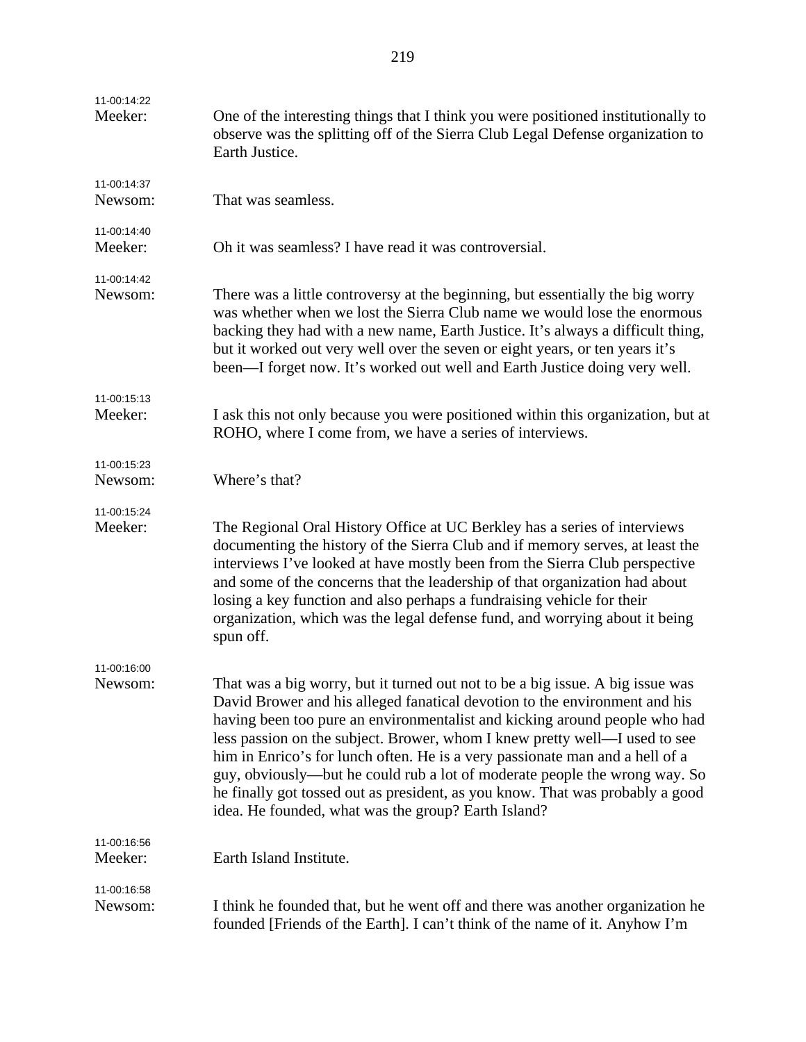11-00:14:22
Meeker: One of the interesting things that I think you were positioned institutionally to observe was the splitting off of the Sierra Club Legal Defense organization to Earth Justice.

11-00:14:37
Newsom: That was seamless.

11-00:14:40
Meeker: Oh it was seamless? I have read it was controversial.

11-00:14:42
Newsom: There was a little controversy at the beginning, but essentially the big worry was whether when we lost the Sierra Club name we would lose the enormous backing they had with a new name, Earth Justice. It's always a difficult thing, but it worked out very well over the seven or eight years, or ten years it's been—I forget now. It's worked out well and Earth Justice doing very well.

11-00:15:13
Meeker: I ask this not only because you were positioned within this organization, but at ROHO, where I come from, we have a series of interviews.

11-00:15:23
Newsom: Where's that?

11-00:15:24
Meeker: The Regional Oral History Office at UC Berkley has a series of interviews documenting the history of the Sierra Club and if memory serves, at least the interviews I've looked at have mostly been from the Sierra Club perspective and some of the concerns that the leadership of that organization had about losing a key function and also perhaps a fundraising vehicle for their organization, which was the legal defense fund, and worrying about it being spun off.

11-00:16:00
Newsom: That was a big worry, but it turned out not to be a big issue. A big issue was David Brower and his alleged fanatical devotion to the environment and his having been too pure an environmentalist and kicking around people who had less passion on the subject. Brower, whom I knew pretty well—I used to see him in Enrico's for lunch often. He is a very passionate man and a hell of a guy, obviously—but he could rub a lot of moderate people the wrong way. So he finally got tossed out as president, as you know. That was probably a good idea. He founded, what was the group? Earth Island?

11-00:16:56
Meeker: Earth Island Institute.

11-00:16:58
Newsom: I think he founded that, but he went off and there was another organization he founded [Friends of the Earth]. I can't think of the name of it. Anyhow I'm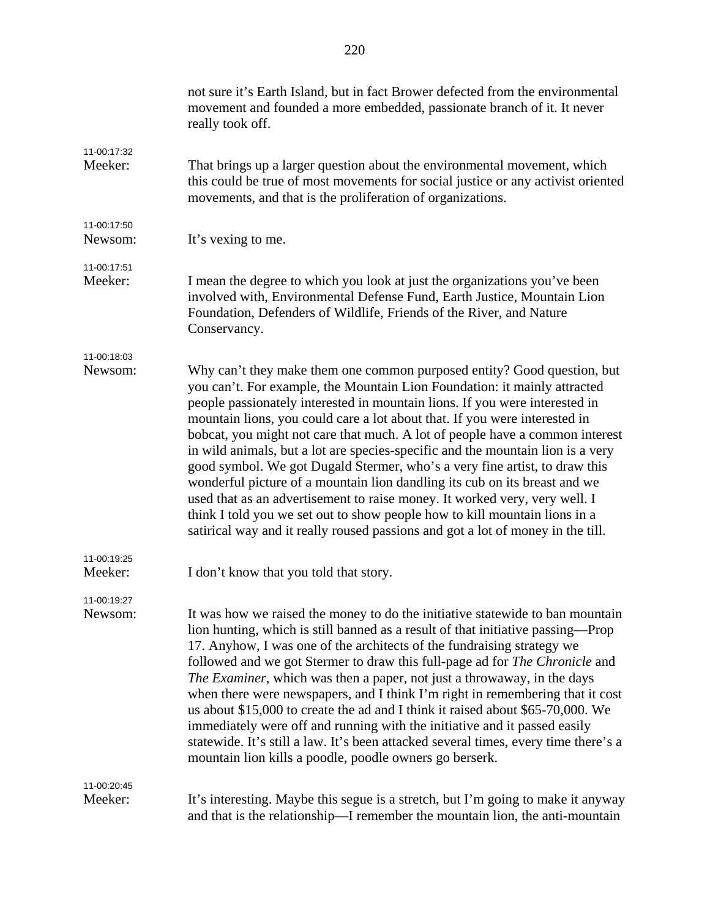not sure it's Earth Island, but in fact Brower defected from the environmental movement and founded a more embedded, passionate branch of it. It never really took off.

11-00:17:32
Meeker: That brings up a larger question about the environmental movement, which this could be true of most movements for social justice or any activist oriented movements, and that is the proliferation of organizations.

11-00:17:50
Newsom: It's vexing to me.

11-00:17:51
Meeker: I mean the degree to which you look at just the organizations you've been involved with, Environmental Defense Fund, Earth Justice, Mountain Lion Foundation, Defenders of Wildlife, Friends of the River, and Nature Conservancy.

11-00:18:03
Newsom: Why can't they make them one common purposed entity? Good question, but you can't. For example, the Mountain Lion Foundation: it mainly attracted people passionately interested in mountain lions. If you were interested in mountain lions, you could care a lot about that. If you were interested in bobcat, you might not care that much. A lot of people have a common interest in wild animals, but a lot are species-specific and the mountain lion is a very good symbol. We got Dugald Stermer, who's a very fine artist, to draw this wonderful picture of a mountain lion dandling its cub on its breast and we used that as an advertisement to raise money. It worked very, very well. I think I told you we set out to show people how to kill mountain lions in a satirical way and it really roused passions and got a lot of money in the till.

11-00:19:25
Meeker: I don't know that you told that story.

11-00:19:27
Newsom: It was how we raised the money to do the initiative statewide to ban mountain lion hunting, which is still banned as a result of that initiative passing—Prop 17. Anyhow, I was one of the architects of the fundraising strategy we followed and we got Stermer to draw this full-page ad for *The Chronicle* and *The Examiner*, which was then a paper, not just a throwaway, in the days when there were newspapers, and I think I'm right in remembering that it cost us about $15,000 to create the ad and I think it raised about $65-70,000. We immediately were off and running with the initiative and it passed easily statewide. It's still a law. It's been attacked several times, every time there's a mountain lion kills a poodle, poodle owners go berserk.

11-00:20:45
Meeker: It's interesting. Maybe this segue is a stretch, but I'm going to make it anyway and that is the relationship—I remember the mountain lion, the anti-mountain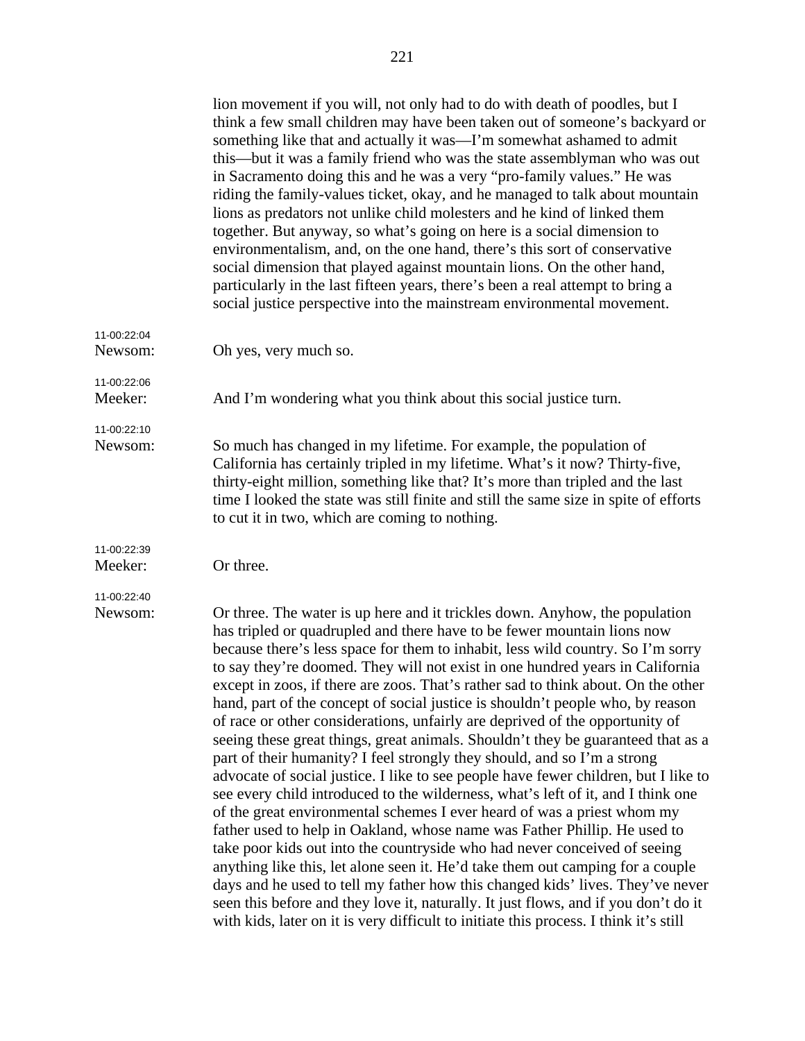lion movement if you will, not only had to do with death of poodles, but I think a few small children may have been taken out of someone's backyard or something like that and actually it was—I'm somewhat ashamed to admit this—but it was a family friend who was the state assemblyman who was out in Sacramento doing this and he was a very "pro-family values." He was riding the family-values ticket, okay, and he managed to talk about mountain lions as predators not unlike child molesters and he kind of linked them together. But anyway, so what's going on here is a social dimension to environmentalism, and, on the one hand, there's this sort of conservative social dimension that played against mountain lions. On the other hand, particularly in the last fifteen years, there's been a real attempt to bring a social justice perspective into the mainstream environmental movement.

11-00:22:04
Newsom: Oh yes, very much so.

11-00:22:06
Meeker: And I'm wondering what you think about this social justice turn.

11-00:22:10
Newsom: So much has changed in my lifetime. For example, the population of California has certainly tripled in my lifetime. What's it now? Thirty-five, thirty-eight million, something like that? It's more than tripled and the last time I looked the state was still finite and still the same size in spite of efforts to cut it in two, which are coming to nothing.

11-00:22:39
Meeker: Or three.

11-00:22:40
Newsom: Or three. The water is up here and it trickles down. Anyhow, the population has tripled or quadrupled and there have to be fewer mountain lions now because there's less space for them to inhabit, less wild country. So I'm sorry to say they're doomed. They will not exist in one hundred years in California except in zoos, if there are zoos. That's rather sad to think about. On the other hand, part of the concept of social justice is shouldn't people who, by reason of race or other considerations, unfairly are deprived of the opportunity of seeing these great things, great animals. Shouldn't they be guaranteed that as a part of their humanity? I feel strongly they should, and so I'm a strong advocate of social justice. I like to see people have fewer children, but I like to see every child introduced to the wilderness, what's left of it, and I think one of the great environmental schemes I ever heard of was a priest whom my father used to help in Oakland, whose name was Father Phillip. He used to take poor kids out into the countryside who had never conceived of seeing anything like this, let alone seen it. He'd take them out camping for a couple days and he used to tell my father how this changed kids' lives. They've never seen this before and they love it, naturally. It just flows, and if you don't do it with kids, later on it is very difficult to initiate this process. I think it's still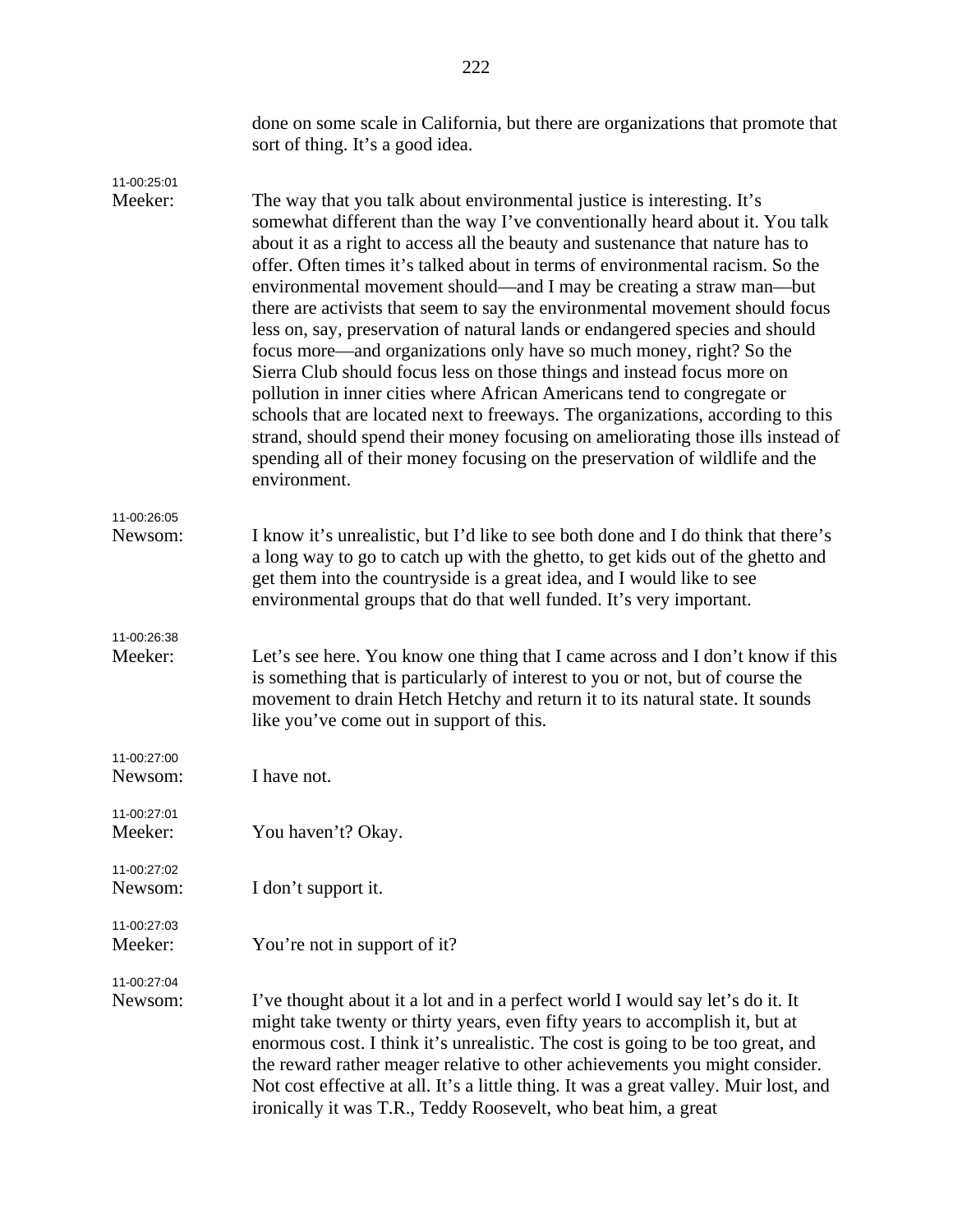done on some scale in California, but there are organizations that promote that sort of thing. It's a good idea.

11-00:25:01
**Meeker:** The way that you talk about environmental justice is interesting. It's somewhat different than the way I've conventionally heard about it. You talk about it as a right to access all the beauty and sustenance that nature has to offer. Often times it's talked about in terms of environmental racism. So the environmental movement should—and I may be creating a straw man—but there are activists that seem to say the environmental movement should focus less on, say, preservation of natural lands or endangered species and should focus more—and organizations only have so much money, right? So the Sierra Club should focus less on those things and instead focus more on pollution in inner cities where African Americans tend to congregate or schools that are located next to freeways. The organizations, according to this strand, should spend their money focusing on ameliorating those ills instead of spending all of their money focusing on the preservation of wildlife and the environment.

11-00:26:05
**Newsom:** I know it's unrealistic, but I'd like to see both done and I do think that there's a long way to go to catch up with the ghetto, to get kids out of the ghetto and get them into the countryside is a great idea, and I would like to see environmental groups that do that well funded. It's very important.

11-00:26:38
**Meeker:** Let's see here. You know one thing that I came across and I don't know if this is something that is particularly of interest to you or not, but of course the movement to drain Hetch Hetchy and return it to its natural state. It sounds like you've come out in support of this.

11-00:27:00
**Newsom:** I have not.

11-00:27:01
**Meeker:** You haven't? Okay.

11-00:27:02
**Newsom:** I don't support it.

11-00:27:03
**Meeker:** You're not in support of it?

11-00:27:04
**Newsom:** I've thought about it a lot and in a perfect world I would say let's do it. It might take twenty or thirty years, even fifty years to accomplish it, but at enormous cost. I think it's unrealistic. The cost is going to be too great, and the reward rather meager relative to other achievements you might consider. Not cost effective at all. It's a little thing. It was a great valley. Muir lost, and ironically it was T.R., Teddy Roosevelt, who beat him, a great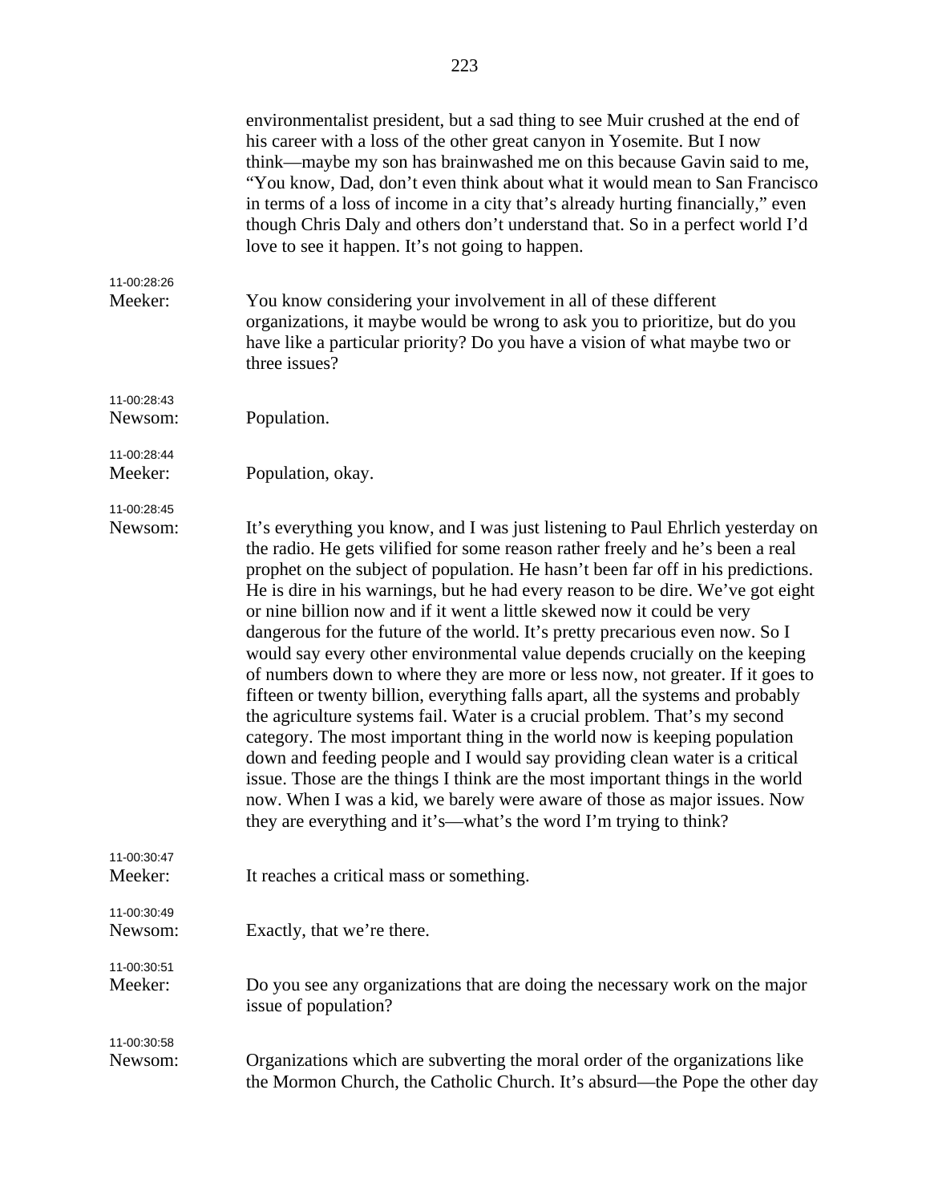environmentalist president, but a sad thing to see Muir crushed at the end of his career with a loss of the other great canyon in Yosemite. But I now think—maybe my son has brainwashed me on this because Gavin said to me, "You know, Dad, don't even think about what it would mean to San Francisco in terms of a loss of income in a city that's already hurting financially," even though Chris Daly and others don't understand that. So in a perfect world I'd love to see it happen. It's not going to happen.

11-00:28:26
Meeker: You know considering your involvement in all of these different organizations, it maybe would be wrong to ask you to prioritize, but do you have like a particular priority? Do you have a vision of what maybe two or three issues?

11-00:28:43
Newsom: Population.

11-00:28:44
Meeker: Population, okay.

11-00:28:45
Newsom: It's everything you know, and I was just listening to Paul Ehrlich yesterday on the radio. He gets vilified for some reason rather freely and he's been a real prophet on the subject of population. He hasn't been far off in his predictions. He is dire in his warnings, but he had every reason to be dire. We've got eight or nine billion now and if it went a little skewed now it could be very dangerous for the future of the world. It's pretty precarious even now. So I would say every other environmental value depends crucially on the keeping of numbers down to where they are more or less now, not greater. If it goes to fifteen or twenty billion, everything falls apart, all the systems and probably the agriculture systems fail. Water is a crucial problem. That's my second category. The most important thing in the world now is keeping population down and feeding people and I would say providing clean water is a critical issue. Those are the things I think are the most important things in the world now. When I was a kid, we barely were aware of those as major issues. Now they are everything and it's—what's the word I'm trying to think?

11-00:30:47
Meeker: It reaches a critical mass or something.

11-00:30:49
Newsom: Exactly, that we're there.

11-00:30:51
Meeker: Do you see any organizations that are doing the necessary work on the major issue of population?

11-00:30:58
Newsom: Organizations which are subverting the moral order of the organizations like the Mormon Church, the Catholic Church. It's absurd—the Pope the other day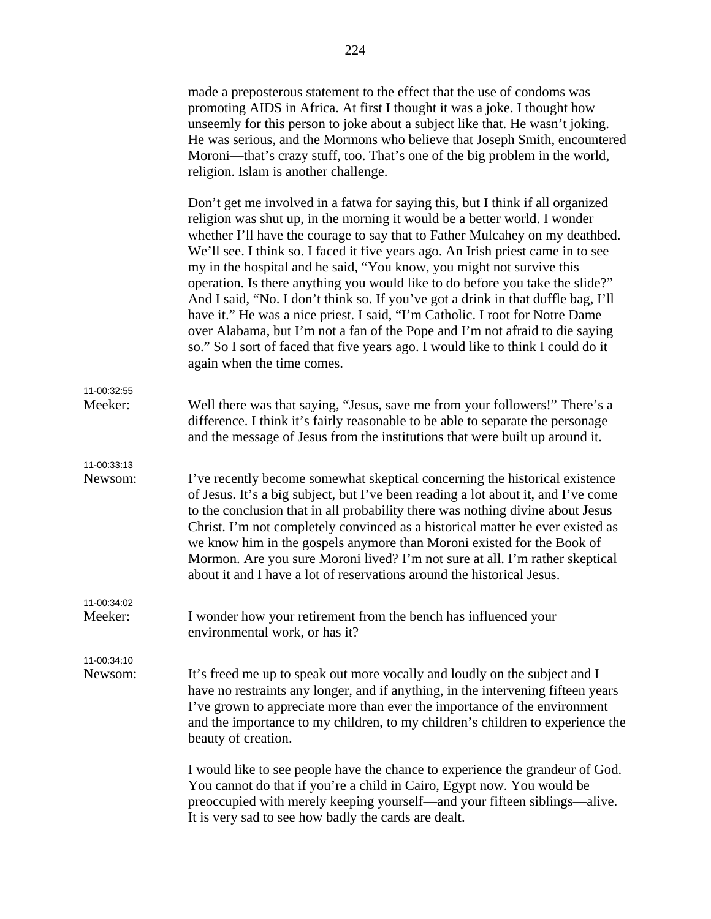made a preposterous statement to the effect that the use of condoms was promoting AIDS in Africa. At first I thought it was a joke. I thought how unseemly for this person to joke about a subject like that. He wasn't joking. He was serious, and the Mormons who believe that Joseph Smith, encountered Moroni—that's crazy stuff, too. That's one of the big problem in the world, religion. Islam is another challenge.

Don't get me involved in a fatwa for saying this, but I think if all organized religion was shut up, in the morning it would be a better world. I wonder whether I'll have the courage to say that to Father Mulcahey on my deathbed. We'll see. I think so. I faced it five years ago. An Irish priest came in to see my in the hospital and he said, "You know, you might not survive this operation. Is there anything you would like to do before you take the slide?" And I said, "No. I don't think so. If you've got a drink in that duffle bag, I'll have it." He was a nice priest. I said, "I'm Catholic. I root for Notre Dame over Alabama, but I'm not a fan of the Pope and I'm not afraid to die saying so." So I sort of faced that five years ago. I would like to think I could do it again when the time comes.

11-00:32:55
Meeker: Well there was that saying, "Jesus, save me from your followers!" There's a difference. I think it's fairly reasonable to be able to separate the personage and the message of Jesus from the institutions that were built up around it.

11-00:33:13
Newsom: I've recently become somewhat skeptical concerning the historical existence of Jesus. It's a big subject, but I've been reading a lot about it, and I've come to the conclusion that in all probability there was nothing divine about Jesus Christ. I'm not completely convinced as a historical matter he ever existed as we know him in the gospels anymore than Moroni existed for the Book of Mormon. Are you sure Moroni lived? I'm not sure at all. I'm rather skeptical about it and I have a lot of reservations around the historical Jesus.

11-00:34:02
Meeker: I wonder how your retirement from the bench has influenced your environmental work, or has it?

11-00:34:10
Newsom: It's freed me up to speak out more vocally and loudly on the subject and I have no restraints any longer, and if anything, in the intervening fifteen years I've grown to appreciate more than ever the importance of the environment and the importance to my children, to my children's children to experience the beauty of creation.

I would like to see people have the chance to experience the grandeur of God. You cannot do that if you're a child in Cairo, Egypt now. You would be preoccupied with merely keeping yourself—and your fifteen siblings—alive. It is very sad to see how badly the cards are dealt.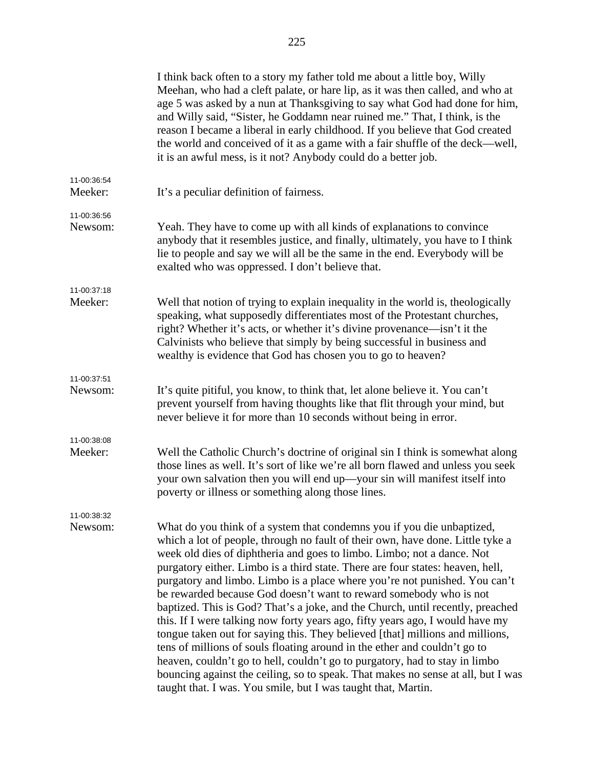I think back often to a story my father told me about a little boy, Willy Meehan, who had a cleft palate, or hare lip, as it was then called, and who at age 5 was asked by a nun at Thanksgiving to say what God had done for him, and Willy said, "Sister, he Goddamn near ruined me." That, I think, is the reason I became a liberal in early childhood. If you believe that God created the world and conceived of it as a game with a fair shuffle of the deck—well, it is an awful mess, is it not? Anybody could do a better job.

11-00:36:54
Meeker: It's a peculiar definition of fairness.

11-00:36:56
Newsom: Yeah. They have to come up with all kinds of explanations to convince anybody that it resembles justice, and finally, ultimately, you have to I think lie to people and say we will all be the same in the end. Everybody will be exalted who was oppressed. I don't believe that.

11-00:37:18
Meeker: Well that notion of trying to explain inequality in the world is, theologically speaking, what supposedly differentiates most of the Protestant churches, right? Whether it's acts, or whether it's divine provenance—isn't it the Calvinists who believe that simply by being successful in business and wealthy is evidence that God has chosen you to go to heaven?

11-00:37:51
Newsom: It's quite pitiful, you know, to think that, let alone believe it. You can't prevent yourself from having thoughts like that flit through your mind, but never believe it for more than 10 seconds without being in error.

11-00:38:08
Meeker: Well the Catholic Church's doctrine of original sin I think is somewhat along those lines as well. It's sort of like we're all born flawed and unless you seek your own salvation then you will end up—your sin will manifest itself into poverty or illness or something along those lines.

11-00:38:32
Newsom: What do you think of a system that condemns you if you die unbaptized, which a lot of people, through no fault of their own, have done. Little tyke a week old dies of diphtheria and goes to limbo. Limbo; not a dance. Not purgatory either. Limbo is a third state. There are four states: heaven, hell, purgatory and limbo. Limbo is a place where you're not punished. You can't be rewarded because God doesn't want to reward somebody who is not baptized. This is God? That's a joke, and the Church, until recently, preached this. If I were talking now forty years ago, fifty years ago, I would have my tongue taken out for saying this. They believed [that] millions and millions, tens of millions of souls floating around in the ether and couldn't go to heaven, couldn't go to hell, couldn't go to purgatory, had to stay in limbo bouncing against the ceiling, so to speak. That makes no sense at all, but I was taught that. I was. You smile, but I was taught that, Martin.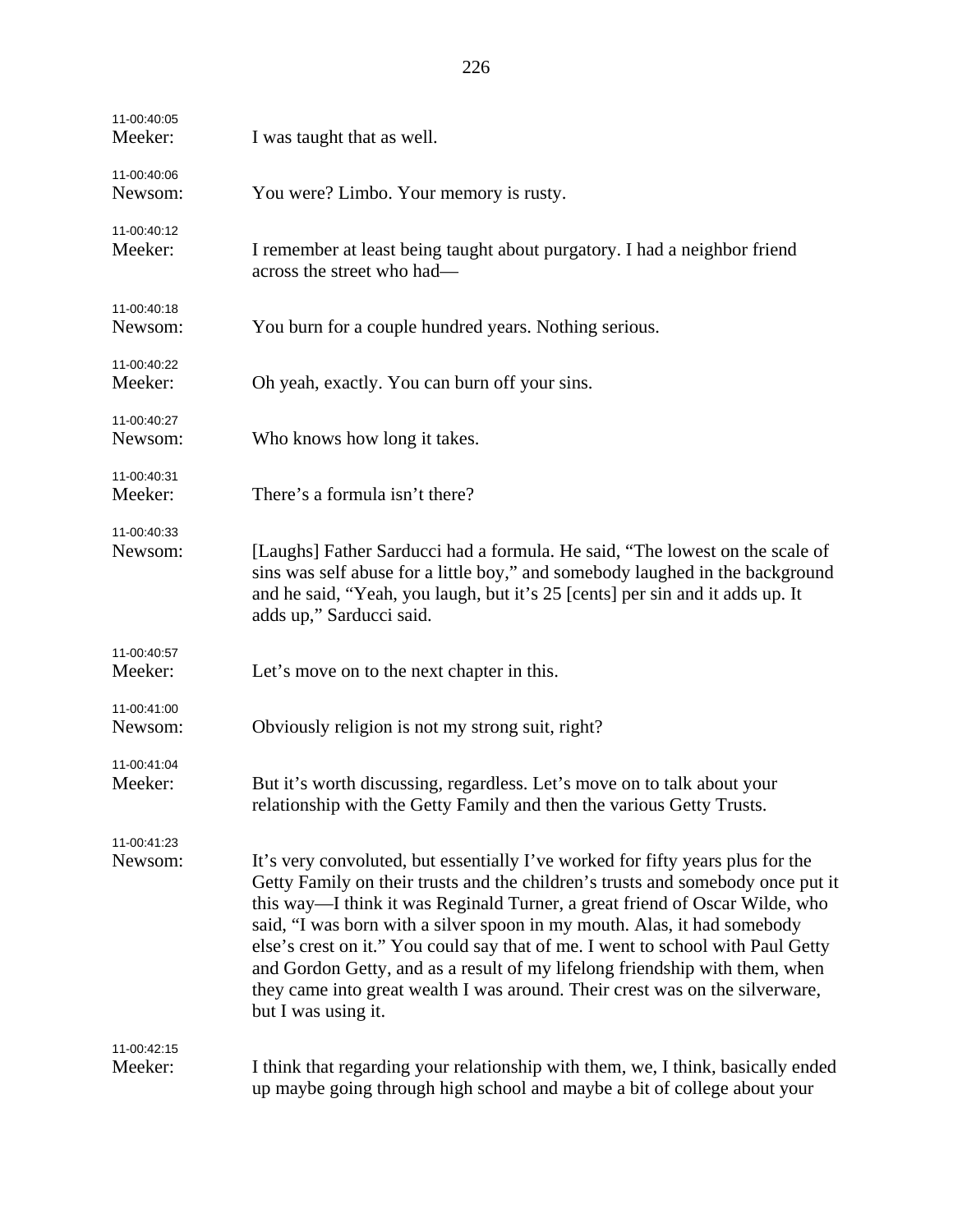11-00:40:05
Meeker: I was taught that as well.

11-00:40:06
Newsom: You were? Limbo. Your memory is rusty.

11-00:40:12
Meeker: I remember at least being taught about purgatory. I had a neighbor friend across the street who had—

11-00:40:18
Newsom: You burn for a couple hundred years. Nothing serious.

11-00:40:22
Meeker: Oh yeah, exactly. You can burn off your sins.

11-00:40:27
Newsom: Who knows how long it takes.

11-00:40:31
Meeker: There's a formula isn't there?

11-00:40:33
Newsom: [Laughs] Father Sarducci had a formula. He said, "The lowest on the scale of sins was self abuse for a little boy," and somebody laughed in the background and he said, "Yeah, you laugh, but it's 25 [cents] per sin and it adds up. It adds up," Sarducci said.

11-00:40:57
Meeker: Let's move on to the next chapter in this.

11-00:41:00
Newsom: Obviously religion is not my strong suit, right?

11-00:41:04
Meeker: But it's worth discussing, regardless. Let's move on to talk about your relationship with the Getty Family and then the various Getty Trusts.

11-00:41:23
Newsom: It's very convoluted, but essentially I've worked for fifty years plus for the Getty Family on their trusts and the children's trusts and somebody once put it this way—I think it was Reginald Turner, a great friend of Oscar Wilde, who said, "I was born with a silver spoon in my mouth. Alas, it had somebody else's crest on it." You could say that of me. I went to school with Paul Getty and Gordon Getty, and as a result of my lifelong friendship with them, when they came into great wealth I was around. Their crest was on the silverware, but I was using it.

11-00:42:15
Meeker: I think that regarding your relationship with them, we, I think, basically ended up maybe going through high school and maybe a bit of college about your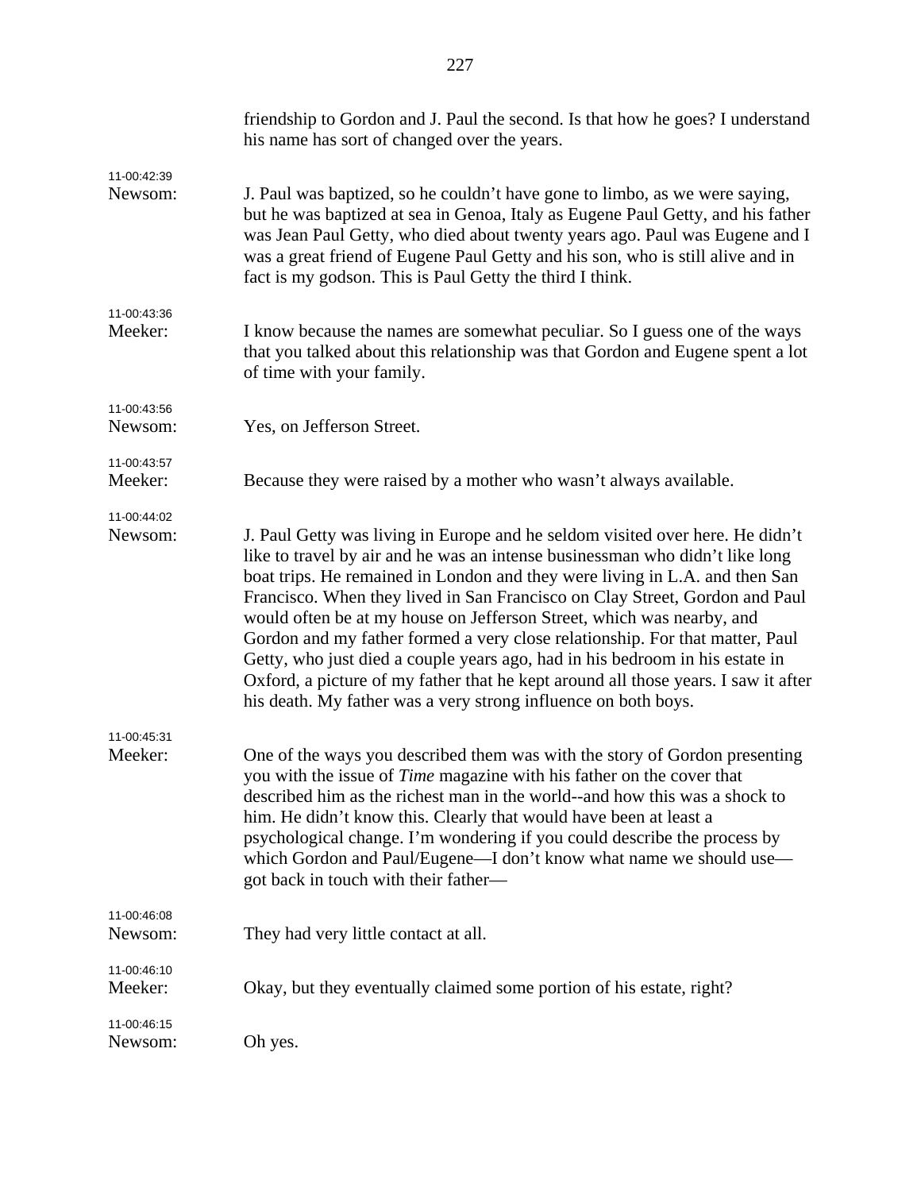friendship to Gordon and J. Paul the second. Is that how he goes? I understand his name has sort of changed over the years.

11-00:42:39
Newsom: J. Paul was baptized, so he couldn't have gone to limbo, as we were saying, but he was baptized at sea in Genoa, Italy as Eugene Paul Getty, and his father was Jean Paul Getty, who died about twenty years ago. Paul was Eugene and I was a great friend of Eugene Paul Getty and his son, who is still alive and in fact is my godson. This is Paul Getty the third I think.

11-00:43:36
Meeker: I know because the names are somewhat peculiar. So I guess one of the ways that you talked about this relationship was that Gordon and Eugene spent a lot of time with your family.

11-00:43:56
Newsom: Yes, on Jefferson Street.

11-00:43:57
Meeker: Because they were raised by a mother who wasn't always available.

11-00:44:02
Newsom: J. Paul Getty was living in Europe and he seldom visited over here. He didn't like to travel by air and he was an intense businessman who didn't like long boat trips. He remained in London and they were living in L.A. and then San Francisco. When they lived in San Francisco on Clay Street, Gordon and Paul would often be at my house on Jefferson Street, which was nearby, and Gordon and my father formed a very close relationship. For that matter, Paul Getty, who just died a couple years ago, had in his bedroom in his estate in Oxford, a picture of my father that he kept around all those years. I saw it after his death. My father was a very strong influence on both boys.

11-00:45:31
Meeker: One of the ways you described them was with the story of Gordon presenting you with the issue of *Time* magazine with his father on the cover that described him as the richest man in the world--and how this was a shock to him. He didn't know this. Clearly that would have been at least a psychological change. I'm wondering if you could describe the process by which Gordon and Paul/Eugene—I don't know what name we should use—got back in touch with their father—

11-00:46:08
Newsom: They had very little contact at all.

11-00:46:10
Meeker: Okay, but they eventually claimed some portion of his estate, right?

11-00:46:15
Newsom: Oh yes.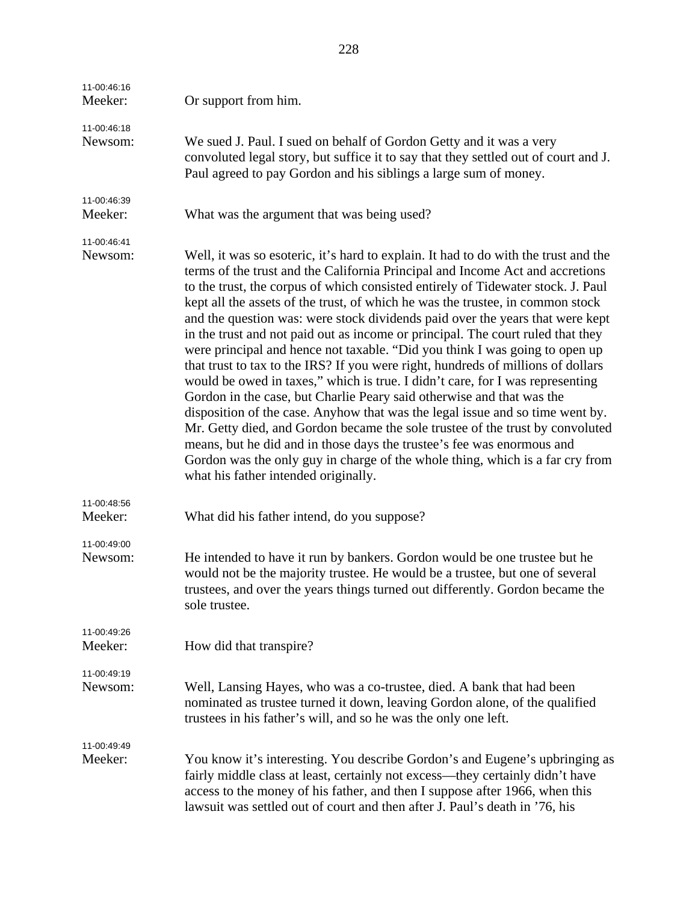11-00:46:16
Meeker: Or support from him.

11-00:46:18
Newsom: We sued J. Paul. I sued on behalf of Gordon Getty and it was a very convoluted legal story, but suffice it to say that they settled out of court and J. Paul agreed to pay Gordon and his siblings a large sum of money.

11-00:46:39
Meeker: What was the argument that was being used?

11-00:46:41
Newsom: Well, it was so esoteric, it's hard to explain. It had to do with the trust and the terms of the trust and the California Principal and Income Act and accretions to the trust, the corpus of which consisted entirely of Tidewater stock. J. Paul kept all the assets of the trust, of which he was the trustee, in common stock and the question was: were stock dividends paid over the years that were kept in the trust and not paid out as income or principal. The court ruled that they were principal and hence not taxable. "Did you think I was going to open up that trust to tax to the IRS? If you were right, hundreds of millions of dollars would be owed in taxes," which is true. I didn't care, for I was representing Gordon in the case, but Charlie Peary said otherwise and that was the disposition of the case. Anyhow that was the legal issue and so time went by. Mr. Getty died, and Gordon became the sole trustee of the trust by convoluted means, but he did and in those days the trustee's fee was enormous and Gordon was the only guy in charge of the whole thing, which is a far cry from what his father intended originally.

11-00:48:56
Meeker: What did his father intend, do you suppose?

11-00:49:00
Newsom: He intended to have it run by bankers. Gordon would be one trustee but he would not be the majority trustee. He would be a trustee, but one of several trustees, and over the years things turned out differently. Gordon became the sole trustee.

11-00:49:26
Meeker: How did that transpire?

11-00:49:19
Newsom: Well, Lansing Hayes, who was a co-trustee, died. A bank that had been nominated as trustee turned it down, leaving Gordon alone, of the qualified trustees in his father's will, and so he was the only one left.

11-00:49:49
Meeker: You know it's interesting. You describe Gordon's and Eugene's upbringing as fairly middle class at least, certainly not excess—they certainly didn't have access to the money of his father, and then I suppose after 1966, when this lawsuit was settled out of court and then after J. Paul's death in '76, his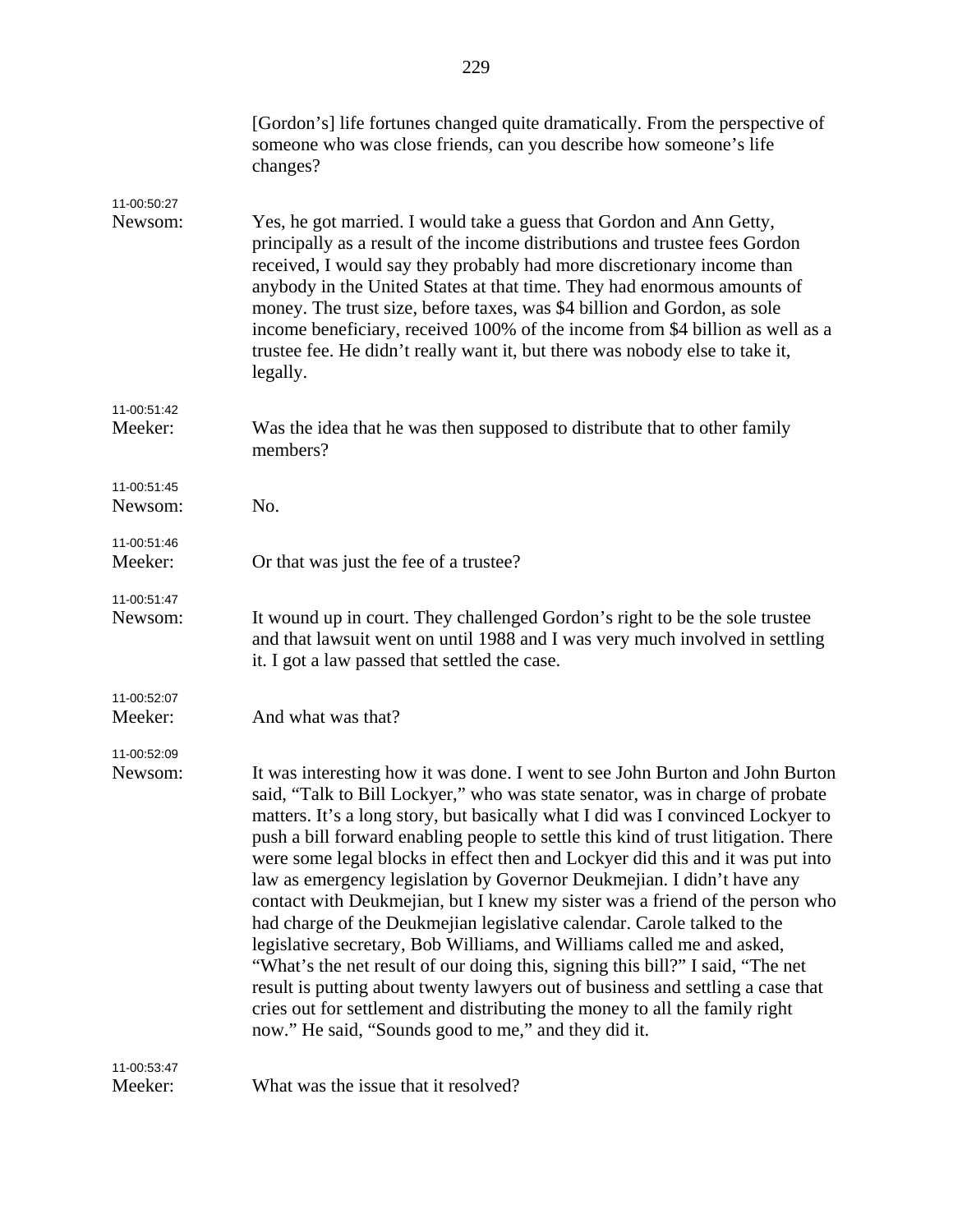[Gordon's] life fortunes changed quite dramatically. From the perspective of someone who was close friends, can you describe how someone's life changes?

11-00:50:27
Newsom: Yes, he got married. I would take a guess that Gordon and Ann Getty, principally as a result of the income distributions and trustee fees Gordon received, I would say they probably had more discretionary income than anybody in the United States at that time. They had enormous amounts of money. The trust size, before taxes, was $4 billion and Gordon, as sole income beneficiary, received 100% of the income from $4 billion as well as a trustee fee. He didn't really want it, but there was nobody else to take it, legally.

11-00:51:42
Meeker: Was the idea that he was then supposed to distribute that to other family members?

11-00:51:45
Newsom: No.

11-00:51:46
Meeker: Or that was just the fee of a trustee?

11-00:51:47
Newsom: It wound up in court. They challenged Gordon's right to be the sole trustee and that lawsuit went on until 1988 and I was very much involved in settling it. I got a law passed that settled the case.

11-00:52:07
Meeker: And what was that?

11-00:52:09
Newsom: It was interesting how it was done. I went to see John Burton and John Burton said, "Talk to Bill Lockyer," who was state senator, was in charge of probate matters. It's a long story, but basically what I did was I convinced Lockyer to push a bill forward enabling people to settle this kind of trust litigation. There were some legal blocks in effect then and Lockyer did this and it was put into law as emergency legislation by Governor Deukmejian. I didn't have any contact with Deukmejian, but I knew my sister was a friend of the person who had charge of the Deukmejian legislative calendar. Carole talked to the legislative secretary, Bob Williams, and Williams called me and asked, "What's the net result of our doing this, signing this bill?" I said, "The net result is putting about twenty lawyers out of business and settling a case that cries out for settlement and distributing the money to all the family right now." He said, "Sounds good to me," and they did it.

11-00:53:47
Meeker: What was the issue that it resolved?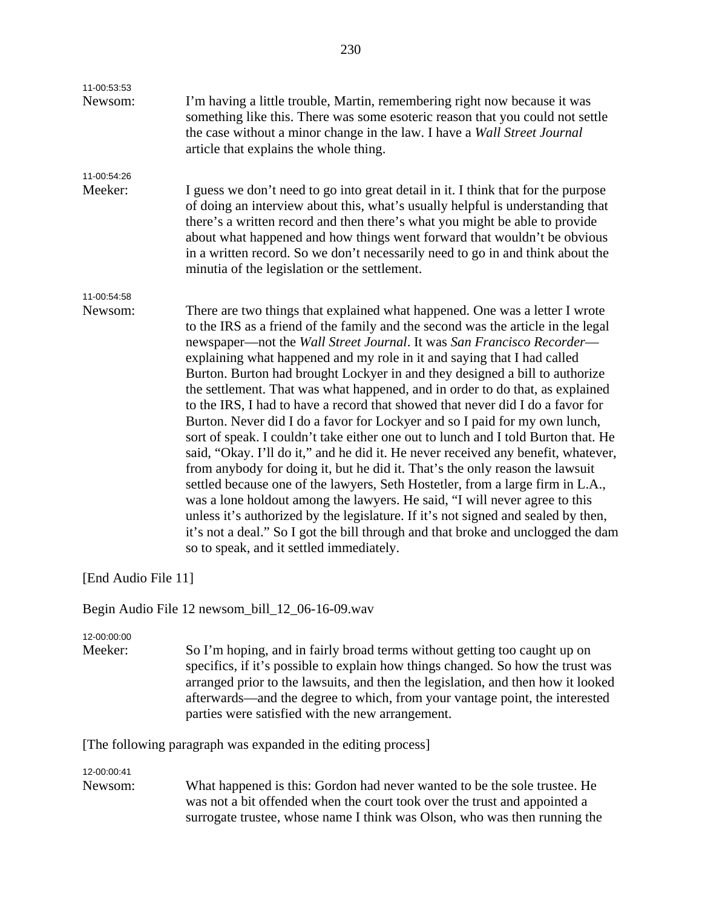11-00:53:53

Newsom: I'm having a little trouble, Martin, remembering right now because it was something like this. There was some esoteric reason that you could not settle the case without a minor change in the law. I have a *Wall Street Journal* article that explains the whole thing.

11-00:54:26

Meeker: I guess we don't need to go into great detail in it. I think that for the purpose of doing an interview about this, what's usually helpful is understanding that there's a written record and then there's what you might be able to provide about what happened and how things went forward that wouldn't be obvious in a written record. So we don't necessarily need to go in and think about the minutia of the legislation or the settlement.

11-00:54:58

Newsom: There are two things that explained what happened. One was a letter I wrote to the IRS as a friend of the family and the second was the article in the legal newspaper—not the *Wall Street Journal*. It was *San Francisco Recorder*—explaining what happened and my role in it and saying that I had called Burton. Burton had brought Lockyer in and they designed a bill to authorize the settlement. That was what happened, and in order to do that, as explained to the IRS, I had to have a record that showed that never did I do a favor for Burton. Never did I do a favor for Lockyer and so I paid for my own lunch, sort of speak. I couldn't take either one out to lunch and I told Burton that. He said, "Okay. I'll do it," and he did it. He never received any benefit, whatever, from anybody for doing it, but he did it. That's the only reason the lawsuit settled because one of the lawyers, Seth Hostetler, from a large firm in L.A., was a lone holdout among the lawyers. He said, "I will never agree to this unless it's authorized by the legislature. If it's not signed and sealed by then, it's not a deal." So I got the bill through and that broke and unclogged the dam so to speak, and it settled immediately.

[End Audio File 11]

Begin Audio File 12 newsom_bill_12_06-16-09.wav

12-00:00:00

Meeker: So I'm hoping, and in fairly broad terms without getting too caught up on specifics, if it's possible to explain how things changed. So how the trust was arranged prior to the lawsuits, and then the legislation, and then how it looked afterwards—and the degree to which, from your vantage point, the interested parties were satisfied with the new arrangement.

[The following paragraph was expanded in the editing process]

12-00:00:41

Newsom: What happened is this: Gordon had never wanted to be the sole trustee. He was not a bit offended when the court took over the trust and appointed a surrogate trustee, whose name I think was Olson, who was then running the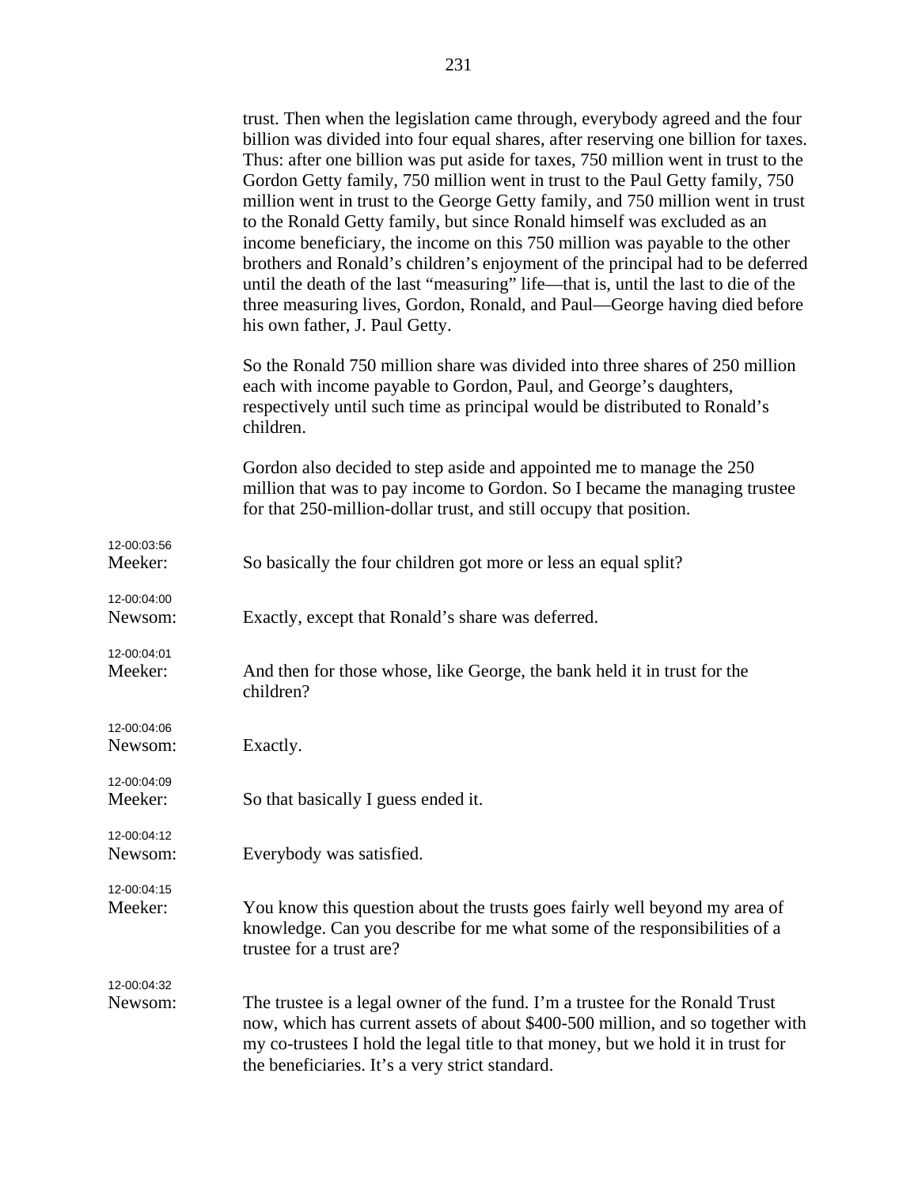trust. Then when the legislation came through, everybody agreed and the four billion was divided into four equal shares, after reserving one billion for taxes. Thus: after one billion was put aside for taxes, 750 million went in trust to the Gordon Getty family, 750 million went in trust to the Paul Getty family, 750 million went in trust to the George Getty family, and 750 million went in trust to the Ronald Getty family, but since Ronald himself was excluded as an income beneficiary, the income on this 750 million was payable to the other brothers and Ronald's children's enjoyment of the principal had to be deferred until the death of the last "measuring" life—that is, until the last to die of the three measuring lives, Gordon, Ronald, and Paul—George having died before his own father, J. Paul Getty.

So the Ronald 750 million share was divided into three shares of 250 million each with income payable to Gordon, Paul, and George's daughters, respectively until such time as principal would be distributed to Ronald's children.

Gordon also decided to step aside and appointed me to manage the 250 million that was to pay income to Gordon. So I became the managing trustee for that 250-million-dollar trust, and still occupy that position.

12-00:03:56
Meeker: So basically the four children got more or less an equal split?

12-00:04:00
Newsom: Exactly, except that Ronald's share was deferred.

12-00:04:01
Meeker: And then for those whose, like George, the bank held it in trust for the children?

12-00:04:06
Newsom: Exactly.

12-00:04:09
Meeker: So that basically I guess ended it.

12-00:04:12
Newsom: Everybody was satisfied.

12-00:04:15
Meeker: You know this question about the trusts goes fairly well beyond my area of knowledge. Can you describe for me what some of the responsibilities of a trustee for a trust are?

12-00:04:32
Newsom: The trustee is a legal owner of the fund. I'm a trustee for the Ronald Trust now, which has current assets of about $400-500 million, and so together with my co-trustees I hold the legal title to that money, but we hold it in trust for the beneficiaries. It's a very strict standard.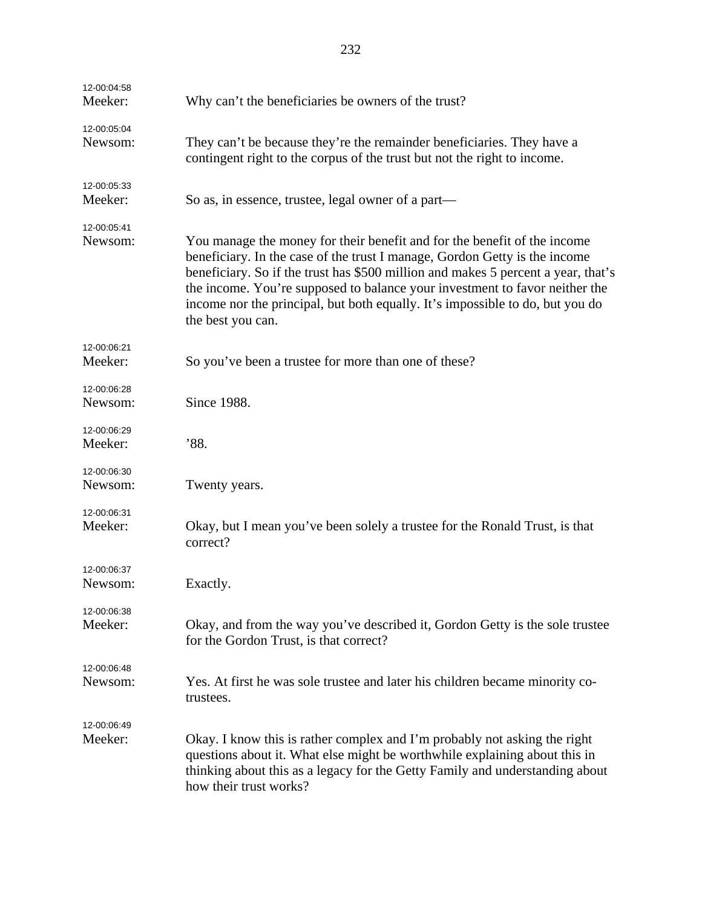12-00:04:58
Meeker: Why can't the beneficiaries be owners of the trust?

12-00:05:04
Newsom: They can't be because they're the remainder beneficiaries. They have a contingent right to the corpus of the trust but not the right to income.

12-00:05:33
Meeker: So as, in essence, trustee, legal owner of a part—

12-00:05:41
Newsom: You manage the money for their benefit and for the benefit of the income beneficiary. In the case of the trust I manage, Gordon Getty is the income beneficiary. So if the trust has $500 million and makes 5 percent a year, that's the income. You're supposed to balance your investment to favor neither the income nor the principal, but both equally. It's impossible to do, but you do the best you can.

12-00:06:21
Meeker: So you've been a trustee for more than one of these?

12-00:06:28
Newsom: Since 1988.

12-00:06:29
Meeker: '88.

12-00:06:30
Newsom: Twenty years.

12-00:06:31
Meeker: Okay, but I mean you've been solely a trustee for the Ronald Trust, is that correct?

12-00:06:37
Newsom: Exactly.

12-00:06:38
Meeker: Okay, and from the way you've described it, Gordon Getty is the sole trustee for the Gordon Trust, is that correct?

12-00:06:48
Newsom: Yes. At first he was sole trustee and later his children became minority co-trustees.

12-00:06:49
Meeker: Okay. I know this is rather complex and I'm probably not asking the right questions about it. What else might be worthwhile explaining about this in thinking about this as a legacy for the Getty Family and understanding about how their trust works?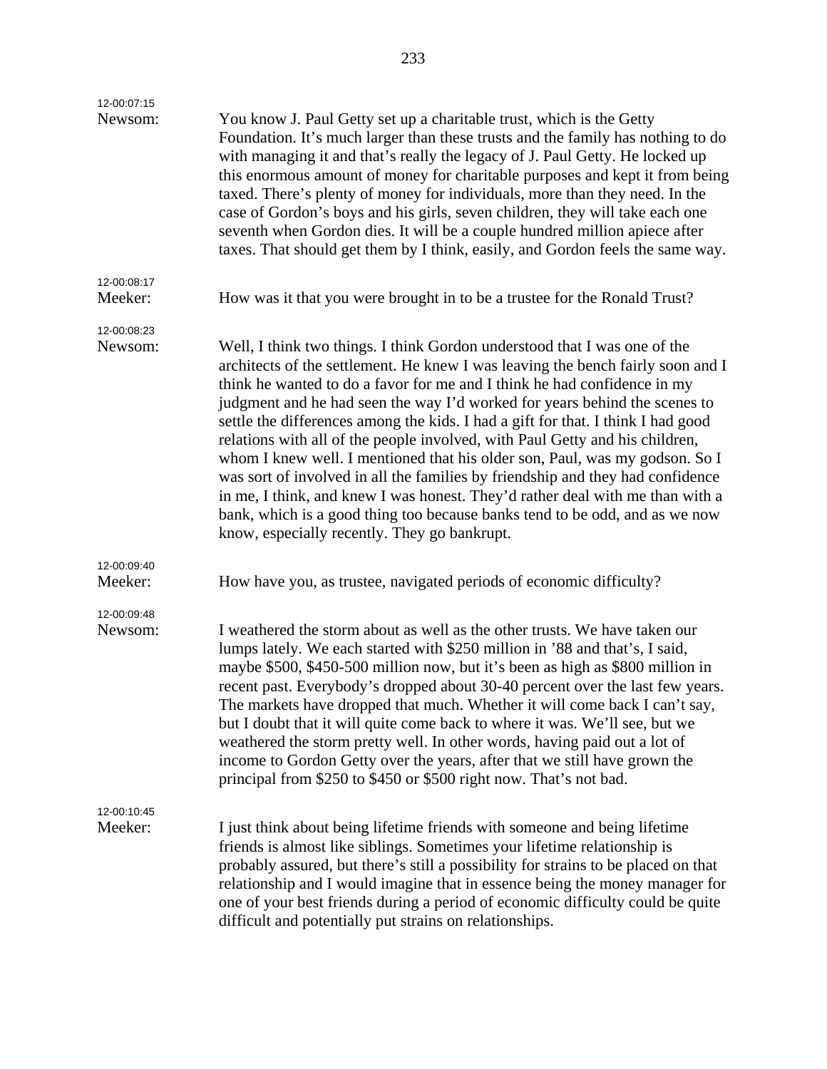12-00:07:15

Newsom: You know J. Paul Getty set up a charitable trust, which is the Getty Foundation. It's much larger than these trusts and the family has nothing to do with managing it and that's really the legacy of J. Paul Getty. He locked up this enormous amount of money for charitable purposes and kept it from being taxed. There's plenty of money for individuals, more than they need. In the case of Gordon's boys and his girls, seven children, they will take each one seventh when Gordon dies. It will be a couple hundred million apiece after taxes. That should get them by I think, easily, and Gordon feels the same way.

12-00:08:17

Meeker: How was it that you were brought in to be a trustee for the Ronald Trust?

12-00:08:23

Newsom: Well, I think two things. I think Gordon understood that I was one of the architects of the settlement. He knew I was leaving the bench fairly soon and I think he wanted to do a favor for me and I think he had confidence in my judgment and he had seen the way I'd worked for years behind the scenes to settle the differences among the kids. I had a gift for that. I think I had good relations with all of the people involved, with Paul Getty and his children, whom I knew well. I mentioned that his older son, Paul, was my godson. So I was sort of involved in all the families by friendship and they had confidence in me, I think, and knew I was honest. They'd rather deal with me than with a bank, which is a good thing too because banks tend to be odd, and as we now know, especially recently. They go bankrupt.

12-00:09:40

Meeker: How have you, as trustee, navigated periods of economic difficulty?

12-00:09:48

Newsom: I weathered the storm about as well as the other trusts. We have taken our lumps lately. We each started with $250 million in '88 and that's, I said, maybe $500, $450-500 million now, but it's been as high as $800 million in recent past. Everybody's dropped about 30-40 percent over the last few years. The markets have dropped that much. Whether it will come back I can't say, but I doubt that it will quite come back to where it was. We'll see, but we weathered the storm pretty well. In other words, having paid out a lot of income to Gordon Getty over the years, after that we still have grown the principal from $250 to $450 or $500 right now. That's not bad.

12-00:10:45

Meeker: I just think about being lifetime friends with someone and being lifetime friends is almost like siblings. Sometimes your lifetime relationship is probably assured, but there's still a possibility for strains to be placed on that relationship and I would imagine that in essence being the money manager for one of your best friends during a period of economic difficulty could be quite difficult and potentially put strains on relationships.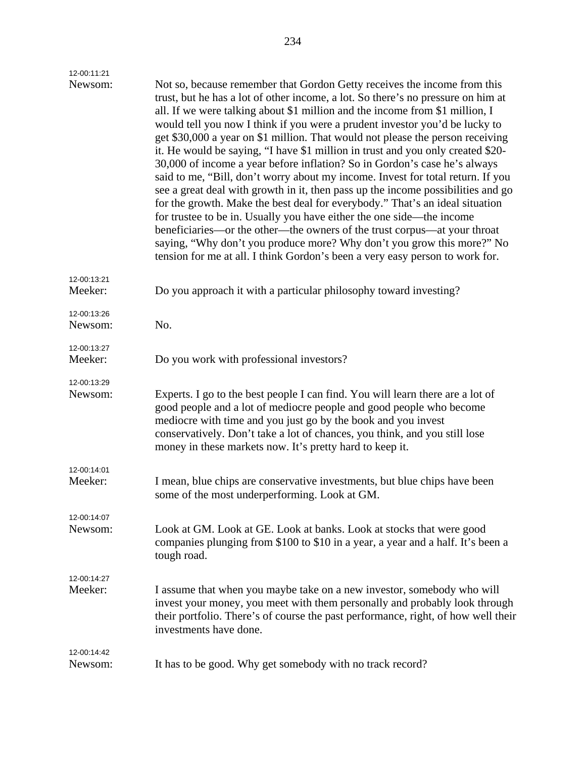12-00:11:21
Newsom: Not so, because remember that Gordon Getty receives the income from this trust, but he has a lot of other income, a lot. So there's no pressure on him at all. If we were talking about $1 million and the income from $1 million, I would tell you now I think if you were a prudent investor you'd be lucky to get $30,000 a year on $1 million. That would not please the person receiving it. He would be saying, "I have $1 million in trust and you only created $20-30,000 of income a year before inflation? So in Gordon's case he's always said to me, "Bill, don't worry about my income. Invest for total return. If you see a great deal with growth in it, then pass up the income possibilities and go for the growth. Make the best deal for everybody." That's an ideal situation for trustee to be in. Usually you have either the one side—the income beneficiaries—or the other—the owners of the trust corpus—at your throat saying, "Why don't you produce more? Why don't you grow this more?" No tension for me at all. I think Gordon's been a very easy person to work for.

12-00:13:21
Meeker: Do you approach it with a particular philosophy toward investing?

12-00:13:26
Newsom: No.

12-00:13:27
Meeker: Do you work with professional investors?

12-00:13:29
Newsom: Experts. I go to the best people I can find. You will learn there are a lot of good people and a lot of mediocre people and good people who become mediocre with time and you just go by the book and you invest conservatively. Don't take a lot of chances, you think, and you still lose money in these markets now. It's pretty hard to keep it.

12-00:14:01
Meeker: I mean, blue chips are conservative investments, but blue chips have been some of the most underperforming. Look at GM.

12-00:14:07
Newsom: Look at GM. Look at GE. Look at banks. Look at stocks that were good companies plunging from $100 to $10 in a year, a year and a half. It's been a tough road.

12-00:14:27
Meeker: I assume that when you maybe take on a new investor, somebody who will invest your money, you meet with them personally and probably look through their portfolio. There's of course the past performance, right, of how well their investments have done.

12-00:14:42
Newsom: It has to be good. Why get somebody with no track record?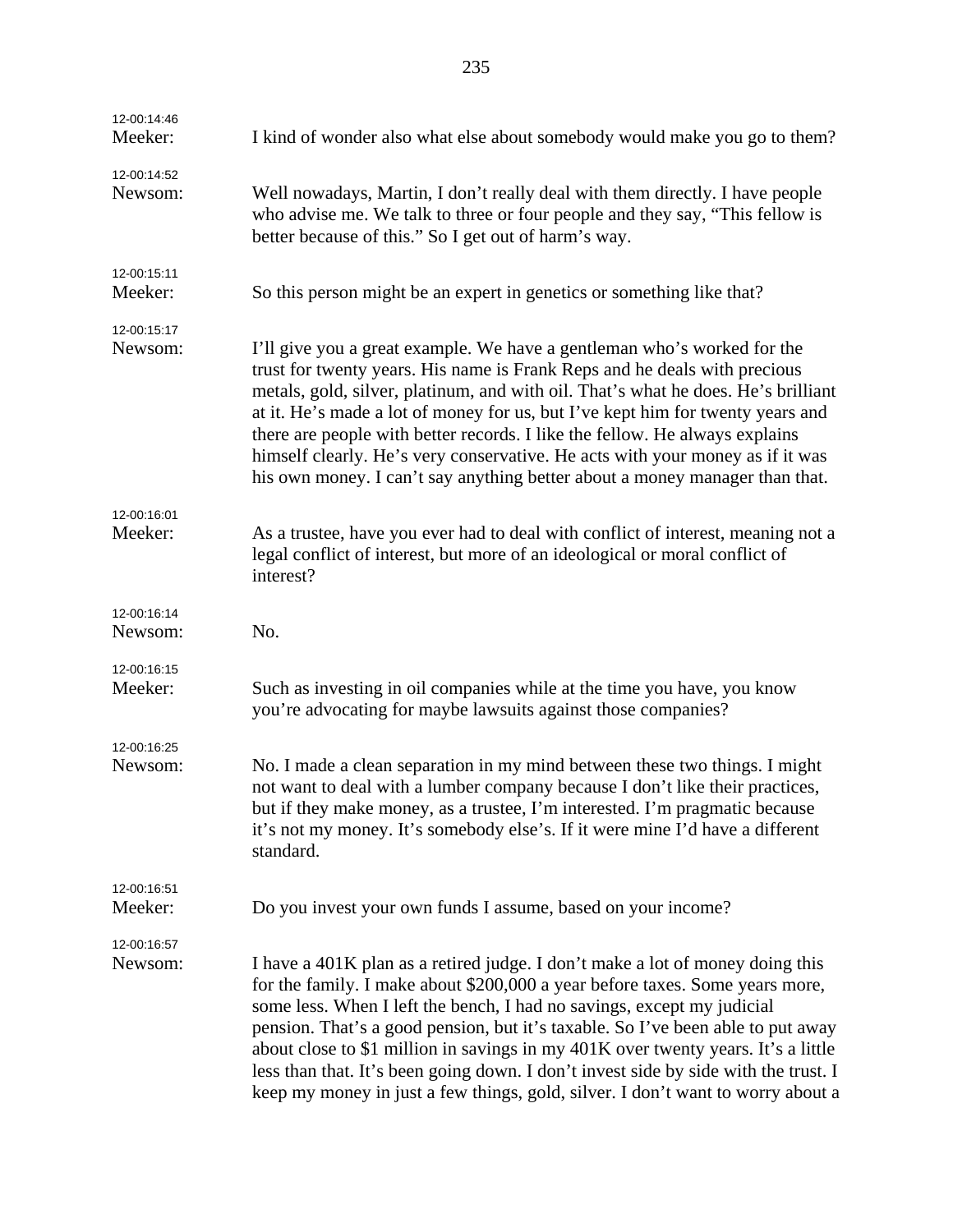12-00:14:46
Meeker: I kind of wonder also what else about somebody would make you go to them?

12-00:14:52
Newsom: Well nowadays, Martin, I don't really deal with them directly. I have people who advise me. We talk to three or four people and they say, "This fellow is better because of this." So I get out of harm's way.

12-00:15:11
Meeker: So this person might be an expert in genetics or something like that?

12-00:15:17
Newsom: I'll give you a great example. We have a gentleman who's worked for the trust for twenty years. His name is Frank Reps and he deals with precious metals, gold, silver, platinum, and with oil. That's what he does. He's brilliant at it. He's made a lot of money for us, but I've kept him for twenty years and there are people with better records. I like the fellow. He always explains himself clearly. He's very conservative. He acts with your money as if it was his own money. I can't say anything better about a money manager than that.

12-00:16:01
Meeker: As a trustee, have you ever had to deal with conflict of interest, meaning not a legal conflict of interest, but more of an ideological or moral conflict of interest?

12-00:16:14
Newsom: No.

12-00:16:15
Meeker: Such as investing in oil companies while at the time you have, you know you're advocating for maybe lawsuits against those companies?

12-00:16:25
Newsom: No. I made a clean separation in my mind between these two things. I might not want to deal with a lumber company because I don't like their practices, but if they make money, as a trustee, I'm interested. I'm pragmatic because it's not my money. It's somebody else's. If it were mine I'd have a different standard.

12-00:16:51
Meeker: Do you invest your own funds I assume, based on your income?

12-00:16:57
Newsom: I have a 401K plan as a retired judge. I don't make a lot of money doing this for the family. I make about $200,000 a year before taxes. Some years more, some less. When I left the bench, I had no savings, except my judicial pension. That's a good pension, but it's taxable. So I've been able to put away about close to $1 million in savings in my 401K over twenty years. It's a little less than that. It's been going down. I don't invest side by side with the trust. I keep my money in just a few things, gold, silver. I don't want to worry about a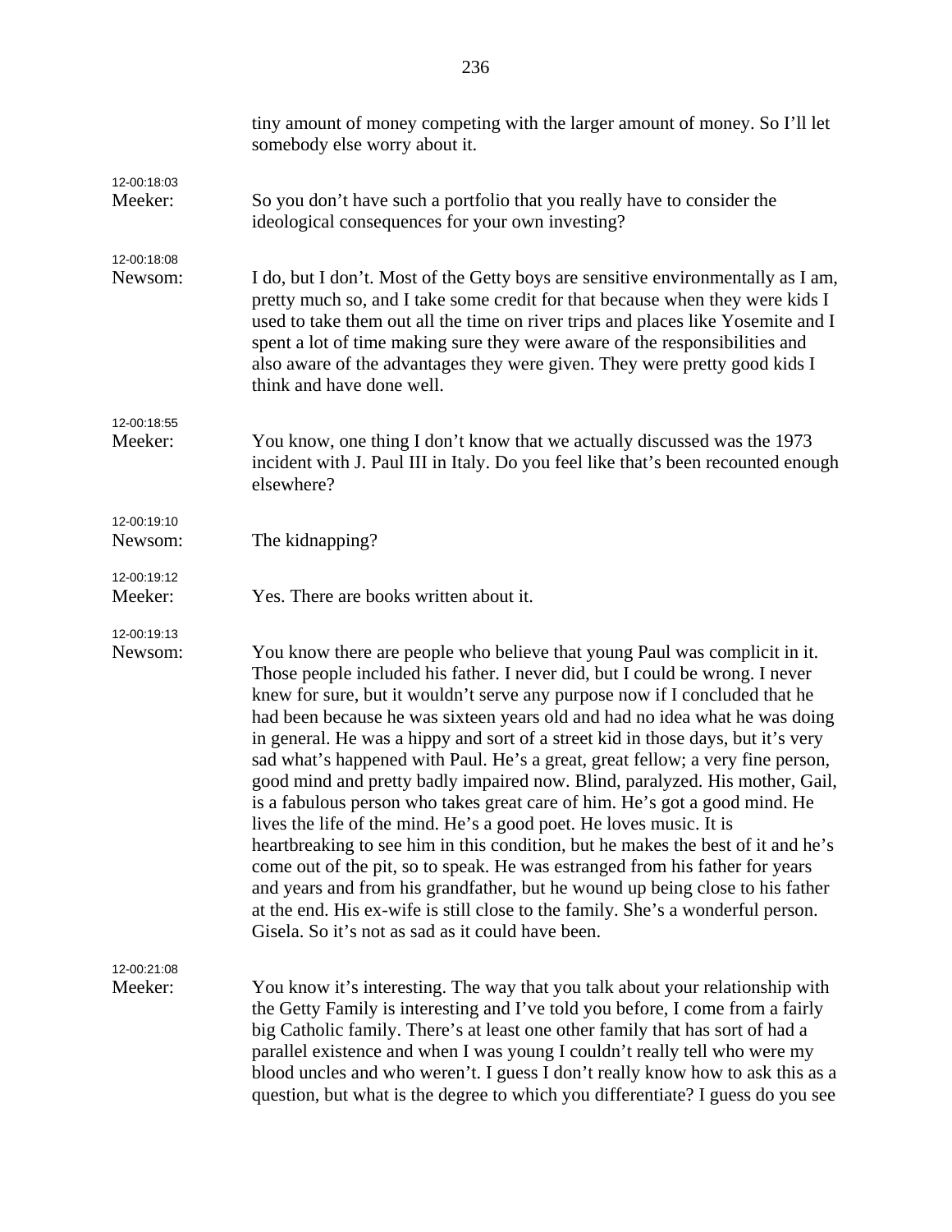tiny amount of money competing with the larger amount of money. So I'll let somebody else worry about it.

12-00:18:03
**Meeker:** So you don't have such a portfolio that you really have to consider the ideological consequences for your own investing?

12-00:18:08
**Newsom:** I do, but I don't. Most of the Getty boys are sensitive environmentally as I am, pretty much so, and I take some credit for that because when they were kids I used to take them out all the time on river trips and places like Yosemite and I spent a lot of time making sure they were aware of the responsibilities and also aware of the advantages they were given. They were pretty good kids I think and have done well.

12-00:18:55
**Meeker:** You know, one thing I don't know that we actually discussed was the 1973 incident with J. Paul III in Italy. Do you feel like that's been recounted enough elsewhere?

12-00:19:10
**Newsom:** The kidnapping?

12-00:19:12
**Meeker:** Yes. There are books written about it.

12-00:19:13
**Newsom:** You know there are people who believe that young Paul was complicit in it. Those people included his father. I never did, but I could be wrong. I never knew for sure, but it wouldn't serve any purpose now if I concluded that he had been because he was sixteen years old and had no idea what he was doing in general. He was a hippy and sort of a street kid in those days, but it's very sad what's happened with Paul. He's a great, great fellow; a very fine person, good mind and pretty badly impaired now. Blind, paralyzed. His mother, Gail, is a fabulous person who takes great care of him. He's got a good mind. He lives the life of the mind. He's a good poet. He loves music. It is heartbreaking to see him in this condition, but he makes the best of it and he's come out of the pit, so to speak. He was estranged from his father for years and years and from his grandfather, but he wound up being close to his father at the end. His ex-wife is still close to the family. She's a wonderful person. Gisela. So it's not as sad as it could have been.

12-00:21:08
**Meeker:** You know it's interesting. The way that you talk about your relationship with the Getty Family is interesting and I've told you before, I come from a fairly big Catholic family. There's at least one other family that has sort of had a parallel existence and when I was young I couldn't really tell who were my blood uncles and who weren't. I guess I don't really know how to ask this as a question, but what is the degree to which you differentiate? I guess do you see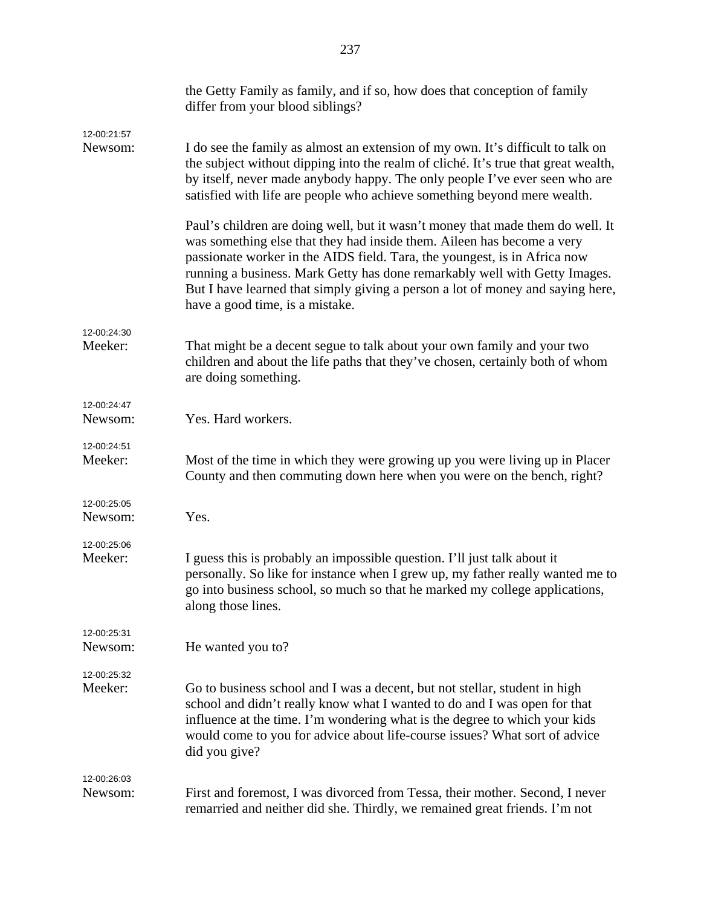the Getty Family as family, and if so, how does that conception of family differ from your blood siblings?

12-00:21:57
Newsom: I do see the family as almost an extension of my own. It's difficult to talk on the subject without dipping into the realm of cliché. It's true that great wealth, by itself, never made anybody happy. The only people I've ever seen who are satisfied with life are people who achieve something beyond mere wealth.

Paul's children are doing well, but it wasn't money that made them do well. It was something else that they had inside them. Aileen has become a very passionate worker in the AIDS field. Tara, the youngest, is in Africa now running a business. Mark Getty has done remarkably well with Getty Images. But I have learned that simply giving a person a lot of money and saying here, have a good time, is a mistake.

12-00:24:30
Meeker: That might be a decent segue to talk about your own family and your two children and about the life paths that they've chosen, certainly both of whom are doing something.

12-00:24:47
Newsom: Yes. Hard workers.

12-00:24:51
Meeker: Most of the time in which they were growing up you were living up in Placer County and then commuting down here when you were on the bench, right?

12-00:25:05
Newsom: Yes.

12-00:25:06
Meeker: I guess this is probably an impossible question. I'll just talk about it personally. So like for instance when I grew up, my father really wanted me to go into business school, so much so that he marked my college applications, along those lines.

12-00:25:31
Newsom: He wanted you to?

12-00:25:32
Meeker: Go to business school and I was a decent, but not stellar, student in high school and didn't really know what I wanted to do and I was open for that influence at the time. I'm wondering what is the degree to which your kids would come to you for advice about life-course issues? What sort of advice did you give?

12-00:26:03
Newsom: First and foremost, I was divorced from Tessa, their mother. Second, I never remarried and neither did she. Thirdly, we remained great friends. I'm not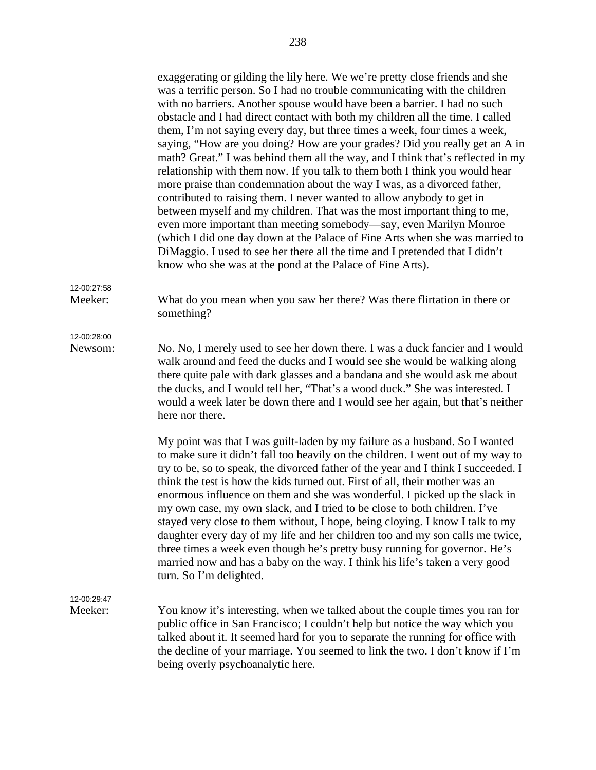exaggerating or gilding the lily here. We we're pretty close friends and she was a terrific person. So I had no trouble communicating with the children with no barriers. Another spouse would have been a barrier. I had no such obstacle and I had direct contact with both my children all the time. I called them, I'm not saying every day, but three times a week, four times a week, saying, "How are you doing? How are your grades? Did you really get an A in math? Great." I was behind them all the way, and I think that's reflected in my relationship with them now. If you talk to them both I think you would hear more praise than condemnation about the way I was, as a divorced father, contributed to raising them. I never wanted to allow anybody to get in between myself and my children. That was the most important thing to me, even more important than meeting somebody—say, even Marilyn Monroe (which I did one day down at the Palace of Fine Arts when she was married to DiMaggio. I used to see her there all the time and I pretended that I didn't know who she was at the pond at the Palace of Fine Arts).

12-00:27:58
Meeker: What do you mean when you saw her there? Was there flirtation in there or something?

12-00:28:00
Newsom: No. No, I merely used to see her down there. I was a duck fancier and I would walk around and feed the ducks and I would see she would be walking along there quite pale with dark glasses and a bandana and she would ask me about the ducks, and I would tell her, "That's a wood duck." She was interested. I would a week later be down there and I would see her again, but that's neither here nor there.

My point was that I was guilt-laden by my failure as a husband. So I wanted to make sure it didn't fall too heavily on the children. I went out of my way to try to be, so to speak, the divorced father of the year and I think I succeeded. I think the test is how the kids turned out. First of all, their mother was an enormous influence on them and she was wonderful. I picked up the slack in my own case, my own slack, and I tried to be close to both children. I've stayed very close to them without, I hope, being cloying. I know I talk to my daughter every day of my life and her children too and my son calls me twice, three times a week even though he's pretty busy running for governor. He's married now and has a baby on the way. I think his life's taken a very good turn. So I'm delighted.

12-00:29:47
Meeker: You know it's interesting, when we talked about the couple times you ran for public office in San Francisco; I couldn't help but notice the way which you talked about it. It seemed hard for you to separate the running for office with the decline of your marriage. You seemed to link the two. I don't know if I'm being overly psychoanalytic here.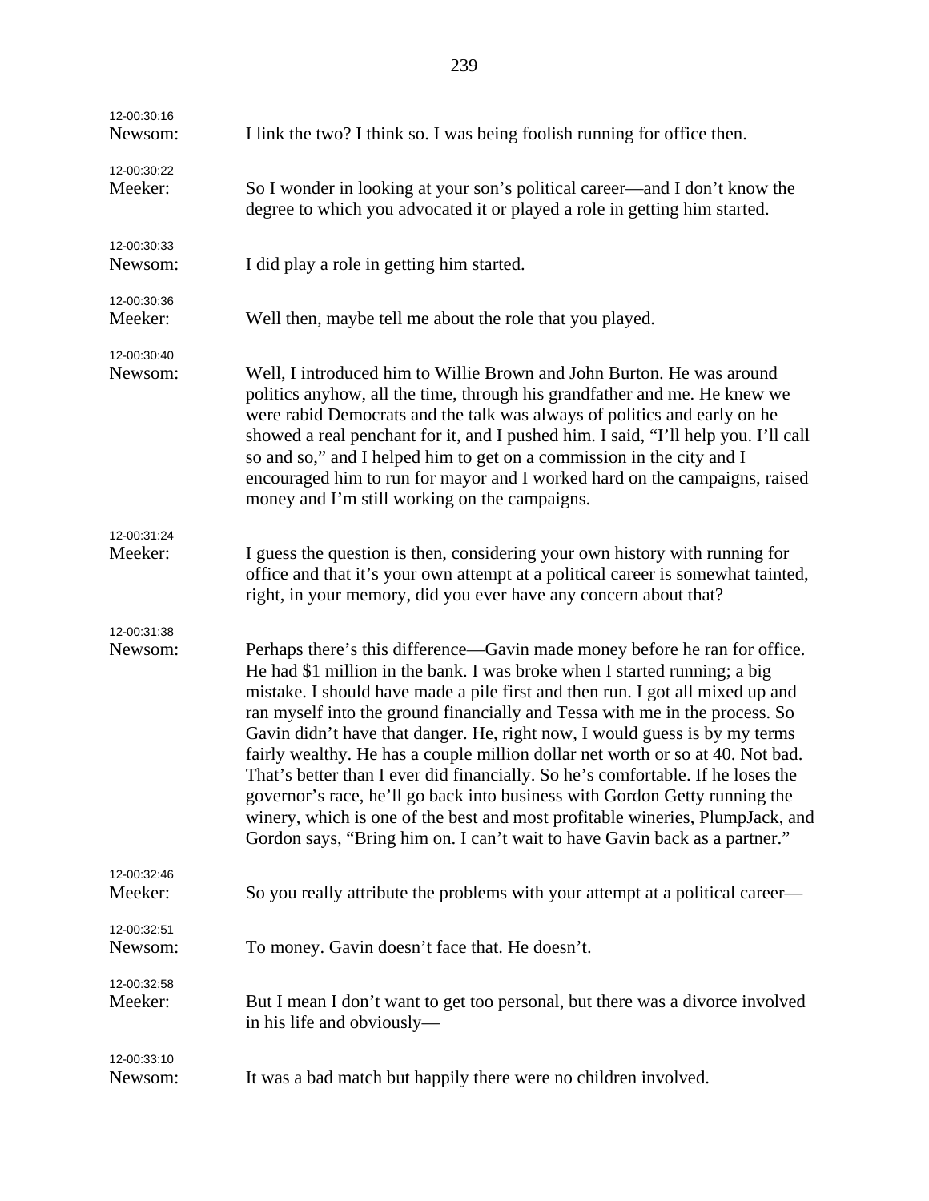12-00:30:16
Newsom: I link the two? I think so. I was being foolish running for office then.

12-00:30:22
Meeker: So I wonder in looking at your son's political career—and I don't know the degree to which you advocated it or played a role in getting him started.

12-00:30:33
Newsom: I did play a role in getting him started.

12-00:30:36
Meeker: Well then, maybe tell me about the role that you played.

12-00:30:40
Newsom: Well, I introduced him to Willie Brown and John Burton. He was around politics anyhow, all the time, through his grandfather and me. He knew we were rabid Democrats and the talk was always of politics and early on he showed a real penchant for it, and I pushed him. I said, "I'll help you. I'll call so and so," and I helped him to get on a commission in the city and I encouraged him to run for mayor and I worked hard on the campaigns, raised money and I'm still working on the campaigns.

12-00:31:24
Meeker: I guess the question is then, considering your own history with running for office and that it's your own attempt at a political career is somewhat tainted, right, in your memory, did you ever have any concern about that?

12-00:31:38
Newsom: Perhaps there's this difference—Gavin made money before he ran for office. He had $1 million in the bank. I was broke when I started running; a big mistake. I should have made a pile first and then run. I got all mixed up and ran myself into the ground financially and Tessa with me in the process. So Gavin didn't have that danger. He, right now, I would guess is by my terms fairly wealthy. He has a couple million dollar net worth or so at 40. Not bad. That's better than I ever did financially. So he's comfortable. If he loses the governor's race, he'll go back into business with Gordon Getty running the winery, which is one of the best and most profitable wineries, PlumpJack, and Gordon says, "Bring him on. I can't wait to have Gavin back as a partner."

12-00:32:46
Meeker: So you really attribute the problems with your attempt at a political career—

12-00:32:51
Newsom: To money. Gavin doesn't face that. He doesn't.

12-00:32:58
Meeker: But I mean I don't want to get too personal, but there was a divorce involved in his life and obviously—

12-00:33:10
Newsom: It was a bad match but happily there were no children involved.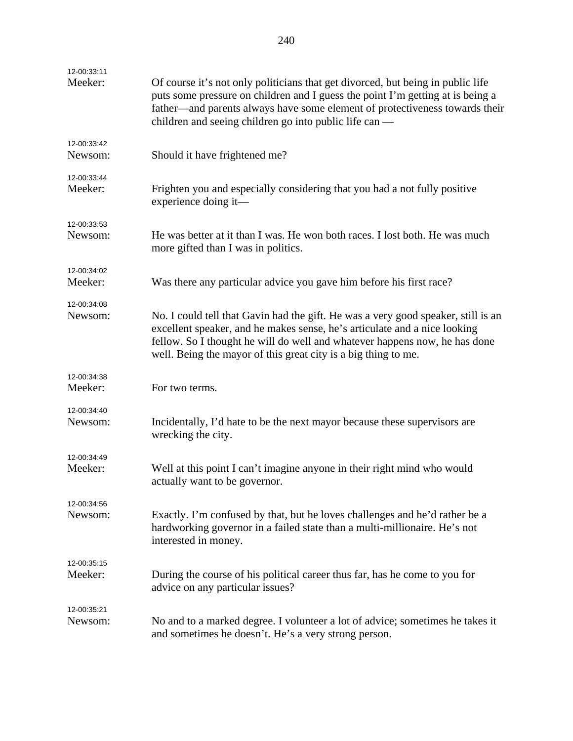12-00:33:11
Meeker: Of course it's not only politicians that get divorced, but being in public life puts some pressure on children and I guess the point I'm getting at is being a father—and parents always have some element of protectiveness towards their children and seeing children go into public life can —

12-00:33:42
Newsom: Should it have frightened me?

12-00:33:44
Meeker: Frighten you and especially considering that you had a not fully positive experience doing it—

12-00:33:53
Newsom: He was better at it than I was. He won both races. I lost both. He was much more gifted than I was in politics.

12-00:34:02
Meeker: Was there any particular advice you gave him before his first race?

12-00:34:08
Newsom: No. I could tell that Gavin had the gift. He was a very good speaker, still is an excellent speaker, and he makes sense, he's articulate and a nice looking fellow. So I thought he will do well and whatever happens now, he has done well. Being the mayor of this great city is a big thing to me.

12-00:34:38
Meeker: For two terms.

12-00:34:40
Newsom: Incidentally, I'd hate to be the next mayor because these supervisors are wrecking the city.

12-00:34:49
Meeker: Well at this point I can't imagine anyone in their right mind who would actually want to be governor.

12-00:34:56
Newsom: Exactly. I'm confused by that, but he loves challenges and he'd rather be a hardworking governor in a failed state than a multi-millionaire. He's not interested in money.

12-00:35:15
Meeker: During the course of his political career thus far, has he come to you for advice on any particular issues?

12-00:35:21
Newsom: No and to a marked degree. I volunteer a lot of advice; sometimes he takes it and sometimes he doesn't. He's a very strong person.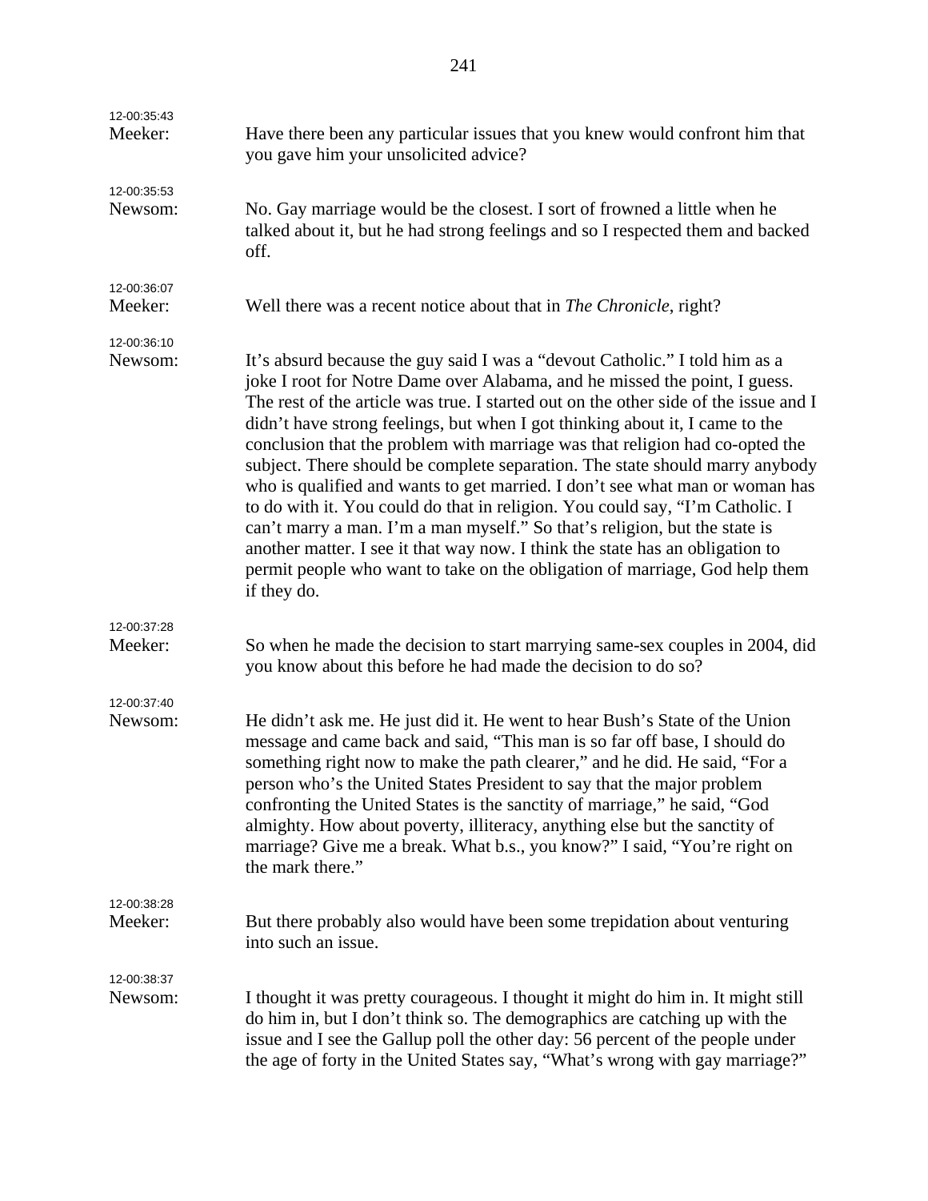12-00:35:43
Meeker: Have there been any particular issues that you knew would confront him that you gave him your unsolicited advice?

12-00:35:53
Newsom: No. Gay marriage would be the closest. I sort of frowned a little when he talked about it, but he had strong feelings and so I respected them and backed off.

12-00:36:07
Meeker: Well there was a recent notice about that in *The Chronicle*, right?

12-00:36:10
Newsom: It's absurd because the guy said I was a "devout Catholic." I told him as a joke I root for Notre Dame over Alabama, and he missed the point, I guess. The rest of the article was true. I started out on the other side of the issue and I didn't have strong feelings, but when I got thinking about it, I came to the conclusion that the problem with marriage was that religion had co-opted the subject. There should be complete separation. The state should marry anybody who is qualified and wants to get married. I don't see what man or woman has to do with it. You could do that in religion. You could say, "I'm Catholic. I can't marry a man. I'm a man myself." So that's religion, but the state is another matter. I see it that way now. I think the state has an obligation to permit people who want to take on the obligation of marriage, God help them if they do.

12-00:37:28
Meeker: So when he made the decision to start marrying same-sex couples in 2004, did you know about this before he had made the decision to do so?

12-00:37:40
Newsom: He didn't ask me. He just did it. He went to hear Bush's State of the Union message and came back and said, "This man is so far off base, I should do something right now to make the path clearer," and he did. He said, "For a person who's the United States President to say that the major problem confronting the United States is the sanctity of marriage," he said, "God almighty. How about poverty, illiteracy, anything else but the sanctity of marriage? Give me a break. What b.s., you know?" I said, "You're right on the mark there."

12-00:38:28
Meeker: But there probably also would have been some trepidation about venturing into such an issue.

12-00:38:37
Newsom: I thought it was pretty courageous. I thought it might do him in. It might still do him in, but I don't think so. The demographics are catching up with the issue and I see the Gallup poll the other day: 56 percent of the people under the age of forty in the United States say, "What's wrong with gay marriage?"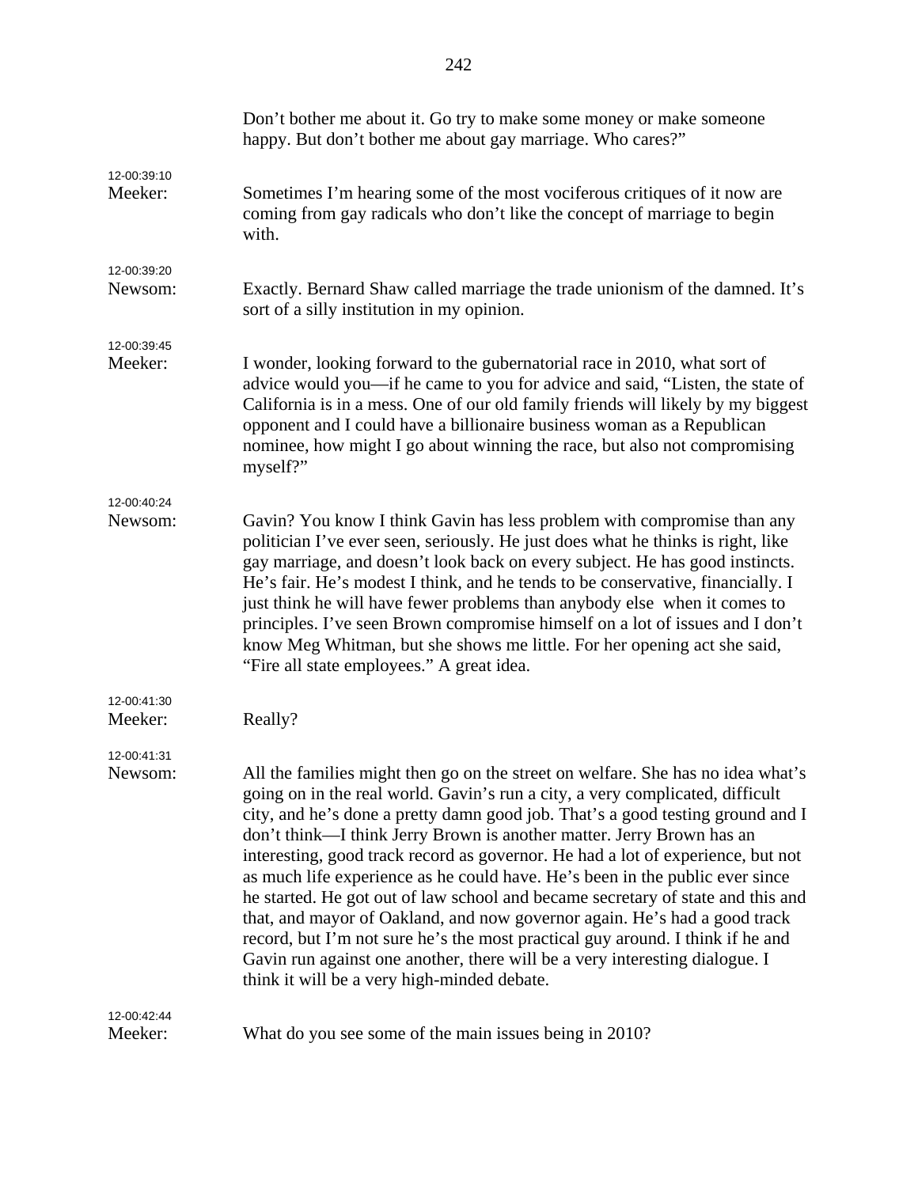Don't bother me about it. Go try to make some money or make someone happy. But don't bother me about gay marriage. Who cares?"

12-00:39:10
Meeker: Sometimes I'm hearing some of the most vociferous critiques of it now are coming from gay radicals who don't like the concept of marriage to begin with.

12-00:39:20
Newsom: Exactly. Bernard Shaw called marriage the trade unionism of the damned. It's sort of a silly institution in my opinion.

12-00:39:45
Meeker: I wonder, looking forward to the gubernatorial race in 2010, what sort of advice would you—if he came to you for advice and said, "Listen, the state of California is in a mess. One of our old family friends will likely by my biggest opponent and I could have a billionaire business woman as a Republican nominee, how might I go about winning the race, but also not compromising myself?"

12-00:40:24
Newsom: Gavin? You know I think Gavin has less problem with compromise than any politician I've ever seen, seriously. He just does what he thinks is right, like gay marriage, and doesn't look back on every subject. He has good instincts. He's fair. He's modest I think, and he tends to be conservative, financially. I just think he will have fewer problems than anybody else when it comes to principles. I've seen Brown compromise himself on a lot of issues and I don't know Meg Whitman, but she shows me little. For her opening act she said, "Fire all state employees." A great idea.

12-00:41:30
Meeker: Really?

12-00:41:31
Newsom: All the families might then go on the street on welfare. She has no idea what's going on in the real world. Gavin's run a city, a very complicated, difficult city, and he's done a pretty damn good job. That's a good testing ground and I don't think—I think Jerry Brown is another matter. Jerry Brown has an interesting, good track record as governor. He had a lot of experience, but not as much life experience as he could have. He's been in the public ever since he started. He got out of law school and became secretary of state and this and that, and mayor of Oakland, and now governor again. He's had a good track record, but I'm not sure he's the most practical guy around. I think if he and Gavin run against one another, there will be a very interesting dialogue. I think it will be a very high-minded debate.

12-00:42:44
Meeker: What do you see some of the main issues being in 2010?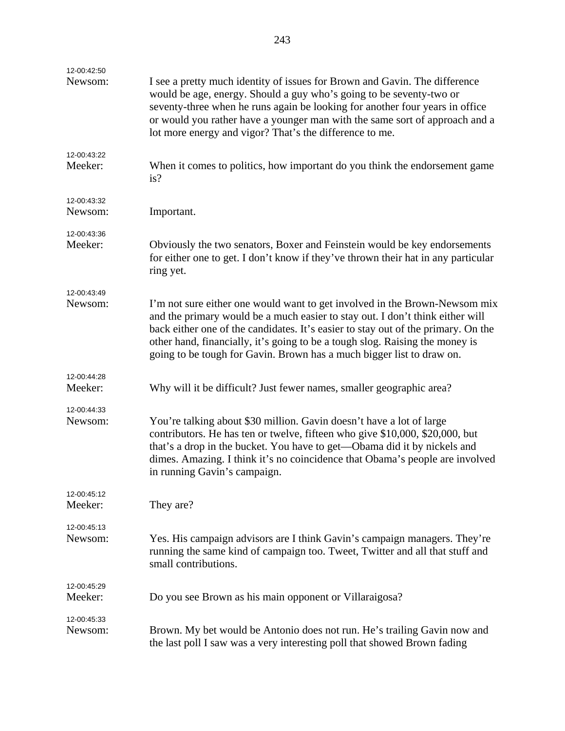12-00:42:50
Newsom: I see a pretty much identity of issues for Brown and Gavin. The difference would be age, energy. Should a guy who's going to be seventy-two or seventy-three when he runs again be looking for another four years in office or would you rather have a younger man with the same sort of approach and a lot more energy and vigor? That's the difference to me.

12-00:43:22
Meeker: When it comes to politics, how important do you think the endorsement game is?

12-00:43:32
Newsom: Important.

12-00:43:36
Meeker: Obviously the two senators, Boxer and Feinstein would be key endorsements for either one to get. I don't know if they've thrown their hat in any particular ring yet.

12-00:43:49
Newsom: I'm not sure either one would want to get involved in the Brown-Newsom mix and the primary would be a much easier to stay out. I don't think either will back either one of the candidates. It's easier to stay out of the primary. On the other hand, financially, it's going to be a tough slog. Raising the money is going to be tough for Gavin. Brown has a much bigger list to draw on.

12-00:44:28
Meeker: Why will it be difficult? Just fewer names, smaller geographic area?

12-00:44:33
Newsom: You're talking about $30 million. Gavin doesn't have a lot of large contributors. He has ten or twelve, fifteen who give $10,000, $20,000, but that's a drop in the bucket. You have to get—Obama did it by nickels and dimes. Amazing. I think it's no coincidence that Obama's people are involved in running Gavin's campaign.

12-00:45:12
Meeker: They are?

12-00:45:13
Newsom: Yes. His campaign advisors are I think Gavin's campaign managers. They're running the same kind of campaign too. Tweet, Twitter and all that stuff and small contributions.

12-00:45:29
Meeker: Do you see Brown as his main opponent or Villaraigosa?

12-00:45:33
Newsom: Brown. My bet would be Antonio does not run. He's trailing Gavin now and the last poll I saw was a very interesting poll that showed Brown fading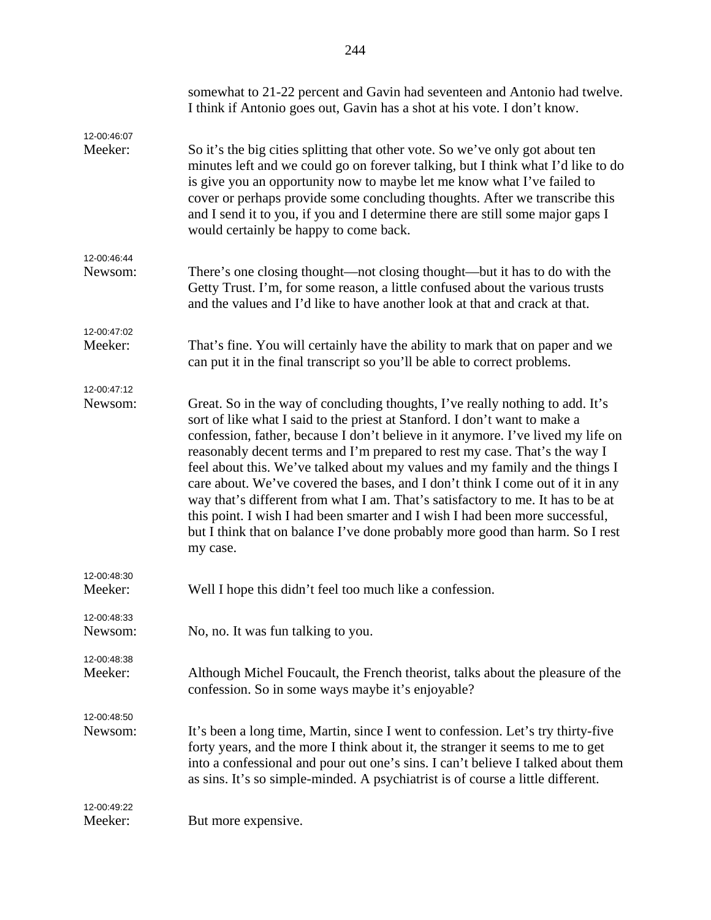somewhat to 21-22 percent and Gavin had seventeen and Antonio had twelve. I think if Antonio goes out, Gavin has a shot at his vote. I don't know.

12-00:46:07
Meeker: So it's the big cities splitting that other vote. So we've only got about ten minutes left and we could go on forever talking, but I think what I'd like to do is give you an opportunity now to maybe let me know what I've failed to cover or perhaps provide some concluding thoughts. After we transcribe this and I send it to you, if you and I determine there are still some major gaps I would certainly be happy to come back.

12-00:46:44
Newsom: There's one closing thought—not closing thought—but it has to do with the Getty Trust. I'm, for some reason, a little confused about the various trusts and the values and I'd like to have another look at that and crack at that.

12-00:47:02
Meeker: That's fine. You will certainly have the ability to mark that on paper and we can put it in the final transcript so you'll be able to correct problems.

12-00:47:12
Newsom: Great. So in the way of concluding thoughts, I've really nothing to add. It's sort of like what I said to the priest at Stanford. I don't want to make a confession, father, because I don't believe in it anymore. I've lived my life on reasonably decent terms and I'm prepared to rest my case. That's the way I feel about this. We've talked about my values and my family and the things I care about. We've covered the bases, and I don't think I come out of it in any way that's different from what I am. That's satisfactory to me. It has to be at this point. I wish I had been smarter and I wish I had been more successful, but I think that on balance I've done probably more good than harm. So I rest my case.

12-00:48:30
Meeker: Well I hope this didn't feel too much like a confession.

12-00:48:33
Newsom: No, no. It was fun talking to you.

12-00:48:38
Meeker: Although Michel Foucault, the French theorist, talks about the pleasure of the confession. So in some ways maybe it's enjoyable?

12-00:48:50
Newsom: It's been a long time, Martin, since I went to confession. Let's try thirty-five forty years, and the more I think about it, the stranger it seems to me to get into a confessional and pour out one's sins. I can't believe I talked about them as sins. It's so simple-minded. A psychiatrist is of course a little different.

12-00:49:22
Meeker: But more expensive.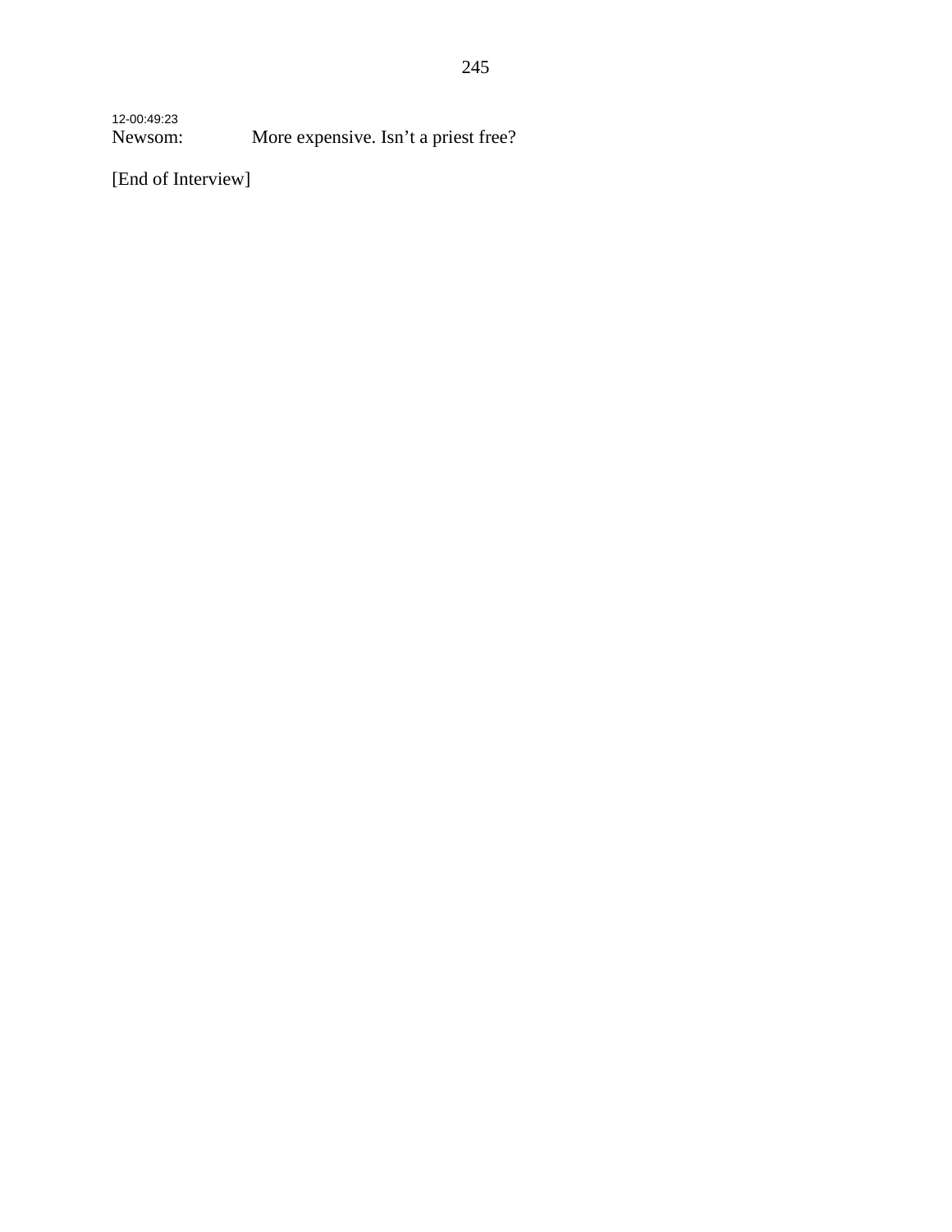12-00:49:23
Newsom: More expensive. Isn't a priest free?

[End of Interview]